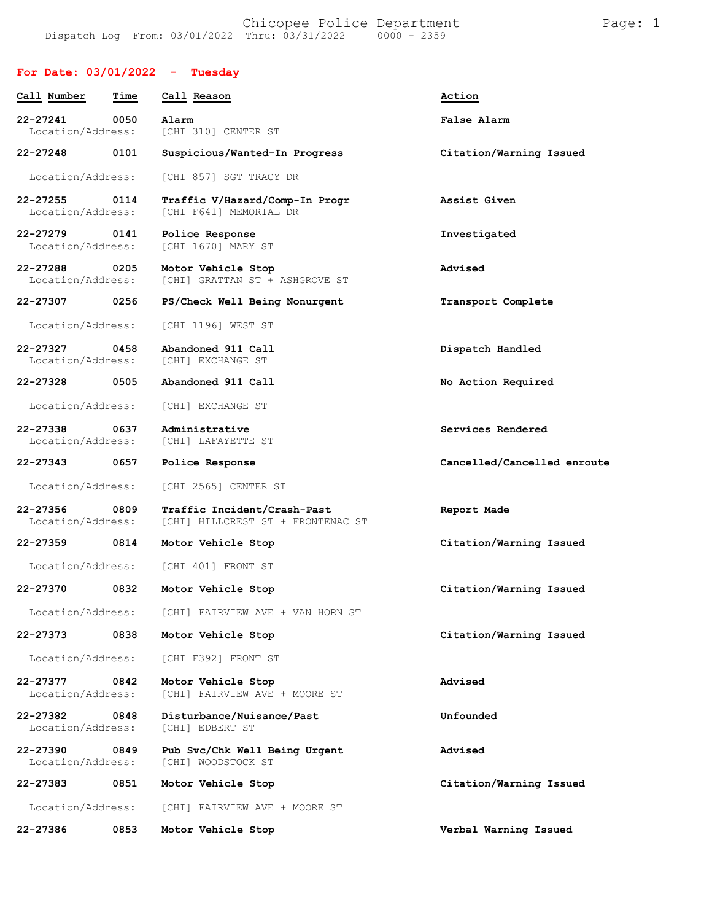# Chicopee Police Department

Dispatch Log From: 03/01/2022 Thru: 03/31/2022 0000 - 2359

## For Date: 03/01/2022 - Tuesday

| Call Number | Time | Call Reason | Action |
|---|---|---|---|
| 22-27241 | 0050 | Alarm | False Alarm |
| Location/Address: | | [CHI 310] CENTER ST | |
| 22-27248 | 0101 | Suspicious/Wanted-In Progress | Citation/Warning Issued |
| Location/Address: | | [CHI 857] SGT TRACY DR | |
| 22-27255 | 0114 | Traffic V/Hazard/Comp-In Progr | Assist Given |
| Location/Address: | | [CHI F641] MEMORIAL DR | |
| 22-27279 | 0141 | Police Response | Investigated |
| Location/Address: | | [CHI 1670] MARY ST | |
| 22-27288 | 0205 | Motor Vehicle Stop | Advised |
| Location/Address: | | [CHI] GRATTAN ST + ASHGROVE ST | |
| 22-27307 | 0256 | PS/Check Well Being Nonurgent | Transport Complete |
| Location/Address: | | [CHI 1196] WEST ST | |
| 22-27327 | 0458 | Abandoned 911 Call | Dispatch Handled |
| Location/Address: | | [CHI] EXCHANGE ST | |
| 22-27328 | 0505 | Abandoned 911 Call | No Action Required |
| Location/Address: | | [CHI] EXCHANGE ST | |
| 22-27338 | 0637 | Administrative | Services Rendered |
| Location/Address: | | [CHI] LAFAYETTE ST | |
| 22-27343 | 0657 | Police Response | Cancelled/Cancelled enroute |
| Location/Address: | | [CHI 2565] CENTER ST | |
| 22-27356 | 0809 | Traffic Incident/Crash-Past | Report Made |
| Location/Address: | | [CHI] HILLCREST ST + FRONTENAC ST | |
| 22-27359 | 0814 | Motor Vehicle Stop | Citation/Warning Issued |
| Location/Address: | | [CHI 401] FRONT ST | |
| 22-27370 | 0832 | Motor Vehicle Stop | Citation/Warning Issued |
| Location/Address: | | [CHI] FAIRVIEW AVE + VAN HORN ST | |
| 22-27373 | 0838 | Motor Vehicle Stop | Citation/Warning Issued |
| Location/Address: | | [CHI F392] FRONT ST | |
| 22-27377 | 0842 | Motor Vehicle Stop | Advised |
| Location/Address: | | [CHI] FAIRVIEW AVE + MOORE ST | |
| 22-27382 | 0848 | Disturbance/Nuisance/Past | Unfounded |
| Location/Address: | | [CHI] EDBERT ST | |
| 22-27390 | 0849 | Pub Svc/Chk Well Being Urgent | Advised |
| Location/Address: | | [CHI] WOODSTOCK ST | |
| 22-27383 | 0851 | Motor Vehicle Stop | Citation/Warning Issued |
| Location/Address: | | [CHI] FAIRVIEW AVE + MOORE ST | |
| 22-27386 | 0853 | Motor Vehicle Stop | Verbal Warning Issued |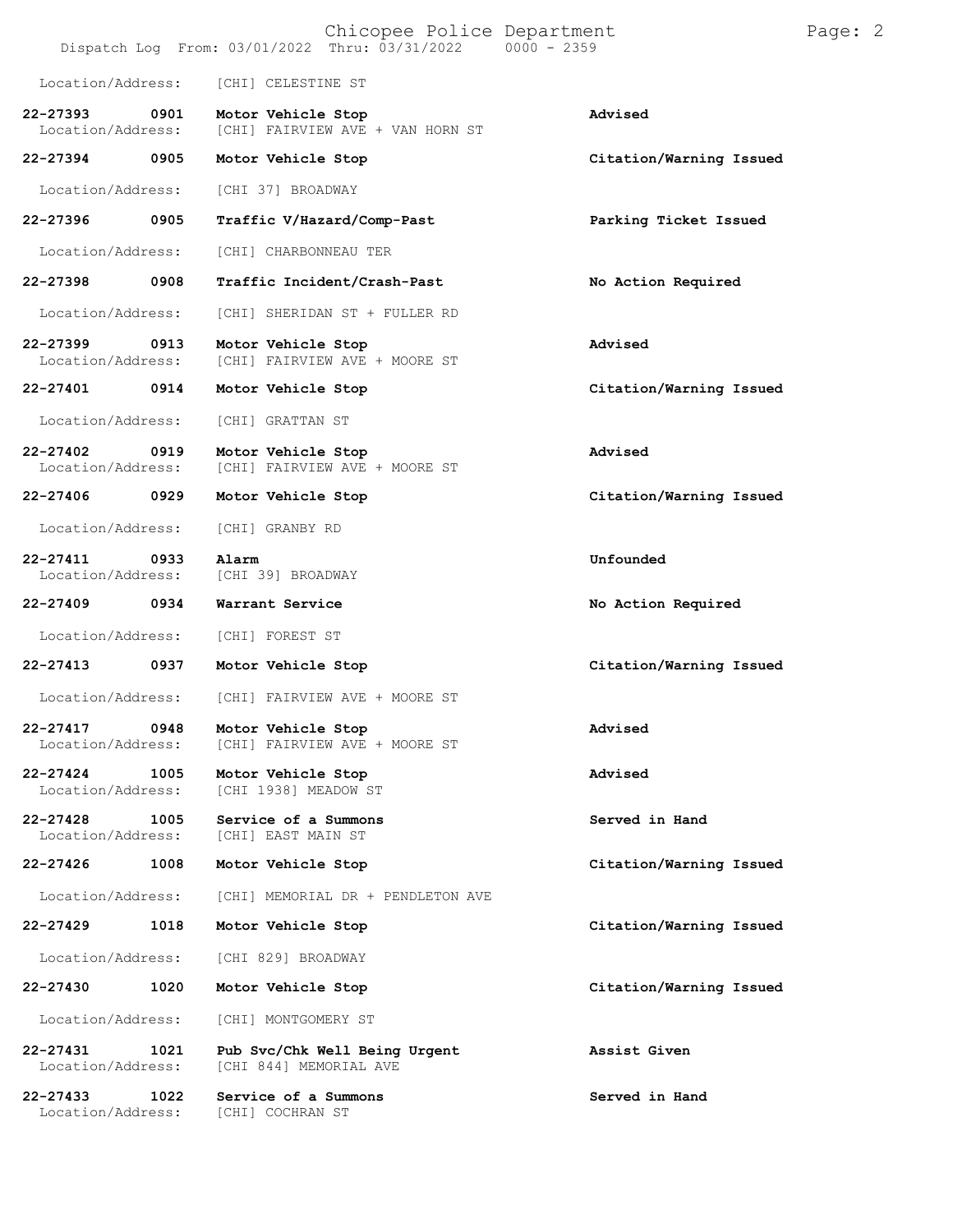Location/Address: [CHI] CELESTINE ST

| Call Number | Time | Call Reason | Action |
|---|---|---|---|
| 22-27393 | 0901 | **Motor Vehicle Stop** | **Advised** |
| Location/Address: | | [CHI] FAIRVIEW AVE + VAN HORN ST | |
| 22-27394 | 0905 | **Motor Vehicle Stop** | **Citation/Warning Issued** |
| Location/Address: | | [CHI 37] BROADWAY | |
| 22-27396 | 0905 | **Traffic V/Hazard/Comp-Past** | **Parking Ticket Issued** |
| Location/Address: | | [CHI] CHARBONNEAU TER | |
| 22-27398 | 0908 | **Traffic Incident/Crash-Past** | **No Action Required** |
| Location/Address: | | [CHI] SHERIDAN ST + FULLER RD | |
| 22-27399 | 0913 | **Motor Vehicle Stop** | **Advised** |
| Location/Address: | | [CHI] FAIRVIEW AVE + MOORE ST | |
| 22-27401 | 0914 | **Motor Vehicle Stop** | **Citation/Warning Issued** |
| Location/Address: | | [CHI] GRATTAN ST | |
| 22-27402 | 0919 | **Motor Vehicle Stop** | **Advised** |
| Location/Address: | | [CHI] FAIRVIEW AVE + MOORE ST | |
| 22-27406 | 0929 | **Motor Vehicle Stop** | **Citation/Warning Issued** |
| Location/Address: | | [CHI] GRANBY RD | |
| 22-27411 | 0933 | **Alarm** | **Unfounded** |
| Location/Address: | | [CHI 39] BROADWAY | |
| 22-27409 | 0934 | **Warrant Service** | **No Action Required** |
| Location/Address: | | [CHI] FOREST ST | |
| 22-27413 | 0937 | **Motor Vehicle Stop** | **Citation/Warning Issued** |
| Location/Address: | | [CHI] FAIRVIEW AVE + MOORE ST | |
| 22-27417 | 0948 | **Motor Vehicle Stop** | **Advised** |
| Location/Address: | | [CHI] FAIRVIEW AVE + MOORE ST | |
| 22-27424 | 1005 | **Motor Vehicle Stop** | **Advised** |
| Location/Address: | | [CHI 1938] MEADOW ST | |
| 22-27428 | 1005 | **Service of a Summons** | **Served in Hand** |
| Location/Address: | | [CHI] EAST MAIN ST | |
| 22-27426 | 1008 | **Motor Vehicle Stop** | **Citation/Warning Issued** |
| Location/Address: | | [CHI] MEMORIAL DR + PENDLETON AVE | |
| 22-27429 | 1018 | **Motor Vehicle Stop** | **Citation/Warning Issued** |
| Location/Address: | | [CHI 829] BROADWAY | |
| 22-27430 | 1020 | **Motor Vehicle Stop** | **Citation/Warning Issued** |
| Location/Address: | | [CHI] MONTGOMERY ST | |
| 22-27431 | 1021 | **Pub Svc/Chk Well Being Urgent** | **Assist Given** |
| Location/Address: | | [CHI 844] MEMORIAL AVE | |
| 22-27433 | 1022 | **Service of a Summons** | **Served in Hand** |
| Location/Address: | | [CHI] COCHRAN ST | |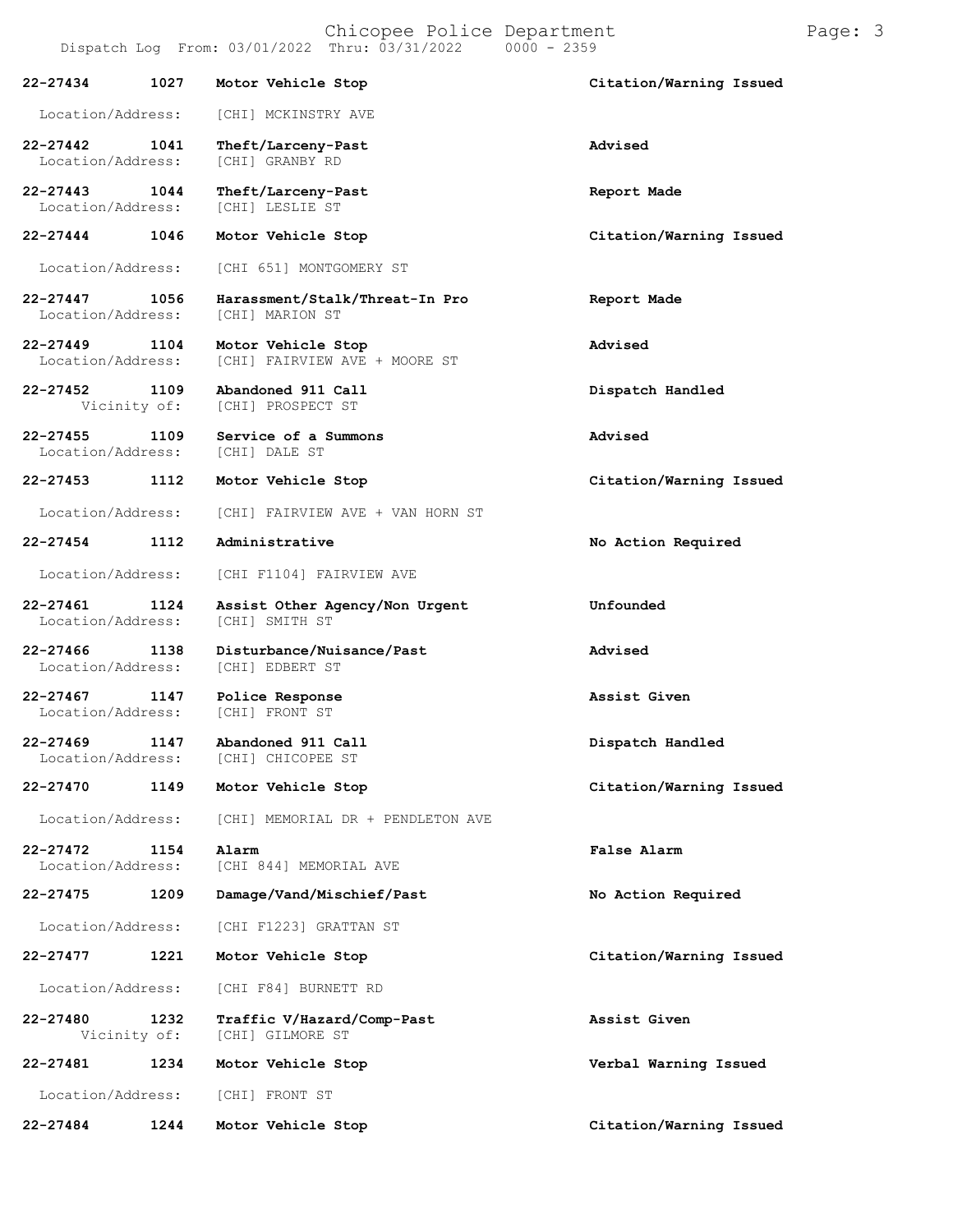| Call Number | Time | Call Reason | Action |
|---|---|---|---|
| 22-27434 | 1027 | Motor Vehicle Stop | Citation/Warning Issued |
| Location/Address: | | [CHI] MCKINSTRY AVE | |
| 22-27442 | 1041 | Theft/Larceny-Past | Advised |
| Location/Address: | | [CHI] GRANBY RD | |
| 22-27443 | 1044 | Theft/Larceny-Past | Report Made |
| Location/Address: | | [CHI] LESLIE ST | |
| 22-27444 | 1046 | Motor Vehicle Stop | Citation/Warning Issued |
| Location/Address: | | [CHI 651] MONTGOMERY ST | |
| 22-27447 | 1056 | Harassment/Stalk/Threat-In Pro | Report Made |
| Location/Address: | | [CHI] MARION ST | |
| 22-27449 | 1104 | Motor Vehicle Stop | Advised |
| Location/Address: | | [CHI] FAIRVIEW AVE + MOORE ST | |
| 22-27452 | 1109 | Abandoned 911 Call | Dispatch Handled |
| Vicinity of: | | [CHI] PROSPECT ST | |
| 22-27455 | 1109 | Service of a Summons | Advised |
| Location/Address: | | [CHI] DALE ST | |
| 22-27453 | 1112 | Motor Vehicle Stop | Citation/Warning Issued |
| Location/Address: | | [CHI] FAIRVIEW AVE + VAN HORN ST | |
| 22-27454 | 1112 | Administrative | No Action Required |
| Location/Address: | | [CHI F1104] FAIRVIEW AVE | |
| 22-27461 | 1124 | Assist Other Agency/Non Urgent | Unfounded |
| Location/Address: | | [CHI] SMITH ST | |
| 22-27466 | 1138 | Disturbance/Nuisance/Past | Advised |
| Location/Address: | | [CHI] EDBERT ST | |
| 22-27467 | 1147 | Police Response | Assist Given |
| Location/Address: | | [CHI] FRONT ST | |
| 22-27469 | 1147 | Abandoned 911 Call | Dispatch Handled |
| Location/Address: | | [CHI] CHICOPEE ST | |
| 22-27470 | 1149 | Motor Vehicle Stop | Citation/Warning Issued |
| Location/Address: | | [CHI] MEMORIAL DR + PENDLETON AVE | |
| 22-27472 | 1154 | Alarm | False Alarm |
| Location/Address: | | [CHI 844] MEMORIAL AVE | |
| 22-27475 | 1209 | Damage/Vand/Mischief/Past | No Action Required |
| Location/Address: | | [CHI F1223] GRATTAN ST | |
| 22-27477 | 1221 | Motor Vehicle Stop | Citation/Warning Issued |
| Location/Address: | | [CHI F84] BURNETT RD | |
| 22-27480 | 1232 | Traffic V/Hazard/Comp-Past | Assist Given |
| Vicinity of: | | [CHI] GILMORE ST | |
| 22-27481 | 1234 | Motor Vehicle Stop | Verbal Warning Issued |
| Location/Address: | | [CHI] FRONT ST | |
| 22-27484 | 1244 | Motor Vehicle Stop | Citation/Warning Issued |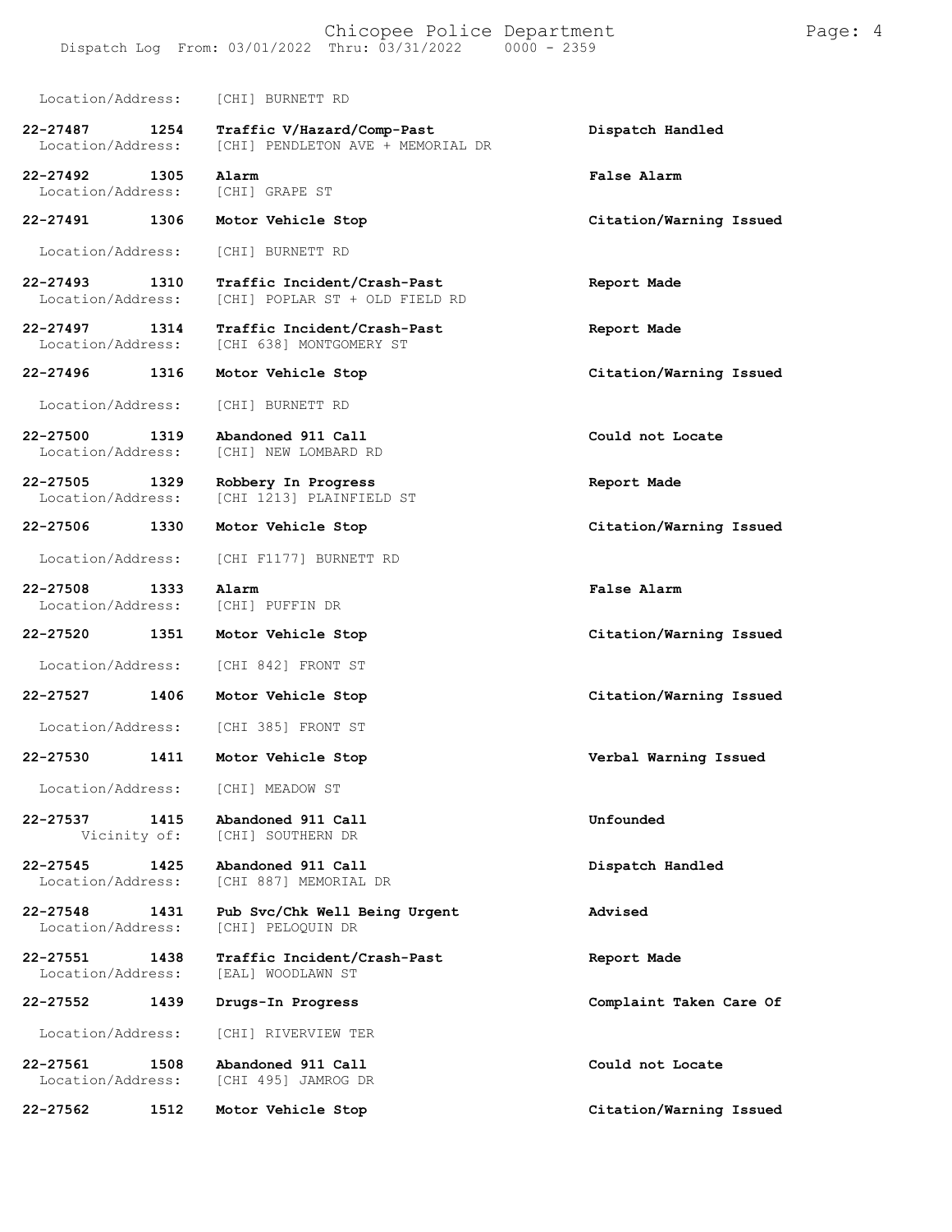Location/Address: [CHI] BURNETT RD

**22-27487 1254 Traffic V/Hazard/Comp-Past** — **Dispatch Handled**
Location/Address: [CHI] PENDLETON AVE + MEMORIAL DR

**22-27492 1305 Alarm** — **False Alarm**
Location/Address: [CHI] GRAPE ST

**22-27491 1306 Motor Vehicle Stop** — **Citation/Warning Issued**
Location/Address: [CHI] BURNETT RD

**22-27493 1310 Traffic Incident/Crash-Past** — **Report Made**
Location/Address: [CHI] POPLAR ST + OLD FIELD RD

**22-27497 1314 Traffic Incident/Crash-Past** — **Report Made**
Location/Address: [CHI 638] MONTGOMERY ST

**22-27496 1316 Motor Vehicle Stop** — **Citation/Warning Issued**
Location/Address: [CHI] BURNETT RD

**22-27500 1319 Abandoned 911 Call** — **Could not Locate**
Location/Address: [CHI] NEW LOMBARD RD

**22-27505 1329 Robbery In Progress** — **Report Made**
Location/Address: [CHI 1213] PLAINFIELD ST

**22-27506 1330 Motor Vehicle Stop** — **Citation/Warning Issued**
Location/Address: [CHI F1177] BURNETT RD

**22-27508 1333 Alarm** — **False Alarm**
Location/Address: [CHI] PUFFIN DR

**22-27520 1351 Motor Vehicle Stop** — **Citation/Warning Issued**
Location/Address: [CHI 842] FRONT ST

**22-27527 1406 Motor Vehicle Stop** — **Citation/Warning Issued**
Location/Address: [CHI 385] FRONT ST

**22-27530 1411 Motor Vehicle Stop** — **Verbal Warning Issued**
Location/Address: [CHI] MEADOW ST

**22-27537 1415 Abandoned 911 Call** — **Unfounded**
Vicinity of: [CHI] SOUTHERN DR

**22-27545 1425 Abandoned 911 Call** — **Dispatch Handled**
Location/Address: [CHI 887] MEMORIAL DR

**22-27548 1431 Pub Svc/Chk Well Being Urgent** — **Advised**
Location/Address: [CHI] PELOQUIN DR

**22-27551 1438 Traffic Incident/Crash-Past** — **Report Made**
Location/Address: [EAL] WOODLAWN ST

**22-27552 1439 Drugs-In Progress** — **Complaint Taken Care Of**
Location/Address: [CHI] RIVERVIEW TER

**22-27561 1508 Abandoned 911 Call** — **Could not Locate**
Location/Address: [CHI 495] JAMROG DR

**22-27562 1512 Motor Vehicle Stop** — **Citation/Warning Issued**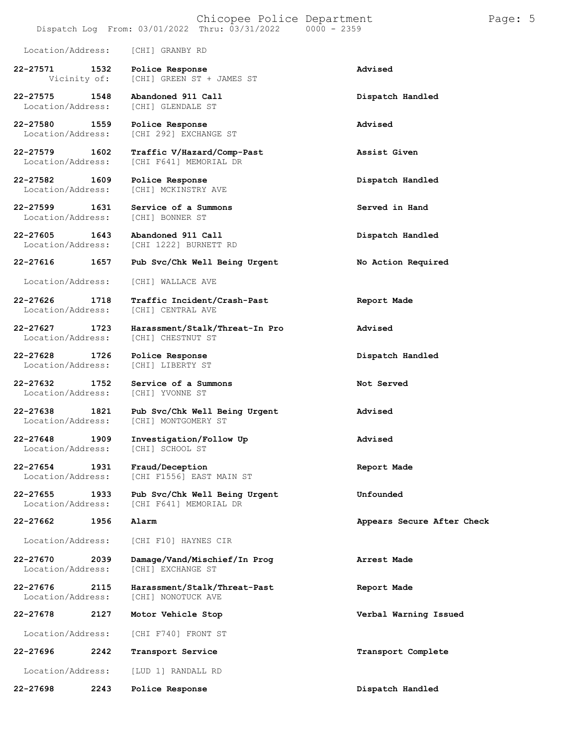Location/Address: [CHI] GRANBY RD

**22-27571 1532 Police Response** **Advised**
Vicinity of: [CHI] GREEN ST + JAMES ST

**22-27575 1548 Abandoned 911 Call** **Dispatch Handled**
Location/Address: [CHI] GLENDALE ST

**22-27580 1559 Police Response** **Advised**
Location/Address: [CHI 292] EXCHANGE ST

**22-27579 1602 Traffic V/Hazard/Comp-Past** **Assist Given**
Location/Address: [CHI F641] MEMORIAL DR

**22-27582 1609 Police Response** **Dispatch Handled**
Location/Address: [CHI] MCKINSTRY AVE

**22-27599 1631 Service of a Summons** **Served in Hand**
Location/Address: [CHI] BONNER ST

**22-27605 1643 Abandoned 911 Call** **Dispatch Handled**
Location/Address: [CHI 1222] BURNETT RD

**22-27616 1657 Pub Svc/Chk Well Being Urgent** **No Action Required**
Location/Address: [CHI] WALLACE AVE

**22-27626 1718 Traffic Incident/Crash-Past** **Report Made**
Location/Address: [CHI] CENTRAL AVE

**22-27627 1723 Harassment/Stalk/Threat-In Pro** **Advised**
Location/Address: [CHI] CHESTNUT ST

**22-27628 1726 Police Response** **Dispatch Handled**
Location/Address: [CHI] LIBERTY ST

**22-27632 1752 Service of a Summons** **Not Served**
Location/Address: [CHI] YVONNE ST

**22-27638 1821 Pub Svc/Chk Well Being Urgent** **Advised**
Location/Address: [CHI] MONTGOMERY ST

**22-27648 1909 Investigation/Follow Up** **Advised**
Location/Address: [CHI] SCHOOL ST

**22-27654 1931 Fraud/Deception** **Report Made**
Location/Address: [CHI F1556] EAST MAIN ST

**22-27655 1933 Pub Svc/Chk Well Being Urgent** **Unfounded**
Location/Address: [CHI F641] MEMORIAL DR

**22-27662 1956 Alarm** **Appears Secure After Check**
Location/Address: [CHI F10] HAYNES CIR

**22-27670 2039 Damage/Vand/Mischief/In Prog** **Arrest Made**
Location/Address: [CHI] EXCHANGE ST

**22-27676 2115 Harassment/Stalk/Threat-Past** **Report Made**
Location/Address: [CHI] NONOTUCK AVE

**22-27678 2127 Motor Vehicle Stop** **Verbal Warning Issued**
Location/Address: [CHI F740] FRONT ST

**22-27696 2242 Transport Service** **Transport Complete**
Location/Address: [LUD 1] RANDALL RD

**22-27698 2243 Police Response** **Dispatch Handled**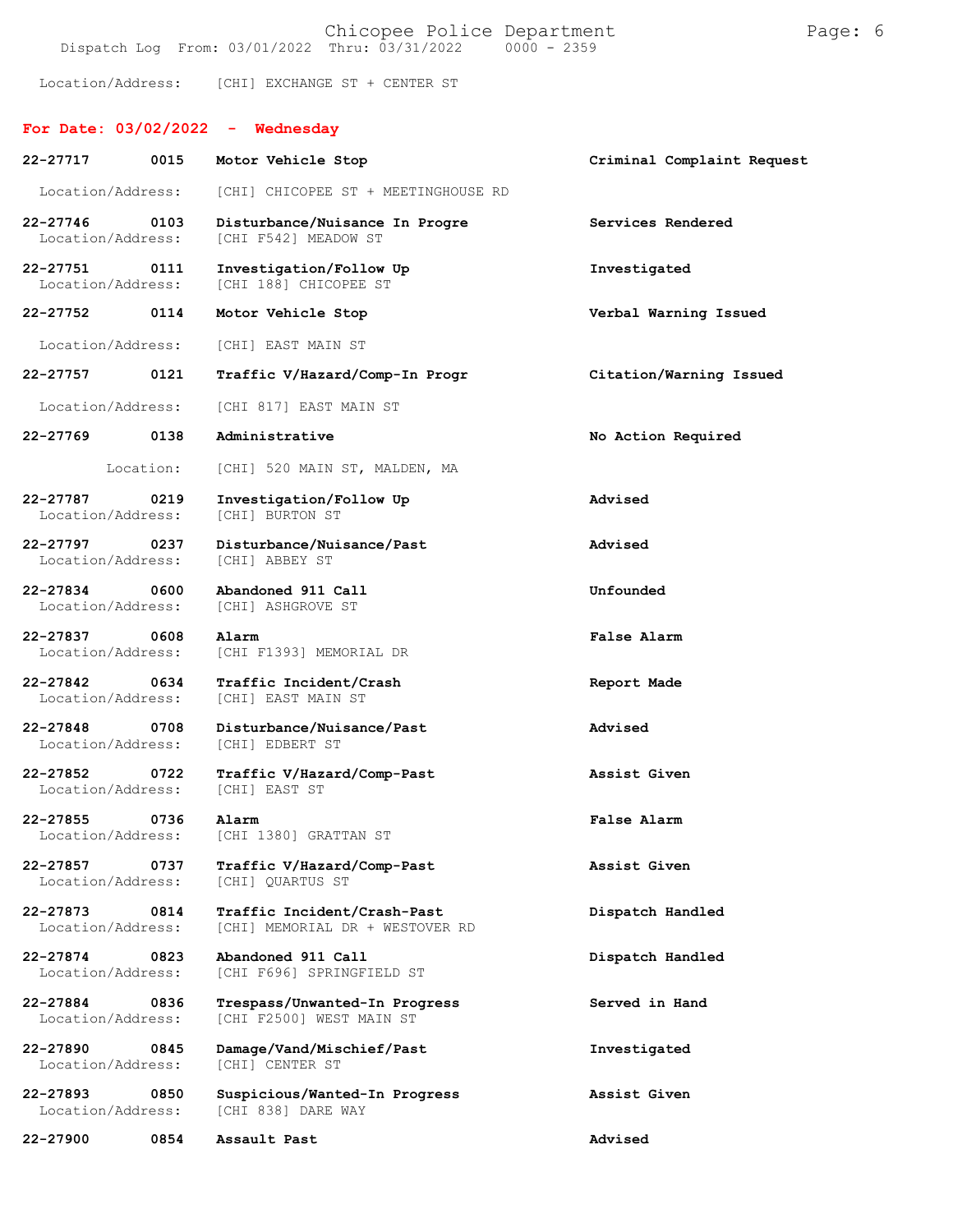Location/Address: [CHI] EXCHANGE ST + CENTER ST

## For Date: 03/02/2022 - Wednesday

**22-27717 0015 Motor Vehicle Stop** — **Criminal Complaint Request**
Location/Address: [CHI] CHICOPEE ST + MEETINGHOUSE RD

**22-27746 0103 Disturbance/Nuisance In Progre** — **Services Rendered**
Location/Address: [CHI F542] MEADOW ST

**22-27751 0111 Investigation/Follow Up** — **Investigated**
Location/Address: [CHI 188] CHICOPEE ST

**22-27752 0114 Motor Vehicle Stop** — **Verbal Warning Issued**
Location/Address: [CHI] EAST MAIN ST

**22-27757 0121 Traffic V/Hazard/Comp-In Progr** — **Citation/Warning Issued**
Location/Address: [CHI 817] EAST MAIN ST

**22-27769 0138 Administrative** — **No Action Required**
Location: [CHI] 520 MAIN ST, MALDEN, MA

**22-27787 0219 Investigation/Follow Up** — **Advised**
Location/Address: [CHI] BURTON ST

**22-27797 0237 Disturbance/Nuisance/Past** — **Advised**
Location/Address: [CHI] ABBEY ST

**22-27834 0600 Abandoned 911 Call** — **Unfounded**
Location/Address: [CHI] ASHGROVE ST

**22-27837 0608 Alarm** — **False Alarm**
Location/Address: [CHI F1393] MEMORIAL DR

**22-27842 0634 Traffic Incident/Crash** — **Report Made**
Location/Address: [CHI] EAST MAIN ST

**22-27848 0708 Disturbance/Nuisance/Past** — **Advised**
Location/Address: [CHI] EDBERT ST

**22-27852 0722 Traffic V/Hazard/Comp-Past** — **Assist Given**
Location/Address: [CHI] EAST ST

**22-27855 0736 Alarm** — **False Alarm**
Location/Address: [CHI 1380] GRATTAN ST

**22-27857 0737 Traffic V/Hazard/Comp-Past** — **Assist Given**
Location/Address: [CHI] QUARTUS ST

**22-27873 0814 Traffic Incident/Crash-Past** — **Dispatch Handled**
Location/Address: [CHI] MEMORIAL DR + WESTOVER RD

**22-27874 0823 Abandoned 911 Call** — **Dispatch Handled**
Location/Address: [CHI F696] SPRINGFIELD ST

**22-27884 0836 Trespass/Unwanted-In Progress** — **Served in Hand**
Location/Address: [CHI F2500] WEST MAIN ST

**22-27890 0845 Damage/Vand/Mischief/Past** — **Investigated**
Location/Address: [CHI] CENTER ST

**22-27893 0850 Suspicious/Wanted-In Progress** — **Assist Given**
Location/Address: [CHI 838] DARE WAY

**22-27900 0854 Assault Past** — **Advised**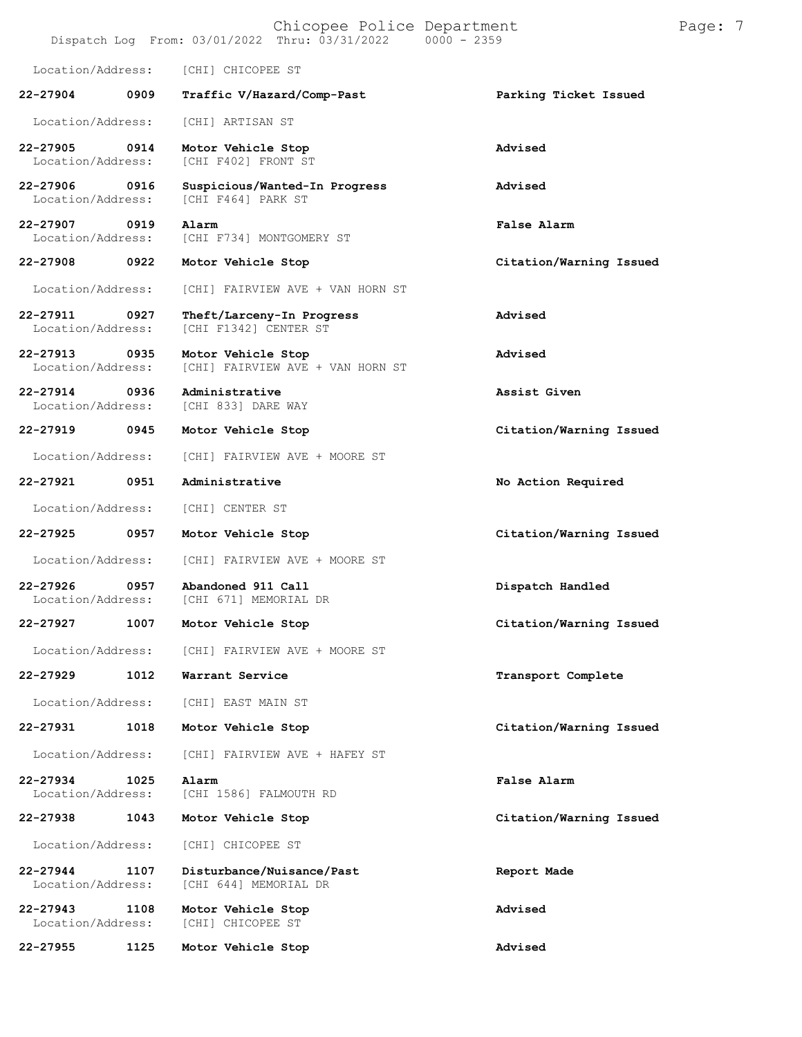Location/Address: [CHI] CHICOPEE ST

| Call Number | Time | Call Reason | Action |
|---|---|---|---|
| 22-27904 | 0909 | Traffic V/Hazard/Comp-Past | Parking Ticket Issued |
| | | Location/Address: [CHI] ARTISAN ST | |
| 22-27905 | 0914 | Motor Vehicle Stop | Advised |
| | | Location/Address: [CHI F402] FRONT ST | |
| 22-27906 | 0916 | Suspicious/Wanted-In Progress | Advised |
| | | Location/Address: [CHI F464] PARK ST | |
| 22-27907 | 0919 | Alarm | False Alarm |
| | | Location/Address: [CHI F734] MONTGOMERY ST | |
| 22-27908 | 0922 | Motor Vehicle Stop | Citation/Warning Issued |
| | | Location/Address: [CHI] FAIRVIEW AVE + VAN HORN ST | |
| 22-27911 | 0927 | Theft/Larceny-In Progress | Advised |
| | | Location/Address: [CHI F1342] CENTER ST | |
| 22-27913 | 0935 | Motor Vehicle Stop | Advised |
| | | Location/Address: [CHI] FAIRVIEW AVE + VAN HORN ST | |
| 22-27914 | 0936 | Administrative | Assist Given |
| | | Location/Address: [CHI 833] DARE WAY | |
| 22-27919 | 0945 | Motor Vehicle Stop | Citation/Warning Issued |
| | | Location/Address: [CHI] FAIRVIEW AVE + MOORE ST | |
| 22-27921 | 0951 | Administrative | No Action Required |
| | | Location/Address: [CHI] CENTER ST | |
| 22-27925 | 0957 | Motor Vehicle Stop | Citation/Warning Issued |
| | | Location/Address: [CHI] FAIRVIEW AVE + MOORE ST | |
| 22-27926 | 0957 | Abandoned 911 Call | Dispatch Handled |
| | | Location/Address: [CHI 671] MEMORIAL DR | |
| 22-27927 | 1007 | Motor Vehicle Stop | Citation/Warning Issued |
| | | Location/Address: [CHI] FAIRVIEW AVE + MOORE ST | |
| 22-27929 | 1012 | Warrant Service | Transport Complete |
| | | Location/Address: [CHI] EAST MAIN ST | |
| 22-27931 | 1018 | Motor Vehicle Stop | Citation/Warning Issued |
| | | Location/Address: [CHI] FAIRVIEW AVE + HAFEY ST | |
| 22-27934 | 1025 | Alarm | False Alarm |
| | | Location/Address: [CHI 1586] FALMOUTH RD | |
| 22-27938 | 1043 | Motor Vehicle Stop | Citation/Warning Issued |
| | | Location/Address: [CHI] CHICOPEE ST | |
| 22-27944 | 1107 | Disturbance/Nuisance/Past | Report Made |
| | | Location/Address: [CHI 644] MEMORIAL DR | |
| 22-27943 | 1108 | Motor Vehicle Stop | Advised |
| | | Location/Address: [CHI] CHICOPEE ST | |
| 22-27955 | 1125 | Motor Vehicle Stop | Advised |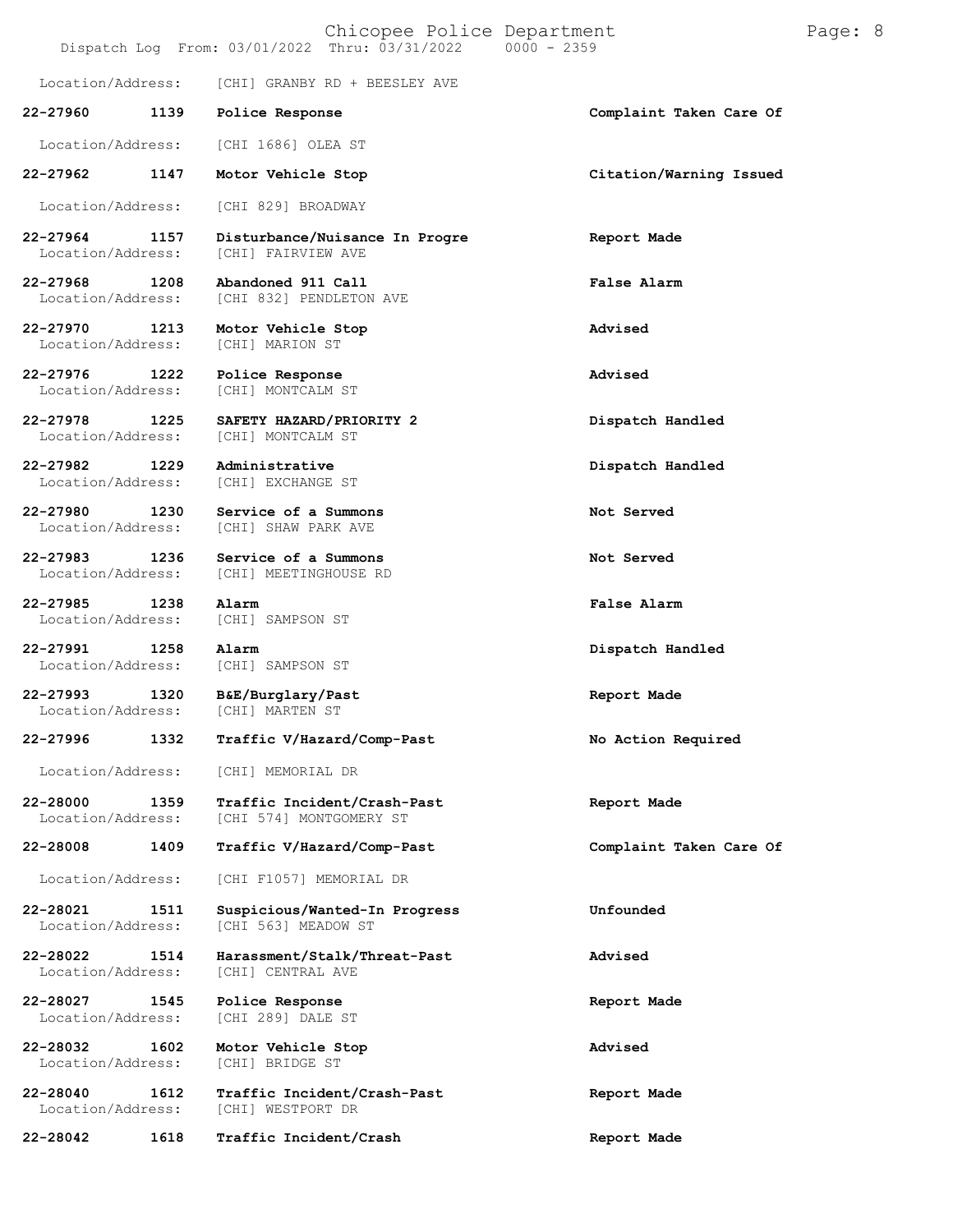Location/Address: [CHI] GRANBY RD + BEESLEY AVE

| Call Number | Time | Call Reason | Action |
|---|---|---|---|
| **22-27960** | **1139** | **Police Response** | **Complaint Taken Care Of** |
| Location/Address: | | [CHI 1686] OLEA ST | |
| **22-27962** | **1147** | **Motor Vehicle Stop** | **Citation/Warning Issued** |
| Location/Address: | | [CHI 829] BROADWAY | |
| **22-27964** | **1157** | **Disturbance/Nuisance In Progre** | **Report Made** |
| Location/Address: | | [CHI] FAIRVIEW AVE | |
| **22-27968** | **1208** | **Abandoned 911 Call** | **False Alarm** |
| Location/Address: | | [CHI 832] PENDLETON AVE | |
| **22-27970** | **1213** | **Motor Vehicle Stop** | **Advised** |
| Location/Address: | | [CHI] MARION ST | |
| **22-27976** | **1222** | **Police Response** | **Advised** |
| Location/Address: | | [CHI] MONTCALM ST | |
| **22-27978** | **1225** | **SAFETY HAZARD/PRIORITY 2** | **Dispatch Handled** |
| Location/Address: | | [CHI] MONTCALM ST | |
| **22-27982** | **1229** | **Administrative** | **Dispatch Handled** |
| Location/Address: | | [CHI] EXCHANGE ST | |
| **22-27980** | **1230** | **Service of a Summons** | **Not Served** |
| Location/Address: | | [CHI] SHAW PARK AVE | |
| **22-27983** | **1236** | **Service of a Summons** | **Not Served** |
| Location/Address: | | [CHI] MEETINGHOUSE RD | |
| **22-27985** | **1238** | **Alarm** | **False Alarm** |
| Location/Address: | | [CHI] SAMPSON ST | |
| **22-27991** | **1258** | **Alarm** | **Dispatch Handled** |
| Location/Address: | | [CHI] SAMPSON ST | |
| **22-27993** | **1320** | **B&E/Burglary/Past** | **Report Made** |
| Location/Address: | | [CHI] MARTEN ST | |
| **22-27996** | **1332** | **Traffic V/Hazard/Comp-Past** | **No Action Required** |
| Location/Address: | | [CHI] MEMORIAL DR | |
| **22-28000** | **1359** | **Traffic Incident/Crash-Past** | **Report Made** |
| Location/Address: | | [CHI 574] MONTGOMERY ST | |
| **22-28008** | **1409** | **Traffic V/Hazard/Comp-Past** | **Complaint Taken Care Of** |
| Location/Address: | | [CHI F1057] MEMORIAL DR | |
| **22-28021** | **1511** | **Suspicious/Wanted-In Progress** | **Unfounded** |
| Location/Address: | | [CHI 563] MEADOW ST | |
| **22-28022** | **1514** | **Harassment/Stalk/Threat-Past** | **Advised** |
| Location/Address: | | [CHI] CENTRAL AVE | |
| **22-28027** | **1545** | **Police Response** | **Report Made** |
| Location/Address: | | [CHI 289] DALE ST | |
| **22-28032** | **1602** | **Motor Vehicle Stop** | **Advised** |
| Location/Address: | | [CHI] BRIDGE ST | |
| **22-28040** | **1612** | **Traffic Incident/Crash-Past** | **Report Made** |
| Location/Address: | | [CHI] WESTPORT DR | |
| **22-28042** | **1618** | **Traffic Incident/Crash** | **Report Made** |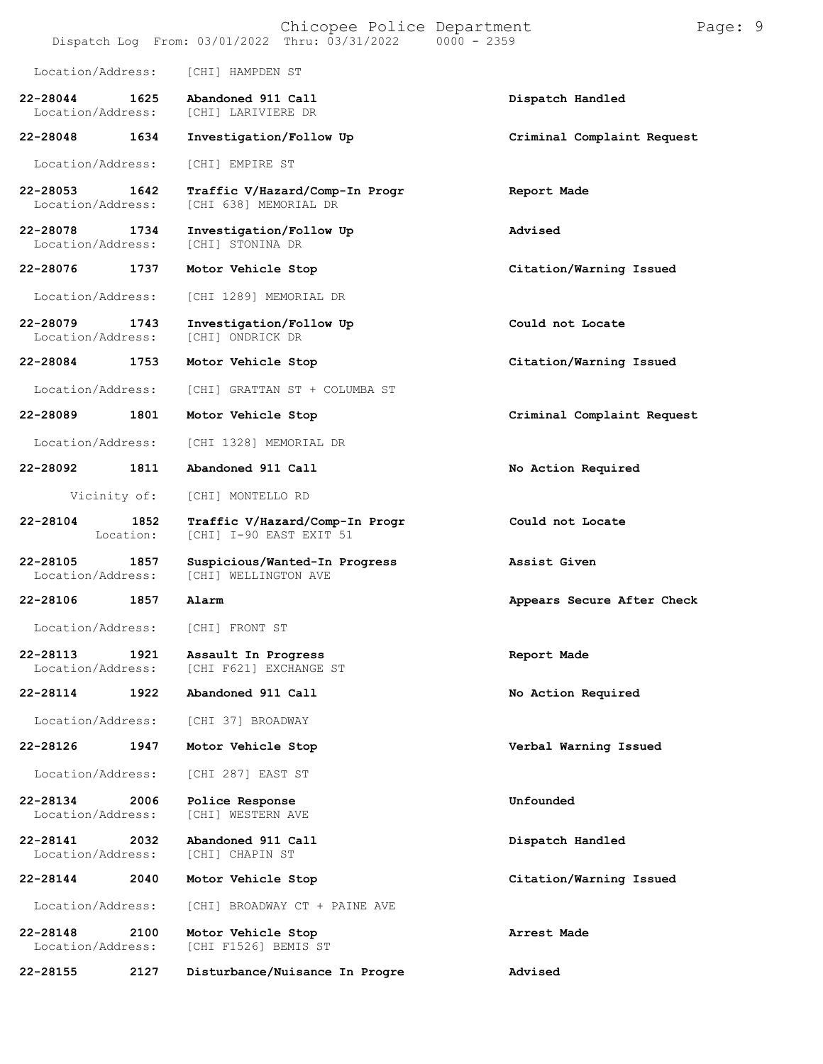Location/Address: [CHI] HAMPDEN ST

**22-28044 1625 Abandoned 911 Call** — **Dispatch Handled**
Location/Address: [CHI] LARIVIERE DR

**22-28048 1634 Investigation/Follow Up** — **Criminal Complaint Request**
Location/Address: [CHI] EMPIRE ST

**22-28053 1642 Traffic V/Hazard/Comp-In Progr** — **Report Made**
Location/Address: [CHI 638] MEMORIAL DR

**22-28078 1734 Investigation/Follow Up** — **Advised**
Location/Address: [CHI] STONINA DR

**22-28076 1737 Motor Vehicle Stop** — **Citation/Warning Issued**
Location/Address: [CHI 1289] MEMORIAL DR

**22-28079 1743 Investigation/Follow Up** — **Could not Locate**
Location/Address: [CHI] ONDRICK DR

**22-28084 1753 Motor Vehicle Stop** — **Citation/Warning Issued**
Location/Address: [CHI] GRATTAN ST + COLUMBA ST

**22-28089 1801 Motor Vehicle Stop** — **Criminal Complaint Request**
Location/Address: [CHI 1328] MEMORIAL DR

**22-28092 1811 Abandoned 911 Call** — **No Action Required**
Vicinity of: [CHI] MONTELLO RD

**22-28104 1852 Traffic V/Hazard/Comp-In Progr** — **Could not Locate**
Location: [CHI] I-90 EAST EXIT 51

**22-28105 1857 Suspicious/Wanted-In Progress** — **Assist Given**
Location/Address: [CHI] WELLINGTON AVE

**22-28106 1857 Alarm** — **Appears Secure After Check**
Location/Address: [CHI] FRONT ST

**22-28113 1921 Assault In Progress** — **Report Made**
Location/Address: [CHI F621] EXCHANGE ST

**22-28114 1922 Abandoned 911 Call** — **No Action Required**
Location/Address: [CHI 37] BROADWAY

**22-28126 1947 Motor Vehicle Stop** — **Verbal Warning Issued**
Location/Address: [CHI 287] EAST ST

**22-28134 2006 Police Response** — **Unfounded**
Location/Address: [CHI] WESTERN AVE

**22-28141 2032 Abandoned 911 Call** — **Dispatch Handled**
Location/Address: [CHI] CHAPIN ST

**22-28144 2040 Motor Vehicle Stop** — **Citation/Warning Issued**
Location/Address: [CHI] BROADWAY CT + PAINE AVE

**22-28148 2100 Motor Vehicle Stop** — **Arrest Made**
Location/Address: [CHI F1526] BEMIS ST

**22-28155 2127 Disturbance/Nuisance In Progre** — **Advised**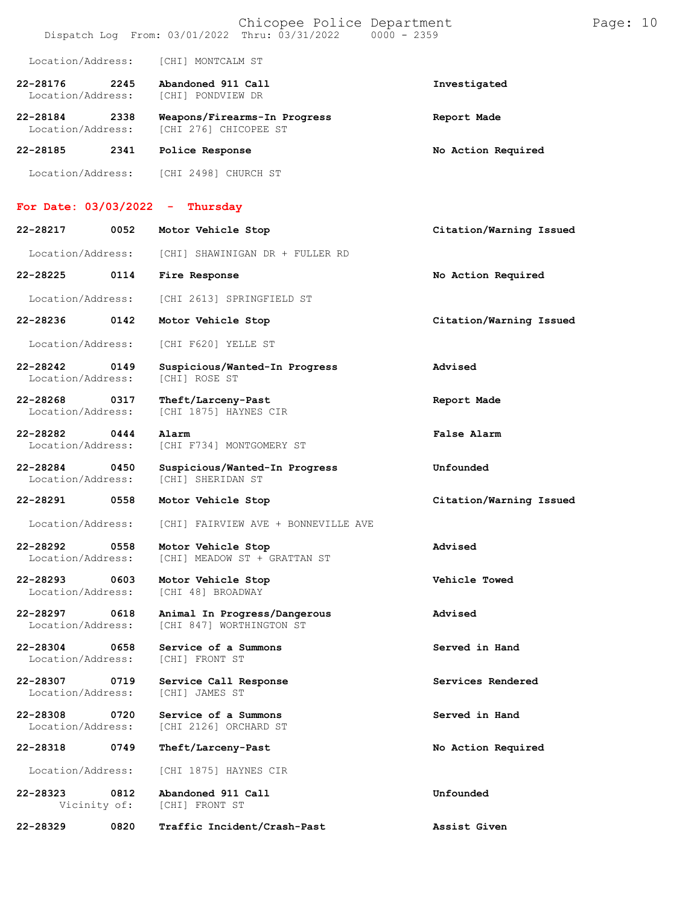Location/Address: [CHI] MONTCALM ST

| | | | |
|---|---|---|---|
| 22-28176 | 2245 | **Abandoned 911 Call** | **Investigated** |
| Location/Address: | | [CHI] PONDVIEW DR | |
| 22-28184 | 2338 | **Weapons/Firearms-In Progress** | **Report Made** |
| Location/Address: | | [CHI 276] CHICOPEE ST | |
| 22-28185 | 2341 | **Police Response** | **No Action Required** |
| Location/Address: | | [CHI 2498] CHURCH ST | |

## For Date: 03/03/2022 - Thursday

| | | | |
|---|---|---|---|
| 22-28217 | 0052 | **Motor Vehicle Stop** | **Citation/Warning Issued** |
| Location/Address: | | [CHI] SHAWINIGAN DR + FULLER RD | |
| 22-28225 | 0114 | **Fire Response** | **No Action Required** |
| Location/Address: | | [CHI 2613] SPRINGFIELD ST | |
| 22-28236 | 0142 | **Motor Vehicle Stop** | **Citation/Warning Issued** |
| Location/Address: | | [CHI F620] YELLE ST | |
| 22-28242 | 0149 | **Suspicious/Wanted-In Progress** | **Advised** |
| Location/Address: | | [CHI] ROSE ST | |
| 22-28268 | 0317 | **Theft/Larceny-Past** | **Report Made** |
| Location/Address: | | [CHI 1875] HAYNES CIR | |
| 22-28282 | 0444 | **Alarm** | **False Alarm** |
| Location/Address: | | [CHI F734] MONTGOMERY ST | |
| 22-28284 | 0450 | **Suspicious/Wanted-In Progress** | **Unfounded** |
| Location/Address: | | [CHI] SHERIDAN ST | |
| 22-28291 | 0558 | **Motor Vehicle Stop** | **Citation/Warning Issued** |
| Location/Address: | | [CHI] FAIRVIEW AVE + BONNEVILLE AVE | |
| 22-28292 | 0558 | **Motor Vehicle Stop** | **Advised** |
| Location/Address: | | [CHI] MEADOW ST + GRATTAN ST | |
| 22-28293 | 0603 | **Motor Vehicle Stop** | **Vehicle Towed** |
| Location/Address: | | [CHI 48] BROADWAY | |
| 22-28297 | 0618 | **Animal In Progress/Dangerous** | **Advised** |
| Location/Address: | | [CHI 847] WORTHINGTON ST | |
| 22-28304 | 0658 | **Service of a Summons** | **Served in Hand** |
| Location/Address: | | [CHI] FRONT ST | |
| 22-28307 | 0719 | **Service Call Response** | **Services Rendered** |
| Location/Address: | | [CHI] JAMES ST | |
| 22-28308 | 0720 | **Service of a Summons** | **Served in Hand** |
| Location/Address: | | [CHI 2126] ORCHARD ST | |
| 22-28318 | 0749 | **Theft/Larceny-Past** | **No Action Required** |
| Location/Address: | | [CHI 1875] HAYNES CIR | |
| 22-28323 | 0812 | **Abandoned 911 Call** | **Unfounded** |
| Vicinity of: | | [CHI] FRONT ST | |
| 22-28329 | 0820 | **Traffic Incident/Crash-Past** | **Assist Given** |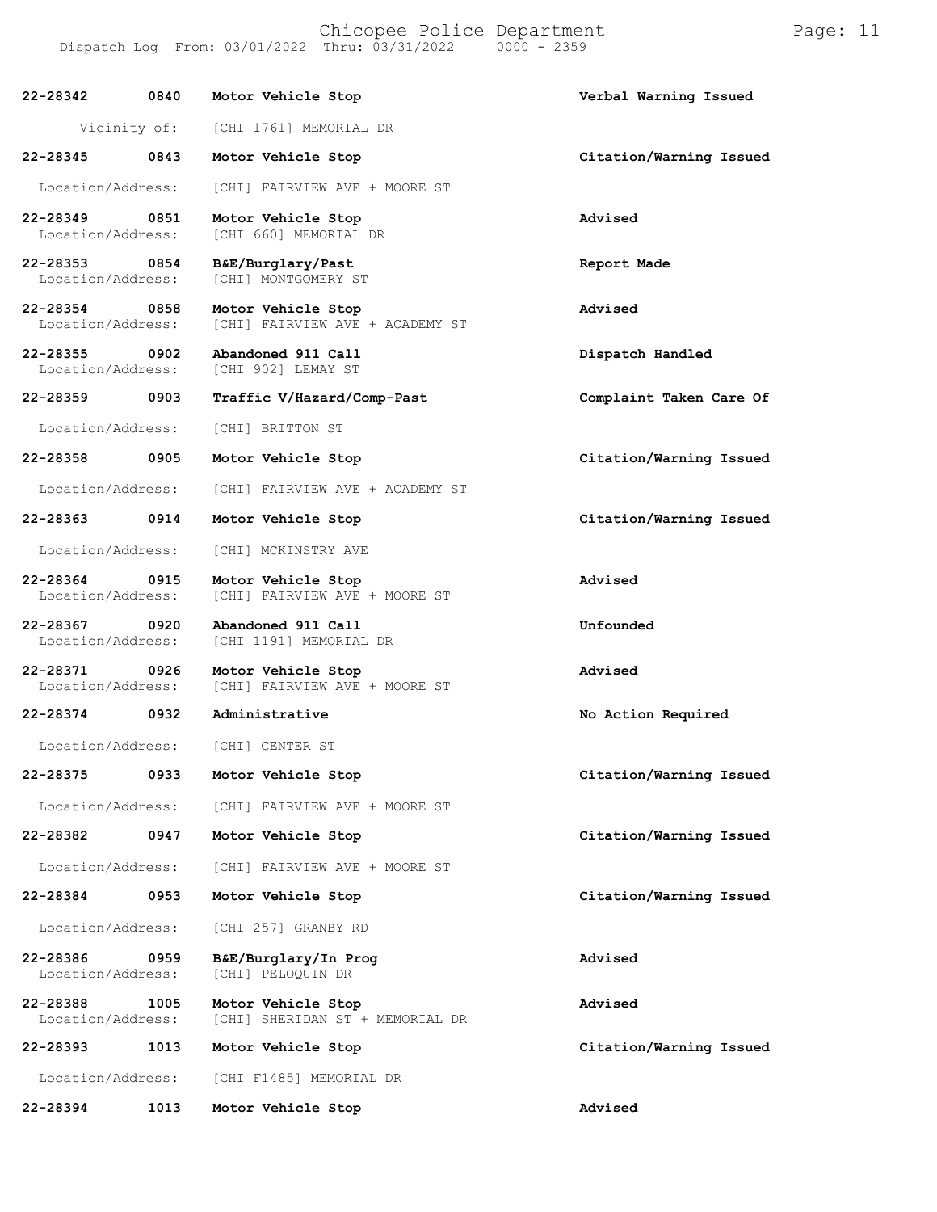| Call Number | Time | Call Reason | Action |
|---|---|---|---|
| **22-28342** | **0840** | **Motor Vehicle Stop** | **Verbal Warning Issued** |
| Vicinity of: | | [CHI 1761] MEMORIAL DR | |
| **22-28345** | **0843** | **Motor Vehicle Stop** | **Citation/Warning Issued** |
| Location/Address: | | [CHI] FAIRVIEW AVE + MOORE ST | |
| **22-28349** | **0851** | **Motor Vehicle Stop** | **Advised** |
| Location/Address: | | [CHI 660] MEMORIAL DR | |
| **22-28353** | **0854** | **B&E/Burglary/Past** | **Report Made** |
| Location/Address: | | [CHI] MONTGOMERY ST | |
| **22-28354** | **0858** | **Motor Vehicle Stop** | **Advised** |
| Location/Address: | | [CHI] FAIRVIEW AVE + ACADEMY ST | |
| **22-28355** | **0902** | **Abandoned 911 Call** | **Dispatch Handled** |
| Location/Address: | | [CHI 902] LEMAY ST | |
| **22-28359** | **0903** | **Traffic V/Hazard/Comp-Past** | **Complaint Taken Care Of** |
| Location/Address: | | [CHI] BRITTON ST | |
| **22-28358** | **0905** | **Motor Vehicle Stop** | **Citation/Warning Issued** |
| Location/Address: | | [CHI] FAIRVIEW AVE + ACADEMY ST | |
| **22-28363** | **0914** | **Motor Vehicle Stop** | **Citation/Warning Issued** |
| Location/Address: | | [CHI] MCKINSTRY AVE | |
| **22-28364** | **0915** | **Motor Vehicle Stop** | **Advised** |
| Location/Address: | | [CHI] FAIRVIEW AVE + MOORE ST | |
| **22-28367** | **0920** | **Abandoned 911 Call** | **Unfounded** |
| Location/Address: | | [CHI 1191] MEMORIAL DR | |
| **22-28371** | **0926** | **Motor Vehicle Stop** | **Advised** |
| Location/Address: | | [CHI] FAIRVIEW AVE + MOORE ST | |
| **22-28374** | **0932** | **Administrative** | **No Action Required** |
| Location/Address: | | [CHI] CENTER ST | |
| **22-28375** | **0933** | **Motor Vehicle Stop** | **Citation/Warning Issued** |
| Location/Address: | | [CHI] FAIRVIEW AVE + MOORE ST | |
| **22-28382** | **0947** | **Motor Vehicle Stop** | **Citation/Warning Issued** |
| Location/Address: | | [CHI] FAIRVIEW AVE + MOORE ST | |
| **22-28384** | **0953** | **Motor Vehicle Stop** | **Citation/Warning Issued** |
| Location/Address: | | [CHI 257] GRANBY RD | |
| **22-28386** | **0959** | **B&E/Burglary/In Prog** | **Advised** |
| Location/Address: | | [CHI] PELOQUIN DR | |
| **22-28388** | **1005** | **Motor Vehicle Stop** | **Advised** |
| Location/Address: | | [CHI] SHERIDAN ST + MEMORIAL DR | |
| **22-28393** | **1013** | **Motor Vehicle Stop** | **Citation/Warning Issued** |
| Location/Address: | | [CHI F1485] MEMORIAL DR | |
| **22-28394** | **1013** | **Motor Vehicle Stop** | **Advised** |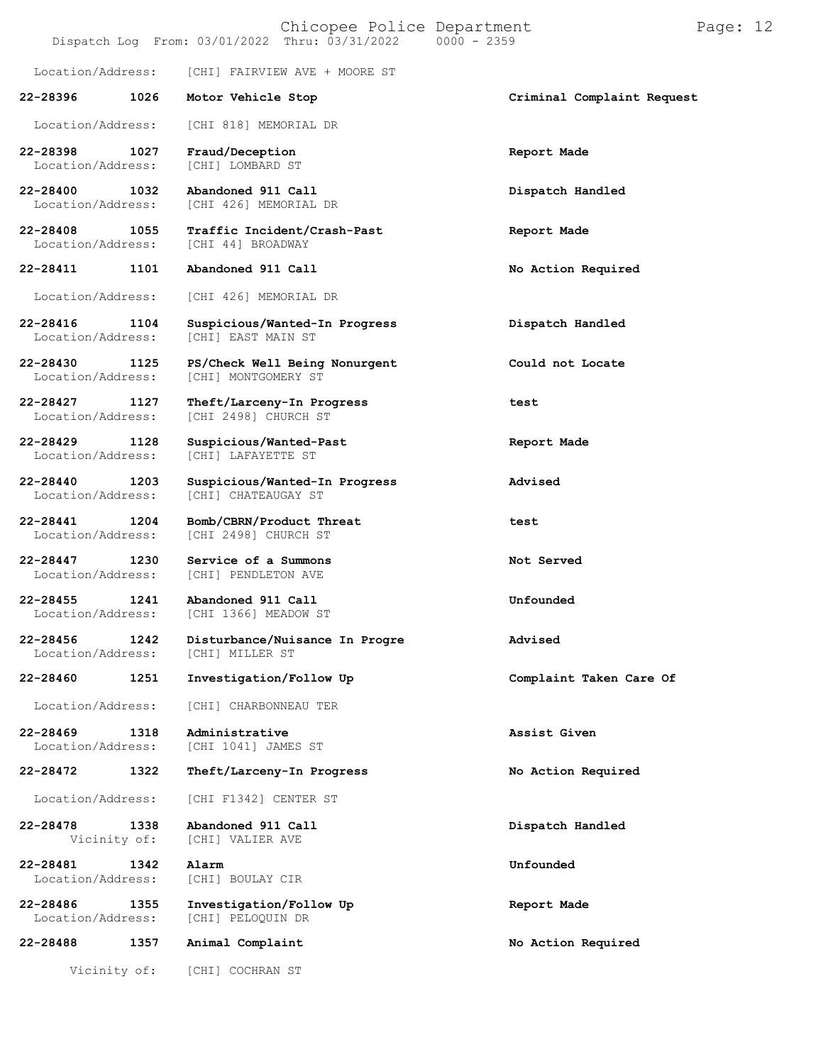Location/Address: [CHI] FAIRVIEW AVE + MOORE ST

| Call Number | Time | Call Reason | Action |
|---|---|---|---|
| 22-28396 | 1026 | Motor Vehicle Stop | Criminal Complaint Request |
| | | Location/Address: [CHI 818] MEMORIAL DR | |
| 22-28398 | 1027 | Fraud/Deception | Report Made |
| | | Location/Address: [CHI] LOMBARD ST | |
| 22-28400 | 1032 | Abandoned 911 Call | Dispatch Handled |
| | | Location/Address: [CHI 426] MEMORIAL DR | |
| 22-28408 | 1055 | Traffic Incident/Crash-Past | Report Made |
| | | Location/Address: [CHI 44] BROADWAY | |
| 22-28411 | 1101 | Abandoned 911 Call | No Action Required |
| | | Location/Address: [CHI 426] MEMORIAL DR | |
| 22-28416 | 1104 | Suspicious/Wanted-In Progress | Dispatch Handled |
| | | Location/Address: [CHI] EAST MAIN ST | |
| 22-28430 | 1125 | PS/Check Well Being Nonurgent | Could not Locate |
| | | Location/Address: [CHI] MONTGOMERY ST | |
| 22-28427 | 1127 | Theft/Larceny-In Progress | test |
| | | Location/Address: [CHI 2498] CHURCH ST | |
| 22-28429 | 1128 | Suspicious/Wanted-Past | Report Made |
| | | Location/Address: [CHI] LAFAYETTE ST | |
| 22-28440 | 1203 | Suspicious/Wanted-In Progress | Advised |
| | | Location/Address: [CHI] CHATEAUGAY ST | |
| 22-28441 | 1204 | Bomb/CBRN/Product Threat | test |
| | | Location/Address: [CHI 2498] CHURCH ST | |
| 22-28447 | 1230 | Service of a Summons | Not Served |
| | | Location/Address: [CHI] PENDLETON AVE | |
| 22-28455 | 1241 | Abandoned 911 Call | Unfounded |
| | | Location/Address: [CHI 1366] MEADOW ST | |
| 22-28456 | 1242 | Disturbance/Nuisance In Progre | Advised |
| | | Location/Address: [CHI] MILLER ST | |
| 22-28460 | 1251 | Investigation/Follow Up | Complaint Taken Care Of |
| | | Location/Address: [CHI] CHARBONNEAU TER | |
| 22-28469 | 1318 | Administrative | Assist Given |
| | | Location/Address: [CHI 1041] JAMES ST | |
| 22-28472 | 1322 | Theft/Larceny-In Progress | No Action Required |
| | | Location/Address: [CHI F1342] CENTER ST | |
| 22-28478 | 1338 | Abandoned 911 Call | Dispatch Handled |
| | | Vicinity of: [CHI] VALIER AVE | |
| 22-28481 | 1342 | Alarm | Unfounded |
| | | Location/Address: [CHI] BOULAY CIR | |
| 22-28486 | 1355 | Investigation/Follow Up | Report Made |
| | | Location/Address: [CHI] PELOQUIN DR | |
| 22-28488 | 1357 | Animal Complaint | No Action Required |
| | | Vicinity of: [CHI] COCHRAN ST | |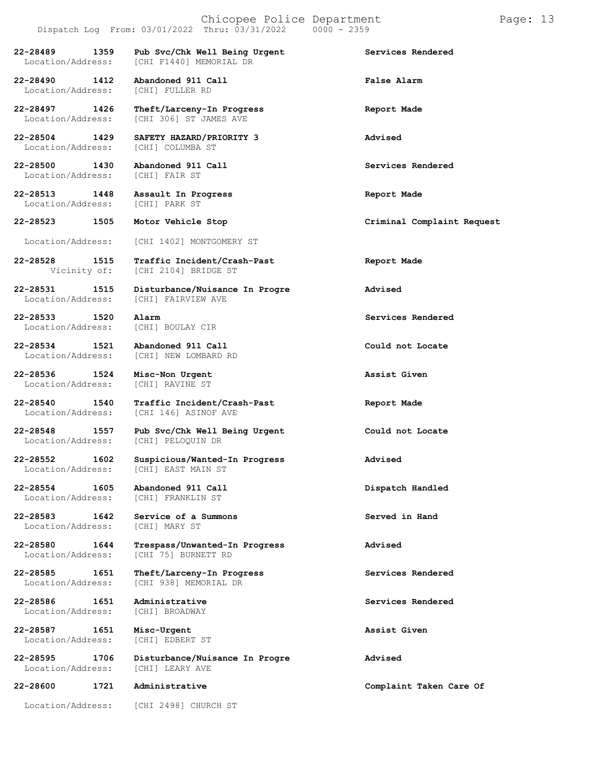| Call Number | Time | Call Reason | Action |
| --- | --- | --- | --- |
| **22-28489** | **1359** | **Pub Svc/Chk Well Being Urgent** | **Services Rendered** |
| Location/Address: | | [CHI F1440] MEMORIAL DR | |
| **22-28490** | **1412** | **Abandoned 911 Call** | **False Alarm** |
| Location/Address: | | [CHI] FULLER RD | |
| **22-28497** | **1426** | **Theft/Larceny-In Progress** | **Report Made** |
| Location/Address: | | [CHI 306] ST JAMES AVE | |
| **22-28504** | **1429** | **SAFETY HAZARD/PRIORITY 3** | **Advised** |
| Location/Address: | | [CHI] COLUMBA ST | |
| **22-28500** | **1430** | **Abandoned 911 Call** | **Services Rendered** |
| Location/Address: | | [CHI] FAIR ST | |
| **22-28513** | **1448** | **Assault In Progress** | **Report Made** |
| Location/Address: | | [CHI] PARK ST | |
| **22-28523** | **1505** | **Motor Vehicle Stop** | **Criminal Complaint Request** |
| Location/Address: | | [CHI 1402] MONTGOMERY ST | |
| **22-28528** | **1515** | **Traffic Incident/Crash-Past** | **Report Made** |
| Vicinity of: | | [CHI 2104] BRIDGE ST | |
| **22-28531** | **1515** | **Disturbance/Nuisance In Progre** | **Advised** |
| Location/Address: | | [CHI] FAIRVIEW AVE | |
| **22-28533** | **1520** | **Alarm** | **Services Rendered** |
| Location/Address: | | [CHI] BOULAY CIR | |
| **22-28534** | **1521** | **Abandoned 911 Call** | **Could not Locate** |
| Location/Address: | | [CHI] NEW LOMBARD RD | |
| **22-28536** | **1524** | **Misc-Non Urgent** | **Assist Given** |
| Location/Address: | | [CHI] RAVINE ST | |
| **22-28540** | **1540** | **Traffic Incident/Crash-Past** | **Report Made** |
| Location/Address: | | [CHI 146] ASINOF AVE | |
| **22-28548** | **1557** | **Pub Svc/Chk Well Being Urgent** | **Could not Locate** |
| Location/Address: | | [CHI] PELOQUIN DR | |
| **22-28552** | **1602** | **Suspicious/Wanted-In Progress** | **Advised** |
| Location/Address: | | [CHI] EAST MAIN ST | |
| **22-28554** | **1605** | **Abandoned 911 Call** | **Dispatch Handled** |
| Location/Address: | | [CHI] FRANKLIN ST | |
| **22-28583** | **1642** | **Service of a Summons** | **Served in Hand** |
| Location/Address: | | [CHI] MARY ST | |
| **22-28580** | **1644** | **Trespass/Unwanted-In Progress** | **Advised** |
| Location/Address: | | [CHI 75] BURNETT RD | |
| **22-28585** | **1651** | **Theft/Larceny-In Progress** | **Services Rendered** |
| Location/Address: | | [CHI 938] MEMORIAL DR | |
| **22-28586** | **1651** | **Administrative** | **Services Rendered** |
| Location/Address: | | [CHI] BROADWAY | |
| **22-28587** | **1651** | **Misc-Urgent** | **Assist Given** |
| Location/Address: | | [CHI] EDBERT ST | |
| **22-28595** | **1706** | **Disturbance/Nuisance In Progre** | **Advised** |
| Location/Address: | | [CHI] LEARY AVE | |
| **22-28600** | **1721** | **Administrative** | **Complaint Taken Care Of** |
| Location/Address: | | [CHI 2498] CHURCH ST | |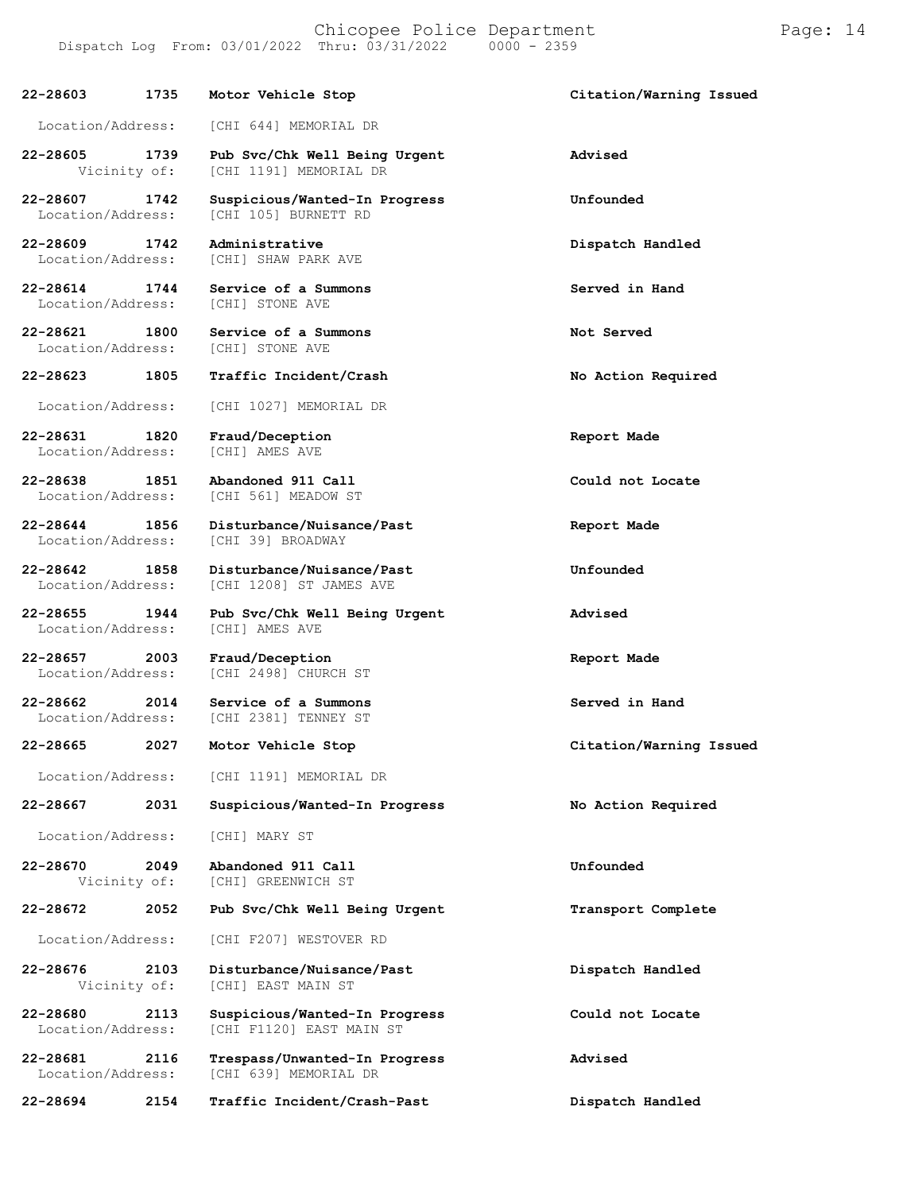**22-28603 1735 Motor Vehicle Stop** **Citation/Warning Issued**

Location/Address: [CHI 644] MEMORIAL DR

**22-28605 1739 Pub Svc/Chk Well Being Urgent** **Advised**
Vicinity of: [CHI 1191] MEMORIAL DR

**22-28607 1742 Suspicious/Wanted-In Progress** **Unfounded**
Location/Address: [CHI 105] BURNETT RD

**22-28609 1742 Administrative** **Dispatch Handled**
Location/Address: [CHI] SHAW PARK AVE

**22-28614 1744 Service of a Summons** **Served in Hand**
Location/Address: [CHI] STONE AVE

**22-28621 1800 Service of a Summons** **Not Served**
Location/Address: [CHI] STONE AVE

**22-28623 1805 Traffic Incident/Crash** **No Action Required**

Location/Address: [CHI 1027] MEMORIAL DR

**22-28631 1820 Fraud/Deception** **Report Made**
Location/Address: [CHI] AMES AVE

**22-28638 1851 Abandoned 911 Call** **Could not Locate**
Location/Address: [CHI 561] MEADOW ST

**22-28644 1856 Disturbance/Nuisance/Past** **Report Made**
Location/Address: [CHI 39] BROADWAY

**22-28642 1858 Disturbance/Nuisance/Past** **Unfounded**
Location/Address: [CHI 1208] ST JAMES AVE

**22-28655 1944 Pub Svc/Chk Well Being Urgent** **Advised**
Location/Address: [CHI] AMES AVE

**22-28657 2003 Fraud/Deception** **Report Made**
Location/Address: [CHI 2498] CHURCH ST

**22-28662 2014 Service of a Summons** **Served in Hand**
Location/Address: [CHI 2381] TENNEY ST

**22-28665 2027 Motor Vehicle Stop** **Citation/Warning Issued**

Location/Address: [CHI 1191] MEMORIAL DR

**22-28667 2031 Suspicious/Wanted-In Progress** **No Action Required**

Location/Address: [CHI] MARY ST

**22-28670 2049 Abandoned 911 Call** **Unfounded**
Vicinity of: [CHI] GREENWICH ST

**22-28672 2052 Pub Svc/Chk Well Being Urgent** **Transport Complete**

Location/Address: [CHI F207] WESTOVER RD

**22-28676 2103 Disturbance/Nuisance/Past** **Dispatch Handled**
Vicinity of: [CHI] EAST MAIN ST

**22-28680 2113 Suspicious/Wanted-In Progress** **Could not Locate**
Location/Address: [CHI F1120] EAST MAIN ST

**22-28681 2116 Trespass/Unwanted-In Progress** **Advised**
Location/Address: [CHI 639] MEMORIAL DR

**22-28694 2154 Traffic Incident/Crash-Past** **Dispatch Handled**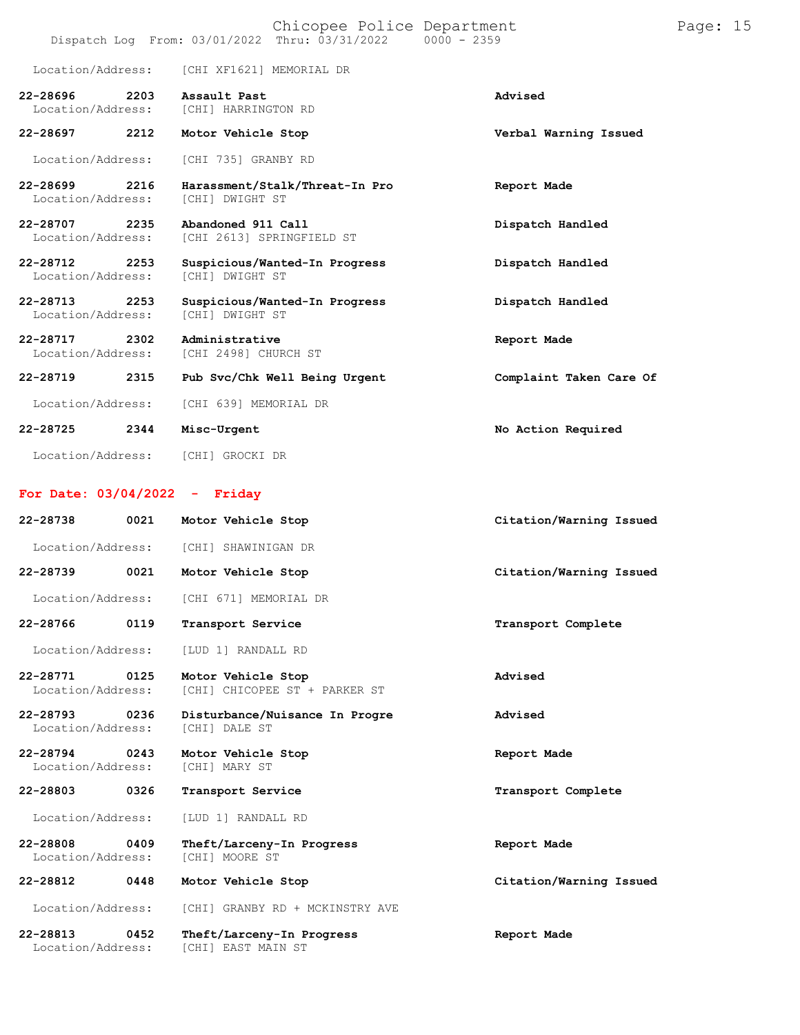Location/Address: [CHI XF1621] MEMORIAL DR

**22-28696 2203 Assault Past** — **Advised**
Location/Address: [CHI] HARRINGTON RD

**22-28697 2212 Motor Vehicle Stop** — **Verbal Warning Issued**
Location/Address: [CHI 735] GRANBY RD

**22-28699 2216 Harassment/Stalk/Threat-In Pro** — **Report Made**
Location/Address: [CHI] DWIGHT ST

**22-28707 2235 Abandoned 911 Call** — **Dispatch Handled**
Location/Address: [CHI 2613] SPRINGFIELD ST

**22-28712 2253 Suspicious/Wanted-In Progress** — **Dispatch Handled**
Location/Address: [CHI] DWIGHT ST

**22-28713 2253 Suspicious/Wanted-In Progress** — **Dispatch Handled**
Location/Address: [CHI] DWIGHT ST

**22-28717 2302 Administrative** — **Report Made**
Location/Address: [CHI 2498] CHURCH ST

**22-28719 2315 Pub Svc/Chk Well Being Urgent** — **Complaint Taken Care Of**
Location/Address: [CHI 639] MEMORIAL DR

**22-28725 2344 Misc-Urgent** — **No Action Required**
Location/Address: [CHI] GROCKI DR

## For Date: 03/04/2022 - Friday

**22-28738 0021 Motor Vehicle Stop** — **Citation/Warning Issued**
Location/Address: [CHI] SHAWINIGAN DR

**22-28739 0021 Motor Vehicle Stop** — **Citation/Warning Issued**
Location/Address: [CHI 671] MEMORIAL DR

**22-28766 0119 Transport Service** — **Transport Complete**
Location/Address: [LUD 1] RANDALL RD

**22-28771 0125 Motor Vehicle Stop** — **Advised**
Location/Address: [CHI] CHICOPEE ST + PARKER ST

**22-28793 0236 Disturbance/Nuisance In Progre** — **Advised**
Location/Address: [CHI] DALE ST

**22-28794 0243 Motor Vehicle Stop** — **Report Made**
Location/Address: [CHI] MARY ST

**22-28803 0326 Transport Service** — **Transport Complete**
Location/Address: [LUD 1] RANDALL RD

**22-28808 0409 Theft/Larceny-In Progress** — **Report Made**
Location/Address: [CHI] MOORE ST

**22-28812 0448 Motor Vehicle Stop** — **Citation/Warning Issued**
Location/Address: [CHI] GRANBY RD + MCKINSTRY AVE

**22-28813 0452 Theft/Larceny-In Progress** — **Report Made**
Location/Address: [CHI] EAST MAIN ST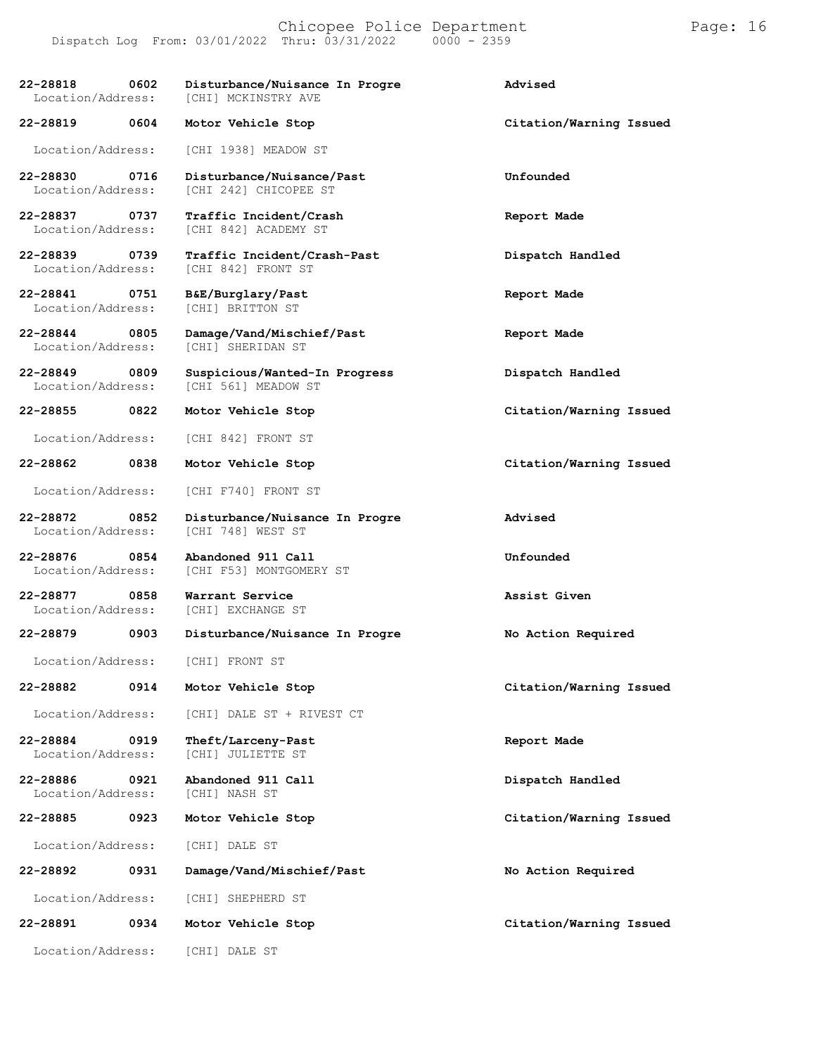| Call Number | Time | Call Type | Disposition |
|---|---|---|---|
| 22-28818 | 0602 | Disturbance/Nuisance In Progre | Advised |
| Location/Address: | | [CHI] MCKINSTRY AVE | |
| 22-28819 | 0604 | Motor Vehicle Stop | Citation/Warning Issued |
| Location/Address: | | [CHI 1938] MEADOW ST | |
| 22-28830 | 0716 | Disturbance/Nuisance/Past | Unfounded |
| Location/Address: | | [CHI 242] CHICOPEE ST | |
| 22-28837 | 0737 | Traffic Incident/Crash | Report Made |
| Location/Address: | | [CHI 842] ACADEMY ST | |
| 22-28839 | 0739 | Traffic Incident/Crash-Past | Dispatch Handled |
| Location/Address: | | [CHI 842] FRONT ST | |
| 22-28841 | 0751 | B&E/Burglary/Past | Report Made |
| Location/Address: | | [CHI] BRITTON ST | |
| 22-28844 | 0805 | Damage/Vand/Mischief/Past | Report Made |
| Location/Address: | | [CHI] SHERIDAN ST | |
| 22-28849 | 0809 | Suspicious/Wanted-In Progress | Dispatch Handled |
| Location/Address: | | [CHI 561] MEADOW ST | |
| 22-28855 | 0822 | Motor Vehicle Stop | Citation/Warning Issued |
| Location/Address: | | [CHI 842] FRONT ST | |
| 22-28862 | 0838 | Motor Vehicle Stop | Citation/Warning Issued |
| Location/Address: | | [CHI F740] FRONT ST | |
| 22-28872 | 0852 | Disturbance/Nuisance In Progre | Advised |
| Location/Address: | | [CHI 748] WEST ST | |
| 22-28876 | 0854 | Abandoned 911 Call | Unfounded |
| Location/Address: | | [CHI F53] MONTGOMERY ST | |
| 22-28877 | 0858 | Warrant Service | Assist Given |
| Location/Address: | | [CHI] EXCHANGE ST | |
| 22-28879 | 0903 | Disturbance/Nuisance In Progre | No Action Required |
| Location/Address: | | [CHI] FRONT ST | |
| 22-28882 | 0914 | Motor Vehicle Stop | Citation/Warning Issued |
| Location/Address: | | [CHI] DALE ST + RIVEST CT | |
| 22-28884 | 0919 | Theft/Larceny-Past | Report Made |
| Location/Address: | | [CHI] JULIETTE ST | |
| 22-28886 | 0921 | Abandoned 911 Call | Dispatch Handled |
| Location/Address: | | [CHI] NASH ST | |
| 22-28885 | 0923 | Motor Vehicle Stop | Citation/Warning Issued |
| Location/Address: | | [CHI] DALE ST | |
| 22-28892 | 0931 | Damage/Vand/Mischief/Past | No Action Required |
| Location/Address: | | [CHI] SHEPHERD ST | |
| 22-28891 | 0934 | Motor Vehicle Stop | Citation/Warning Issued |
| Location/Address: | | [CHI] DALE ST | |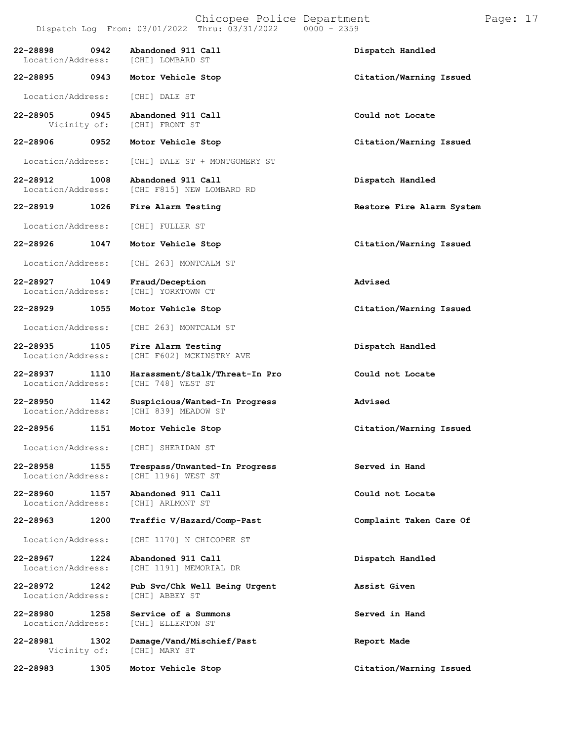Dispatch Log From: 03/01/2022 Thru: 03/31/2022 0000 - 2359

**22-28898 0942 Abandoned 911 Call** — **Dispatch Handled**
Location/Address: [CHI] LOMBARD ST

**22-28895 0943 Motor Vehicle Stop** — **Citation/Warning Issued**
Location/Address: [CHI] DALE ST

**22-28905 0945 Abandoned 911 Call** — **Could not Locate**
Vicinity of: [CHI] FRONT ST

**22-28906 0952 Motor Vehicle Stop** — **Citation/Warning Issued**
Location/Address: [CHI] DALE ST + MONTGOMERY ST

**22-28912 1008 Abandoned 911 Call** — **Dispatch Handled**
Location/Address: [CHI F815] NEW LOMBARD RD

**22-28919 1026 Fire Alarm Testing** — **Restore Fire Alarm System**
Location/Address: [CHI] FULLER ST

**22-28926 1047 Motor Vehicle Stop** — **Citation/Warning Issued**
Location/Address: [CHI 263] MONTCALM ST

**22-28927 1049 Fraud/Deception** — **Advised**
Location/Address: [CHI] YORKTOWN CT

**22-28929 1055 Motor Vehicle Stop** — **Citation/Warning Issued**
Location/Address: [CHI 263] MONTCALM ST

**22-28935 1105 Fire Alarm Testing** — **Dispatch Handled**
Location/Address: [CHI F602] MCKINSTRY AVE

**22-28937 1110 Harassment/Stalk/Threat-In Pro** — **Could not Locate**
Location/Address: [CHI 748] WEST ST

**22-28950 1142 Suspicious/Wanted-In Progress** — **Advised**
Location/Address: [CHI 839] MEADOW ST

**22-28956 1151 Motor Vehicle Stop** — **Citation/Warning Issued**
Location/Address: [CHI] SHERIDAN ST

**22-28958 1155 Trespass/Unwanted-In Progress** — **Served in Hand**
Location/Address: [CHI 1196] WEST ST

**22-28960 1157 Abandoned 911 Call** — **Could not Locate**
Location/Address: [CHI] ARLMONT ST

**22-28963 1200 Traffic V/Hazard/Comp-Past** — **Complaint Taken Care Of**
Location/Address: [CHI 1170] N CHICOPEE ST

**22-28967 1224 Abandoned 911 Call** — **Dispatch Handled**
Location/Address: [CHI 1191] MEMORIAL DR

**22-28972 1242 Pub Svc/Chk Well Being Urgent** — **Assist Given**
Location/Address: [CHI] ABBEY ST

**22-28980 1258 Service of a Summons** — **Served in Hand**
Location/Address: [CHI] ELLERTON ST

**22-28981 1302 Damage/Vand/Mischief/Past** — **Report Made**
Vicinity of: [CHI] MARY ST

**22-28983 1305 Motor Vehicle Stop** — **Citation/Warning Issued**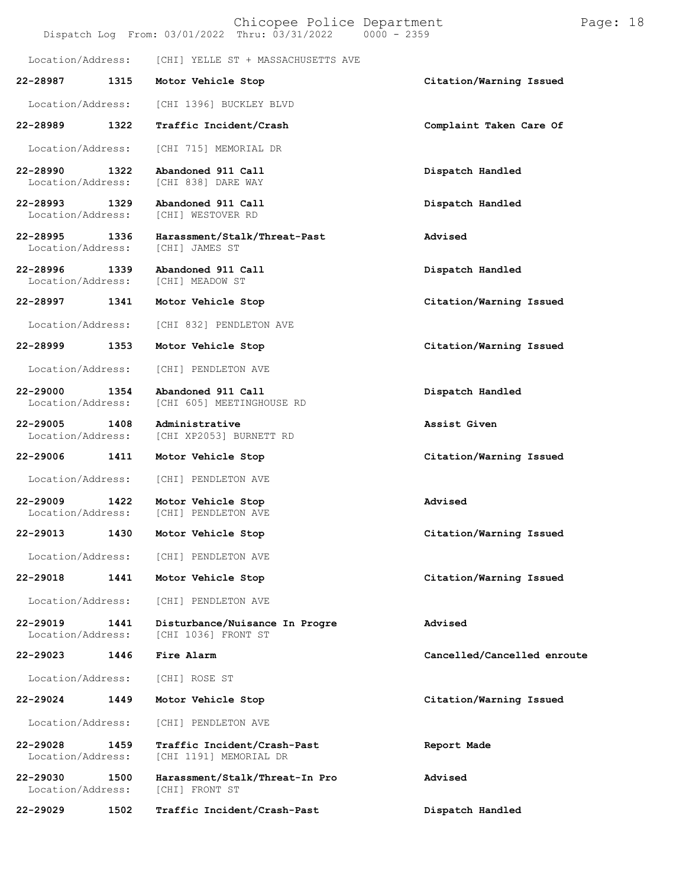Location/Address: [CHI] YELLE ST + MASSACHUSETTS AVE

**22-28987 1315 Motor Vehicle Stop** **Citation/Warning Issued**

Location/Address: [CHI 1396] BUCKLEY BLVD

**22-28989 1322 Traffic Incident/Crash** **Complaint Taken Care Of**

Location/Address: [CHI 715] MEMORIAL DR

**22-28990 1322 Abandoned 911 Call** **Dispatch Handled**
Location/Address: [CHI 838] DARE WAY

**22-28993 1329 Abandoned 911 Call** **Dispatch Handled**
Location/Address: [CHI] WESTOVER RD

**22-28995 1336 Harassment/Stalk/Threat-Past** **Advised**
Location/Address: [CHI] JAMES ST

**22-28996 1339 Abandoned 911 Call** **Dispatch Handled**
Location/Address: [CHI] MEADOW ST

**22-28997 1341 Motor Vehicle Stop** **Citation/Warning Issued**

Location/Address: [CHI 832] PENDLETON AVE

**22-28999 1353 Motor Vehicle Stop** **Citation/Warning Issued**

Location/Address: [CHI] PENDLETON AVE

**22-29000 1354 Abandoned 911 Call** **Dispatch Handled**
Location/Address: [CHI 605] MEETINGHOUSE RD

**22-29005 1408 Administrative** **Assist Given**
Location/Address: [CHI XP2053] BURNETT RD

**22-29006 1411 Motor Vehicle Stop** **Citation/Warning Issued**

Location/Address: [CHI] PENDLETON AVE

**22-29009 1422 Motor Vehicle Stop** **Advised**
Location/Address: [CHI] PENDLETON AVE

**22-29013 1430 Motor Vehicle Stop** **Citation/Warning Issued**

Location/Address: [CHI] PENDLETON AVE

**22-29018 1441 Motor Vehicle Stop** **Citation/Warning Issued**

Location/Address: [CHI] PENDLETON AVE

**22-29019 1441 Disturbance/Nuisance In Progre** **Advised**
Location/Address: [CHI 1036] FRONT ST

**22-29023 1446 Fire Alarm** **Cancelled/Cancelled enroute**

Location/Address: [CHI] ROSE ST

**22-29024 1449 Motor Vehicle Stop** **Citation/Warning Issued**

Location/Address: [CHI] PENDLETON AVE

**22-29028 1459 Traffic Incident/Crash-Past** **Report Made**
Location/Address: [CHI 1191] MEMORIAL DR

**22-29030 1500 Harassment/Stalk/Threat-In Pro** **Advised**
Location/Address: [CHI] FRONT ST

**22-29029 1502 Traffic Incident/Crash-Past** **Dispatch Handled**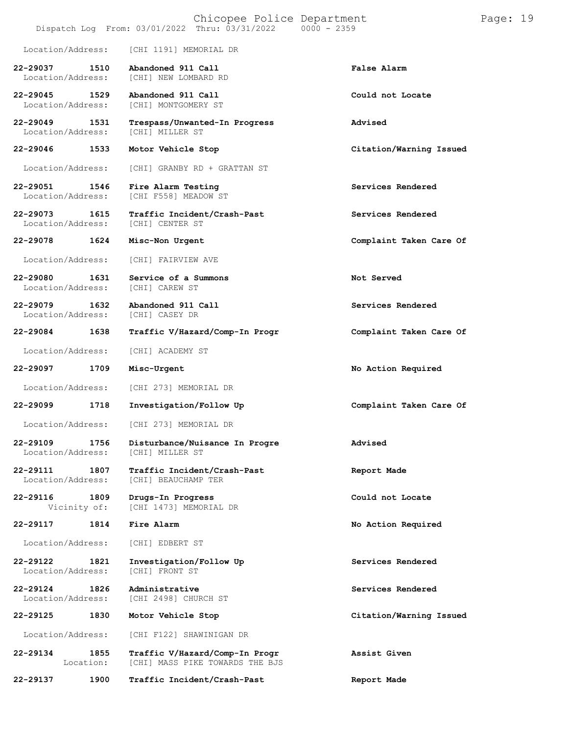Location/Address: [CHI 1191] MEMORIAL DR

| Call Number | Time | Call Reason | Action |
|---|---|---|---|
| 22-29037 | 1510 | Abandoned 911 Call | False Alarm |
| Location/Address: | | [CHI] NEW LOMBARD RD | |
| 22-29045 | 1529 | Abandoned 911 Call | Could not Locate |
| Location/Address: | | [CHI] MONTGOMERY ST | |
| 22-29049 | 1531 | Trespass/Unwanted-In Progress | Advised |
| Location/Address: | | [CHI] MILLER ST | |
| 22-29046 | 1533 | Motor Vehicle Stop | Citation/Warning Issued |
| Location/Address: | | [CHI] GRANBY RD + GRATTAN ST | |
| 22-29051 | 1546 | Fire Alarm Testing | Services Rendered |
| Location/Address: | | [CHI F558] MEADOW ST | |
| 22-29073 | 1615 | Traffic Incident/Crash-Past | Services Rendered |
| Location/Address: | | [CHI] CENTER ST | |
| 22-29078 | 1624 | Misc-Non Urgent | Complaint Taken Care Of |
| Location/Address: | | [CHI] FAIRVIEW AVE | |
| 22-29080 | 1631 | Service of a Summons | Not Served |
| Location/Address: | | [CHI] CAREW ST | |
| 22-29079 | 1632 | Abandoned 911 Call | Services Rendered |
| Location/Address: | | [CHI] CASEY DR | |
| 22-29084 | 1638 | Traffic V/Hazard/Comp-In Progr | Complaint Taken Care Of |
| Location/Address: | | [CHI] ACADEMY ST | |
| 22-29097 | 1709 | Misc-Urgent | No Action Required |
| Location/Address: | | [CHI 273] MEMORIAL DR | |
| 22-29099 | 1718 | Investigation/Follow Up | Complaint Taken Care Of |
| Location/Address: | | [CHI 273] MEMORIAL DR | |
| 22-29109 | 1756 | Disturbance/Nuisance In Progre | Advised |
| Location/Address: | | [CHI] MILLER ST | |
| 22-29111 | 1807 | Traffic Incident/Crash-Past | Report Made |
| Location/Address: | | [CHI] BEAUCHAMP TER | |
| 22-29116 | 1809 | Drugs-In Progress | Could not Locate |
| Vicinity of: | | [CHI 1473] MEMORIAL DR | |
| 22-29117 | 1814 | Fire Alarm | No Action Required |
| Location/Address: | | [CHI] EDBERT ST | |
| 22-29122 | 1821 | Investigation/Follow Up | Services Rendered |
| Location/Address: | | [CHI] FRONT ST | |
| 22-29124 | 1826 | Administrative | Services Rendered |
| Location/Address: | | [CHI 2498] CHURCH ST | |
| 22-29125 | 1830 | Motor Vehicle Stop | Citation/Warning Issued |
| Location/Address: | | [CHI F122] SHAWINIGAN DR | |
| 22-29134 | 1855 | Traffic V/Hazard/Comp-In Progr | Assist Given |
| Location: | | [CHI] MASS PIKE TOWARDS THE BJS | |
| 22-29137 | 1900 | Traffic Incident/Crash-Past | Report Made |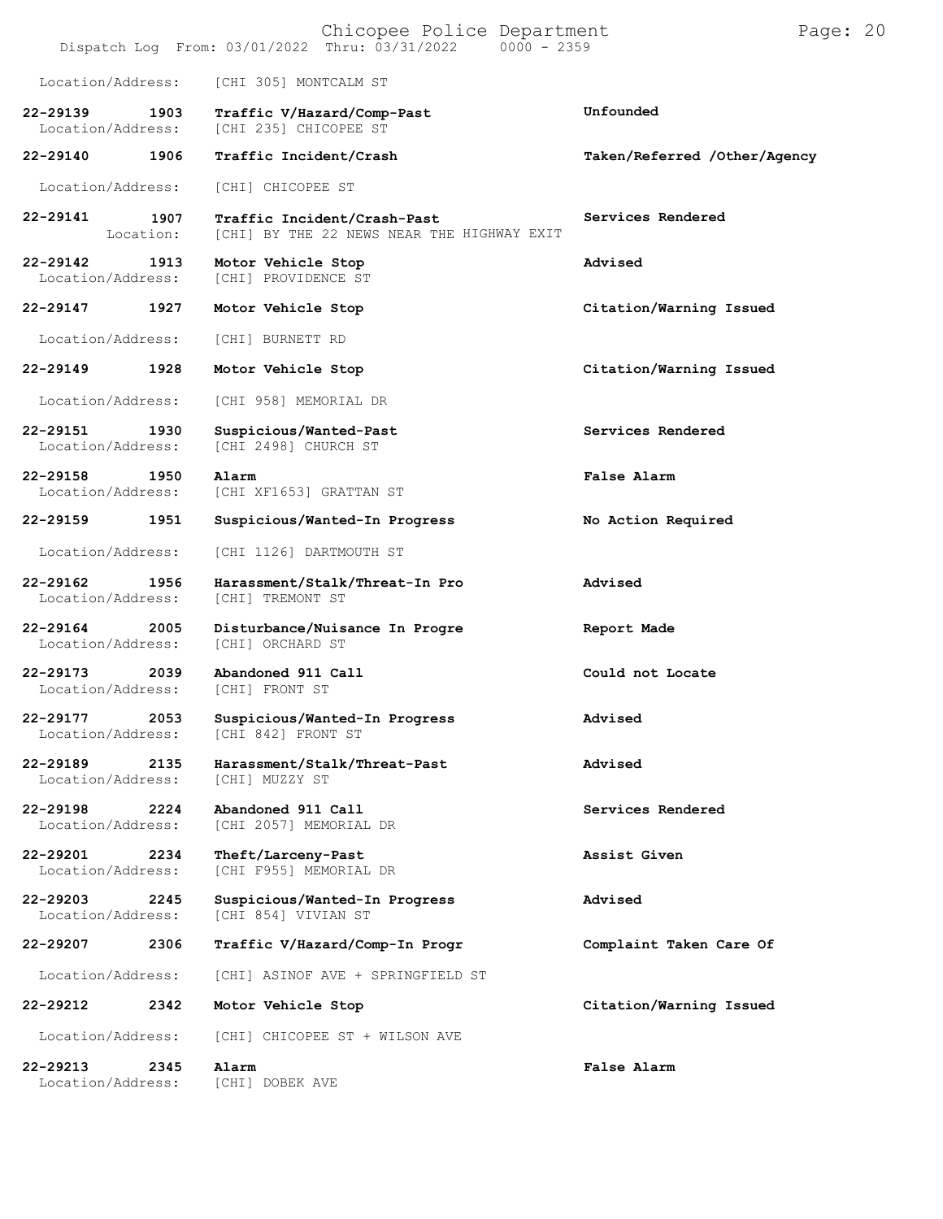Location/Address: [CHI 305] MONTCALM ST

| Call Number | Time | Call Reason | Action |
|---|---|---|---|
| 22-29139 | 1903 | Traffic V/Hazard/Comp-Past | Unfounded |
| Location/Address: | | [CHI 235] CHICOPEE ST | |
| 22-29140 | 1906 | Traffic Incident/Crash | Taken/Referred /Other/Agency |
| Location/Address: | | [CHI] CHICOPEE ST | |
| 22-29141 | 1907 | Traffic Incident/Crash-Past | Services Rendered |
| Location: | | [CHI] BY THE 22 NEWS NEAR THE HIGHWAY EXIT | |
| 22-29142 | 1913 | Motor Vehicle Stop | Advised |
| Location/Address: | | [CHI] PROVIDENCE ST | |
| 22-29147 | 1927 | Motor Vehicle Stop | Citation/Warning Issued |
| Location/Address: | | [CHI] BURNETT RD | |
| 22-29149 | 1928 | Motor Vehicle Stop | Citation/Warning Issued |
| Location/Address: | | [CHI 958] MEMORIAL DR | |
| 22-29151 | 1930 | Suspicious/Wanted-Past | Services Rendered |
| Location/Address: | | [CHI 2498] CHURCH ST | |
| 22-29158 | 1950 | Alarm | False Alarm |
| Location/Address: | | [CHI XF1653] GRATTAN ST | |
| 22-29159 | 1951 | Suspicious/Wanted-In Progress | No Action Required |
| Location/Address: | | [CHI 1126] DARTMOUTH ST | |
| 22-29162 | 1956 | Harassment/Stalk/Threat-In Pro | Advised |
| Location/Address: | | [CHI] TREMONT ST | |
| 22-29164 | 2005 | Disturbance/Nuisance In Progre | Report Made |
| Location/Address: | | [CHI] ORCHARD ST | |
| 22-29173 | 2039 | Abandoned 911 Call | Could not Locate |
| Location/Address: | | [CHI] FRONT ST | |
| 22-29177 | 2053 | Suspicious/Wanted-In Progress | Advised |
| Location/Address: | | [CHI 842] FRONT ST | |
| 22-29189 | 2135 | Harassment/Stalk/Threat-Past | Advised |
| Location/Address: | | [CHI] MUZZY ST | |
| 22-29198 | 2224 | Abandoned 911 Call | Services Rendered |
| Location/Address: | | [CHI 2057] MEMORIAL DR | |
| 22-29201 | 2234 | Theft/Larceny-Past | Assist Given |
| Location/Address: | | [CHI F955] MEMORIAL DR | |
| 22-29203 | 2245 | Suspicious/Wanted-In Progress | Advised |
| Location/Address: | | [CHI 854] VIVIAN ST | |
| 22-29207 | 2306 | Traffic V/Hazard/Comp-In Progr | Complaint Taken Care Of |
| Location/Address: | | [CHI] ASINOF AVE + SPRINGFIELD ST | |
| 22-29212 | 2342 | Motor Vehicle Stop | Citation/Warning Issued |
| Location/Address: | | [CHI] CHICOPEE ST + WILSON AVE | |
| 22-29213 | 2345 | Alarm | False Alarm |
| Location/Address: | | [CHI] DOBEK AVE | |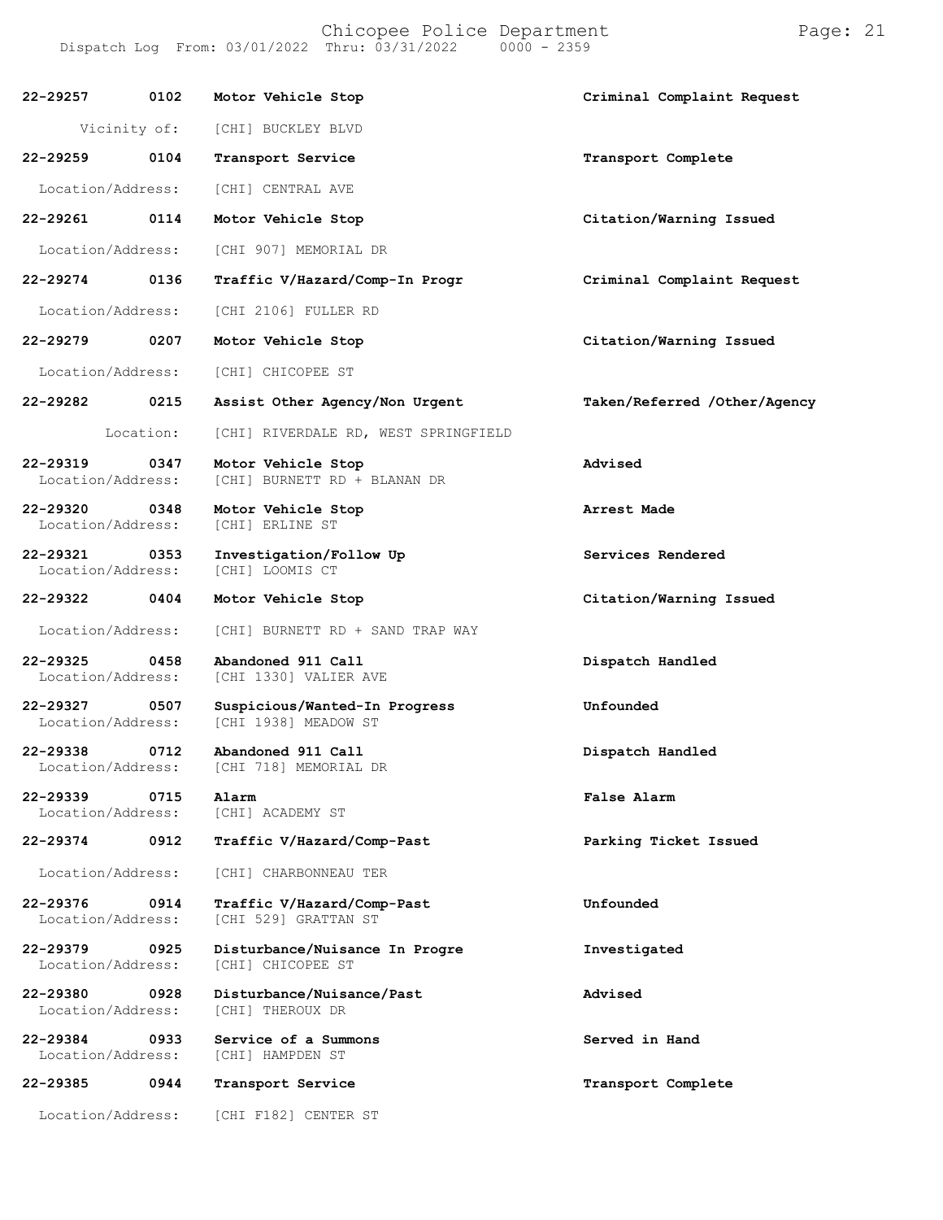| Call Number | Time | Call Reason | Action |
|---|---|---|---|
| 22-29257 | 0102 | Motor Vehicle Stop | Criminal Complaint Request |
| Vicinity of: | | [CHI] BUCKLEY BLVD | |
| 22-29259 | 0104 | Transport Service | Transport Complete |
| Location/Address: | | [CHI] CENTRAL AVE | |
| 22-29261 | 0114 | Motor Vehicle Stop | Citation/Warning Issued |
| Location/Address: | | [CHI 907] MEMORIAL DR | |
| 22-29274 | 0136 | Traffic V/Hazard/Comp-In Progr | Criminal Complaint Request |
| Location/Address: | | [CHI 2106] FULLER RD | |
| 22-29279 | 0207 | Motor Vehicle Stop | Citation/Warning Issued |
| Location/Address: | | [CHI] CHICOPEE ST | |
| 22-29282 | 0215 | Assist Other Agency/Non Urgent | Taken/Referred /Other/Agency |
| Location: | | [CHI] RIVERDALE RD, WEST SPRINGFIELD | |
| 22-29319 | 0347 | Motor Vehicle Stop | Advised |
| Location/Address: | | [CHI] BURNETT RD + BLANAN DR | |
| 22-29320 | 0348 | Motor Vehicle Stop | Arrest Made |
| Location/Address: | | [CHI] ERLINE ST | |
| 22-29321 | 0353 | Investigation/Follow Up | Services Rendered |
| Location/Address: | | [CHI] LOOMIS CT | |
| 22-29322 | 0404 | Motor Vehicle Stop | Citation/Warning Issued |
| Location/Address: | | [CHI] BURNETT RD + SAND TRAP WAY | |
| 22-29325 | 0458 | Abandoned 911 Call | Dispatch Handled |
| Location/Address: | | [CHI 1330] VALIER AVE | |
| 22-29327 | 0507 | Suspicious/Wanted-In Progress | Unfounded |
| Location/Address: | | [CHI 1938] MEADOW ST | |
| 22-29338 | 0712 | Abandoned 911 Call | Dispatch Handled |
| Location/Address: | | [CHI 718] MEMORIAL DR | |
| 22-29339 | 0715 | Alarm | False Alarm |
| Location/Address: | | [CHI] ACADEMY ST | |
| 22-29374 | 0912 | Traffic V/Hazard/Comp-Past | Parking Ticket Issued |
| Location/Address: | | [CHI] CHARBONNEAU TER | |
| 22-29376 | 0914 | Traffic V/Hazard/Comp-Past | Unfounded |
| Location/Address: | | [CHI 529] GRATTAN ST | |
| 22-29379 | 0925 | Disturbance/Nuisance In Progre | Investigated |
| Location/Address: | | [CHI] CHICOPEE ST | |
| 22-29380 | 0928 | Disturbance/Nuisance/Past | Advised |
| Location/Address: | | [CHI] THEROUX DR | |
| 22-29384 | 0933 | Service of a Summons | Served in Hand |
| Location/Address: | | [CHI] HAMPDEN ST | |
| 22-29385 | 0944 | Transport Service | Transport Complete |
| Location/Address: | | [CHI F182] CENTER ST | |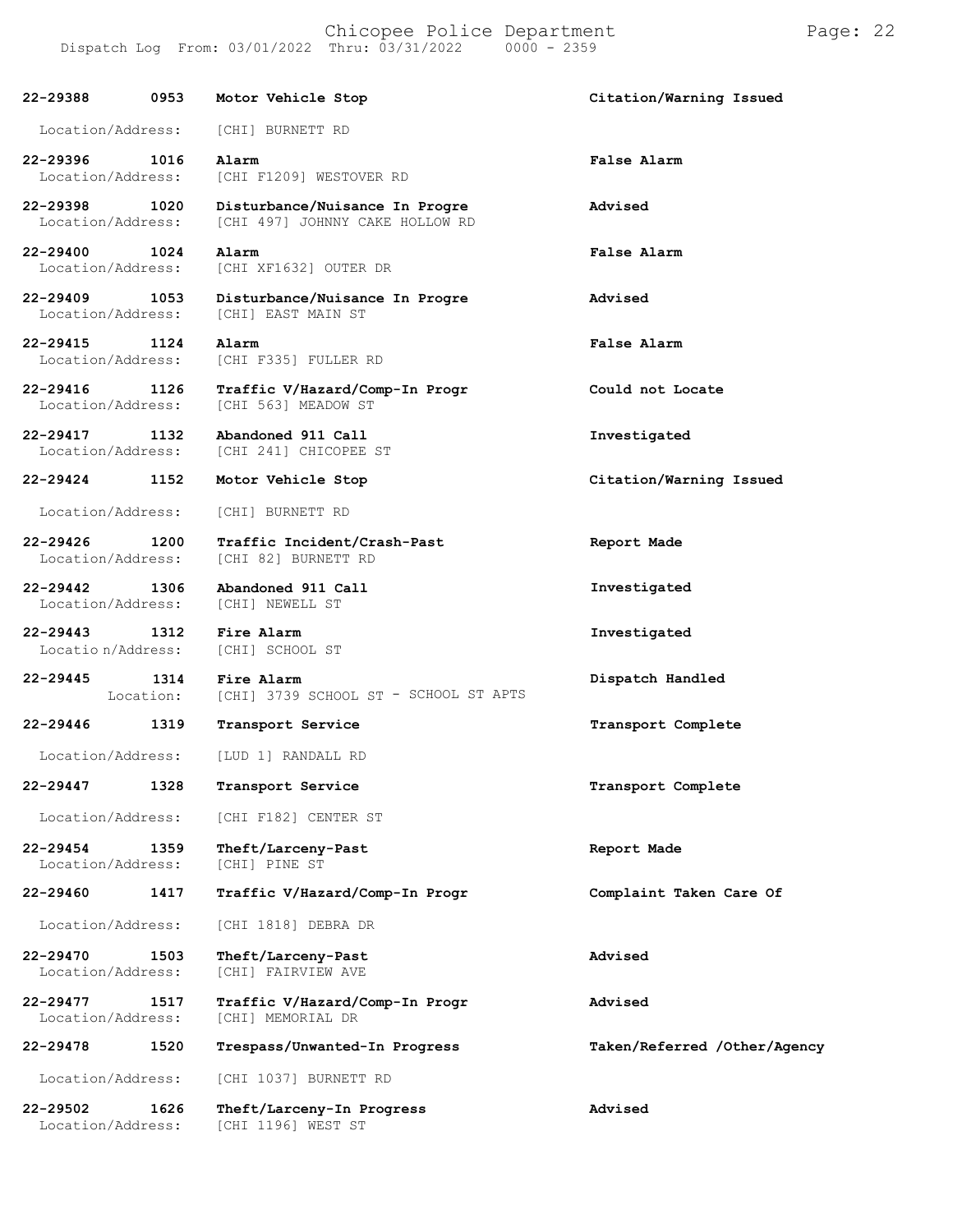| Call # | Time | Call Reason | Action |
|---|---|---|---|
| 22-29388 | 0953 | Motor Vehicle Stop | Citation/Warning Issued |
| Location/Address: | | [CHI] BURNETT RD | |
| 22-29396 | 1016 | Alarm | False Alarm |
| Location/Address: | | [CHI F1209] WESTOVER RD | |
| 22-29398 | 1020 | Disturbance/Nuisance In Progre | Advised |
| Location/Address: | | [CHI 497] JOHNNY CAKE HOLLOW RD | |
| 22-29400 | 1024 | Alarm | False Alarm |
| Location/Address: | | [CHI XF1632] OUTER DR | |
| 22-29409 | 1053 | Disturbance/Nuisance In Progre | Advised |
| Location/Address: | | [CHI] EAST MAIN ST | |
| 22-29415 | 1124 | Alarm | False Alarm |
| Location/Address: | | [CHI F335] FULLER RD | |
| 22-29416 | 1126 | Traffic V/Hazard/Comp-In Progr | Could not Locate |
| Location/Address: | | [CHI 563] MEADOW ST | |
| 22-29417 | 1132 | Abandoned 911 Call | Investigated |
| Location/Address: | | [CHI 241] CHICOPEE ST | |
| 22-29424 | 1152 | Motor Vehicle Stop | Citation/Warning Issued |
| Location/Address: | | [CHI] BURNETT RD | |
| 22-29426 | 1200 | Traffic Incident/Crash-Past | Report Made |
| Location/Address: | | [CHI 82] BURNETT RD | |
| 22-29442 | 1306 | Abandoned 911 Call | Investigated |
| Location/Address: | | [CHI] NEWELL ST | |
| 22-29443 | 1312 | Fire Alarm | Investigated |
| Locatio n/Address: | | [CHI] SCHOOL ST | |
| 22-29445 | 1314 | Fire Alarm | Dispatch Handled |
| Location: | | [CHI] 3739 SCHOOL ST - SCHOOL ST APTS | |
| 22-29446 | 1319 | Transport Service | Transport Complete |
| Location/Address: | | [LUD 1] RANDALL RD | |
| 22-29447 | 1328 | Transport Service | Transport Complete |
| Location/Address: | | [CHI F182] CENTER ST | |
| 22-29454 | 1359 | Theft/Larceny-Past | Report Made |
| Location/Address: | | [CHI] PINE ST | |
| 22-29460 | 1417 | Traffic V/Hazard/Comp-In Progr | Complaint Taken Care Of |
| Location/Address: | | [CHI 1818] DEBRA DR | |
| 22-29470 | 1503 | Theft/Larceny-Past | Advised |
| Location/Address: | | [CHI] FAIRVIEW AVE | |
| 22-29477 | 1517 | Traffic V/Hazard/Comp-In Progr | Advised |
| Location/Address: | | [CHI] MEMORIAL DR | |
| 22-29478 | 1520 | Trespass/Unwanted-In Progress | Taken/Referred /Other/Agency |
| Location/Address: | | [CHI 1037] BURNETT RD | |
| 22-29502 | 1626 | Theft/Larceny-In Progress | Advised |
| Location/Address: | | [CHI 1196] WEST ST | |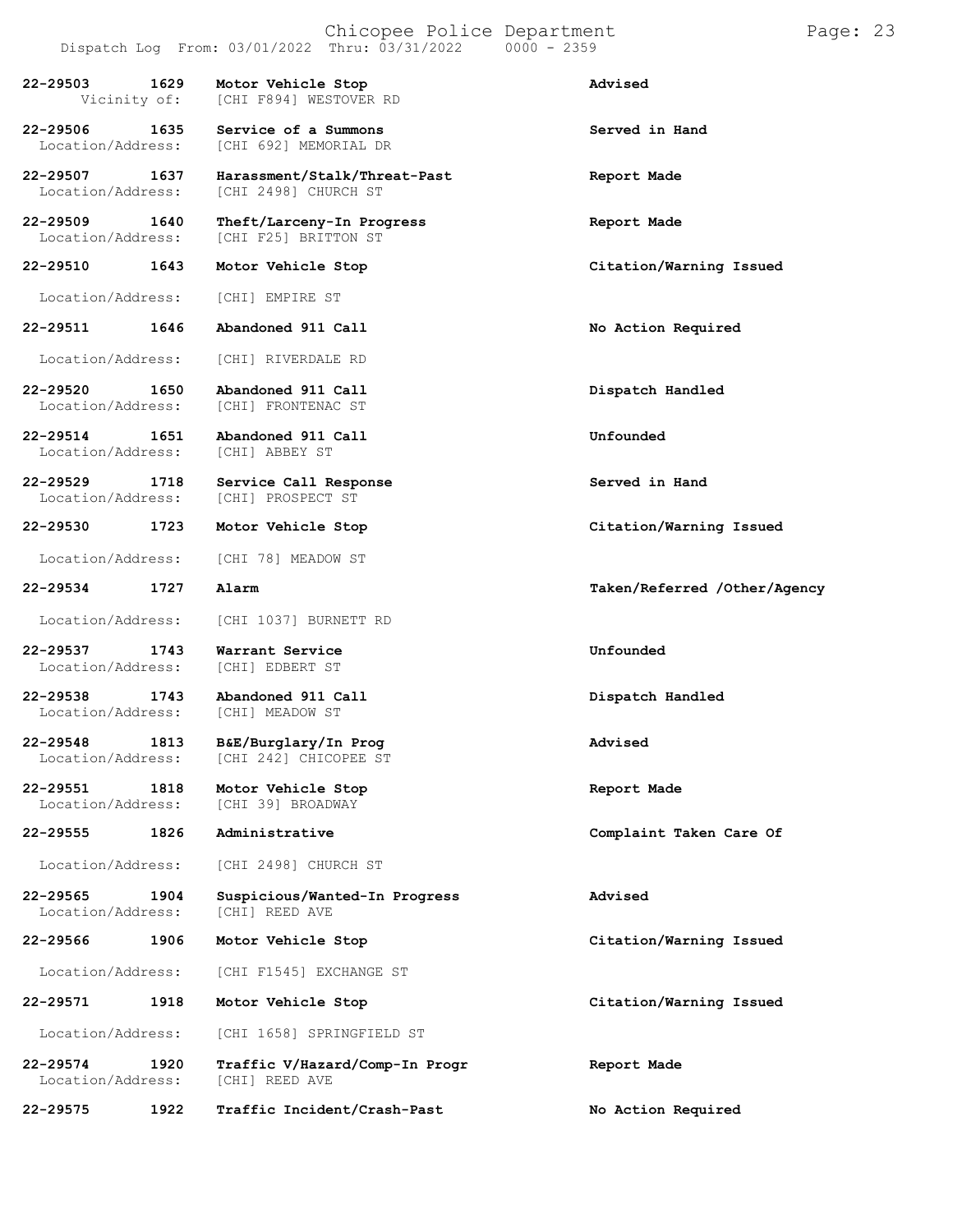Dispatch Log From: 03/01/2022 Thru: 03/31/2022 0000 - 2359

| Call Number | Time | Call Reason | Action |
|---|---|---|---|
| **22-29503** | **1629** | **Motor Vehicle Stop** | **Advised** |
| Vicinity of: | | [CHI F894] WESTOVER RD | |
| **22-29506** | **1635** | **Service of a Summons** | **Served in Hand** |
| Location/Address: | | [CHI 692] MEMORIAL DR | |
| **22-29507** | **1637** | **Harassment/Stalk/Threat-Past** | **Report Made** |
| Location/Address: | | [CHI 2498] CHURCH ST | |
| **22-29509** | **1640** | **Theft/Larceny-In Progress** | **Report Made** |
| Location/Address: | | [CHI F25] BRITTON ST | |
| **22-29510** | **1643** | **Motor Vehicle Stop** | **Citation/Warning Issued** |
| Location/Address: | | [CHI] EMPIRE ST | |
| **22-29511** | **1646** | **Abandoned 911 Call** | **No Action Required** |
| Location/Address: | | [CHI] RIVERDALE RD | |
| **22-29520** | **1650** | **Abandoned 911 Call** | **Dispatch Handled** |
| Location/Address: | | [CHI] FRONTENAC ST | |
| **22-29514** | **1651** | **Abandoned 911 Call** | **Unfounded** |
| Location/Address: | | [CHI] ABBEY ST | |
| **22-29529** | **1718** | **Service Call Response** | **Served in Hand** |
| Location/Address: | | [CHI] PROSPECT ST | |
| **22-29530** | **1723** | **Motor Vehicle Stop** | **Citation/Warning Issued** |
| Location/Address: | | [CHI 78] MEADOW ST | |
| **22-29534** | **1727** | **Alarm** | **Taken/Referred /Other/Agency** |
| Location/Address: | | [CHI 1037] BURNETT RD | |
| **22-29537** | **1743** | **Warrant Service** | **Unfounded** |
| Location/Address: | | [CHI] EDBERT ST | |
| **22-29538** | **1743** | **Abandoned 911 Call** | **Dispatch Handled** |
| Location/Address: | | [CHI] MEADOW ST | |
| **22-29548** | **1813** | **B&E/Burglary/In Prog** | **Advised** |
| Location/Address: | | [CHI 242] CHICOPEE ST | |
| **22-29551** | **1818** | **Motor Vehicle Stop** | **Report Made** |
| Location/Address: | | [CHI 39] BROADWAY | |
| **22-29555** | **1826** | **Administrative** | **Complaint Taken Care Of** |
| Location/Address: | | [CHI 2498] CHURCH ST | |
| **22-29565** | **1904** | **Suspicious/Wanted-In Progress** | **Advised** |
| Location/Address: | | [CHI] REED AVE | |
| **22-29566** | **1906** | **Motor Vehicle Stop** | **Citation/Warning Issued** |
| Location/Address: | | [CHI F1545] EXCHANGE ST | |
| **22-29571** | **1918** | **Motor Vehicle Stop** | **Citation/Warning Issued** |
| Location/Address: | | [CHI 1658] SPRINGFIELD ST | |
| **22-29574** | **1920** | **Traffic V/Hazard/Comp-In Progr** | **Report Made** |
| Location/Address: | | [CHI] REED AVE | |
| **22-29575** | **1922** | **Traffic Incident/Crash-Past** | **No Action Required** |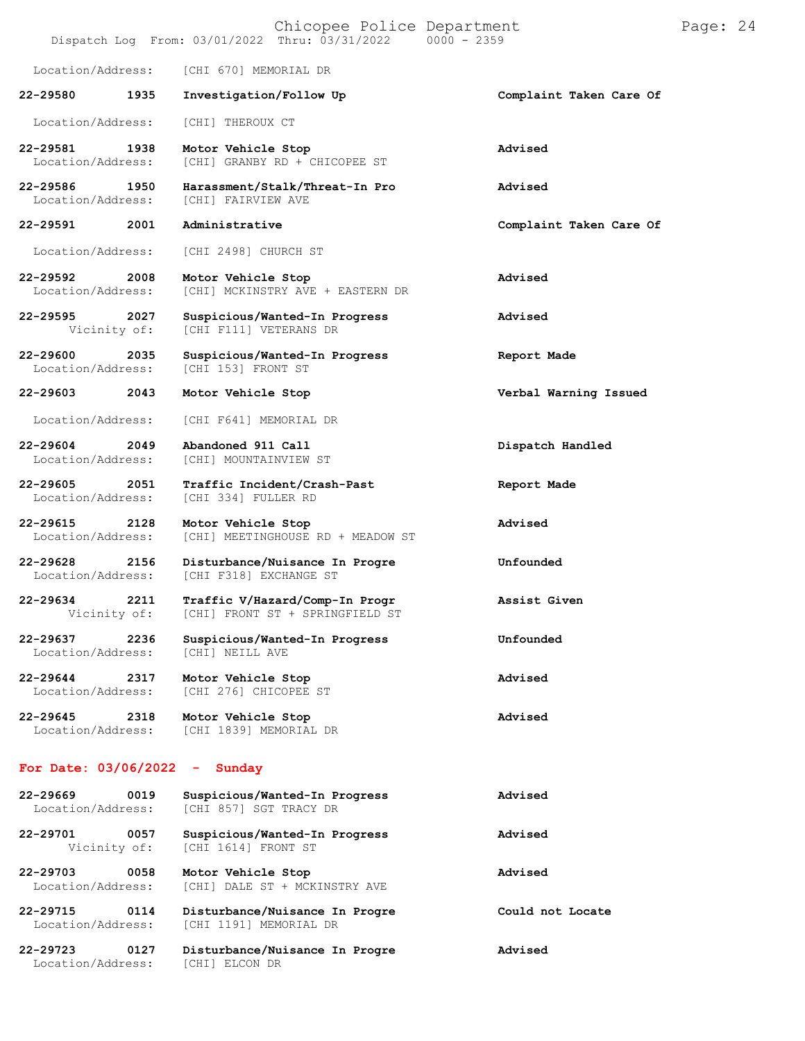Location/Address: [CHI 670] MEMORIAL DR

| Call Number | Time | Call Reason | Action |
|---|---|---|---|
| 22-29580 | 1935 | Investigation/Follow Up | Complaint Taken Care Of |
| Location/Address: | | [CHI] THEROUX CT | |
| 22-29581 | 1938 | Motor Vehicle Stop | Advised |
| Location/Address: | | [CHI] GRANBY RD + CHICOPEE ST | |
| 22-29586 | 1950 | Harassment/Stalk/Threat-In Pro | Advised |
| Location/Address: | | [CHI] FAIRVIEW AVE | |
| 22-29591 | 2001 | Administrative | Complaint Taken Care Of |
| Location/Address: | | [CHI 2498] CHURCH ST | |
| 22-29592 | 2008 | Motor Vehicle Stop | Advised |
| Location/Address: | | [CHI] MCKINSTRY AVE + EASTERN DR | |
| 22-29595 | 2027 | Suspicious/Wanted-In Progress | Advised |
| Vicinity of: | | [CHI F111] VETERANS DR | |
| 22-29600 | 2035 | Suspicious/Wanted-In Progress | Report Made |
| Location/Address: | | [CHI 153] FRONT ST | |
| 22-29603 | 2043 | Motor Vehicle Stop | Verbal Warning Issued |
| Location/Address: | | [CHI F641] MEMORIAL DR | |
| 22-29604 | 2049 | Abandoned 911 Call | Dispatch Handled |
| Location/Address: | | [CHI] MOUNTAINVIEW ST | |
| 22-29605 | 2051 | Traffic Incident/Crash-Past | Report Made |
| Location/Address: | | [CHI 334] FULLER RD | |
| 22-29615 | 2128 | Motor Vehicle Stop | Advised |
| Location/Address: | | [CHI] MEETINGHOUSE RD + MEADOW ST | |
| 22-29628 | 2156 | Disturbance/Nuisance In Progre | Unfounded |
| Location/Address: | | [CHI F318] EXCHANGE ST | |
| 22-29634 | 2211 | Traffic V/Hazard/Comp-In Progr | Assist Given |
| Vicinity of: | | [CHI] FRONT ST + SPRINGFIELD ST | |
| 22-29637 | 2236 | Suspicious/Wanted-In Progress | Unfounded |
| Location/Address: | | [CHI] NEILL AVE | |
| 22-29644 | 2317 | Motor Vehicle Stop | Advised |
| Location/Address: | | [CHI 276] CHICOPEE ST | |
| 22-29645 | 2318 | Motor Vehicle Stop | Advised |
| Location/Address: | | [CHI 1839] MEMORIAL DR | |

## For Date: 03/06/2022 - Sunday

| Call Number | Time | Call Reason | Action |
|---|---|---|---|
| 22-29669 | 0019 | Suspicious/Wanted-In Progress | Advised |
| Location/Address: | | [CHI 857] SGT TRACY DR | |
| 22-29701 | 0057 | Suspicious/Wanted-In Progress | Advised |
| Vicinity of: | | [CHI 1614] FRONT ST | |
| 22-29703 | 0058 | Motor Vehicle Stop | Advised |
| Location/Address: | | [CHI] DALE ST + MCKINSTRY AVE | |
| 22-29715 | 0114 | Disturbance/Nuisance In Progre | Could not Locate |
| Location/Address: | | [CHI 1191] MEMORIAL DR | |
| 22-29723 | 0127 | Disturbance/Nuisance In Progre | Advised |
| Location/Address: | | [CHI] ELCON DR | |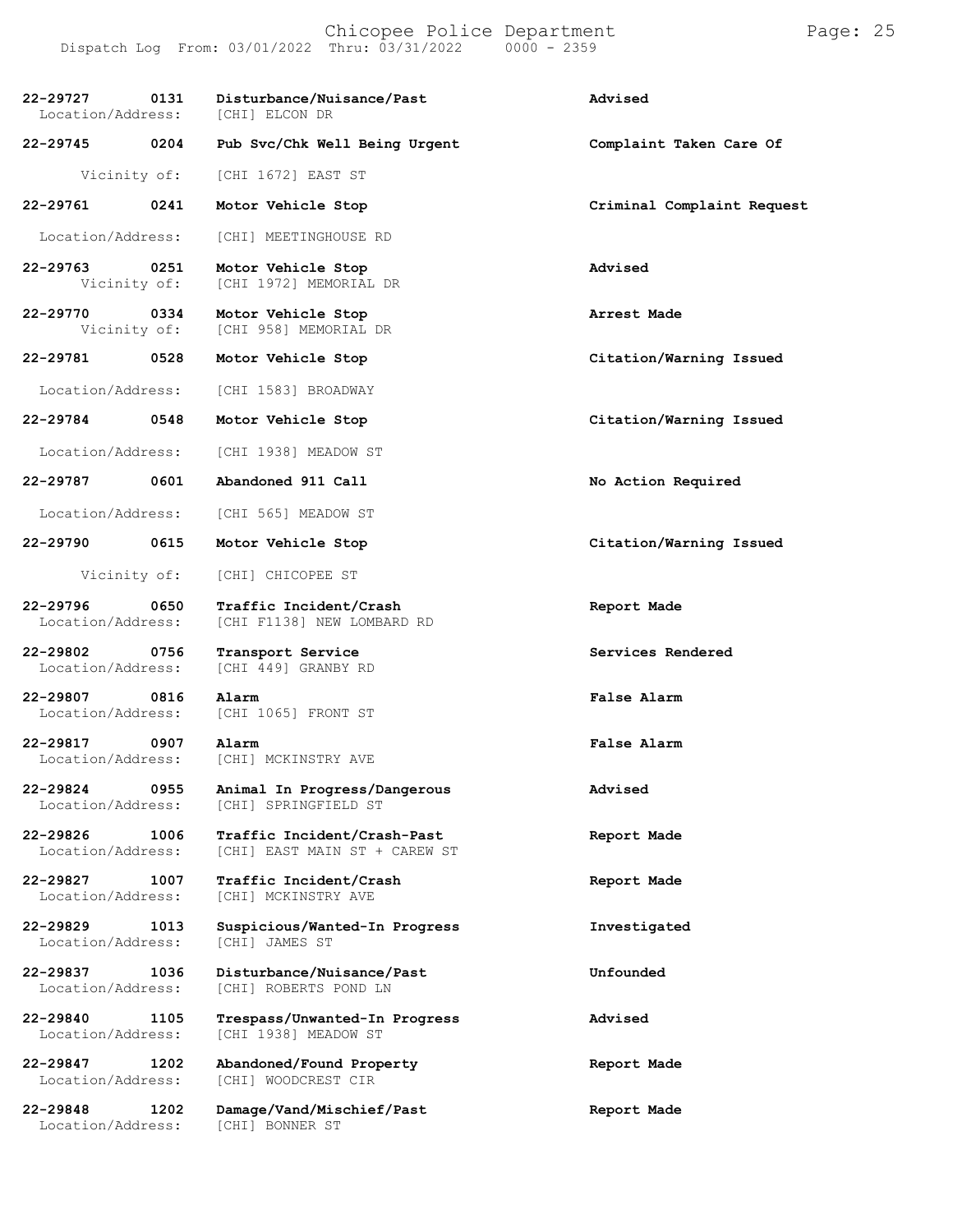| Call Number | Time | Call Type | Disposition |
|---|---|---|---|
| 22-29727 | 0131 | Disturbance/Nuisance/Past | Advised |
| Location/Address: | | [CHI] ELCON DR | |
| 22-29745 | 0204 | Pub Svc/Chk Well Being Urgent | Complaint Taken Care Of |
| Vicinity of: | | [CHI 1672] EAST ST | |
| 22-29761 | 0241 | Motor Vehicle Stop | Criminal Complaint Request |
| Location/Address: | | [CHI] MEETINGHOUSE RD | |
| 22-29763 | 0251 | Motor Vehicle Stop | Advised |
| Vicinity of: | | [CHI 1972] MEMORIAL DR | |
| 22-29770 | 0334 | Motor Vehicle Stop | Arrest Made |
| Vicinity of: | | [CHI 958] MEMORIAL DR | |
| 22-29781 | 0528 | Motor Vehicle Stop | Citation/Warning Issued |
| Location/Address: | | [CHI 1583] BROADWAY | |
| 22-29784 | 0548 | Motor Vehicle Stop | Citation/Warning Issued |
| Location/Address: | | [CHI 1938] MEADOW ST | |
| 22-29787 | 0601 | Abandoned 911 Call | No Action Required |
| Location/Address: | | [CHI 565] MEADOW ST | |
| 22-29790 | 0615 | Motor Vehicle Stop | Citation/Warning Issued |
| Vicinity of: | | [CHI] CHICOPEE ST | |
| 22-29796 | 0650 | Traffic Incident/Crash | Report Made |
| Location/Address: | | [CHI F1138] NEW LOMBARD RD | |
| 22-29802 | 0756 | Transport Service | Services Rendered |
| Location/Address: | | [CHI 449] GRANBY RD | |
| 22-29807 | 0816 | Alarm | False Alarm |
| Location/Address: | | [CHI 1065] FRONT ST | |
| 22-29817 | 0907 | Alarm | False Alarm |
| Location/Address: | | [CHI] MCKINSTRY AVE | |
| 22-29824 | 0955 | Animal In Progress/Dangerous | Advised |
| Location/Address: | | [CHI] SPRINGFIELD ST | |
| 22-29826 | 1006 | Traffic Incident/Crash-Past | Report Made |
| Location/Address: | | [CHI] EAST MAIN ST + CAREW ST | |
| 22-29827 | 1007 | Traffic Incident/Crash | Report Made |
| Location/Address: | | [CHI] MCKINSTRY AVE | |
| 22-29829 | 1013 | Suspicious/Wanted-In Progress | Investigated |
| Location/Address: | | [CHI] JAMES ST | |
| 22-29837 | 1036 | Disturbance/Nuisance/Past | Unfounded |
| Location/Address: | | [CHI] ROBERTS POND LN | |
| 22-29840 | 1105 | Trespass/Unwanted-In Progress | Advised |
| Location/Address: | | [CHI 1938] MEADOW ST | |
| 22-29847 | 1202 | Abandoned/Found Property | Report Made |
| Location/Address: | | [CHI] WOODCREST CIR | |
| 22-29848 | 1202 | Damage/Vand/Mischief/Past | Report Made |
| Location/Address: | | [CHI] BONNER ST | |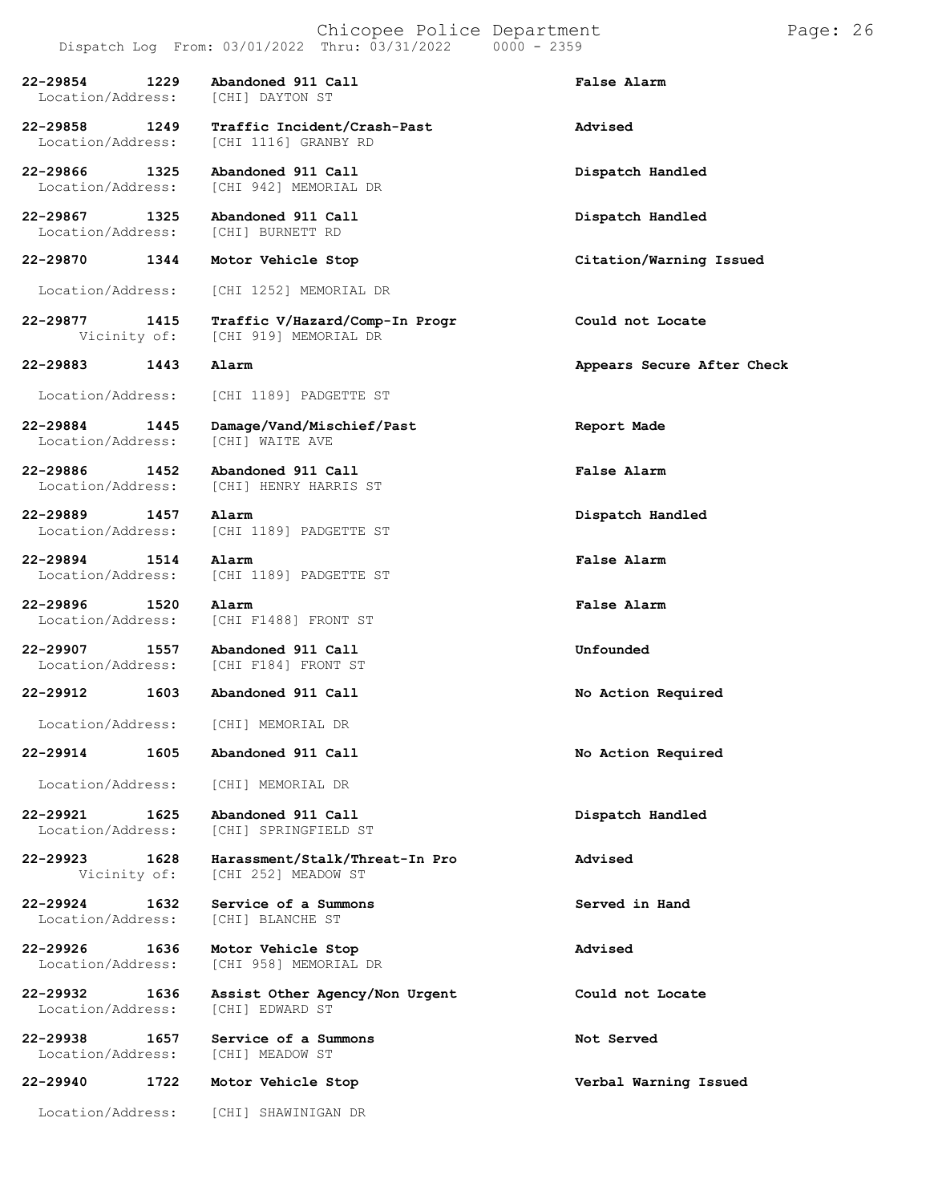| Call Number | Time | Call Reason | Action |
| --- | --- | --- | --- |
| 22-29854 | 1229 | Abandoned 911 Call | False Alarm |
| Location/Address: | | [CHI] DAYTON ST | |
| 22-29858 | 1249 | Traffic Incident/Crash-Past | Advised |
| Location/Address: | | [CHI 1116] GRANBY RD | |
| 22-29866 | 1325 | Abandoned 911 Call | Dispatch Handled |
| Location/Address: | | [CHI 942] MEMORIAL DR | |
| 22-29867 | 1325 | Abandoned 911 Call | Dispatch Handled |
| Location/Address: | | [CHI] BURNETT RD | |
| 22-29870 | 1344 | Motor Vehicle Stop | Citation/Warning Issued |
| Location/Address: | | [CHI 1252] MEMORIAL DR | |
| 22-29877 | 1415 | Traffic V/Hazard/Comp-In Progr | Could not Locate |
| Vicinity of: | | [CHI 919] MEMORIAL DR | |
| 22-29883 | 1443 | Alarm | Appears Secure After Check |
| Location/Address: | | [CHI 1189] PADGETTE ST | |
| 22-29884 | 1445 | Damage/Vand/Mischief/Past | Report Made |
| Location/Address: | | [CHI] WAITE AVE | |
| 22-29886 | 1452 | Abandoned 911 Call | False Alarm |
| Location/Address: | | [CHI] HENRY HARRIS ST | |
| 22-29889 | 1457 | Alarm | Dispatch Handled |
| Location/Address: | | [CHI 1189] PADGETTE ST | |
| 22-29894 | 1514 | Alarm | False Alarm |
| Location/Address: | | [CHI 1189] PADGETTE ST | |
| 22-29896 | 1520 | Alarm | False Alarm |
| Location/Address: | | [CHI F1488] FRONT ST | |
| 22-29907 | 1557 | Abandoned 911 Call | Unfounded |
| Location/Address: | | [CHI F184] FRONT ST | |
| 22-29912 | 1603 | Abandoned 911 Call | No Action Required |
| Location/Address: | | [CHI] MEMORIAL DR | |
| 22-29914 | 1605 | Abandoned 911 Call | No Action Required |
| Location/Address: | | [CHI] MEMORIAL DR | |
| 22-29921 | 1625 | Abandoned 911 Call | Dispatch Handled |
| Location/Address: | | [CHI] SPRINGFIELD ST | |
| 22-29923 | 1628 | Harassment/Stalk/Threat-In Pro | Advised |
| Vicinity of: | | [CHI 252] MEADOW ST | |
| 22-29924 | 1632 | Service of a Summons | Served in Hand |
| Location/Address: | | [CHI] BLANCHE ST | |
| 22-29926 | 1636 | Motor Vehicle Stop | Advised |
| Location/Address: | | [CHI 958] MEMORIAL DR | |
| 22-29932 | 1636 | Assist Other Agency/Non Urgent | Could not Locate |
| Location/Address: | | [CHI] EDWARD ST | |
| 22-29938 | 1657 | Service of a Summons | Not Served |
| Location/Address: | | [CHI] MEADOW ST | |
| 22-29940 | 1722 | Motor Vehicle Stop | Verbal Warning Issued |
| Location/Address: | | [CHI] SHAWINIGAN DR | |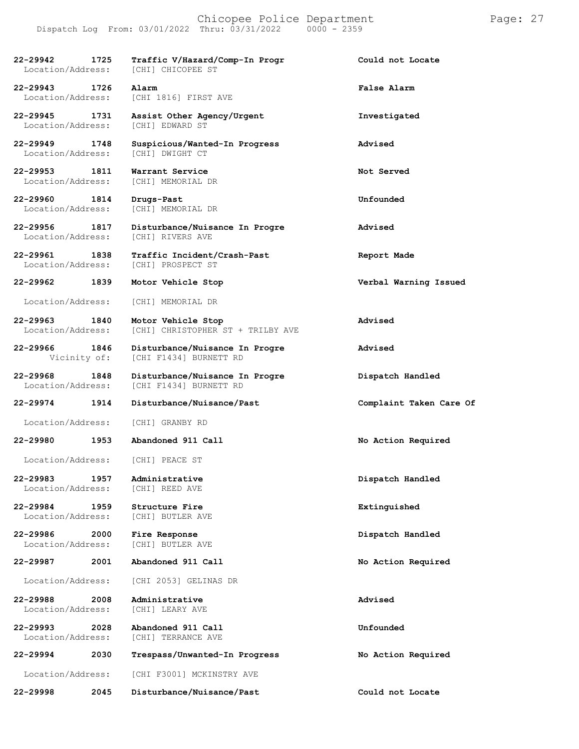| Call Number | Time | Call Reason | Action |
|---|---|---|---|
| 22-29942 | 1725 | Traffic V/Hazard/Comp-In Progr | Could not Locate |
| Location/Address: | | [CHI] CHICOPEE ST | |
| 22-29943 | 1726 | Alarm | False Alarm |
| Location/Address: | | [CHI 1816] FIRST AVE | |
| 22-29945 | 1731 | Assist Other Agency/Urgent | Investigated |
| Location/Address: | | [CHI] EDWARD ST | |
| 22-29949 | 1748 | Suspicious/Wanted-In Progress | Advised |
| Location/Address: | | [CHI] DWIGHT CT | |
| 22-29953 | 1811 | Warrant Service | Not Served |
| Location/Address: | | [CHI] MEMORIAL DR | |
| 22-29960 | 1814 | Drugs-Past | Unfounded |
| Location/Address: | | [CHI] MEMORIAL DR | |
| 22-29956 | 1817 | Disturbance/Nuisance In Progre | Advised |
| Location/Address: | | [CHI] RIVERS AVE | |
| 22-29961 | 1838 | Traffic Incident/Crash-Past | Report Made |
| Location/Address: | | [CHI] PROSPECT ST | |
| 22-29962 | 1839 | Motor Vehicle Stop | Verbal Warning Issued |
| Location/Address: | | [CHI] MEMORIAL DR | |
| 22-29963 | 1840 | Motor Vehicle Stop | Advised |
| Location/Address: | | [CHI] CHRISTOPHER ST + TRILBY AVE | |
| 22-29966 | 1846 | Disturbance/Nuisance In Progre | Advised |
| Vicinity of: | | [CHI F1434] BURNETT RD | |
| 22-29968 | 1848 | Disturbance/Nuisance In Progre | Dispatch Handled |
| Location/Address: | | [CHI F1434] BURNETT RD | |
| 22-29974 | 1914 | Disturbance/Nuisance/Past | Complaint Taken Care Of |
| Location/Address: | | [CHI] GRANBY RD | |
| 22-29980 | 1953 | Abandoned 911 Call | No Action Required |
| Location/Address: | | [CHI] PEACE ST | |
| 22-29983 | 1957 | Administrative | Dispatch Handled |
| Location/Address: | | [CHI] REED AVE | |
| 22-29984 | 1959 | Structure Fire | Extinguished |
| Location/Address: | | [CHI] BUTLER AVE | |
| 22-29986 | 2000 | Fire Response | Dispatch Handled |
| Location/Address: | | [CHI] BUTLER AVE | |
| 22-29987 | 2001 | Abandoned 911 Call | No Action Required |
| Location/Address: | | [CHI 2053] GELINAS DR | |
| 22-29988 | 2008 | Administrative | Advised |
| Location/Address: | | [CHI] LEARY AVE | |
| 22-29993 | 2028 | Abandoned 911 Call | Unfounded |
| Location/Address: | | [CHI] TERRANCE AVE | |
| 22-29994 | 2030 | Trespass/Unwanted-In Progress | No Action Required |
| Location/Address: | | [CHI F3001] MCKINSTRY AVE | |
| 22-29998 | 2045 | Disturbance/Nuisance/Past | Could not Locate |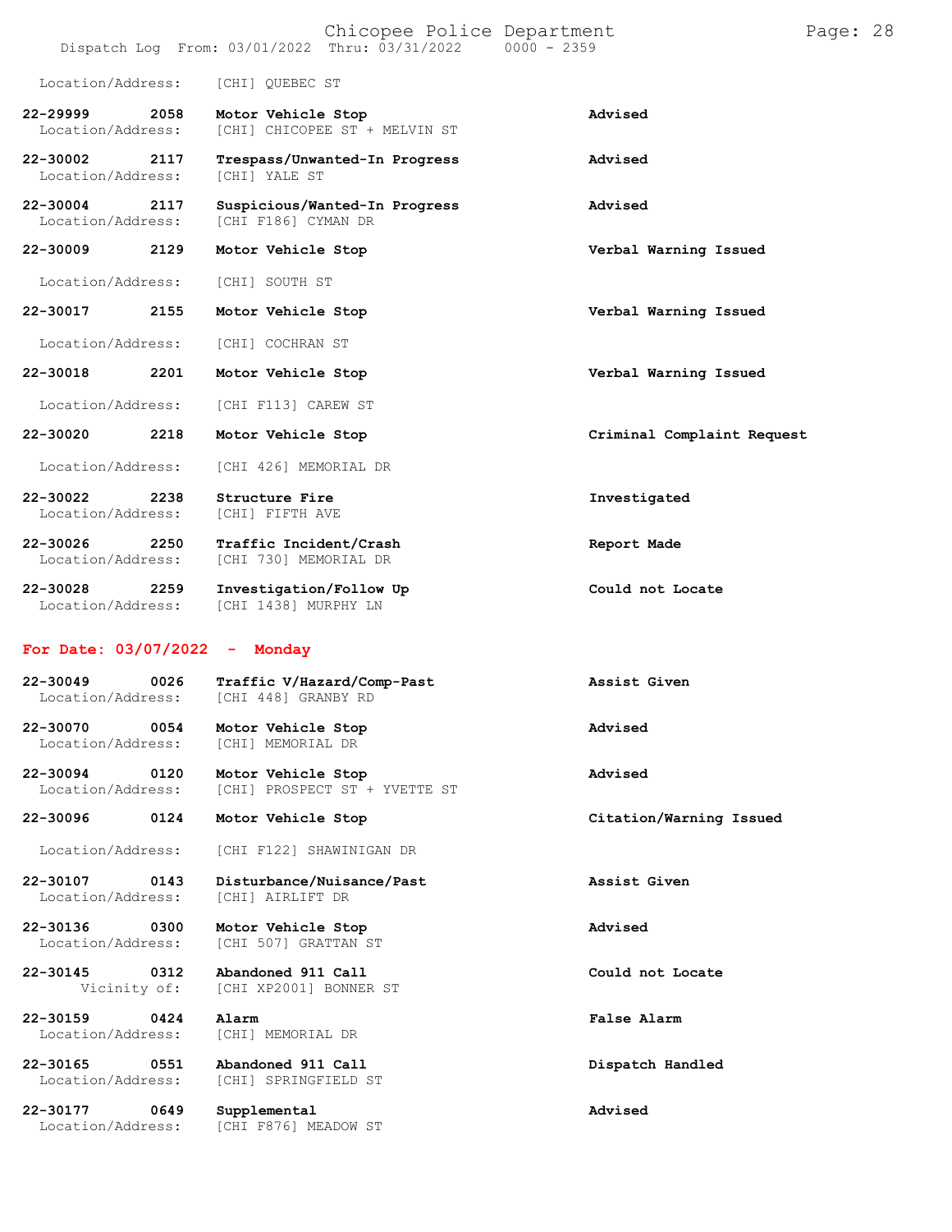Location/Address: [CHI] QUEBEC ST

| | | | |
|---|---|---|---|
| **22-29999** | **2058** | **Motor Vehicle Stop** | **Advised** |
| Location/Address: | | [CHI] CHICOPEE ST + MELVIN ST | |
| **22-30002** | **2117** | **Trespass/Unwanted-In Progress** | **Advised** |
| Location/Address: | | [CHI] YALE ST | |
| **22-30004** | **2117** | **Suspicious/Wanted-In Progress** | **Advised** |
| Location/Address: | | [CHI F186] CYMAN DR | |
| **22-30009** | **2129** | **Motor Vehicle Stop** | **Verbal Warning Issued** |
| Location/Address: | | [CHI] SOUTH ST | |
| **22-30017** | **2155** | **Motor Vehicle Stop** | **Verbal Warning Issued** |
| Location/Address: | | [CHI] COCHRAN ST | |
| **22-30018** | **2201** | **Motor Vehicle Stop** | **Verbal Warning Issued** |
| Location/Address: | | [CHI F113] CAREW ST | |
| **22-30020** | **2218** | **Motor Vehicle Stop** | **Criminal Complaint Request** |
| Location/Address: | | [CHI 426] MEMORIAL DR | |
| **22-30022** | **2238** | **Structure Fire** | **Investigated** |
| Location/Address: | | [CHI] FIFTH AVE | |
| **22-30026** | **2250** | **Traffic Incident/Crash** | **Report Made** |
| Location/Address: | | [CHI 730] MEMORIAL DR | |
| **22-30028** | **2259** | **Investigation/Follow Up** | **Could not Locate** |
| Location/Address: | | [CHI 1438] MURPHY LN | |

## For Date: 03/07/2022 - Monday

| | | | |
|---|---|---|---|
| **22-30049** | **0026** | **Traffic V/Hazard/Comp-Past** | **Assist Given** |
| Location/Address: | | [CHI 448] GRANBY RD | |
| **22-30070** | **0054** | **Motor Vehicle Stop** | **Advised** |
| Location/Address: | | [CHI] MEMORIAL DR | |
| **22-30094** | **0120** | **Motor Vehicle Stop** | **Advised** |
| Location/Address: | | [CHI] PROSPECT ST + YVETTE ST | |
| **22-30096** | **0124** | **Motor Vehicle Stop** | **Citation/Warning Issued** |
| Location/Address: | | [CHI F122] SHAWINIGAN DR | |
| **22-30107** | **0143** | **Disturbance/Nuisance/Past** | **Assist Given** |
| Location/Address: | | [CHI] AIRLIFT DR | |
| **22-30136** | **0300** | **Motor Vehicle Stop** | **Advised** |
| Location/Address: | | [CHI 507] GRATTAN ST | |
| **22-30145** | **0312** | **Abandoned 911 Call** | **Could not Locate** |
| Vicinity of: | | [CHI XP2001] BONNER ST | |
| **22-30159** | **0424** | **Alarm** | **False Alarm** |
| Location/Address: | | [CHI] MEMORIAL DR | |
| **22-30165** | **0551** | **Abandoned 911 Call** | **Dispatch Handled** |
| Location/Address: | | [CHI] SPRINGFIELD ST | |
| **22-30177** | **0649** | **Supplemental** | **Advised** |
| Location/Address: | | [CHI F876] MEADOW ST | |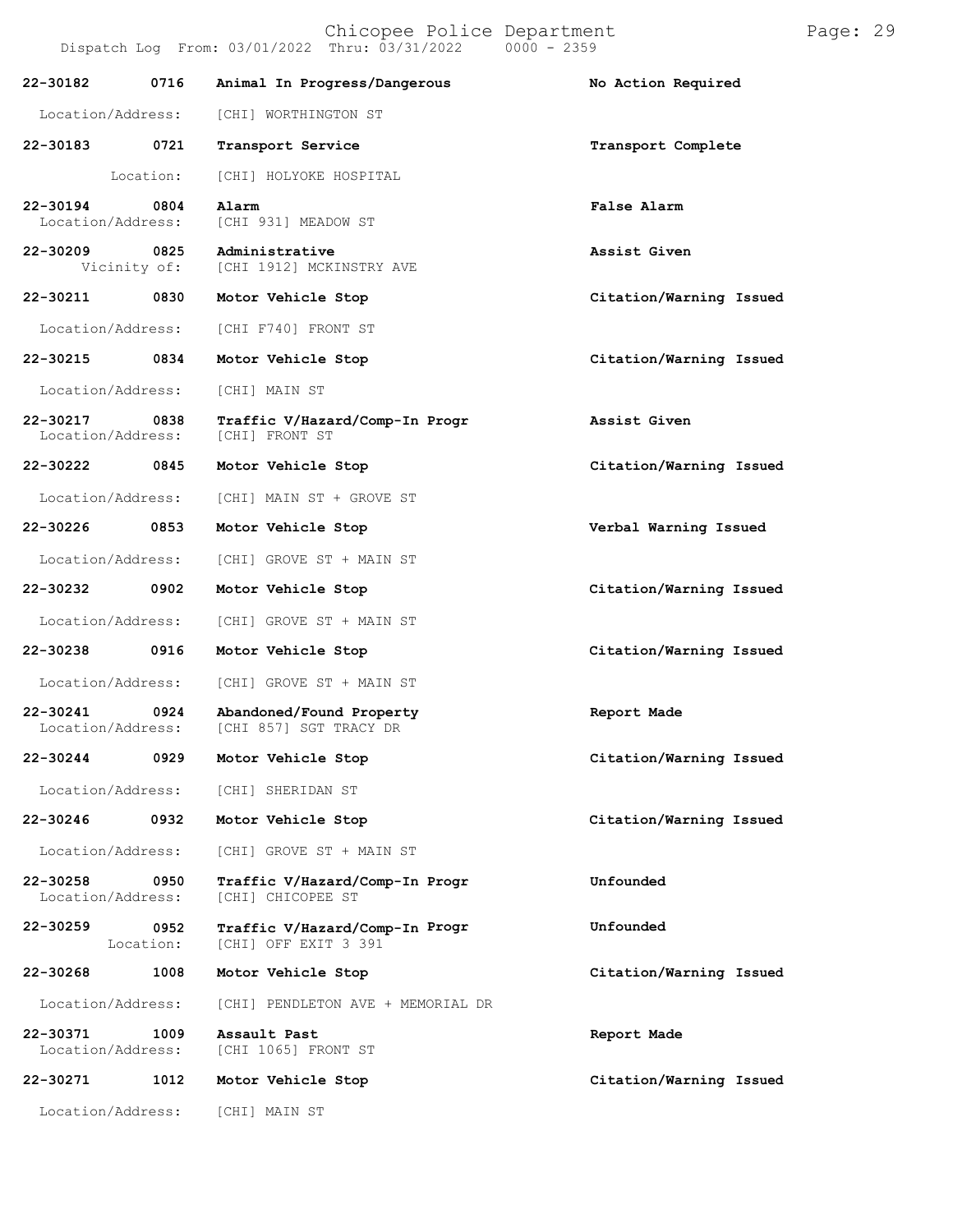| Call Number | Time | Call Reason | Action |
|---|---|---|---|
| 22-30182 | 0716 | Animal In Progress/Dangerous | No Action Required |
| | Location/Address: | [CHI] WORTHINGTON ST | |
| 22-30183 | 0721 | Transport Service | Transport Complete |
| | Location: | [CHI] HOLYOKE HOSPITAL | |
| 22-30194 | 0804 | Alarm | False Alarm |
| | Location/Address: | [CHI 931] MEADOW ST | |
| 22-30209 | 0825 | Administrative | Assist Given |
| | Vicinity of: | [CHI 1912] MCKINSTRY AVE | |
| 22-30211 | 0830 | Motor Vehicle Stop | Citation/Warning Issued |
| | Location/Address: | [CHI F740] FRONT ST | |
| 22-30215 | 0834 | Motor Vehicle Stop | Citation/Warning Issued |
| | Location/Address: | [CHI] MAIN ST | |
| 22-30217 | 0838 | Traffic V/Hazard/Comp-In Progr | Assist Given |
| | Location/Address: | [CHI] FRONT ST | |
| 22-30222 | 0845 | Motor Vehicle Stop | Citation/Warning Issued |
| | Location/Address: | [CHI] MAIN ST + GROVE ST | |
| 22-30226 | 0853 | Motor Vehicle Stop | Verbal Warning Issued |
| | Location/Address: | [CHI] GROVE ST + MAIN ST | |
| 22-30232 | 0902 | Motor Vehicle Stop | Citation/Warning Issued |
| | Location/Address: | [CHI] GROVE ST + MAIN ST | |
| 22-30238 | 0916 | Motor Vehicle Stop | Citation/Warning Issued |
| | Location/Address: | [CHI] GROVE ST + MAIN ST | |
| 22-30241 | 0924 | Abandoned/Found Property | Report Made |
| | Location/Address: | [CHI 857] SGT TRACY DR | |
| 22-30244 | 0929 | Motor Vehicle Stop | Citation/Warning Issued |
| | Location/Address: | [CHI] SHERIDAN ST | |
| 22-30246 | 0932 | Motor Vehicle Stop | Citation/Warning Issued |
| | Location/Address: | [CHI] GROVE ST + MAIN ST | |
| 22-30258 | 0950 | Traffic V/Hazard/Comp-In Progr | Unfounded |
| | Location/Address: | [CHI] CHICOPEE ST | |
| 22-30259 | 0952 | Traffic V/Hazard/Comp-In Progr | Unfounded |
| | Location: | [CHI] OFF EXIT 3 391 | |
| 22-30268 | 1008 | Motor Vehicle Stop | Citation/Warning Issued |
| | Location/Address: | [CHI] PENDLETON AVE + MEMORIAL DR | |
| 22-30371 | 1009 | Assault Past | Report Made |
| | Location/Address: | [CHI 1065] FRONT ST | |
| 22-30271 | 1012 | Motor Vehicle Stop | Citation/Warning Issued |
| | Location/Address: | [CHI] MAIN ST | |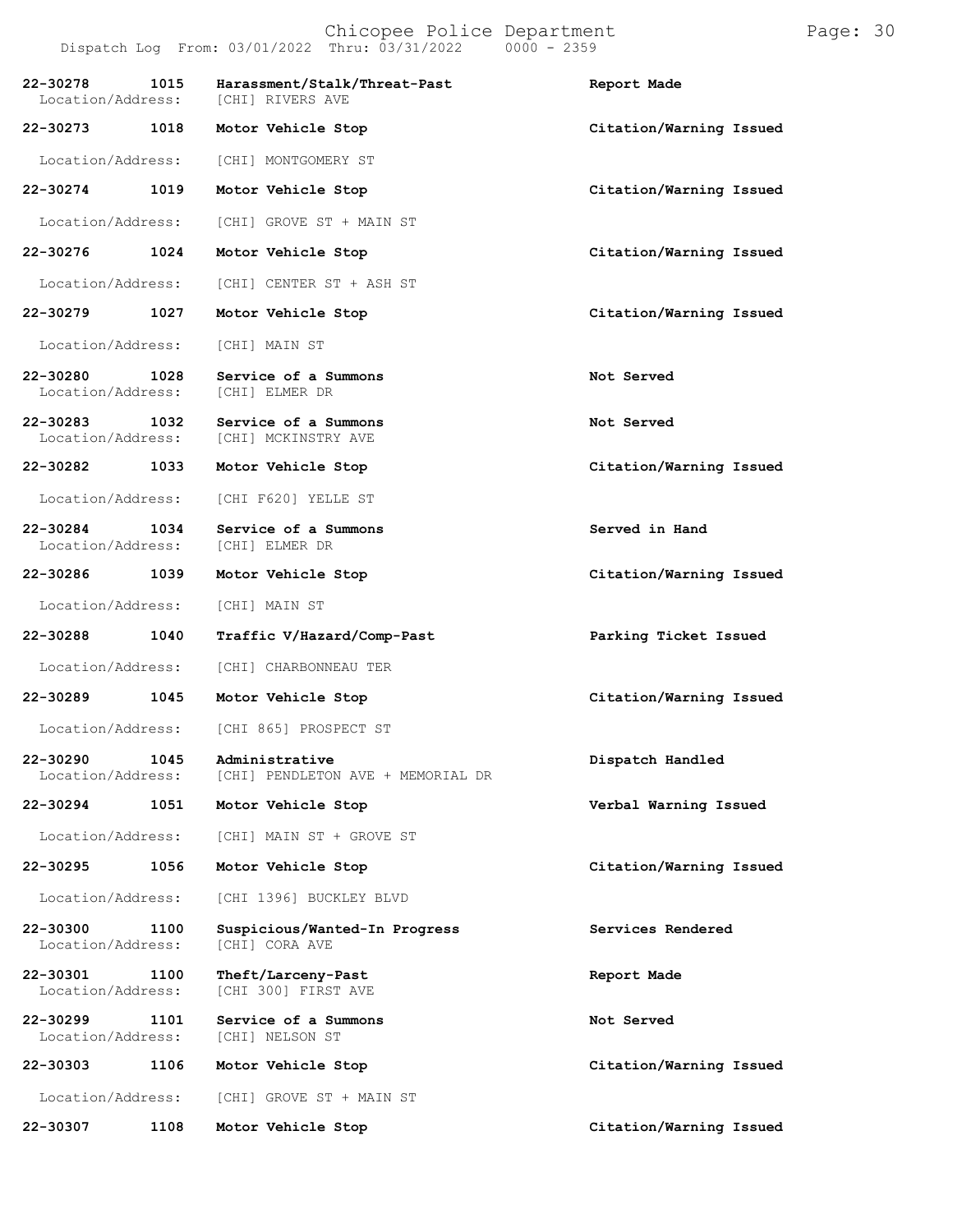| Call Number | Time | Call Reason | Action |
|---|---|---|---|
| 22-30278 | 1015 | Harassment/Stalk/Threat-Past | Report Made |
| Location/Address: | | [CHI] RIVERS AVE | |
| 22-30273 | 1018 | Motor Vehicle Stop | Citation/Warning Issued |
| Location/Address: | | [CHI] MONTGOMERY ST | |
| 22-30274 | 1019 | Motor Vehicle Stop | Citation/Warning Issued |
| Location/Address: | | [CHI] GROVE ST + MAIN ST | |
| 22-30276 | 1024 | Motor Vehicle Stop | Citation/Warning Issued |
| Location/Address: | | [CHI] CENTER ST + ASH ST | |
| 22-30279 | 1027 | Motor Vehicle Stop | Citation/Warning Issued |
| Location/Address: | | [CHI] MAIN ST | |
| 22-30280 | 1028 | Service of a Summons | Not Served |
| Location/Address: | | [CHI] ELMER DR | |
| 22-30283 | 1032 | Service of a Summons | Not Served |
| Location/Address: | | [CHI] MCKINSTRY AVE | |
| 22-30282 | 1033 | Motor Vehicle Stop | Citation/Warning Issued |
| Location/Address: | | [CHI F620] YELLE ST | |
| 22-30284 | 1034 | Service of a Summons | Served in Hand |
| Location/Address: | | [CHI] ELMER DR | |
| 22-30286 | 1039 | Motor Vehicle Stop | Citation/Warning Issued |
| Location/Address: | | [CHI] MAIN ST | |
| 22-30288 | 1040 | Traffic V/Hazard/Comp-Past | Parking Ticket Issued |
| Location/Address: | | [CHI] CHARBONNEAU TER | |
| 22-30289 | 1045 | Motor Vehicle Stop | Citation/Warning Issued |
| Location/Address: | | [CHI 865] PROSPECT ST | |
| 22-30290 | 1045 | Administrative | Dispatch Handled |
| Location/Address: | | [CHI] PENDLETON AVE + MEMORIAL DR | |
| 22-30294 | 1051 | Motor Vehicle Stop | Verbal Warning Issued |
| Location/Address: | | [CHI] MAIN ST + GROVE ST | |
| 22-30295 | 1056 | Motor Vehicle Stop | Citation/Warning Issued |
| Location/Address: | | [CHI 1396] BUCKLEY BLVD | |
| 22-30300 | 1100 | Suspicious/Wanted-In Progress | Services Rendered |
| Location/Address: | | [CHI] CORA AVE | |
| 22-30301 | 1100 | Theft/Larceny-Past | Report Made |
| Location/Address: | | [CHI 300] FIRST AVE | |
| 22-30299 | 1101 | Service of a Summons | Not Served |
| Location/Address: | | [CHI] NELSON ST | |
| 22-30303 | 1106 | Motor Vehicle Stop | Citation/Warning Issued |
| Location/Address: | | [CHI] GROVE ST + MAIN ST | |
| 22-30307 | 1108 | Motor Vehicle Stop | Citation/Warning Issued |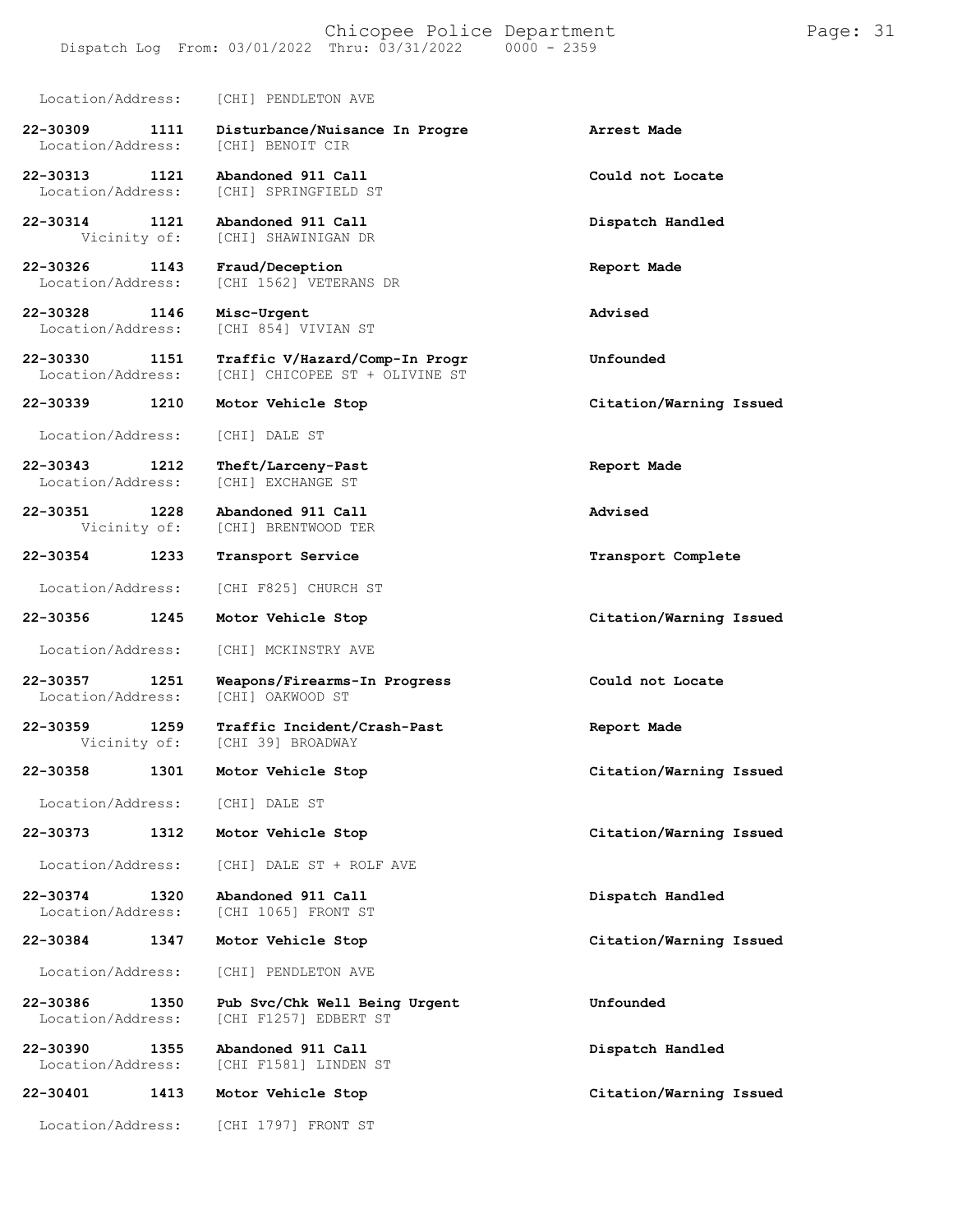Location/Address: [CHI] PENDLETON AVE

| Call Number | Time | Call Reason | Action |
|---|---|---|---|
| 22-30309 | 1111 | Disturbance/Nuisance In Progre | Arrest Made |
| Location/Address: | | [CHI] BENOIT CIR | |
| 22-30313 | 1121 | Abandoned 911 Call | Could not Locate |
| Location/Address: | | [CHI] SPRINGFIELD ST | |
| 22-30314 | 1121 | Abandoned 911 Call | Dispatch Handled |
| Vicinity of: | | [CHI] SHAWINIGAN DR | |
| 22-30326 | 1143 | Fraud/Deception | Report Made |
| Location/Address: | | [CHI 1562] VETERANS DR | |
| 22-30328 | 1146 | Misc-Urgent | Advised |
| Location/Address: | | [CHI 854] VIVIAN ST | |
| 22-30330 | 1151 | Traffic V/Hazard/Comp-In Progr | Unfounded |
| Location/Address: | | [CHI] CHICOPEE ST + OLIVINE ST | |
| 22-30339 | 1210 | Motor Vehicle Stop | Citation/Warning Issued |
| Location/Address: | | [CHI] DALE ST | |
| 22-30343 | 1212 | Theft/Larceny-Past | Report Made |
| Location/Address: | | [CHI] EXCHANGE ST | |
| 22-30351 | 1228 | Abandoned 911 Call | Advised |
| Vicinity of: | | [CHI] BRENTWOOD TER | |
| 22-30354 | 1233 | Transport Service | Transport Complete |
| Location/Address: | | [CHI F825] CHURCH ST | |
| 22-30356 | 1245 | Motor Vehicle Stop | Citation/Warning Issued |
| Location/Address: | | [CHI] MCKINSTRY AVE | |
| 22-30357 | 1251 | Weapons/Firearms-In Progress | Could not Locate |
| Location/Address: | | [CHI] OAKWOOD ST | |
| 22-30359 | 1259 | Traffic Incident/Crash-Past | Report Made |
| Vicinity of: | | [CHI 39] BROADWAY | |
| 22-30358 | 1301 | Motor Vehicle Stop | Citation/Warning Issued |
| Location/Address: | | [CHI] DALE ST | |
| 22-30373 | 1312 | Motor Vehicle Stop | Citation/Warning Issued |
| Location/Address: | | [CHI] DALE ST + ROLF AVE | |
| 22-30374 | 1320 | Abandoned 911 Call | Dispatch Handled |
| Location/Address: | | [CHI 1065] FRONT ST | |
| 22-30384 | 1347 | Motor Vehicle Stop | Citation/Warning Issued |
| Location/Address: | | [CHI] PENDLETON AVE | |
| 22-30386 | 1350 | Pub Svc/Chk Well Being Urgent | Unfounded |
| Location/Address: | | [CHI F1257] EDBERT ST | |
| 22-30390 | 1355 | Abandoned 911 Call | Dispatch Handled |
| Location/Address: | | [CHI F1581] LINDEN ST | |
| 22-30401 | 1413 | Motor Vehicle Stop | Citation/Warning Issued |
| Location/Address: | | [CHI 1797] FRONT ST | |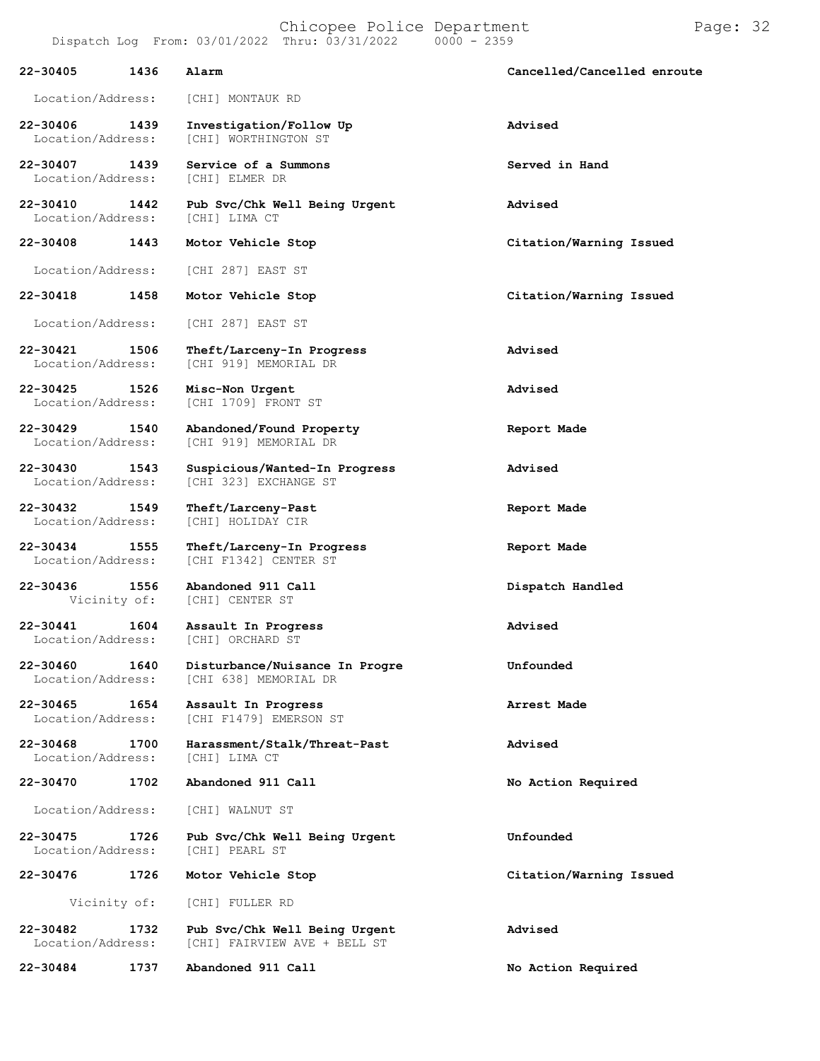| Call # | Time | Call Type | Disposition |
| --- | --- | --- | --- |
| **22-30405** | **1436** | **Alarm** | **Cancelled/Cancelled enroute** |
| Location/Address: | | [CHI] MONTAUK RD | |
| **22-30406** | **1439** | **Investigation/Follow Up** | **Advised** |
| Location/Address: | | [CHI] WORTHINGTON ST | |
| **22-30407** | **1439** | **Service of a Summons** | **Served in Hand** |
| Location/Address: | | [CHI] ELMER DR | |
| **22-30410** | **1442** | **Pub Svc/Chk Well Being Urgent** | **Advised** |
| Location/Address: | | [CHI] LIMA CT | |
| **22-30408** | **1443** | **Motor Vehicle Stop** | **Citation/Warning Issued** |
| Location/Address: | | [CHI 287] EAST ST | |
| **22-30418** | **1458** | **Motor Vehicle Stop** | **Citation/Warning Issued** |
| Location/Address: | | [CHI 287] EAST ST | |
| **22-30421** | **1506** | **Theft/Larceny-In Progress** | **Advised** |
| Location/Address: | | [CHI 919] MEMORIAL DR | |
| **22-30425** | **1526** | **Misc-Non Urgent** | **Advised** |
| Location/Address: | | [CHI 1709] FRONT ST | |
| **22-30429** | **1540** | **Abandoned/Found Property** | **Report Made** |
| Location/Address: | | [CHI 919] MEMORIAL DR | |
| **22-30430** | **1543** | **Suspicious/Wanted-In Progress** | **Advised** |
| Location/Address: | | [CHI 323] EXCHANGE ST | |
| **22-30432** | **1549** | **Theft/Larceny-Past** | **Report Made** |
| Location/Address: | | [CHI] HOLIDAY CIR | |
| **22-30434** | **1555** | **Theft/Larceny-In Progress** | **Report Made** |
| Location/Address: | | [CHI F1342] CENTER ST | |
| **22-30436** | **1556** | **Abandoned 911 Call** | **Dispatch Handled** |
| Vicinity of: | | [CHI] CENTER ST | |
| **22-30441** | **1604** | **Assault In Progress** | **Advised** |
| Location/Address: | | [CHI] ORCHARD ST | |
| **22-30460** | **1640** | **Disturbance/Nuisance In Progre** | **Unfounded** |
| Location/Address: | | [CHI 638] MEMORIAL DR | |
| **22-30465** | **1654** | **Assault In Progress** | **Arrest Made** |
| Location/Address: | | [CHI F1479] EMERSON ST | |
| **22-30468** | **1700** | **Harassment/Stalk/Threat-Past** | **Advised** |
| Location/Address: | | [CHI] LIMA CT | |
| **22-30470** | **1702** | **Abandoned 911 Call** | **No Action Required** |
| Location/Address: | | [CHI] WALNUT ST | |
| **22-30475** | **1726** | **Pub Svc/Chk Well Being Urgent** | **Unfounded** |
| Location/Address: | | [CHI] PEARL ST | |
| **22-30476** | **1726** | **Motor Vehicle Stop** | **Citation/Warning Issued** |
| Vicinity of: | | [CHI] FULLER RD | |
| **22-30482** | **1732** | **Pub Svc/Chk Well Being Urgent** | **Advised** |
| Location/Address: | | [CHI] FAIRVIEW AVE + BELL ST | |
| **22-30484** | **1737** | **Abandoned 911 Call** | **No Action Required** |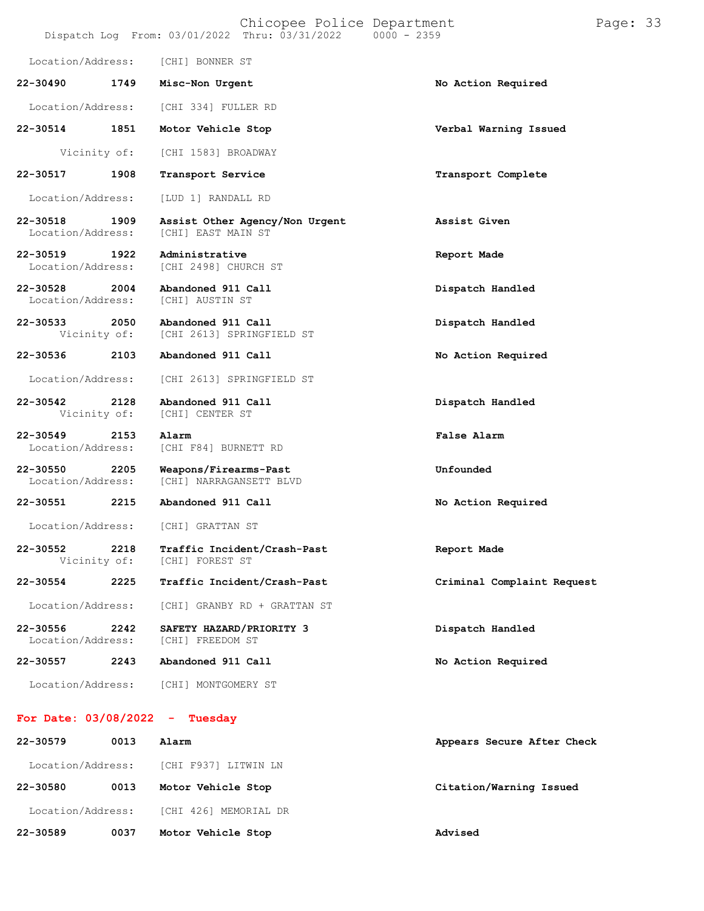Location/Address: [CHI] BONNER ST

**22-30490 1749 Misc-Non Urgent** **No Action Required**

Location/Address: [CHI 334] FULLER RD

**22-30514 1851 Motor Vehicle Stop** **Verbal Warning Issued**

Vicinity of: [CHI 1583] BROADWAY

**22-30517 1908 Transport Service** **Transport Complete**

Location/Address: [LUD 1] RANDALL RD

**22-30518 1909 Assist Other Agency/Non Urgent** **Assist Given**
Location/Address: [CHI] EAST MAIN ST

**22-30519 1922 Administrative** **Report Made**
Location/Address: [CHI 2498] CHURCH ST

**22-30528 2004 Abandoned 911 Call** **Dispatch Handled**
Location/Address: [CHI] AUSTIN ST

**22-30533 2050 Abandoned 911 Call** **Dispatch Handled**
Vicinity of: [CHI 2613] SPRINGFIELD ST

**22-30536 2103 Abandoned 911 Call** **No Action Required**

Location/Address: [CHI 2613] SPRINGFIELD ST

**22-30542 2128 Abandoned 911 Call** **Dispatch Handled**
Vicinity of: [CHI] CENTER ST

**22-30549 2153 Alarm** **False Alarm**
Location/Address: [CHI F84] BURNETT RD

**22-30550 2205 Weapons/Firearms-Past** **Unfounded**
Location/Address: [CHI] NARRAGANSETT BLVD

**22-30551 2215 Abandoned 911 Call** **No Action Required**

Location/Address: [CHI] GRATTAN ST

**22-30552 2218 Traffic Incident/Crash-Past** **Report Made**
Vicinity of: [CHI] FOREST ST

**22-30554 2225 Traffic Incident/Crash-Past** **Criminal Complaint Request**

Location/Address: [CHI] GRANBY RD + GRATTAN ST

**22-30556 2242 SAFETY HAZARD/PRIORITY 3** **Dispatch Handled**
Location/Address: [CHI] FREEDOM ST

**22-30557 2243 Abandoned 911 Call** **No Action Required**

Location/Address: [CHI] MONTGOMERY ST

## For Date: 03/08/2022 - Tuesday

**22-30579 0013 Alarm** **Appears Secure After Check**

Location/Address: [CHI F937] LITWIN LN

**22-30580 0013 Motor Vehicle Stop** **Citation/Warning Issued**

Location/Address: [CHI 426] MEMORIAL DR

**22-30589 0037 Motor Vehicle Stop** **Advised**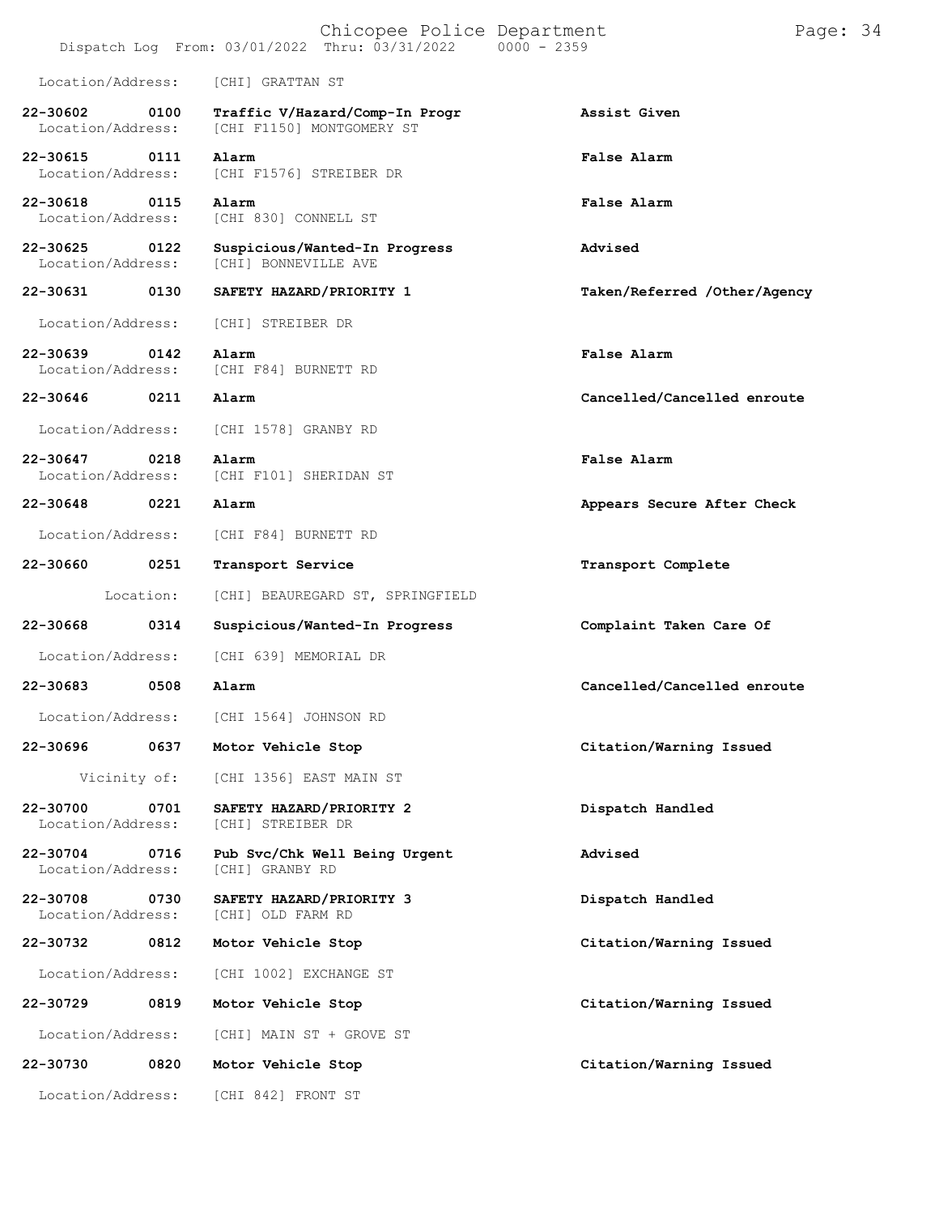Location/Address: [CHI] GRATTAN ST

| Call Number | Time | Call Reason | Action |
|---|---|---|---|
| **22-30602** | **0100** | **Traffic V/Hazard/Comp-In Progr** | **Assist Given** |
| Location/Address: | | [CHI F1150] MONTGOMERY ST | |
| **22-30615** | **0111** | **Alarm** | **False Alarm** |
| Location/Address: | | [CHI F1576] STREIBER DR | |
| **22-30618** | **0115** | **Alarm** | **False Alarm** |
| Location/Address: | | [CHI 830] CONNELL ST | |
| **22-30625** | **0122** | **Suspicious/Wanted-In Progress** | **Advised** |
| Location/Address: | | [CHI] BONNEVILLE AVE | |
| **22-30631** | **0130** | **SAFETY HAZARD/PRIORITY 1** | **Taken/Referred /Other/Agency** |
| Location/Address: | | [CHI] STREIBER DR | |
| **22-30639** | **0142** | **Alarm** | **False Alarm** |
| Location/Address: | | [CHI F84] BURNETT RD | |
| **22-30646** | **0211** | **Alarm** | **Cancelled/Cancelled enroute** |
| Location/Address: | | [CHI 1578] GRANBY RD | |
| **22-30647** | **0218** | **Alarm** | **False Alarm** |
| Location/Address: | | [CHI F101] SHERIDAN ST | |
| **22-30648** | **0221** | **Alarm** | **Appears Secure After Check** |
| Location/Address: | | [CHI F84] BURNETT RD | |
| **22-30660** | **0251** | **Transport Service** | **Transport Complete** |
| Location: | | [CHI] BEAUREGARD ST, SPRINGFIELD | |
| **22-30668** | **0314** | **Suspicious/Wanted-In Progress** | **Complaint Taken Care Of** |
| Location/Address: | | [CHI 639] MEMORIAL DR | |
| **22-30683** | **0508** | **Alarm** | **Cancelled/Cancelled enroute** |
| Location/Address: | | [CHI 1564] JOHNSON RD | |
| **22-30696** | **0637** | **Motor Vehicle Stop** | **Citation/Warning Issued** |
| Vicinity of: | | [CHI 1356] EAST MAIN ST | |
| **22-30700** | **0701** | **SAFETY HAZARD/PRIORITY 2** | **Dispatch Handled** |
| Location/Address: | | [CHI] STREIBER DR | |
| **22-30704** | **0716** | **Pub Svc/Chk Well Being Urgent** | **Advised** |
| Location/Address: | | [CHI] GRANBY RD | |
| **22-30708** | **0730** | **SAFETY HAZARD/PRIORITY 3** | **Dispatch Handled** |
| Location/Address: | | [CHI] OLD FARM RD | |
| **22-30732** | **0812** | **Motor Vehicle Stop** | **Citation/Warning Issued** |
| Location/Address: | | [CHI 1002] EXCHANGE ST | |
| **22-30729** | **0819** | **Motor Vehicle Stop** | **Citation/Warning Issued** |
| Location/Address: | | [CHI] MAIN ST + GROVE ST | |
| **22-30730** | **0820** | **Motor Vehicle Stop** | **Citation/Warning Issued** |
| Location/Address: | | [CHI 842] FRONT ST | |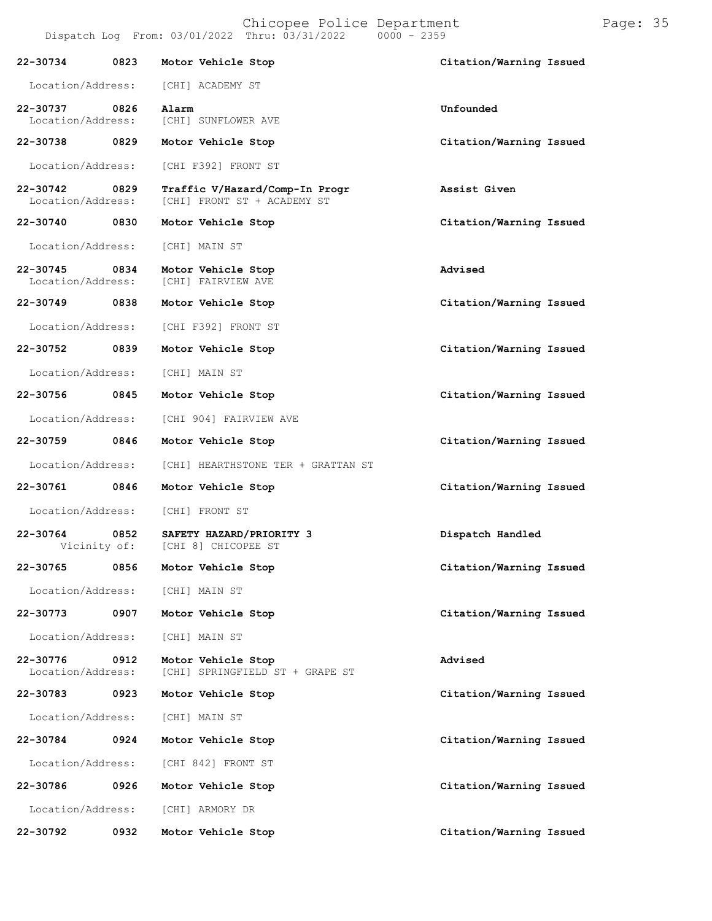Dispatch Log From: 03/01/2022 Thru: 03/31/2022 0000 - 2359

**22-30734 0823 Motor Vehicle Stop** — **Citation/Warning Issued**
Location/Address: [CHI] ACADEMY ST

**22-30737 0826 Alarm** — **Unfounded**
Location/Address: [CHI] SUNFLOWER AVE

**22-30738 0829 Motor Vehicle Stop** — **Citation/Warning Issued**
Location/Address: [CHI F392] FRONT ST

**22-30742 0829 Traffic V/Hazard/Comp-In Progr** — **Assist Given**
Location/Address: [CHI] FRONT ST + ACADEMY ST

**22-30740 0830 Motor Vehicle Stop** — **Citation/Warning Issued**
Location/Address: [CHI] MAIN ST

**22-30745 0834 Motor Vehicle Stop** — **Advised**
Location/Address: [CHI] FAIRVIEW AVE

**22-30749 0838 Motor Vehicle Stop** — **Citation/Warning Issued**
Location/Address: [CHI F392] FRONT ST

**22-30752 0839 Motor Vehicle Stop** — **Citation/Warning Issued**
Location/Address: [CHI] MAIN ST

**22-30756 0845 Motor Vehicle Stop** — **Citation/Warning Issued**
Location/Address: [CHI 904] FAIRVIEW AVE

**22-30759 0846 Motor Vehicle Stop** — **Citation/Warning Issued**
Location/Address: [CHI] HEARTHSTONE TER + GRATTAN ST

**22-30761 0846 Motor Vehicle Stop** — **Citation/Warning Issued**
Location/Address: [CHI] FRONT ST

**22-30764 0852 SAFETY HAZARD/PRIORITY 3** — **Dispatch Handled**
Vicinity of: [CHI 8] CHICOPEE ST

**22-30765 0856 Motor Vehicle Stop** — **Citation/Warning Issued**
Location/Address: [CHI] MAIN ST

**22-30773 0907 Motor Vehicle Stop** — **Citation/Warning Issued**
Location/Address: [CHI] MAIN ST

**22-30776 0912 Motor Vehicle Stop** — **Advised**
Location/Address: [CHI] SPRINGFIELD ST + GRAPE ST

**22-30783 0923 Motor Vehicle Stop** — **Citation/Warning Issued**
Location/Address: [CHI] MAIN ST

**22-30784 0924 Motor Vehicle Stop** — **Citation/Warning Issued**
Location/Address: [CHI 842] FRONT ST

**22-30786 0926 Motor Vehicle Stop** — **Citation/Warning Issued**
Location/Address: [CHI] ARMORY DR

**22-30792 0932 Motor Vehicle Stop** — **Citation/Warning Issued**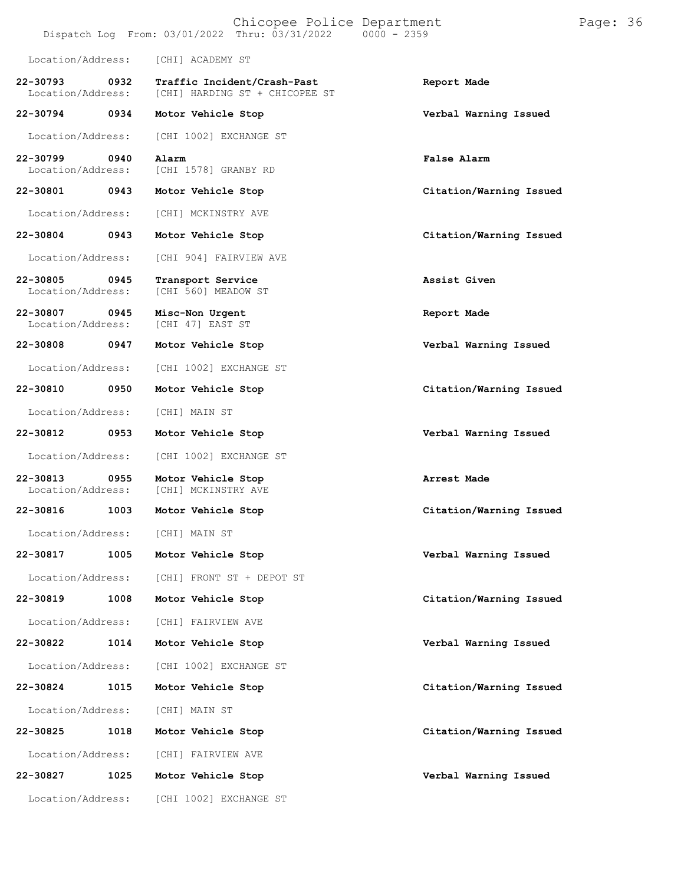Location/Address: [CHI] ACADEMY ST

| Call Number | Time | Call Type | Disposition |
|---|---|---|---|
| 22-30793 | 0932 | Traffic Incident/Crash-Past | Report Made |
| Location/Address: | | [CHI] HARDING ST + CHICOPEE ST | |
| 22-30794 | 0934 | Motor Vehicle Stop | Verbal Warning Issued |
| Location/Address: | | [CHI 1002] EXCHANGE ST | |
| 22-30799 | 0940 | Alarm | False Alarm |
| Location/Address: | | [CHI 1578] GRANBY RD | |
| 22-30801 | 0943 | Motor Vehicle Stop | Citation/Warning Issued |
| Location/Address: | | [CHI] MCKINSTRY AVE | |
| 22-30804 | 0943 | Motor Vehicle Stop | Citation/Warning Issued |
| Location/Address: | | [CHI 904] FAIRVIEW AVE | |
| 22-30805 | 0945 | Transport Service | Assist Given |
| Location/Address: | | [CHI 560] MEADOW ST | |
| 22-30807 | 0945 | Misc-Non Urgent | Report Made |
| Location/Address: | | [CHI 47] EAST ST | |
| 22-30808 | 0947 | Motor Vehicle Stop | Verbal Warning Issued |
| Location/Address: | | [CHI 1002] EXCHANGE ST | |
| 22-30810 | 0950 | Motor Vehicle Stop | Citation/Warning Issued |
| Location/Address: | | [CHI] MAIN ST | |
| 22-30812 | 0953 | Motor Vehicle Stop | Verbal Warning Issued |
| Location/Address: | | [CHI 1002] EXCHANGE ST | |
| 22-30813 | 0955 | Motor Vehicle Stop | Arrest Made |
| Location/Address: | | [CHI] MCKINSTRY AVE | |
| 22-30816 | 1003 | Motor Vehicle Stop | Citation/Warning Issued |
| Location/Address: | | [CHI] MAIN ST | |
| 22-30817 | 1005 | Motor Vehicle Stop | Verbal Warning Issued |
| Location/Address: | | [CHI] FRONT ST + DEPOT ST | |
| 22-30819 | 1008 | Motor Vehicle Stop | Citation/Warning Issued |
| Location/Address: | | [CHI] FAIRVIEW AVE | |
| 22-30822 | 1014 | Motor Vehicle Stop | Verbal Warning Issued |
| Location/Address: | | [CHI 1002] EXCHANGE ST | |
| 22-30824 | 1015 | Motor Vehicle Stop | Citation/Warning Issued |
| Location/Address: | | [CHI] MAIN ST | |
| 22-30825 | 1018 | Motor Vehicle Stop | Citation/Warning Issued |
| Location/Address: | | [CHI] FAIRVIEW AVE | |
| 22-30827 | 1025 | Motor Vehicle Stop | Verbal Warning Issued |
| Location/Address: | | [CHI 1002] EXCHANGE ST | |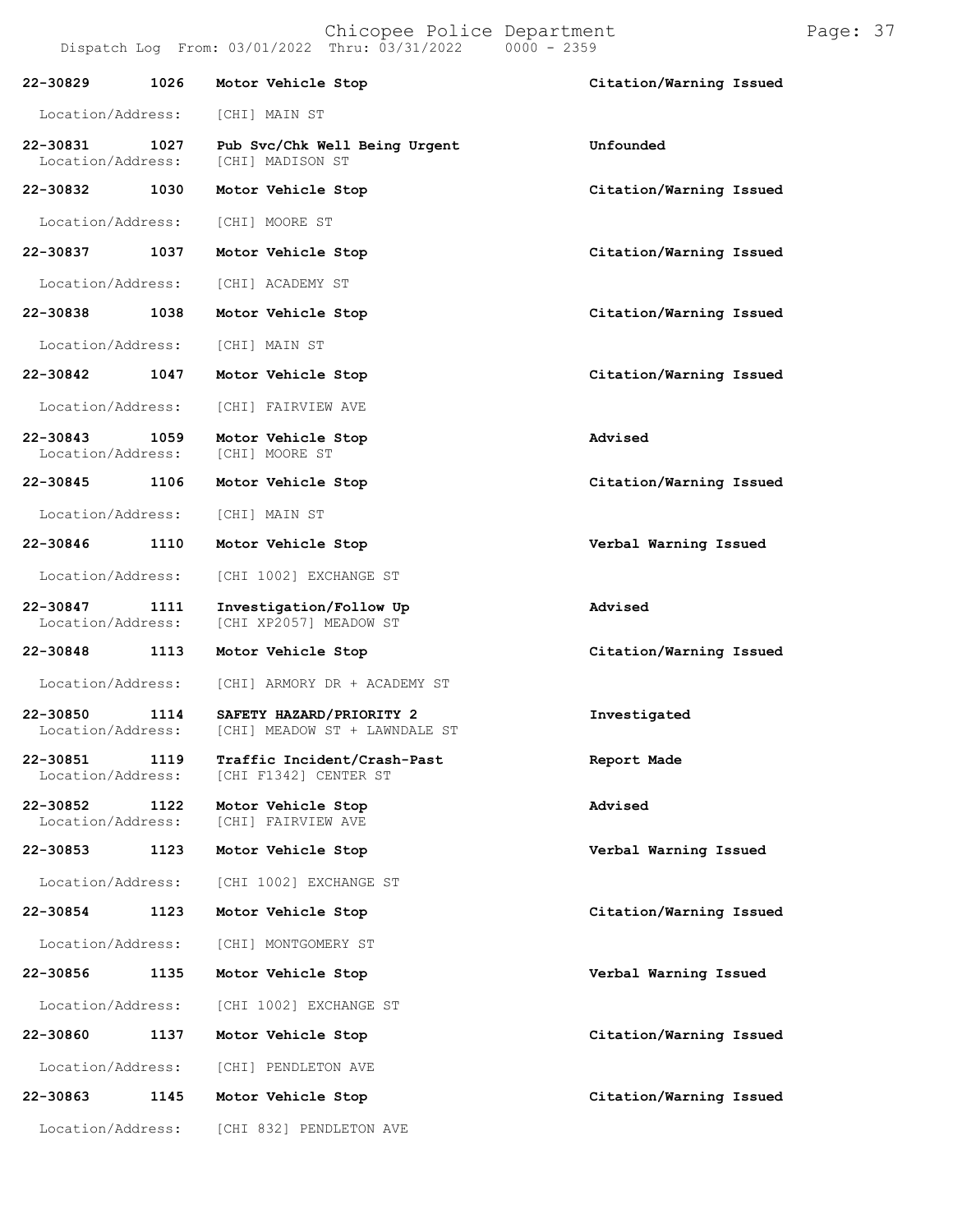| Call # | Time | Call Type | Disposition |
|---|---|---|---|
| 22-30829 | 1026 | Motor Vehicle Stop | Citation/Warning Issued |
| Location/Address: | | [CHI] MAIN ST | |
| 22-30831 | 1027 | Pub Svc/Chk Well Being Urgent | Unfounded |
| Location/Address: | | [CHI] MADISON ST | |
| 22-30832 | 1030 | Motor Vehicle Stop | Citation/Warning Issued |
| Location/Address: | | [CHI] MOORE ST | |
| 22-30837 | 1037 | Motor Vehicle Stop | Citation/Warning Issued |
| Location/Address: | | [CHI] ACADEMY ST | |
| 22-30838 | 1038 | Motor Vehicle Stop | Citation/Warning Issued |
| Location/Address: | | [CHI] MAIN ST | |
| 22-30842 | 1047 | Motor Vehicle Stop | Citation/Warning Issued |
| Location/Address: | | [CHI] FAIRVIEW AVE | |
| 22-30843 | 1059 | Motor Vehicle Stop | Advised |
| Location/Address: | | [CHI] MOORE ST | |
| 22-30845 | 1106 | Motor Vehicle Stop | Citation/Warning Issued |
| Location/Address: | | [CHI] MAIN ST | |
| 22-30846 | 1110 | Motor Vehicle Stop | Verbal Warning Issued |
| Location/Address: | | [CHI 1002] EXCHANGE ST | |
| 22-30847 | 1111 | Investigation/Follow Up | Advised |
| Location/Address: | | [CHI XP2057] MEADOW ST | |
| 22-30848 | 1113 | Motor Vehicle Stop | Citation/Warning Issued |
| Location/Address: | | [CHI] ARMORY DR + ACADEMY ST | |
| 22-30850 | 1114 | SAFETY HAZARD/PRIORITY 2 | Investigated |
| Location/Address: | | [CHI] MEADOW ST + LAWNDALE ST | |
| 22-30851 | 1119 | Traffic Incident/Crash-Past | Report Made |
| Location/Address: | | [CHI F1342] CENTER ST | |
| 22-30852 | 1122 | Motor Vehicle Stop | Advised |
| Location/Address: | | [CHI] FAIRVIEW AVE | |
| 22-30853 | 1123 | Motor Vehicle Stop | Verbal Warning Issued |
| Location/Address: | | [CHI 1002] EXCHANGE ST | |
| 22-30854 | 1123 | Motor Vehicle Stop | Citation/Warning Issued |
| Location/Address: | | [CHI] MONTGOMERY ST | |
| 22-30856 | 1135 | Motor Vehicle Stop | Verbal Warning Issued |
| Location/Address: | | [CHI 1002] EXCHANGE ST | |
| 22-30860 | 1137 | Motor Vehicle Stop | Citation/Warning Issued |
| Location/Address: | | [CHI] PENDLETON AVE | |
| 22-30863 | 1145 | Motor Vehicle Stop | Citation/Warning Issued |
| Location/Address: | | [CHI 832] PENDLETON AVE | |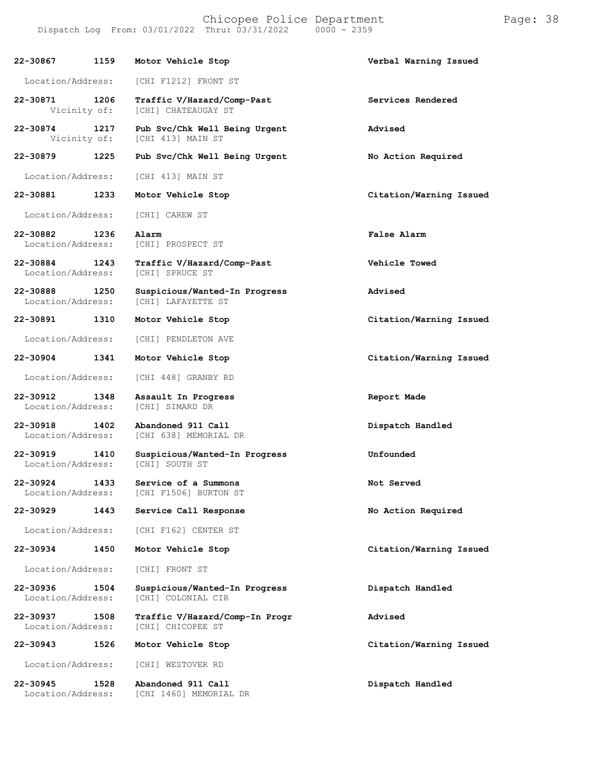| Call Number | Time | Call Reason | Action |
|---|---|---|---|
| 22-30867 | 1159 | Motor Vehicle Stop | Verbal Warning Issued |
| Location/Address: | | [CHI F1212] FRONT ST | |
| 22-30871 | 1206 | Traffic V/Hazard/Comp-Past | Services Rendered |
| Vicinity of: | | [CHI] CHATEAUGAY ST | |
| 22-30874 | 1217 | Pub Svc/Chk Well Being Urgent | Advised |
| Vicinity of: | | [CHI 413] MAIN ST | |
| 22-30879 | 1225 | Pub Svc/Chk Well Being Urgent | No Action Required |
| Location/Address: | | [CHI 413] MAIN ST | |
| 22-30881 | 1233 | Motor Vehicle Stop | Citation/Warning Issued |
| Location/Address: | | [CHI] CAREW ST | |
| 22-30882 | 1236 | Alarm | False Alarm |
| Location/Address: | | [CHI] PROSPECT ST | |
| 22-30884 | 1243 | Traffic V/Hazard/Comp-Past | Vehicle Towed |
| Location/Address: | | [CHI] SPRUCE ST | |
| 22-30888 | 1250 | Suspicious/Wanted-In Progress | Advised |
| Location/Address: | | [CHI] LAFAYETTE ST | |
| 22-30891 | 1310 | Motor Vehicle Stop | Citation/Warning Issued |
| Location/Address: | | [CHI] PENDLETON AVE | |
| 22-30904 | 1341 | Motor Vehicle Stop | Citation/Warning Issued |
| Location/Address: | | [CHI 448] GRANBY RD | |
| 22-30912 | 1348 | Assault In Progress | Report Made |
| Location/Address: | | [CHI] SIMARD DR | |
| 22-30918 | 1402 | Abandoned 911 Call | Dispatch Handled |
| Location/Address: | | [CHI 638] MEMORIAL DR | |
| 22-30919 | 1410 | Suspicious/Wanted-In Progress | Unfounded |
| Location/Address: | | [CHI] SOUTH ST | |
| 22-30924 | 1433 | Service of a Summons | Not Served |
| Location/Address: | | [CHI F1506] BURTON ST | |
| 22-30929 | 1443 | Service Call Response | No Action Required |
| Location/Address: | | [CHI F162] CENTER ST | |
| 22-30934 | 1450 | Motor Vehicle Stop | Citation/Warning Issued |
| Location/Address: | | [CHI] FRONT ST | |
| 22-30936 | 1504 | Suspicious/Wanted-In Progress | Dispatch Handled |
| Location/Address: | | [CHI] COLONIAL CIR | |
| 22-30937 | 1508 | Traffic V/Hazard/Comp-In Progr | Advised |
| Location/Address: | | [CHI] CHICOPEE ST | |
| 22-30943 | 1526 | Motor Vehicle Stop | Citation/Warning Issued |
| Location/Address: | | [CHI] WESTOVER RD | |
| 22-30945 | 1528 | Abandoned 911 Call | Dispatch Handled |
| Location/Address: | | [CHI 1460] MEMORIAL DR | |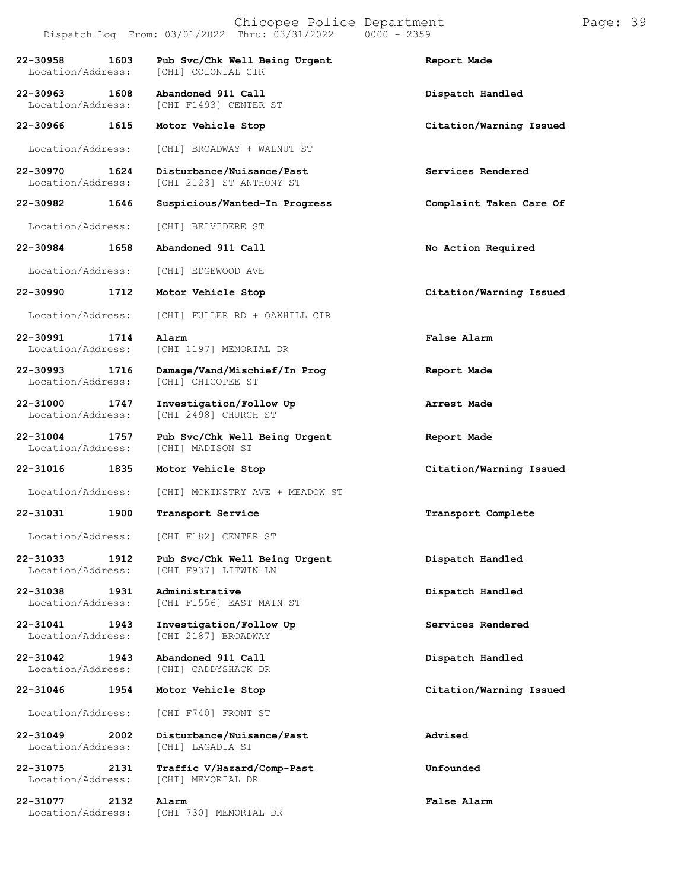| Call # | Time | Call Type | Disposition |
|---|---|---|---|
| 22-30958 | 1603 | Pub Svc/Chk Well Being Urgent | Report Made |
| Location/Address: | | [CHI] COLONIAL CIR | |
| 22-30963 | 1608 | Abandoned 911 Call | Dispatch Handled |
| Location/Address: | | [CHI F1493] CENTER ST | |
| 22-30966 | 1615 | Motor Vehicle Stop | Citation/Warning Issued |
| Location/Address: | | [CHI] BROADWAY + WALNUT ST | |
| 22-30970 | 1624 | Disturbance/Nuisance/Past | Services Rendered |
| Location/Address: | | [CHI 2123] ST ANTHONY ST | |
| 22-30982 | 1646 | Suspicious/Wanted-In Progress | Complaint Taken Care Of |
| Location/Address: | | [CHI] BELVIDERE ST | |
| 22-30984 | 1658 | Abandoned 911 Call | No Action Required |
| Location/Address: | | [CHI] EDGEWOOD AVE | |
| 22-30990 | 1712 | Motor Vehicle Stop | Citation/Warning Issued |
| Location/Address: | | [CHI] FULLER RD + OAKHILL CIR | |
| 22-30991 | 1714 | Alarm | False Alarm |
| Location/Address: | | [CHI 1197] MEMORIAL DR | |
| 22-30993 | 1716 | Damage/Vand/Mischief/In Prog | Report Made |
| Location/Address: | | [CHI] CHICOPEE ST | |
| 22-31000 | 1747 | Investigation/Follow Up | Arrest Made |
| Location/Address: | | [CHI 2498] CHURCH ST | |
| 22-31004 | 1757 | Pub Svc/Chk Well Being Urgent | Report Made |
| Location/Address: | | [CHI] MADISON ST | |
| 22-31016 | 1835 | Motor Vehicle Stop | Citation/Warning Issued |
| Location/Address: | | [CHI] MCKINSTRY AVE + MEADOW ST | |
| 22-31031 | 1900 | Transport Service | Transport Complete |
| Location/Address: | | [CHI F182] CENTER ST | |
| 22-31033 | 1912 | Pub Svc/Chk Well Being Urgent | Dispatch Handled |
| Location/Address: | | [CHI F937] LITWIN LN | |
| 22-31038 | 1931 | Administrative | Dispatch Handled |
| Location/Address: | | [CHI F1556] EAST MAIN ST | |
| 22-31041 | 1943 | Investigation/Follow Up | Services Rendered |
| Location/Address: | | [CHI 2187] BROADWAY | |
| 22-31042 | 1943 | Abandoned 911 Call | Dispatch Handled |
| Location/Address: | | [CHI] CADDYSHACK DR | |
| 22-31046 | 1954 | Motor Vehicle Stop | Citation/Warning Issued |
| Location/Address: | | [CHI F740] FRONT ST | |
| 22-31049 | 2002 | Disturbance/Nuisance/Past | Advised |
| Location/Address: | | [CHI] LAGADIA ST | |
| 22-31075 | 2131 | Traffic V/Hazard/Comp-Past | Unfounded |
| Location/Address: | | [CHI] MEMORIAL DR | |
| 22-31077 | 2132 | Alarm | False Alarm |
| Location/Address: | | [CHI 730] MEMORIAL DR | |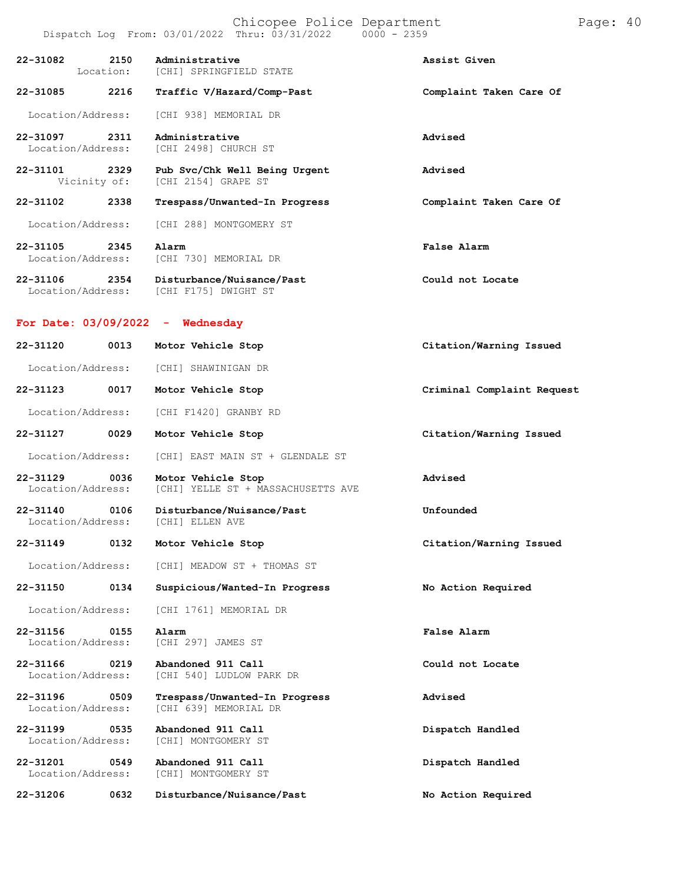| Call Number | Time | Call Reason | Action |
|---|---|---|---|
| 22-31082 | 2150 | Administrative | Assist Given |
| Location: | | [CHI] SPRINGFIELD STATE | |
| 22-31085 | 2216 | Traffic V/Hazard/Comp-Past | Complaint Taken Care Of |
| Location/Address: | | [CHI 938] MEMORIAL DR | |
| 22-31097 | 2311 | Administrative | Advised |
| Location/Address: | | [CHI 2498] CHURCH ST | |
| 22-31101 | 2329 | Pub Svc/Chk Well Being Urgent | Advised |
| Vicinity of: | | [CHI 2154] GRAPE ST | |
| 22-31102 | 2338 | Trespass/Unwanted-In Progress | Complaint Taken Care Of |
| Location/Address: | | [CHI 288] MONTGOMERY ST | |
| 22-31105 | 2345 | Alarm | False Alarm |
| Location/Address: | | [CHI 730] MEMORIAL DR | |
| 22-31106 | 2354 | Disturbance/Nuisance/Past | Could not Locate |
| Location/Address: | | [CHI F175] DWIGHT ST | |

## For Date: 03/09/2022 - Wednesday

| Call Number | Time | Call Reason | Action |
|---|---|---|---|
| 22-31120 | 0013 | Motor Vehicle Stop | Citation/Warning Issued |
| Location/Address: | | [CHI] SHAWINIGAN DR | |
| 22-31123 | 0017 | Motor Vehicle Stop | Criminal Complaint Request |
| Location/Address: | | [CHI F1420] GRANBY RD | |
| 22-31127 | 0029 | Motor Vehicle Stop | Citation/Warning Issued |
| Location/Address: | | [CHI] EAST MAIN ST + GLENDALE ST | |
| 22-31129 | 0036 | Motor Vehicle Stop | Advised |
| Location/Address: | | [CHI] YELLE ST + MASSACHUSETTS AVE | |
| 22-31140 | 0106 | Disturbance/Nuisance/Past | Unfounded |
| Location/Address: | | [CHI] ELLEN AVE | |
| 22-31149 | 0132 | Motor Vehicle Stop | Citation/Warning Issued |
| Location/Address: | | [CHI] MEADOW ST + THOMAS ST | |
| 22-31150 | 0134 | Suspicious/Wanted-In Progress | No Action Required |
| Location/Address: | | [CHI 1761] MEMORIAL DR | |
| 22-31156 | 0155 | Alarm | False Alarm |
| Location/Address: | | [CHI 297] JAMES ST | |
| 22-31166 | 0219 | Abandoned 911 Call | Could not Locate |
| Location/Address: | | [CHI 540] LUDLOW PARK DR | |
| 22-31196 | 0509 | Trespass/Unwanted-In Progress | Advised |
| Location/Address: | | [CHI 639] MEMORIAL DR | |
| 22-31199 | 0535 | Abandoned 911 Call | Dispatch Handled |
| Location/Address: | | [CHI] MONTGOMERY ST | |
| 22-31201 | 0549 | Abandoned 911 Call | Dispatch Handled |
| Location/Address: | | [CHI] MONTGOMERY ST | |
| 22-31206 | 0632 | Disturbance/Nuisance/Past | No Action Required |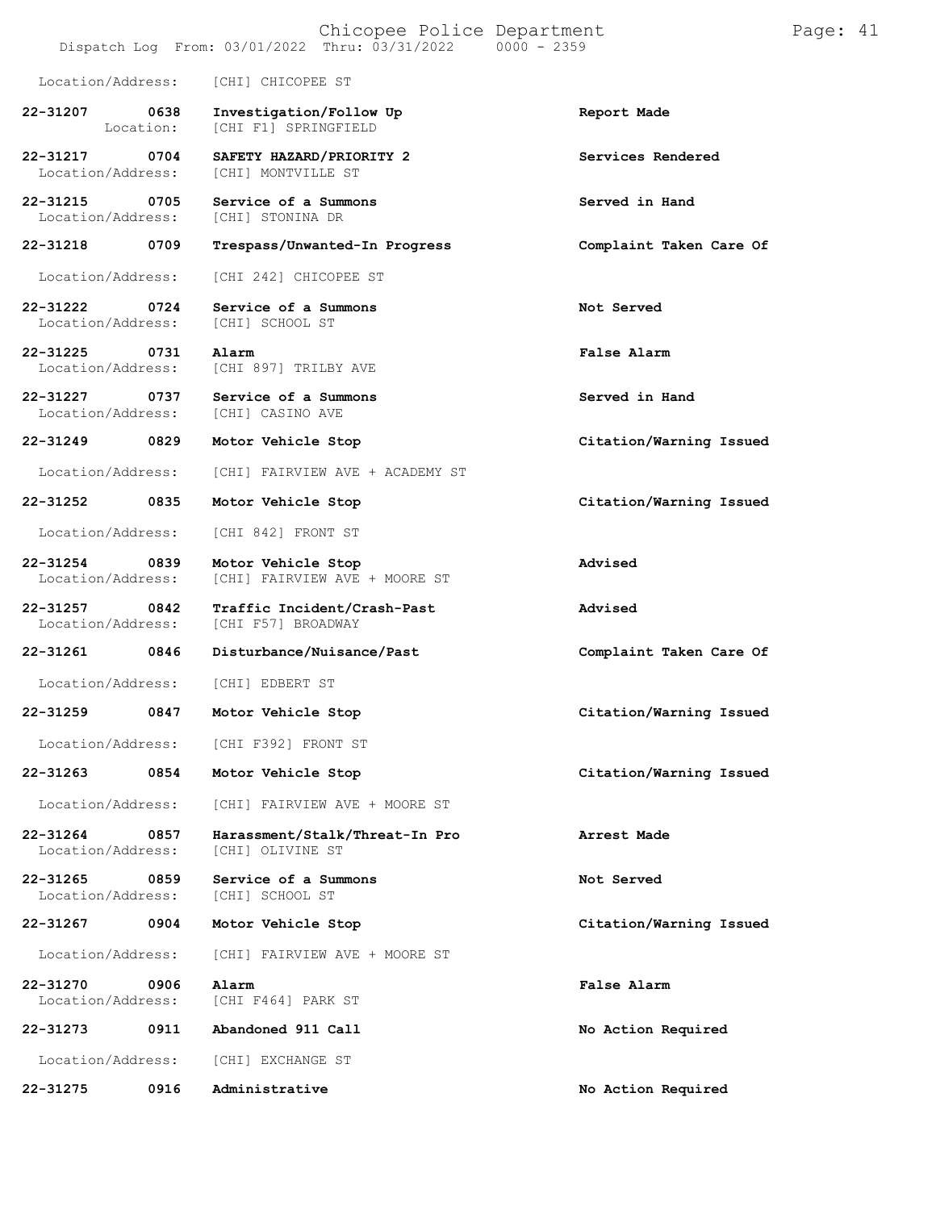Location/Address: [CHI] CHICOPEE ST

| Call # | Time | Call Type | Action |
|---|---|---|---|
| 22-31207 | 0638 | Investigation/Follow Up | Report Made |
| Location: | | [CHI F1] SPRINGFIELD | |
| 22-31217 | 0704 | SAFETY HAZARD/PRIORITY 2 | Services Rendered |
| Location/Address: | | [CHI] MONTVILLE ST | |
| 22-31215 | 0705 | Service of a Summons | Served in Hand |
| Location/Address: | | [CHI] STONINA DR | |
| 22-31218 | 0709 | Trespass/Unwanted-In Progress | Complaint Taken Care Of |
| Location/Address: | | [CHI 242] CHICOPEE ST | |
| 22-31222 | 0724 | Service of a Summons | Not Served |
| Location/Address: | | [CHI] SCHOOL ST | |
| 22-31225 | 0731 | Alarm | False Alarm |
| Location/Address: | | [CHI 897] TRILBY AVE | |
| 22-31227 | 0737 | Service of a Summons | Served in Hand |
| Location/Address: | | [CHI] CASINO AVE | |
| 22-31249 | 0829 | Motor Vehicle Stop | Citation/Warning Issued |
| Location/Address: | | [CHI] FAIRVIEW AVE + ACADEMY ST | |
| 22-31252 | 0835 | Motor Vehicle Stop | Citation/Warning Issued |
| Location/Address: | | [CHI 842] FRONT ST | |
| 22-31254 | 0839 | Motor Vehicle Stop | Advised |
| Location/Address: | | [CHI] FAIRVIEW AVE + MOORE ST | |
| 22-31257 | 0842 | Traffic Incident/Crash-Past | Advised |
| Location/Address: | | [CHI F57] BROADWAY | |
| 22-31261 | 0846 | Disturbance/Nuisance/Past | Complaint Taken Care Of |
| Location/Address: | | [CHI] EDBERT ST | |
| 22-31259 | 0847 | Motor Vehicle Stop | Citation/Warning Issued |
| Location/Address: | | [CHI F392] FRONT ST | |
| 22-31263 | 0854 | Motor Vehicle Stop | Citation/Warning Issued |
| Location/Address: | | [CHI] FAIRVIEW AVE + MOORE ST | |
| 22-31264 | 0857 | Harassment/Stalk/Threat-In Pro | Arrest Made |
| Location/Address: | | [CHI] OLIVINE ST | |
| 22-31265 | 0859 | Service of a Summons | Not Served |
| Location/Address: | | [CHI] SCHOOL ST | |
| 22-31267 | 0904 | Motor Vehicle Stop | Citation/Warning Issued |
| Location/Address: | | [CHI] FAIRVIEW AVE + MOORE ST | |
| 22-31270 | 0906 | Alarm | False Alarm |
| Location/Address: | | [CHI F464] PARK ST | |
| 22-31273 | 0911 | Abandoned 911 Call | No Action Required |
| Location/Address: | | [CHI] EXCHANGE ST | |
| 22-31275 | 0916 | Administrative | No Action Required |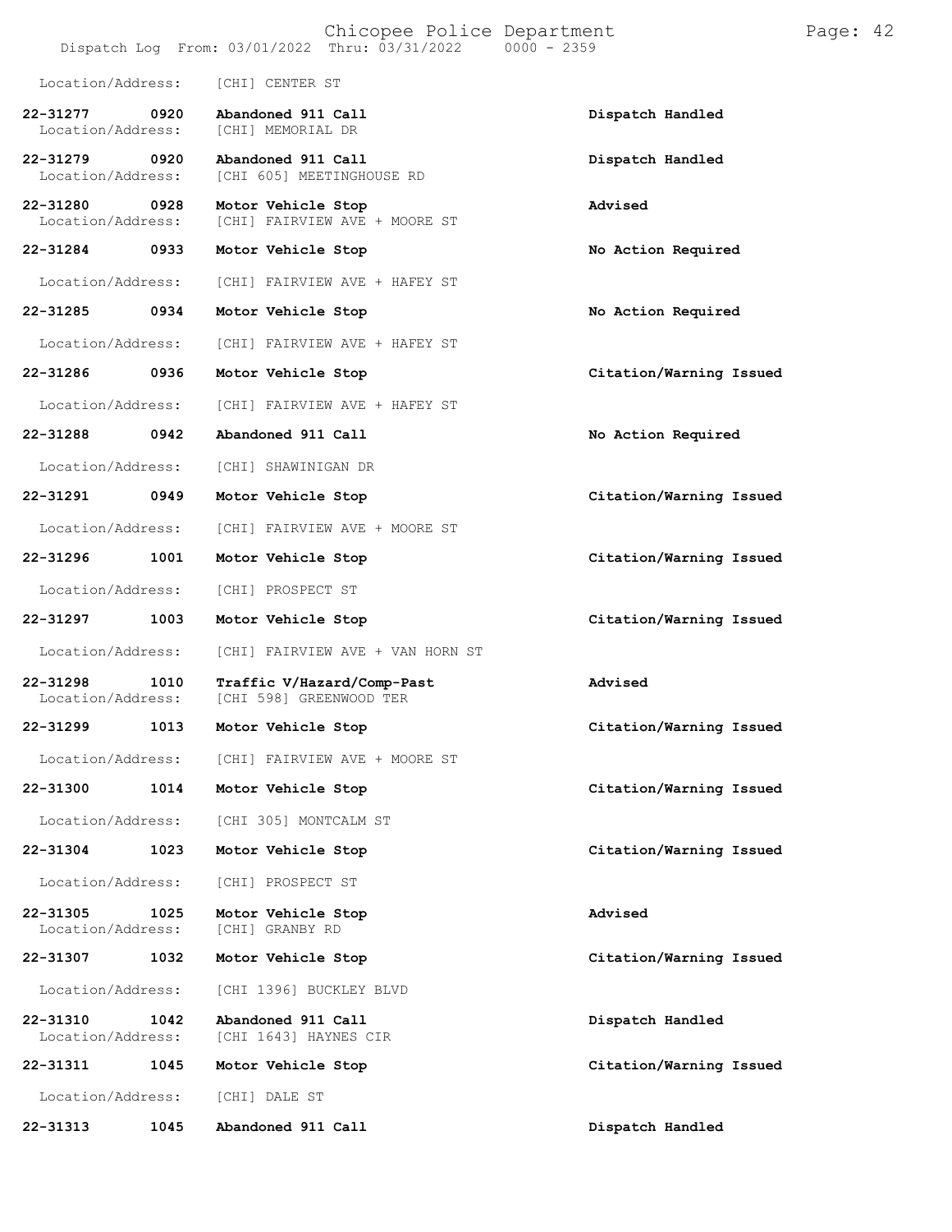Location/Address: [CHI] CENTER ST

| Call # | Time | Call Reason | Action |
|---|---|---|---|
| 22-31277 | 0920 | Abandoned 911 Call | Dispatch Handled |
| | | Location/Address: [CHI] MEMORIAL DR | |
| 22-31279 | 0920 | Abandoned 911 Call | Dispatch Handled |
| | | Location/Address: [CHI 605] MEETINGHOUSE RD | |
| 22-31280 | 0928 | Motor Vehicle Stop | Advised |
| | | Location/Address: [CHI] FAIRVIEW AVE + MOORE ST | |
| 22-31284 | 0933 | Motor Vehicle Stop | No Action Required |
| | | Location/Address: [CHI] FAIRVIEW AVE + HAFEY ST | |
| 22-31285 | 0934 | Motor Vehicle Stop | No Action Required |
| | | Location/Address: [CHI] FAIRVIEW AVE + HAFEY ST | |
| 22-31286 | 0936 | Motor Vehicle Stop | Citation/Warning Issued |
| | | Location/Address: [CHI] FAIRVIEW AVE + HAFEY ST | |
| 22-31288 | 0942 | Abandoned 911 Call | No Action Required |
| | | Location/Address: [CHI] SHAWINIGAN DR | |
| 22-31291 | 0949 | Motor Vehicle Stop | Citation/Warning Issued |
| | | Location/Address: [CHI] FAIRVIEW AVE + MOORE ST | |
| 22-31296 | 1001 | Motor Vehicle Stop | Citation/Warning Issued |
| | | Location/Address: [CHI] PROSPECT ST | |
| 22-31297 | 1003 | Motor Vehicle Stop | Citation/Warning Issued |
| | | Location/Address: [CHI] FAIRVIEW AVE + VAN HORN ST | |
| 22-31298 | 1010 | Traffic V/Hazard/Comp-Past | Advised |
| | | Location/Address: [CHI 598] GREENWOOD TER | |
| 22-31299 | 1013 | Motor Vehicle Stop | Citation/Warning Issued |
| | | Location/Address: [CHI] FAIRVIEW AVE + MOORE ST | |
| 22-31300 | 1014 | Motor Vehicle Stop | Citation/Warning Issued |
| | | Location/Address: [CHI 305] MONTCALM ST | |
| 22-31304 | 1023 | Motor Vehicle Stop | Citation/Warning Issued |
| | | Location/Address: [CHI] PROSPECT ST | |
| 22-31305 | 1025 | Motor Vehicle Stop | Advised |
| | | Location/Address: [CHI] GRANBY RD | |
| 22-31307 | 1032 | Motor Vehicle Stop | Citation/Warning Issued |
| | | Location/Address: [CHI 1396] BUCKLEY BLVD | |
| 22-31310 | 1042 | Abandoned 911 Call | Dispatch Handled |
| | | Location/Address: [CHI 1643] HAYNES CIR | |
| 22-31311 | 1045 | Motor Vehicle Stop | Citation/Warning Issued |
| | | Location/Address: [CHI] DALE ST | |
| 22-31313 | 1045 | Abandoned 911 Call | Dispatch Handled |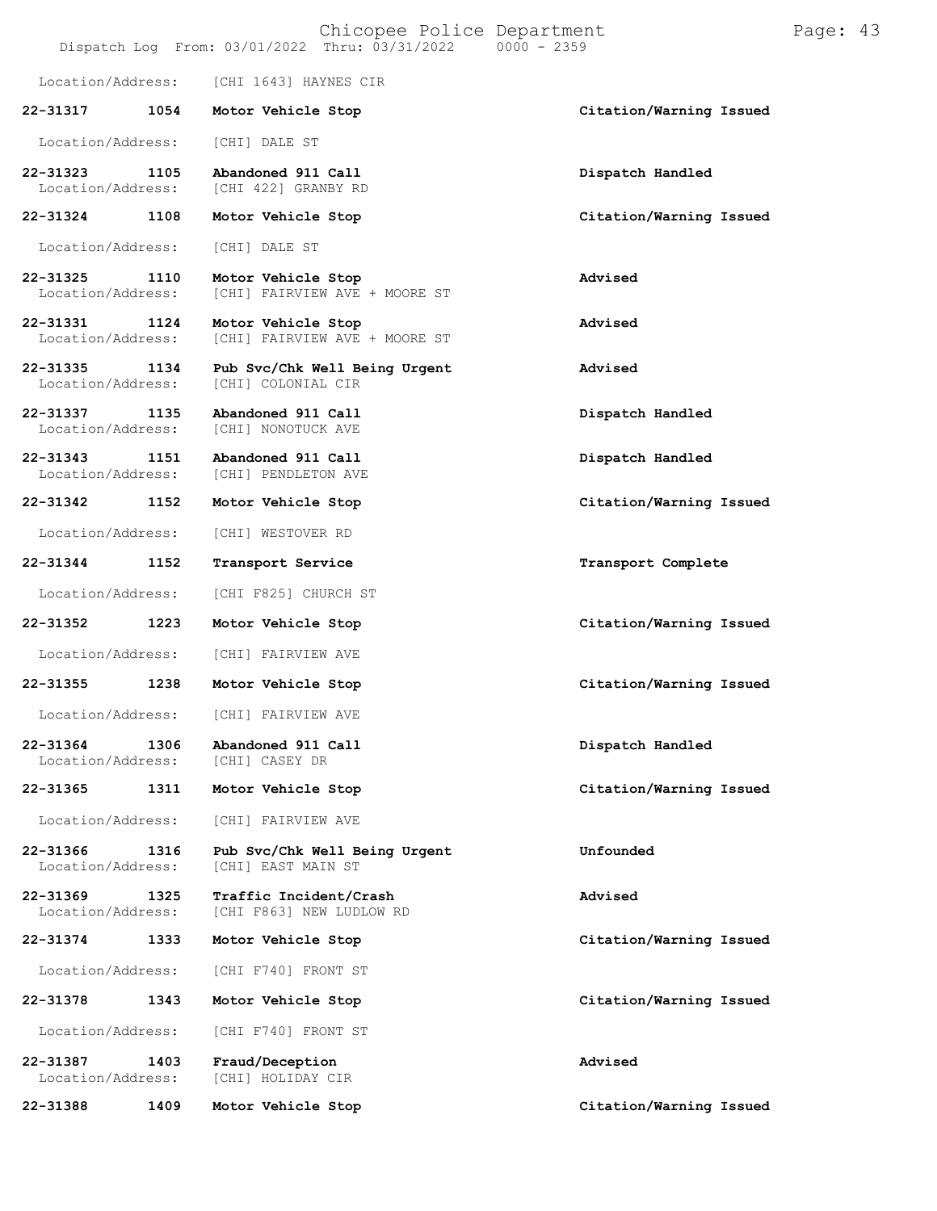Location/Address: [CHI 1643] HAYNES CIR

**22-31317 1054 Motor Vehicle Stop** **Citation/Warning Issued**

Location/Address: [CHI] DALE ST

**22-31323 1105 Abandoned 911 Call** **Dispatch Handled**
Location/Address: [CHI 422] GRANBY RD

**22-31324 1108 Motor Vehicle Stop** **Citation/Warning Issued**

Location/Address: [CHI] DALE ST

**22-31325 1110 Motor Vehicle Stop** **Advised**
Location/Address: [CHI] FAIRVIEW AVE + MOORE ST

**22-31331 1124 Motor Vehicle Stop** **Advised**
Location/Address: [CHI] FAIRVIEW AVE + MOORE ST

**22-31335 1134 Pub Svc/Chk Well Being Urgent** **Advised**
Location/Address: [CHI] COLONIAL CIR

**22-31337 1135 Abandoned 911 Call** **Dispatch Handled**
Location/Address: [CHI] NONOTUCK AVE

**22-31343 1151 Abandoned 911 Call** **Dispatch Handled**
Location/Address: [CHI] PENDLETON AVE

**22-31342 1152 Motor Vehicle Stop** **Citation/Warning Issued**

Location/Address: [CHI] WESTOVER RD

**22-31344 1152 Transport Service** **Transport Complete**

Location/Address: [CHI F825] CHURCH ST

**22-31352 1223 Motor Vehicle Stop** **Citation/Warning Issued**

Location/Address: [CHI] FAIRVIEW AVE

**22-31355 1238 Motor Vehicle Stop** **Citation/Warning Issued**

Location/Address: [CHI] FAIRVIEW AVE

**22-31364 1306 Abandoned 911 Call** **Dispatch Handled**
Location/Address: [CHI] CASEY DR

**22-31365 1311 Motor Vehicle Stop** **Citation/Warning Issued**

Location/Address: [CHI] FAIRVIEW AVE

**22-31366 1316 Pub Svc/Chk Well Being Urgent** **Unfounded**
Location/Address: [CHI] EAST MAIN ST

**22-31369 1325 Traffic Incident/Crash** **Advised**
Location/Address: [CHI F863] NEW LUDLOW RD

**22-31374 1333 Motor Vehicle Stop** **Citation/Warning Issued**

Location/Address: [CHI F740] FRONT ST

**22-31378 1343 Motor Vehicle Stop** **Citation/Warning Issued**

Location/Address: [CHI F740] FRONT ST

**22-31387 1403 Fraud/Deception** **Advised**
Location/Address: [CHI] HOLIDAY CIR

**22-31388 1409 Motor Vehicle Stop** **Citation/Warning Issued**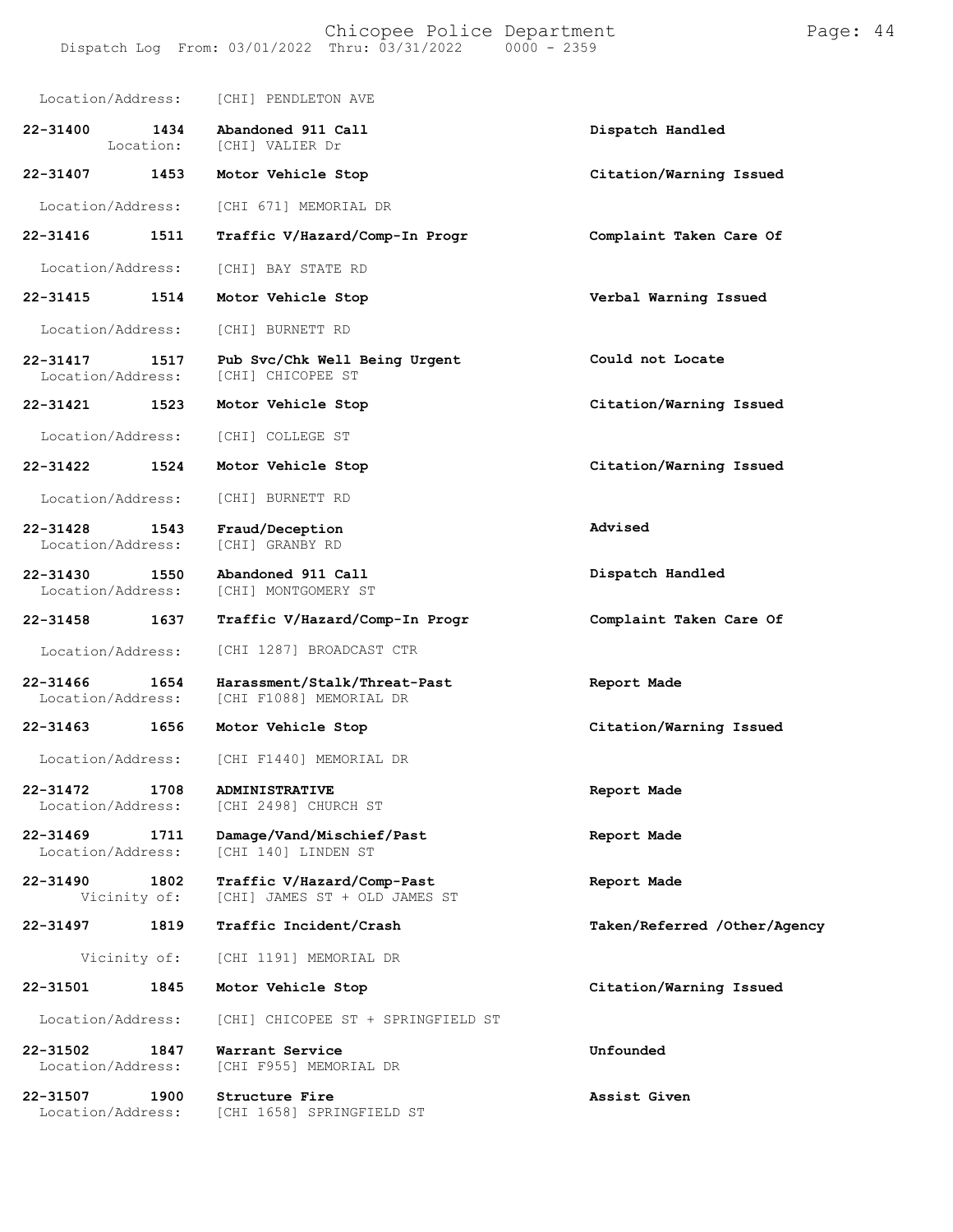Location/Address: [CHI] PENDLETON AVE

**22-31400 1434 Abandoned 911 Call** — **Dispatch Handled**
Location: [CHI] VALIER Dr

**22-31407 1453 Motor Vehicle Stop** — **Citation/Warning Issued**
Location/Address: [CHI 671] MEMORIAL DR

**22-31416 1511 Traffic V/Hazard/Comp-In Progr** — **Complaint Taken Care Of**
Location/Address: [CHI] BAY STATE RD

**22-31415 1514 Motor Vehicle Stop** — **Verbal Warning Issued**
Location/Address: [CHI] BURNETT RD

**22-31417 1517 Pub Svc/Chk Well Being Urgent** — **Could not Locate**
Location/Address: [CHI] CHICOPEE ST

**22-31421 1523 Motor Vehicle Stop** — **Citation/Warning Issued**
Location/Address: [CHI] COLLEGE ST

**22-31422 1524 Motor Vehicle Stop** — **Citation/Warning Issued**
Location/Address: [CHI] BURNETT RD

**22-31428 1543 Fraud/Deception** — **Advised**
Location/Address: [CHI] GRANBY RD

**22-31430 1550 Abandoned 911 Call** — **Dispatch Handled**
Location/Address: [CHI] MONTGOMERY ST

**22-31458 1637 Traffic V/Hazard/Comp-In Progr** — **Complaint Taken Care Of**
Location/Address: [CHI 1287] BROADCAST CTR

**22-31466 1654 Harassment/Stalk/Threat-Past** — **Report Made**
Location/Address: [CHI F1088] MEMORIAL DR

**22-31463 1656 Motor Vehicle Stop** — **Citation/Warning Issued**
Location/Address: [CHI F1440] MEMORIAL DR

**22-31472 1708 ADMINISTRATIVE** — **Report Made**
Location/Address: [CHI 2498] CHURCH ST

**22-31469 1711 Damage/Vand/Mischief/Past** — **Report Made**
Location/Address: [CHI 140] LINDEN ST

**22-31490 1802 Traffic V/Hazard/Comp-Past** — **Report Made**
Vicinity of: [CHI] JAMES ST + OLD JAMES ST

**22-31497 1819 Traffic Incident/Crash** — **Taken/Referred /Other/Agency**
Vicinity of: [CHI 1191] MEMORIAL DR

**22-31501 1845 Motor Vehicle Stop** — **Citation/Warning Issued**
Location/Address: [CHI] CHICOPEE ST + SPRINGFIELD ST

**22-31502 1847 Warrant Service** — **Unfounded**
Location/Address: [CHI F955] MEMORIAL DR

**22-31507 1900 Structure Fire** — **Assist Given**
Location/Address: [CHI 1658] SPRINGFIELD ST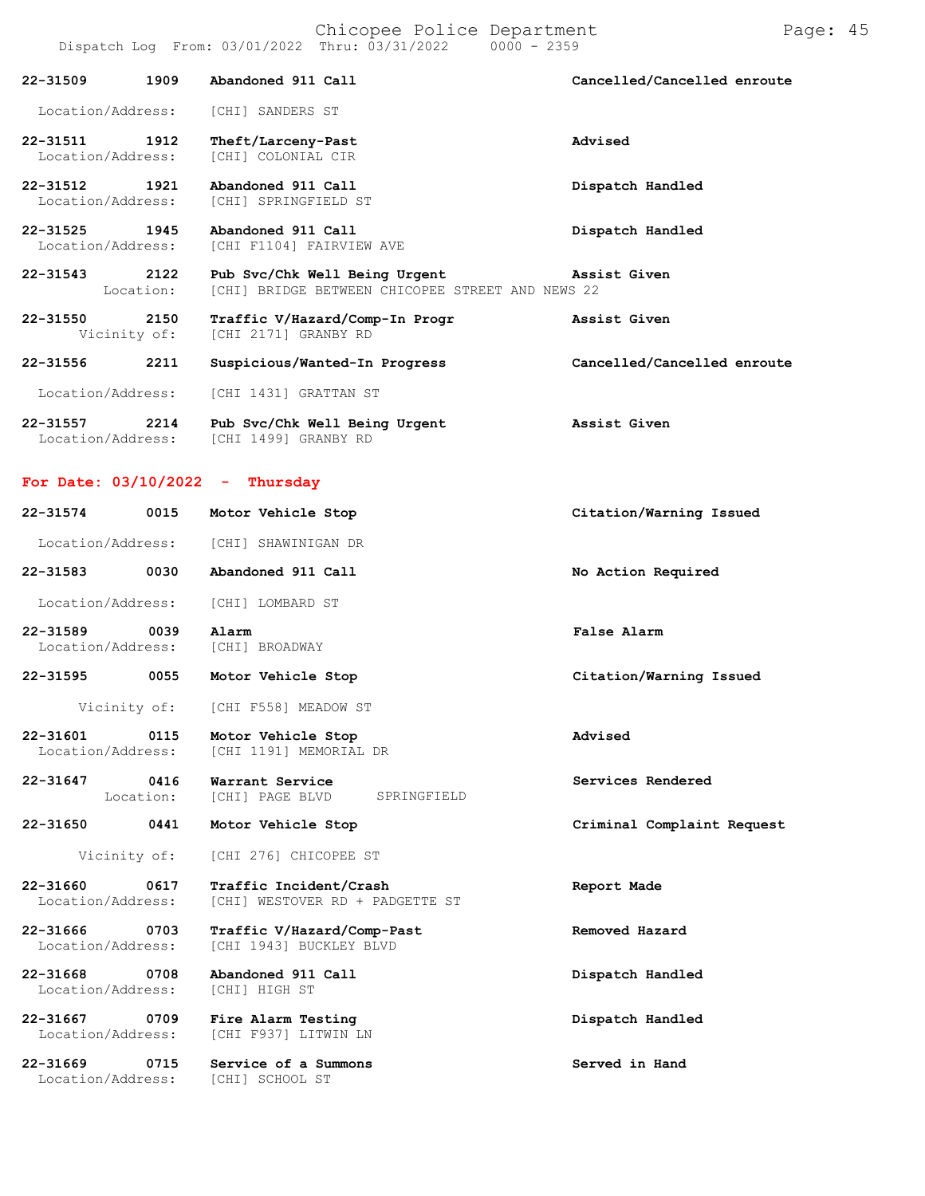| Call # | Time | Call Reason | Action |
|---|---|---|---|
| 22-31509 | 1909 | Abandoned 911 Call | Cancelled/Cancelled enroute |
| | | Location/Address: [CHI] SANDERS ST | |
| 22-31511 | 1912 | Theft/Larceny-Past | Advised |
| | | Location/Address: [CHI] COLONIAL CIR | |
| 22-31512 | 1921 | Abandoned 911 Call | Dispatch Handled |
| | | Location/Address: [CHI] SPRINGFIELD ST | |
| 22-31525 | 1945 | Abandoned 911 Call | Dispatch Handled |
| | | Location/Address: [CHI F1104] FAIRVIEW AVE | |
| 22-31543 | 2122 | Pub Svc/Chk Well Being Urgent | Assist Given |
| | | Location: [CHI] BRIDGE BETWEEN CHICOPEE STREET AND NEWS 22 | |
| 22-31550 | 2150 | Traffic V/Hazard/Comp-In Progr | Assist Given |
| | | Vicinity of: [CHI 2171] GRANBY RD | |
| 22-31556 | 2211 | Suspicious/Wanted-In Progress | Cancelled/Cancelled enroute |
| | | Location/Address: [CHI 1431] GRATTAN ST | |
| 22-31557 | 2214 | Pub Svc/Chk Well Being Urgent | Assist Given |
| | | Location/Address: [CHI 1499] GRANBY RD | |

## For Date: 03/10/2022 - Thursday

| Call # | Time | Call Reason | Action |
|---|---|---|---|
| 22-31574 | 0015 | Motor Vehicle Stop | Citation/Warning Issued |
| | | Location/Address: [CHI] SHAWINIGAN DR | |
| 22-31583 | 0030 | Abandoned 911 Call | No Action Required |
| | | Location/Address: [CHI] LOMBARD ST | |
| 22-31589 | 0039 | Alarm | False Alarm |
| | | Location/Address: [CHI] BROADWAY | |
| 22-31595 | 0055 | Motor Vehicle Stop | Citation/Warning Issued |
| | | Vicinity of: [CHI F558] MEADOW ST | |
| 22-31601 | 0115 | Motor Vehicle Stop | Advised |
| | | Location/Address: [CHI 1191] MEMORIAL DR | |
| 22-31647 | 0416 | Warrant Service | Services Rendered |
| | | Location: [CHI] PAGE BLVD SPRINGFIELD | |
| 22-31650 | 0441 | Motor Vehicle Stop | Criminal Complaint Request |
| | | Vicinity of: [CHI 276] CHICOPEE ST | |
| 22-31660 | 0617 | Traffic Incident/Crash | Report Made |
| | | Location/Address: [CHI] WESTOVER RD + PADGETTE ST | |
| 22-31666 | 0703 | Traffic V/Hazard/Comp-Past | Removed Hazard |
| | | Location/Address: [CHI 1943] BUCKLEY BLVD | |
| 22-31668 | 0708 | Abandoned 911 Call | Dispatch Handled |
| | | Location/Address: [CHI] HIGH ST | |
| 22-31667 | 0709 | Fire Alarm Testing | Dispatch Handled |
| | | Location/Address: [CHI F937] LITWIN LN | |
| 22-31669 | 0715 | Service of a Summons | Served in Hand |
| | | Location/Address: [CHI] SCHOOL ST | |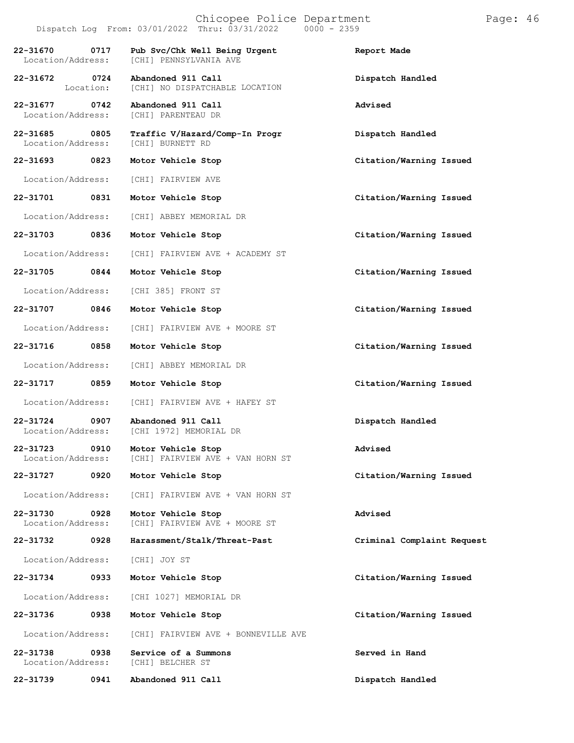Dispatch Log From: 03/01/2022 Thru: 03/31/2022 0000 - 2359

| Call Number | Time | Call Reason | Action |
|---|---|---|---|
| 22-31670 | 0717 | Pub Svc/Chk Well Being Urgent | Report Made |
| Location/Address: | | [CHI] PENNSYLVANIA AVE | |
| 22-31672 | 0724 | Abandoned 911 Call | Dispatch Handled |
| Location: | | [CHI] NO DISPATCHABLE LOCATION | |
| 22-31677 | 0742 | Abandoned 911 Call | Advised |
| Location/Address: | | [CHI] PARENTEAU DR | |
| 22-31685 | 0805 | Traffic V/Hazard/Comp-In Progr | Dispatch Handled |
| Location/Address: | | [CHI] BURNETT RD | |
| 22-31693 | 0823 | Motor Vehicle Stop | Citation/Warning Issued |
| Location/Address: | | [CHI] FAIRVIEW AVE | |
| 22-31701 | 0831 | Motor Vehicle Stop | Citation/Warning Issued |
| Location/Address: | | [CHI] ABBEY MEMORIAL DR | |
| 22-31703 | 0836 | Motor Vehicle Stop | Citation/Warning Issued |
| Location/Address: | | [CHI] FAIRVIEW AVE + ACADEMY ST | |
| 22-31705 | 0844 | Motor Vehicle Stop | Citation/Warning Issued |
| Location/Address: | | [CHI 385] FRONT ST | |
| 22-31707 | 0846 | Motor Vehicle Stop | Citation/Warning Issued |
| Location/Address: | | [CHI] FAIRVIEW AVE + MOORE ST | |
| 22-31716 | 0858 | Motor Vehicle Stop | Citation/Warning Issued |
| Location/Address: | | [CHI] ABBEY MEMORIAL DR | |
| 22-31717 | 0859 | Motor Vehicle Stop | Citation/Warning Issued |
| Location/Address: | | [CHI] FAIRVIEW AVE + HAFEY ST | |
| 22-31724 | 0907 | Abandoned 911 Call | Dispatch Handled |
| Location/Address: | | [CHI 1972] MEMORIAL DR | |
| 22-31723 | 0910 | Motor Vehicle Stop | Advised |
| Location/Address: | | [CHI] FAIRVIEW AVE + VAN HORN ST | |
| 22-31727 | 0920 | Motor Vehicle Stop | Citation/Warning Issued |
| Location/Address: | | [CHI] FAIRVIEW AVE + VAN HORN ST | |
| 22-31730 | 0928 | Motor Vehicle Stop | Advised |
| Location/Address: | | [CHI] FAIRVIEW AVE + MOORE ST | |
| 22-31732 | 0928 | Harassment/Stalk/Threat-Past | Criminal Complaint Request |
| Location/Address: | | [CHI] JOY ST | |
| 22-31734 | 0933 | Motor Vehicle Stop | Citation/Warning Issued |
| Location/Address: | | [CHI 1027] MEMORIAL DR | |
| 22-31736 | 0938 | Motor Vehicle Stop | Citation/Warning Issued |
| Location/Address: | | [CHI] FAIRVIEW AVE + BONNEVILLE AVE | |
| 22-31738 | 0938 | Service of a Summons | Served in Hand |
| Location/Address: | | [CHI] BELCHER ST | |
| 22-31739 | 0941 | Abandoned 911 Call | Dispatch Handled |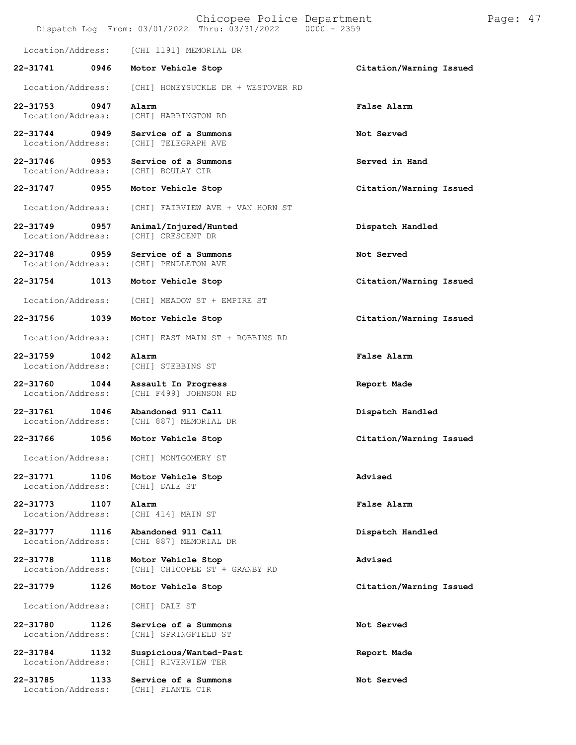Location/Address: [CHI 1191] MEMORIAL DR

| Call # | Time | Type | Disposition |
|---|---|---|---|
| 22-31741 | 0946 | **Motor Vehicle Stop** | **Citation/Warning Issued** |
| Location/Address: | | [CHI] HONEYSUCKLE DR + WESTOVER RD | |
| 22-31753 | 0947 | **Alarm** | **False Alarm** |
| Location/Address: | | [CHI] HARRINGTON RD | |
| 22-31744 | 0949 | **Service of a Summons** | **Not Served** |
| Location/Address: | | [CHI] TELEGRAPH AVE | |
| 22-31746 | 0953 | **Service of a Summons** | **Served in Hand** |
| Location/Address: | | [CHI] BOULAY CIR | |
| 22-31747 | 0955 | **Motor Vehicle Stop** | **Citation/Warning Issued** |
| Location/Address: | | [CHI] FAIRVIEW AVE + VAN HORN ST | |
| 22-31749 | 0957 | **Animal/Injured/Hunted** | **Dispatch Handled** |
| Location/Address: | | [CHI] CRESCENT DR | |
| 22-31748 | 0959 | **Service of a Summons** | **Not Served** |
| Location/Address: | | [CHI] PENDLETON AVE | |
| 22-31754 | 1013 | **Motor Vehicle Stop** | **Citation/Warning Issued** |
| Location/Address: | | [CHI] MEADOW ST + EMPIRE ST | |
| 22-31756 | 1039 | **Motor Vehicle Stop** | **Citation/Warning Issued** |
| Location/Address: | | [CHI] EAST MAIN ST + ROBBINS RD | |
| 22-31759 | 1042 | **Alarm** | **False Alarm** |
| Location/Address: | | [CHI] STEBBINS ST | |
| 22-31760 | 1044 | **Assault In Progress** | **Report Made** |
| Location/Address: | | [CHI F499] JOHNSON RD | |
| 22-31761 | 1046 | **Abandoned 911 Call** | **Dispatch Handled** |
| Location/Address: | | [CHI 887] MEMORIAL DR | |
| 22-31766 | 1056 | **Motor Vehicle Stop** | **Citation/Warning Issued** |
| Location/Address: | | [CHI] MONTGOMERY ST | |
| 22-31771 | 1106 | **Motor Vehicle Stop** | **Advised** |
| Location/Address: | | [CHI] DALE ST | |
| 22-31773 | 1107 | **Alarm** | **False Alarm** |
| Location/Address: | | [CHI 414] MAIN ST | |
| 22-31777 | 1116 | **Abandoned 911 Call** | **Dispatch Handled** |
| Location/Address: | | [CHI 887] MEMORIAL DR | |
| 22-31778 | 1118 | **Motor Vehicle Stop** | **Advised** |
| Location/Address: | | [CHI] CHICOPEE ST + GRANBY RD | |
| 22-31779 | 1126 | **Motor Vehicle Stop** | **Citation/Warning Issued** |
| Location/Address: | | [CHI] DALE ST | |
| 22-31780 | 1126 | **Service of a Summons** | **Not Served** |
| Location/Address: | | [CHI] SPRINGFIELD ST | |
| 22-31784 | 1132 | **Suspicious/Wanted-Past** | **Report Made** |
| Location/Address: | | [CHI] RIVERVIEW TER | |
| 22-31785 | 1133 | **Service of a Summons** | **Not Served** |
| Location/Address: | | [CHI] PLANTE CIR | |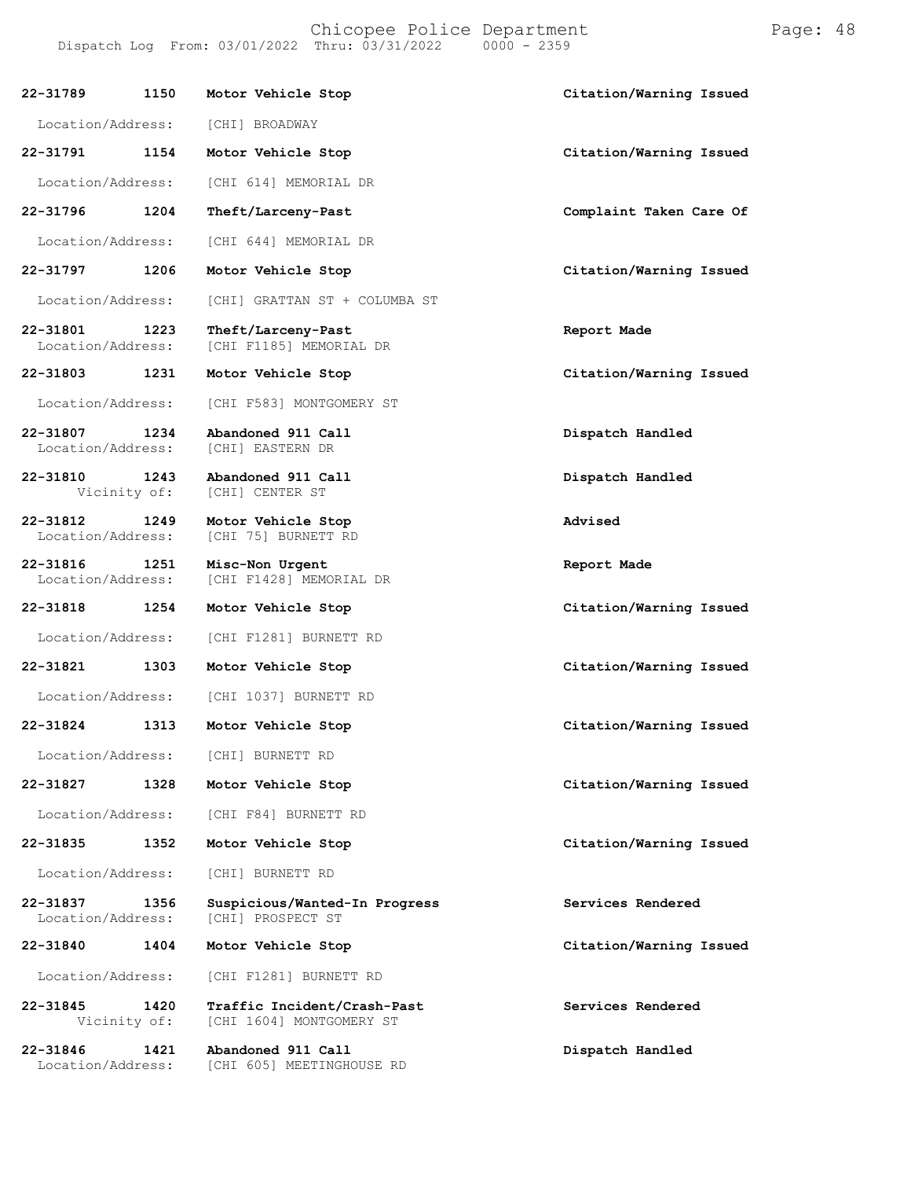| Call # | Time | Call Type | Disposition |
|---|---|---|---|
| 22-31789 | 1150 | Motor Vehicle Stop | Citation/Warning Issued |
| Location/Address: | | [CHI] BROADWAY | |
| 22-31791 | 1154 | Motor Vehicle Stop | Citation/Warning Issued |
| Location/Address: | | [CHI 614] MEMORIAL DR | |
| 22-31796 | 1204 | Theft/Larceny-Past | Complaint Taken Care Of |
| Location/Address: | | [CHI 644] MEMORIAL DR | |
| 22-31797 | 1206 | Motor Vehicle Stop | Citation/Warning Issued |
| Location/Address: | | [CHI] GRATTAN ST + COLUMBA ST | |
| 22-31801 | 1223 | Theft/Larceny-Past | Report Made |
| Location/Address: | | [CHI F1185] MEMORIAL DR | |
| 22-31803 | 1231 | Motor Vehicle Stop | Citation/Warning Issued |
| Location/Address: | | [CHI F583] MONTGOMERY ST | |
| 22-31807 | 1234 | Abandoned 911 Call | Dispatch Handled |
| Location/Address: | | [CHI] EASTERN DR | |
| 22-31810 | 1243 | Abandoned 911 Call | Dispatch Handled |
| Vicinity of: | | [CHI] CENTER ST | |
| 22-31812 | 1249 | Motor Vehicle Stop | Advised |
| Location/Address: | | [CHI 75] BURNETT RD | |
| 22-31816 | 1251 | Misc-Non Urgent | Report Made |
| Location/Address: | | [CHI F1428] MEMORIAL DR | |
| 22-31818 | 1254 | Motor Vehicle Stop | Citation/Warning Issued |
| Location/Address: | | [CHI F1281] BURNETT RD | |
| 22-31821 | 1303 | Motor Vehicle Stop | Citation/Warning Issued |
| Location/Address: | | [CHI 1037] BURNETT RD | |
| 22-31824 | 1313 | Motor Vehicle Stop | Citation/Warning Issued |
| Location/Address: | | [CHI] BURNETT RD | |
| 22-31827 | 1328 | Motor Vehicle Stop | Citation/Warning Issued |
| Location/Address: | | [CHI F84] BURNETT RD | |
| 22-31835 | 1352 | Motor Vehicle Stop | Citation/Warning Issued |
| Location/Address: | | [CHI] BURNETT RD | |
| 22-31837 | 1356 | Suspicious/Wanted-In Progress | Services Rendered |
| Location/Address: | | [CHI] PROSPECT ST | |
| 22-31840 | 1404 | Motor Vehicle Stop | Citation/Warning Issued |
| Location/Address: | | [CHI F1281] BURNETT RD | |
| 22-31845 | 1420 | Traffic Incident/Crash-Past | Services Rendered |
| Vicinity of: | | [CHI 1604] MONTGOMERY ST | |
| 22-31846 | 1421 | Abandoned 911 Call | Dispatch Handled |
| Location/Address: | | [CHI 605] MEETINGHOUSE RD | |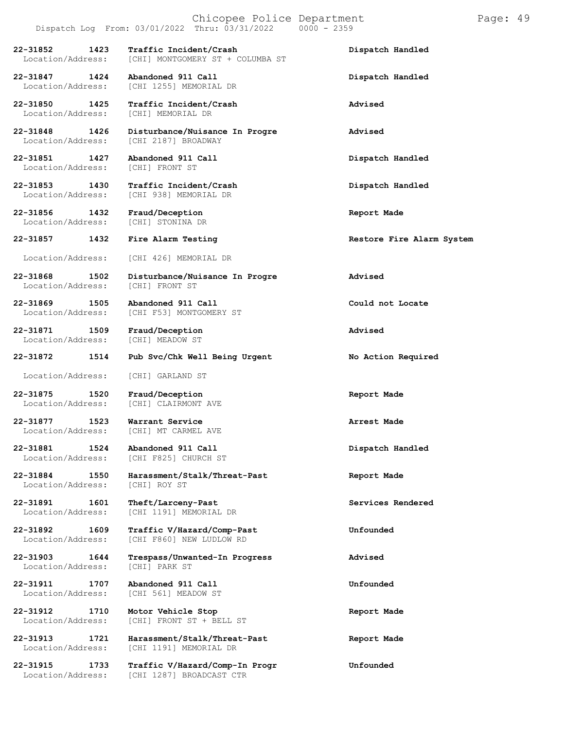Dispatch Log From: 03/01/2022 Thru: 03/31/2022 0000 - 2359

| Call Number | Time | Call Reason | Action |
|---|---|---|---|
| 22-31852 | 1423 | Traffic Incident/Crash | Dispatch Handled |
| Location/Address: | | [CHI] MONTGOMERY ST + COLUMBA ST | |
| 22-31847 | 1424 | Abandoned 911 Call | Dispatch Handled |
| Location/Address: | | [CHI 1255] MEMORIAL DR | |
| 22-31850 | 1425 | Traffic Incident/Crash | Advised |
| Location/Address: | | [CHI] MEMORIAL DR | |
| 22-31848 | 1426 | Disturbance/Nuisance In Progre | Advised |
| Location/Address: | | [CHI 2187] BROADWAY | |
| 22-31851 | 1427 | Abandoned 911 Call | Dispatch Handled |
| Location/Address: | | [CHI] FRONT ST | |
| 22-31853 | 1430 | Traffic Incident/Crash | Dispatch Handled |
| Location/Address: | | [CHI 938] MEMORIAL DR | |
| 22-31856 | 1432 | Fraud/Deception | Report Made |
| Location/Address: | | [CHI] STONINA DR | |
| 22-31857 | 1432 | Fire Alarm Testing | Restore Fire Alarm System |
| Location/Address: | | [CHI 426] MEMORIAL DR | |
| 22-31868 | 1502 | Disturbance/Nuisance In Progre | Advised |
| Location/Address: | | [CHI] FRONT ST | |
| 22-31869 | 1505 | Abandoned 911 Call | Could not Locate |
| Location/Address: | | [CHI F53] MONTGOMERY ST | |
| 22-31871 | 1509 | Fraud/Deception | Advised |
| Location/Address: | | [CHI] MEADOW ST | |
| 22-31872 | 1514 | Pub Svc/Chk Well Being Urgent | No Action Required |
| Location/Address: | | [CHI] GARLAND ST | |
| 22-31875 | 1520 | Fraud/Deception | Report Made |
| Location/Address: | | [CHI] CLAIRMONT AVE | |
| 22-31877 | 1523 | Warrant Service | Arrest Made |
| Location/Address: | | [CHI] MT CARMEL AVE | |
| 22-31881 | 1524 | Abandoned 911 Call | Dispatch Handled |
| Location/Address: | | [CHI F825] CHURCH ST | |
| 22-31884 | 1550 | Harassment/Stalk/Threat-Past | Report Made |
| Location/Address: | | [CHI] ROY ST | |
| 22-31891 | 1601 | Theft/Larceny-Past | Services Rendered |
| Location/Address: | | [CHI 1191] MEMORIAL DR | |
| 22-31892 | 1609 | Traffic V/Hazard/Comp-Past | Unfounded |
| Location/Address: | | [CHI F860] NEW LUDLOW RD | |
| 22-31903 | 1644 | Trespass/Unwanted-In Progress | Advised |
| Location/Address: | | [CHI] PARK ST | |
| 22-31911 | 1707 | Abandoned 911 Call | Unfounded |
| Location/Address: | | [CHI 561] MEADOW ST | |
| 22-31912 | 1710 | Motor Vehicle Stop | Report Made |
| Location/Address: | | [CHI] FRONT ST + BELL ST | |
| 22-31913 | 1721 | Harassment/Stalk/Threat-Past | Report Made |
| Location/Address: | | [CHI 1191] MEMORIAL DR | |
| 22-31915 | 1733 | Traffic V/Hazard/Comp-In Progr | Unfounded |
| Location/Address: | | [CHI 1287] BROADCAST CTR | |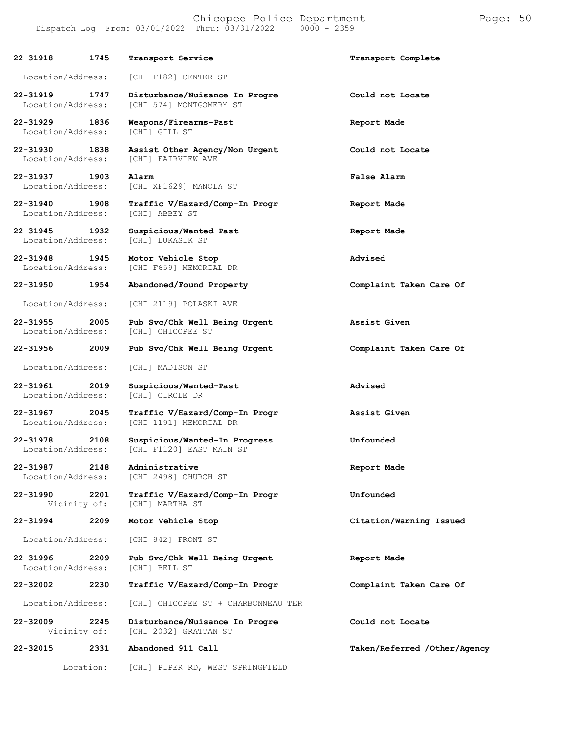| Call Number | Time | Call Reason | Action |
|---|---|---|---|
| **22-31918** | **1745** | **Transport Service** | **Transport Complete** |
| Location/Address: | | [CHI F182] CENTER ST | |
| **22-31919** | **1747** | **Disturbance/Nuisance In Progre** | **Could not Locate** |
| Location/Address: | | [CHI 574] MONTGOMERY ST | |
| **22-31929** | **1836** | **Weapons/Firearms-Past** | **Report Made** |
| Location/Address: | | [CHI] GILL ST | |
| **22-31930** | **1838** | **Assist Other Agency/Non Urgent** | **Could not Locate** |
| Location/Address: | | [CHI] FAIRVIEW AVE | |
| **22-31937** | **1903** | **Alarm** | **False Alarm** |
| Location/Address: | | [CHI XF1629] MANOLA ST | |
| **22-31940** | **1908** | **Traffic V/Hazard/Comp-In Progr** | **Report Made** |
| Location/Address: | | [CHI] ABBEY ST | |
| **22-31945** | **1932** | **Suspicious/Wanted-Past** | **Report Made** |
| Location/Address: | | [CHI] LUKASIK ST | |
| **22-31948** | **1945** | **Motor Vehicle Stop** | **Advised** |
| Location/Address: | | [CHI F659] MEMORIAL DR | |
| **22-31950** | **1954** | **Abandoned/Found Property** | **Complaint Taken Care Of** |
| Location/Address: | | [CHI 2119] POLASKI AVE | |
| **22-31955** | **2005** | **Pub Svc/Chk Well Being Urgent** | **Assist Given** |
| Location/Address: | | [CHI] CHICOPEE ST | |
| **22-31956** | **2009** | **Pub Svc/Chk Well Being Urgent** | **Complaint Taken Care Of** |
| Location/Address: | | [CHI] MADISON ST | |
| **22-31961** | **2019** | **Suspicious/Wanted-Past** | **Advised** |
| Location/Address: | | [CHI] CIRCLE DR | |
| **22-31967** | **2045** | **Traffic V/Hazard/Comp-In Progr** | **Assist Given** |
| Location/Address: | | [CHI 1191] MEMORIAL DR | |
| **22-31978** | **2108** | **Suspicious/Wanted-In Progress** | **Unfounded** |
| Location/Address: | | [CHI F1120] EAST MAIN ST | |
| **22-31987** | **2148** | **Administrative** | **Report Made** |
| Location/Address: | | [CHI 2498] CHURCH ST | |
| **22-31990** | **2201** | **Traffic V/Hazard/Comp-In Progr** | **Unfounded** |
| Vicinity of: | | [CHI] MARTHA ST | |
| **22-31994** | **2209** | **Motor Vehicle Stop** | **Citation/Warning Issued** |
| Location/Address: | | [CHI 842] FRONT ST | |
| **22-31996** | **2209** | **Pub Svc/Chk Well Being Urgent** | **Report Made** |
| Location/Address: | | [CHI] BELL ST | |
| **22-32002** | **2230** | **Traffic V/Hazard/Comp-In Progr** | **Complaint Taken Care Of** |
| Location/Address: | | [CHI] CHICOPEE ST + CHARBONNEAU TER | |
| **22-32009** | **2245** | **Disturbance/Nuisance In Progre** | **Could not Locate** |
| Vicinity of: | | [CHI 2032] GRATTAN ST | |
| **22-32015** | **2331** | **Abandoned 911 Call** | **Taken/Referred /Other/Agency** |
| Location: | | [CHI] PIPER RD, WEST SPRINGFIELD | |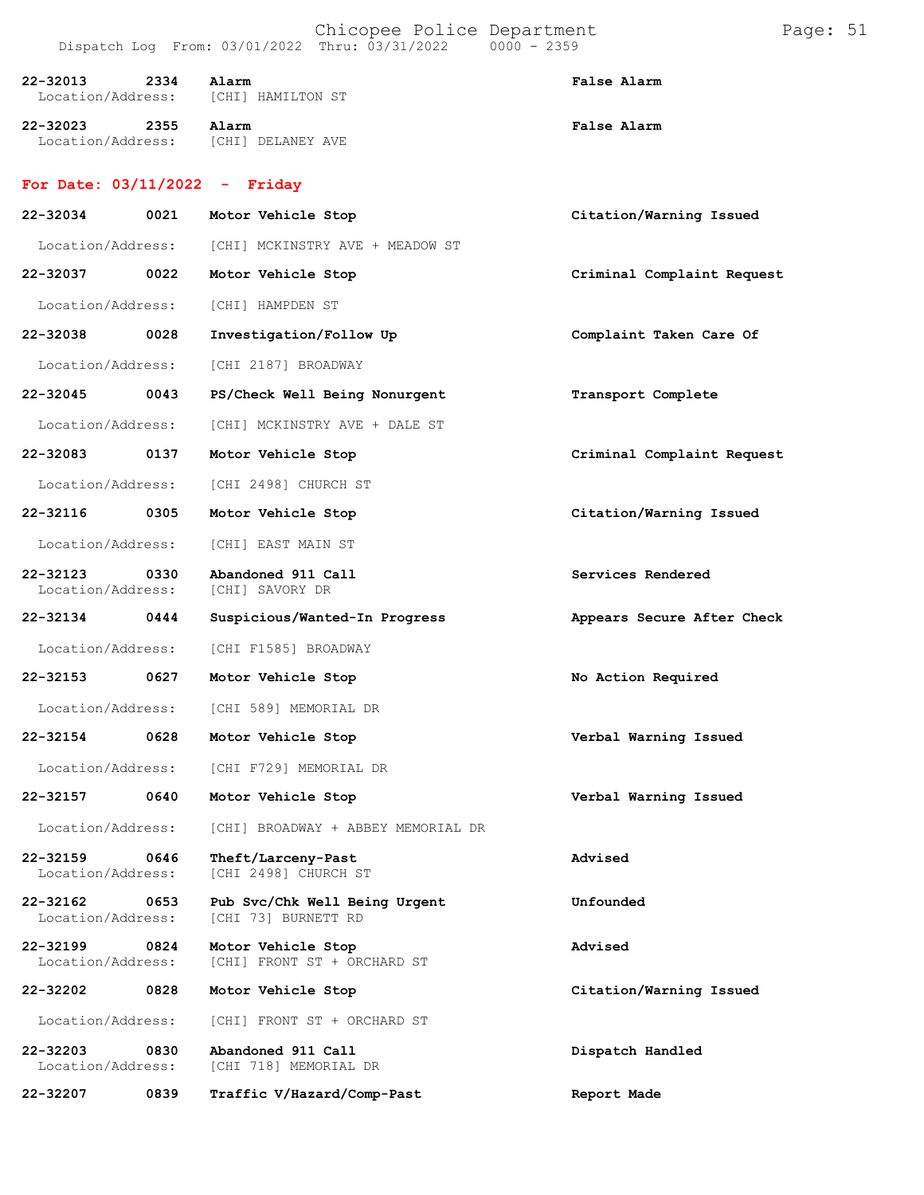22-32013 2334 **Alarm** **False Alarm**
Location/Address: [CHI] HAMILTON ST

22-32023 2355 **Alarm** **False Alarm**
Location/Address: [CHI] DELANEY AVE

## For Date: 03/11/2022 - Friday

**22-32034 0021 Motor Vehicle Stop** **Citation/Warning Issued**
Location/Address: [CHI] MCKINSTRY AVE + MEADOW ST

**22-32037 0022 Motor Vehicle Stop** **Criminal Complaint Request**
Location/Address: [CHI] HAMPDEN ST

**22-32038 0028 Investigation/Follow Up** **Complaint Taken Care Of**
Location/Address: [CHI 2187] BROADWAY

**22-32045 0043 PS/Check Well Being Nonurgent** **Transport Complete**
Location/Address: [CHI] MCKINSTRY AVE + DALE ST

**22-32083 0137 Motor Vehicle Stop** **Criminal Complaint Request**
Location/Address: [CHI 2498] CHURCH ST

**22-32116 0305 Motor Vehicle Stop** **Citation/Warning Issued**
Location/Address: [CHI] EAST MAIN ST

**22-32123 0330 Abandoned 911 Call** **Services Rendered**
Location/Address: [CHI] SAVORY DR

**22-32134 0444 Suspicious/Wanted-In Progress** **Appears Secure After Check**
Location/Address: [CHI F1585] BROADWAY

**22-32153 0627 Motor Vehicle Stop** **No Action Required**
Location/Address: [CHI 589] MEMORIAL DR

**22-32154 0628 Motor Vehicle Stop** **Verbal Warning Issued**
Location/Address: [CHI F729] MEMORIAL DR

**22-32157 0640 Motor Vehicle Stop** **Verbal Warning Issued**
Location/Address: [CHI] BROADWAY + ABBEY MEMORIAL DR

**22-32159 0646 Theft/Larceny-Past** **Advised**
Location/Address: [CHI 2498] CHURCH ST

**22-32162 0653 Pub Svc/Chk Well Being Urgent** **Unfounded**
Location/Address: [CHI 73] BURNETT RD

**22-32199 0824 Motor Vehicle Stop** **Advised**
Location/Address: [CHI] FRONT ST + ORCHARD ST

**22-32202 0828 Motor Vehicle Stop** **Citation/Warning Issued**
Location/Address: [CHI] FRONT ST + ORCHARD ST

**22-32203 0830 Abandoned 911 Call** **Dispatch Handled**
Location/Address: [CHI 718] MEMORIAL DR

**22-32207 0839 Traffic V/Hazard/Comp-Past** **Report Made**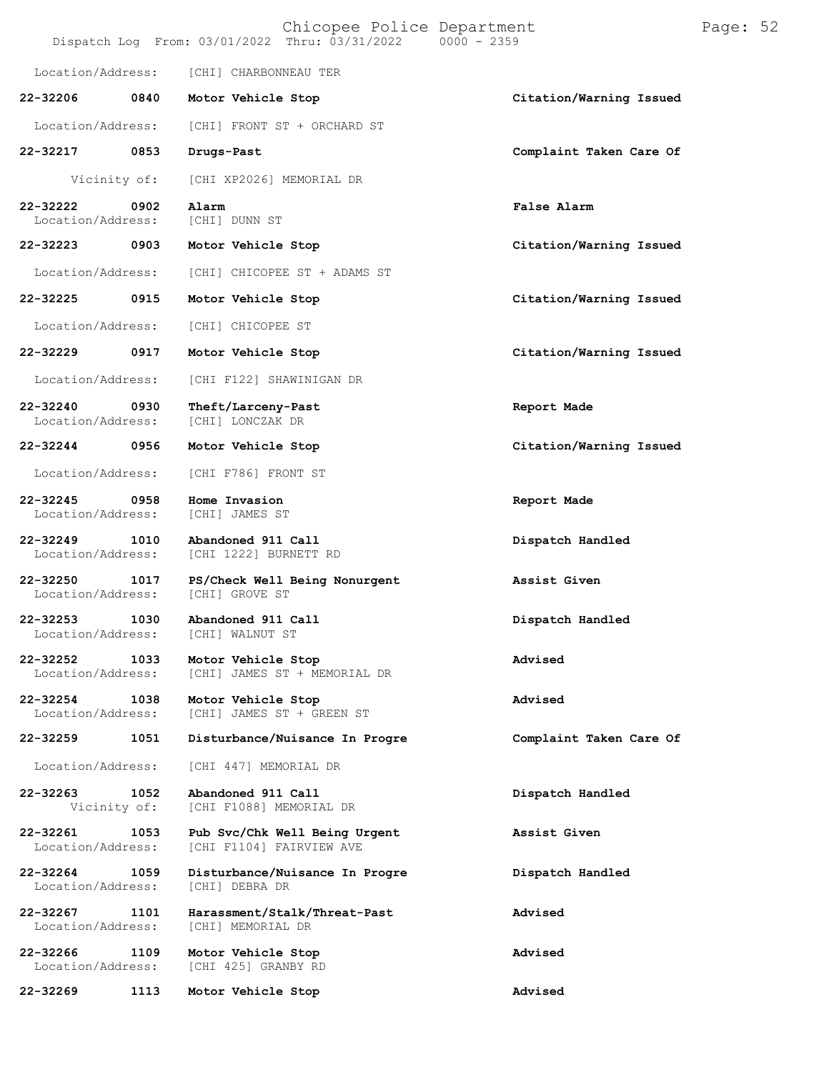Location/Address: [CHI] CHARBONNEAU TER

| Call Number | Time | Call Reason | Action |
|---|---|---|---|
| 22-32206 | 0840 | Motor Vehicle Stop | Citation/Warning Issued |
| Location/Address: | | [CHI] FRONT ST + ORCHARD ST | |
| 22-32217 | 0853 | Drugs-Past | Complaint Taken Care Of |
| Vicinity of: | | [CHI XP2026] MEMORIAL DR | |
| 22-32222 | 0902 | Alarm | False Alarm |
| Location/Address: | | [CHI] DUNN ST | |
| 22-32223 | 0903 | Motor Vehicle Stop | Citation/Warning Issued |
| Location/Address: | | [CHI] CHICOPEE ST + ADAMS ST | |
| 22-32225 | 0915 | Motor Vehicle Stop | Citation/Warning Issued |
| Location/Address: | | [CHI] CHICOPEE ST | |
| 22-32229 | 0917 | Motor Vehicle Stop | Citation/Warning Issued |
| Location/Address: | | [CHI F122] SHAWINIGAN DR | |
| 22-32240 | 0930 | Theft/Larceny-Past | Report Made |
| Location/Address: | | [CHI] LONCZAK DR | |
| 22-32244 | 0956 | Motor Vehicle Stop | Citation/Warning Issued |
| Location/Address: | | [CHI F786] FRONT ST | |
| 22-32245 | 0958 | Home Invasion | Report Made |
| Location/Address: | | [CHI] JAMES ST | |
| 22-32249 | 1010 | Abandoned 911 Call | Dispatch Handled |
| Location/Address: | | [CHI 1222] BURNETT RD | |
| 22-32250 | 1017 | PS/Check Well Being Nonurgent | Assist Given |
| Location/Address: | | [CHI] GROVE ST | |
| 22-32253 | 1030 | Abandoned 911 Call | Dispatch Handled |
| Location/Address: | | [CHI] WALNUT ST | |
| 22-32252 | 1033 | Motor Vehicle Stop | Advised |
| Location/Address: | | [CHI] JAMES ST + MEMORIAL DR | |
| 22-32254 | 1038 | Motor Vehicle Stop | Advised |
| Location/Address: | | [CHI] JAMES ST + GREEN ST | |
| 22-32259 | 1051 | Disturbance/Nuisance In Progre | Complaint Taken Care Of |
| Location/Address: | | [CHI 447] MEMORIAL DR | |
| 22-32263 | 1052 | Abandoned 911 Call | Dispatch Handled |
| Vicinity of: | | [CHI F1088] MEMORIAL DR | |
| 22-32261 | 1053 | Pub Svc/Chk Well Being Urgent | Assist Given |
| Location/Address: | | [CHI F1104] FAIRVIEW AVE | |
| 22-32264 | 1059 | Disturbance/Nuisance In Progre | Dispatch Handled |
| Location/Address: | | [CHI] DEBRA DR | |
| 22-32267 | 1101 | Harassment/Stalk/Threat-Past | Advised |
| Location/Address: | | [CHI] MEMORIAL DR | |
| 22-32266 | 1109 | Motor Vehicle Stop | Advised |
| Location/Address: | | [CHI 425] GRANBY RD | |
| 22-32269 | 1113 | Motor Vehicle Stop | Advised |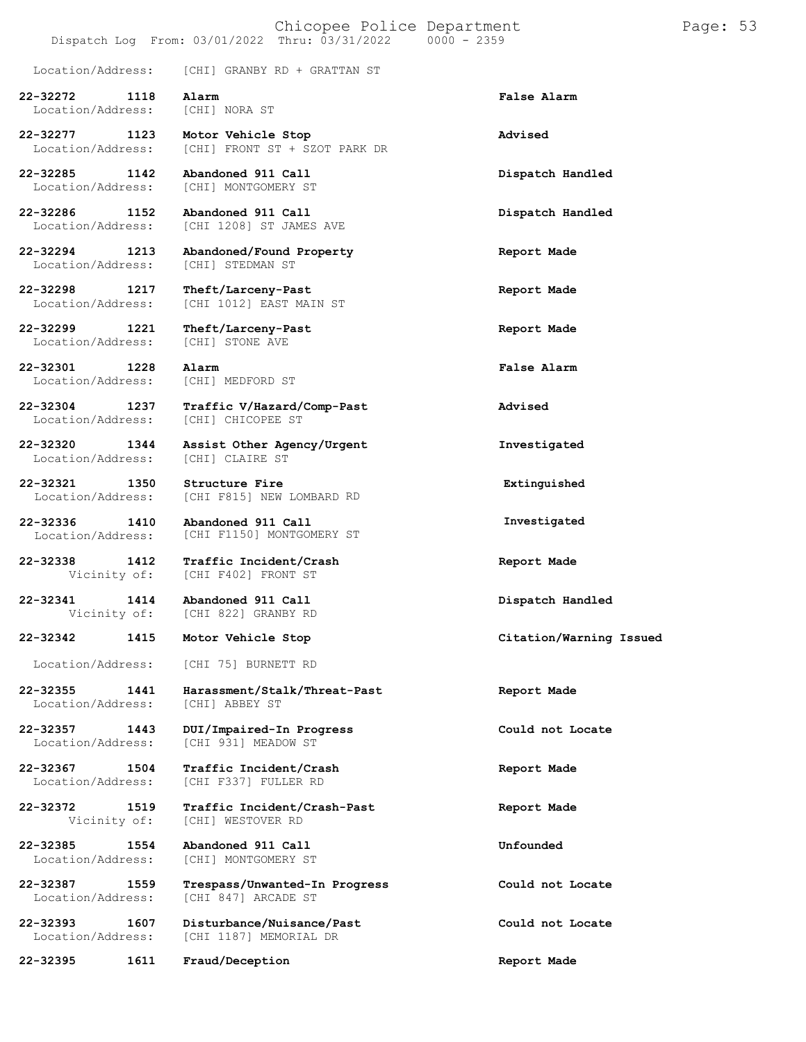Location/Address: [CHI] GRANBY RD + GRATTAN ST

**22-32272 1118 Alarm** **False Alarm**
Location/Address: [CHI] NORA ST

**22-32277 1123 Motor Vehicle Stop** **Advised**
Location/Address: [CHI] FRONT ST + SZOT PARK DR

**22-32285 1142 Abandoned 911 Call** **Dispatch Handled**
Location/Address: [CHI] MONTGOMERY ST

**22-32286 1152 Abandoned 911 Call** **Dispatch Handled**
Location/Address: [CHI 1208] ST JAMES AVE

**22-32294 1213 Abandoned/Found Property** **Report Made**
Location/Address: [CHI] STEDMAN ST

**22-32298 1217 Theft/Larceny-Past** **Report Made**
Location/Address: [CHI 1012] EAST MAIN ST

**22-32299 1221 Theft/Larceny-Past** **Report Made**
Location/Address: [CHI] STONE AVE

**22-32301 1228 Alarm** **False Alarm**
Location/Address: [CHI] MEDFORD ST

**22-32304 1237 Traffic V/Hazard/Comp-Past** **Advised**
Location/Address: [CHI] CHICOPEE ST

**22-32320 1344 Assist Other Agency/Urgent** **Investigated**
Location/Address: [CHI] CLAIRE ST

**22-32321 1350 Structure Fire** **Extinguished**
Location/Address: [CHI F815] NEW LOMBARD RD

**22-32336 1410 Abandoned 911 Call** **Investigated**
Location/Address: [CHI F1150] MONTGOMERY ST

**22-32338 1412 Traffic Incident/Crash** **Report Made**
Vicinity of: [CHI F402] FRONT ST

**22-32341 1414 Abandoned 911 Call** **Dispatch Handled**
Vicinity of: [CHI 822] GRANBY RD

**22-32342 1415 Motor Vehicle Stop** **Citation/Warning Issued**
Location/Address: [CHI 75] BURNETT RD

**22-32355 1441 Harassment/Stalk/Threat-Past** **Report Made**
Location/Address: [CHI] ABBEY ST

**22-32357 1443 DUI/Impaired-In Progress** **Could not Locate**
Location/Address: [CHI 931] MEADOW ST

**22-32367 1504 Traffic Incident/Crash** **Report Made**
Location/Address: [CHI F337] FULLER RD

**22-32372 1519 Traffic Incident/Crash-Past** **Report Made**
Vicinity of: [CHI] WESTOVER RD

**22-32385 1554 Abandoned 911 Call** **Unfounded**
Location/Address: [CHI] MONTGOMERY ST

**22-32387 1559 Trespass/Unwanted-In Progress** **Could not Locate**
Location/Address: [CHI 847] ARCADE ST

**22-32393 1607 Disturbance/Nuisance/Past** **Could not Locate**
Location/Address: [CHI 1187] MEMORIAL DR

**22-32395 1611 Fraud/Deception** **Report Made**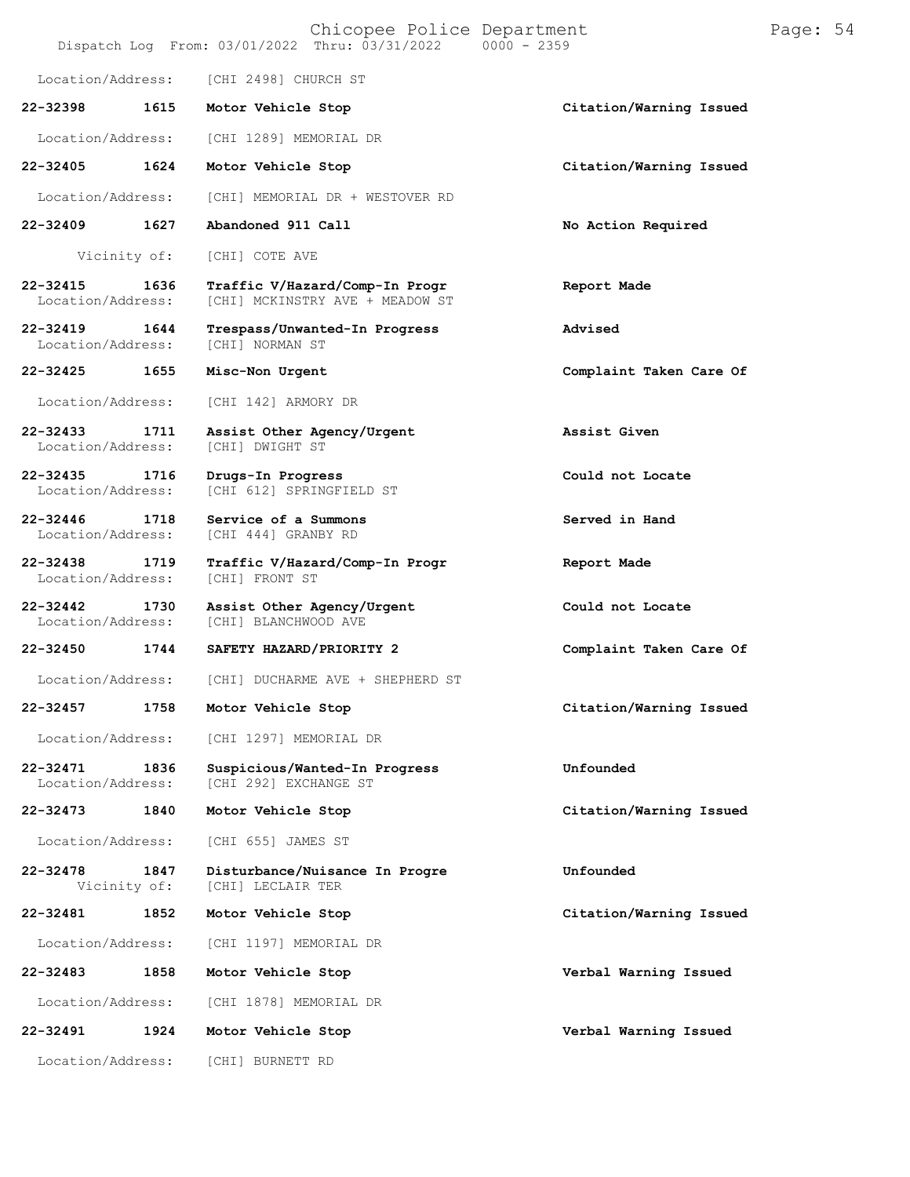Location/Address: [CHI 2498] CHURCH ST

**22-32398 1615 Motor Vehicle Stop** **Citation/Warning Issued**

Location/Address: [CHI 1289] MEMORIAL DR

**22-32405 1624 Motor Vehicle Stop** **Citation/Warning Issued**

Location/Address: [CHI] MEMORIAL DR + WESTOVER RD

**22-32409 1627 Abandoned 911 Call** **No Action Required**

Vicinity of: [CHI] COTE AVE

**22-32415 1636 Traffic V/Hazard/Comp-In Progr** **Report Made**

Location/Address: [CHI] MCKINSTRY AVE + MEADOW ST

**22-32419 1644 Trespass/Unwanted-In Progress** **Advised**

Location/Address: [CHI] NORMAN ST

**22-32425 1655 Misc-Non Urgent** **Complaint Taken Care Of**

Location/Address: [CHI 142] ARMORY DR

**22-32433 1711 Assist Other Agency/Urgent** **Assist Given**

Location/Address: [CHI] DWIGHT ST

**22-32435 1716 Drugs-In Progress** **Could not Locate**

Location/Address: [CHI 612] SPRINGFIELD ST

**22-32446 1718 Service of a Summons** **Served in Hand**

Location/Address: [CHI 444] GRANBY RD

**22-32438 1719 Traffic V/Hazard/Comp-In Progr** **Report Made**

Location/Address: [CHI] FRONT ST

**22-32442 1730 Assist Other Agency/Urgent** **Could not Locate**

Location/Address: [CHI] BLANCHWOOD AVE

**22-32450 1744 SAFETY HAZARD/PRIORITY 2** **Complaint Taken Care Of**

Location/Address: [CHI] DUCHARME AVE + SHEPHERD ST

**22-32457 1758 Motor Vehicle Stop** **Citation/Warning Issued**

Location/Address: [CHI 1297] MEMORIAL DR

**22-32471 1836 Suspicious/Wanted-In Progress** **Unfounded**

Location/Address: [CHI 292] EXCHANGE ST

**22-32473 1840 Motor Vehicle Stop** **Citation/Warning Issued**

Location/Address: [CHI 655] JAMES ST

**22-32478 1847 Disturbance/Nuisance In Progre** **Unfounded**

Vicinity of: [CHI] LECLAIR TER

**22-32481 1852 Motor Vehicle Stop** **Citation/Warning Issued**

Location/Address: [CHI 1197] MEMORIAL DR

**22-32483 1858 Motor Vehicle Stop** **Verbal Warning Issued**

Location/Address: [CHI 1878] MEMORIAL DR

**22-32491 1924 Motor Vehicle Stop** **Verbal Warning Issued**

Location/Address: [CHI] BURNETT RD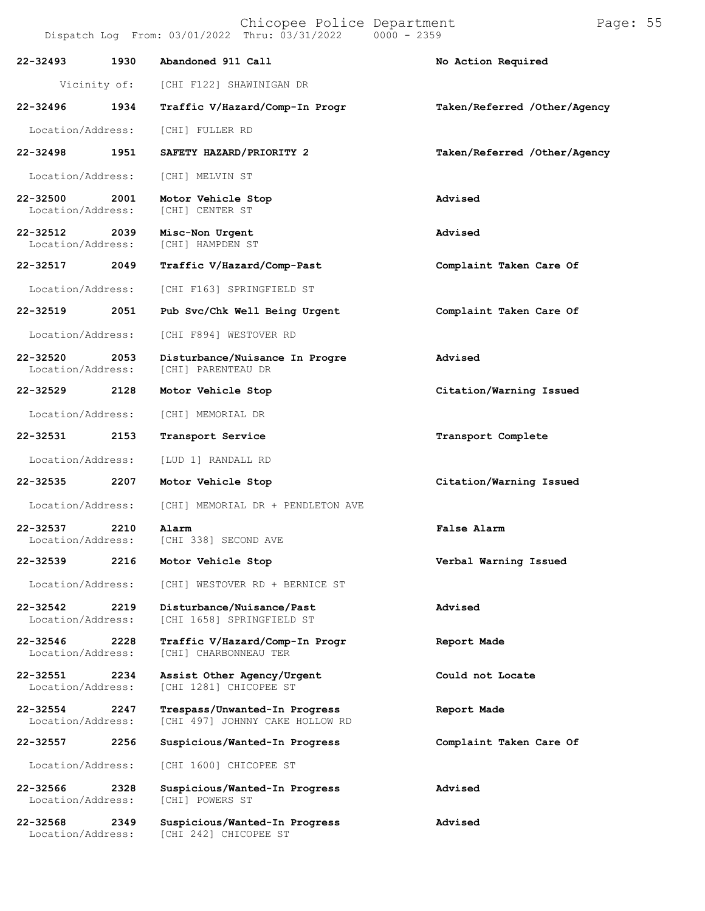| Call Number | Time | Call Type | Action |
|---|---|---|---|
| 22-32493 | 1930 | Abandoned 911 Call | No Action Required |
| Vicinity of: | | [CHI F122] SHAWINIGAN DR | |
| 22-32496 | 1934 | Traffic V/Hazard/Comp-In Progr | Taken/Referred /Other/Agency |
| Location/Address: | | [CHI] FULLER RD | |
| 22-32498 | 1951 | SAFETY HAZARD/PRIORITY 2 | Taken/Referred /Other/Agency |
| Location/Address: | | [CHI] MELVIN ST | |
| 22-32500 | 2001 | Motor Vehicle Stop | Advised |
| Location/Address: | | [CHI] CENTER ST | |
| 22-32512 | 2039 | Misc-Non Urgent | Advised |
| Location/Address: | | [CHI] HAMPDEN ST | |
| 22-32517 | 2049 | Traffic V/Hazard/Comp-Past | Complaint Taken Care Of |
| Location/Address: | | [CHI F163] SPRINGFIELD ST | |
| 22-32519 | 2051 | Pub Svc/Chk Well Being Urgent | Complaint Taken Care Of |
| Location/Address: | | [CHI F894] WESTOVER RD | |
| 22-32520 | 2053 | Disturbance/Nuisance In Progre | Advised |
| Location/Address: | | [CHI] PARENTEAU DR | |
| 22-32529 | 2128 | Motor Vehicle Stop | Citation/Warning Issued |
| Location/Address: | | [CHI] MEMORIAL DR | |
| 22-32531 | 2153 | Transport Service | Transport Complete |
| Location/Address: | | [LUD 1] RANDALL RD | |
| 22-32535 | 2207 | Motor Vehicle Stop | Citation/Warning Issued |
| Location/Address: | | [CHI] MEMORIAL DR + PENDLETON AVE | |
| 22-32537 | 2210 | Alarm | False Alarm |
| Location/Address: | | [CHI 338] SECOND AVE | |
| 22-32539 | 2216 | Motor Vehicle Stop | Verbal Warning Issued |
| Location/Address: | | [CHI] WESTOVER RD + BERNICE ST | |
| 22-32542 | 2219 | Disturbance/Nuisance/Past | Advised |
| Location/Address: | | [CHI 1658] SPRINGFIELD ST | |
| 22-32546 | 2228 | Traffic V/Hazard/Comp-In Progr | Report Made |
| Location/Address: | | [CHI] CHARBONNEAU TER | |
| 22-32551 | 2234 | Assist Other Agency/Urgent | Could not Locate |
| Location/Address: | | [CHI 1281] CHICOPEE ST | |
| 22-32554 | 2247 | Trespass/Unwanted-In Progress | Report Made |
| Location/Address: | | [CHI 497] JOHNNY CAKE HOLLOW RD | |
| 22-32557 | 2256 | Suspicious/Wanted-In Progress | Complaint Taken Care Of |
| Location/Address: | | [CHI 1600] CHICOPEE ST | |
| 22-32566 | 2328 | Suspicious/Wanted-In Progress | Advised |
| Location/Address: | | [CHI] POWERS ST | |
| 22-32568 | 2349 | Suspicious/Wanted-In Progress | Advised |
| Location/Address: | | [CHI 242] CHICOPEE ST | |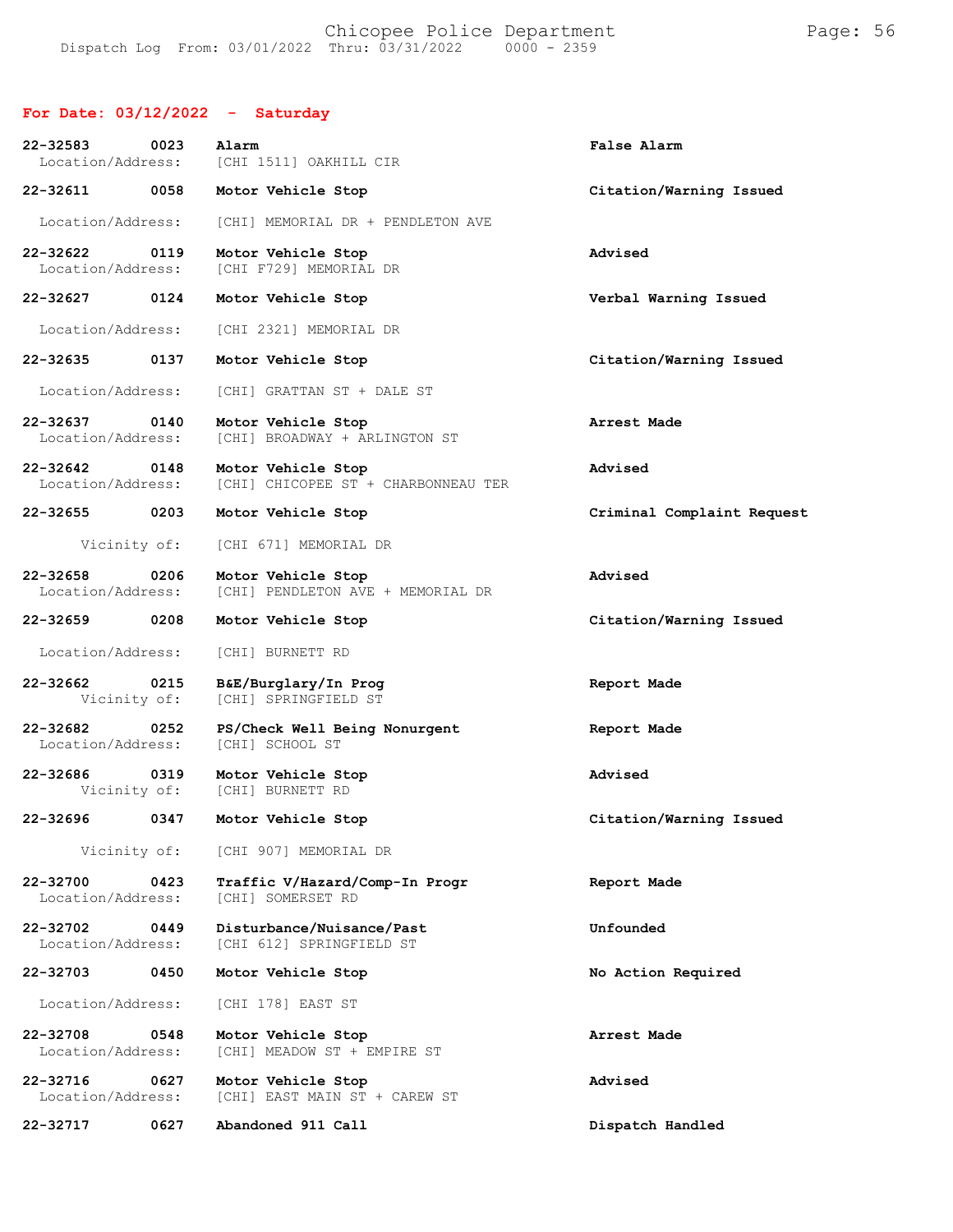## For Date: 03/12/2022 - Saturday

**22-32583 0023 Alarm** — False Alarm
Location/Address: [CHI 1511] OAKHILL CIR

**22-32611 0058 Motor Vehicle Stop** — Citation/Warning Issued
Location/Address: [CHI] MEMORIAL DR + PENDLETON AVE

**22-32622 0119 Motor Vehicle Stop** — Advised
Location/Address: [CHI F729] MEMORIAL DR

**22-32627 0124 Motor Vehicle Stop** — Verbal Warning Issued
Location/Address: [CHI 2321] MEMORIAL DR

**22-32635 0137 Motor Vehicle Stop** — Citation/Warning Issued
Location/Address: [CHI] GRATTAN ST + DALE ST

**22-32637 0140 Motor Vehicle Stop** — Arrest Made
Location/Address: [CHI] BROADWAY + ARLINGTON ST

**22-32642 0148 Motor Vehicle Stop** — Advised
Location/Address: [CHI] CHICOPEE ST + CHARBONNEAU TER

**22-32655 0203 Motor Vehicle Stop** — Criminal Complaint Request
Vicinity of: [CHI 671] MEMORIAL DR

**22-32658 0206 Motor Vehicle Stop** — Advised
Location/Address: [CHI] PENDLETON AVE + MEMORIAL DR

**22-32659 0208 Motor Vehicle Stop** — Citation/Warning Issued
Location/Address: [CHI] BURNETT RD

**22-32662 0215 B&E/Burglary/In Prog** — Report Made
Vicinity of: [CHI] SPRINGFIELD ST

**22-32682 0252 PS/Check Well Being Nonurgent** — Report Made
Location/Address: [CHI] SCHOOL ST

**22-32686 0319 Motor Vehicle Stop** — Advised
Vicinity of: [CHI] BURNETT RD

**22-32696 0347 Motor Vehicle Stop** — Citation/Warning Issued
Vicinity of: [CHI 907] MEMORIAL DR

**22-32700 0423 Traffic V/Hazard/Comp-In Progr** — Report Made
Location/Address: [CHI] SOMERSET RD

**22-32702 0449 Disturbance/Nuisance/Past** — Unfounded
Location/Address: [CHI 612] SPRINGFIELD ST

**22-32703 0450 Motor Vehicle Stop** — No Action Required
Location/Address: [CHI 178] EAST ST

**22-32708 0548 Motor Vehicle Stop** — Arrest Made
Location/Address: [CHI] MEADOW ST + EMPIRE ST

**22-32716 0627 Motor Vehicle Stop** — Advised
Location/Address: [CHI] EAST MAIN ST + CAREW ST

**22-32717 0627 Abandoned 911 Call** — Dispatch Handled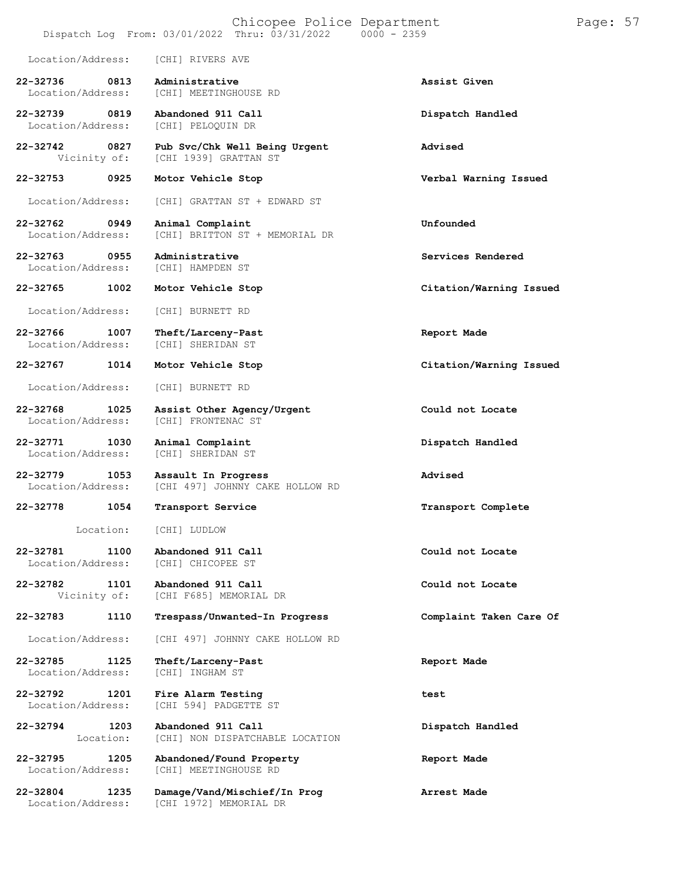Location/Address: [CHI] RIVERS AVE

| Call # | Time | Call Type | Disposition |
|---|---|---|---|
| 22-32736 | 0813 | Administrative | Assist Given |
| | | Location/Address: [CHI] MEETINGHOUSE RD | |
| 22-32739 | 0819 | Abandoned 911 Call | Dispatch Handled |
| | | Location/Address: [CHI] PELOQUIN DR | |
| 22-32742 | 0827 | Pub Svc/Chk Well Being Urgent | Advised |
| | | Vicinity of: [CHI 1939] GRATTAN ST | |
| 22-32753 | 0925 | Motor Vehicle Stop | Verbal Warning Issued |
| | | Location/Address: [CHI] GRATTAN ST + EDWARD ST | |
| 22-32762 | 0949 | Animal Complaint | Unfounded |
| | | Location/Address: [CHI] BRITTON ST + MEMORIAL DR | |
| 22-32763 | 0955 | Administrative | Services Rendered |
| | | Location/Address: [CHI] HAMPDEN ST | |
| 22-32765 | 1002 | Motor Vehicle Stop | Citation/Warning Issued |
| | | Location/Address: [CHI] BURNETT RD | |
| 22-32766 | 1007 | Theft/Larceny-Past | Report Made |
| | | Location/Address: [CHI] SHERIDAN ST | |
| 22-32767 | 1014 | Motor Vehicle Stop | Citation/Warning Issued |
| | | Location/Address: [CHI] BURNETT RD | |
| 22-32768 | 1025 | Assist Other Agency/Urgent | Could not Locate |
| | | Location/Address: [CHI] FRONTENAC ST | |
| 22-32771 | 1030 | Animal Complaint | Dispatch Handled |
| | | Location/Address: [CHI] SHERIDAN ST | |
| 22-32779 | 1053 | Assault In Progress | Advised |
| | | Location/Address: [CHI 497] JOHNNY CAKE HOLLOW RD | |
| 22-32778 | 1054 | Transport Service | Transport Complete |
| | | Location: [CHI] LUDLOW | |
| 22-32781 | 1100 | Abandoned 911 Call | Could not Locate |
| | | Location/Address: [CHI] CHICOPEE ST | |
| 22-32782 | 1101 | Abandoned 911 Call | Could not Locate |
| | | Vicinity of: [CHI F685] MEMORIAL DR | |
| 22-32783 | 1110 | Trespass/Unwanted-In Progress | Complaint Taken Care Of |
| | | Location/Address: [CHI 497] JOHNNY CAKE HOLLOW RD | |
| 22-32785 | 1125 | Theft/Larceny-Past | Report Made |
| | | Location/Address: [CHI] INGHAM ST | |
| 22-32792 | 1201 | Fire Alarm Testing | test |
| | | Location/Address: [CHI 594] PADGETTE ST | |
| 22-32794 | 1203 | Abandoned 911 Call | Dispatch Handled |
| | | Location: [CHI] NON DISPATCHABLE LOCATION | |
| 22-32795 | 1205 | Abandoned/Found Property | Report Made |
| | | Location/Address: [CHI] MEETINGHOUSE RD | |
| 22-32804 | 1235 | Damage/Vand/Mischief/In Prog | Arrest Made |
| | | Location/Address: [CHI 1972] MEMORIAL DR | |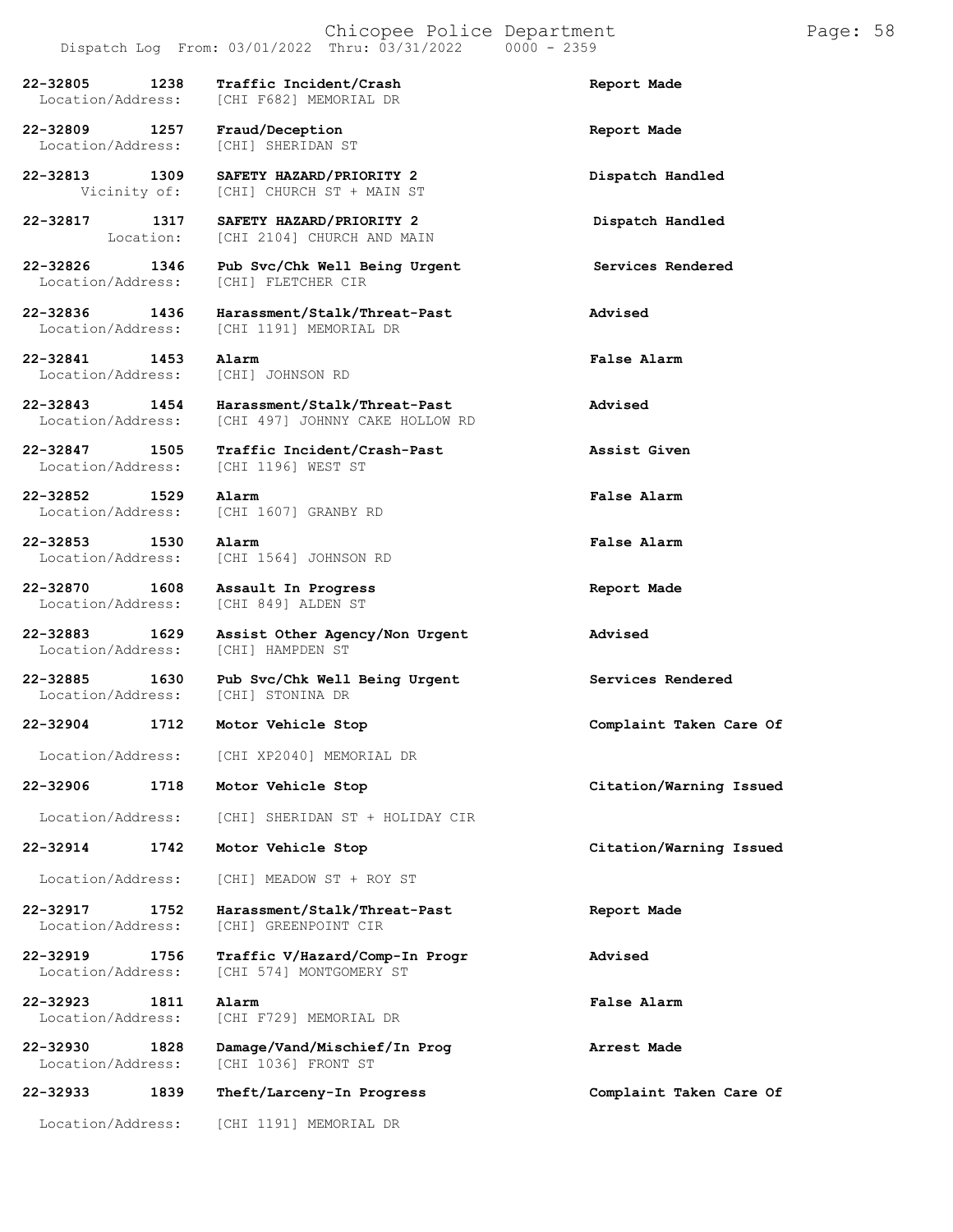Dispatch Log From: 03/01/2022 Thru: 03/31/2022 0000 - 2359

| Call Number | Time | Call Reason | Action |
|---|---|---|---|
| 22-32805 | 1238 | **Traffic Incident/Crash** | **Report Made** |
| Location/Address: | | [CHI F682] MEMORIAL DR | |
| 22-32809 | 1257 | **Fraud/Deception** | **Report Made** |
| Location/Address: | | [CHI] SHERIDAN ST | |
| 22-32813 | 1309 | **SAFETY HAZARD/PRIORITY 2** | **Dispatch Handled** |
| Vicinity of: | | [CHI] CHURCH ST + MAIN ST | |
| 22-32817 | 1317 | **SAFETY HAZARD/PRIORITY 2** | **Dispatch Handled** |
| Location: | | [CHI 2104] CHURCH AND MAIN | |
| 22-32826 | 1346 | **Pub Svc/Chk Well Being Urgent** | **Services Rendered** |
| Location/Address: | | [CHI] FLETCHER CIR | |
| 22-32836 | 1436 | **Harassment/Stalk/Threat-Past** | **Advised** |
| Location/Address: | | [CHI 1191] MEMORIAL DR | |
| 22-32841 | 1453 | **Alarm** | **False Alarm** |
| Location/Address: | | [CHI] JOHNSON RD | |
| 22-32843 | 1454 | **Harassment/Stalk/Threat-Past** | **Advised** |
| Location/Address: | | [CHI 497] JOHNNY CAKE HOLLOW RD | |
| 22-32847 | 1505 | **Traffic Incident/Crash-Past** | **Assist Given** |
| Location/Address: | | [CHI 1196] WEST ST | |
| 22-32852 | 1529 | **Alarm** | **False Alarm** |
| Location/Address: | | [CHI 1607] GRANBY RD | |
| 22-32853 | 1530 | **Alarm** | **False Alarm** |
| Location/Address: | | [CHI 1564] JOHNSON RD | |
| 22-32870 | 1608 | **Assault In Progress** | **Report Made** |
| Location/Address: | | [CHI 849] ALDEN ST | |
| 22-32883 | 1629 | **Assist Other Agency/Non Urgent** | **Advised** |
| Location/Address: | | [CHI] HAMPDEN ST | |
| 22-32885 | 1630 | **Pub Svc/Chk Well Being Urgent** | **Services Rendered** |
| Location/Address: | | [CHI] STONINA DR | |
| 22-32904 | 1712 | **Motor Vehicle Stop** | **Complaint Taken Care Of** |
| Location/Address: | | [CHI XP2040] MEMORIAL DR | |
| 22-32906 | 1718 | **Motor Vehicle Stop** | **Citation/Warning Issued** |
| Location/Address: | | [CHI] SHERIDAN ST + HOLIDAY CIR | |
| 22-32914 | 1742 | **Motor Vehicle Stop** | **Citation/Warning Issued** |
| Location/Address: | | [CHI] MEADOW ST + ROY ST | |
| 22-32917 | 1752 | **Harassment/Stalk/Threat-Past** | **Report Made** |
| Location/Address: | | [CHI] GREENPOINT CIR | |
| 22-32919 | 1756 | **Traffic V/Hazard/Comp-In Progr** | **Advised** |
| Location/Address: | | [CHI 574] MONTGOMERY ST | |
| 22-32923 | 1811 | **Alarm** | **False Alarm** |
| Location/Address: | | [CHI F729] MEMORIAL DR | |
| 22-32930 | 1828 | **Damage/Vand/Mischief/In Prog** | **Arrest Made** |
| Location/Address: | | [CHI 1036] FRONT ST | |
| 22-32933 | 1839 | **Theft/Larceny-In Progress** | **Complaint Taken Care Of** |
| Location/Address: | | [CHI 1191] MEMORIAL DR | |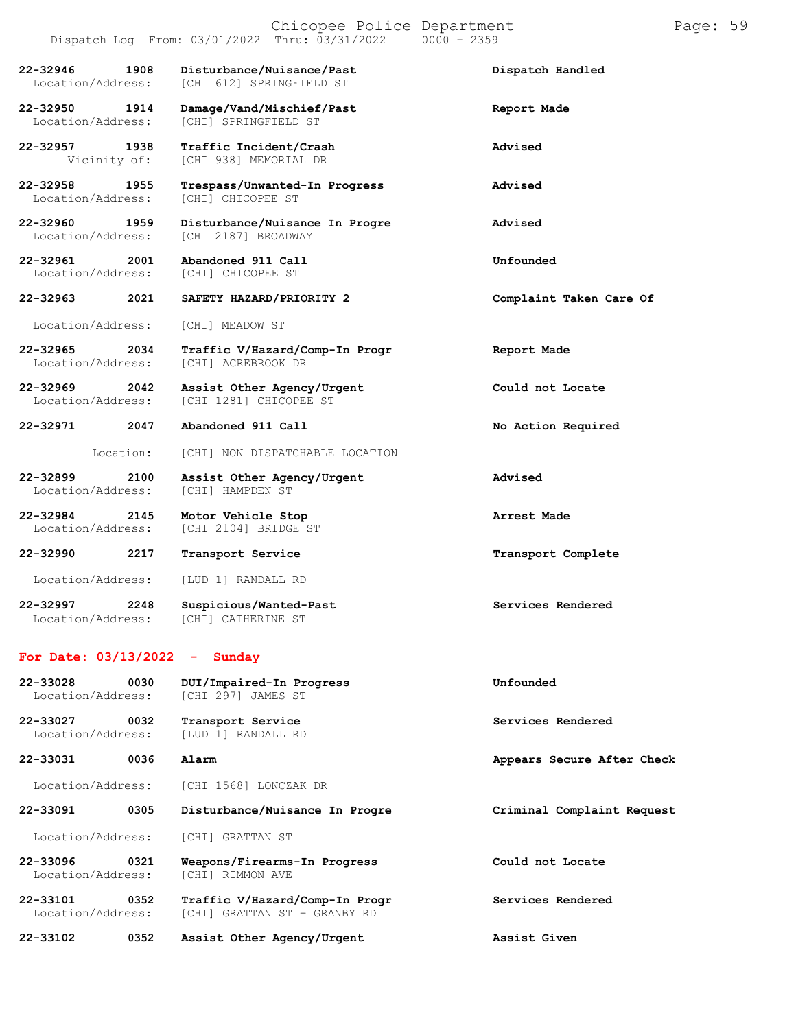| Call # | Time | Call Type | Location | Disposition |
|---|---|---|---|---|
| 22-32946 | 1908 | Disturbance/Nuisance/Past | Location/Address: [CHI 612] SPRINGFIELD ST | Dispatch Handled |
| 22-32950 | 1914 | Damage/Vand/Mischief/Past | Location/Address: [CHI] SPRINGFIELD ST | Report Made |
| 22-32957 | 1938 | Traffic Incident/Crash | Vicinity of: [CHI 938] MEMORIAL DR | Advised |
| 22-32958 | 1955 | Trespass/Unwanted-In Progress | Location/Address: [CHI] CHICOPEE ST | Advised |
| 22-32960 | 1959 | Disturbance/Nuisance In Progre | Location/Address: [CHI 2187] BROADWAY | Advised |
| 22-32961 | 2001 | Abandoned 911 Call | Location/Address: [CHI] CHICOPEE ST | Unfounded |
| 22-32963 | 2021 | SAFETY HAZARD/PRIORITY 2 | Location/Address: [CHI] MEADOW ST | Complaint Taken Care Of |
| 22-32965 | 2034 | Traffic V/Hazard/Comp-In Progr | Location/Address: [CHI] ACREBROOK DR | Report Made |
| 22-32969 | 2042 | Assist Other Agency/Urgent | Location/Address: [CHI 1281] CHICOPEE ST | Could not Locate |
| 22-32971 | 2047 | Abandoned 911 Call | Location: [CHI] NON DISPATCHABLE LOCATION | No Action Required |
| 22-32899 | 2100 | Assist Other Agency/Urgent | Location/Address: [CHI] HAMPDEN ST | Advised |
| 22-32984 | 2145 | Motor Vehicle Stop | Location/Address: [CHI 2104] BRIDGE ST | Arrest Made |
| 22-32990 | 2217 | Transport Service | Location/Address: [LUD 1] RANDALL RD | Transport Complete |
| 22-32997 | 2248 | Suspicious/Wanted-Past | Location/Address: [CHI] CATHERINE ST | Services Rendered |

**For Date: 03/13/2022 - Sunday**

| Call # | Time | Call Type | Location | Disposition |
|---|---|---|---|---|
| 22-33028 | 0030 | DUI/Impaired-In Progress | Location/Address: [CHI 297] JAMES ST | Unfounded |
| 22-33027 | 0032 | Transport Service | Location/Address: [LUD 1] RANDALL RD | Services Rendered |
| 22-33031 | 0036 | Alarm | Location/Address: [CHI 1568] LONCZAK DR | Appears Secure After Check |
| 22-33091 | 0305 | Disturbance/Nuisance In Progre | Location/Address: [CHI] GRATTAN ST | Criminal Complaint Request |
| 22-33096 | 0321 | Weapons/Firearms-In Progress | Location/Address: [CHI] RIMMON AVE | Could not Locate |
| 22-33101 | 0352 | Traffic V/Hazard/Comp-In Progr | Location/Address: [CHI] GRATTAN ST + GRANBY RD | Services Rendered |
| 22-33102 | 0352 | Assist Other Agency/Urgent | | Assist Given |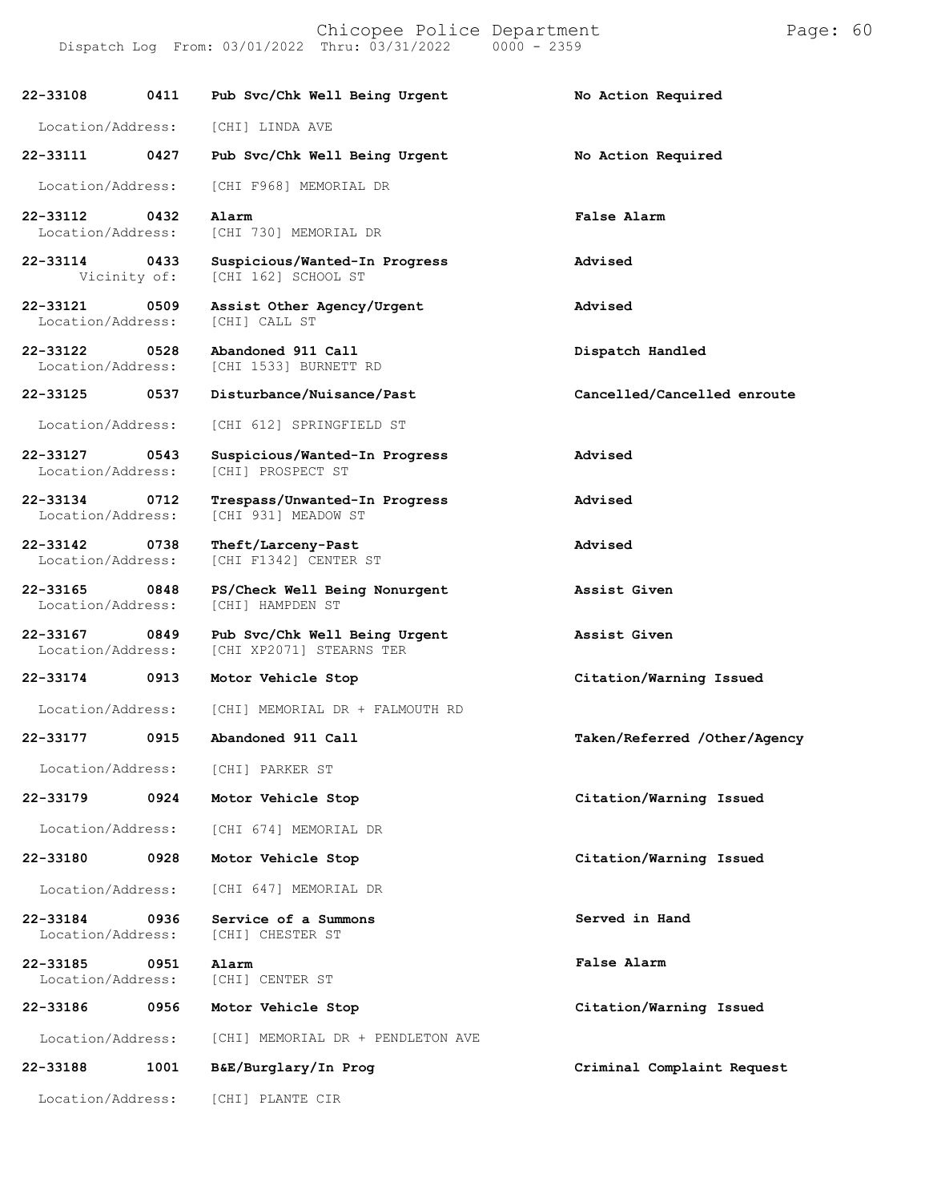**22-33108** **0411** **Pub Svc/Chk Well Being Urgent** **No Action Required**
Location/Address: [CHI] LINDA AVE

**22-33111** **0427** **Pub Svc/Chk Well Being Urgent** **No Action Required**
Location/Address: [CHI F968] MEMORIAL DR

**22-33112** **0432** **Alarm** **False Alarm**
Location/Address: [CHI 730] MEMORIAL DR

**22-33114** **0433** **Suspicious/Wanted-In Progress** **Advised**
Vicinity of: [CHI 162] SCHOOL ST

**22-33121** **0509** **Assist Other Agency/Urgent** **Advised**
Location/Address: [CHI] CALL ST

**22-33122** **0528** **Abandoned 911 Call** **Dispatch Handled**
Location/Address: [CHI 1533] BURNETT RD

**22-33125** **0537** **Disturbance/Nuisance/Past** **Cancelled/Cancelled enroute**
Location/Address: [CHI 612] SPRINGFIELD ST

**22-33127** **0543** **Suspicious/Wanted-In Progress** **Advised**
Location/Address: [CHI] PROSPECT ST

**22-33134** **0712** **Trespass/Unwanted-In Progress** **Advised**
Location/Address: [CHI 931] MEADOW ST

**22-33142** **0738** **Theft/Larceny-Past** **Advised**
Location/Address: [CHI F1342] CENTER ST

**22-33165** **0848** **PS/Check Well Being Nonurgent** **Assist Given**
Location/Address: [CHI] HAMPDEN ST

**22-33167** **0849** **Pub Svc/Chk Well Being Urgent** **Assist Given**
Location/Address: [CHI XP2071] STEARNS TER

**22-33174** **0913** **Motor Vehicle Stop** **Citation/Warning Issued**
Location/Address: [CHI] MEMORIAL DR + FALMOUTH RD

**22-33177** **0915** **Abandoned 911 Call** **Taken/Referred /Other/Agency**
Location/Address: [CHI] PARKER ST

**22-33179** **0924** **Motor Vehicle Stop** **Citation/Warning Issued**
Location/Address: [CHI 674] MEMORIAL DR

**22-33180** **0928** **Motor Vehicle Stop** **Citation/Warning Issued**
Location/Address: [CHI 647] MEMORIAL DR

**22-33184** **0936** **Service of a Summons** **Served in Hand**
Location/Address: [CHI] CHESTER ST

**22-33185** **0951** **Alarm** **False Alarm**
Location/Address: [CHI] CENTER ST

**22-33186** **0956** **Motor Vehicle Stop** **Citation/Warning Issued**
Location/Address: [CHI] MEMORIAL DR + PENDLETON AVE

**22-33188** **1001** **B&E/Burglary/In Prog** **Criminal Complaint Request**
Location/Address: [CHI] PLANTE CIR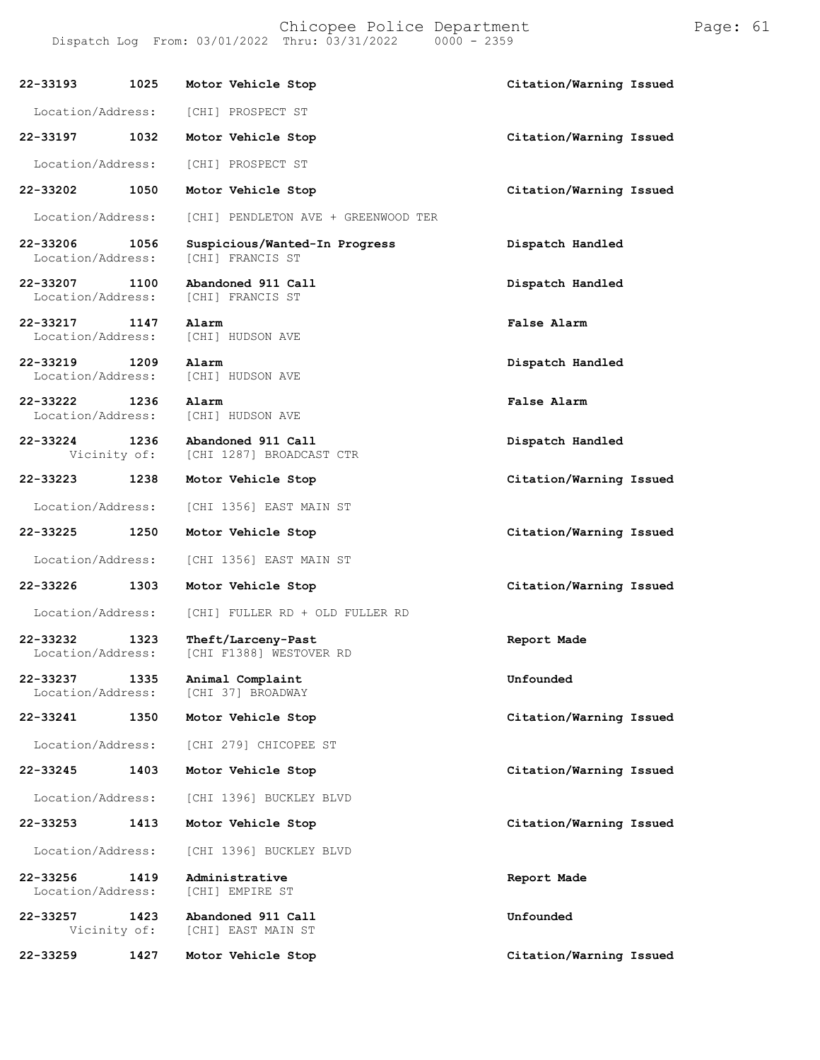| Call # | Time | Call Reason | Action |
|---|---|---|---|
| **22-33193** | **1025** | **Motor Vehicle Stop** | **Citation/Warning Issued** |
| Location/Address: | | [CHI] PROSPECT ST | |
| **22-33197** | **1032** | **Motor Vehicle Stop** | **Citation/Warning Issued** |
| Location/Address: | | [CHI] PROSPECT ST | |
| **22-33202** | **1050** | **Motor Vehicle Stop** | **Citation/Warning Issued** |
| Location/Address: | | [CHI] PENDLETON AVE + GREENWOOD TER | |
| **22-33206** | **1056** | **Suspicious/Wanted-In Progress** | **Dispatch Handled** |
| Location/Address: | | [CHI] FRANCIS ST | |
| **22-33207** | **1100** | **Abandoned 911 Call** | **Dispatch Handled** |
| Location/Address: | | [CHI] FRANCIS ST | |
| **22-33217** | **1147** | **Alarm** | **False Alarm** |
| Location/Address: | | [CHI] HUDSON AVE | |
| **22-33219** | **1209** | **Alarm** | **Dispatch Handled** |
| Location/Address: | | [CHI] HUDSON AVE | |
| **22-33222** | **1236** | **Alarm** | **False Alarm** |
| Location/Address: | | [CHI] HUDSON AVE | |
| **22-33224** | **1236** | **Abandoned 911 Call** | **Dispatch Handled** |
| Vicinity of: | | [CHI 1287] BROADCAST CTR | |
| **22-33223** | **1238** | **Motor Vehicle Stop** | **Citation/Warning Issued** |
| Location/Address: | | [CHI 1356] EAST MAIN ST | |
| **22-33225** | **1250** | **Motor Vehicle Stop** | **Citation/Warning Issued** |
| Location/Address: | | [CHI 1356] EAST MAIN ST | |
| **22-33226** | **1303** | **Motor Vehicle Stop** | **Citation/Warning Issued** |
| Location/Address: | | [CHI] FULLER RD + OLD FULLER RD | |
| **22-33232** | **1323** | **Theft/Larceny-Past** | **Report Made** |
| Location/Address: | | [CHI F1388] WESTOVER RD | |
| **22-33237** | **1335** | **Animal Complaint** | **Unfounded** |
| Location/Address: | | [CHI 37] BROADWAY | |
| **22-33241** | **1350** | **Motor Vehicle Stop** | **Citation/Warning Issued** |
| Location/Address: | | [CHI 279] CHICOPEE ST | |
| **22-33245** | **1403** | **Motor Vehicle Stop** | **Citation/Warning Issued** |
| Location/Address: | | [CHI 1396] BUCKLEY BLVD | |
| **22-33253** | **1413** | **Motor Vehicle Stop** | **Citation/Warning Issued** |
| Location/Address: | | [CHI 1396] BUCKLEY BLVD | |
| **22-33256** | **1419** | **Administrative** | **Report Made** |
| Location/Address: | | [CHI] EMPIRE ST | |
| **22-33257** | **1423** | **Abandoned 911 Call** | **Unfounded** |
| Vicinity of: | | [CHI] EAST MAIN ST | |
| **22-33259** | **1427** | **Motor Vehicle Stop** | **Citation/Warning Issued** |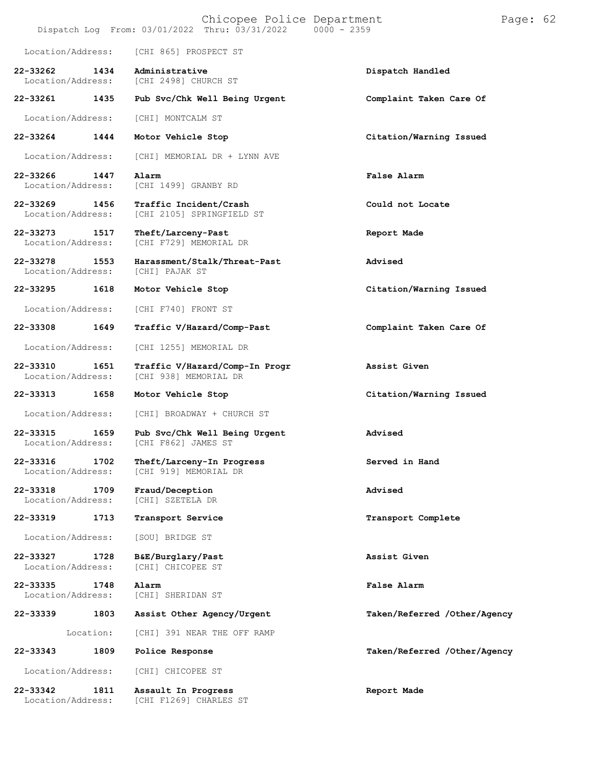Location/Address: [CHI 865] PROSPECT ST

| | | | |
|---|---|---|---|
| **22-33262** | **1434** | **Administrative** | **Dispatch Handled** |
| Location/Address: | | [CHI 2498] CHURCH ST | |
| **22-33261** | **1435** | **Pub Svc/Chk Well Being Urgent** | **Complaint Taken Care Of** |
| Location/Address: | | [CHI] MONTCALM ST | |
| **22-33264** | **1444** | **Motor Vehicle Stop** | **Citation/Warning Issued** |
| Location/Address: | | [CHI] MEMORIAL DR + LYNN AVE | |
| **22-33266** | **1447** | **Alarm** | **False Alarm** |
| Location/Address: | | [CHI 1499] GRANBY RD | |
| **22-33269** | **1456** | **Traffic Incident/Crash** | **Could not Locate** |
| Location/Address: | | [CHI 2105] SPRINGFIELD ST | |
| **22-33273** | **1517** | **Theft/Larceny-Past** | **Report Made** |
| Location/Address: | | [CHI F729] MEMORIAL DR | |
| **22-33278** | **1553** | **Harassment/Stalk/Threat-Past** | **Advised** |
| Location/Address: | | [CHI] PAJAK ST | |
| **22-33295** | **1618** | **Motor Vehicle Stop** | **Citation/Warning Issued** |
| Location/Address: | | [CHI F740] FRONT ST | |
| **22-33308** | **1649** | **Traffic V/Hazard/Comp-Past** | **Complaint Taken Care Of** |
| Location/Address: | | [CHI 1255] MEMORIAL DR | |
| **22-33310** | **1651** | **Traffic V/Hazard/Comp-In Progr** | **Assist Given** |
| Location/Address: | | [CHI 938] MEMORIAL DR | |
| **22-33313** | **1658** | **Motor Vehicle Stop** | **Citation/Warning Issued** |
| Location/Address: | | [CHI] BROADWAY + CHURCH ST | |
| **22-33315** | **1659** | **Pub Svc/Chk Well Being Urgent** | **Advised** |
| Location/Address: | | [CHI F862] JAMES ST | |
| **22-33316** | **1702** | **Theft/Larceny-In Progress** | **Served in Hand** |
| Location/Address: | | [CHI 919] MEMORIAL DR | |
| **22-33318** | **1709** | **Fraud/Deception** | **Advised** |
| Location/Address: | | [CHI] SZETELA DR | |
| **22-33319** | **1713** | **Transport Service** | **Transport Complete** |
| Location/Address: | | [SOU] BRIDGE ST | |
| **22-33327** | **1728** | **B&E/Burglary/Past** | **Assist Given** |
| Location/Address: | | [CHI] CHICOPEE ST | |
| **22-33335** | **1748** | **Alarm** | **False Alarm** |
| Location/Address: | | [CHI] SHERIDAN ST | |
| **22-33339** | **1803** | **Assist Other Agency/Urgent** | **Taken/Referred /Other/Agency** |
| Location: | | [CHI] 391 NEAR THE OFF RAMP | |
| **22-33343** | **1809** | **Police Response** | **Taken/Referred /Other/Agency** |
| Location/Address: | | [CHI] CHICOPEE ST | |
| **22-33342** | **1811** | **Assault In Progress** | **Report Made** |
| Location/Address: | | [CHI F1269] CHARLES ST | |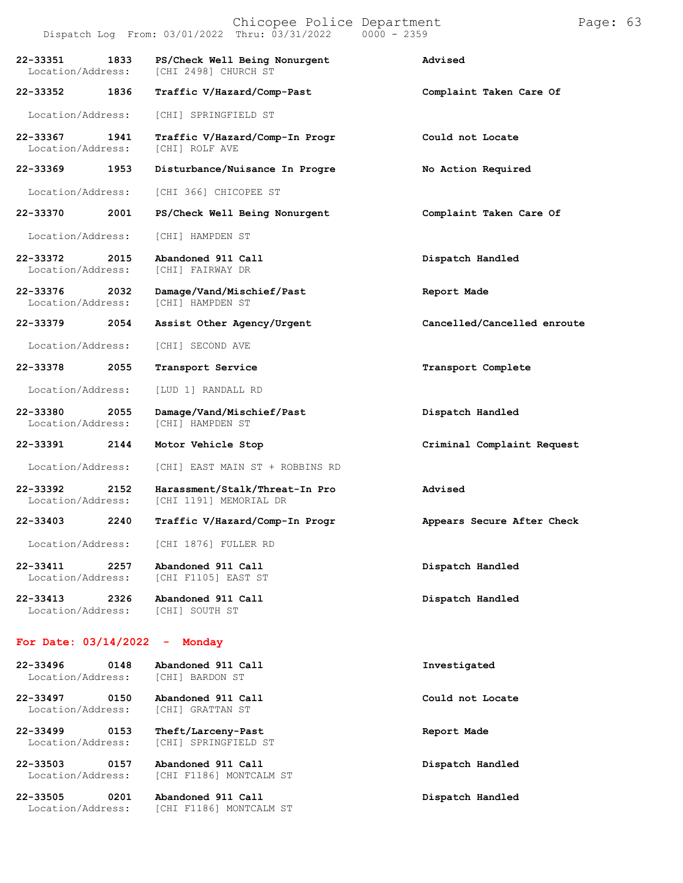| Call Number | Time | Call Reason | Action |
|---|---|---|---|
| 22-33351 | 1833 | PS/Check Well Being Nonurgent | Advised |
| Location/Address: | | [CHI 2498] CHURCH ST | |
| 22-33352 | 1836 | Traffic V/Hazard/Comp-Past | Complaint Taken Care Of |
| Location/Address: | | [CHI] SPRINGFIELD ST | |
| 22-33367 | 1941 | Traffic V/Hazard/Comp-In Progr | Could not Locate |
| Location/Address: | | [CHI] ROLF AVE | |
| 22-33369 | 1953 | Disturbance/Nuisance In Progre | No Action Required |
| Location/Address: | | [CHI 366] CHICOPEE ST | |
| 22-33370 | 2001 | PS/Check Well Being Nonurgent | Complaint Taken Care Of |
| Location/Address: | | [CHI] HAMPDEN ST | |
| 22-33372 | 2015 | Abandoned 911 Call | Dispatch Handled |
| Location/Address: | | [CHI] FAIRWAY DR | |
| 22-33376 | 2032 | Damage/Vand/Mischief/Past | Report Made |
| Location/Address: | | [CHI] HAMPDEN ST | |
| 22-33379 | 2054 | Assist Other Agency/Urgent | Cancelled/Cancelled enroute |
| Location/Address: | | [CHI] SECOND AVE | |
| 22-33378 | 2055 | Transport Service | Transport Complete |
| Location/Address: | | [LUD 1] RANDALL RD | |
| 22-33380 | 2055 | Damage/Vand/Mischief/Past | Dispatch Handled |
| Location/Address: | | [CHI] HAMPDEN ST | |
| 22-33391 | 2144 | Motor Vehicle Stop | Criminal Complaint Request |
| Location/Address: | | [CHI] EAST MAIN ST + ROBBINS RD | |
| 22-33392 | 2152 | Harassment/Stalk/Threat-In Pro | Advised |
| Location/Address: | | [CHI 1191] MEMORIAL DR | |
| 22-33403 | 2240 | Traffic V/Hazard/Comp-In Progr | Appears Secure After Check |
| Location/Address: | | [CHI 1876] FULLER RD | |
| 22-33411 | 2257 | Abandoned 911 Call | Dispatch Handled |
| Location/Address: | | [CHI F1105] EAST ST | |
| 22-33413 | 2326 | Abandoned 911 Call | Dispatch Handled |
| Location/Address: | | [CHI] SOUTH ST | |

## For Date: 03/14/2022 - Monday

| Call Number | Time | Call Reason | Action |
|---|---|---|---|
| 22-33496 | 0148 | Abandoned 911 Call | Investigated |
| Location/Address: | | [CHI] BARDON ST | |
| 22-33497 | 0150 | Abandoned 911 Call | Could not Locate |
| Location/Address: | | [CHI] GRATTAN ST | |
| 22-33499 | 0153 | Theft/Larceny-Past | Report Made |
| Location/Address: | | [CHI] SPRINGFIELD ST | |
| 22-33503 | 0157 | Abandoned 911 Call | Dispatch Handled |
| Location/Address: | | [CHI F1186] MONTCALM ST | |
| 22-33505 | 0201 | Abandoned 911 Call | Dispatch Handled |
| Location/Address: | | [CHI F1186] MONTCALM ST | |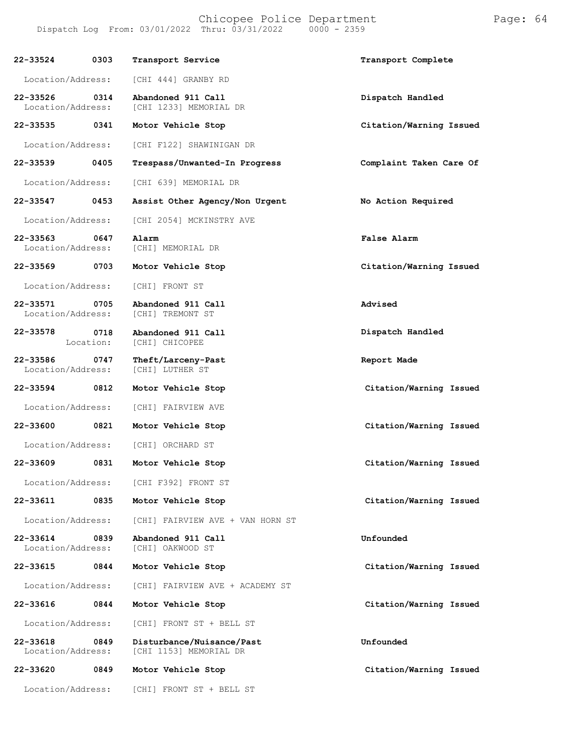| Call # | Time | Call Reason | Action |
|---|---|---|---|
| 22-33524 | 0303 | Transport Service | Transport Complete |
| Location/Address: | | [CHI 444] GRANBY RD | |
| 22-33526 | 0314 | Abandoned 911 Call | Dispatch Handled |
| Location/Address: | | [CHI 1233] MEMORIAL DR | |
| 22-33535 | 0341 | Motor Vehicle Stop | Citation/Warning Issued |
| Location/Address: | | [CHI F122] SHAWINIGAN DR | |
| 22-33539 | 0405 | Trespass/Unwanted-In Progress | Complaint Taken Care Of |
| Location/Address: | | [CHI 639] MEMORIAL DR | |
| 22-33547 | 0453 | Assist Other Agency/Non Urgent | No Action Required |
| Location/Address: | | [CHI 2054] MCKINSTRY AVE | |
| 22-33563 | 0647 | Alarm | False Alarm |
| Location/Address: | | [CHI] MEMORIAL DR | |
| 22-33569 | 0703 | Motor Vehicle Stop | Citation/Warning Issued |
| Location/Address: | | [CHI] FRONT ST | |
| 22-33571 | 0705 | Abandoned 911 Call | Advised |
| Location/Address: | | [CHI] TREMONT ST | |
| 22-33578 | 0718 | Abandoned 911 Call | Dispatch Handled |
| Location: | | [CHI] CHICOPEE | |
| 22-33586 | 0747 | Theft/Larceny-Past | Report Made |
| Location/Address: | | [CHI] LUTHER ST | |
| 22-33594 | 0812 | Motor Vehicle Stop | Citation/Warning Issued |
| Location/Address: | | [CHI] FAIRVIEW AVE | |
| 22-33600 | 0821 | Motor Vehicle Stop | Citation/Warning Issued |
| Location/Address: | | [CHI] ORCHARD ST | |
| 22-33609 | 0831 | Motor Vehicle Stop | Citation/Warning Issued |
| Location/Address: | | [CHI F392] FRONT ST | |
| 22-33611 | 0835 | Motor Vehicle Stop | Citation/Warning Issued |
| Location/Address: | | [CHI] FAIRVIEW AVE + VAN HORN ST | |
| 22-33614 | 0839 | Abandoned 911 Call | Unfounded |
| Location/Address: | | [CHI] OAKWOOD ST | |
| 22-33615 | 0844 | Motor Vehicle Stop | Citation/Warning Issued |
| Location/Address: | | [CHI] FAIRVIEW AVE + ACADEMY ST | |
| 22-33616 | 0844 | Motor Vehicle Stop | Citation/Warning Issued |
| Location/Address: | | [CHI] FRONT ST + BELL ST | |
| 22-33618 | 0849 | Disturbance/Nuisance/Past | Unfounded |
| Location/Address: | | [CHI 1153] MEMORIAL DR | |
| 22-33620 | 0849 | Motor Vehicle Stop | Citation/Warning Issued |
| Location/Address: | | [CHI] FRONT ST + BELL ST | |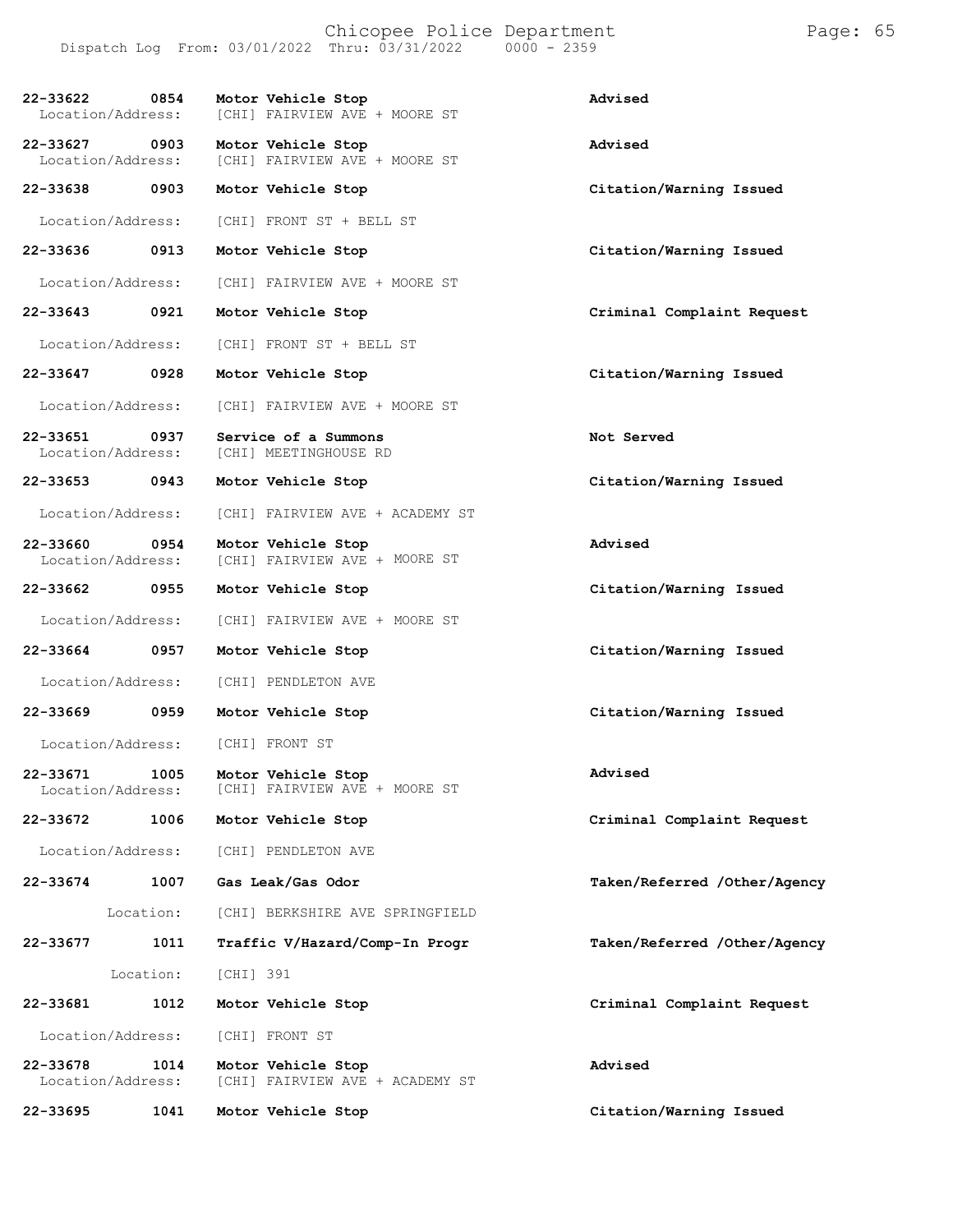| Call Number | Time | Call Type | Location/Address | Action |
|---|---|---|---|---|
| 22-33622 | 0854 | Motor Vehicle Stop | [CHI] FAIRVIEW AVE + MOORE ST | Advised |
| 22-33627 | 0903 | Motor Vehicle Stop | [CHI] FAIRVIEW AVE + MOORE ST | Advised |
| 22-33638 | 0903 | Motor Vehicle Stop | [CHI] FRONT ST + BELL ST | Citation/Warning Issued |
| 22-33636 | 0913 | Motor Vehicle Stop | [CHI] FAIRVIEW AVE + MOORE ST | Citation/Warning Issued |
| 22-33643 | 0921 | Motor Vehicle Stop | [CHI] FRONT ST + BELL ST | Criminal Complaint Request |
| 22-33647 | 0928 | Motor Vehicle Stop | [CHI] FAIRVIEW AVE + MOORE ST | Citation/Warning Issued |
| 22-33651 | 0937 | Service of a Summons | [CHI] MEETINGHOUSE RD | Not Served |
| 22-33653 | 0943 | Motor Vehicle Stop | [CHI] FAIRVIEW AVE + ACADEMY ST | Citation/Warning Issued |
| 22-33660 | 0954 | Motor Vehicle Stop | [CHI] FAIRVIEW AVE + MOORE ST | Advised |
| 22-33662 | 0955 | Motor Vehicle Stop | [CHI] FAIRVIEW AVE + MOORE ST | Citation/Warning Issued |
| 22-33664 | 0957 | Motor Vehicle Stop | [CHI] PENDLETON AVE | Citation/Warning Issued |
| 22-33669 | 0959 | Motor Vehicle Stop | [CHI] FRONT ST | Citation/Warning Issued |
| 22-33671 | 1005 | Motor Vehicle Stop | [CHI] FAIRVIEW AVE + MOORE ST | Advised |
| 22-33672 | 1006 | Motor Vehicle Stop | [CHI] PENDLETON AVE | Criminal Complaint Request |
| 22-33674 | 1007 | Gas Leak/Gas Odor | Location: [CHI] BERKSHIRE AVE SPRINGFIELD | Taken/Referred /Other/Agency |
| 22-33677 | 1011 | Traffic V/Hazard/Comp-In Progr | Location: [CHI] 391 | Taken/Referred /Other/Agency |
| 22-33681 | 1012 | Motor Vehicle Stop | [CHI] FRONT ST | Criminal Complaint Request |
| 22-33678 | 1014 | Motor Vehicle Stop | [CHI] FAIRVIEW AVE + ACADEMY ST | Advised |
| 22-33695 | 1041 | Motor Vehicle Stop | | Citation/Warning Issued |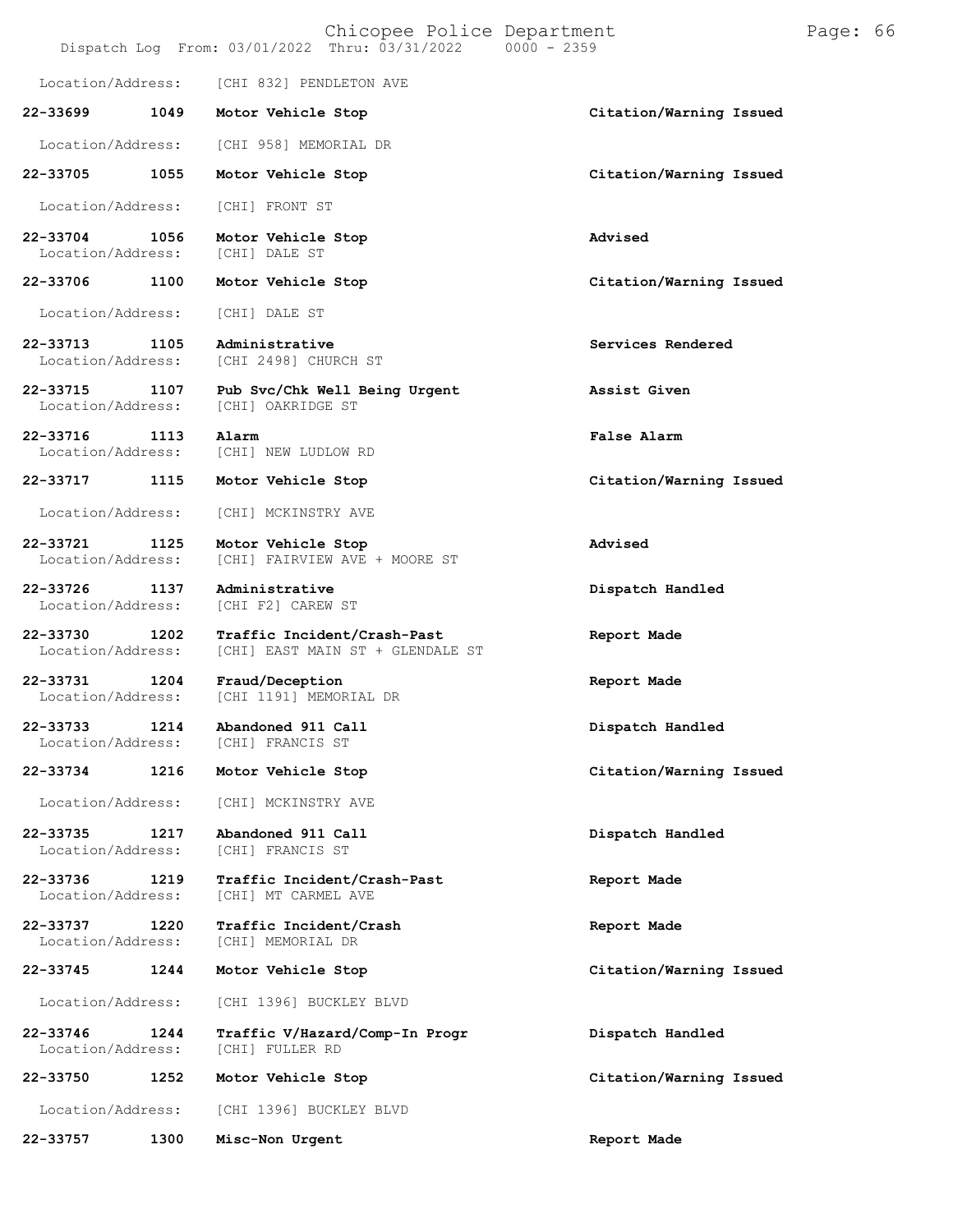Location/Address: [CHI 832] PENDLETON AVE

| Call Number | Time | Call Reason | Action |
| --- | --- | --- | --- |
| 22-33699 | 1049 | Motor Vehicle Stop | Citation/Warning Issued |
| Location/Address: | | [CHI 958] MEMORIAL DR | |
| 22-33705 | 1055 | Motor Vehicle Stop | Citation/Warning Issued |
| Location/Address: | | [CHI] FRONT ST | |
| 22-33704 | 1056 | Motor Vehicle Stop | Advised |
| Location/Address: | | [CHI] DALE ST | |
| 22-33706 | 1100 | Motor Vehicle Stop | Citation/Warning Issued |
| Location/Address: | | [CHI] DALE ST | |
| 22-33713 | 1105 | Administrative | Services Rendered |
| Location/Address: | | [CHI 2498] CHURCH ST | |
| 22-33715 | 1107 | Pub Svc/Chk Well Being Urgent | Assist Given |
| Location/Address: | | [CHI] OAKRIDGE ST | |
| 22-33716 | 1113 | Alarm | False Alarm |
| Location/Address: | | [CHI] NEW LUDLOW RD | |
| 22-33717 | 1115 | Motor Vehicle Stop | Citation/Warning Issued |
| Location/Address: | | [CHI] MCKINSTRY AVE | |
| 22-33721 | 1125 | Motor Vehicle Stop | Advised |
| Location/Address: | | [CHI] FAIRVIEW AVE + MOORE ST | |
| 22-33726 | 1137 | Administrative | Dispatch Handled |
| Location/Address: | | [CHI F2] CAREW ST | |
| 22-33730 | 1202 | Traffic Incident/Crash-Past | Report Made |
| Location/Address: | | [CHI] EAST MAIN ST + GLENDALE ST | |
| 22-33731 | 1204 | Fraud/Deception | Report Made |
| Location/Address: | | [CHI 1191] MEMORIAL DR | |
| 22-33733 | 1214 | Abandoned 911 Call | Dispatch Handled |
| Location/Address: | | [CHI] FRANCIS ST | |
| 22-33734 | 1216 | Motor Vehicle Stop | Citation/Warning Issued |
| Location/Address: | | [CHI] MCKINSTRY AVE | |
| 22-33735 | 1217 | Abandoned 911 Call | Dispatch Handled |
| Location/Address: | | [CHI] FRANCIS ST | |
| 22-33736 | 1219 | Traffic Incident/Crash-Past | Report Made |
| Location/Address: | | [CHI] MT CARMEL AVE | |
| 22-33737 | 1220 | Traffic Incident/Crash | Report Made |
| Location/Address: | | [CHI] MEMORIAL DR | |
| 22-33745 | 1244 | Motor Vehicle Stop | Citation/Warning Issued |
| Location/Address: | | [CHI 1396] BUCKLEY BLVD | |
| 22-33746 | 1244 | Traffic V/Hazard/Comp-In Progr | Dispatch Handled |
| Location/Address: | | [CHI] FULLER RD | |
| 22-33750 | 1252 | Motor Vehicle Stop | Citation/Warning Issued |
| Location/Address: | | [CHI 1396] BUCKLEY BLVD | |
| 22-33757 | 1300 | Misc-Non Urgent | Report Made |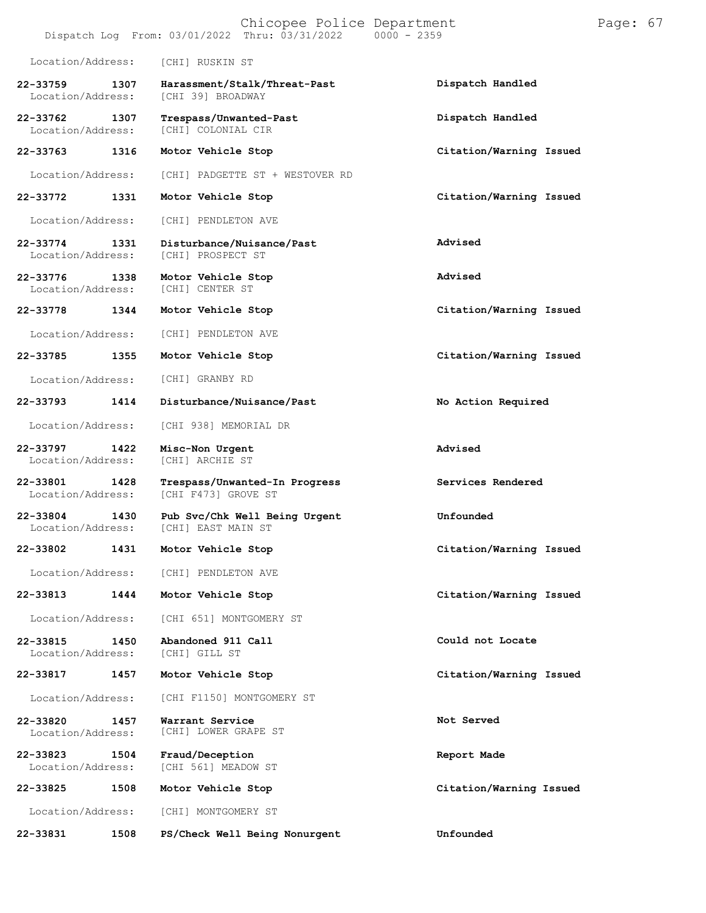Location/Address: [CHI] RUSKIN ST

**22-33759 1307 Harassment/Stalk/Threat-Past** **Dispatch Handled**
Location/Address: [CHI 39] BROADWAY

**22-33762 1307 Trespass/Unwanted-Past** **Dispatch Handled**
Location/Address: [CHI] COLONIAL CIR

**22-33763 1316 Motor Vehicle Stop** **Citation/Warning Issued**
Location/Address: [CHI] PADGETTE ST + WESTOVER RD

**22-33772 1331 Motor Vehicle Stop** **Citation/Warning Issued**
Location/Address: [CHI] PENDLETON AVE

**22-33774 1331 Disturbance/Nuisance/Past** **Advised**
Location/Address: [CHI] PROSPECT ST

**22-33776 1338 Motor Vehicle Stop** **Advised**
Location/Address: [CHI] CENTER ST

**22-33778 1344 Motor Vehicle Stop** **Citation/Warning Issued**
Location/Address: [CHI] PENDLETON AVE

**22-33785 1355 Motor Vehicle Stop** **Citation/Warning Issued**
Location/Address: [CHI] GRANBY RD

**22-33793 1414 Disturbance/Nuisance/Past** **No Action Required**
Location/Address: [CHI 938] MEMORIAL DR

**22-33797 1422 Misc-Non Urgent** **Advised**
Location/Address: [CHI] ARCHIE ST

**22-33801 1428 Trespass/Unwanted-In Progress** **Services Rendered**
Location/Address: [CHI F473] GROVE ST

**22-33804 1430 Pub Svc/Chk Well Being Urgent** **Unfounded**
Location/Address: [CHI] EAST MAIN ST

**22-33802 1431 Motor Vehicle Stop** **Citation/Warning Issued**
Location/Address: [CHI] PENDLETON AVE

**22-33813 1444 Motor Vehicle Stop** **Citation/Warning Issued**
Location/Address: [CHI 651] MONTGOMERY ST

**22-33815 1450 Abandoned 911 Call** **Could not Locate**
Location/Address: [CHI] GILL ST

**22-33817 1457 Motor Vehicle Stop** **Citation/Warning Issued**
Location/Address: [CHI F1150] MONTGOMERY ST

**22-33820 1457 Warrant Service** **Not Served**
Location/Address: [CHI] LOWER GRAPE ST

**22-33823 1504 Fraud/Deception** **Report Made**
Location/Address: [CHI 561] MEADOW ST

**22-33825 1508 Motor Vehicle Stop** **Citation/Warning Issued**
Location/Address: [CHI] MONTGOMERY ST

**22-33831 1508 PS/Check Well Being Nonurgent** **Unfounded**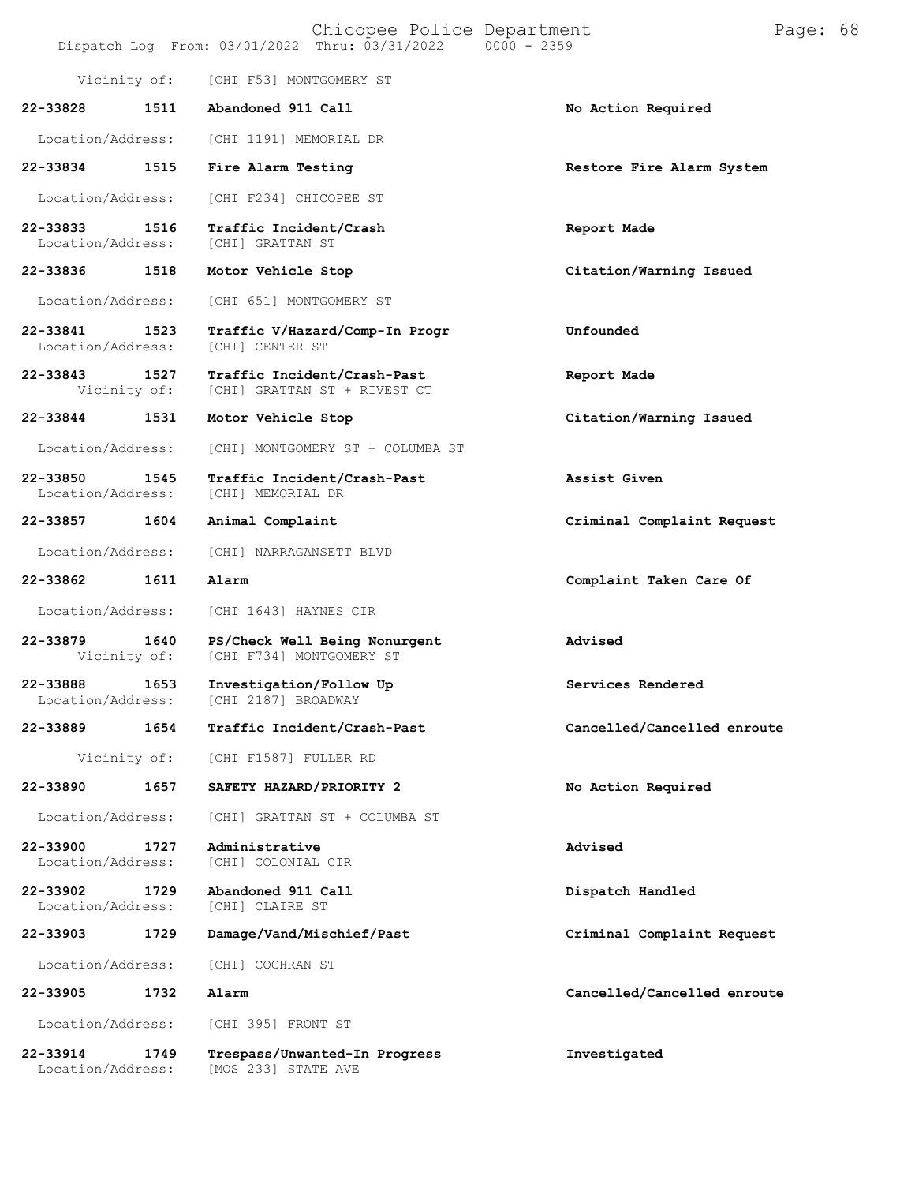Vicinity of: [CHI F53] MONTGOMERY ST

| Call # | Time | Call Type | Action |
|---|---|---|---|
| **22-33828** | **1511** | **Abandoned 911 Call** | **No Action Required** |
| Location/Address: | | [CHI 1191] MEMORIAL DR | |
| **22-33834** | **1515** | **Fire Alarm Testing** | **Restore Fire Alarm System** |
| Location/Address: | | [CHI F234] CHICOPEE ST | |
| **22-33833** | **1516** | **Traffic Incident/Crash** | **Report Made** |
| Location/Address: | | [CHI] GRATTAN ST | |
| **22-33836** | **1518** | **Motor Vehicle Stop** | **Citation/Warning Issued** |
| Location/Address: | | [CHI 651] MONTGOMERY ST | |
| **22-33841** | **1523** | **Traffic V/Hazard/Comp-In Progr** | **Unfounded** |
| Location/Address: | | [CHI] CENTER ST | |
| **22-33843** | **1527** | **Traffic Incident/Crash-Past** | **Report Made** |
| Vicinity of: | | [CHI] GRATTAN ST + RIVEST CT | |
| **22-33844** | **1531** | **Motor Vehicle Stop** | **Citation/Warning Issued** |
| Location/Address: | | [CHI] MONTGOMERY ST + COLUMBA ST | |
| **22-33850** | **1545** | **Traffic Incident/Crash-Past** | **Assist Given** |
| Location/Address: | | [CHI] MEMORIAL DR | |
| **22-33857** | **1604** | **Animal Complaint** | **Criminal Complaint Request** |
| Location/Address: | | [CHI] NARRAGANSETT BLVD | |
| **22-33862** | **1611** | **Alarm** | **Complaint Taken Care Of** |
| Location/Address: | | [CHI 1643] HAYNES CIR | |
| **22-33879** | **1640** | **PS/Check Well Being Nonurgent** | **Advised** |
| Vicinity of: | | [CHI F734] MONTGOMERY ST | |
| **22-33888** | **1653** | **Investigation/Follow Up** | **Services Rendered** |
| Location/Address: | | [CHI 2187] BROADWAY | |
| **22-33889** | **1654** | **Traffic Incident/Crash-Past** | **Cancelled/Cancelled enroute** |
| Vicinity of: | | [CHI F1587] FULLER RD | |
| **22-33890** | **1657** | **SAFETY HAZARD/PRIORITY 2** | **No Action Required** |
| Location/Address: | | [CHI] GRATTAN ST + COLUMBA ST | |
| **22-33900** | **1727** | **Administrative** | **Advised** |
| Location/Address: | | [CHI] COLONIAL CIR | |
| **22-33902** | **1729** | **Abandoned 911 Call** | **Dispatch Handled** |
| Location/Address: | | [CHI] CLAIRE ST | |
| **22-33903** | **1729** | **Damage/Vand/Mischief/Past** | **Criminal Complaint Request** |
| Location/Address: | | [CHI] COCHRAN ST | |
| **22-33905** | **1732** | **Alarm** | **Cancelled/Cancelled enroute** |
| Location/Address: | | [CHI 395] FRONT ST | |
| **22-33914** | **1749** | **Trespass/Unwanted-In Progress** | **Investigated** |
| Location/Address: | | [MOS 233] STATE AVE | |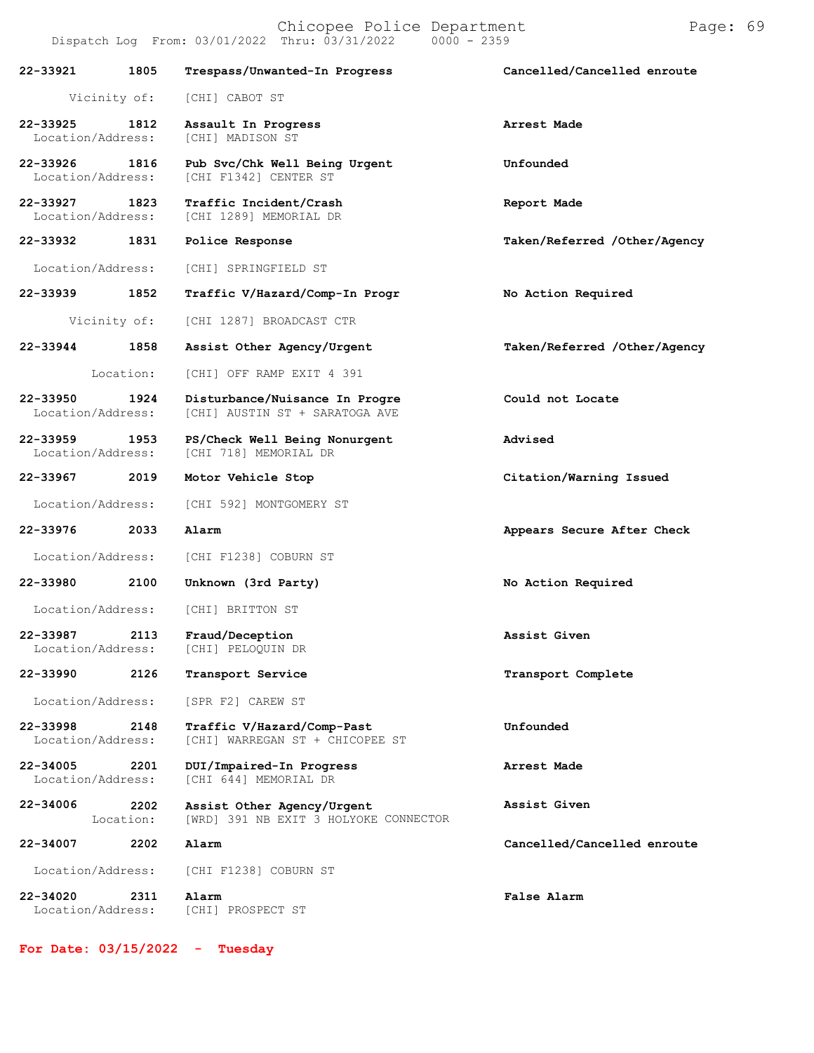| Call Number | Time | Call Reason | Action |
|---|---|---|---|
| 22-33921 | 1805 | Trespass/Unwanted-In Progress | Cancelled/Cancelled enroute |
| | Vicinity of: | [CHI] CABOT ST | |
| 22-33925 | 1812 | Assault In Progress | Arrest Made |
| | Location/Address: | [CHI] MADISON ST | |
| 22-33926 | 1816 | Pub Svc/Chk Well Being Urgent | Unfounded |
| | Location/Address: | [CHI F1342] CENTER ST | |
| 22-33927 | 1823 | Traffic Incident/Crash | Report Made |
| | Location/Address: | [CHI 1289] MEMORIAL DR | |
| 22-33932 | 1831 | Police Response | Taken/Referred /Other/Agency |
| | Location/Address: | [CHI] SPRINGFIELD ST | |
| 22-33939 | 1852 | Traffic V/Hazard/Comp-In Progr | No Action Required |
| | Vicinity of: | [CHI 1287] BROADCAST CTR | |
| 22-33944 | 1858 | Assist Other Agency/Urgent | Taken/Referred /Other/Agency |
| | Location: | [CHI] OFF RAMP EXIT 4 391 | |
| 22-33950 | 1924 | Disturbance/Nuisance In Progre | Could not Locate |
| | Location/Address: | [CHI] AUSTIN ST + SARATOGA AVE | |
| 22-33959 | 1953 | PS/Check Well Being Nonurgent | Advised |
| | Location/Address: | [CHI 718] MEMORIAL DR | |
| 22-33967 | 2019 | Motor Vehicle Stop | Citation/Warning Issued |
| | Location/Address: | [CHI 592] MONTGOMERY ST | |
| 22-33976 | 2033 | Alarm | Appears Secure After Check |
| | Location/Address: | [CHI F1238] COBURN ST | |
| 22-33980 | 2100 | Unknown (3rd Party) | No Action Required |
| | Location/Address: | [CHI] BRITTON ST | |
| 22-33987 | 2113 | Fraud/Deception | Assist Given |
| | Location/Address: | [CHI] PELOQUIN DR | |
| 22-33990 | 2126 | Transport Service | Transport Complete |
| | Location/Address: | [SPR F2] CAREW ST | |
| 22-33998 | 2148 | Traffic V/Hazard/Comp-Past | Unfounded |
| | Location/Address: | [CHI] WARREGAN ST + CHICOPEE ST | |
| 22-34005 | 2201 | DUI/Impaired-In Progress | Arrest Made |
| | Location/Address: | [CHI 644] MEMORIAL DR | |
| 22-34006 | 2202 | Assist Other Agency/Urgent | Assist Given |
| | Location: | [WRD] 391 NB EXIT 3 HOLYOKE CONNECTOR | |
| 22-34007 | 2202 | Alarm | Cancelled/Cancelled enroute |
| | Location/Address: | [CHI F1238] COBURN ST | |
| 22-34020 | 2311 | Alarm | False Alarm |
| | Location/Address: | [CHI] PROSPECT ST | |

**For Date: 03/15/2022 - Tuesday**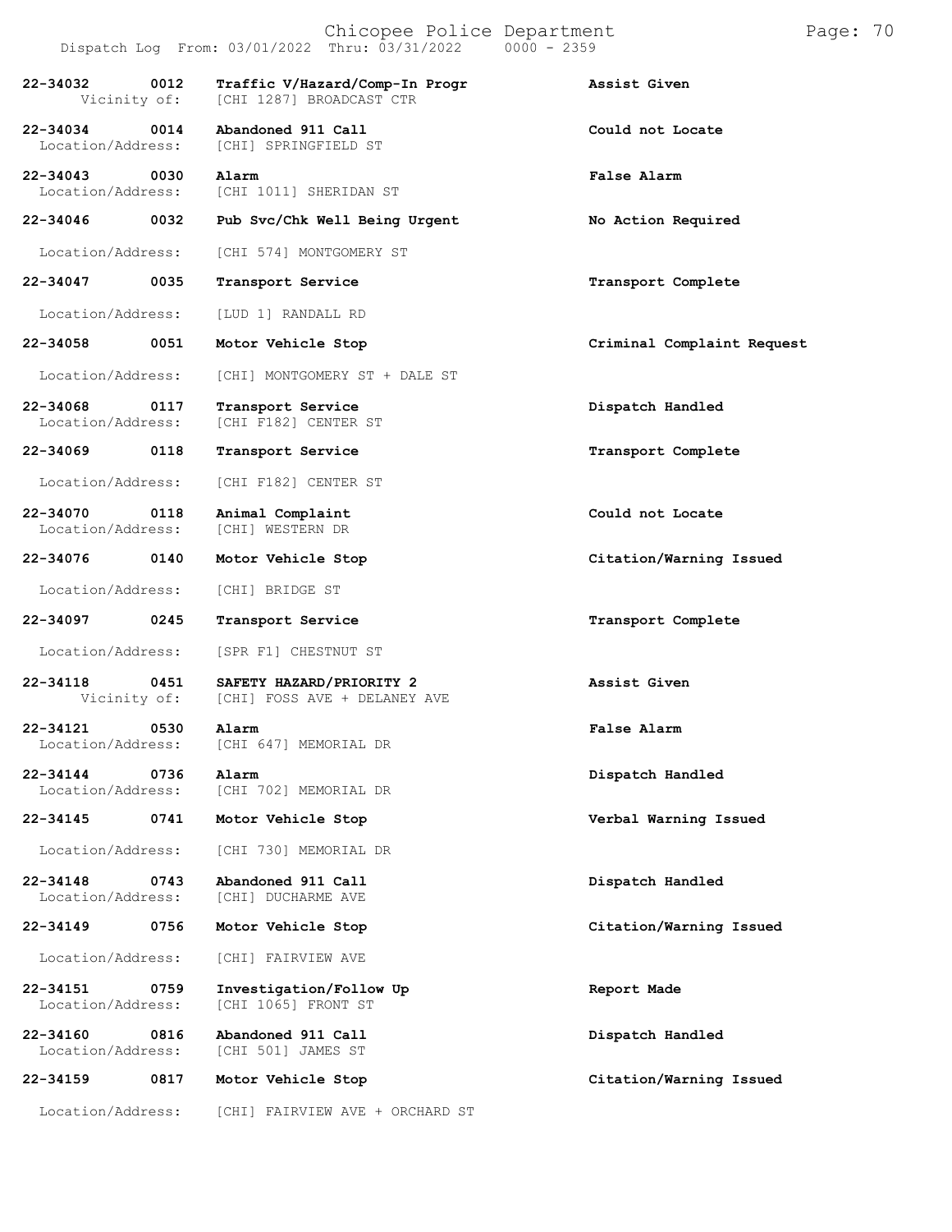Dispatch Log From: 03/01/2022 Thru: 03/31/2022 0000 - 2359

| Call Number | Time | Call Reason / Location | Action |
|---|---|---|---|
| **22-34032** | **0012** | **Traffic V/Hazard/Comp-In Progr** | **Assist Given** |
| Vicinity of: | | [CHI 1287] BROADCAST CTR | |
| **22-34034** | **0014** | **Abandoned 911 Call** | **Could not Locate** |
| Location/Address: | | [CHI] SPRINGFIELD ST | |
| **22-34043** | **0030** | **Alarm** | **False Alarm** |
| Location/Address: | | [CHI 1011] SHERIDAN ST | |
| **22-34046** | **0032** | **Pub Svc/Chk Well Being Urgent** | **No Action Required** |
| Location/Address: | | [CHI 574] MONTGOMERY ST | |
| **22-34047** | **0035** | **Transport Service** | **Transport Complete** |
| Location/Address: | | [LUD 1] RANDALL RD | |
| **22-34058** | **0051** | **Motor Vehicle Stop** | **Criminal Complaint Request** |
| Location/Address: | | [CHI] MONTGOMERY ST + DALE ST | |
| **22-34068** | **0117** | **Transport Service** | **Dispatch Handled** |
| Location/Address: | | [CHI F182] CENTER ST | |
| **22-34069** | **0118** | **Transport Service** | **Transport Complete** |
| Location/Address: | | [CHI F182] CENTER ST | |
| **22-34070** | **0118** | **Animal Complaint** | **Could not Locate** |
| Location/Address: | | [CHI] WESTERN DR | |
| **22-34076** | **0140** | **Motor Vehicle Stop** | **Citation/Warning Issued** |
| Location/Address: | | [CHI] BRIDGE ST | |
| **22-34097** | **0245** | **Transport Service** | **Transport Complete** |
| Location/Address: | | [SPR F1] CHESTNUT ST | |
| **22-34118** | **0451** | **SAFETY HAZARD/PRIORITY 2** | **Assist Given** |
| Vicinity of: | | [CHI] FOSS AVE + DELANEY AVE | |
| **22-34121** | **0530** | **Alarm** | **False Alarm** |
| Location/Address: | | [CHI 647] MEMORIAL DR | |
| **22-34144** | **0736** | **Alarm** | **Dispatch Handled** |
| Location/Address: | | [CHI 702] MEMORIAL DR | |
| **22-34145** | **0741** | **Motor Vehicle Stop** | **Verbal Warning Issued** |
| Location/Address: | | [CHI 730] MEMORIAL DR | |
| **22-34148** | **0743** | **Abandoned 911 Call** | **Dispatch Handled** |
| Location/Address: | | [CHI] DUCHARME AVE | |
| **22-34149** | **0756** | **Motor Vehicle Stop** | **Citation/Warning Issued** |
| Location/Address: | | [CHI] FAIRVIEW AVE | |
| **22-34151** | **0759** | **Investigation/Follow Up** | **Report Made** |
| Location/Address: | | [CHI 1065] FRONT ST | |
| **22-34160** | **0816** | **Abandoned 911 Call** | **Dispatch Handled** |
| Location/Address: | | [CHI 501] JAMES ST | |
| **22-34159** | **0817** | **Motor Vehicle Stop** | **Citation/Warning Issued** |
| Location/Address: | | [CHI] FAIRVIEW AVE + ORCHARD ST | |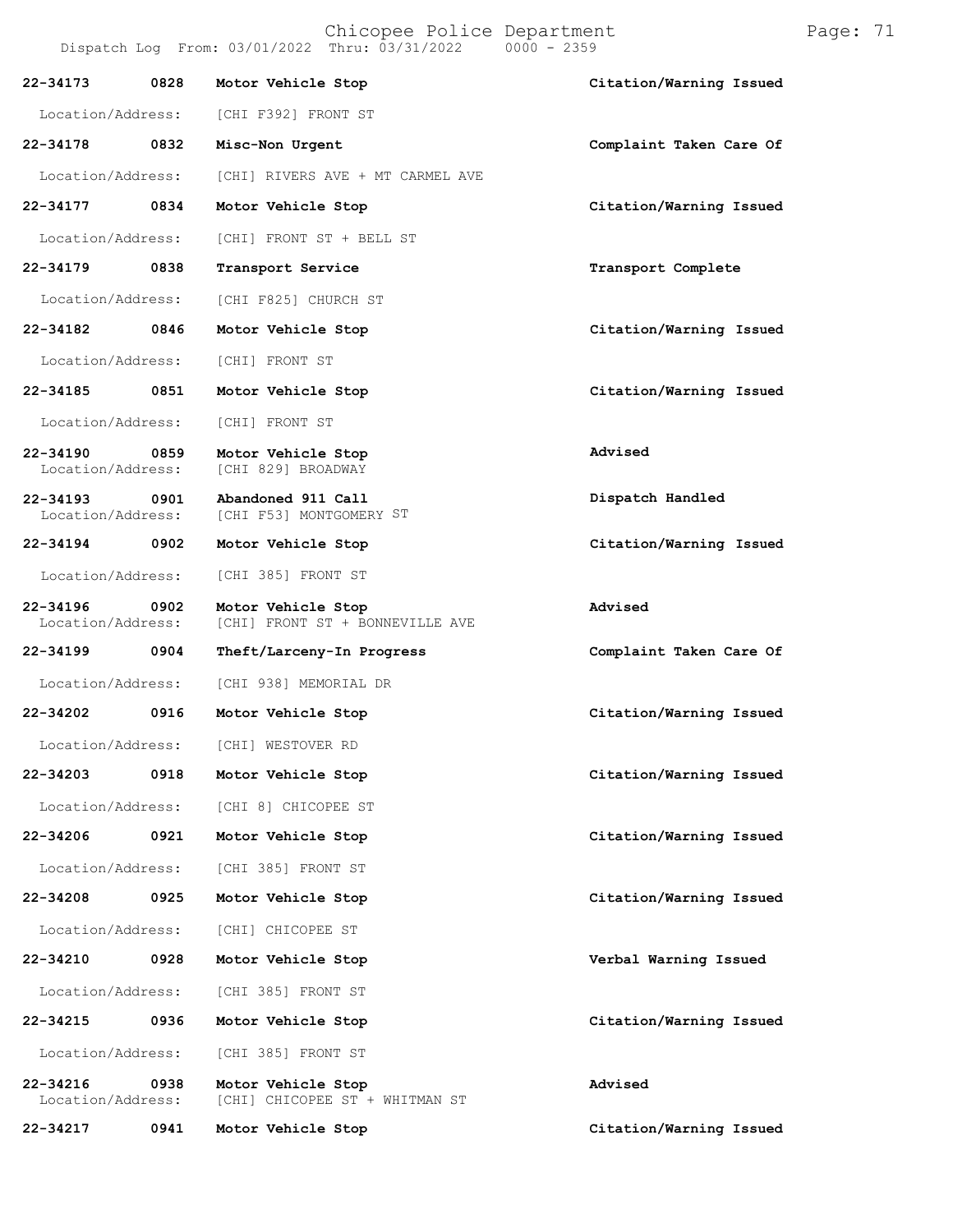22-34173 0828 Motor Vehicle Stop Citation/Warning Issued
Location/Address: [CHI F392] FRONT ST

22-34178 0832 Misc-Non Urgent Complaint Taken Care Of
Location/Address: [CHI] RIVERS AVE + MT CARMEL AVE

22-34177 0834 Motor Vehicle Stop Citation/Warning Issued
Location/Address: [CHI] FRONT ST + BELL ST

22-34179 0838 Transport Service Transport Complete
Location/Address: [CHI F825] CHURCH ST

22-34182 0846 Motor Vehicle Stop Citation/Warning Issued
Location/Address: [CHI] FRONT ST

22-34185 0851 Motor Vehicle Stop Citation/Warning Issued
Location/Address: [CHI] FRONT ST

22-34190 0859 Motor Vehicle Stop Advised
Location/Address: [CHI 829] BROADWAY

22-34193 0901 Abandoned 911 Call Dispatch Handled
Location/Address: [CHI F53] MONTGOMERY ST

22-34194 0902 Motor Vehicle Stop Citation/Warning Issued
Location/Address: [CHI 385] FRONT ST

22-34196 0902 Motor Vehicle Stop Advised
Location/Address: [CHI] FRONT ST + BONNEVILLE AVE

22-34199 0904 Theft/Larceny-In Progress Complaint Taken Care Of
Location/Address: [CHI 938] MEMORIAL DR

22-34202 0916 Motor Vehicle Stop Citation/Warning Issued
Location/Address: [CHI] WESTOVER RD

22-34203 0918 Motor Vehicle Stop Citation/Warning Issued
Location/Address: [CHI 8] CHICOPEE ST

22-34206 0921 Motor Vehicle Stop Citation/Warning Issued
Location/Address: [CHI 385] FRONT ST

22-34208 0925 Motor Vehicle Stop Citation/Warning Issued
Location/Address: [CHI] CHICOPEE ST

22-34210 0928 Motor Vehicle Stop Verbal Warning Issued
Location/Address: [CHI 385] FRONT ST

22-34215 0936 Motor Vehicle Stop Citation/Warning Issued
Location/Address: [CHI 385] FRONT ST

22-34216 0938 Motor Vehicle Stop Advised
Location/Address: [CHI] CHICOPEE ST + WHITMAN ST

22-34217 0941 Motor Vehicle Stop Citation/Warning Issued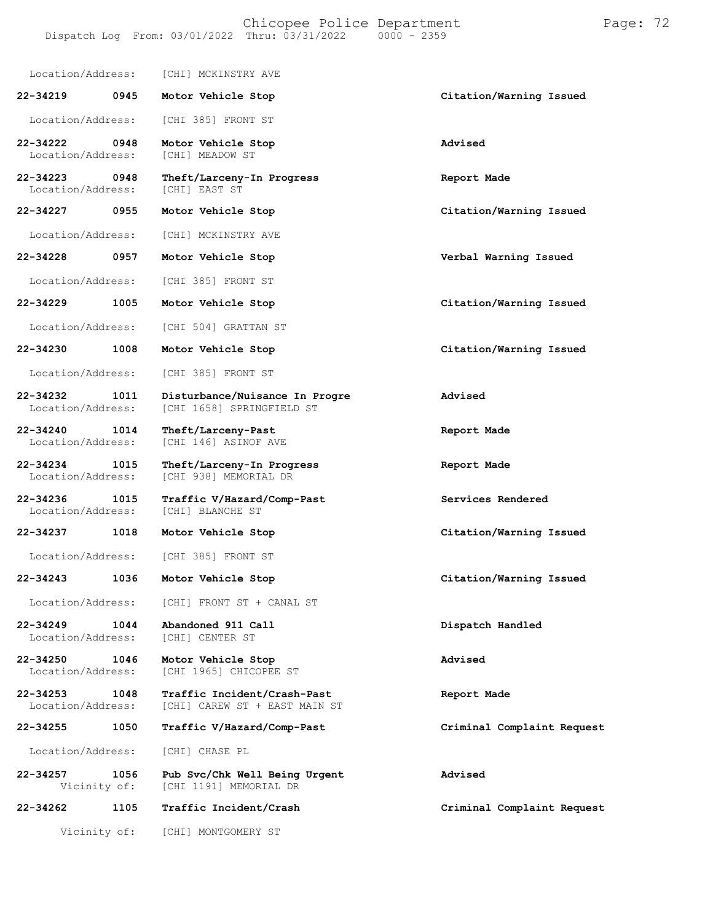Location/Address: [CHI] MCKINSTRY AVE

| Call Number | Time | Call Reason | Action |
|---|---|---|---|
| 22-34219 | 0945 | Motor Vehicle Stop | Citation/Warning Issued |
| Location/Address: | | [CHI 385] FRONT ST | |
| 22-34222 | 0948 | Motor Vehicle Stop | Advised |
| Location/Address: | | [CHI] MEADOW ST | |
| 22-34223 | 0948 | Theft/Larceny-In Progress | Report Made |
| Location/Address: | | [CHI] EAST ST | |
| 22-34227 | 0955 | Motor Vehicle Stop | Citation/Warning Issued |
| Location/Address: | | [CHI] MCKINSTRY AVE | |
| 22-34228 | 0957 | Motor Vehicle Stop | Verbal Warning Issued |
| Location/Address: | | [CHI 385] FRONT ST | |
| 22-34229 | 1005 | Motor Vehicle Stop | Citation/Warning Issued |
| Location/Address: | | [CHI 504] GRATTAN ST | |
| 22-34230 | 1008 | Motor Vehicle Stop | Citation/Warning Issued |
| Location/Address: | | [CHI 385] FRONT ST | |
| 22-34232 | 1011 | Disturbance/Nuisance In Progre | Advised |
| Location/Address: | | [CHI 1658] SPRINGFIELD ST | |
| 22-34240 | 1014 | Theft/Larceny-Past | Report Made |
| Location/Address: | | [CHI 146] ASINOF AVE | |
| 22-34234 | 1015 | Theft/Larceny-In Progress | Report Made |
| Location/Address: | | [CHI 938] MEMORIAL DR | |
| 22-34236 | 1015 | Traffic V/Hazard/Comp-Past | Services Rendered |
| Location/Address: | | [CHI] BLANCHE ST | |
| 22-34237 | 1018 | Motor Vehicle Stop | Citation/Warning Issued |
| Location/Address: | | [CHI 385] FRONT ST | |
| 22-34243 | 1036 | Motor Vehicle Stop | Citation/Warning Issued |
| Location/Address: | | [CHI] FRONT ST + CANAL ST | |
| 22-34249 | 1044 | Abandoned 911 Call | Dispatch Handled |
| Location/Address: | | [CHI] CENTER ST | |
| 22-34250 | 1046 | Motor Vehicle Stop | Advised |
| Location/Address: | | [CHI 1965] CHICOPEE ST | |
| 22-34253 | 1048 | Traffic Incident/Crash-Past | Report Made |
| Location/Address: | | [CHI] CAREW ST + EAST MAIN ST | |
| 22-34255 | 1050 | Traffic V/Hazard/Comp-Past | Criminal Complaint Request |
| Location/Address: | | [CHI] CHASE PL | |
| 22-34257 | 1056 | Pub Svc/Chk Well Being Urgent | Advised |
| Vicinity of: | | [CHI 1191] MEMORIAL DR | |
| 22-34262 | 1105 | Traffic Incident/Crash | Criminal Complaint Request |
| Vicinity of: | | [CHI] MONTGOMERY ST | |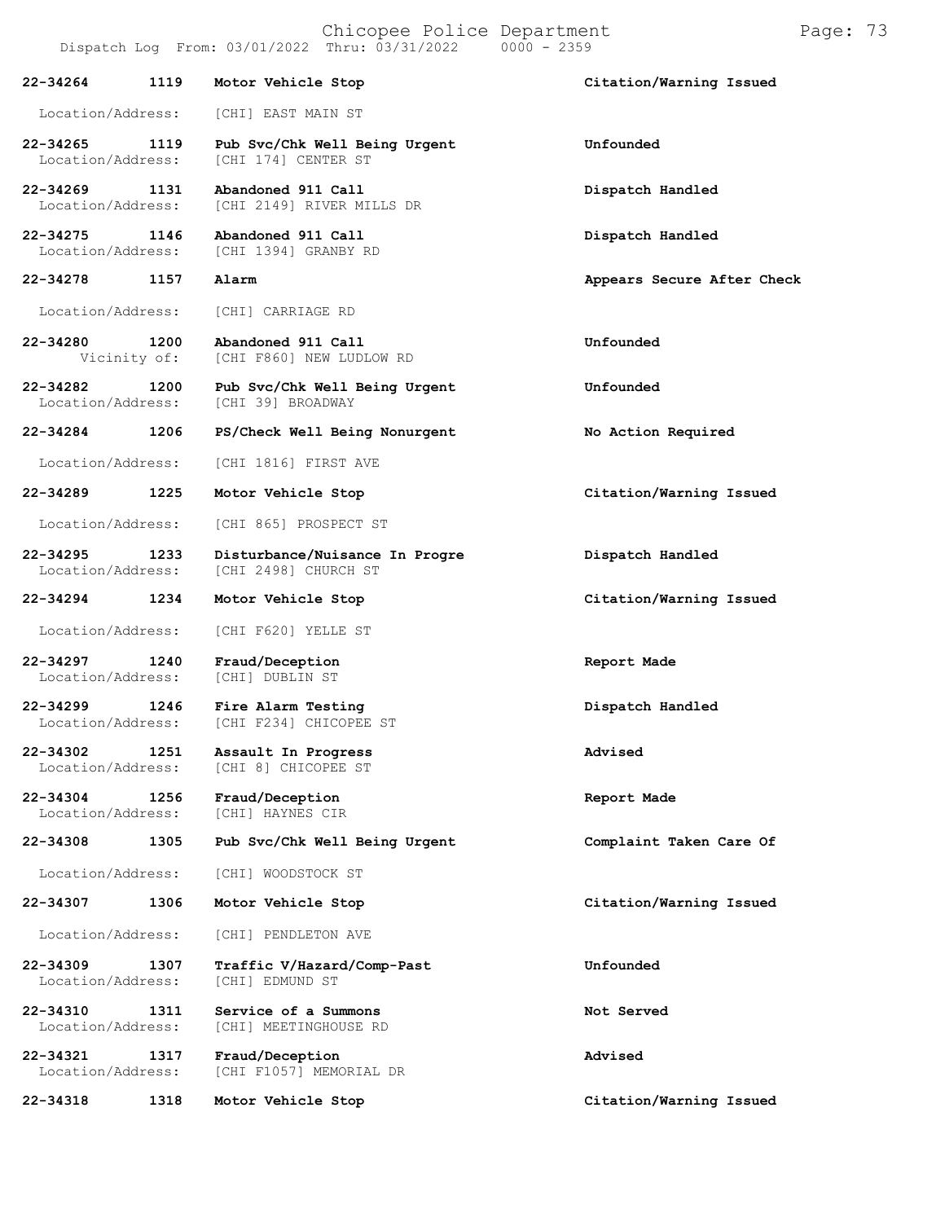| Call Number | Time | Call Reason | Action |
|---|---|---|---|
| 22-34264 | 1119 | Motor Vehicle Stop | Citation/Warning Issued |
| Location/Address: | | [CHI] EAST MAIN ST | |
| 22-34265 | 1119 | Pub Svc/Chk Well Being Urgent | Unfounded |
| Location/Address: | | [CHI 174] CENTER ST | |
| 22-34269 | 1131 | Abandoned 911 Call | Dispatch Handled |
| Location/Address: | | [CHI 2149] RIVER MILLS DR | |
| 22-34275 | 1146 | Abandoned 911 Call | Dispatch Handled |
| Location/Address: | | [CHI 1394] GRANBY RD | |
| 22-34278 | 1157 | Alarm | Appears Secure After Check |
| Location/Address: | | [CHI] CARRIAGE RD | |
| 22-34280 | 1200 | Abandoned 911 Call | Unfounded |
| Vicinity of: | | [CHI F860] NEW LUDLOW RD | |
| 22-34282 | 1200 | Pub Svc/Chk Well Being Urgent | Unfounded |
| Location/Address: | | [CHI 39] BROADWAY | |
| 22-34284 | 1206 | PS/Check Well Being Nonurgent | No Action Required |
| Location/Address: | | [CHI 1816] FIRST AVE | |
| 22-34289 | 1225 | Motor Vehicle Stop | Citation/Warning Issued |
| Location/Address: | | [CHI 865] PROSPECT ST | |
| 22-34295 | 1233 | Disturbance/Nuisance In Progre | Dispatch Handled |
| Location/Address: | | [CHI 2498] CHURCH ST | |
| 22-34294 | 1234 | Motor Vehicle Stop | Citation/Warning Issued |
| Location/Address: | | [CHI F620] YELLE ST | |
| 22-34297 | 1240 | Fraud/Deception | Report Made |
| Location/Address: | | [CHI] DUBLIN ST | |
| 22-34299 | 1246 | Fire Alarm Testing | Dispatch Handled |
| Location/Address: | | [CHI F234] CHICOPEE ST | |
| 22-34302 | 1251 | Assault In Progress | Advised |
| Location/Address: | | [CHI 8] CHICOPEE ST | |
| 22-34304 | 1256 | Fraud/Deception | Report Made |
| Location/Address: | | [CHI] HAYNES CIR | |
| 22-34308 | 1305 | Pub Svc/Chk Well Being Urgent | Complaint Taken Care Of |
| Location/Address: | | [CHI] WOODSTOCK ST | |
| 22-34307 | 1306 | Motor Vehicle Stop | Citation/Warning Issued |
| Location/Address: | | [CHI] PENDLETON AVE | |
| 22-34309 | 1307 | Traffic V/Hazard/Comp-Past | Unfounded |
| Location/Address: | | [CHI] EDMUND ST | |
| 22-34310 | 1311 | Service of a Summons | Not Served |
| Location/Address: | | [CHI] MEETINGHOUSE RD | |
| 22-34321 | 1317 | Fraud/Deception | Advised |
| Location/Address: | | [CHI F1057] MEMORIAL DR | |
| 22-34318 | 1318 | Motor Vehicle Stop | Citation/Warning Issued |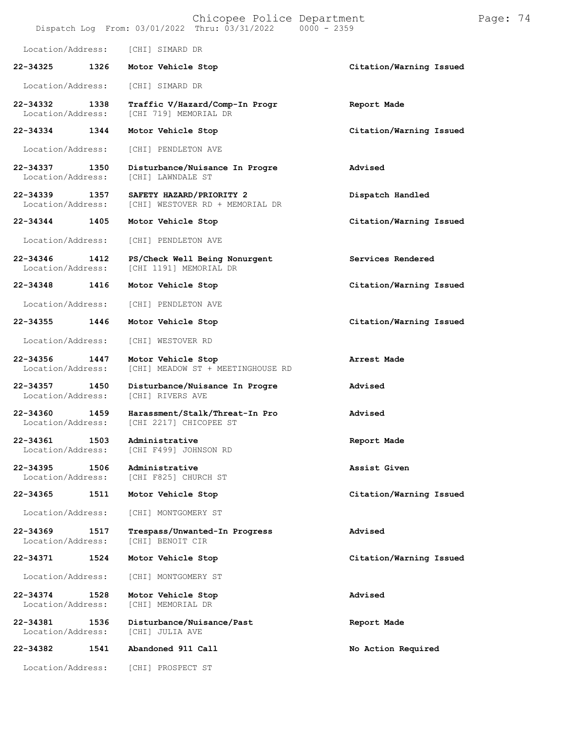| Call Number | Time | Call Reason / Location | Action |
|---|---|---|---|
| | | Location/Address: [CHI] SIMARD DR | |
| 22-34325 | 1326 | **Motor Vehicle Stop** | **Citation/Warning Issued** |
| | | Location/Address: [CHI] SIMARD DR | |
| 22-34332 | 1338 | **Traffic V/Hazard/Comp-In Progr** | **Report Made** |
| | | Location/Address: [CHI 719] MEMORIAL DR | |
| 22-34334 | 1344 | **Motor Vehicle Stop** | **Citation/Warning Issued** |
| | | Location/Address: [CHI] PENDLETON AVE | |
| 22-34337 | 1350 | **Disturbance/Nuisance In Progre** | **Advised** |
| | | Location/Address: [CHI] LAWNDALE ST | |
| 22-34339 | 1357 | **SAFETY HAZARD/PRIORITY 2** | **Dispatch Handled** |
| | | Location/Address: [CHI] WESTOVER RD + MEMORIAL DR | |
| 22-34344 | 1405 | **Motor Vehicle Stop** | **Citation/Warning Issued** |
| | | Location/Address: [CHI] PENDLETON AVE | |
| 22-34346 | 1412 | **PS/Check Well Being Nonurgent** | **Services Rendered** |
| | | Location/Address: [CHI 1191] MEMORIAL DR | |
| 22-34348 | 1416 | **Motor Vehicle Stop** | **Citation/Warning Issued** |
| | | Location/Address: [CHI] PENDLETON AVE | |
| 22-34355 | 1446 | **Motor Vehicle Stop** | **Citation/Warning Issued** |
| | | Location/Address: [CHI] WESTOVER RD | |
| 22-34356 | 1447 | **Motor Vehicle Stop** | **Arrest Made** |
| | | Location/Address: [CHI] MEADOW ST + MEETINGHOUSE RD | |
| 22-34357 | 1450 | **Disturbance/Nuisance In Progre** | **Advised** |
| | | Location/Address: [CHI] RIVERS AVE | |
| 22-34360 | 1459 | **Harassment/Stalk/Threat-In Pro** | **Advised** |
| | | Location/Address: [CHI 2217] CHICOPEE ST | |
| 22-34361 | 1503 | **Administrative** | **Report Made** |
| | | Location/Address: [CHI F499] JOHNSON RD | |
| 22-34395 | 1506 | **Administrative** | **Assist Given** |
| | | Location/Address: [CHI F825] CHURCH ST | |
| 22-34365 | 1511 | **Motor Vehicle Stop** | **Citation/Warning Issued** |
| | | Location/Address: [CHI] MONTGOMERY ST | |
| 22-34369 | 1517 | **Trespass/Unwanted-In Progress** | **Advised** |
| | | Location/Address: [CHI] BENOIT CIR | |
| 22-34371 | 1524 | **Motor Vehicle Stop** | **Citation/Warning Issued** |
| | | Location/Address: [CHI] MONTGOMERY ST | |
| 22-34374 | 1528 | **Motor Vehicle Stop** | **Advised** |
| | | Location/Address: [CHI] MEMORIAL DR | |
| 22-34381 | 1536 | **Disturbance/Nuisance/Past** | **Report Made** |
| | | Location/Address: [CHI] JULIA AVE | |
| 22-34382 | 1541 | **Abandoned 911 Call** | **No Action Required** |
| | | Location/Address: [CHI] PROSPECT ST | |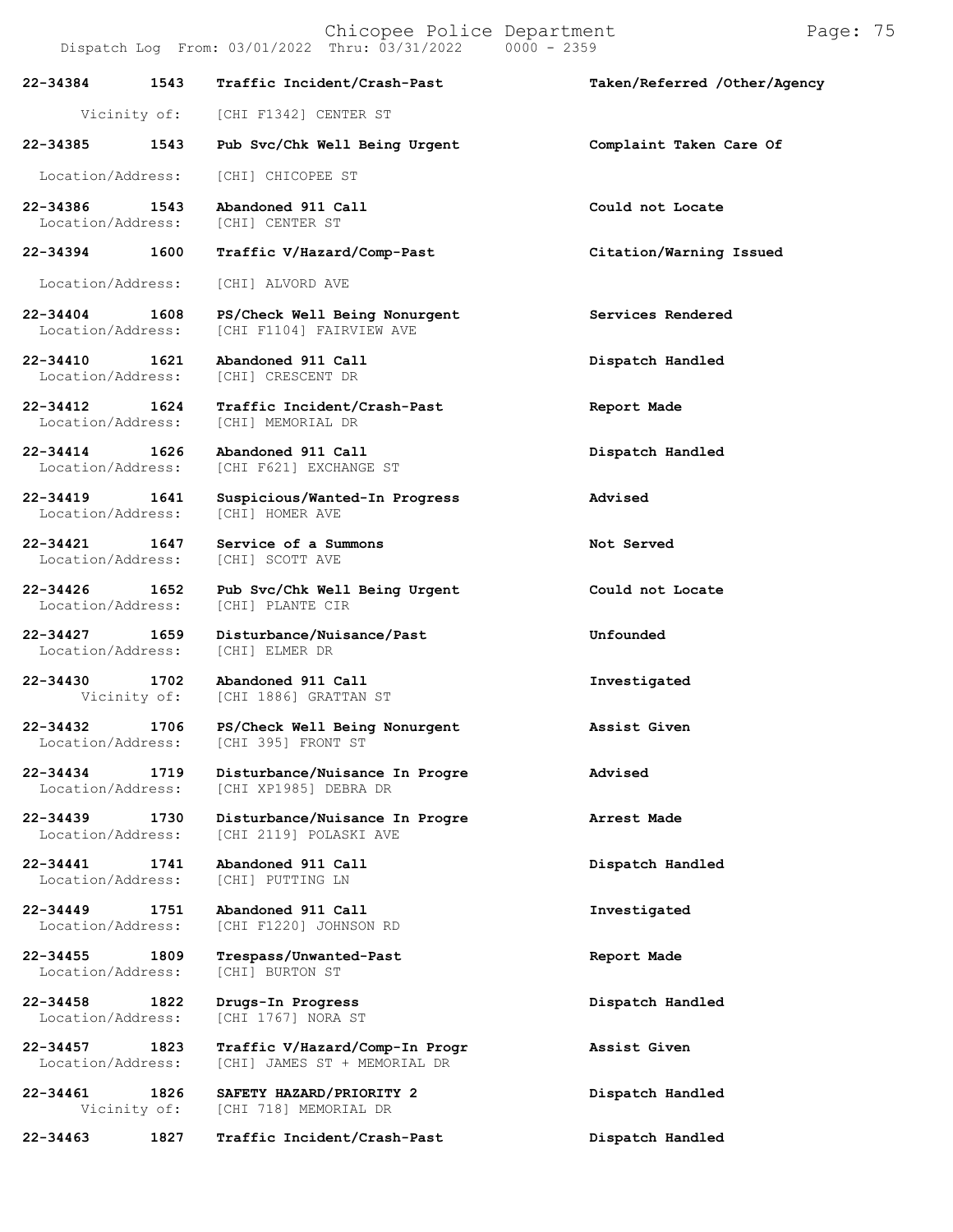| Call Number | Time | Call Reason | Action |
|---|---|---|---|
| 22-34384 | 1543 | Traffic Incident/Crash-Past | Taken/Referred /Other/Agency |
| Vicinity of: | | [CHI F1342] CENTER ST | |
| 22-34385 | 1543 | Pub Svc/Chk Well Being Urgent | Complaint Taken Care Of |
| Location/Address: | | [CHI] CHICOPEE ST | |
| 22-34386 | 1543 | Abandoned 911 Call | Could not Locate |
| Location/Address: | | [CHI] CENTER ST | |
| 22-34394 | 1600 | Traffic V/Hazard/Comp-Past | Citation/Warning Issued |
| Location/Address: | | [CHI] ALVORD AVE | |
| 22-34404 | 1608 | PS/Check Well Being Nonurgent | Services Rendered |
| Location/Address: | | [CHI F1104] FAIRVIEW AVE | |
| 22-34410 | 1621 | Abandoned 911 Call | Dispatch Handled |
| Location/Address: | | [CHI] CRESCENT DR | |
| 22-34412 | 1624 | Traffic Incident/Crash-Past | Report Made |
| Location/Address: | | [CHI] MEMORIAL DR | |
| 22-34414 | 1626 | Abandoned 911 Call | Dispatch Handled |
| Location/Address: | | [CHI F621] EXCHANGE ST | |
| 22-34419 | 1641 | Suspicious/Wanted-In Progress | Advised |
| Location/Address: | | [CHI] HOMER AVE | |
| 22-34421 | 1647 | Service of a Summons | Not Served |
| Location/Address: | | [CHI] SCOTT AVE | |
| 22-34426 | 1652 | Pub Svc/Chk Well Being Urgent | Could not Locate |
| Location/Address: | | [CHI] PLANTE CIR | |
| 22-34427 | 1659 | Disturbance/Nuisance/Past | Unfounded |
| Location/Address: | | [CHI] ELMER DR | |
| 22-34430 | 1702 | Abandoned 911 Call | Investigated |
| Vicinity of: | | [CHI 1886] GRATTAN ST | |
| 22-34432 | 1706 | PS/Check Well Being Nonurgent | Assist Given |
| Location/Address: | | [CHI 395] FRONT ST | |
| 22-34434 | 1719 | Disturbance/Nuisance In Progre | Advised |
| Location/Address: | | [CHI XP1985] DEBRA DR | |
| 22-34439 | 1730 | Disturbance/Nuisance In Progre | Arrest Made |
| Location/Address: | | [CHI 2119] POLASKI AVE | |
| 22-34441 | 1741 | Abandoned 911 Call | Dispatch Handled |
| Location/Address: | | [CHI] PUTTING LN | |
| 22-34449 | 1751 | Abandoned 911 Call | Investigated |
| Location/Address: | | [CHI F1220] JOHNSON RD | |
| 22-34455 | 1809 | Trespass/Unwanted-Past | Report Made |
| Location/Address: | | [CHI] BURTON ST | |
| 22-34458 | 1822 | Drugs-In Progress | Dispatch Handled |
| Location/Address: | | [CHI 1767] NORA ST | |
| 22-34457 | 1823 | Traffic V/Hazard/Comp-In Progr | Assist Given |
| Location/Address: | | [CHI] JAMES ST + MEMORIAL DR | |
| 22-34461 | 1826 | SAFETY HAZARD/PRIORITY 2 | Dispatch Handled |
| Vicinity of: | | [CHI 718] MEMORIAL DR | |
| 22-34463 | 1827 | Traffic Incident/Crash-Past | Dispatch Handled |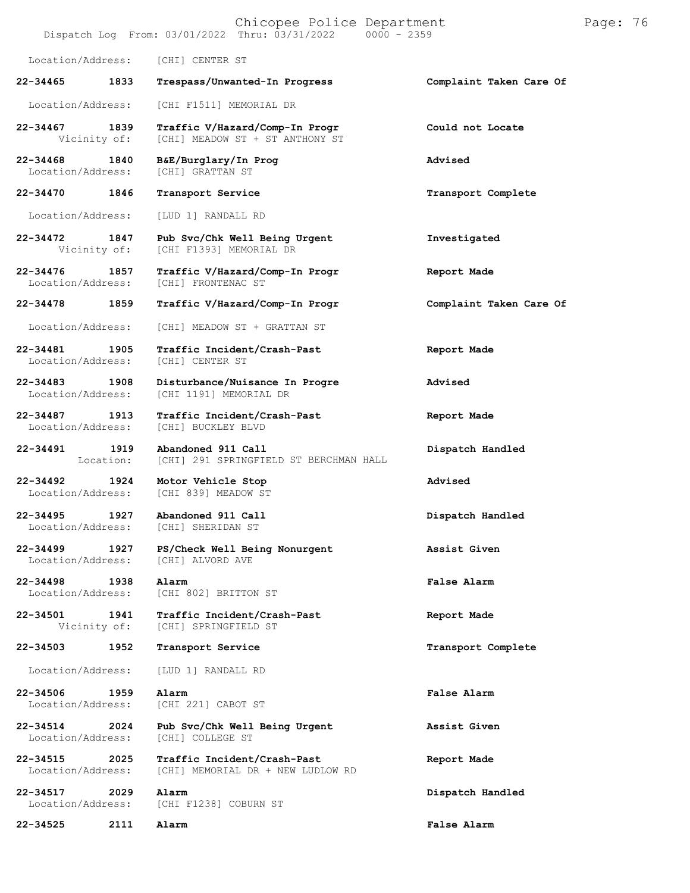Location/Address: [CHI] CENTER ST

| Call Number | Time | Call Reason | Action |
|---|---|---|---|
| **22-34465** | **1833** | **Trespass/Unwanted-In Progress** | **Complaint Taken Care Of** |
| Location/Address: | | [CHI F1511] MEMORIAL DR | |
| **22-34467** | **1839** | **Traffic V/Hazard/Comp-In Progr** | **Could not Locate** |
| Vicinity of: | | [CHI] MEADOW ST + ST ANTHONY ST | |
| **22-34468** | **1840** | **B&E/Burglary/In Prog** | **Advised** |
| Location/Address: | | [CHI] GRATTAN ST | |
| **22-34470** | **1846** | **Transport Service** | **Transport Complete** |
| Location/Address: | | [LUD 1] RANDALL RD | |
| **22-34472** | **1847** | **Pub Svc/Chk Well Being Urgent** | **Investigated** |
| Vicinity of: | | [CHI F1393] MEMORIAL DR | |
| **22-34476** | **1857** | **Traffic V/Hazard/Comp-In Progr** | **Report Made** |
| Location/Address: | | [CHI] FRONTENAC ST | |
| **22-34478** | **1859** | **Traffic V/Hazard/Comp-In Progr** | **Complaint Taken Care Of** |
| Location/Address: | | [CHI] MEADOW ST + GRATTAN ST | |
| **22-34481** | **1905** | **Traffic Incident/Crash-Past** | **Report Made** |
| Location/Address: | | [CHI] CENTER ST | |
| **22-34483** | **1908** | **Disturbance/Nuisance In Progre** | **Advised** |
| Location/Address: | | [CHI 1191] MEMORIAL DR | |
| **22-34487** | **1913** | **Traffic Incident/Crash-Past** | **Report Made** |
| Location/Address: | | [CHI] BUCKLEY BLVD | |
| **22-34491** | **1919** | **Abandoned 911 Call** | **Dispatch Handled** |
| Location: | | [CHI] 291 SPRINGFIELD ST BERCHMAN HALL | |
| **22-34492** | **1924** | **Motor Vehicle Stop** | **Advised** |
| Location/Address: | | [CHI 839] MEADOW ST | |
| **22-34495** | **1927** | **Abandoned 911 Call** | **Dispatch Handled** |
| Location/Address: | | [CHI] SHERIDAN ST | |
| **22-34499** | **1927** | **PS/Check Well Being Nonurgent** | **Assist Given** |
| Location/Address: | | [CHI] ALVORD AVE | |
| **22-34498** | **1938** | **Alarm** | **False Alarm** |
| Location/Address: | | [CHI 802] BRITTON ST | |
| **22-34501** | **1941** | **Traffic Incident/Crash-Past** | **Report Made** |
| Vicinity of: | | [CHI] SPRINGFIELD ST | |
| **22-34503** | **1952** | **Transport Service** | **Transport Complete** |
| Location/Address: | | [LUD 1] RANDALL RD | |
| **22-34506** | **1959** | **Alarm** | **False Alarm** |
| Location/Address: | | [CHI 221] CABOT ST | |
| **22-34514** | **2024** | **Pub Svc/Chk Well Being Urgent** | **Assist Given** |
| Location/Address: | | [CHI] COLLEGE ST | |
| **22-34515** | **2025** | **Traffic Incident/Crash-Past** | **Report Made** |
| Location/Address: | | [CHI] MEMORIAL DR + NEW LUDLOW RD | |
| **22-34517** | **2029** | **Alarm** | **Dispatch Handled** |
| Location/Address: | | [CHI F1238] COBURN ST | |
| **22-34525** | **2111** | **Alarm** | **False Alarm** |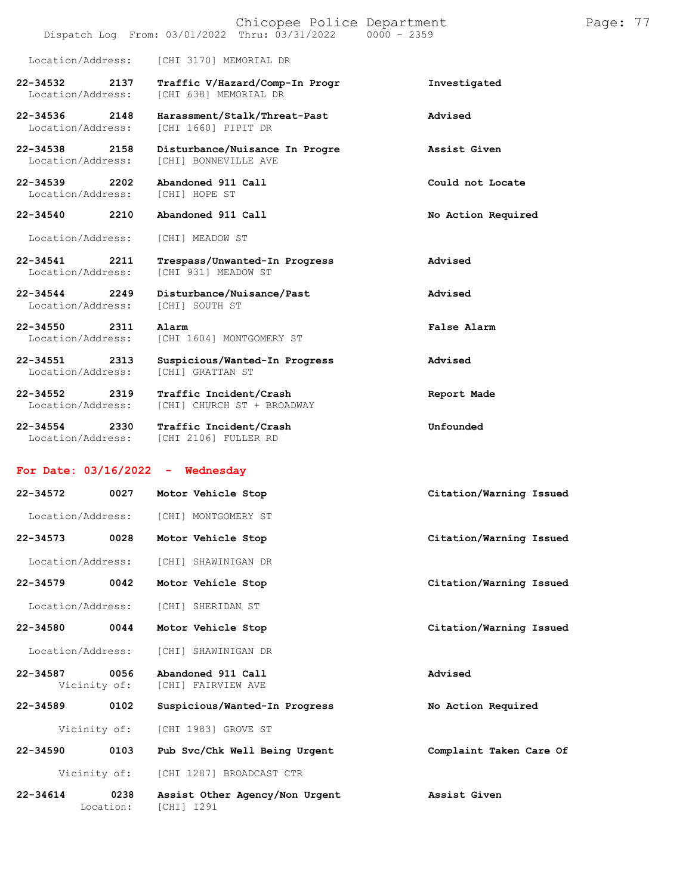Location/Address: [CHI 3170] MEMORIAL DR

**22-34532 2137 Traffic V/Hazard/Comp-In Progr** — **Investigated**
Location/Address: [CHI 638] MEMORIAL DR

**22-34536 2148 Harassment/Stalk/Threat-Past** — **Advised**
Location/Address: [CHI 1660] PIPIT DR

**22-34538 2158 Disturbance/Nuisance In Progre** — **Assist Given**
Location/Address: [CHI] BONNEVILLE AVE

**22-34539 2202 Abandoned 911 Call** — **Could not Locate**
Location/Address: [CHI] HOPE ST

**22-34540 2210 Abandoned 911 Call** — **No Action Required**
Location/Address: [CHI] MEADOW ST

**22-34541 2211 Trespass/Unwanted-In Progress** — **Advised**
Location/Address: [CHI 931] MEADOW ST

**22-34544 2249 Disturbance/Nuisance/Past** — **Advised**
Location/Address: [CHI] SOUTH ST

**22-34550 2311 Alarm** — **False Alarm**
Location/Address: [CHI 1604] MONTGOMERY ST

**22-34551 2313 Suspicious/Wanted-In Progress** — **Advised**
Location/Address: [CHI] GRATTAN ST

**22-34552 2319 Traffic Incident/Crash** — **Report Made**
Location/Address: [CHI] CHURCH ST + BROADWAY

**22-34554 2330 Traffic Incident/Crash** — **Unfounded**
Location/Address: [CHI 2106] FULLER RD

## For Date: 03/16/2022 - Wednesday

**22-34572 0027 Motor Vehicle Stop** — **Citation/Warning Issued**
Location/Address: [CHI] MONTGOMERY ST

**22-34573 0028 Motor Vehicle Stop** — **Citation/Warning Issued**
Location/Address: [CHI] SHAWINIGAN DR

**22-34579 0042 Motor Vehicle Stop** — **Citation/Warning Issued**
Location/Address: [CHI] SHERIDAN ST

**22-34580 0044 Motor Vehicle Stop** — **Citation/Warning Issued**
Location/Address: [CHI] SHAWINIGAN DR

**22-34587 0056 Abandoned 911 Call** — **Advised**
Vicinity of: [CHI] FAIRVIEW AVE

**22-34589 0102 Suspicious/Wanted-In Progress** — **No Action Required**
Vicinity of: [CHI 1983] GROVE ST

**22-34590 0103 Pub Svc/Chk Well Being Urgent** — **Complaint Taken Care Of**
Vicinity of: [CHI 1287] BROADCAST CTR

**22-34614 0238 Assist Other Agency/Non Urgent** — **Assist Given**
Location: [CHI] I291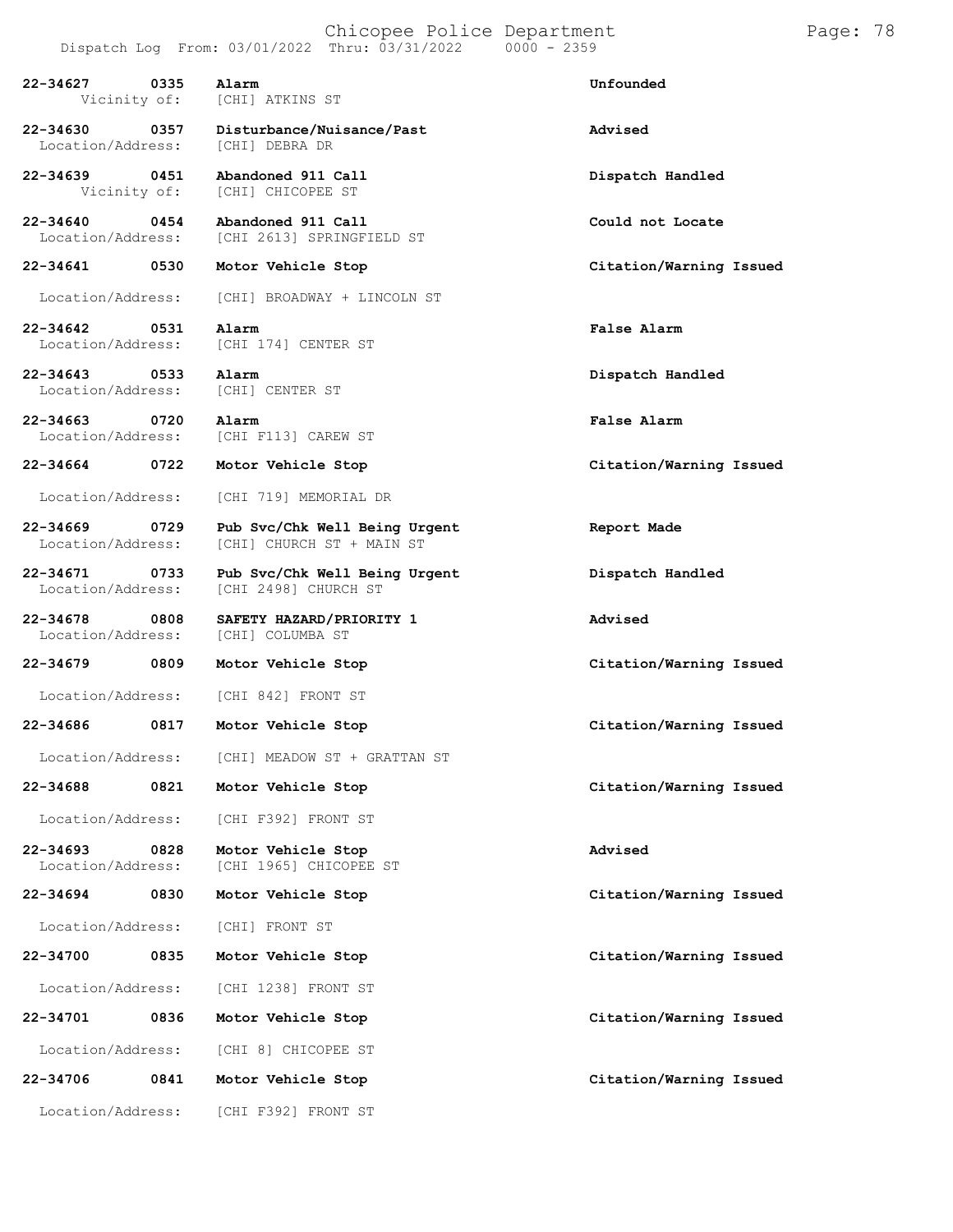| Call Number | Time | Call Type | Disposition |
|---|---|---|---|
| 22-34627 | 0335 | Alarm | Unfounded |
| Vicinity of: | | [CHI] ATKINS ST | |
| 22-34630 | 0357 | Disturbance/Nuisance/Past | Advised |
| Location/Address: | | [CHI] DEBRA DR | |
| 22-34639 | 0451 | Abandoned 911 Call | Dispatch Handled |
| Vicinity of: | | [CHI] CHICOPEE ST | |
| 22-34640 | 0454 | Abandoned 911 Call | Could not Locate |
| Location/Address: | | [CHI 2613] SPRINGFIELD ST | |
| 22-34641 | 0530 | Motor Vehicle Stop | Citation/Warning Issued |
| Location/Address: | | [CHI] BROADWAY + LINCOLN ST | |
| 22-34642 | 0531 | Alarm | False Alarm |
| Location/Address: | | [CHI 174] CENTER ST | |
| 22-34643 | 0533 | Alarm | Dispatch Handled |
| Location/Address: | | [CHI] CENTER ST | |
| 22-34663 | 0720 | Alarm | False Alarm |
| Location/Address: | | [CHI F113] CAREW ST | |
| 22-34664 | 0722 | Motor Vehicle Stop | Citation/Warning Issued |
| Location/Address: | | [CHI 719] MEMORIAL DR | |
| 22-34669 | 0729 | Pub Svc/Chk Well Being Urgent | Report Made |
| Location/Address: | | [CHI] CHURCH ST + MAIN ST | |
| 22-34671 | 0733 | Pub Svc/Chk Well Being Urgent | Dispatch Handled |
| Location/Address: | | [CHI 2498] CHURCH ST | |
| 22-34678 | 0808 | SAFETY HAZARD/PRIORITY 1 | Advised |
| Location/Address: | | [CHI] COLUMBA ST | |
| 22-34679 | 0809 | Motor Vehicle Stop | Citation/Warning Issued |
| Location/Address: | | [CHI 842] FRONT ST | |
| 22-34686 | 0817 | Motor Vehicle Stop | Citation/Warning Issued |
| Location/Address: | | [CHI] MEADOW ST + GRATTAN ST | |
| 22-34688 | 0821 | Motor Vehicle Stop | Citation/Warning Issued |
| Location/Address: | | [CHI F392] FRONT ST | |
| 22-34693 | 0828 | Motor Vehicle Stop | Advised |
| Location/Address: | | [CHI 1965] CHICOPEE ST | |
| 22-34694 | 0830 | Motor Vehicle Stop | Citation/Warning Issued |
| Location/Address: | | [CHI] FRONT ST | |
| 22-34700 | 0835 | Motor Vehicle Stop | Citation/Warning Issued |
| Location/Address: | | [CHI 1238] FRONT ST | |
| 22-34701 | 0836 | Motor Vehicle Stop | Citation/Warning Issued |
| Location/Address: | | [CHI 8] CHICOPEE ST | |
| 22-34706 | 0841 | Motor Vehicle Stop | Citation/Warning Issued |
| Location/Address: | | [CHI F392] FRONT ST | |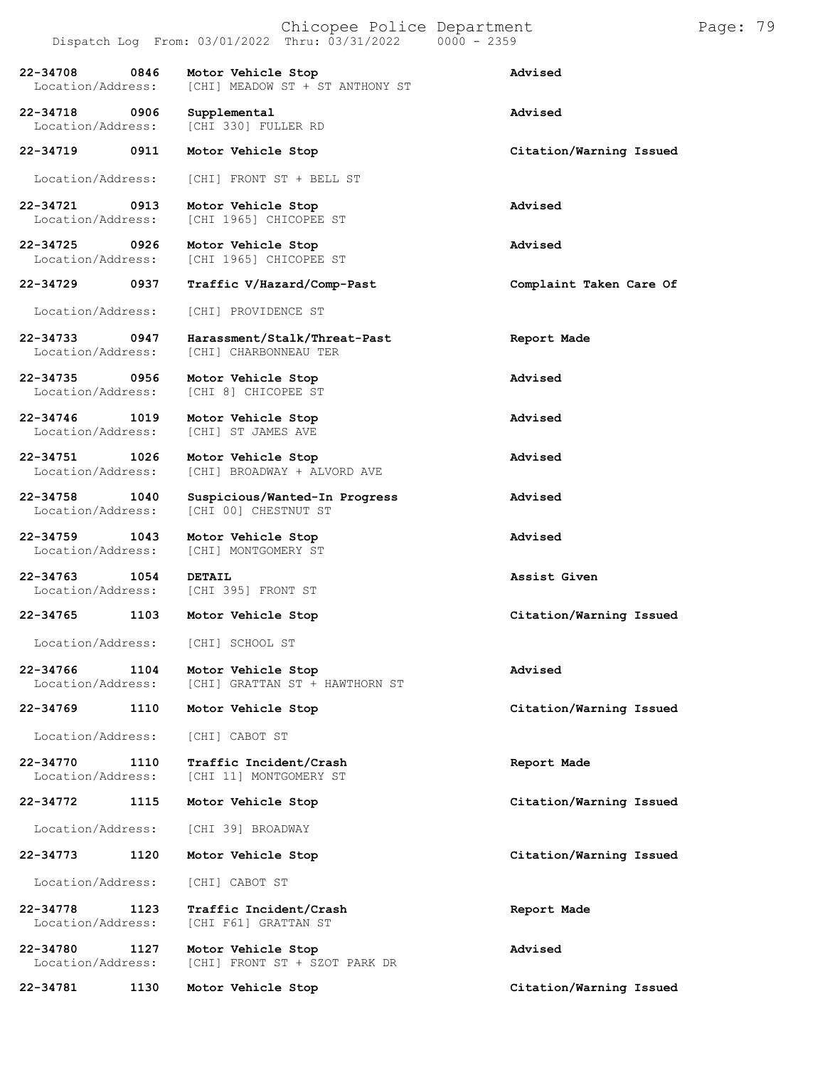| Call Number | Time | Call Reason | Action |
|---|---|---|---|
| 22-34708 | 0846 | Motor Vehicle Stop | Advised |
| Location/Address: | | [CHI] MEADOW ST + ST ANTHONY ST | |
| 22-34718 | 0906 | Supplemental | Advised |
| Location/Address: | | [CHI 330] FULLER RD | |
| 22-34719 | 0911 | Motor Vehicle Stop | Citation/Warning Issued |
| Location/Address: | | [CHI] FRONT ST + BELL ST | |
| 22-34721 | 0913 | Motor Vehicle Stop | Advised |
| Location/Address: | | [CHI 1965] CHICOPEE ST | |
| 22-34725 | 0926 | Motor Vehicle Stop | Advised |
| Location/Address: | | [CHI 1965] CHICOPEE ST | |
| 22-34729 | 0937 | Traffic V/Hazard/Comp-Past | Complaint Taken Care Of |
| Location/Address: | | [CHI] PROVIDENCE ST | |
| 22-34733 | 0947 | Harassment/Stalk/Threat-Past | Report Made |
| Location/Address: | | [CHI] CHARBONNEAU TER | |
| 22-34735 | 0956 | Motor Vehicle Stop | Advised |
| Location/Address: | | [CHI 8] CHICOPEE ST | |
| 22-34746 | 1019 | Motor Vehicle Stop | Advised |
| Location/Address: | | [CHI] ST JAMES AVE | |
| 22-34751 | 1026 | Motor Vehicle Stop | Advised |
| Location/Address: | | [CHI] BROADWAY + ALVORD AVE | |
| 22-34758 | 1040 | Suspicious/Wanted-In Progress | Advised |
| Location/Address: | | [CHI 00] CHESTNUT ST | |
| 22-34759 | 1043 | Motor Vehicle Stop | Advised |
| Location/Address: | | [CHI] MONTGOMERY ST | |
| 22-34763 | 1054 | DETAIL | Assist Given |
| Location/Address: | | [CHI 395] FRONT ST | |
| 22-34765 | 1103 | Motor Vehicle Stop | Citation/Warning Issued |
| Location/Address: | | [CHI] SCHOOL ST | |
| 22-34766 | 1104 | Motor Vehicle Stop | Advised |
| Location/Address: | | [CHI] GRATTAN ST + HAWTHORN ST | |
| 22-34769 | 1110 | Motor Vehicle Stop | Citation/Warning Issued |
| Location/Address: | | [CHI] CABOT ST | |
| 22-34770 | 1110 | Traffic Incident/Crash | Report Made |
| Location/Address: | | [CHI 11] MONTGOMERY ST | |
| 22-34772 | 1115 | Motor Vehicle Stop | Citation/Warning Issued |
| Location/Address: | | [CHI 39] BROADWAY | |
| 22-34773 | 1120 | Motor Vehicle Stop | Citation/Warning Issued |
| Location/Address: | | [CHI] CABOT ST | |
| 22-34778 | 1123 | Traffic Incident/Crash | Report Made |
| Location/Address: | | [CHI F61] GRATTAN ST | |
| 22-34780 | 1127 | Motor Vehicle Stop | Advised |
| Location/Address: | | [CHI] FRONT ST + SZOT PARK DR | |
| 22-34781 | 1130 | Motor Vehicle Stop | Citation/Warning Issued |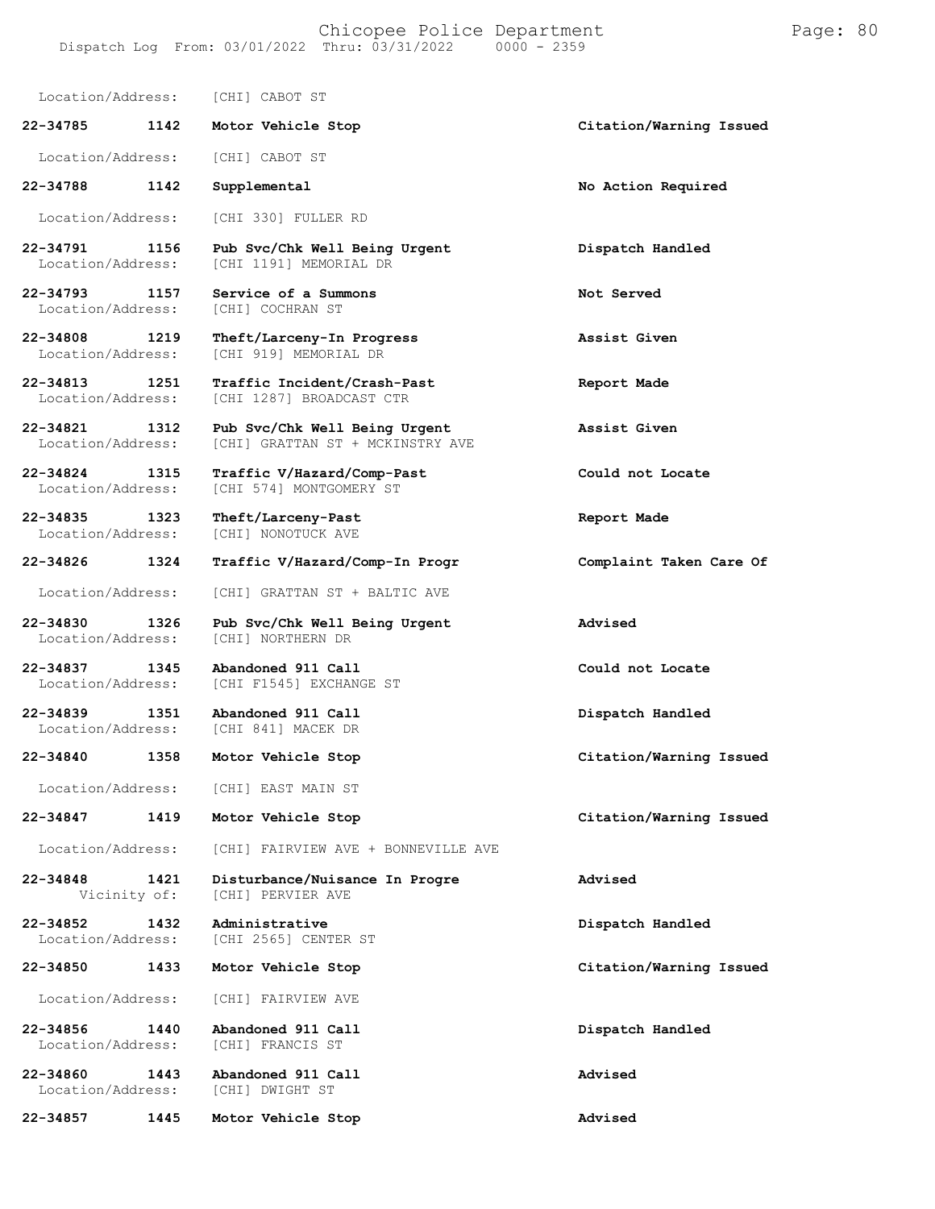Location/Address: [CHI] CABOT ST

**22-34785 1142 Motor Vehicle Stop** Citation/Warning Issued

Location/Address: [CHI] CABOT ST

**22-34788 1142 Supplemental** No Action Required

Location/Address: [CHI 330] FULLER RD

**22-34791 1156 Pub Svc/Chk Well Being Urgent** Dispatch Handled
Location/Address: [CHI 1191] MEMORIAL DR

**22-34793 1157 Service of a Summons** Not Served
Location/Address: [CHI] COCHRAN ST

**22-34808 1219 Theft/Larceny-In Progress** Assist Given
Location/Address: [CHI 919] MEMORIAL DR

**22-34813 1251 Traffic Incident/Crash-Past** Report Made
Location/Address: [CHI 1287] BROADCAST CTR

**22-34821 1312 Pub Svc/Chk Well Being Urgent** Assist Given
Location/Address: [CHI] GRATTAN ST + MCKINSTRY AVE

**22-34824 1315 Traffic V/Hazard/Comp-Past** Could not Locate
Location/Address: [CHI 574] MONTGOMERY ST

**22-34835 1323 Theft/Larceny-Past** Report Made
Location/Address: [CHI] NONOTUCK AVE

**22-34826 1324 Traffic V/Hazard/Comp-In Progr** Complaint Taken Care Of

Location/Address: [CHI] GRATTAN ST + BALTIC AVE

**22-34830 1326 Pub Svc/Chk Well Being Urgent** Advised
Location/Address: [CHI] NORTHERN DR

**22-34837 1345 Abandoned 911 Call** Could not Locate
Location/Address: [CHI F1545] EXCHANGE ST

**22-34839 1351 Abandoned 911 Call** Dispatch Handled
Location/Address: [CHI 841] MACEK DR

**22-34840 1358 Motor Vehicle Stop** Citation/Warning Issued

Location/Address: [CHI] EAST MAIN ST

**22-34847 1419 Motor Vehicle Stop** Citation/Warning Issued

Location/Address: [CHI] FAIRVIEW AVE + BONNEVILLE AVE

**22-34848 1421 Disturbance/Nuisance In Progre** Advised
Vicinity of: [CHI] PERVIER AVE

**22-34852 1432 Administrative** Dispatch Handled
Location/Address: [CHI 2565] CENTER ST

**22-34850 1433 Motor Vehicle Stop** Citation/Warning Issued

Location/Address: [CHI] FAIRVIEW AVE

**22-34856 1440 Abandoned 911 Call** Dispatch Handled
Location/Address: [CHI] FRANCIS ST

**22-34860 1443 Abandoned 911 Call** Advised
Location/Address: [CHI] DWIGHT ST

**22-34857 1445 Motor Vehicle Stop** Advised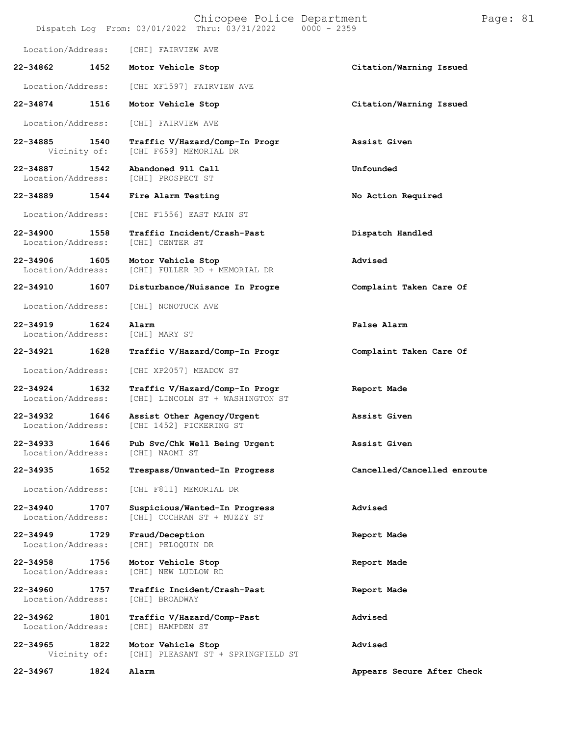Location/Address: [CHI] FAIRVIEW AVE

| Call Number | Time | Call Reason | Action |
| --- | --- | --- | --- |
| 22-34862 | 1452 | Motor Vehicle Stop | Citation/Warning Issued |
| Location/Address: | | [CHI XF1597] FAIRVIEW AVE | |
| 22-34874 | 1516 | Motor Vehicle Stop | Citation/Warning Issued |
| Location/Address: | | [CHI] FAIRVIEW AVE | |
| 22-34885 | 1540 | Traffic V/Hazard/Comp-In Progr | Assist Given |
| Vicinity of: | | [CHI F659] MEMORIAL DR | |
| 22-34887 | 1542 | Abandoned 911 Call | Unfounded |
| Location/Address: | | [CHI] PROSPECT ST | |
| 22-34889 | 1544 | Fire Alarm Testing | No Action Required |
| Location/Address: | | [CHI F1556] EAST MAIN ST | |
| 22-34900 | 1558 | Traffic Incident/Crash-Past | Dispatch Handled |
| Location/Address: | | [CHI] CENTER ST | |
| 22-34906 | 1605 | Motor Vehicle Stop | Advised |
| Location/Address: | | [CHI] FULLER RD + MEMORIAL DR | |
| 22-34910 | 1607 | Disturbance/Nuisance In Progre | Complaint Taken Care Of |
| Location/Address: | | [CHI] NONOTUCK AVE | |
| 22-34919 | 1624 | Alarm | False Alarm |
| Location/Address: | | [CHI] MARY ST | |
| 22-34921 | 1628 | Traffic V/Hazard/Comp-In Progr | Complaint Taken Care Of |
| Location/Address: | | [CHI XP2057] MEADOW ST | |
| 22-34924 | 1632 | Traffic V/Hazard/Comp-In Progr | Report Made |
| Location/Address: | | [CHI] LINCOLN ST + WASHINGTON ST | |
| 22-34932 | 1646 | Assist Other Agency/Urgent | Assist Given |
| Location/Address: | | [CHI 1452] PICKERING ST | |
| 22-34933 | 1646 | Pub Svc/Chk Well Being Urgent | Assist Given |
| Location/Address: | | [CHI] NAOMI ST | |
| 22-34935 | 1652 | Trespass/Unwanted-In Progress | Cancelled/Cancelled enroute |
| Location/Address: | | [CHI F811] MEMORIAL DR | |
| 22-34940 | 1707 | Suspicious/Wanted-In Progress | Advised |
| Location/Address: | | [CHI] COCHRAN ST + MUZZY ST | |
| 22-34949 | 1729 | Fraud/Deception | Report Made |
| Location/Address: | | [CHI] PELOQUIN DR | |
| 22-34958 | 1756 | Motor Vehicle Stop | Report Made |
| Location/Address: | | [CHI] NEW LUDLOW RD | |
| 22-34960 | 1757 | Traffic Incident/Crash-Past | Report Made |
| Location/Address: | | [CHI] BROADWAY | |
| 22-34962 | 1801 | Traffic V/Hazard/Comp-Past | Advised |
| Location/Address: | | [CHI] HAMPDEN ST | |
| 22-34965 | 1822 | Motor Vehicle Stop | Advised |
| Vicinity of: | | [CHI] PLEASANT ST + SPRINGFIELD ST | |
| 22-34967 | 1824 | Alarm | Appears Secure After Check |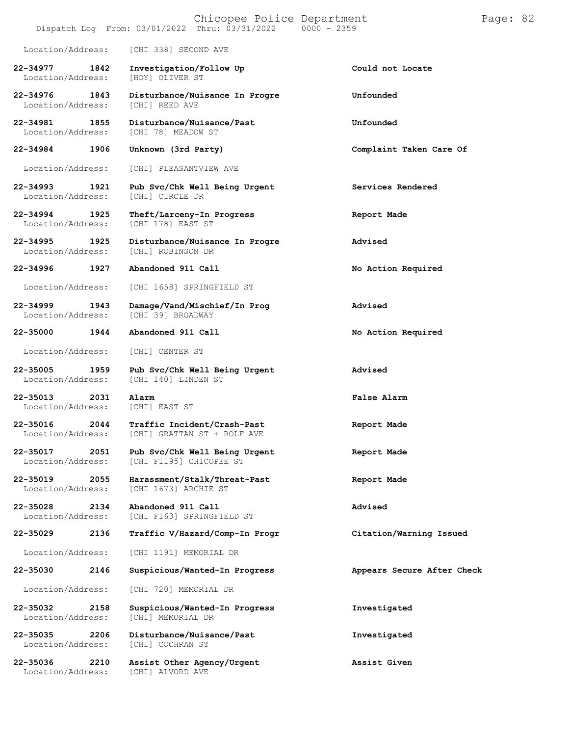Location/Address: [CHI 338] SECOND AVE

**22-34977 1842 Investigation/Follow Up** **Could not Locate**
Location/Address: [HOY] OLIVER ST

**22-34976 1843 Disturbance/Nuisance In Progre** **Unfounded**
Location/Address: [CHI] REED AVE

**22-34981 1855 Disturbance/Nuisance/Past** **Unfounded**
Location/Address: [CHI 78] MEADOW ST

**22-34984 1906 Unknown (3rd Party)** **Complaint Taken Care Of**
Location/Address: [CHI] PLEASANTVIEW AVE

**22-34993 1921 Pub Svc/Chk Well Being Urgent** **Services Rendered**
Location/Address: [CHI] CIRCLE DR

**22-34994 1925 Theft/Larceny-In Progress** **Report Made**
Location/Address: [CHI 178] EAST ST

**22-34995 1925 Disturbance/Nuisance In Progre** **Advised**
Location/Address: [CHI] ROBINSON DR

**22-34996 1927 Abandoned 911 Call** **No Action Required**
Location/Address: [CHI 1658] SPRINGFIELD ST

**22-34999 1943 Damage/Vand/Mischief/In Prog** **Advised**
Location/Address: [CHI 39] BROADWAY

**22-35000 1944 Abandoned 911 Call** **No Action Required**
Location/Address: [CHI] CENTER ST

**22-35005 1959 Pub Svc/Chk Well Being Urgent** **Advised**
Location/Address: [CHI 140] LINDEN ST

**22-35013 2031 Alarm** **False Alarm**
Location/Address: [CHI] EAST ST

**22-35016 2044 Traffic Incident/Crash-Past** **Report Made**
Location/Address: [CHI] GRATTAN ST + ROLF AVE

**22-35017 2051 Pub Svc/Chk Well Being Urgent** **Report Made**
Location/Address: [CHI F1195] CHICOPEE ST

**22-35019 2055 Harassment/Stalk/Threat-Past** **Report Made**
Location/Address: [CHI 1673] ARCHIE ST

**22-35028 2134 Abandoned 911 Call** **Advised**
Location/Address: [CHI F163] SPRINGFIELD ST

**22-35029 2136 Traffic V/Hazard/Comp-In Progr** **Citation/Warning Issued**
Location/Address: [CHI 1191] MEMORIAL DR

**22-35030 2146 Suspicious/Wanted-In Progress** **Appears Secure After Check**
Location/Address: [CHI 720] MEMORIAL DR

**22-35032 2158 Suspicious/Wanted-In Progress** **Investigated**
Location/Address: [CHI] MEMORIAL DR

**22-35035 2206 Disturbance/Nuisance/Past** **Investigated**
Location/Address: [CHI] COCHRAN ST

**22-35036 2210 Assist Other Agency/Urgent** **Assist Given**
Location/Address: [CHI] ALVORD AVE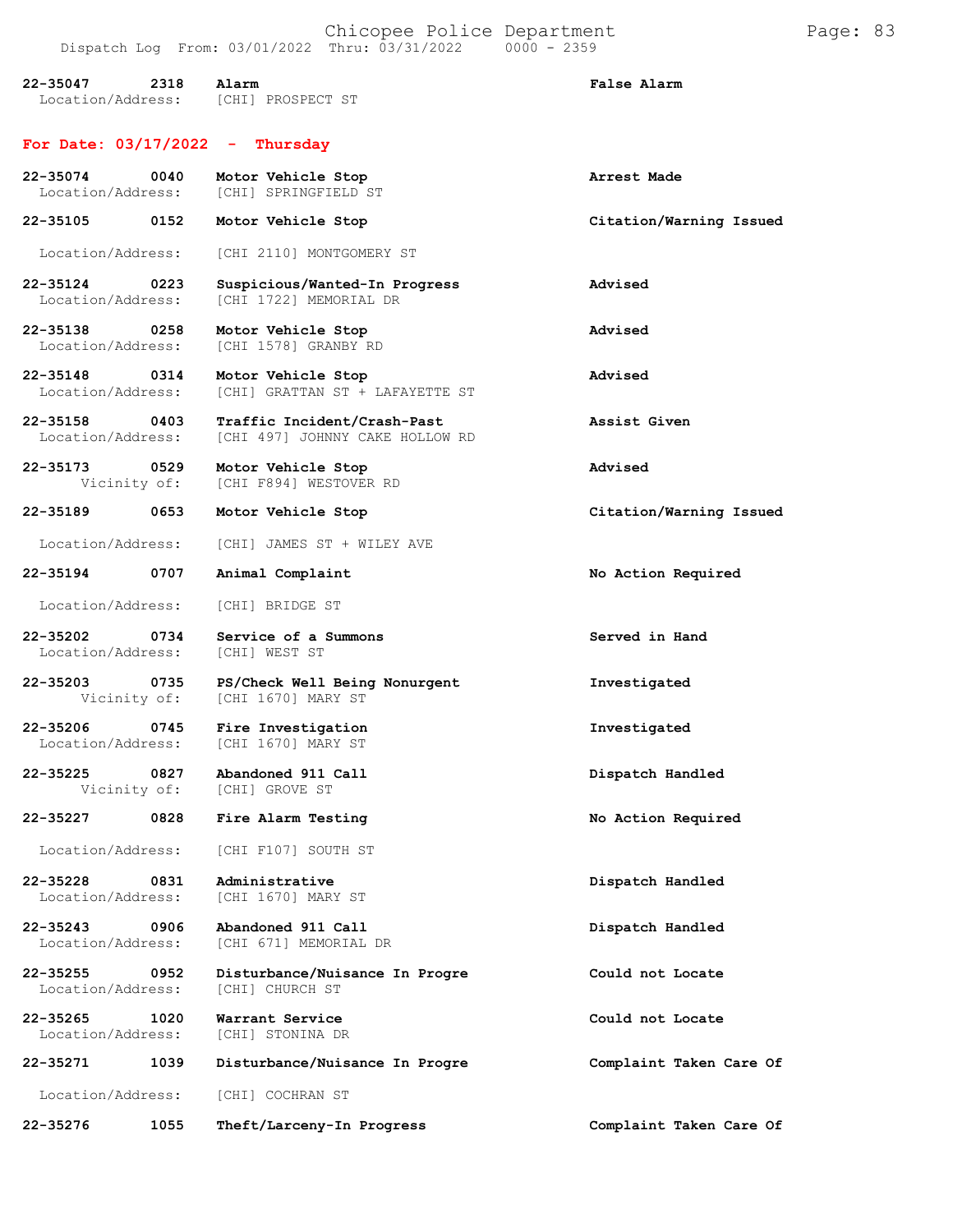| | | | |
|---|---|---|---|
| 22-35047 | 2318 | Alarm | False Alarm |
| Location/Address: | | [CHI] PROSPECT ST | |

## For Date: 03/17/2022 - Thursday

| | | | |
|---|---|---|---|
| 22-35074 | 0040 | Motor Vehicle Stop | Arrest Made |
| Location/Address: | | [CHI] SPRINGFIELD ST | |
| 22-35105 | 0152 | Motor Vehicle Stop | Citation/Warning Issued |
| Location/Address: | | [CHI 2110] MONTGOMERY ST | |
| 22-35124 | 0223 | Suspicious/Wanted-In Progress | Advised |
| Location/Address: | | [CHI 1722] MEMORIAL DR | |
| 22-35138 | 0258 | Motor Vehicle Stop | Advised |
| Location/Address: | | [CHI 1578] GRANBY RD | |
| 22-35148 | 0314 | Motor Vehicle Stop | Advised |
| Location/Address: | | [CHI] GRATTAN ST + LAFAYETTE ST | |
| 22-35158 | 0403 | Traffic Incident/Crash-Past | Assist Given |
| Location/Address: | | [CHI 497] JOHNNY CAKE HOLLOW RD | |
| 22-35173 | 0529 | Motor Vehicle Stop | Advised |
| Vicinity of: | | [CHI F894] WESTOVER RD | |
| 22-35189 | 0653 | Motor Vehicle Stop | Citation/Warning Issued |
| Location/Address: | | [CHI] JAMES ST + WILEY AVE | |
| 22-35194 | 0707 | Animal Complaint | No Action Required |
| Location/Address: | | [CHI] BRIDGE ST | |
| 22-35202 | 0734 | Service of a Summons | Served in Hand |
| Location/Address: | | [CHI] WEST ST | |
| 22-35203 | 0735 | PS/Check Well Being Nonurgent | Investigated |
| Vicinity of: | | [CHI 1670] MARY ST | |
| 22-35206 | 0745 | Fire Investigation | Investigated |
| Location/Address: | | [CHI 1670] MARY ST | |
| 22-35225 | 0827 | Abandoned 911 Call | Dispatch Handled |
| Vicinity of: | | [CHI] GROVE ST | |
| 22-35227 | 0828 | Fire Alarm Testing | No Action Required |
| Location/Address: | | [CHI F107] SOUTH ST | |
| 22-35228 | 0831 | Administrative | Dispatch Handled |
| Location/Address: | | [CHI 1670] MARY ST | |
| 22-35243 | 0906 | Abandoned 911 Call | Dispatch Handled |
| Location/Address: | | [CHI 671] MEMORIAL DR | |
| 22-35255 | 0952 | Disturbance/Nuisance In Progre | Could not Locate |
| Location/Address: | | [CHI] CHURCH ST | |
| 22-35265 | 1020 | Warrant Service | Could not Locate |
| Location/Address: | | [CHI] STONINA DR | |
| 22-35271 | 1039 | Disturbance/Nuisance In Progre | Complaint Taken Care Of |
| Location/Address: | | [CHI] COCHRAN ST | |
| 22-35276 | 1055 | Theft/Larceny-In Progress | Complaint Taken Care Of |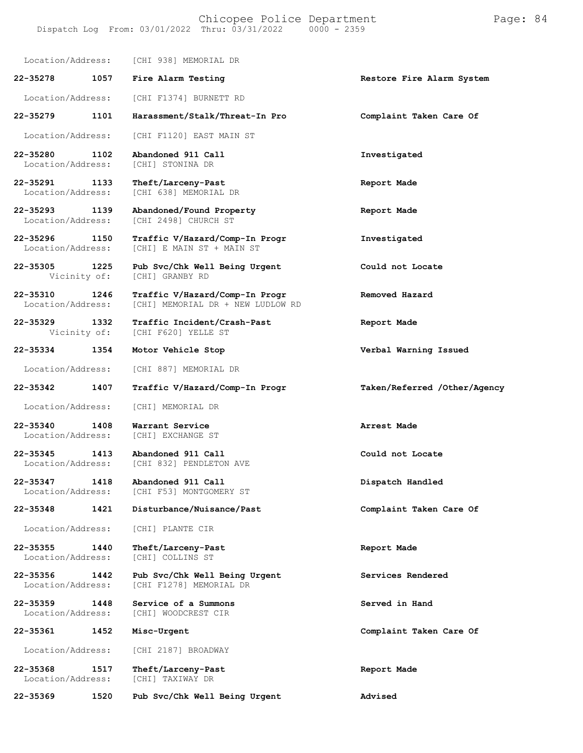Location/Address: [CHI 938] MEMORIAL DR

**22-35278 1057 Fire Alarm Testing** — **Restore Fire Alarm System**
Location/Address: [CHI F1374] BURNETT RD

**22-35279 1101 Harassment/Stalk/Threat-In Pro** — **Complaint Taken Care Of**
Location/Address: [CHI F1120] EAST MAIN ST

**22-35280 1102 Abandoned 911 Call** — **Investigated**
Location/Address: [CHI] STONINA DR

**22-35291 1133 Theft/Larceny-Past** — **Report Made**
Location/Address: [CHI 638] MEMORIAL DR

**22-35293 1139 Abandoned/Found Property** — **Report Made**
Location/Address: [CHI 2498] CHURCH ST

**22-35296 1150 Traffic V/Hazard/Comp-In Progr** — **Investigated**
Location/Address: [CHI] E MAIN ST + MAIN ST

**22-35305 1225 Pub Svc/Chk Well Being Urgent** — **Could not Locate**
Vicinity of: [CHI] GRANBY RD

**22-35310 1246 Traffic V/Hazard/Comp-In Progr** — **Removed Hazard**
Location/Address: [CHI] MEMORIAL DR + NEW LUDLOW RD

**22-35329 1332 Traffic Incident/Crash-Past** — **Report Made**
Vicinity of: [CHI F620] YELLE ST

**22-35334 1354 Motor Vehicle Stop** — **Verbal Warning Issued**
Location/Address: [CHI 887] MEMORIAL DR

**22-35342 1407 Traffic V/Hazard/Comp-In Progr** — **Taken/Referred /Other/Agency**
Location/Address: [CHI] MEMORIAL DR

**22-35340 1408 Warrant Service** — **Arrest Made**
Location/Address: [CHI] EXCHANGE ST

**22-35345 1413 Abandoned 911 Call** — **Could not Locate**
Location/Address: [CHI 832] PENDLETON AVE

**22-35347 1418 Abandoned 911 Call** — **Dispatch Handled**
Location/Address: [CHI F53] MONTGOMERY ST

**22-35348 1421 Disturbance/Nuisance/Past** — **Complaint Taken Care Of**
Location/Address: [CHI] PLANTE CIR

**22-35355 1440 Theft/Larceny-Past** — **Report Made**
Location/Address: [CHI] COLLINS ST

**22-35356 1442 Pub Svc/Chk Well Being Urgent** — **Services Rendered**
Location/Address: [CHI F1278] MEMORIAL DR

**22-35359 1448 Service of a Summons** — **Served in Hand**
Location/Address: [CHI] WOODCREST CIR

**22-35361 1452 Misc-Urgent** — **Complaint Taken Care Of**
Location/Address: [CHI 2187] BROADWAY

**22-35368 1517 Theft/Larceny-Past** — **Report Made**
Location/Address: [CHI] TAXIWAY DR

**22-35369 1520 Pub Svc/Chk Well Being Urgent** — **Advised**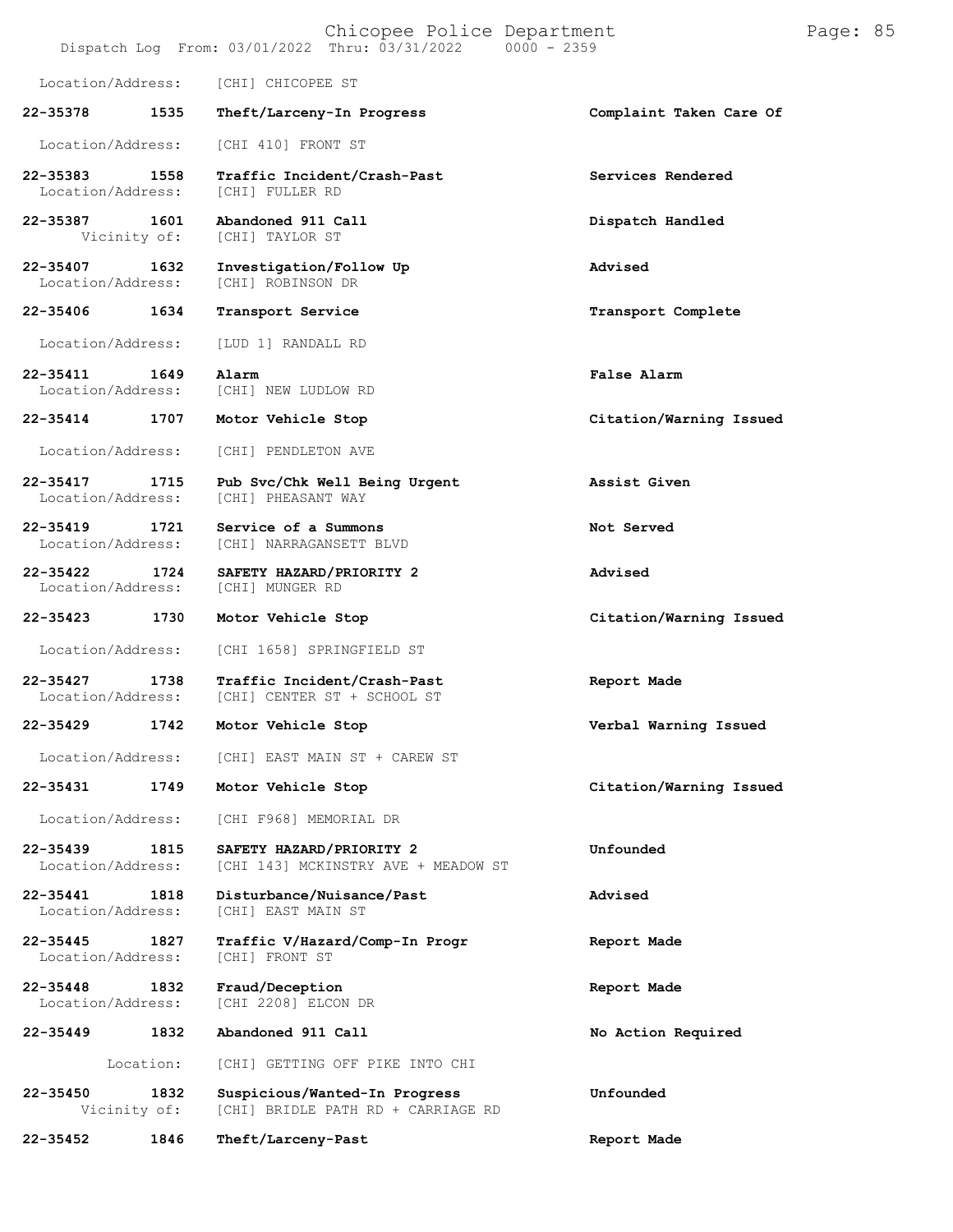Location/Address: [CHI] CHICOPEE ST

**22-35378 1535 Theft/Larceny-In Progress** **Complaint Taken Care Of**
Location/Address: [CHI 410] FRONT ST

**22-35383 1558 Traffic Incident/Crash-Past** **Services Rendered**
Location/Address: [CHI] FULLER RD

**22-35387 1601 Abandoned 911 Call** **Dispatch Handled**
Vicinity of: [CHI] TAYLOR ST

**22-35407 1632 Investigation/Follow Up** **Advised**
Location/Address: [CHI] ROBINSON DR

**22-35406 1634 Transport Service** **Transport Complete**
Location/Address: [LUD 1] RANDALL RD

**22-35411 1649 Alarm** **False Alarm**
Location/Address: [CHI] NEW LUDLOW RD

**22-35414 1707 Motor Vehicle Stop** **Citation/Warning Issued**
Location/Address: [CHI] PENDLETON AVE

**22-35417 1715 Pub Svc/Chk Well Being Urgent** **Assist Given**
Location/Address: [CHI] PHEASANT WAY

**22-35419 1721 Service of a Summons** **Not Served**
Location/Address: [CHI] NARRAGANSETT BLVD

**22-35422 1724 SAFETY HAZARD/PRIORITY 2** **Advised**
Location/Address: [CHI] MUNGER RD

**22-35423 1730 Motor Vehicle Stop** **Citation/Warning Issued**
Location/Address: [CHI 1658] SPRINGFIELD ST

**22-35427 1738 Traffic Incident/Crash-Past** **Report Made**
Location/Address: [CHI] CENTER ST + SCHOOL ST

**22-35429 1742 Motor Vehicle Stop** **Verbal Warning Issued**
Location/Address: [CHI] EAST MAIN ST + CAREW ST

**22-35431 1749 Motor Vehicle Stop** **Citation/Warning Issued**
Location/Address: [CHI F968] MEMORIAL DR

**22-35439 1815 SAFETY HAZARD/PRIORITY 2** **Unfounded**
Location/Address: [CHI 143] MCKINSTRY AVE + MEADOW ST

**22-35441 1818 Disturbance/Nuisance/Past** **Advised**
Location/Address: [CHI] EAST MAIN ST

**22-35445 1827 Traffic V/Hazard/Comp-In Progr** **Report Made**
Location/Address: [CHI] FRONT ST

**22-35448 1832 Fraud/Deception** **Report Made**
Location/Address: [CHI 2208] ELCON DR

**22-35449 1832 Abandoned 911 Call** **No Action Required**
Location: [CHI] GETTING OFF PIKE INTO CHI

**22-35450 1832 Suspicious/Wanted-In Progress** **Unfounded**
Vicinity of: [CHI] BRIDLE PATH RD + CARRIAGE RD

**22-35452 1846 Theft/Larceny-Past** **Report Made**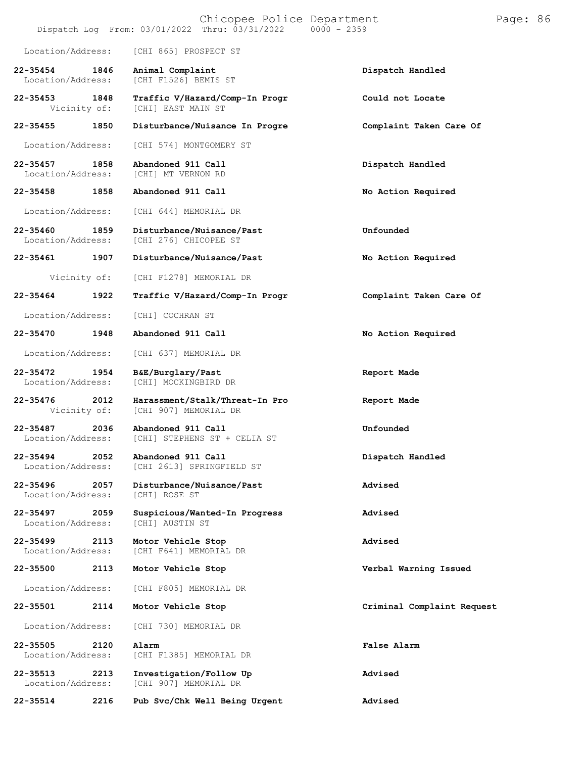Location/Address: [CHI 865] PROSPECT ST

| Call No. | Time | Call Type / Location | Disposition |
|---|---|---|---|
| 22-35454 | 1846 | Animal Complaint | Dispatch Handled |
| Location/Address: | | [CHI F1526] BEMIS ST | |
| 22-35453 | 1848 | Traffic V/Hazard/Comp-In Progr | Could not Locate |
| Vicinity of: | | [CHI] EAST MAIN ST | |
| 22-35455 | 1850 | Disturbance/Nuisance In Progre | Complaint Taken Care Of |
| Location/Address: | | [CHI 574] MONTGOMERY ST | |
| 22-35457 | 1858 | Abandoned 911 Call | Dispatch Handled |
| Location/Address: | | [CHI] MT VERNON RD | |
| 22-35458 | 1858 | Abandoned 911 Call | No Action Required |
| Location/Address: | | [CHI 644] MEMORIAL DR | |
| 22-35460 | 1859 | Disturbance/Nuisance/Past | Unfounded |
| Location/Address: | | [CHI 276] CHICOPEE ST | |
| 22-35461 | 1907 | Disturbance/Nuisance/Past | No Action Required |
| Vicinity of: | | [CHI F1278] MEMORIAL DR | |
| 22-35464 | 1922 | Traffic V/Hazard/Comp-In Progr | Complaint Taken Care Of |
| Location/Address: | | [CHI] COCHRAN ST | |
| 22-35470 | 1948 | Abandoned 911 Call | No Action Required |
| Location/Address: | | [CHI 637] MEMORIAL DR | |
| 22-35472 | 1954 | B&E/Burglary/Past | Report Made |
| Location/Address: | | [CHI] MOCKINGBIRD DR | |
| 22-35476 | 2012 | Harassment/Stalk/Threat-In Pro | Report Made |
| Vicinity of: | | [CHI 907] MEMORIAL DR | |
| 22-35487 | 2036 | Abandoned 911 Call | Unfounded |
| Location/Address: | | [CHI] STEPHENS ST + CELIA ST | |
| 22-35494 | 2052 | Abandoned 911 Call | Dispatch Handled |
| Location/Address: | | [CHI 2613] SPRINGFIELD ST | |
| 22-35496 | 2057 | Disturbance/Nuisance/Past | Advised |
| Location/Address: | | [CHI] ROSE ST | |
| 22-35497 | 2059 | Suspicious/Wanted-In Progress | Advised |
| Location/Address: | | [CHI] AUSTIN ST | |
| 22-35499 | 2113 | Motor Vehicle Stop | Advised |
| Location/Address: | | [CHI F641] MEMORIAL DR | |
| 22-35500 | 2113 | Motor Vehicle Stop | Verbal Warning Issued |
| Location/Address: | | [CHI F805] MEMORIAL DR | |
| 22-35501 | 2114 | Motor Vehicle Stop | Criminal Complaint Request |
| Location/Address: | | [CHI 730] MEMORIAL DR | |
| 22-35505 | 2120 | Alarm | False Alarm |
| Location/Address: | | [CHI F1385] MEMORIAL DR | |
| 22-35513 | 2213 | Investigation/Follow Up | Advised |
| Location/Address: | | [CHI 907] MEMORIAL DR | |
| 22-35514 | 2216 | Pub Svc/Chk Well Being Urgent | Advised |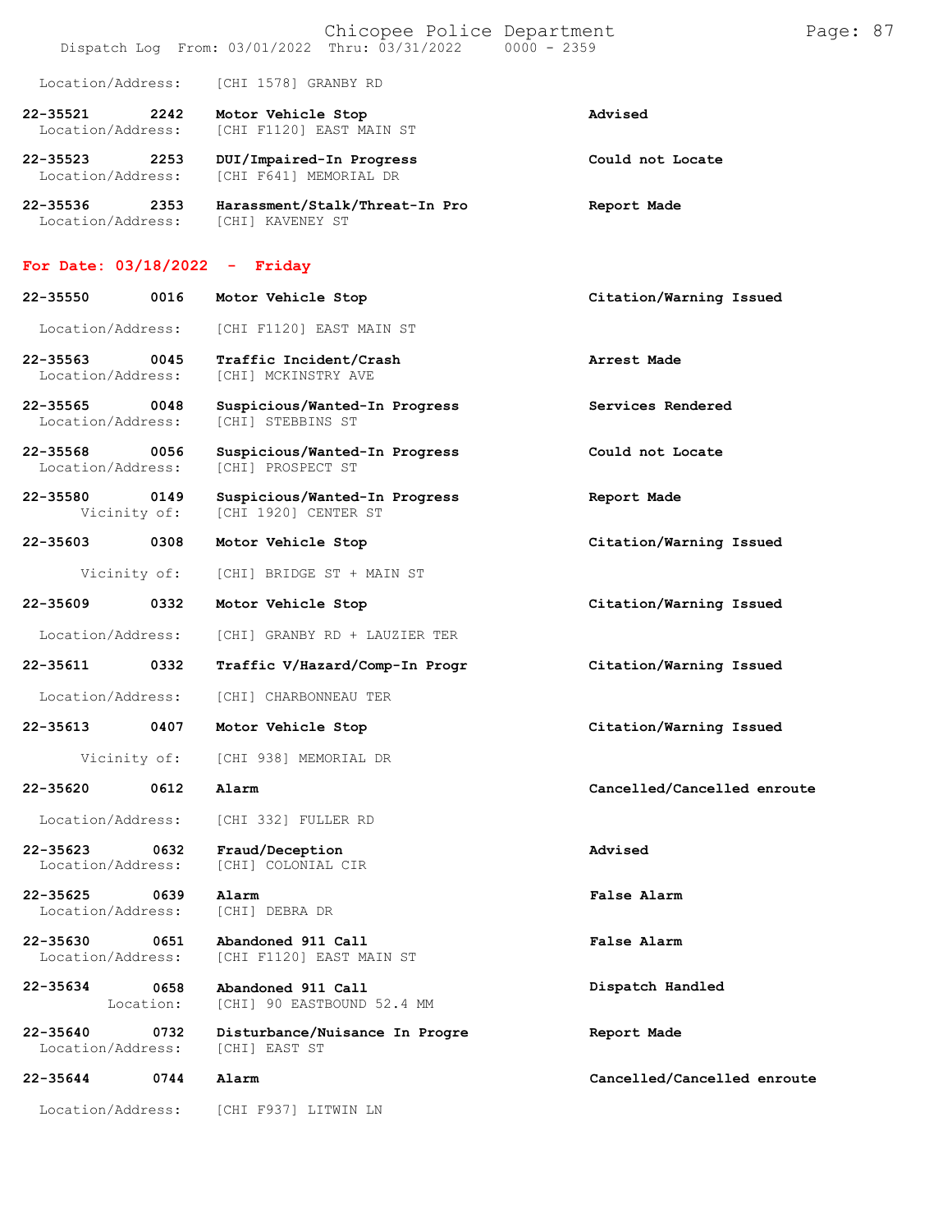Location/Address: [CHI 1578] GRANBY RD

**22-35521 2242 Motor Vehicle Stop** — **Advised**
Location/Address: [CHI F1120] EAST MAIN ST

**22-35523 2253 DUI/Impaired-In Progress** — **Could not Locate**
Location/Address: [CHI F641] MEMORIAL DR

**22-35536 2353 Harassment/Stalk/Threat-In Pro** — **Report Made**
Location/Address: [CHI] KAVENEY ST

## For Date: 03/18/2022 - Friday

**22-35550 0016 Motor Vehicle Stop** — **Citation/Warning Issued**
Location/Address: [CHI F1120] EAST MAIN ST

**22-35563 0045 Traffic Incident/Crash** — **Arrest Made**
Location/Address: [CHI] MCKINSTRY AVE

**22-35565 0048 Suspicious/Wanted-In Progress** — **Services Rendered**
Location/Address: [CHI] STEBBINS ST

**22-35568 0056 Suspicious/Wanted-In Progress** — **Could not Locate**
Location/Address: [CHI] PROSPECT ST

**22-35580 0149 Suspicious/Wanted-In Progress** — **Report Made**
Vicinity of: [CHI 1920] CENTER ST

**22-35603 0308 Motor Vehicle Stop** — **Citation/Warning Issued**
Vicinity of: [CHI] BRIDGE ST + MAIN ST

**22-35609 0332 Motor Vehicle Stop** — **Citation/Warning Issued**
Location/Address: [CHI] GRANBY RD + LAUZIER TER

**22-35611 0332 Traffic V/Hazard/Comp-In Progr** — **Citation/Warning Issued**
Location/Address: [CHI] CHARBONNEAU TER

**22-35613 0407 Motor Vehicle Stop** — **Citation/Warning Issued**
Vicinity of: [CHI 938] MEMORIAL DR

**22-35620 0612 Alarm** — **Cancelled/Cancelled enroute**
Location/Address: [CHI 332] FULLER RD

**22-35623 0632 Fraud/Deception** — **Advised**
Location/Address: [CHI] COLONIAL CIR

**22-35625 0639 Alarm** — **False Alarm**
Location/Address: [CHI] DEBRA DR

**22-35630 0651 Abandoned 911 Call** — **False Alarm**
Location/Address: [CHI F1120] EAST MAIN ST

**22-35634 0658 Abandoned 911 Call** — **Dispatch Handled**
Location: [CHI] 90 EASTBOUND 52.4 MM

**22-35640 0732 Disturbance/Nuisance In Progre** — **Report Made**
Location/Address: [CHI] EAST ST

**22-35644 0744 Alarm** — **Cancelled/Cancelled enroute**
Location/Address: [CHI F937] LITWIN LN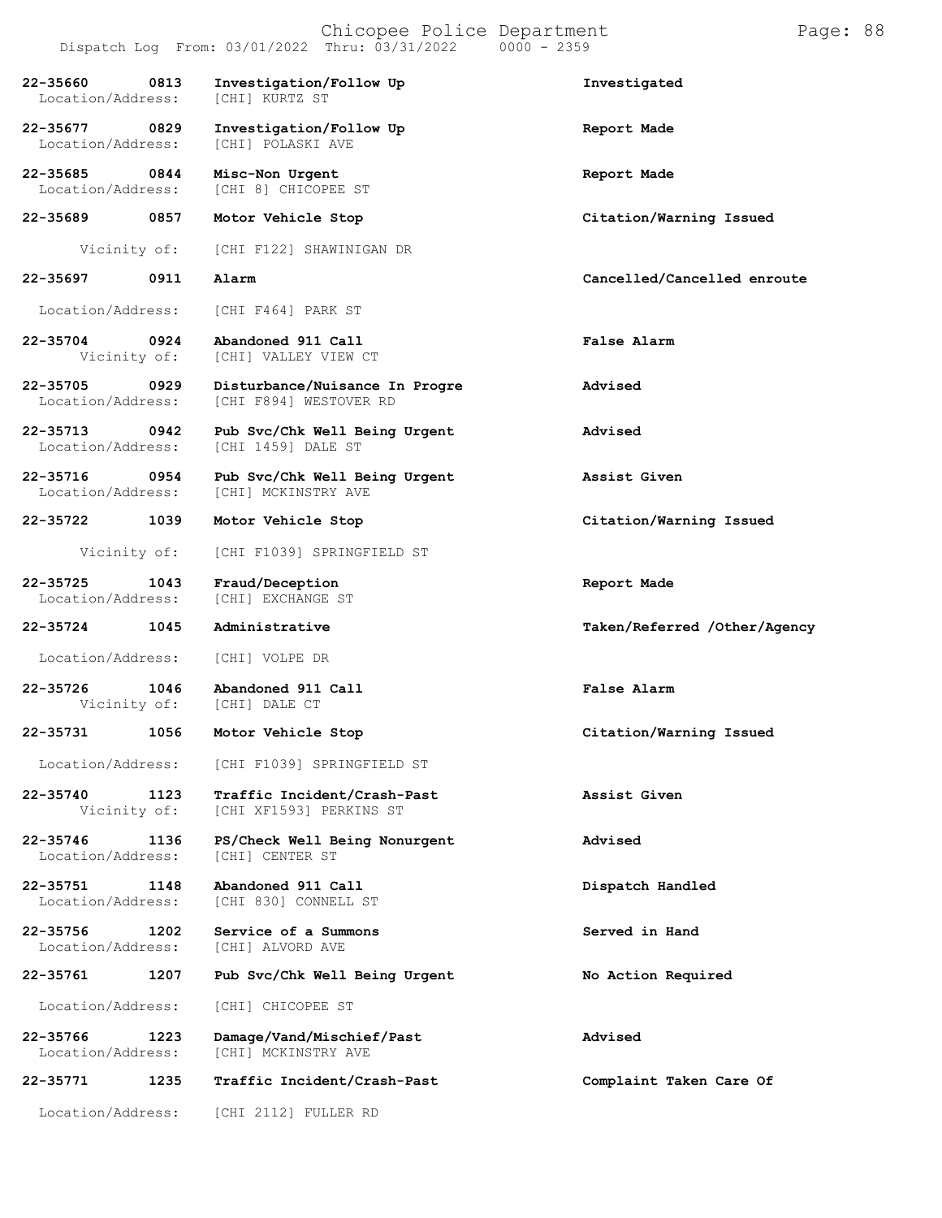| Call Number | Time | Call Reason | Action |
|---|---|---|---|
| 22-35660 | 0813 | Investigation/Follow Up | Investigated |
| Location/Address: | | [CHI] KURTZ ST | |
| 22-35677 | 0829 | Investigation/Follow Up | Report Made |
| Location/Address: | | [CHI] POLASKI AVE | |
| 22-35685 | 0844 | Misc-Non Urgent | Report Made |
| Location/Address: | | [CHI 8] CHICOPEE ST | |
| 22-35689 | 0857 | Motor Vehicle Stop | Citation/Warning Issued |
| Vicinity of: | | [CHI F122] SHAWINIGAN DR | |
| 22-35697 | 0911 | Alarm | Cancelled/Cancelled enroute |
| Location/Address: | | [CHI F464] PARK ST | |
| 22-35704 | 0924 | Abandoned 911 Call | False Alarm |
| Vicinity of: | | [CHI] VALLEY VIEW CT | |
| 22-35705 | 0929 | Disturbance/Nuisance In Progre | Advised |
| Location/Address: | | [CHI F894] WESTOVER RD | |
| 22-35713 | 0942 | Pub Svc/Chk Well Being Urgent | Advised |
| Location/Address: | | [CHI 1459] DALE ST | |
| 22-35716 | 0954 | Pub Svc/Chk Well Being Urgent | Assist Given |
| Location/Address: | | [CHI] MCKINSTRY AVE | |
| 22-35722 | 1039 | Motor Vehicle Stop | Citation/Warning Issued |
| Vicinity of: | | [CHI F1039] SPRINGFIELD ST | |
| 22-35725 | 1043 | Fraud/Deception | Report Made |
| Location/Address: | | [CHI] EXCHANGE ST | |
| 22-35724 | 1045 | Administrative | Taken/Referred /Other/Agency |
| Location/Address: | | [CHI] VOLPE DR | |
| 22-35726 | 1046 | Abandoned 911 Call | False Alarm |
| Vicinity of: | | [CHI] DALE CT | |
| 22-35731 | 1056 | Motor Vehicle Stop | Citation/Warning Issued |
| Location/Address: | | [CHI F1039] SPRINGFIELD ST | |
| 22-35740 | 1123 | Traffic Incident/Crash-Past | Assist Given |
| Vicinity of: | | [CHI XF1593] PERKINS ST | |
| 22-35746 | 1136 | PS/Check Well Being Nonurgent | Advised |
| Location/Address: | | [CHI] CENTER ST | |
| 22-35751 | 1148 | Abandoned 911 Call | Dispatch Handled |
| Location/Address: | | [CHI 830] CONNELL ST | |
| 22-35756 | 1202 | Service of a Summons | Served in Hand |
| Location/Address: | | [CHI] ALVORD AVE | |
| 22-35761 | 1207 | Pub Svc/Chk Well Being Urgent | No Action Required |
| Location/Address: | | [CHI] CHICOPEE ST | |
| 22-35766 | 1223 | Damage/Vand/Mischief/Past | Advised |
| Location/Address: | | [CHI] MCKINSTRY AVE | |
| 22-35771 | 1235 | Traffic Incident/Crash-Past | Complaint Taken Care Of |
| Location/Address: | | [CHI 2112] FULLER RD | |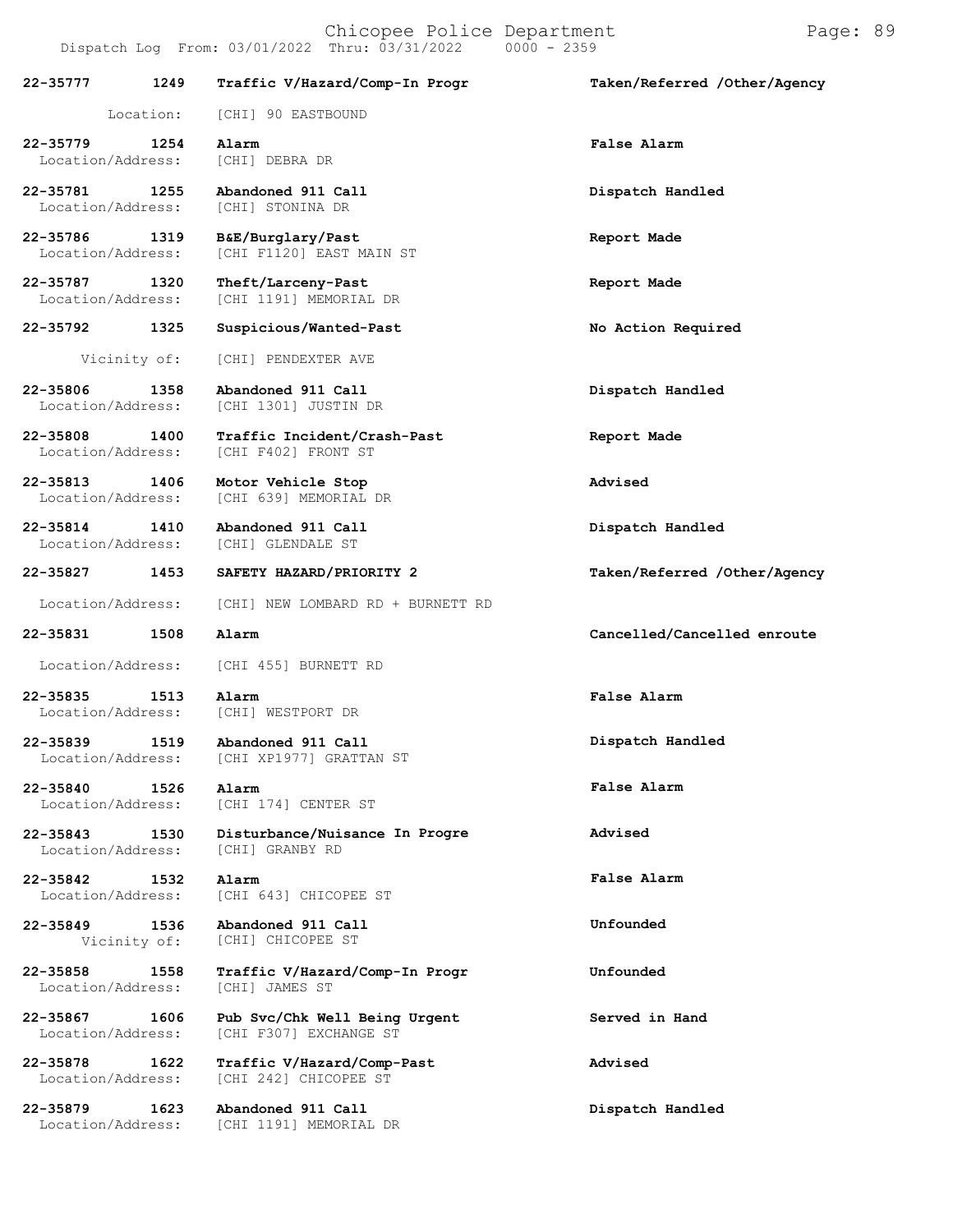| Call # | Time | Call Type / Location | Disposition |
|---|---|---|---|
| 22-35777 | 1249 | Traffic V/Hazard/Comp-In Progr | Taken/Referred /Other/Agency |
| Location: | | [CHI] 90 EASTBOUND | |
| 22-35779 | 1254 | Alarm | False Alarm |
| Location/Address: | | [CHI] DEBRA DR | |
| 22-35781 | 1255 | Abandoned 911 Call | Dispatch Handled |
| Location/Address: | | [CHI] STONINA DR | |
| 22-35786 | 1319 | B&E/Burglary/Past | Report Made |
| Location/Address: | | [CHI F1120] EAST MAIN ST | |
| 22-35787 | 1320 | Theft/Larceny-Past | Report Made |
| Location/Address: | | [CHI 1191] MEMORIAL DR | |
| 22-35792 | 1325 | Suspicious/Wanted-Past | No Action Required |
| Vicinity of: | | [CHI] PENDEXTER AVE | |
| 22-35806 | 1358 | Abandoned 911 Call | Dispatch Handled |
| Location/Address: | | [CHI 1301] JUSTIN DR | |
| 22-35808 | 1400 | Traffic Incident/Crash-Past | Report Made |
| Location/Address: | | [CHI F402] FRONT ST | |
| 22-35813 | 1406 | Motor Vehicle Stop | Advised |
| Location/Address: | | [CHI 639] MEMORIAL DR | |
| 22-35814 | 1410 | Abandoned 911 Call | Dispatch Handled |
| Location/Address: | | [CHI] GLENDALE ST | |
| 22-35827 | 1453 | SAFETY HAZARD/PRIORITY 2 | Taken/Referred /Other/Agency |
| Location/Address: | | [CHI] NEW LOMBARD RD + BURNETT RD | |
| 22-35831 | 1508 | Alarm | Cancelled/Cancelled enroute |
| Location/Address: | | [CHI 455] BURNETT RD | |
| 22-35835 | 1513 | Alarm | False Alarm |
| Location/Address: | | [CHI] WESTPORT DR | |
| 22-35839 | 1519 | Abandoned 911 Call | Dispatch Handled |
| Location/Address: | | [CHI XP1977] GRATTAN ST | |
| 22-35840 | 1526 | Alarm | False Alarm |
| Location/Address: | | [CHI 174] CENTER ST | |
| 22-35843 | 1530 | Disturbance/Nuisance In Progre | Advised |
| Location/Address: | | [CHI] GRANBY RD | |
| 22-35842 | 1532 | Alarm | False Alarm |
| Location/Address: | | [CHI 643] CHICOPEE ST | |
| 22-35849 | 1536 | Abandoned 911 Call | Unfounded |
| Vicinity of: | | [CHI] CHICOPEE ST | |
| 22-35858 | 1558 | Traffic V/Hazard/Comp-In Progr | Unfounded |
| Location/Address: | | [CHI] JAMES ST | |
| 22-35867 | 1606 | Pub Svc/Chk Well Being Urgent | Served in Hand |
| Location/Address: | | [CHI F307] EXCHANGE ST | |
| 22-35878 | 1622 | Traffic V/Hazard/Comp-Past | Advised |
| Location/Address: | | [CHI 242] CHICOPEE ST | |
| 22-35879 | 1623 | Abandoned 911 Call | Dispatch Handled |
| Location/Address: | | [CHI 1191] MEMORIAL DR | |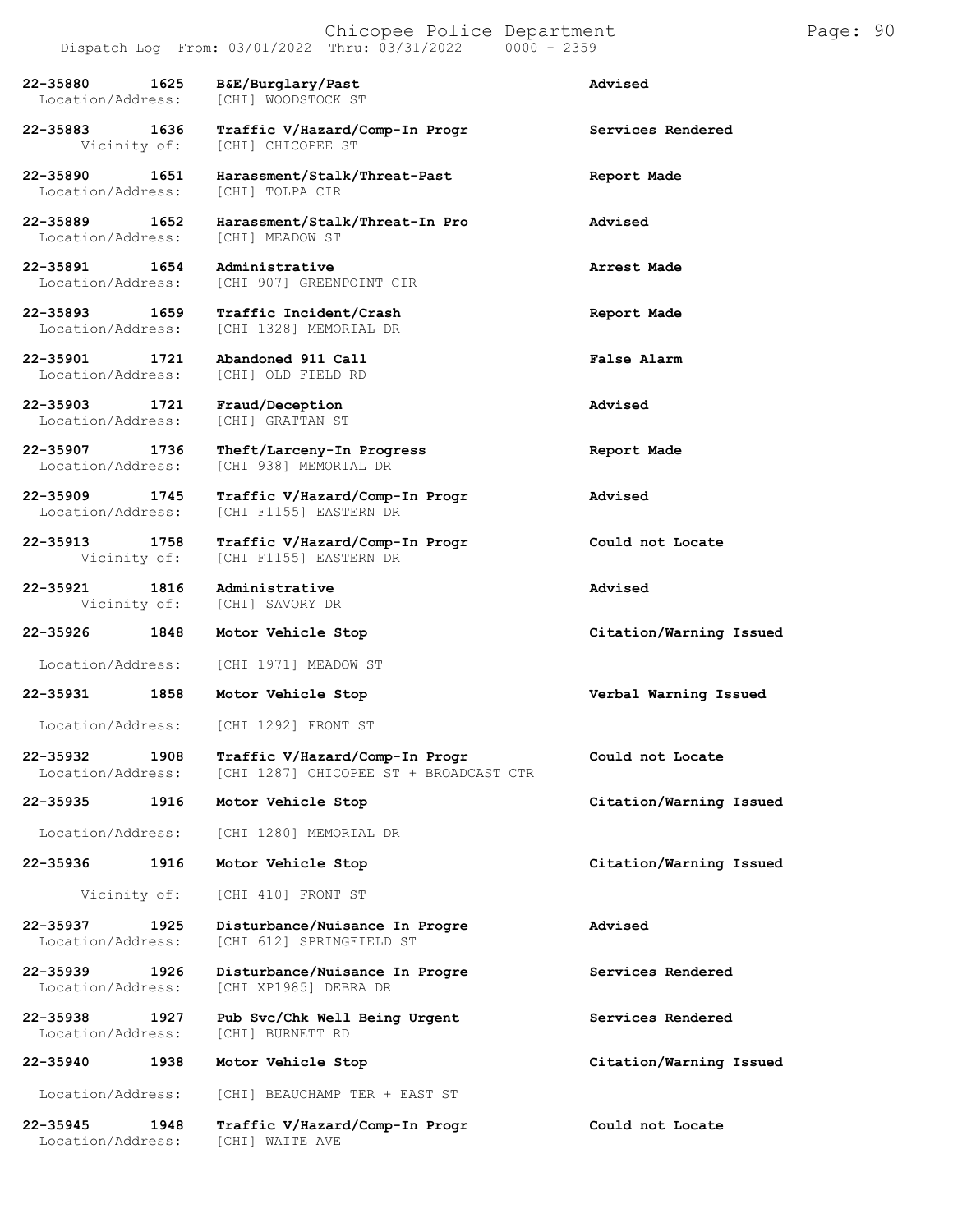22-35880 1625 B&E/Burglary/Past Advised
Location/Address: [CHI] WOODSTOCK ST

22-35883 1636 Traffic V/Hazard/Comp-In Progr Services Rendered
Vicinity of: [CHI] CHICOPEE ST

22-35890 1651 Harassment/Stalk/Threat-Past Report Made
Location/Address: [CHI] TOLPA CIR

22-35889 1652 Harassment/Stalk/Threat-In Pro Advised
Location/Address: [CHI] MEADOW ST

22-35891 1654 Administrative Arrest Made
Location/Address: [CHI 907] GREENPOINT CIR

22-35893 1659 Traffic Incident/Crash Report Made
Location/Address: [CHI 1328] MEMORIAL DR

22-35901 1721 Abandoned 911 Call False Alarm
Location/Address: [CHI] OLD FIELD RD

22-35903 1721 Fraud/Deception Advised
Location/Address: [CHI] GRATTAN ST

22-35907 1736 Theft/Larceny-In Progress Report Made
Location/Address: [CHI 938] MEMORIAL DR

22-35909 1745 Traffic V/Hazard/Comp-In Progr Advised
Location/Address: [CHI F1155] EASTERN DR

22-35913 1758 Traffic V/Hazard/Comp-In Progr Could not Locate
Vicinity of: [CHI F1155] EASTERN DR

22-35921 1816 Administrative Advised
Vicinity of: [CHI] SAVORY DR

22-35926 1848 Motor Vehicle Stop Citation/Warning Issued
Location/Address: [CHI 1971] MEADOW ST

22-35931 1858 Motor Vehicle Stop Verbal Warning Issued
Location/Address: [CHI 1292] FRONT ST

22-35932 1908 Traffic V/Hazard/Comp-In Progr Could not Locate
Location/Address: [CHI 1287] CHICOPEE ST + BROADCAST CTR

22-35935 1916 Motor Vehicle Stop Citation/Warning Issued
Location/Address: [CHI 1280] MEMORIAL DR

22-35936 1916 Motor Vehicle Stop Citation/Warning Issued
Vicinity of: [CHI 410] FRONT ST

22-35937 1925 Disturbance/Nuisance In Progre Advised
Location/Address: [CHI 612] SPRINGFIELD ST

22-35939 1926 Disturbance/Nuisance In Progre Services Rendered
Location/Address: [CHI XP1985] DEBRA DR

22-35938 1927 Pub Svc/Chk Well Being Urgent Services Rendered
Location/Address: [CHI] BURNETT RD

22-35940 1938 Motor Vehicle Stop Citation/Warning Issued
Location/Address: [CHI] BEAUCHAMP TER + EAST ST

22-35945 1948 Traffic V/Hazard/Comp-In Progr Could not Locate
Location/Address: [CHI] WAITE AVE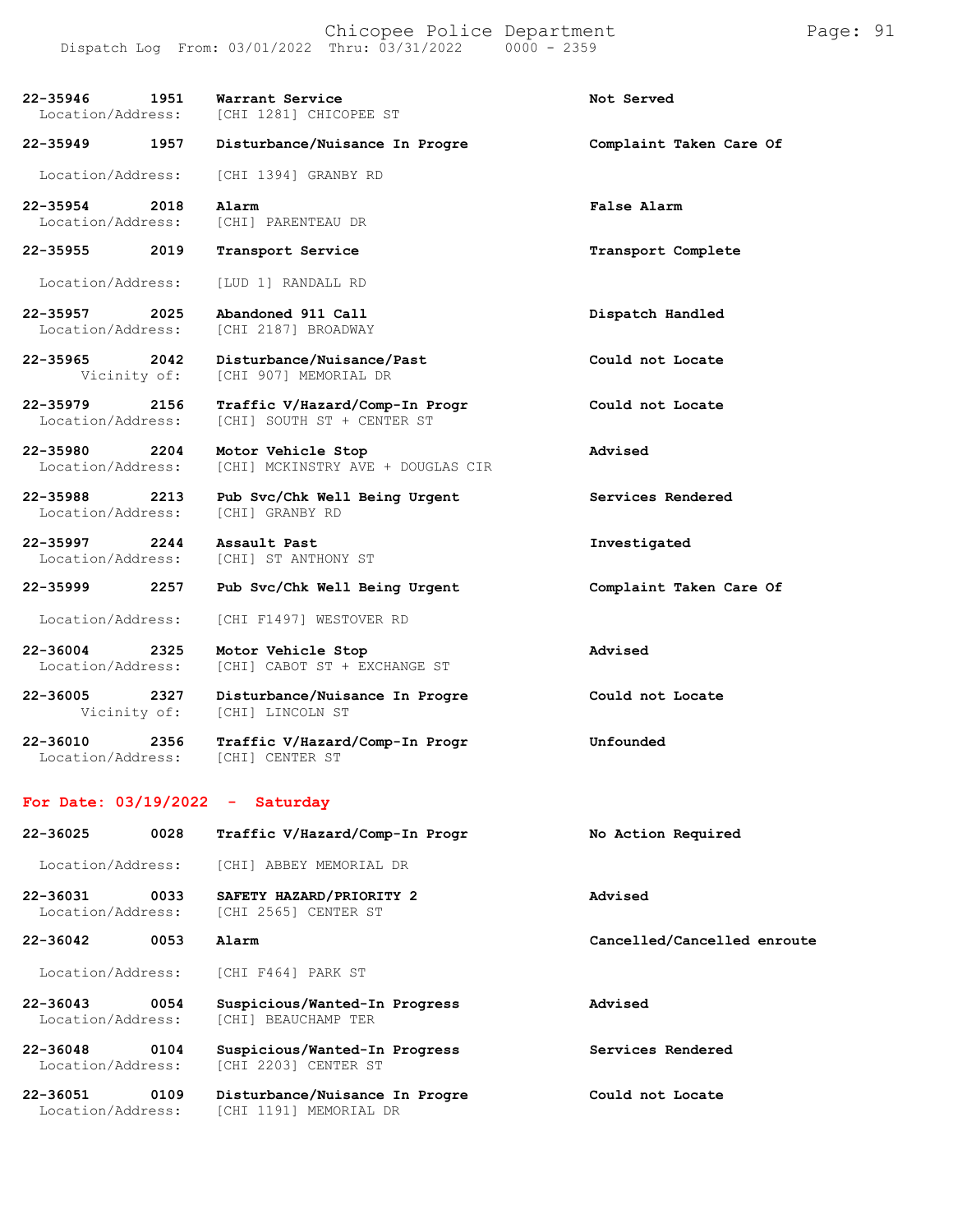| Call Number | Time | Call Reason | Action |
|---|---|---|---|
| 22-35946 | 1951 | Warrant Service | Not Served |
| Location/Address: | | [CHI 1281] CHICOPEE ST | |
| 22-35949 | 1957 | Disturbance/Nuisance In Progre | Complaint Taken Care Of |
| Location/Address: | | [CHI 1394] GRANBY RD | |
| 22-35954 | 2018 | Alarm | False Alarm |
| Location/Address: | | [CHI] PARENTEAU DR | |
| 22-35955 | 2019 | Transport Service | Transport Complete |
| Location/Address: | | [LUD 1] RANDALL RD | |
| 22-35957 | 2025 | Abandoned 911 Call | Dispatch Handled |
| Location/Address: | | [CHI 2187] BROADWAY | |
| 22-35965 | 2042 | Disturbance/Nuisance/Past | Could not Locate |
| Vicinity of: | | [CHI 907] MEMORIAL DR | |
| 22-35979 | 2156 | Traffic V/Hazard/Comp-In Progr | Could not Locate |
| Location/Address: | | [CHI] SOUTH ST + CENTER ST | |
| 22-35980 | 2204 | Motor Vehicle Stop | Advised |
| Location/Address: | | [CHI] MCKINSTRY AVE + DOUGLAS CIR | |
| 22-35988 | 2213 | Pub Svc/Chk Well Being Urgent | Services Rendered |
| Location/Address: | | [CHI] GRANBY RD | |
| 22-35997 | 2244 | Assault Past | Investigated |
| Location/Address: | | [CHI] ST ANTHONY ST | |
| 22-35999 | 2257 | Pub Svc/Chk Well Being Urgent | Complaint Taken Care Of |
| Location/Address: | | [CHI F1497] WESTOVER RD | |
| 22-36004 | 2325 | Motor Vehicle Stop | Advised |
| Location/Address: | | [CHI] CABOT ST + EXCHANGE ST | |
| 22-36005 | 2327 | Disturbance/Nuisance In Progre | Could not Locate |
| Vicinity of: | | [CHI] LINCOLN ST | |
| 22-36010 | 2356 | Traffic V/Hazard/Comp-In Progr | Unfounded |
| Location/Address: | | [CHI] CENTER ST | |

## For Date: 03/19/2022 - Saturday

| Call Number | Time | Call Reason | Action |
|---|---|---|---|
| 22-36025 | 0028 | Traffic V/Hazard/Comp-In Progr | No Action Required |
| Location/Address: | | [CHI] ABBEY MEMORIAL DR | |
| 22-36031 | 0033 | SAFETY HAZARD/PRIORITY 2 | Advised |
| Location/Address: | | [CHI 2565] CENTER ST | |
| 22-36042 | 0053 | Alarm | Cancelled/Cancelled enroute |
| Location/Address: | | [CHI F464] PARK ST | |
| 22-36043 | 0054 | Suspicious/Wanted-In Progress | Advised |
| Location/Address: | | [CHI] BEAUCHAMP TER | |
| 22-36048 | 0104 | Suspicious/Wanted-In Progress | Services Rendered |
| Location/Address: | | [CHI 2203] CENTER ST | |
| 22-36051 | 0109 | Disturbance/Nuisance In Progre | Could not Locate |
| Location/Address: | | [CHI 1191] MEMORIAL DR | |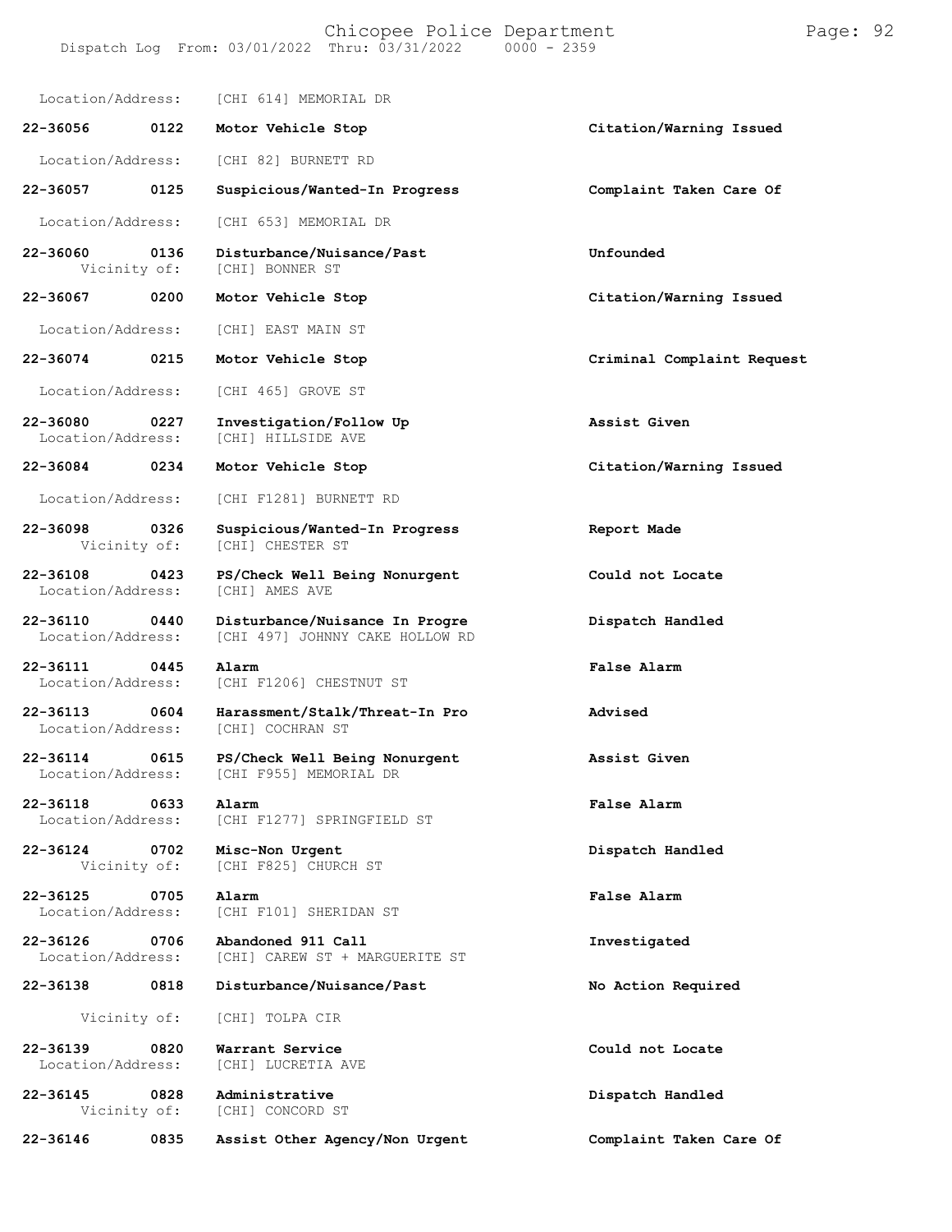Location/Address: [CHI 614] MEMORIAL DR

| Call Number | Time | Call Reason | Action |
|---|---|---|---|
| 22-36056 | 0122 | Motor Vehicle Stop | Citation/Warning Issued |
| Location/Address: | | [CHI 82] BURNETT RD | |
| 22-36057 | 0125 | Suspicious/Wanted-In Progress | Complaint Taken Care Of |
| Location/Address: | | [CHI 653] MEMORIAL DR | |
| 22-36060 | 0136 | Disturbance/Nuisance/Past | Unfounded |
| Vicinity of: | | [CHI] BONNER ST | |
| 22-36067 | 0200 | Motor Vehicle Stop | Citation/Warning Issued |
| Location/Address: | | [CHI] EAST MAIN ST | |
| 22-36074 | 0215 | Motor Vehicle Stop | Criminal Complaint Request |
| Location/Address: | | [CHI 465] GROVE ST | |
| 22-36080 | 0227 | Investigation/Follow Up | Assist Given |
| Location/Address: | | [CHI] HILLSIDE AVE | |
| 22-36084 | 0234 | Motor Vehicle Stop | Citation/Warning Issued |
| Location/Address: | | [CHI F1281] BURNETT RD | |
| 22-36098 | 0326 | Suspicious/Wanted-In Progress | Report Made |
| Vicinity of: | | [CHI] CHESTER ST | |
| 22-36108 | 0423 | PS/Check Well Being Nonurgent | Could not Locate |
| Location/Address: | | [CHI] AMES AVE | |
| 22-36110 | 0440 | Disturbance/Nuisance In Progre | Dispatch Handled |
| Location/Address: | | [CHI 497] JOHNNY CAKE HOLLOW RD | |
| 22-36111 | 0445 | Alarm | False Alarm |
| Location/Address: | | [CHI F1206] CHESTNUT ST | |
| 22-36113 | 0604 | Harassment/Stalk/Threat-In Pro | Advised |
| Location/Address: | | [CHI] COCHRAN ST | |
| 22-36114 | 0615 | PS/Check Well Being Nonurgent | Assist Given |
| Location/Address: | | [CHI F955] MEMORIAL DR | |
| 22-36118 | 0633 | Alarm | False Alarm |
| Location/Address: | | [CHI F1277] SPRINGFIELD ST | |
| 22-36124 | 0702 | Misc-Non Urgent | Dispatch Handled |
| Vicinity of: | | [CHI F825] CHURCH ST | |
| 22-36125 | 0705 | Alarm | False Alarm |
| Location/Address: | | [CHI F101] SHERIDAN ST | |
| 22-36126 | 0706 | Abandoned 911 Call | Investigated |
| Location/Address: | | [CHI] CAREW ST + MARGUERITE ST | |
| 22-36138 | 0818 | Disturbance/Nuisance/Past | No Action Required |
| Vicinity of: | | [CHI] TOLPA CIR | |
| 22-36139 | 0820 | Warrant Service | Could not Locate |
| Location/Address: | | [CHI] LUCRETIA AVE | |
| 22-36145 | 0828 | Administrative | Dispatch Handled |
| Vicinity of: | | [CHI] CONCORD ST | |
| 22-36146 | 0835 | Assist Other Agency/Non Urgent | Complaint Taken Care Of |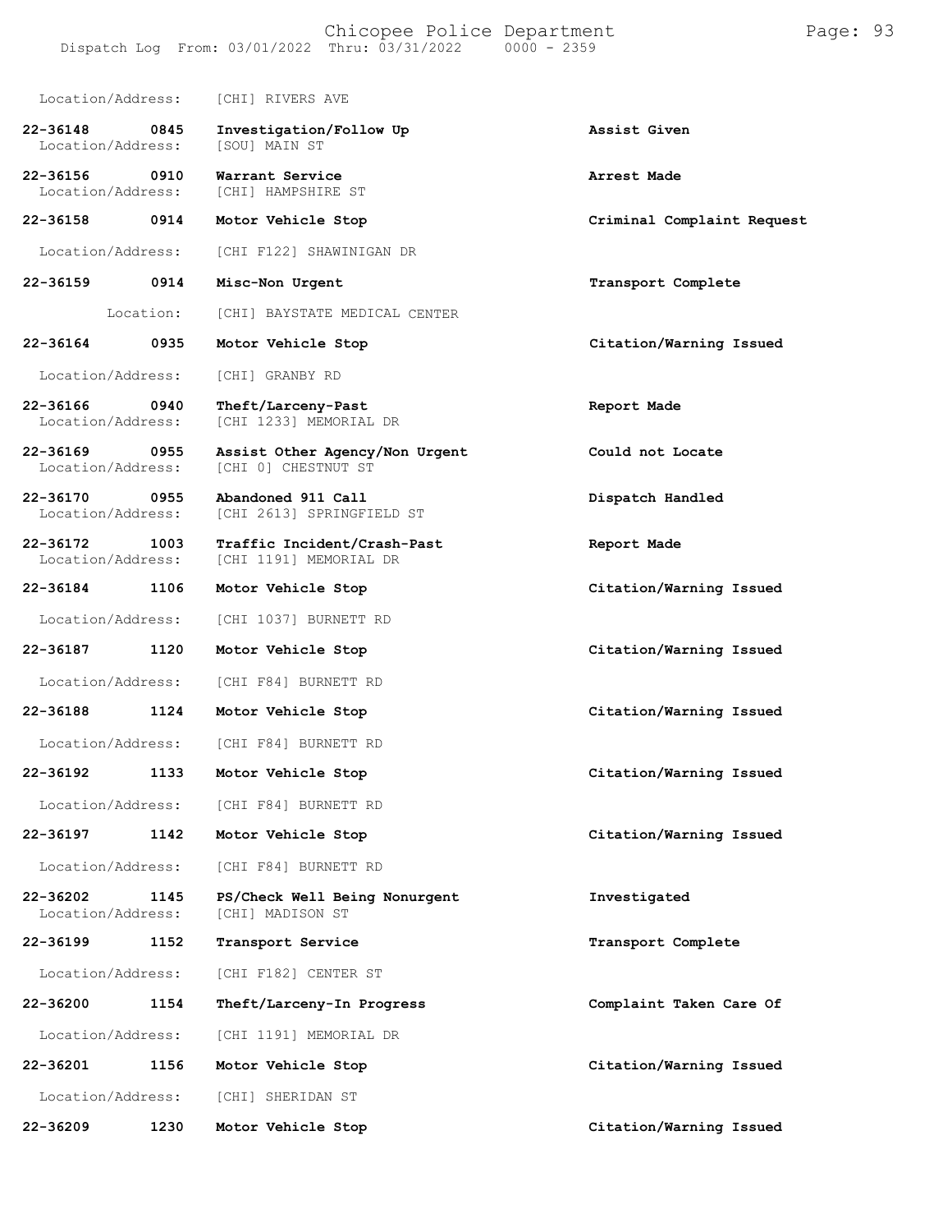Location/Address: [CHI] RIVERS AVE

| Call Number | Time | Call Reason | Action |
|---|---|---|---|
| 22-36148 | 0845 | Investigation/Follow Up | Assist Given |
| Location/Address: | | [SOU] MAIN ST | |
| 22-36156 | 0910 | Warrant Service | Arrest Made |
| Location/Address: | | [CHI] HAMPSHIRE ST | |
| 22-36158 | 0914 | Motor Vehicle Stop | Criminal Complaint Request |
| Location/Address: | | [CHI F122] SHAWINIGAN DR | |
| 22-36159 | 0914 | Misc-Non Urgent | Transport Complete |
| Location: | | [CHI] BAYSTATE MEDICAL CENTER | |
| 22-36164 | 0935 | Motor Vehicle Stop | Citation/Warning Issued |
| Location/Address: | | [CHI] GRANBY RD | |
| 22-36166 | 0940 | Theft/Larceny-Past | Report Made |
| Location/Address: | | [CHI 1233] MEMORIAL DR | |
| 22-36169 | 0955 | Assist Other Agency/Non Urgent | Could not Locate |
| Location/Address: | | [CHI 0] CHESTNUT ST | |
| 22-36170 | 0955 | Abandoned 911 Call | Dispatch Handled |
| Location/Address: | | [CHI 2613] SPRINGFIELD ST | |
| 22-36172 | 1003 | Traffic Incident/Crash-Past | Report Made |
| Location/Address: | | [CHI 1191] MEMORIAL DR | |
| 22-36184 | 1106 | Motor Vehicle Stop | Citation/Warning Issued |
| Location/Address: | | [CHI 1037] BURNETT RD | |
| 22-36187 | 1120 | Motor Vehicle Stop | Citation/Warning Issued |
| Location/Address: | | [CHI F84] BURNETT RD | |
| 22-36188 | 1124 | Motor Vehicle Stop | Citation/Warning Issued |
| Location/Address: | | [CHI F84] BURNETT RD | |
| 22-36192 | 1133 | Motor Vehicle Stop | Citation/Warning Issued |
| Location/Address: | | [CHI F84] BURNETT RD | |
| 22-36197 | 1142 | Motor Vehicle Stop | Citation/Warning Issued |
| Location/Address: | | [CHI F84] BURNETT RD | |
| 22-36202 | 1145 | PS/Check Well Being Nonurgent | Investigated |
| Location/Address: | | [CHI] MADISON ST | |
| 22-36199 | 1152 | Transport Service | Transport Complete |
| Location/Address: | | [CHI F182] CENTER ST | |
| 22-36200 | 1154 | Theft/Larceny-In Progress | Complaint Taken Care Of |
| Location/Address: | | [CHI 1191] MEMORIAL DR | |
| 22-36201 | 1156 | Motor Vehicle Stop | Citation/Warning Issued |
| Location/Address: | | [CHI] SHERIDAN ST | |
| 22-36209 | 1230 | Motor Vehicle Stop | Citation/Warning Issued |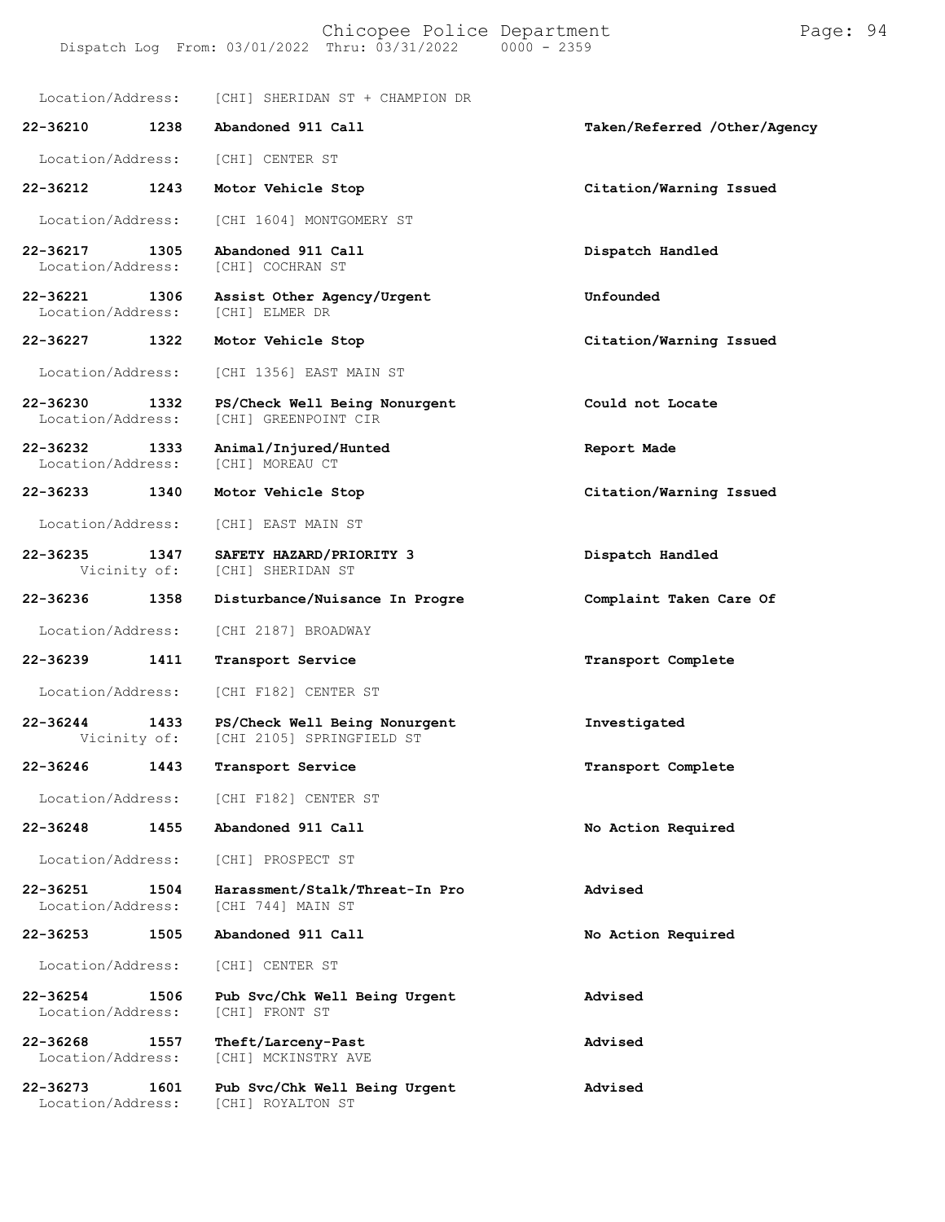Location/Address: [CHI] SHERIDAN ST + CHAMPION DR

**22-36210 1238 Abandoned 911 Call** — **Taken/Referred /Other/Agency**
Location/Address: [CHI] CENTER ST

**22-36212 1243 Motor Vehicle Stop** — **Citation/Warning Issued**
Location/Address: [CHI 1604] MONTGOMERY ST

**22-36217 1305 Abandoned 911 Call** — **Dispatch Handled**
Location/Address: [CHI] COCHRAN ST

**22-36221 1306 Assist Other Agency/Urgent** — **Unfounded**
Location/Address: [CHI] ELMER DR

**22-36227 1322 Motor Vehicle Stop** — **Citation/Warning Issued**
Location/Address: [CHI 1356] EAST MAIN ST

**22-36230 1332 PS/Check Well Being Nonurgent** — **Could not Locate**
Location/Address: [CHI] GREENPOINT CIR

**22-36232 1333 Animal/Injured/Hunted** — **Report Made**
Location/Address: [CHI] MOREAU CT

**22-36233 1340 Motor Vehicle Stop** — **Citation/Warning Issued**
Location/Address: [CHI] EAST MAIN ST

**22-36235 1347 SAFETY HAZARD/PRIORITY 3** — **Dispatch Handled**
Vicinity of: [CHI] SHERIDAN ST

**22-36236 1358 Disturbance/Nuisance In Progre** — **Complaint Taken Care Of**
Location/Address: [CHI 2187] BROADWAY

**22-36239 1411 Transport Service** — **Transport Complete**
Location/Address: [CHI F182] CENTER ST

**22-36244 1433 PS/Check Well Being Nonurgent** — **Investigated**
Vicinity of: [CHI 2105] SPRINGFIELD ST

**22-36246 1443 Transport Service** — **Transport Complete**
Location/Address: [CHI F182] CENTER ST

**22-36248 1455 Abandoned 911 Call** — **No Action Required**
Location/Address: [CHI] PROSPECT ST

**22-36251 1504 Harassment/Stalk/Threat-In Pro** — **Advised**
Location/Address: [CHI 744] MAIN ST

**22-36253 1505 Abandoned 911 Call** — **No Action Required**
Location/Address: [CHI] CENTER ST

**22-36254 1506 Pub Svc/Chk Well Being Urgent** — **Advised**
Location/Address: [CHI] FRONT ST

**22-36268 1557 Theft/Larceny-Past** — **Advised**
Location/Address: [CHI] MCKINSTRY AVE

**22-36273 1601 Pub Svc/Chk Well Being Urgent** — **Advised**
Location/Address: [CHI] ROYALTON ST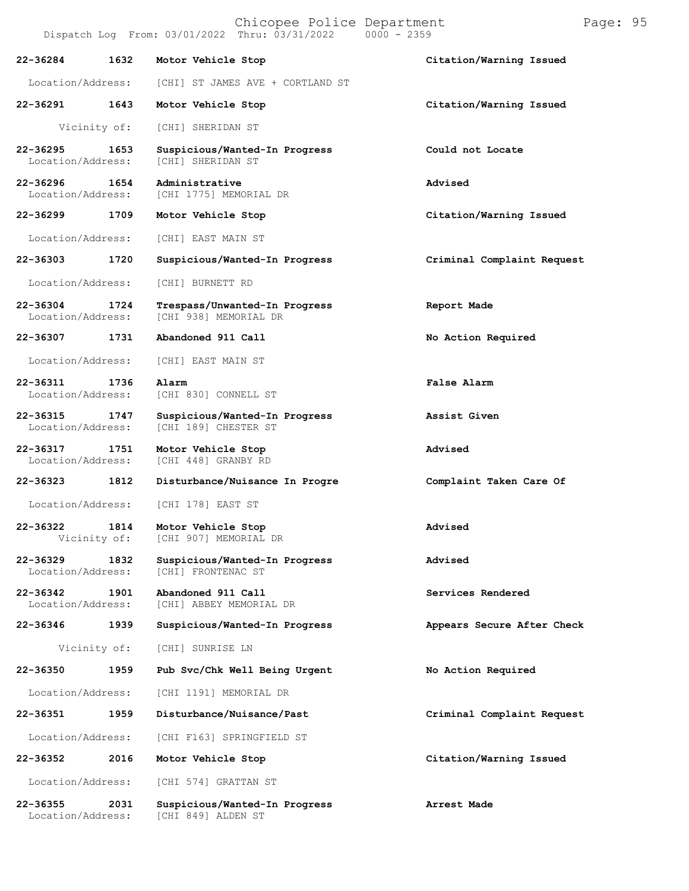Dispatch Log From: 03/01/2022 Thru: 03/31/2022 0000 - 2359

| Call Number | Time | Call Type | Disposition |
|---|---|---|---|
| 22-36284 | 1632 | Motor Vehicle Stop | Citation/Warning Issued |
| Location/Address: | | [CHI] ST JAMES AVE + CORTLAND ST | |
| 22-36291 | 1643 | Motor Vehicle Stop | Citation/Warning Issued |
| Vicinity of: | | [CHI] SHERIDAN ST | |
| 22-36295 | 1653 | Suspicious/Wanted-In Progress | Could not Locate |
| Location/Address: | | [CHI] SHERIDAN ST | |
| 22-36296 | 1654 | Administrative | Advised |
| Location/Address: | | [CHI 1775] MEMORIAL DR | |
| 22-36299 | 1709 | Motor Vehicle Stop | Citation/Warning Issued |
| Location/Address: | | [CHI] EAST MAIN ST | |
| 22-36303 | 1720 | Suspicious/Wanted-In Progress | Criminal Complaint Request |
| Location/Address: | | [CHI] BURNETT RD | |
| 22-36304 | 1724 | Trespass/Unwanted-In Progress | Report Made |
| Location/Address: | | [CHI 938] MEMORIAL DR | |
| 22-36307 | 1731 | Abandoned 911 Call | No Action Required |
| Location/Address: | | [CHI] EAST MAIN ST | |
| 22-36311 | 1736 | Alarm | False Alarm |
| Location/Address: | | [CHI 830] CONNELL ST | |
| 22-36315 | 1747 | Suspicious/Wanted-In Progress | Assist Given |
| Location/Address: | | [CHI 189] CHESTER ST | |
| 22-36317 | 1751 | Motor Vehicle Stop | Advised |
| Location/Address: | | [CHI 448] GRANBY RD | |
| 22-36323 | 1812 | Disturbance/Nuisance In Progre | Complaint Taken Care Of |
| Location/Address: | | [CHI 178] EAST ST | |
| 22-36322 | 1814 | Motor Vehicle Stop | Advised |
| Vicinity of: | | [CHI 907] MEMORIAL DR | |
| 22-36329 | 1832 | Suspicious/Wanted-In Progress | Advised |
| Location/Address: | | [CHI] FRONTENAC ST | |
| 22-36342 | 1901 | Abandoned 911 Call | Services Rendered |
| Location/Address: | | [CHI] ABBEY MEMORIAL DR | |
| 22-36346 | 1939 | Suspicious/Wanted-In Progress | Appears Secure After Check |
| Vicinity of: | | [CHI] SUNRISE LN | |
| 22-36350 | 1959 | Pub Svc/Chk Well Being Urgent | No Action Required |
| Location/Address: | | [CHI 1191] MEMORIAL DR | |
| 22-36351 | 1959 | Disturbance/Nuisance/Past | Criminal Complaint Request |
| Location/Address: | | [CHI F163] SPRINGFIELD ST | |
| 22-36352 | 2016 | Motor Vehicle Stop | Citation/Warning Issued |
| Location/Address: | | [CHI 574] GRATTAN ST | |
| 22-36355 | 2031 | Suspicious/Wanted-In Progress | Arrest Made |
| Location/Address: | | [CHI 849] ALDEN ST | |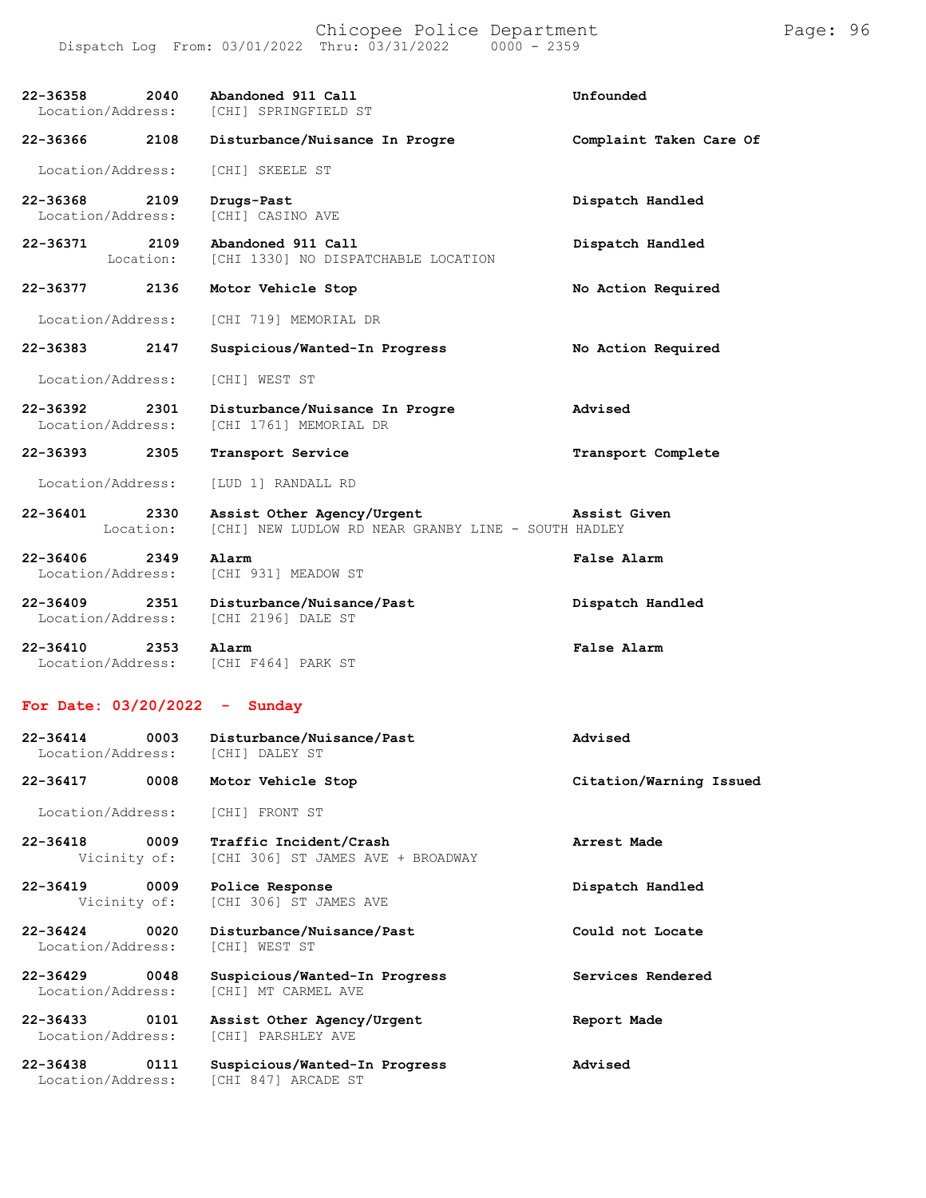| Call # | Time | Call Type | Disposition |
|---|---|---|---|
| 22-36358 | 2040 | Abandoned 911 Call | Unfounded |
| Location/Address: | | [CHI] SPRINGFIELD ST | |
| 22-36366 | 2108 | Disturbance/Nuisance In Progre | Complaint Taken Care Of |
| Location/Address: | | [CHI] SKEELE ST | |
| 22-36368 | 2109 | Drugs-Past | Dispatch Handled |
| Location/Address: | | [CHI] CASINO AVE | |
| 22-36371 | 2109 | Abandoned 911 Call | Dispatch Handled |
| Location: | | [CHI 1330] NO DISPATCHABLE LOCATION | |
| 22-36377 | 2136 | Motor Vehicle Stop | No Action Required |
| Location/Address: | | [CHI 719] MEMORIAL DR | |
| 22-36383 | 2147 | Suspicious/Wanted-In Progress | No Action Required |
| Location/Address: | | [CHI] WEST ST | |
| 22-36392 | 2301 | Disturbance/Nuisance In Progre | Advised |
| Location/Address: | | [CHI 1761] MEMORIAL DR | |
| 22-36393 | 2305 | Transport Service | Transport Complete |
| Location/Address: | | [LUD 1] RANDALL RD | |
| 22-36401 | 2330 | Assist Other Agency/Urgent | Assist Given |
| Location: | | [CHI] NEW LUDLOW RD NEAR GRANBY LINE - SOUTH HADLEY | |
| 22-36406 | 2349 | Alarm | False Alarm |
| Location/Address: | | [CHI 931] MEADOW ST | |
| 22-36409 | 2351 | Disturbance/Nuisance/Past | Dispatch Handled |
| Location/Address: | | [CHI 2196] DALE ST | |
| 22-36410 | 2353 | Alarm | False Alarm |
| Location/Address: | | [CHI F464] PARK ST | |

## For Date: 03/20/2022 - Sunday

| Call # | Time | Call Type | Disposition |
|---|---|---|---|
| 22-36414 | 0003 | Disturbance/Nuisance/Past | Advised |
| Location/Address: | | [CHI] DALEY ST | |
| 22-36417 | 0008 | Motor Vehicle Stop | Citation/Warning Issued |
| Location/Address: | | [CHI] FRONT ST | |
| 22-36418 | 0009 | Traffic Incident/Crash | Arrest Made |
| Vicinity of: | | [CHI 306] ST JAMES AVE + BROADWAY | |
| 22-36419 | 0009 | Police Response | Dispatch Handled |
| Vicinity of: | | [CHI 306] ST JAMES AVE | |
| 22-36424 | 0020 | Disturbance/Nuisance/Past | Could not Locate |
| Location/Address: | | [CHI] WEST ST | |
| 22-36429 | 0048 | Suspicious/Wanted-In Progress | Services Rendered |
| Location/Address: | | [CHI] MT CARMEL AVE | |
| 22-36433 | 0101 | Assist Other Agency/Urgent | Report Made |
| Location/Address: | | [CHI] PARSHLEY AVE | |
| 22-36438 | 0111 | Suspicious/Wanted-In Progress | Advised |
| Location/Address: | | [CHI 847] ARCADE ST | |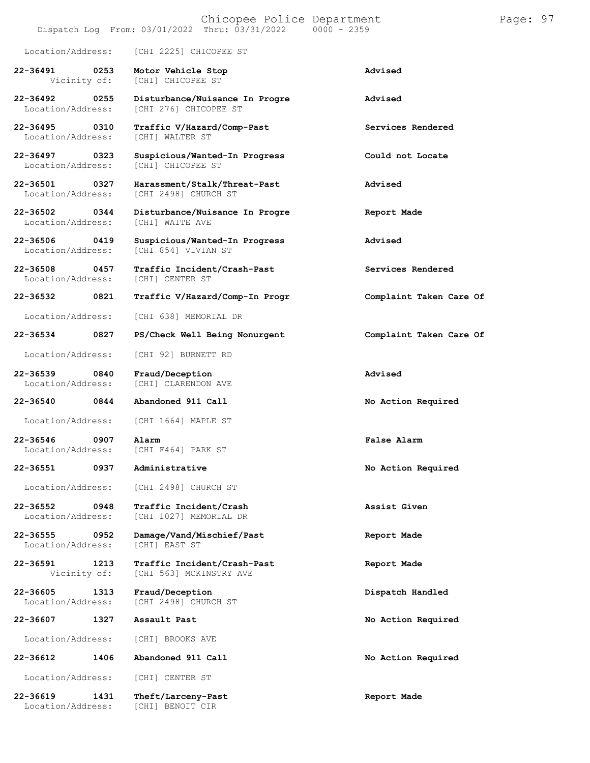Location/Address: [CHI 2225] CHICOPEE ST

| Call # | Time | Call Type / Location | Disposition |
|---|---|---|---|
| 22-36491 | 0253 | **Motor Vehicle Stop** | **Advised** |
| Vicinity of: | | [CHI] CHICOPEE ST | |
| 22-36492 | 0255 | **Disturbance/Nuisance In Progre** | **Advised** |
| Location/Address: | | [CHI 276] CHICOPEE ST | |
| 22-36495 | 0310 | **Traffic V/Hazard/Comp-Past** | **Services Rendered** |
| Location/Address: | | [CHI] WALTER ST | |
| 22-36497 | 0323 | **Suspicious/Wanted-In Progress** | **Could not Locate** |
| Location/Address: | | [CHI] CHICOPEE ST | |
| 22-36501 | 0327 | **Harassment/Stalk/Threat-Past** | **Advised** |
| Location/Address: | | [CHI 2498] CHURCH ST | |
| 22-36502 | 0344 | **Disturbance/Nuisance In Progre** | **Report Made** |
| Location/Address: | | [CHI] WAITE AVE | |
| 22-36506 | 0419 | **Suspicious/Wanted-In Progress** | **Advised** |
| Location/Address: | | [CHI 854] VIVIAN ST | |
| 22-36508 | 0457 | **Traffic Incident/Crash-Past** | **Services Rendered** |
| Location/Address: | | [CHI] CENTER ST | |
| 22-36532 | 0821 | **Traffic V/Hazard/Comp-In Progr** | **Complaint Taken Care Of** |
| Location/Address: | | [CHI 638] MEMORIAL DR | |
| 22-36534 | 0827 | **PS/Check Well Being Nonurgent** | **Complaint Taken Care Of** |
| Location/Address: | | [CHI 92] BURNETT RD | |
| 22-36539 | 0840 | **Fraud/Deception** | **Advised** |
| Location/Address: | | [CHI] CLARENDON AVE | |
| 22-36540 | 0844 | **Abandoned 911 Call** | **No Action Required** |
| Location/Address: | | [CHI 1664] MAPLE ST | |
| 22-36546 | 0907 | **Alarm** | **False Alarm** |
| Location/Address: | | [CHI F464] PARK ST | |
| 22-36551 | 0937 | **Administrative** | **No Action Required** |
| Location/Address: | | [CHI 2498] CHURCH ST | |
| 22-36552 | 0948 | **Traffic Incident/Crash** | **Assist Given** |
| Location/Address: | | [CHI 1027] MEMORIAL DR | |
| 22-36555 | 0952 | **Damage/Vand/Mischief/Past** | **Report Made** |
| Location/Address: | | [CHI] EAST ST | |
| 22-36591 | 1213 | **Traffic Incident/Crash-Past** | **Report Made** |
| Vicinity of: | | [CHI 563] MCKINSTRY AVE | |
| 22-36605 | 1313 | **Fraud/Deception** | **Dispatch Handled** |
| Location/Address: | | [CHI 2498] CHURCH ST | |
| 22-36607 | 1327 | **Assault Past** | **No Action Required** |
| Location/Address: | | [CHI] BROOKS AVE | |
| 22-36612 | 1406 | **Abandoned 911 Call** | **No Action Required** |
| Location/Address: | | [CHI] CENTER ST | |
| 22-36619 | 1431 | **Theft/Larceny-Past** | **Report Made** |
| Location/Address: | | [CHI] BENOIT CIR | |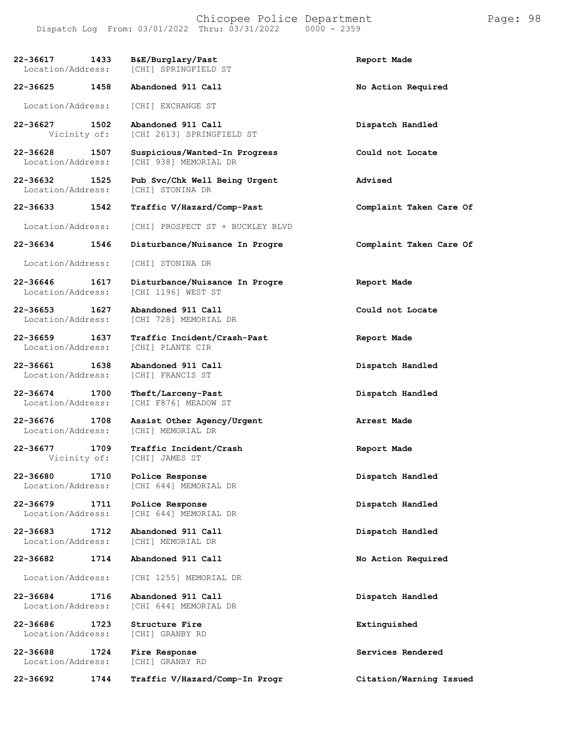| Call Number | Time | Call Reason | Action |
|---|---|---|---|
| 22-36617 | 1433 | B&E/Burglary/Past | Report Made |
| Location/Address: | | [CHI] SPRINGFIELD ST | |
| 22-36625 | 1458 | Abandoned 911 Call | No Action Required |
| Location/Address: | | [CHI] EXCHANGE ST | |
| 22-36627 | 1502 | Abandoned 911 Call | Dispatch Handled |
| Vicinity of: | | [CHI 2613] SPRINGFIELD ST | |
| 22-36628 | 1507 | Suspicious/Wanted-In Progress | Could not Locate |
| Location/Address: | | [CHI 938] MEMORIAL DR | |
| 22-36632 | 1525 | Pub Svc/Chk Well Being Urgent | Advised |
| Location/Address: | | [CHI] STONINA DR | |
| 22-36633 | 1542 | Traffic V/Hazard/Comp-Past | Complaint Taken Care Of |
| Location/Address: | | [CHI] PROSPECT ST + BUCKLEY BLVD | |
| 22-36634 | 1546 | Disturbance/Nuisance In Progre | Complaint Taken Care Of |
| Location/Address: | | [CHI] STONINA DR | |
| 22-36646 | 1617 | Disturbance/Nuisance In Progre | Report Made |
| Location/Address: | | [CHI 1196] WEST ST | |
| 22-36653 | 1627 | Abandoned 911 Call | Could not Locate |
| Location/Address: | | [CHI 728] MEMORIAL DR | |
| 22-36659 | 1637 | Traffic Incident/Crash-Past | Report Made |
| Location/Address: | | [CHI] PLANTE CIR | |
| 22-36661 | 1638 | Abandoned 911 Call | Dispatch Handled |
| Location/Address: | | [CHI] FRANCIS ST | |
| 22-36674 | 1700 | Theft/Larceny-Past | Dispatch Handled |
| Location/Address: | | [CHI F876] MEADOW ST | |
| 22-36676 | 1708 | Assist Other Agency/Urgent | Arrest Made |
| Location/Address: | | [CHI] MEMORIAL DR | |
| 22-36677 | 1709 | Traffic Incident/Crash | Report Made |
| Vicinity of: | | [CHI] JAMES ST | |
| 22-36680 | 1710 | Police Response | Dispatch Handled |
| Location/Address: | | [CHI 644] MEMORIAL DR | |
| 22-36679 | 1711 | Police Response | Dispatch Handled |
| Location/Address: | | [CHI 644] MEMORIAL DR | |
| 22-36683 | 1712 | Abandoned 911 Call | Dispatch Handled |
| Location/Address: | | [CHI] MEMORIAL DR | |
| 22-36682 | 1714 | Abandoned 911 Call | No Action Required |
| Location/Address: | | [CHI 1255] MEMORIAL DR | |
| 22-36684 | 1716 | Abandoned 911 Call | Dispatch Handled |
| Location/Address: | | [CHI 644] MEMORIAL DR | |
| 22-36686 | 1723 | Structure Fire | Extinguished |
| Location/Address: | | [CHI] GRANBY RD | |
| 22-36688 | 1724 | Fire Response | Services Rendered |
| Location/Address: | | [CHI] GRANBY RD | |
| 22-36692 | 1744 | Traffic V/Hazard/Comp-In Progr | Citation/Warning Issued |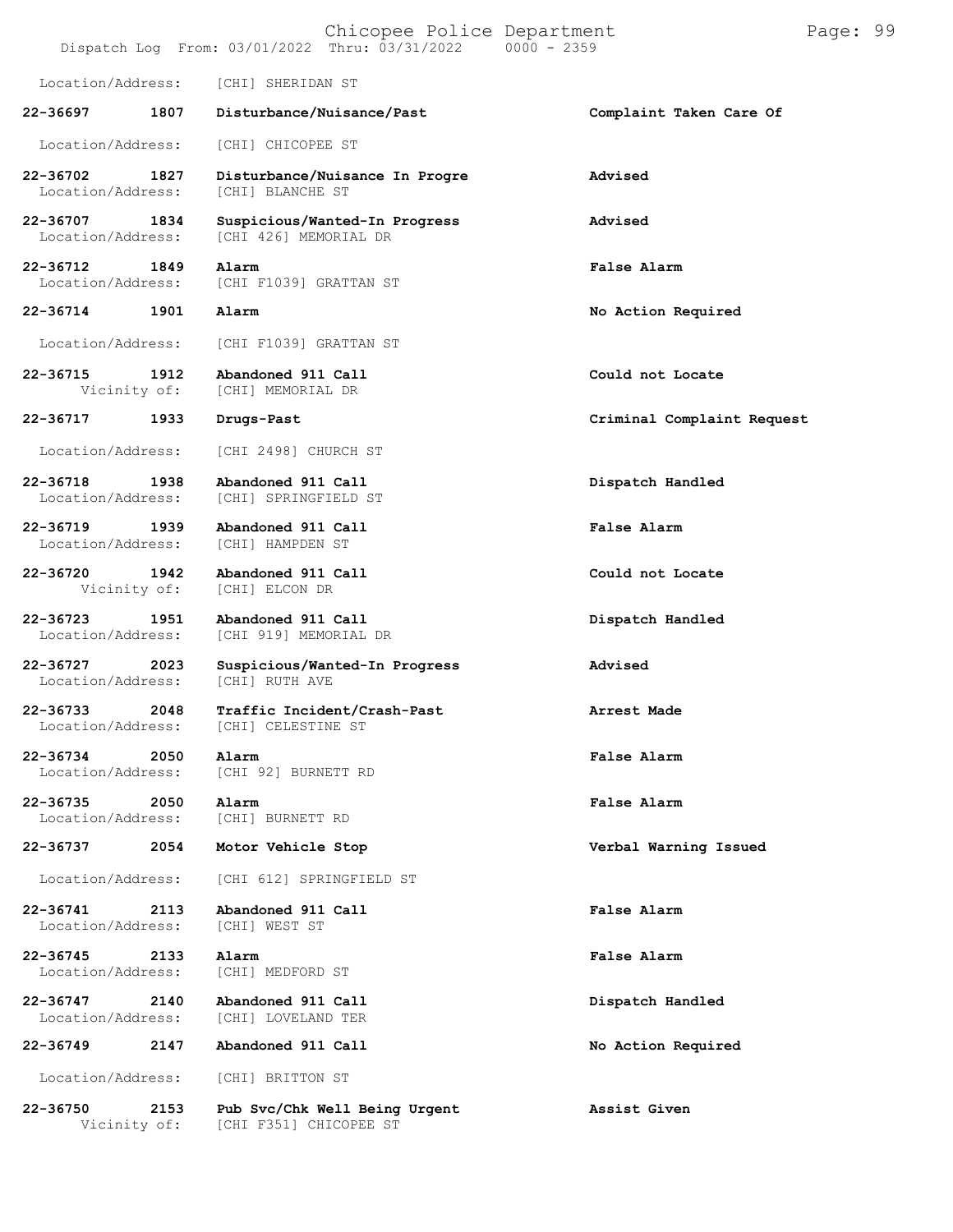Location/Address: [CHI] SHERIDAN ST

**22-36697 1807 Disturbance/Nuisance/Past** — **Complaint Taken Care Of**
Location/Address: [CHI] CHICOPEE ST

**22-36702 1827 Disturbance/Nuisance In Progre** — **Advised**
Location/Address: [CHI] BLANCHE ST

**22-36707 1834 Suspicious/Wanted-In Progress** — **Advised**
Location/Address: [CHI 426] MEMORIAL DR

**22-36712 1849 Alarm** — **False Alarm**
Location/Address: [CHI F1039] GRATTAN ST

**22-36714 1901 Alarm** — **No Action Required**
Location/Address: [CHI F1039] GRATTAN ST

**22-36715 1912 Abandoned 911 Call** — **Could not Locate**
Vicinity of: [CHI] MEMORIAL DR

**22-36717 1933 Drugs-Past** — **Criminal Complaint Request**
Location/Address: [CHI 2498] CHURCH ST

**22-36718 1938 Abandoned 911 Call** — **Dispatch Handled**
Location/Address: [CHI] SPRINGFIELD ST

**22-36719 1939 Abandoned 911 Call** — **False Alarm**
Location/Address: [CHI] HAMPDEN ST

**22-36720 1942 Abandoned 911 Call** — **Could not Locate**
Vicinity of: [CHI] ELCON DR

**22-36723 1951 Abandoned 911 Call** — **Dispatch Handled**
Location/Address: [CHI 919] MEMORIAL DR

**22-36727 2023 Suspicious/Wanted-In Progress** — **Advised**
Location/Address: [CHI] RUTH AVE

**22-36733 2048 Traffic Incident/Crash-Past** — **Arrest Made**
Location/Address: [CHI] CELESTINE ST

**22-36734 2050 Alarm** — **False Alarm**
Location/Address: [CHI 92] BURNETT RD

**22-36735 2050 Alarm** — **False Alarm**
Location/Address: [CHI] BURNETT RD

**22-36737 2054 Motor Vehicle Stop** — **Verbal Warning Issued**
Location/Address: [CHI 612] SPRINGFIELD ST

**22-36741 2113 Abandoned 911 Call** — **False Alarm**
Location/Address: [CHI] WEST ST

**22-36745 2133 Alarm** — **False Alarm**
Location/Address: [CHI] MEDFORD ST

**22-36747 2140 Abandoned 911 Call** — **Dispatch Handled**
Location/Address: [CHI] LOVELAND TER

**22-36749 2147 Abandoned 911 Call** — **No Action Required**
Location/Address: [CHI] BRITTON ST

**22-36750 2153 Pub Svc/Chk Well Being Urgent** — **Assist Given**
Vicinity of: [CHI F351] CHICOPEE ST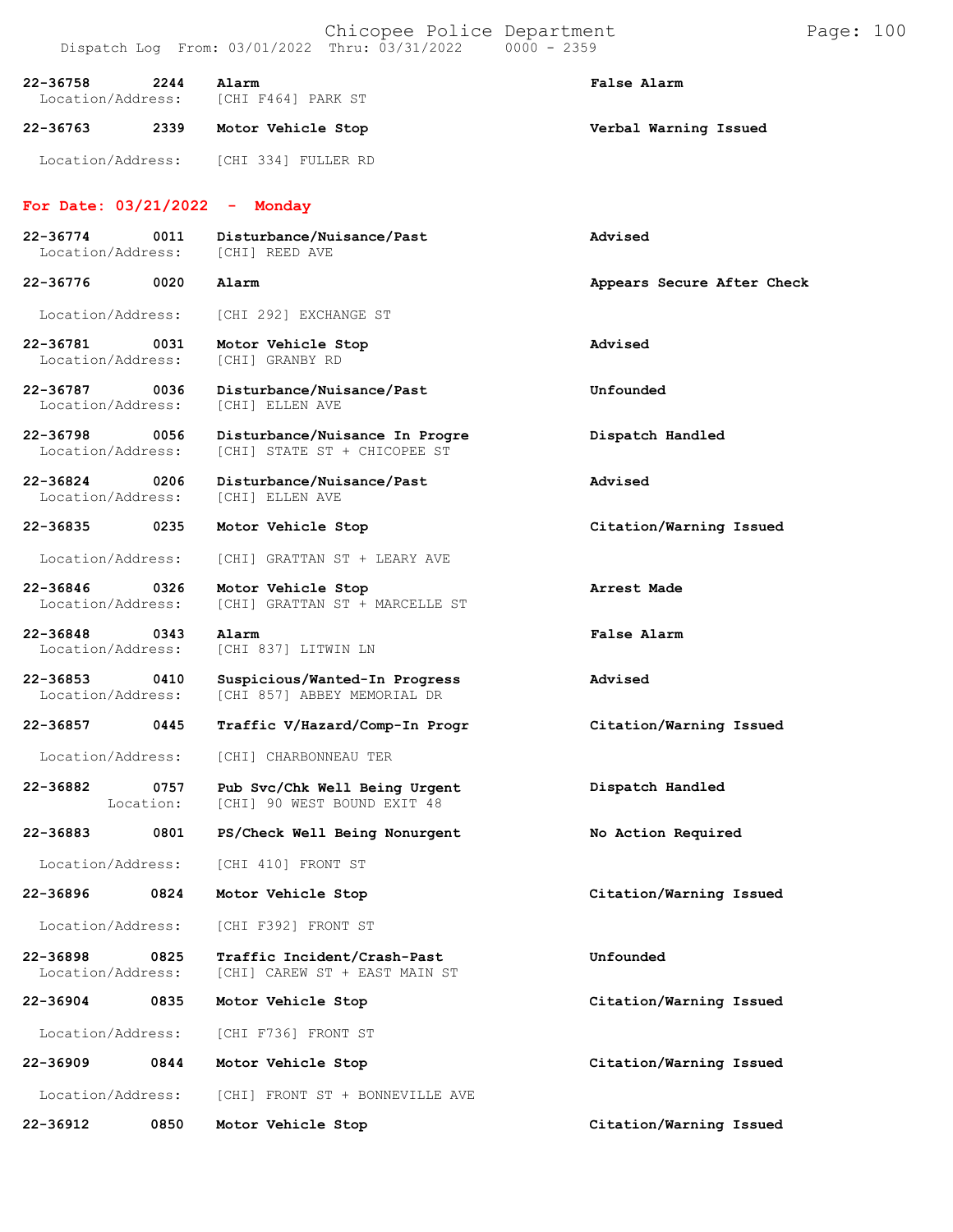| Call Number | Time | Call Reason | Action |
|---|---|---|---|
| **22-36758** | **2244** | **Alarm** | **False Alarm** |
| Location/Address: | | [CHI F464] PARK ST | |
| **22-36763** | **2339** | **Motor Vehicle Stop** | **Verbal Warning Issued** |
| Location/Address: | | [CHI 334] FULLER RD | |

## For Date: 03/21/2022 - Monday

| Call Number | Time | Call Reason | Action |
|---|---|---|---|
| **22-36774** | **0011** | **Disturbance/Nuisance/Past** | **Advised** |
| Location/Address: | | [CHI] REED AVE | |
| **22-36776** | **0020** | **Alarm** | **Appears Secure After Check** |
| Location/Address: | | [CHI 292] EXCHANGE ST | |
| **22-36781** | **0031** | **Motor Vehicle Stop** | **Advised** |
| Location/Address: | | [CHI] GRANBY RD | |
| **22-36787** | **0036** | **Disturbance/Nuisance/Past** | **Unfounded** |
| Location/Address: | | [CHI] ELLEN AVE | |
| **22-36798** | **0056** | **Disturbance/Nuisance In Progre** | **Dispatch Handled** |
| Location/Address: | | [CHI] STATE ST + CHICOPEE ST | |
| **22-36824** | **0206** | **Disturbance/Nuisance/Past** | **Advised** |
| Location/Address: | | [CHI] ELLEN AVE | |
| **22-36835** | **0235** | **Motor Vehicle Stop** | **Citation/Warning Issued** |
| Location/Address: | | [CHI] GRATTAN ST + LEARY AVE | |
| **22-36846** | **0326** | **Motor Vehicle Stop** | **Arrest Made** |
| Location/Address: | | [CHI] GRATTAN ST + MARCELLE ST | |
| **22-36848** | **0343** | **Alarm** | **False Alarm** |
| Location/Address: | | [CHI 837] LITWIN LN | |
| **22-36853** | **0410** | **Suspicious/Wanted-In Progress** | **Advised** |
| Location/Address: | | [CHI 857] ABBEY MEMORIAL DR | |
| **22-36857** | **0445** | **Traffic V/Hazard/Comp-In Progr** | **Citation/Warning Issued** |
| Location/Address: | | [CHI] CHARBONNEAU TER | |
| **22-36882** | **0757** | **Pub Svc/Chk Well Being Urgent** | **Dispatch Handled** |
| Location: | | [CHI] 90 WEST BOUND EXIT 48 | |
| **22-36883** | **0801** | **PS/Check Well Being Nonurgent** | **No Action Required** |
| Location/Address: | | [CHI 410] FRONT ST | |
| **22-36896** | **0824** | **Motor Vehicle Stop** | **Citation/Warning Issued** |
| Location/Address: | | [CHI F392] FRONT ST | |
| **22-36898** | **0825** | **Traffic Incident/Crash-Past** | **Unfounded** |
| Location/Address: | | [CHI] CAREW ST + EAST MAIN ST | |
| **22-36904** | **0835** | **Motor Vehicle Stop** | **Citation/Warning Issued** |
| Location/Address: | | [CHI F736] FRONT ST | |
| **22-36909** | **0844** | **Motor Vehicle Stop** | **Citation/Warning Issued** |
| Location/Address: | | [CHI] FRONT ST + BONNEVILLE AVE | |
| **22-36912** | **0850** | **Motor Vehicle Stop** | **Citation/Warning Issued** |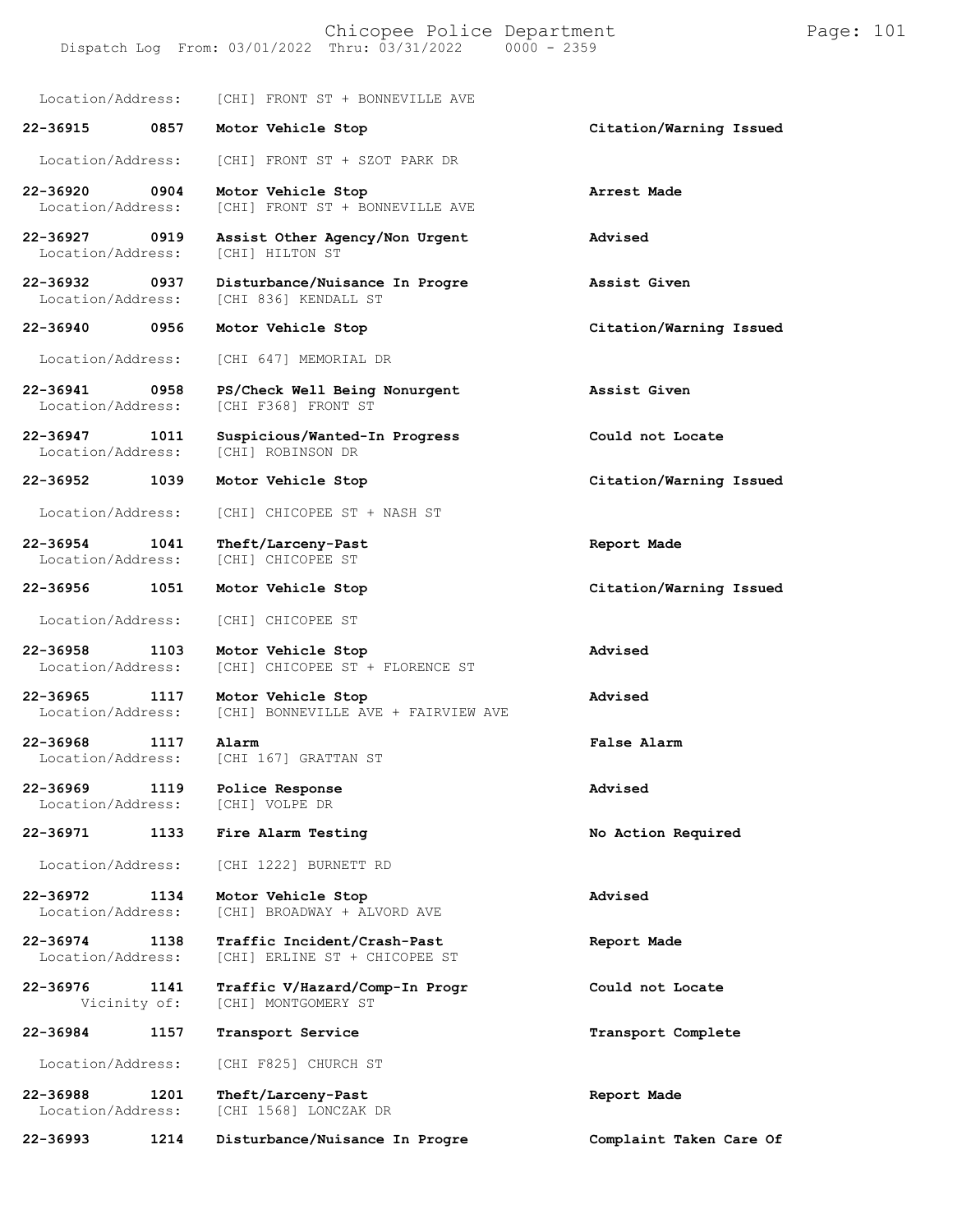Location/Address: [CHI] FRONT ST + BONNEVILLE AVE

**22-36915 0857 Motor Vehicle Stop** — **Citation/Warning Issued**
Location/Address: [CHI] FRONT ST + SZOT PARK DR

**22-36920 0904 Motor Vehicle Stop** — **Arrest Made**
Location/Address: [CHI] FRONT ST + BONNEVILLE AVE

**22-36927 0919 Assist Other Agency/Non Urgent** — **Advised**
Location/Address: [CHI] HILTON ST

**22-36932 0937 Disturbance/Nuisance In Progre** — **Assist Given**
Location/Address: [CHI 836] KENDALL ST

**22-36940 0956 Motor Vehicle Stop** — **Citation/Warning Issued**
Location/Address: [CHI 647] MEMORIAL DR

**22-36941 0958 PS/Check Well Being Nonurgent** — **Assist Given**
Location/Address: [CHI F368] FRONT ST

**22-36947 1011 Suspicious/Wanted-In Progress** — **Could not Locate**
Location/Address: [CHI] ROBINSON DR

**22-36952 1039 Motor Vehicle Stop** — **Citation/Warning Issued**
Location/Address: [CHI] CHICOPEE ST + NASH ST

**22-36954 1041 Theft/Larceny-Past** — **Report Made**
Location/Address: [CHI] CHICOPEE ST

**22-36956 1051 Motor Vehicle Stop** — **Citation/Warning Issued**
Location/Address: [CHI] CHICOPEE ST

**22-36958 1103 Motor Vehicle Stop** — **Advised**
Location/Address: [CHI] CHICOPEE ST + FLORENCE ST

**22-36965 1117 Motor Vehicle Stop** — **Advised**
Location/Address: [CHI] BONNEVILLE AVE + FAIRVIEW AVE

**22-36968 1117 Alarm** — **False Alarm**
Location/Address: [CHI 167] GRATTAN ST

**22-36969 1119 Police Response** — **Advised**
Location/Address: [CHI] VOLPE DR

**22-36971 1133 Fire Alarm Testing** — **No Action Required**
Location/Address: [CHI 1222] BURNETT RD

**22-36972 1134 Motor Vehicle Stop** — **Advised**
Location/Address: [CHI] BROADWAY + ALVORD AVE

**22-36974 1138 Traffic Incident/Crash-Past** — **Report Made**
Location/Address: [CHI] ERLINE ST + CHICOPEE ST

**22-36976 1141 Traffic V/Hazard/Comp-In Progr** — **Could not Locate**
Vicinity of: [CHI] MONTGOMERY ST

**22-36984 1157 Transport Service** — **Transport Complete**
Location/Address: [CHI F825] CHURCH ST

**22-36988 1201 Theft/Larceny-Past** — **Report Made**
Location/Address: [CHI 1568] LONCZAK DR

**22-36993 1214 Disturbance/Nuisance In Progre** — **Complaint Taken Care Of**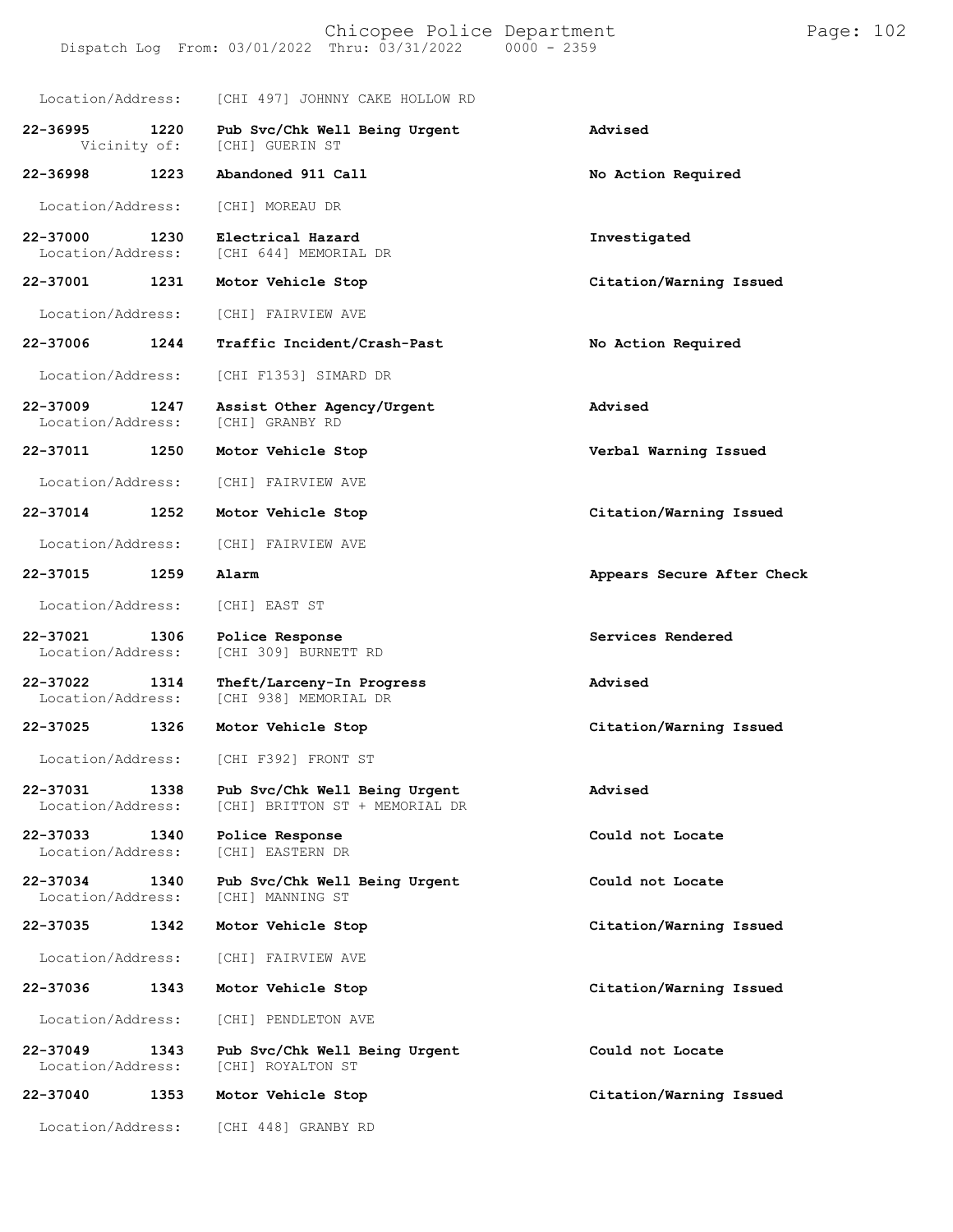Location/Address: [CHI 497] JOHNNY CAKE HOLLOW RD

| Call # | Time | Call Reason | Action |
|---|---|---|---|
| **22-36995** | **1220** | **Pub Svc/Chk Well Being Urgent** | **Advised** |
| Vicinity of: | | [CHI] GUERIN ST | |
| **22-36998** | **1223** | **Abandoned 911 Call** | **No Action Required** |
| Location/Address: | | [CHI] MOREAU DR | |
| **22-37000** | **1230** | **Electrical Hazard** | **Investigated** |
| Location/Address: | | [CHI 644] MEMORIAL DR | |
| **22-37001** | **1231** | **Motor Vehicle Stop** | **Citation/Warning Issued** |
| Location/Address: | | [CHI] FAIRVIEW AVE | |
| **22-37006** | **1244** | **Traffic Incident/Crash-Past** | **No Action Required** |
| Location/Address: | | [CHI F1353] SIMARD DR | |
| **22-37009** | **1247** | **Assist Other Agency/Urgent** | **Advised** |
| Location/Address: | | [CHI] GRANBY RD | |
| **22-37011** | **1250** | **Motor Vehicle Stop** | **Verbal Warning Issued** |
| Location/Address: | | [CHI] FAIRVIEW AVE | |
| **22-37014** | **1252** | **Motor Vehicle Stop** | **Citation/Warning Issued** |
| Location/Address: | | [CHI] FAIRVIEW AVE | |
| **22-37015** | **1259** | **Alarm** | **Appears Secure After Check** |
| Location/Address: | | [CHI] EAST ST | |
| **22-37021** | **1306** | **Police Response** | **Services Rendered** |
| Location/Address: | | [CHI 309] BURNETT RD | |
| **22-37022** | **1314** | **Theft/Larceny-In Progress** | **Advised** |
| Location/Address: | | [CHI 938] MEMORIAL DR | |
| **22-37025** | **1326** | **Motor Vehicle Stop** | **Citation/Warning Issued** |
| Location/Address: | | [CHI F392] FRONT ST | |
| **22-37031** | **1338** | **Pub Svc/Chk Well Being Urgent** | **Advised** |
| Location/Address: | | [CHI] BRITTON ST + MEMORIAL DR | |
| **22-37033** | **1340** | **Police Response** | **Could not Locate** |
| Location/Address: | | [CHI] EASTERN DR | |
| **22-37034** | **1340** | **Pub Svc/Chk Well Being Urgent** | **Could not Locate** |
| Location/Address: | | [CHI] MANNING ST | |
| **22-37035** | **1342** | **Motor Vehicle Stop** | **Citation/Warning Issued** |
| Location/Address: | | [CHI] FAIRVIEW AVE | |
| **22-37036** | **1343** | **Motor Vehicle Stop** | **Citation/Warning Issued** |
| Location/Address: | | [CHI] PENDLETON AVE | |
| **22-37049** | **1343** | **Pub Svc/Chk Well Being Urgent** | **Could not Locate** |
| Location/Address: | | [CHI] ROYALTON ST | |
| **22-37040** | **1353** | **Motor Vehicle Stop** | **Citation/Warning Issued** |
| Location/Address: | | [CHI 448] GRANBY RD | |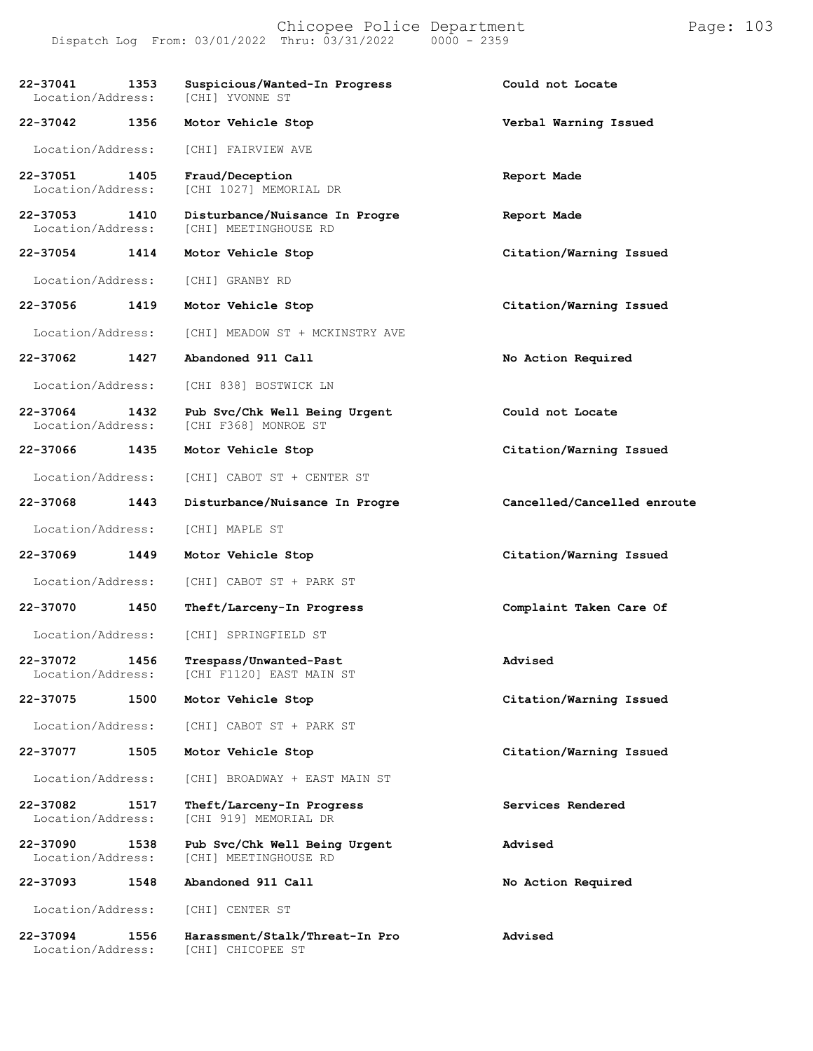Chicopee Police Department
Dispatch Log From: 03/01/2022 Thru: 03/31/2022 0000 - 2359

| Call # | Time | Call Type | Disposition |
|---|---|---|---|
| **22-37041** | **1353** | **Suspicious/Wanted-In Progress** | **Could not Locate** |
| Location/Address: | | [CHI] YVONNE ST | |
| **22-37042** | **1356** | **Motor Vehicle Stop** | **Verbal Warning Issued** |
| Location/Address: | | [CHI] FAIRVIEW AVE | |
| **22-37051** | **1405** | **Fraud/Deception** | **Report Made** |
| Location/Address: | | [CHI 1027] MEMORIAL DR | |
| **22-37053** | **1410** | **Disturbance/Nuisance In Progre** | **Report Made** |
| Location/Address: | | [CHI] MEETINGHOUSE RD | |
| **22-37054** | **1414** | **Motor Vehicle Stop** | **Citation/Warning Issued** |
| Location/Address: | | [CHI] GRANBY RD | |
| **22-37056** | **1419** | **Motor Vehicle Stop** | **Citation/Warning Issued** |
| Location/Address: | | [CHI] MEADOW ST + MCKINSTRY AVE | |
| **22-37062** | **1427** | **Abandoned 911 Call** | **No Action Required** |
| Location/Address: | | [CHI 838] BOSTWICK LN | |
| **22-37064** | **1432** | **Pub Svc/Chk Well Being Urgent** | **Could not Locate** |
| Location/Address: | | [CHI F368] MONROE ST | |
| **22-37066** | **1435** | **Motor Vehicle Stop** | **Citation/Warning Issued** |
| Location/Address: | | [CHI] CABOT ST + CENTER ST | |
| **22-37068** | **1443** | **Disturbance/Nuisance In Progre** | **Cancelled/Cancelled enroute** |
| Location/Address: | | [CHI] MAPLE ST | |
| **22-37069** | **1449** | **Motor Vehicle Stop** | **Citation/Warning Issued** |
| Location/Address: | | [CHI] CABOT ST + PARK ST | |
| **22-37070** | **1450** | **Theft/Larceny-In Progress** | **Complaint Taken Care Of** |
| Location/Address: | | [CHI] SPRINGFIELD ST | |
| **22-37072** | **1456** | **Trespass/Unwanted-Past** | **Advised** |
| Location/Address: | | [CHI F1120] EAST MAIN ST | |
| **22-37075** | **1500** | **Motor Vehicle Stop** | **Citation/Warning Issued** |
| Location/Address: | | [CHI] CABOT ST + PARK ST | |
| **22-37077** | **1505** | **Motor Vehicle Stop** | **Citation/Warning Issued** |
| Location/Address: | | [CHI] BROADWAY + EAST MAIN ST | |
| **22-37082** | **1517** | **Theft/Larceny-In Progress** | **Services Rendered** |
| Location/Address: | | [CHI 919] MEMORIAL DR | |
| **22-37090** | **1538** | **Pub Svc/Chk Well Being Urgent** | **Advised** |
| Location/Address: | | [CHI] MEETINGHOUSE RD | |
| **22-37093** | **1548** | **Abandoned 911 Call** | **No Action Required** |
| Location/Address: | | [CHI] CENTER ST | |
| **22-37094** | **1556** | **Harassment/Stalk/Threat-In Pro** | **Advised** |
| Location/Address: | | [CHI] CHICOPEE ST | |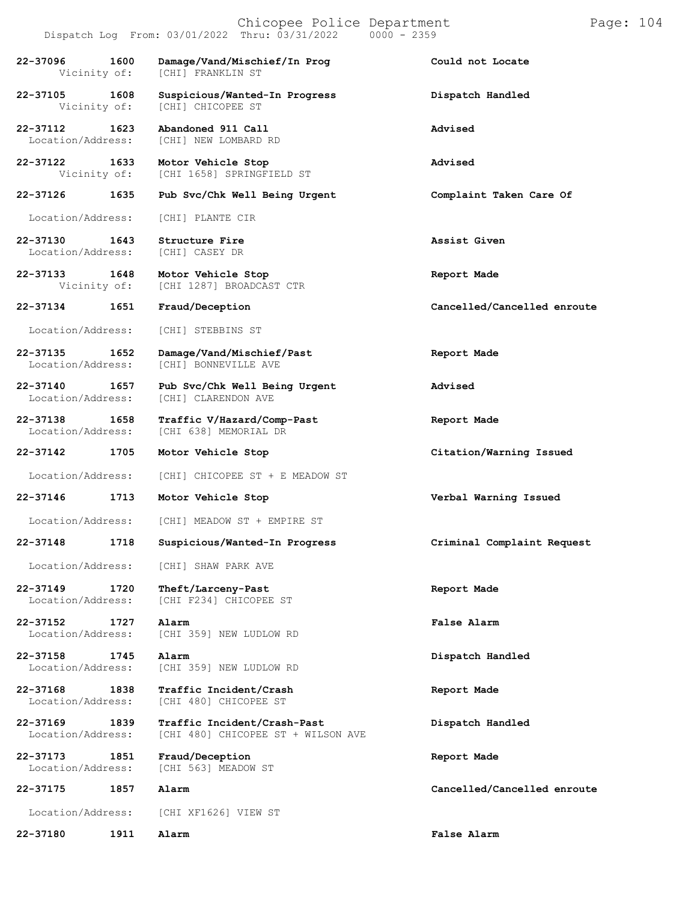Dispatch Log From: 03/01/2022 Thru: 03/31/2022 0000 - 2359

| Call # | Time | Call Type / Location | Disposition |
|---|---|---|---|
| 22-37096 | 1600 | Damage/Vand/Mischief/In Prog | Could not Locate |
| Vicinity of: | | [CHI] FRANKLIN ST | |
| 22-37105 | 1608 | Suspicious/Wanted-In Progress | Dispatch Handled |
| Vicinity of: | | [CHI] CHICOPEE ST | |
| 22-37112 | 1623 | Abandoned 911 Call | Advised |
| Location/Address: | | [CHI] NEW LOMBARD RD | |
| 22-37122 | 1633 | Motor Vehicle Stop | Advised |
| Vicinity of: | | [CHI 1658] SPRINGFIELD ST | |
| 22-37126 | 1635 | Pub Svc/Chk Well Being Urgent | Complaint Taken Care Of |
| Location/Address: | | [CHI] PLANTE CIR | |
| 22-37130 | 1643 | Structure Fire | Assist Given |
| Location/Address: | | [CHI] CASEY DR | |
| 22-37133 | 1648 | Motor Vehicle Stop | Report Made |
| Vicinity of: | | [CHI 1287] BROADCAST CTR | |
| 22-37134 | 1651 | Fraud/Deception | Cancelled/Cancelled enroute |
| Location/Address: | | [CHI] STEBBINS ST | |
| 22-37135 | 1652 | Damage/Vand/Mischief/Past | Report Made |
| Location/Address: | | [CHI] BONNEVILLE AVE | |
| 22-37140 | 1657 | Pub Svc/Chk Well Being Urgent | Advised |
| Location/Address: | | [CHI] CLARENDON AVE | |
| 22-37138 | 1658 | Traffic V/Hazard/Comp-Past | Report Made |
| Location/Address: | | [CHI 638] MEMORIAL DR | |
| 22-37142 | 1705 | Motor Vehicle Stop | Citation/Warning Issued |
| Location/Address: | | [CHI] CHICOPEE ST + E MEADOW ST | |
| 22-37146 | 1713 | Motor Vehicle Stop | Verbal Warning Issued |
| Location/Address: | | [CHI] MEADOW ST + EMPIRE ST | |
| 22-37148 | 1718 | Suspicious/Wanted-In Progress | Criminal Complaint Request |
| Location/Address: | | [CHI] SHAW PARK AVE | |
| 22-37149 | 1720 | Theft/Larceny-Past | Report Made |
| Location/Address: | | [CHI F234] CHICOPEE ST | |
| 22-37152 | 1727 | Alarm | False Alarm |
| Location/Address: | | [CHI 359] NEW LUDLOW RD | |
| 22-37158 | 1745 | Alarm | Dispatch Handled |
| Location/Address: | | [CHI 359] NEW LUDLOW RD | |
| 22-37168 | 1838 | Traffic Incident/Crash | Report Made |
| Location/Address: | | [CHI 480] CHICOPEE ST | |
| 22-37169 | 1839 | Traffic Incident/Crash-Past | Dispatch Handled |
| Location/Address: | | [CHI 480] CHICOPEE ST + WILSON AVE | |
| 22-37173 | 1851 | Fraud/Deception | Report Made |
| Location/Address: | | [CHI 563] MEADOW ST | |
| 22-37175 | 1857 | Alarm | Cancelled/Cancelled enroute |
| Location/Address: | | [CHI XF1626] VIEW ST | |
| 22-37180 | 1911 | Alarm | False Alarm |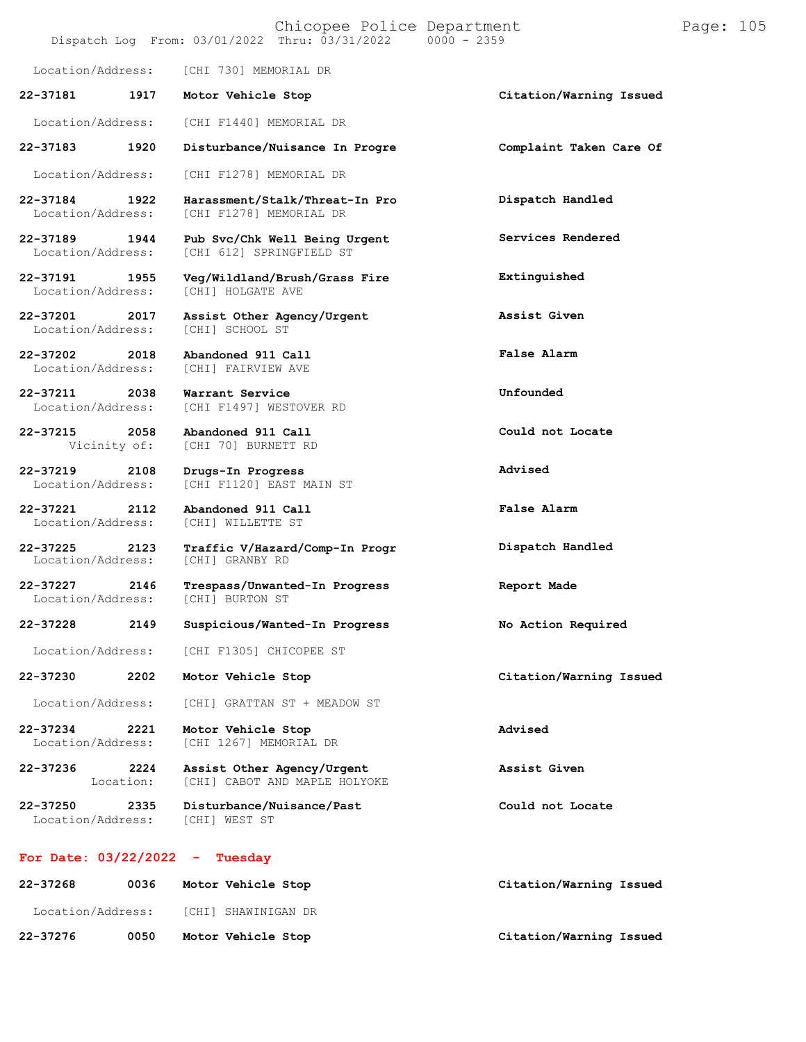Location/Address: [CHI 730] MEMORIAL DR

| Call # | Time | Call Type | Disposition |
|---|---|---|---|
| 22-37181 | 1917 | Motor Vehicle Stop | Citation/Warning Issued |
| Location/Address: | | [CHI F1440] MEMORIAL DR | |
| 22-37183 | 1920 | Disturbance/Nuisance In Progre | Complaint Taken Care Of |
| Location/Address: | | [CHI F1278] MEMORIAL DR | |
| 22-37184 | 1922 | Harassment/Stalk/Threat-In Pro | Dispatch Handled |
| Location/Address: | | [CHI F1278] MEMORIAL DR | |
| 22-37189 | 1944 | Pub Svc/Chk Well Being Urgent | Services Rendered |
| Location/Address: | | [CHI 612] SPRINGFIELD ST | |
| 22-37191 | 1955 | Veg/Wildland/Brush/Grass Fire | Extinguished |
| Location/Address: | | [CHI] HOLGATE AVE | |
| 22-37201 | 2017 | Assist Other Agency/Urgent | Assist Given |
| Location/Address: | | [CHI] SCHOOL ST | |
| 22-37202 | 2018 | Abandoned 911 Call | False Alarm |
| Location/Address: | | [CHI] FAIRVIEW AVE | |
| 22-37211 | 2038 | Warrant Service | Unfounded |
| Location/Address: | | [CHI F1497] WESTOVER RD | |
| 22-37215 | 2058 | Abandoned 911 Call | Could not Locate |
| Vicinity of: | | [CHI 70] BURNETT RD | |
| 22-37219 | 2108 | Drugs-In Progress | Advised |
| Location/Address: | | [CHI F1120] EAST MAIN ST | |
| 22-37221 | 2112 | Abandoned 911 Call | False Alarm |
| Location/Address: | | [CHI] WILLETTE ST | |
| 22-37225 | 2123 | Traffic V/Hazard/Comp-In Progr | Dispatch Handled |
| Location/Address: | | [CHI] GRANBY RD | |
| 22-37227 | 2146 | Trespass/Unwanted-In Progress | Report Made |
| Location/Address: | | [CHI] BURTON ST | |
| 22-37228 | 2149 | Suspicious/Wanted-In Progress | No Action Required |
| Location/Address: | | [CHI F1305] CHICOPEE ST | |
| 22-37230 | 2202 | Motor Vehicle Stop | Citation/Warning Issued |
| Location/Address: | | [CHI] GRATTAN ST + MEADOW ST | |
| 22-37234 | 2221 | Motor Vehicle Stop | Advised |
| Location/Address: | | [CHI 1267] MEMORIAL DR | |
| 22-37236 | 2224 | Assist Other Agency/Urgent | Assist Given |
| Location: | | [CHI] CABOT AND MAPLE HOLYOKE | |
| 22-37250 | 2335 | Disturbance/Nuisance/Past | Could not Locate |
| Location/Address: | | [CHI] WEST ST | |

## For Date: 03/22/2022 - Tuesday

| Call # | Time | Call Type | Disposition |
|---|---|---|---|
| 22-37268 | 0036 | Motor Vehicle Stop | Citation/Warning Issued |
| Location/Address: | | [CHI] SHAWINIGAN DR | |
| 22-37276 | 0050 | Motor Vehicle Stop | Citation/Warning Issued |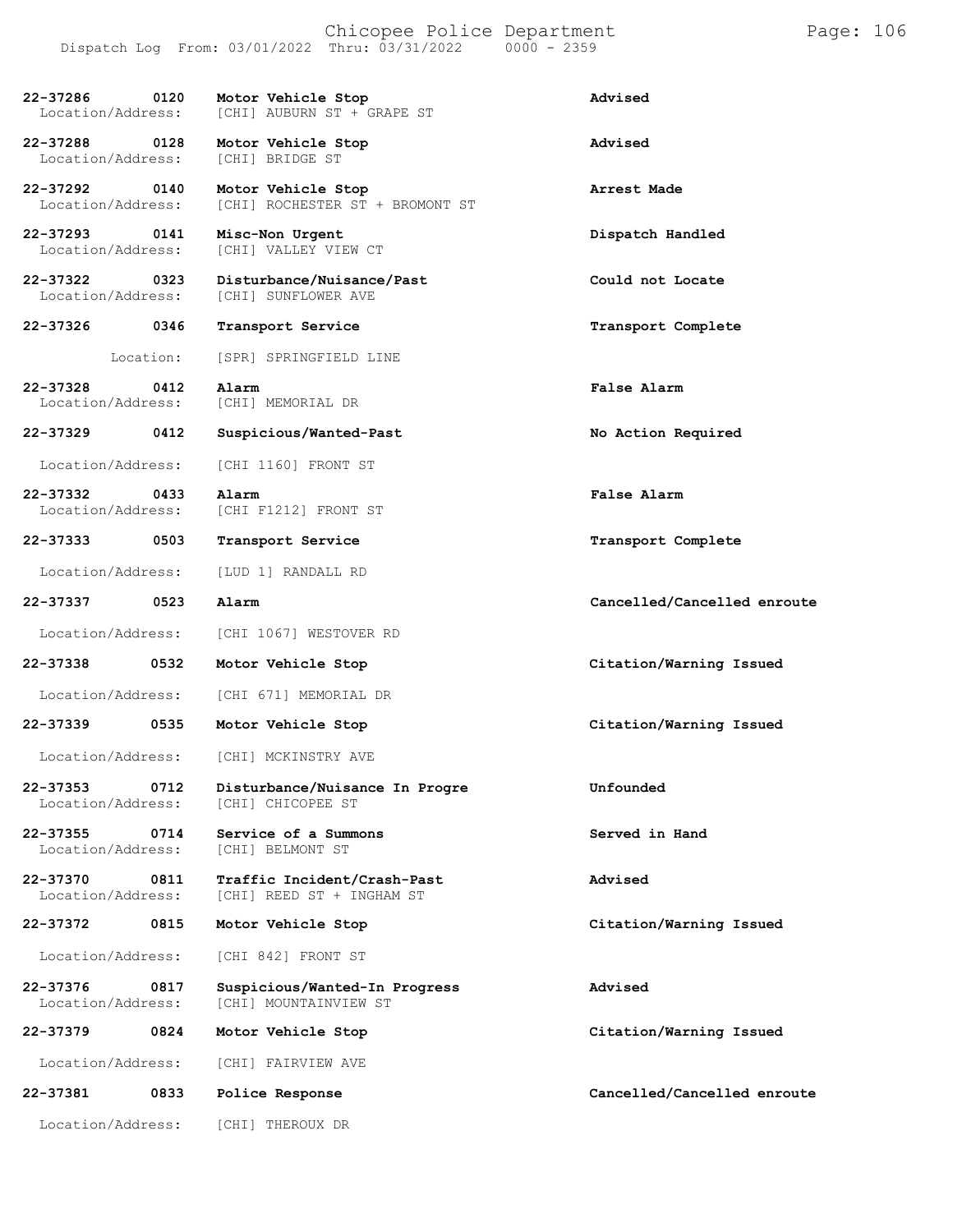| Call Number | Time | Call Reason | Action |
|---|---|---|---|
| 22-37286 | 0120 | **Motor Vehicle Stop** | **Advised** |
| Location/Address: | | [CHI] AUBURN ST + GRAPE ST | |
| 22-37288 | 0128 | **Motor Vehicle Stop** | **Advised** |
| Location/Address: | | [CHI] BRIDGE ST | |
| 22-37292 | 0140 | **Motor Vehicle Stop** | **Arrest Made** |
| Location/Address: | | [CHI] ROCHESTER ST + BROMONT ST | |
| 22-37293 | 0141 | **Misc-Non Urgent** | **Dispatch Handled** |
| Location/Address: | | [CHI] VALLEY VIEW CT | |
| 22-37322 | 0323 | **Disturbance/Nuisance/Past** | **Could not Locate** |
| Location/Address: | | [CHI] SUNFLOWER AVE | |
| 22-37326 | 0346 | **Transport Service** | **Transport Complete** |
| Location: | | [SPR] SPRINGFIELD LINE | |
| 22-37328 | 0412 | **Alarm** | **False Alarm** |
| Location/Address: | | [CHI] MEMORIAL DR | |
| 22-37329 | 0412 | **Suspicious/Wanted-Past** | **No Action Required** |
| Location/Address: | | [CHI 1160] FRONT ST | |
| 22-37332 | 0433 | **Alarm** | **False Alarm** |
| Location/Address: | | [CHI F1212] FRONT ST | |
| 22-37333 | 0503 | **Transport Service** | **Transport Complete** |
| Location/Address: | | [LUD 1] RANDALL RD | |
| 22-37337 | 0523 | **Alarm** | **Cancelled/Cancelled enroute** |
| Location/Address: | | [CHI 1067] WESTOVER RD | |
| 22-37338 | 0532 | **Motor Vehicle Stop** | **Citation/Warning Issued** |
| Location/Address: | | [CHI 671] MEMORIAL DR | |
| 22-37339 | 0535 | **Motor Vehicle Stop** | **Citation/Warning Issued** |
| Location/Address: | | [CHI] MCKINSTRY AVE | |
| 22-37353 | 0712 | **Disturbance/Nuisance In Progre** | **Unfounded** |
| Location/Address: | | [CHI] CHICOPEE ST | |
| 22-37355 | 0714 | **Service of a Summons** | **Served in Hand** |
| Location/Address: | | [CHI] BELMONT ST | |
| 22-37370 | 0811 | **Traffic Incident/Crash-Past** | **Advised** |
| Location/Address: | | [CHI] REED ST + INGHAM ST | |
| 22-37372 | 0815 | **Motor Vehicle Stop** | **Citation/Warning Issued** |
| Location/Address: | | [CHI 842] FRONT ST | |
| 22-37376 | 0817 | **Suspicious/Wanted-In Progress** | **Advised** |
| Location/Address: | | [CHI] MOUNTAINVIEW ST | |
| 22-37379 | 0824 | **Motor Vehicle Stop** | **Citation/Warning Issued** |
| Location/Address: | | [CHI] FAIRVIEW AVE | |
| 22-37381 | 0833 | **Police Response** | **Cancelled/Cancelled enroute** |
| Location/Address: | | [CHI] THEROUX DR | |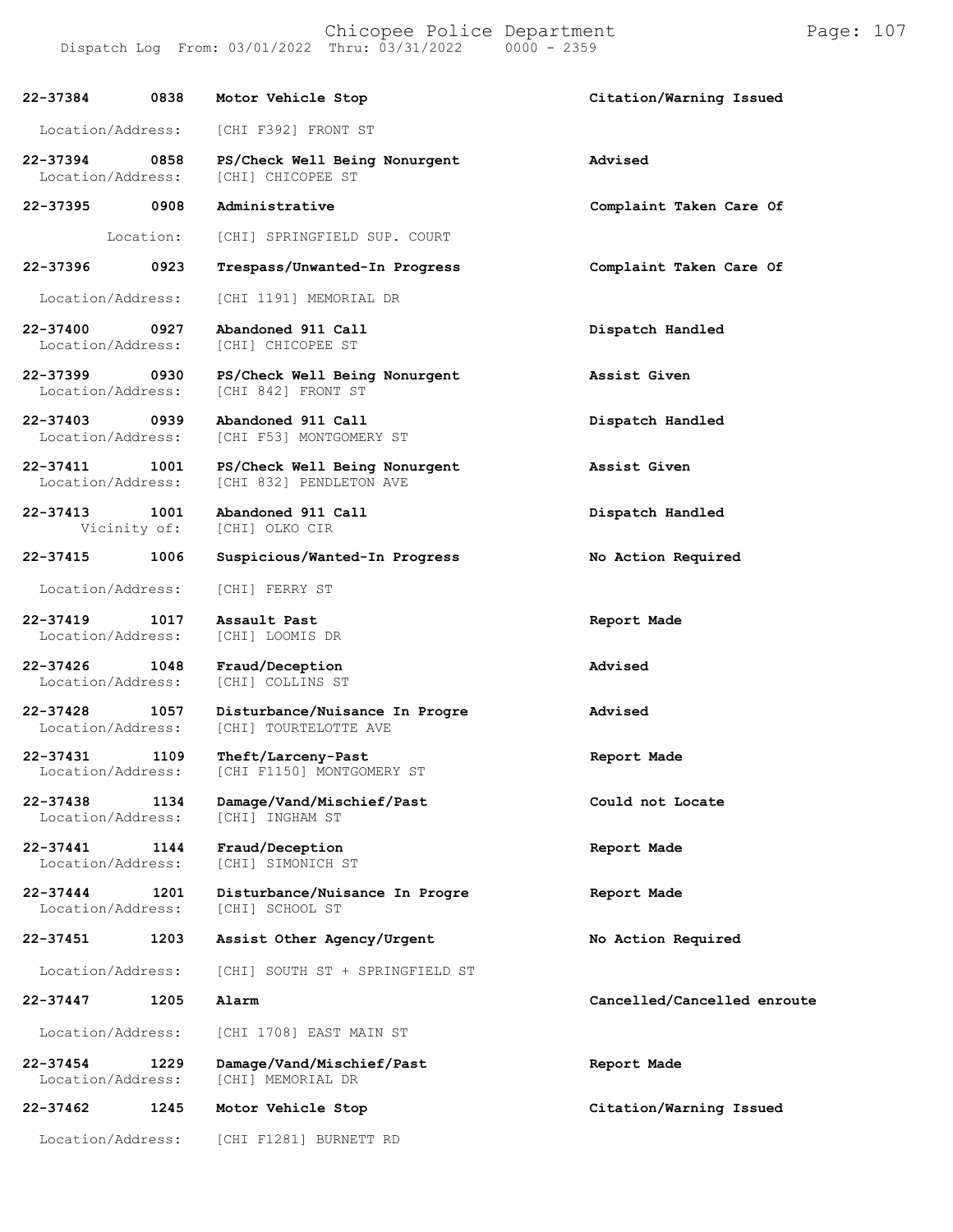| Call Number | Time | Call Reason | Action |
|---|---|---|---|
| 22-37384 | 0838 | Motor Vehicle Stop | Citation/Warning Issued |
| Location/Address: | | [CHI F392] FRONT ST | |
| 22-37394 | 0858 | PS/Check Well Being Nonurgent | Advised |
| Location/Address: | | [CHI] CHICOPEE ST | |
| 22-37395 | 0908 | Administrative | Complaint Taken Care Of |
| Location: | | [CHI] SPRINGFIELD SUP. COURT | |
| 22-37396 | 0923 | Trespass/Unwanted-In Progress | Complaint Taken Care Of |
| Location/Address: | | [CHI 1191] MEMORIAL DR | |
| 22-37400 | 0927 | Abandoned 911 Call | Dispatch Handled |
| Location/Address: | | [CHI] CHICOPEE ST | |
| 22-37399 | 0930 | PS/Check Well Being Nonurgent | Assist Given |
| Location/Address: | | [CHI 842] FRONT ST | |
| 22-37403 | 0939 | Abandoned 911 Call | Dispatch Handled |
| Location/Address: | | [CHI F53] MONTGOMERY ST | |
| 22-37411 | 1001 | PS/Check Well Being Nonurgent | Assist Given |
| Location/Address: | | [CHI 832] PENDLETON AVE | |
| 22-37413 | 1001 | Abandoned 911 Call | Dispatch Handled |
| Vicinity of: | | [CHI] OLKO CIR | |
| 22-37415 | 1006 | Suspicious/Wanted-In Progress | No Action Required |
| Location/Address: | | [CHI] FERRY ST | |
| 22-37419 | 1017 | Assault Past | Report Made |
| Location/Address: | | [CHI] LOOMIS DR | |
| 22-37426 | 1048 | Fraud/Deception | Advised |
| Location/Address: | | [CHI] COLLINS ST | |
| 22-37428 | 1057 | Disturbance/Nuisance In Progre | Advised |
| Location/Address: | | [CHI] TOURTELOTTE AVE | |
| 22-37431 | 1109 | Theft/Larceny-Past | Report Made |
| Location/Address: | | [CHI F1150] MONTGOMERY ST | |
| 22-37438 | 1134 | Damage/Vand/Mischief/Past | Could not Locate |
| Location/Address: | | [CHI] INGHAM ST | |
| 22-37441 | 1144 | Fraud/Deception | Report Made |
| Location/Address: | | [CHI] SIMONICH ST | |
| 22-37444 | 1201 | Disturbance/Nuisance In Progre | Report Made |
| Location/Address: | | [CHI] SCHOOL ST | |
| 22-37451 | 1203 | Assist Other Agency/Urgent | No Action Required |
| Location/Address: | | [CHI] SOUTH ST + SPRINGFIELD ST | |
| 22-37447 | 1205 | Alarm | Cancelled/Cancelled enroute |
| Location/Address: | | [CHI 1708] EAST MAIN ST | |
| 22-37454 | 1229 | Damage/Vand/Mischief/Past | Report Made |
| Location/Address: | | [CHI] MEMORIAL DR | |
| 22-37462 | 1245 | Motor Vehicle Stop | Citation/Warning Issued |
| Location/Address: | | [CHI F1281] BURNETT RD | |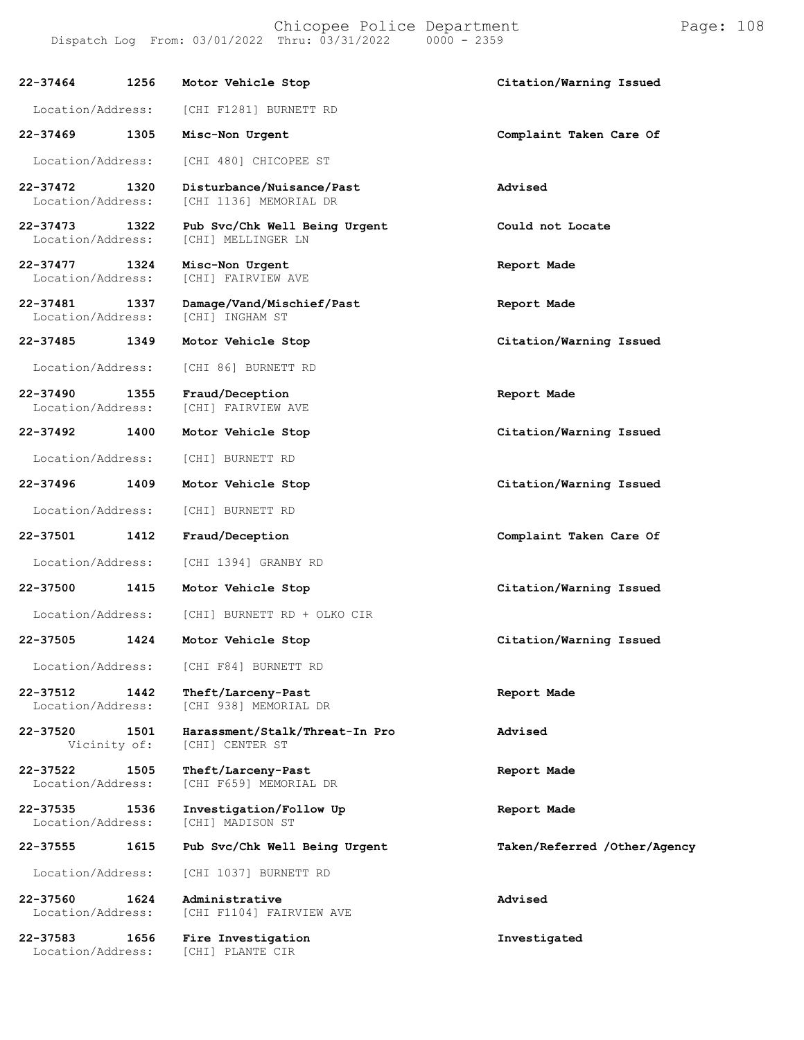| Call Number | Time | Call Reason | Action |
|---|---|---|---|
| 22-37464 | 1256 | Motor Vehicle Stop | Citation/Warning Issued |
| Location/Address: | | [CHI F1281] BURNETT RD | |
| 22-37469 | 1305 | Misc-Non Urgent | Complaint Taken Care Of |
| Location/Address: | | [CHI 480] CHICOPEE ST | |
| 22-37472 | 1320 | Disturbance/Nuisance/Past | Advised |
| Location/Address: | | [CHI 1136] MEMORIAL DR | |
| 22-37473 | 1322 | Pub Svc/Chk Well Being Urgent | Could not Locate |
| Location/Address: | | [CHI] MELLINGER LN | |
| 22-37477 | 1324 | Misc-Non Urgent | Report Made |
| Location/Address: | | [CHI] FAIRVIEW AVE | |
| 22-37481 | 1337 | Damage/Vand/Mischief/Past | Report Made |
| Location/Address: | | [CHI] INGHAM ST | |
| 22-37485 | 1349 | Motor Vehicle Stop | Citation/Warning Issued |
| Location/Address: | | [CHI 86] BURNETT RD | |
| 22-37490 | 1355 | Fraud/Deception | Report Made |
| Location/Address: | | [CHI] FAIRVIEW AVE | |
| 22-37492 | 1400 | Motor Vehicle Stop | Citation/Warning Issued |
| Location/Address: | | [CHI] BURNETT RD | |
| 22-37496 | 1409 | Motor Vehicle Stop | Citation/Warning Issued |
| Location/Address: | | [CHI] BURNETT RD | |
| 22-37501 | 1412 | Fraud/Deception | Complaint Taken Care Of |
| Location/Address: | | [CHI 1394] GRANBY RD | |
| 22-37500 | 1415 | Motor Vehicle Stop | Citation/Warning Issued |
| Location/Address: | | [CHI] BURNETT RD + OLKO CIR | |
| 22-37505 | 1424 | Motor Vehicle Stop | Citation/Warning Issued |
| Location/Address: | | [CHI F84] BURNETT RD | |
| 22-37512 | 1442 | Theft/Larceny-Past | Report Made |
| Location/Address: | | [CHI 938] MEMORIAL DR | |
| 22-37520 | 1501 | Harassment/Stalk/Threat-In Pro | Advised |
| Vicinity of: | | [CHI] CENTER ST | |
| 22-37522 | 1505 | Theft/Larceny-Past | Report Made |
| Location/Address: | | [CHI F659] MEMORIAL DR | |
| 22-37535 | 1536 | Investigation/Follow Up | Report Made |
| Location/Address: | | [CHI] MADISON ST | |
| 22-37555 | 1615 | Pub Svc/Chk Well Being Urgent | Taken/Referred /Other/Agency |
| Location/Address: | | [CHI 1037] BURNETT RD | |
| 22-37560 | 1624 | Administrative | Advised |
| Location/Address: | | [CHI F1104] FAIRVIEW AVE | |
| 22-37583 | 1656 | Fire Investigation | Investigated |
| Location/Address: | | [CHI] PLANTE CIR | |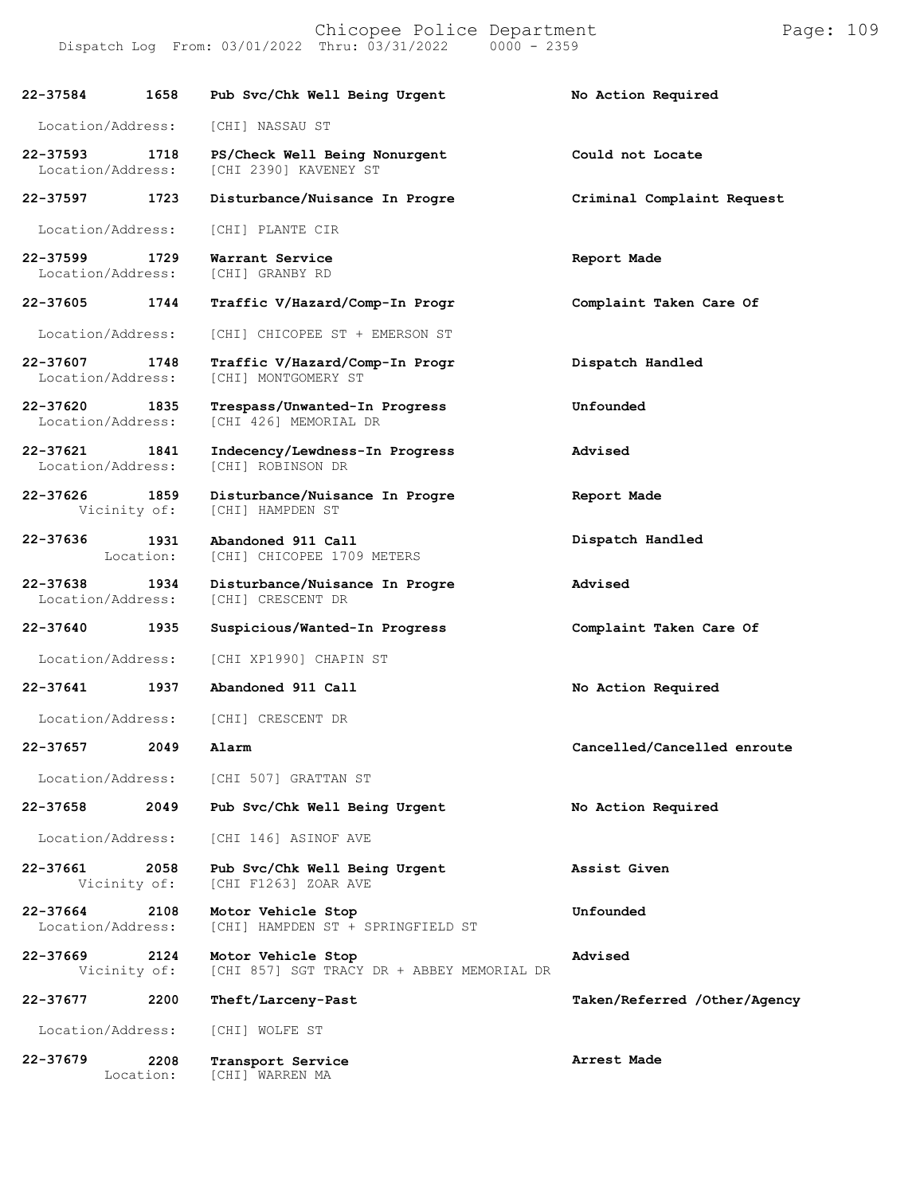| Call # | Time | Call Type | Disposition |
|---|---|---|---|
| 22-37584 | 1658 | Pub Svc/Chk Well Being Urgent | No Action Required |
| Location/Address: | | [CHI] NASSAU ST | |
| 22-37593 | 1718 | PS/Check Well Being Nonurgent | Could not Locate |
| Location/Address: | | [CHI 2390] KAVENEY ST | |
| 22-37597 | 1723 | Disturbance/Nuisance In Progre | Criminal Complaint Request |
| Location/Address: | | [CHI] PLANTE CIR | |
| 22-37599 | 1729 | Warrant Service | Report Made |
| Location/Address: | | [CHI] GRANBY RD | |
| 22-37605 | 1744 | Traffic V/Hazard/Comp-In Progr | Complaint Taken Care Of |
| Location/Address: | | [CHI] CHICOPEE ST + EMERSON ST | |
| 22-37607 | 1748 | Traffic V/Hazard/Comp-In Progr | Dispatch Handled |
| Location/Address: | | [CHI] MONTGOMERY ST | |
| 22-37620 | 1835 | Trespass/Unwanted-In Progress | Unfounded |
| Location/Address: | | [CHI 426] MEMORIAL DR | |
| 22-37621 | 1841 | Indecency/Lewdness-In Progress | Advised |
| Location/Address: | | [CHI] ROBINSON DR | |
| 22-37626 | 1859 | Disturbance/Nuisance In Progre | Report Made |
| Vicinity of: | | [CHI] HAMPDEN ST | |
| 22-37636 | 1931 | Abandoned 911 Call | Dispatch Handled |
| Location: | | [CHI] CHICOPEE 1709 METERS | |
| 22-37638 | 1934 | Disturbance/Nuisance In Progre | Advised |
| Location/Address: | | [CHI] CRESCENT DR | |
| 22-37640 | 1935 | Suspicious/Wanted-In Progress | Complaint Taken Care Of |
| Location/Address: | | [CHI XP1990] CHAPIN ST | |
| 22-37641 | 1937 | Abandoned 911 Call | No Action Required |
| Location/Address: | | [CHI] CRESCENT DR | |
| 22-37657 | 2049 | Alarm | Cancelled/Cancelled enroute |
| Location/Address: | | [CHI 507] GRATTAN ST | |
| 22-37658 | 2049 | Pub Svc/Chk Well Being Urgent | No Action Required |
| Location/Address: | | [CHI 146] ASINOF AVE | |
| 22-37661 | 2058 | Pub Svc/Chk Well Being Urgent | Assist Given |
| Vicinity of: | | [CHI F1263] ZOAR AVE | |
| 22-37664 | 2108 | Motor Vehicle Stop | Unfounded |
| Location/Address: | | [CHI] HAMPDEN ST + SPRINGFIELD ST | |
| 22-37669 | 2124 | Motor Vehicle Stop | Advised |
| Vicinity of: | | [CHI 857] SGT TRACY DR + ABBEY MEMORIAL DR | |
| 22-37677 | 2200 | Theft/Larceny-Past | Taken/Referred /Other/Agency |
| Location/Address: | | [CHI] WOLFE ST | |
| 22-37679 | 2208 | Transport Service | Arrest Made |
| Location: | | [CHI] WARREN MA | |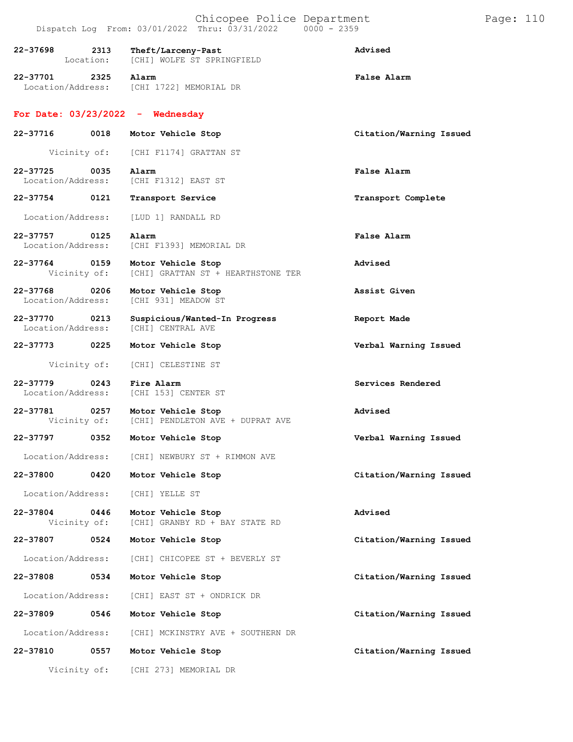**22-37698** **2313** **Theft/Larceny-Past** **Advised**
Location: [CHI] WOLFE ST SPRINGFIELD

**22-37701** **2325** **Alarm** **False Alarm**
Location/Address: [CHI 1722] MEMORIAL DR

## For Date: 03/23/2022 - Wednesday

**22-37716** **0018** **Motor Vehicle Stop** **Citation/Warning Issued**
Vicinity of: [CHI F1174] GRATTAN ST

**22-37725** **0035** **Alarm** **False Alarm**
Location/Address: [CHI F1312] EAST ST

**22-37754** **0121** **Transport Service** **Transport Complete**
Location/Address: [LUD 1] RANDALL RD

**22-37757** **0125** **Alarm** **False Alarm**
Location/Address: [CHI F1393] MEMORIAL DR

**22-37764** **0159** **Motor Vehicle Stop** **Advised**
Vicinity of: [CHI] GRATTAN ST + HEARTHSTONE TER

**22-37768** **0206** **Motor Vehicle Stop** **Assist Given**
Location/Address: [CHI 931] MEADOW ST

**22-37770** **0213** **Suspicious/Wanted-In Progress** **Report Made**
Location/Address: [CHI] CENTRAL AVE

**22-37773** **0225** **Motor Vehicle Stop** **Verbal Warning Issued**
Vicinity of: [CHI] CELESTINE ST

**22-37779** **0243** **Fire Alarm** **Services Rendered**
Location/Address: [CHI 153] CENTER ST

**22-37781** **0257** **Motor Vehicle Stop** **Advised**
Vicinity of: [CHI] PENDLETON AVE + DUPRAT AVE

**22-37797** **0352** **Motor Vehicle Stop** **Verbal Warning Issued**
Location/Address: [CHI] NEWBURY ST + RIMMON AVE

**22-37800** **0420** **Motor Vehicle Stop** **Citation/Warning Issued**
Location/Address: [CHI] YELLE ST

**22-37804** **0446** **Motor Vehicle Stop** **Advised**
Vicinity of: [CHI] GRANBY RD + BAY STATE RD

**22-37807** **0524** **Motor Vehicle Stop** **Citation/Warning Issued**
Location/Address: [CHI] CHICOPEE ST + BEVERLY ST

**22-37808** **0534** **Motor Vehicle Stop** **Citation/Warning Issued**
Location/Address: [CHI] EAST ST + ONDRICK DR

**22-37809** **0546** **Motor Vehicle Stop** **Citation/Warning Issued**
Location/Address: [CHI] MCKINSTRY AVE + SOUTHERN DR

**22-37810** **0557** **Motor Vehicle Stop** **Citation/Warning Issued**
Vicinity of: [CHI 273] MEMORIAL DR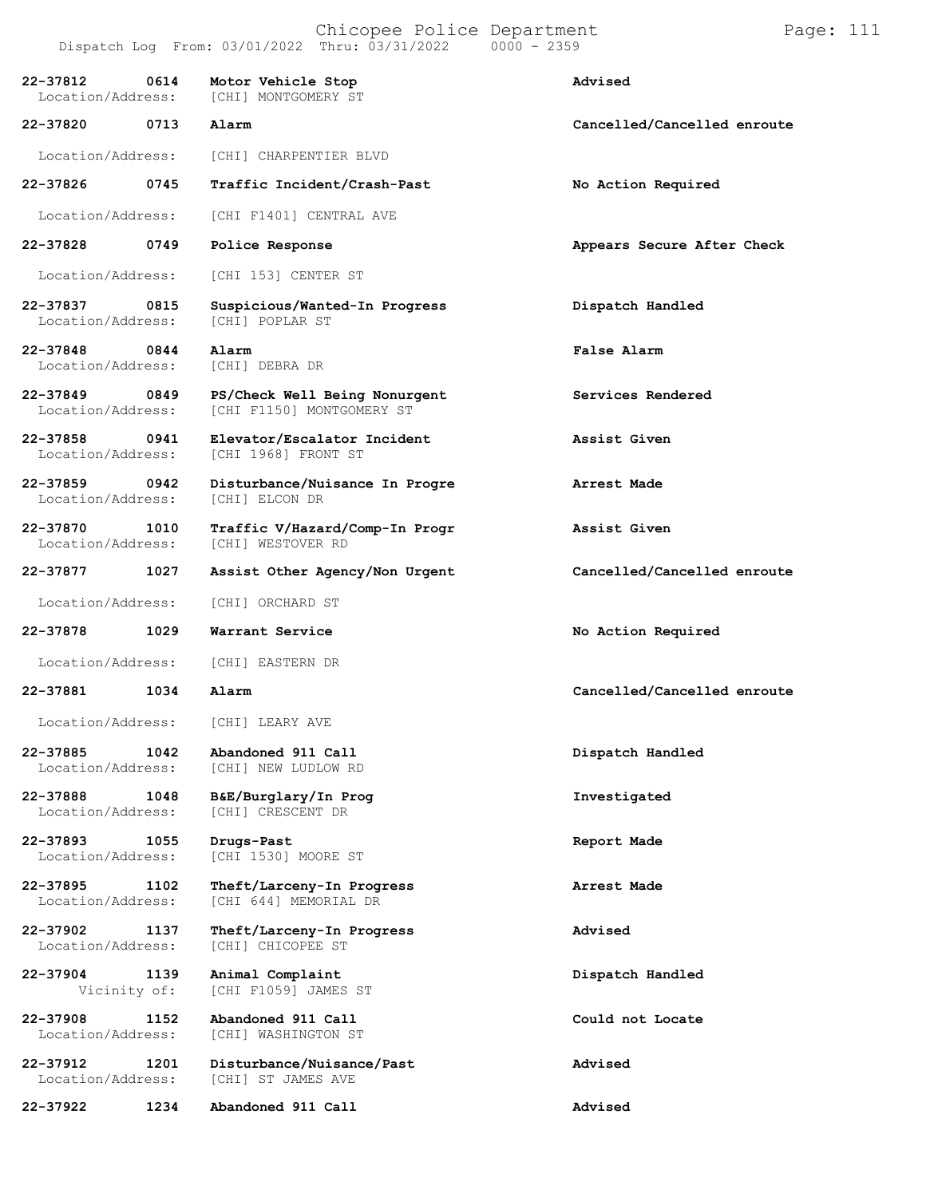| Call Number | Time | Call Reason | Action |
|---|---|---|---|
| 22-37812 | 0614 | Motor Vehicle Stop | Advised |
| Location/Address: | | [CHI] MONTGOMERY ST | |
| 22-37820 | 0713 | Alarm | Cancelled/Cancelled enroute |
| Location/Address: | | [CHI] CHARPENTIER BLVD | |
| 22-37826 | 0745 | Traffic Incident/Crash-Past | No Action Required |
| Location/Address: | | [CHI F1401] CENTRAL AVE | |
| 22-37828 | 0749 | Police Response | Appears Secure After Check |
| Location/Address: | | [CHI 153] CENTER ST | |
| 22-37837 | 0815 | Suspicious/Wanted-In Progress | Dispatch Handled |
| Location/Address: | | [CHI] POPLAR ST | |
| 22-37848 | 0844 | Alarm | False Alarm |
| Location/Address: | | [CHI] DEBRA DR | |
| 22-37849 | 0849 | PS/Check Well Being Nonurgent | Services Rendered |
| Location/Address: | | [CHI F1150] MONTGOMERY ST | |
| 22-37858 | 0941 | Elevator/Escalator Incident | Assist Given |
| Location/Address: | | [CHI 1968] FRONT ST | |
| 22-37859 | 0942 | Disturbance/Nuisance In Progre | Arrest Made |
| Location/Address: | | [CHI] ELCON DR | |
| 22-37870 | 1010 | Traffic V/Hazard/Comp-In Progr | Assist Given |
| Location/Address: | | [CHI] WESTOVER RD | |
| 22-37877 | 1027 | Assist Other Agency/Non Urgent | Cancelled/Cancelled enroute |
| Location/Address: | | [CHI] ORCHARD ST | |
| 22-37878 | 1029 | Warrant Service | No Action Required |
| Location/Address: | | [CHI] EASTERN DR | |
| 22-37881 | 1034 | Alarm | Cancelled/Cancelled enroute |
| Location/Address: | | [CHI] LEARY AVE | |
| 22-37885 | 1042 | Abandoned 911 Call | Dispatch Handled |
| Location/Address: | | [CHI] NEW LUDLOW RD | |
| 22-37888 | 1048 | B&E/Burglary/In Prog | Investigated |
| Location/Address: | | [CHI] CRESCENT DR | |
| 22-37893 | 1055 | Drugs-Past | Report Made |
| Location/Address: | | [CHI 1530] MOORE ST | |
| 22-37895 | 1102 | Theft/Larceny-In Progress | Arrest Made |
| Location/Address: | | [CHI 644] MEMORIAL DR | |
| 22-37902 | 1137 | Theft/Larceny-In Progress | Advised |
| Location/Address: | | [CHI] CHICOPEE ST | |
| 22-37904 | 1139 | Animal Complaint | Dispatch Handled |
| Vicinity of: | | [CHI F1059] JAMES ST | |
| 22-37908 | 1152 | Abandoned 911 Call | Could not Locate |
| Location/Address: | | [CHI] WASHINGTON ST | |
| 22-37912 | 1201 | Disturbance/Nuisance/Past | Advised |
| Location/Address: | | [CHI] ST JAMES AVE | |
| 22-37922 | 1234 | Abandoned 911 Call | Advised |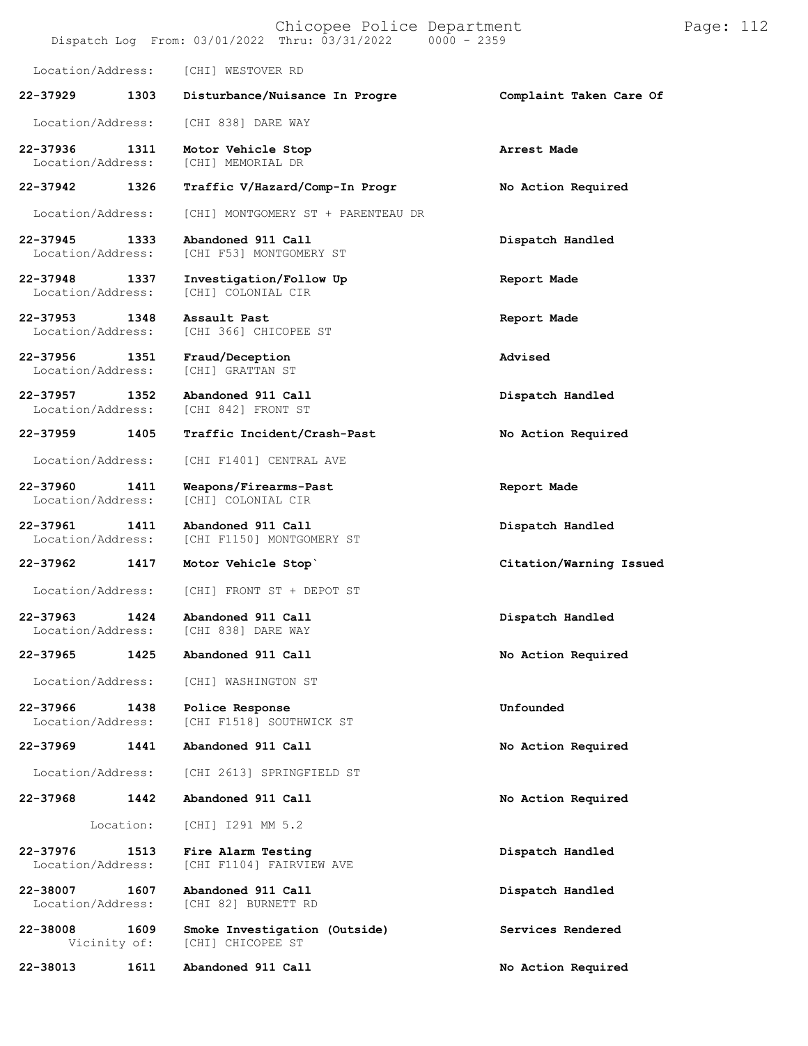Location/Address: [CHI] WESTOVER RD

| Call Number | Time | Call Reason | Action |
|---|---|---|---|
| 22-37929 | 1303 | Disturbance/Nuisance In Progre | Complaint Taken Care Of |
| | | Location/Address: [CHI 838] DARE WAY | |
| 22-37936 | 1311 | Motor Vehicle Stop | Arrest Made |
| | | Location/Address: [CHI] MEMORIAL DR | |
| 22-37942 | 1326 | Traffic V/Hazard/Comp-In Progr | No Action Required |
| | | Location/Address: [CHI] MONTGOMERY ST + PARENTEAU DR | |
| 22-37945 | 1333 | Abandoned 911 Call | Dispatch Handled |
| | | Location/Address: [CHI F53] MONTGOMERY ST | |
| 22-37948 | 1337 | Investigation/Follow Up | Report Made |
| | | Location/Address: [CHI] COLONIAL CIR | |
| 22-37953 | 1348 | Assault Past | Report Made |
| | | Location/Address: [CHI 366] CHICOPEE ST | |
| 22-37956 | 1351 | Fraud/Deception | Advised |
| | | Location/Address: [CHI] GRATTAN ST | |
| 22-37957 | 1352 | Abandoned 911 Call | Dispatch Handled |
| | | Location/Address: [CHI 842] FRONT ST | |
| 22-37959 | 1405 | Traffic Incident/Crash-Past | No Action Required |
| | | Location/Address: [CHI F1401] CENTRAL AVE | |
| 22-37960 | 1411 | Weapons/Firearms-Past | Report Made |
| | | Location/Address: [CHI] COLONIAL CIR | |
| 22-37961 | 1411 | Abandoned 911 Call | Dispatch Handled |
| | | Location/Address: [CHI F1150] MONTGOMERY ST | |
| 22-37962 | 1417 | Motor Vehicle Stop` | Citation/Warning Issued |
| | | Location/Address: [CHI] FRONT ST + DEPOT ST | |
| 22-37963 | 1424 | Abandoned 911 Call | Dispatch Handled |
| | | Location/Address: [CHI 838] DARE WAY | |
| 22-37965 | 1425 | Abandoned 911 Call | No Action Required |
| | | Location/Address: [CHI] WASHINGTON ST | |
| 22-37966 | 1438 | Police Response | Unfounded |
| | | Location/Address: [CHI F1518] SOUTHWICK ST | |
| 22-37969 | 1441 | Abandoned 911 Call | No Action Required |
| | | Location/Address: [CHI 2613] SPRINGFIELD ST | |
| 22-37968 | 1442 | Abandoned 911 Call | No Action Required |
| | | Location: [CHI] I291 MM 5.2 | |
| 22-37976 | 1513 | Fire Alarm Testing | Dispatch Handled |
| | | Location/Address: [CHI F1104] FAIRVIEW AVE | |
| 22-38007 | 1607 | Abandoned 911 Call | Dispatch Handled |
| | | Location/Address: [CHI 82] BURNETT RD | |
| 22-38008 | 1609 | Smoke Investigation (Outside) | Services Rendered |
| | | Vicinity of: [CHI] CHICOPEE ST | |
| 22-38013 | 1611 | Abandoned 911 Call | No Action Required |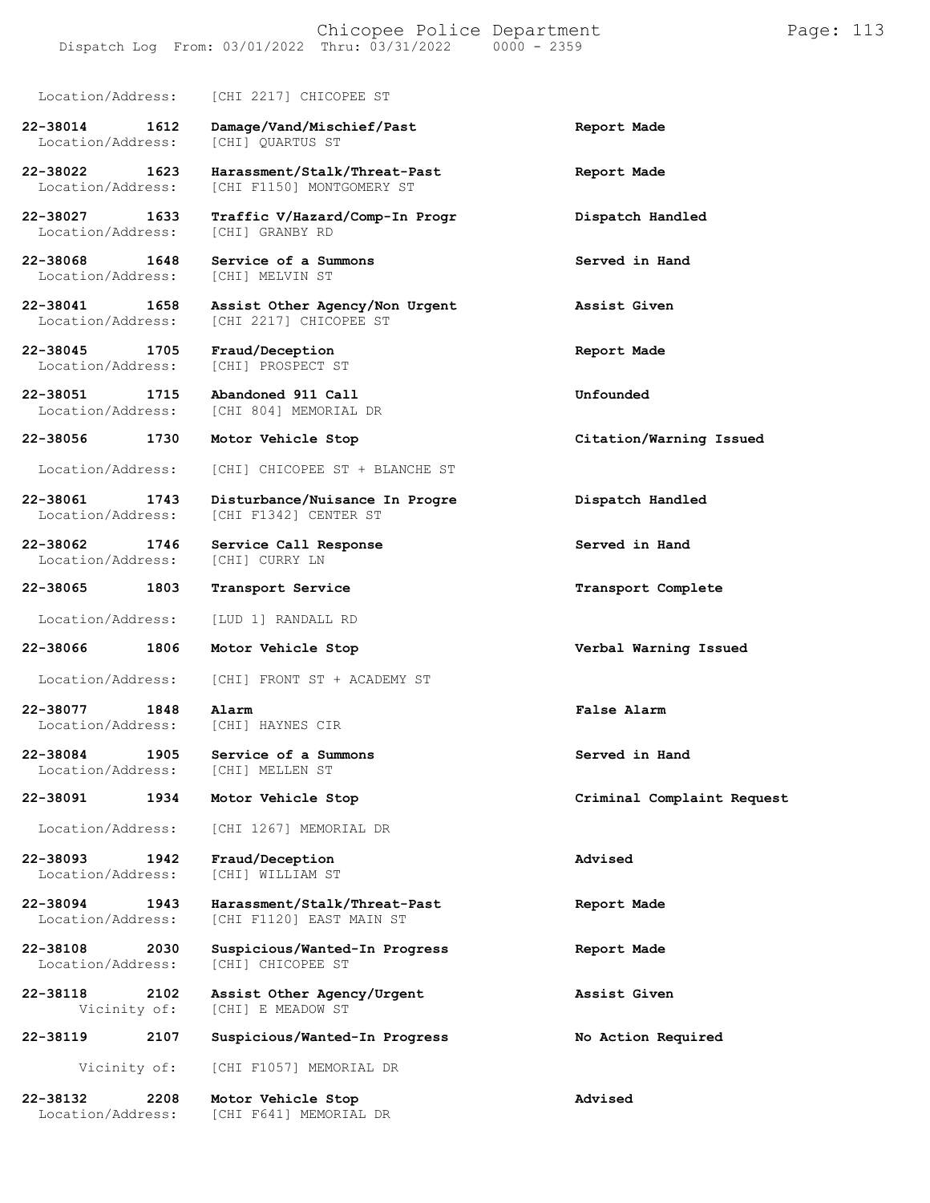Location/Address: [CHI 2217] CHICOPEE ST

**22-38014 1612 Damage/Vand/Mischief/Past** — **Report Made**
Location/Address: [CHI] QUARTUS ST

**22-38022 1623 Harassment/Stalk/Threat-Past** — **Report Made**
Location/Address: [CHI F1150] MONTGOMERY ST

**22-38027 1633 Traffic V/Hazard/Comp-In Progr** — **Dispatch Handled**
Location/Address: [CHI] GRANBY RD

**22-38068 1648 Service of a Summons** — **Served in Hand**
Location/Address: [CHI] MELVIN ST

**22-38041 1658 Assist Other Agency/Non Urgent** — **Assist Given**
Location/Address: [CHI 2217] CHICOPEE ST

**22-38045 1705 Fraud/Deception** — **Report Made**
Location/Address: [CHI] PROSPECT ST

**22-38051 1715 Abandoned 911 Call** — **Unfounded**
Location/Address: [CHI 804] MEMORIAL DR

**22-38056 1730 Motor Vehicle Stop** — **Citation/Warning Issued**
Location/Address: [CHI] CHICOPEE ST + BLANCHE ST

**22-38061 1743 Disturbance/Nuisance In Progre** — **Dispatch Handled**
Location/Address: [CHI F1342] CENTER ST

**22-38062 1746 Service Call Response** — **Served in Hand**
Location/Address: [CHI] CURRY LN

**22-38065 1803 Transport Service** — **Transport Complete**
Location/Address: [LUD 1] RANDALL RD

**22-38066 1806 Motor Vehicle Stop** — **Verbal Warning Issued**
Location/Address: [CHI] FRONT ST + ACADEMY ST

**22-38077 1848 Alarm** — **False Alarm**
Location/Address: [CHI] HAYNES CIR

**22-38084 1905 Service of a Summons** — **Served in Hand**
Location/Address: [CHI] MELLEN ST

**22-38091 1934 Motor Vehicle Stop** — **Criminal Complaint Request**
Location/Address: [CHI 1267] MEMORIAL DR

**22-38093 1942 Fraud/Deception** — **Advised**
Location/Address: [CHI] WILLIAM ST

**22-38094 1943 Harassment/Stalk/Threat-Past** — **Report Made**
Location/Address: [CHI F1120] EAST MAIN ST

**22-38108 2030 Suspicious/Wanted-In Progress** — **Report Made**
Location/Address: [CHI] CHICOPEE ST

**22-38118 2102 Assist Other Agency/Urgent** — **Assist Given**
Vicinity of: [CHI] E MEADOW ST

**22-38119 2107 Suspicious/Wanted-In Progress** — **No Action Required**
Vicinity of: [CHI F1057] MEMORIAL DR

**22-38132 2208 Motor Vehicle Stop** — **Advised**
Location/Address: [CHI F641] MEMORIAL DR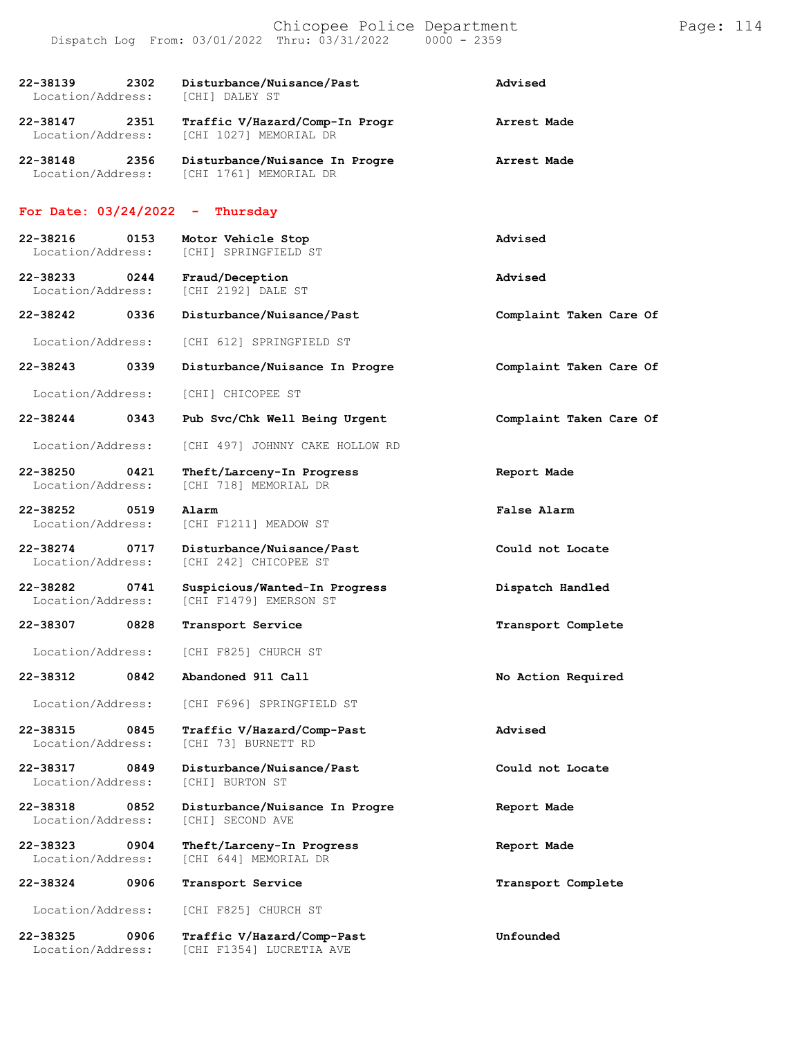| | | | |
|---|---|---|---|
| 22-38139 | 2302 | Disturbance/Nuisance/Past | Advised |
| Location/Address: | | [CHI] DALEY ST | |
| 22-38147 | 2351 | Traffic V/Hazard/Comp-In Progr | Arrest Made |
| Location/Address: | | [CHI 1027] MEMORIAL DR | |
| 22-38148 | 2356 | Disturbance/Nuisance In Progre | Arrest Made |
| Location/Address: | | [CHI 1761] MEMORIAL DR | |

## For Date: 03/24/2022 - Thursday

| | | | |
|---|---|---|---|
| 22-38216 | 0153 | Motor Vehicle Stop | Advised |
| Location/Address: | | [CHI] SPRINGFIELD ST | |
| 22-38233 | 0244 | Fraud/Deception | Advised |
| Location/Address: | | [CHI 2192] DALE ST | |
| 22-38242 | 0336 | Disturbance/Nuisance/Past | Complaint Taken Care Of |
| Location/Address: | | [CHI 612] SPRINGFIELD ST | |
| 22-38243 | 0339 | Disturbance/Nuisance In Progre | Complaint Taken Care Of |
| Location/Address: | | [CHI] CHICOPEE ST | |
| 22-38244 | 0343 | Pub Svc/Chk Well Being Urgent | Complaint Taken Care Of |
| Location/Address: | | [CHI 497] JOHNNY CAKE HOLLOW RD | |
| 22-38250 | 0421 | Theft/Larceny-In Progress | Report Made |
| Location/Address: | | [CHI 718] MEMORIAL DR | |
| 22-38252 | 0519 | Alarm | False Alarm |
| Location/Address: | | [CHI F1211] MEADOW ST | |
| 22-38274 | 0717 | Disturbance/Nuisance/Past | Could not Locate |
| Location/Address: | | [CHI 242] CHICOPEE ST | |
| 22-38282 | 0741 | Suspicious/Wanted-In Progress | Dispatch Handled |
| Location/Address: | | [CHI F1479] EMERSON ST | |
| 22-38307 | 0828 | Transport Service | Transport Complete |
| Location/Address: | | [CHI F825] CHURCH ST | |
| 22-38312 | 0842 | Abandoned 911 Call | No Action Required |
| Location/Address: | | [CHI F696] SPRINGFIELD ST | |
| 22-38315 | 0845 | Traffic V/Hazard/Comp-Past | Advised |
| Location/Address: | | [CHI 73] BURNETT RD | |
| 22-38317 | 0849 | Disturbance/Nuisance/Past | Could not Locate |
| Location/Address: | | [CHI] BURTON ST | |
| 22-38318 | 0852 | Disturbance/Nuisance In Progre | Report Made |
| Location/Address: | | [CHI] SECOND AVE | |
| 22-38323 | 0904 | Theft/Larceny-In Progress | Report Made |
| Location/Address: | | [CHI 644] MEMORIAL DR | |
| 22-38324 | 0906 | Transport Service | Transport Complete |
| Location/Address: | | [CHI F825] CHURCH ST | |
| 22-38325 | 0906 | Traffic V/Hazard/Comp-Past | Unfounded |
| Location/Address: | | [CHI F1354] LUCRETIA AVE | |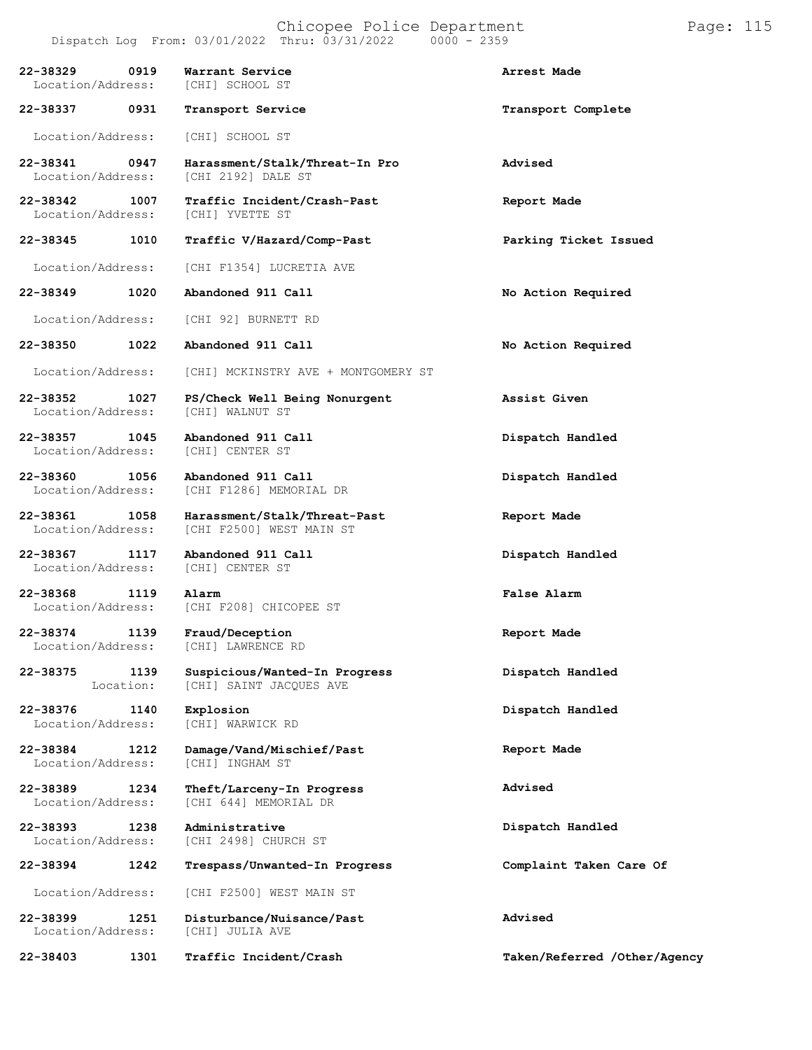Dispatch Log From: 03/01/2022 Thru: 03/31/2022 0000 - 2359

**22-38329** 0919 **Warrant Service** **Arrest Made**
Location/Address: [CHI] SCHOOL ST

**22-38337** 0931 **Transport Service** **Transport Complete**
Location/Address: [CHI] SCHOOL ST

**22-38341** 0947 **Harassment/Stalk/Threat-In Pro** **Advised**
Location/Address: [CHI 2192] DALE ST

**22-38342** 1007 **Traffic Incident/Crash-Past** **Report Made**
Location/Address: [CHI] YVETTE ST

**22-38345** 1010 **Traffic V/Hazard/Comp-Past** **Parking Ticket Issued**
Location/Address: [CHI F1354] LUCRETIA AVE

**22-38349** 1020 **Abandoned 911 Call** **No Action Required**
Location/Address: [CHI 92] BURNETT RD

**22-38350** 1022 **Abandoned 911 Call** **No Action Required**
Location/Address: [CHI] MCKINSTRY AVE + MONTGOMERY ST

**22-38352** 1027 **PS/Check Well Being Nonurgent** **Assist Given**
Location/Address: [CHI] WALNUT ST

**22-38357** 1045 **Abandoned 911 Call** **Dispatch Handled**
Location/Address: [CHI] CENTER ST

**22-38360** 1056 **Abandoned 911 Call** **Dispatch Handled**
Location/Address: [CHI F1286] MEMORIAL DR

**22-38361** 1058 **Harassment/Stalk/Threat-Past** **Report Made**
Location/Address: [CHI F2500] WEST MAIN ST

**22-38367** 1117 **Abandoned 911 Call** **Dispatch Handled**
Location/Address: [CHI] CENTER ST

**22-38368** 1119 **Alarm** **False Alarm**
Location/Address: [CHI F208] CHICOPEE ST

**22-38374** 1139 **Fraud/Deception** **Report Made**
Location/Address: [CHI] LAWRENCE RD

**22-38375** 1139 **Suspicious/Wanted-In Progress** **Dispatch Handled**
Location: [CHI] SAINT JACQUES AVE

**22-38376** 1140 **Explosion** **Dispatch Handled**
Location/Address: [CHI] WARWICK RD

**22-38384** 1212 **Damage/Vand/Mischief/Past** **Report Made**
Location/Address: [CHI] INGHAM ST

**22-38389** 1234 **Theft/Larceny-In Progress** **Advised**
Location/Address: [CHI 644] MEMORIAL DR

**22-38393** 1238 **Administrative** **Dispatch Handled**
Location/Address: [CHI 2498] CHURCH ST

**22-38394** 1242 **Trespass/Unwanted-In Progress** **Complaint Taken Care Of**
Location/Address: [CHI F2500] WEST MAIN ST

**22-38399** 1251 **Disturbance/Nuisance/Past** **Advised**
Location/Address: [CHI] JULIA AVE

**22-38403** 1301 **Traffic Incident/Crash** **Taken/Referred /Other/Agency**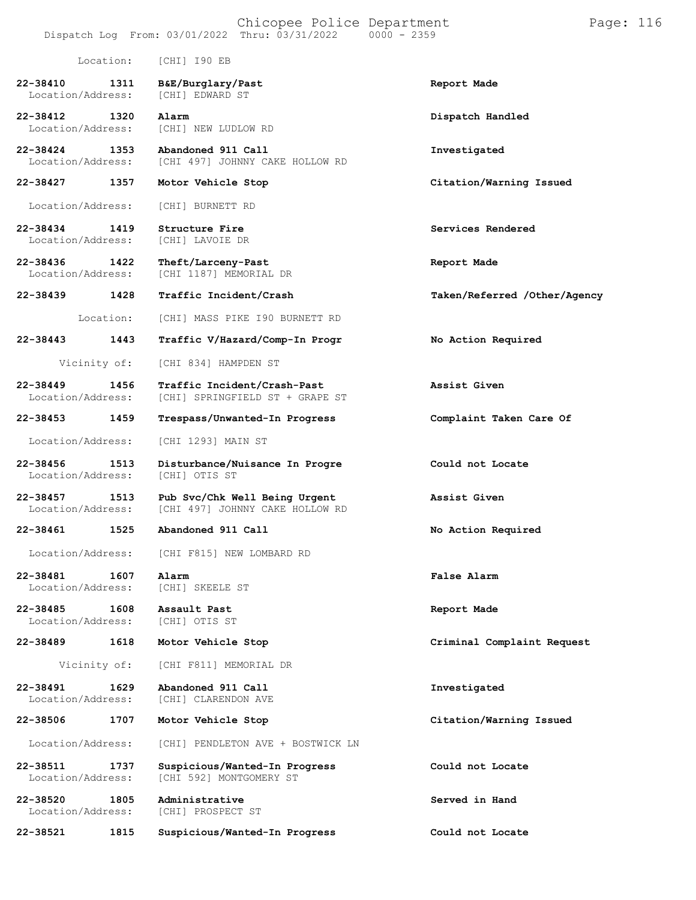Location: [CHI] I90 EB

| Call Number | Time | Call Reason | Action |
|---|---|---|---|
| 22-38410 | 1311 | B&E/Burglary/Past | Report Made |
| Location/Address: | | [CHI] EDWARD ST | |
| 22-38412 | 1320 | Alarm | Dispatch Handled |
| Location/Address: | | [CHI] NEW LUDLOW RD | |
| 22-38424 | 1353 | Abandoned 911 Call | Investigated |
| Location/Address: | | [CHI 497] JOHNNY CAKE HOLLOW RD | |
| 22-38427 | 1357 | Motor Vehicle Stop | Citation/Warning Issued |
| Location/Address: | | [CHI] BURNETT RD | |
| 22-38434 | 1419 | Structure Fire | Services Rendered |
| Location/Address: | | [CHI] LAVOIE DR | |
| 22-38436 | 1422 | Theft/Larceny-Past | Report Made |
| Location/Address: | | [CHI 1187] MEMORIAL DR | |
| 22-38439 | 1428 | Traffic Incident/Crash | Taken/Referred /Other/Agency |
| Location: | | [CHI] MASS PIKE I90 BURNETT RD | |
| 22-38443 | 1443 | Traffic V/Hazard/Comp-In Progr | No Action Required |
| Vicinity of: | | [CHI 834] HAMPDEN ST | |
| 22-38449 | 1456 | Traffic Incident/Crash-Past | Assist Given |
| Location/Address: | | [CHI] SPRINGFIELD ST + GRAPE ST | |
| 22-38453 | 1459 | Trespass/Unwanted-In Progress | Complaint Taken Care Of |
| Location/Address: | | [CHI 1293] MAIN ST | |
| 22-38456 | 1513 | Disturbance/Nuisance In Progre | Could not Locate |
| Location/Address: | | [CHI] OTIS ST | |
| 22-38457 | 1513 | Pub Svc/Chk Well Being Urgent | Assist Given |
| Location/Address: | | [CHI 497] JOHNNY CAKE HOLLOW RD | |
| 22-38461 | 1525 | Abandoned 911 Call | No Action Required |
| Location/Address: | | [CHI F815] NEW LOMBARD RD | |
| 22-38481 | 1607 | Alarm | False Alarm |
| Location/Address: | | [CHI] SKEELE ST | |
| 22-38485 | 1608 | Assault Past | Report Made |
| Location/Address: | | [CHI] OTIS ST | |
| 22-38489 | 1618 | Motor Vehicle Stop | Criminal Complaint Request |
| Vicinity of: | | [CHI F811] MEMORIAL DR | |
| 22-38491 | 1629 | Abandoned 911 Call | Investigated |
| Location/Address: | | [CHI] CLARENDON AVE | |
| 22-38506 | 1707 | Motor Vehicle Stop | Citation/Warning Issued |
| Location/Address: | | [CHI] PENDLETON AVE + BOSTWICK LN | |
| 22-38511 | 1737 | Suspicious/Wanted-In Progress | Could not Locate |
| Location/Address: | | [CHI 592] MONTGOMERY ST | |
| 22-38520 | 1805 | Administrative | Served in Hand |
| Location/Address: | | [CHI] PROSPECT ST | |
| 22-38521 | 1815 | Suspicious/Wanted-In Progress | Could not Locate |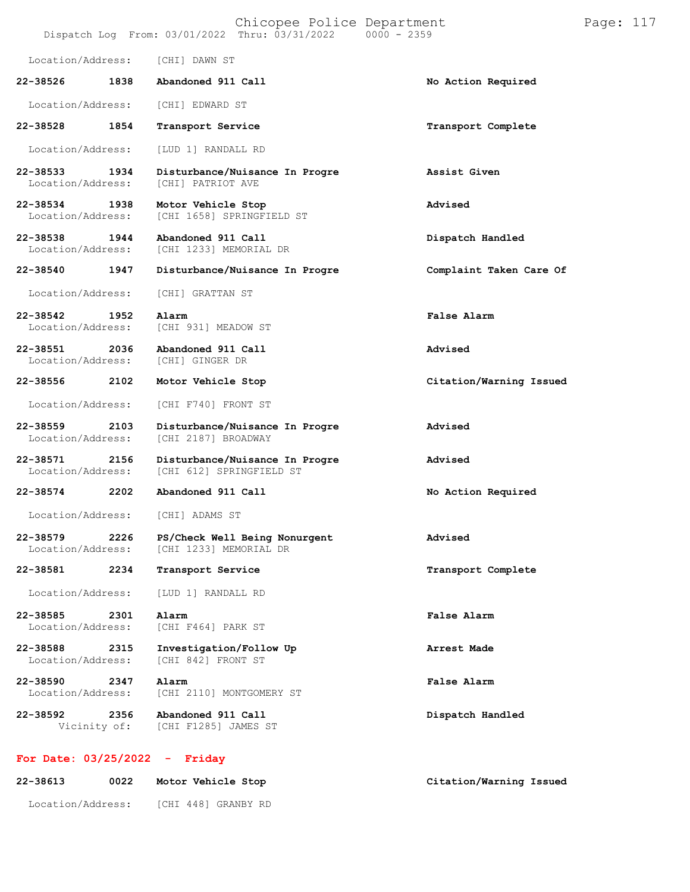Location/Address: [CHI] DAWN ST

**22-38526 1838 Abandoned 911 Call** **No Action Required**

Location/Address: [CHI] EDWARD ST

**22-38528 1854 Transport Service** **Transport Complete**

Location/Address: [LUD 1] RANDALL RD

**22-38533 1934 Disturbance/Nuisance In Progre** **Assist Given**
Location/Address: [CHI] PATRIOT AVE

**22-38534 1938 Motor Vehicle Stop** **Advised**
Location/Address: [CHI 1658] SPRINGFIELD ST

**22-38538 1944 Abandoned 911 Call** **Dispatch Handled**
Location/Address: [CHI 1233] MEMORIAL DR

**22-38540 1947 Disturbance/Nuisance In Progre** **Complaint Taken Care Of**

Location/Address: [CHI] GRATTAN ST

**22-38542 1952 Alarm** **False Alarm**
Location/Address: [CHI 931] MEADOW ST

**22-38551 2036 Abandoned 911 Call** **Advised**
Location/Address: [CHI] GINGER DR

**22-38556 2102 Motor Vehicle Stop** **Citation/Warning Issued**

Location/Address: [CHI F740] FRONT ST

**22-38559 2103 Disturbance/Nuisance In Progre** **Advised**
Location/Address: [CHI 2187] BROADWAY

**22-38571 2156 Disturbance/Nuisance In Progre** **Advised**
Location/Address: [CHI 612] SPRINGFIELD ST

**22-38574 2202 Abandoned 911 Call** **No Action Required**

Location/Address: [CHI] ADAMS ST

**22-38579 2226 PS/Check Well Being Nonurgent** **Advised**
Location/Address: [CHI 1233] MEMORIAL DR

**22-38581 2234 Transport Service** **Transport Complete**

Location/Address: [LUD 1] RANDALL RD

**22-38585 2301 Alarm** **False Alarm**
Location/Address: [CHI F464] PARK ST

**22-38588 2315 Investigation/Follow Up** **Arrest Made**
Location/Address: [CHI 842] FRONT ST

**22-38590 2347 Alarm** **False Alarm**
Location/Address: [CHI 2110] MONTGOMERY ST

**22-38592 2356 Abandoned 911 Call** **Dispatch Handled**
Vicinity of: [CHI F1285] JAMES ST

## For Date: 03/25/2022 - Friday

**22-38613 0022 Motor Vehicle Stop** **Citation/Warning Issued**

Location/Address: [CHI 448] GRANBY RD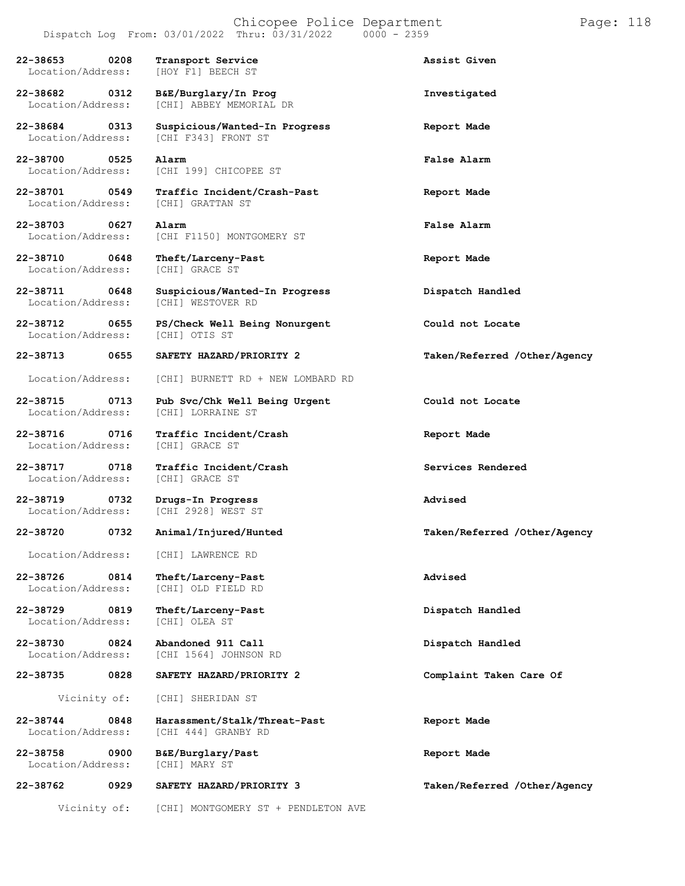Dispatch Log From: 03/01/2022 Thru: 03/31/2022 0000 - 2359

**22-38653 0208 Transport Service** — **Assist Given**
Location/Address: [HOY F1] BEECH ST

**22-38682 0312 B&E/Burglary/In Prog** — **Investigated**
Location/Address: [CHI] ABBEY MEMORIAL DR

**22-38684 0313 Suspicious/Wanted-In Progress** — **Report Made**
Location/Address: [CHI F343] FRONT ST

**22-38700 0525 Alarm** — **False Alarm**
Location/Address: [CHI 199] CHICOPEE ST

**22-38701 0549 Traffic Incident/Crash-Past** — **Report Made**
Location/Address: [CHI] GRATTAN ST

**22-38703 0627 Alarm** — **False Alarm**
Location/Address: [CHI F1150] MONTGOMERY ST

**22-38710 0648 Theft/Larceny-Past** — **Report Made**
Location/Address: [CHI] GRACE ST

**22-38711 0648 Suspicious/Wanted-In Progress** — **Dispatch Handled**
Location/Address: [CHI] WESTOVER RD

**22-38712 0655 PS/Check Well Being Nonurgent** — **Could not Locate**
Location/Address: [CHI] OTIS ST

**22-38713 0655 SAFETY HAZARD/PRIORITY 2** — **Taken/Referred /Other/Agency**
Location/Address: [CHI] BURNETT RD + NEW LOMBARD RD

**22-38715 0713 Pub Svc/Chk Well Being Urgent** — **Could not Locate**
Location/Address: [CHI] LORRAINE ST

**22-38716 0716 Traffic Incident/Crash** — **Report Made**
Location/Address: [CHI] GRACE ST

**22-38717 0718 Traffic Incident/Crash** — **Services Rendered**
Location/Address: [CHI] GRACE ST

**22-38719 0732 Drugs-In Progress** — **Advised**
Location/Address: [CHI 2928] WEST ST

**22-38720 0732 Animal/Injured/Hunted** — **Taken/Referred /Other/Agency**
Location/Address: [CHI] LAWRENCE RD

**22-38726 0814 Theft/Larceny-Past** — **Advised**
Location/Address: [CHI] OLD FIELD RD

**22-38729 0819 Theft/Larceny-Past** — **Dispatch Handled**
Location/Address: [CHI] OLEA ST

**22-38730 0824 Abandoned 911 Call** — **Dispatch Handled**
Location/Address: [CHI 1564] JOHNSON RD

**22-38735 0828 SAFETY HAZARD/PRIORITY 2** — **Complaint Taken Care Of**
Vicinity of: [CHI] SHERIDAN ST

**22-38744 0848 Harassment/Stalk/Threat-Past** — **Report Made**
Location/Address: [CHI 444] GRANBY RD

**22-38758 0900 B&E/Burglary/Past** — **Report Made**
Location/Address: [CHI] MARY ST

**22-38762 0929 SAFETY HAZARD/PRIORITY 3** — **Taken/Referred /Other/Agency**
Vicinity of: [CHI] MONTGOMERY ST + PENDLETON AVE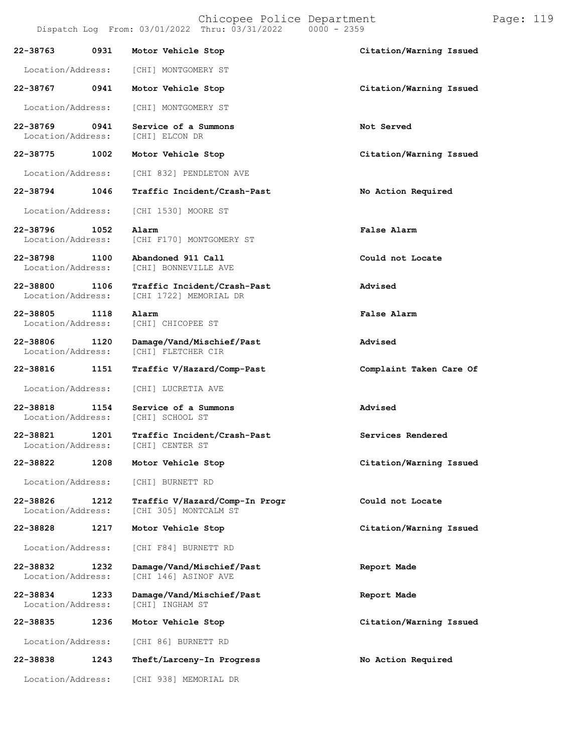Chicopee Police Department
Dispatch Log From: 03/01/2022 Thru: 03/31/2022 0000 - 2359

| Call Number | Time | Call Reason | Action |
|---|---|---|---|
| 22-38763 | 0931 | Motor Vehicle Stop | Citation/Warning Issued |
| Location/Address: | | [CHI] MONTGOMERY ST | |
| 22-38767 | 0941 | Motor Vehicle Stop | Citation/Warning Issued |
| Location/Address: | | [CHI] MONTGOMERY ST | |
| 22-38769 | 0941 | Service of a Summons | Not Served |
| Location/Address: | | [CHI] ELCON DR | |
| 22-38775 | 1002 | Motor Vehicle Stop | Citation/Warning Issued |
| Location/Address: | | [CHI 832] PENDLETON AVE | |
| 22-38794 | 1046 | Traffic Incident/Crash-Past | No Action Required |
| Location/Address: | | [CHI 1530] MOORE ST | |
| 22-38796 | 1052 | Alarm | False Alarm |
| Location/Address: | | [CHI F170] MONTGOMERY ST | |
| 22-38798 | 1100 | Abandoned 911 Call | Could not Locate |
| Location/Address: | | [CHI] BONNEVILLE AVE | |
| 22-38800 | 1106 | Traffic Incident/Crash-Past | Advised |
| Location/Address: | | [CHI 1722] MEMORIAL DR | |
| 22-38805 | 1118 | Alarm | False Alarm |
| Location/Address: | | [CHI] CHICOPEE ST | |
| 22-38806 | 1120 | Damage/Vand/Mischief/Past | Advised |
| Location/Address: | | [CHI] FLETCHER CIR | |
| 22-38816 | 1151 | Traffic V/Hazard/Comp-Past | Complaint Taken Care Of |
| Location/Address: | | [CHI] LUCRETIA AVE | |
| 22-38818 | 1154 | Service of a Summons | Advised |
| Location/Address: | | [CHI] SCHOOL ST | |
| 22-38821 | 1201 | Traffic Incident/Crash-Past | Services Rendered |
| Location/Address: | | [CHI] CENTER ST | |
| 22-38822 | 1208 | Motor Vehicle Stop | Citation/Warning Issued |
| Location/Address: | | [CHI] BURNETT RD | |
| 22-38826 | 1212 | Traffic V/Hazard/Comp-In Progr | Could not Locate |
| Location/Address: | | [CHI 305] MONTCALM ST | |
| 22-38828 | 1217 | Motor Vehicle Stop | Citation/Warning Issued |
| Location/Address: | | [CHI F84] BURNETT RD | |
| 22-38832 | 1232 | Damage/Vand/Mischief/Past | Report Made |
| Location/Address: | | [CHI 146] ASINOF AVE | |
| 22-38834 | 1233 | Damage/Vand/Mischief/Past | Report Made |
| Location/Address: | | [CHI] INGHAM ST | |
| 22-38835 | 1236 | Motor Vehicle Stop | Citation/Warning Issued |
| Location/Address: | | [CHI 86] BURNETT RD | |
| 22-38838 | 1243 | Theft/Larceny-In Progress | No Action Required |
| Location/Address: | | [CHI 938] MEMORIAL DR | |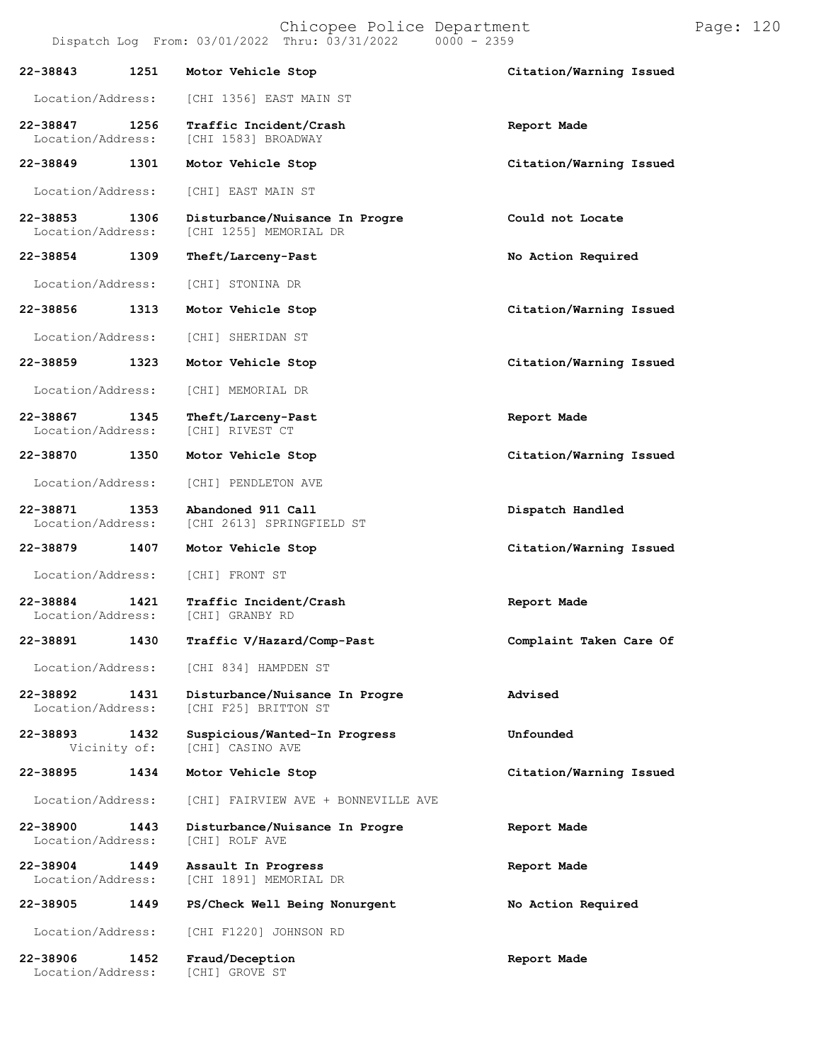Chicopee Police Department
Dispatch Log From: 03/01/2022 Thru: 03/31/2022 0000 - 2359

| Call Number | Time | Call Reason | Action |
|---|---|---|---|
| 22-38843 | 1251 | Motor Vehicle Stop | Citation/Warning Issued |
| Location/Address: | | [CHI 1356] EAST MAIN ST | |
| 22-38847 | 1256 | Traffic Incident/Crash | Report Made |
| Location/Address: | | [CHI 1583] BROADWAY | |
| 22-38849 | 1301 | Motor Vehicle Stop | Citation/Warning Issued |
| Location/Address: | | [CHI] EAST MAIN ST | |
| 22-38853 | 1306 | Disturbance/Nuisance In Progre | Could not Locate |
| Location/Address: | | [CHI 1255] MEMORIAL DR | |
| 22-38854 | 1309 | Theft/Larceny-Past | No Action Required |
| Location/Address: | | [CHI] STONINA DR | |
| 22-38856 | 1313 | Motor Vehicle Stop | Citation/Warning Issued |
| Location/Address: | | [CHI] SHERIDAN ST | |
| 22-38859 | 1323 | Motor Vehicle Stop | Citation/Warning Issued |
| Location/Address: | | [CHI] MEMORIAL DR | |
| 22-38867 | 1345 | Theft/Larceny-Past | Report Made |
| Location/Address: | | [CHI] RIVEST CT | |
| 22-38870 | 1350 | Motor Vehicle Stop | Citation/Warning Issued |
| Location/Address: | | [CHI] PENDLETON AVE | |
| 22-38871 | 1353 | Abandoned 911 Call | Dispatch Handled |
| Location/Address: | | [CHI 2613] SPRINGFIELD ST | |
| 22-38879 | 1407 | Motor Vehicle Stop | Citation/Warning Issued |
| Location/Address: | | [CHI] FRONT ST | |
| 22-38884 | 1421 | Traffic Incident/Crash | Report Made |
| Location/Address: | | [CHI] GRANBY RD | |
| 22-38891 | 1430 | Traffic V/Hazard/Comp-Past | Complaint Taken Care Of |
| Location/Address: | | [CHI 834] HAMPDEN ST | |
| 22-38892 | 1431 | Disturbance/Nuisance In Progre | Advised |
| Location/Address: | | [CHI F25] BRITTON ST | |
| 22-38893 | 1432 | Suspicious/Wanted-In Progress | Unfounded |
| Vicinity of: | | [CHI] CASINO AVE | |
| 22-38895 | 1434 | Motor Vehicle Stop | Citation/Warning Issued |
| Location/Address: | | [CHI] FAIRVIEW AVE + BONNEVILLE AVE | |
| 22-38900 | 1443 | Disturbance/Nuisance In Progre | Report Made |
| Location/Address: | | [CHI] ROLF AVE | |
| 22-38904 | 1449 | Assault In Progress | Report Made |
| Location/Address: | | [CHI 1891] MEMORIAL DR | |
| 22-38905 | 1449 | PS/Check Well Being Nonurgent | No Action Required |
| Location/Address: | | [CHI F1220] JOHNSON RD | |
| 22-38906 | 1452 | Fraud/Deception | Report Made |
| Location/Address: | | [CHI] GROVE ST | |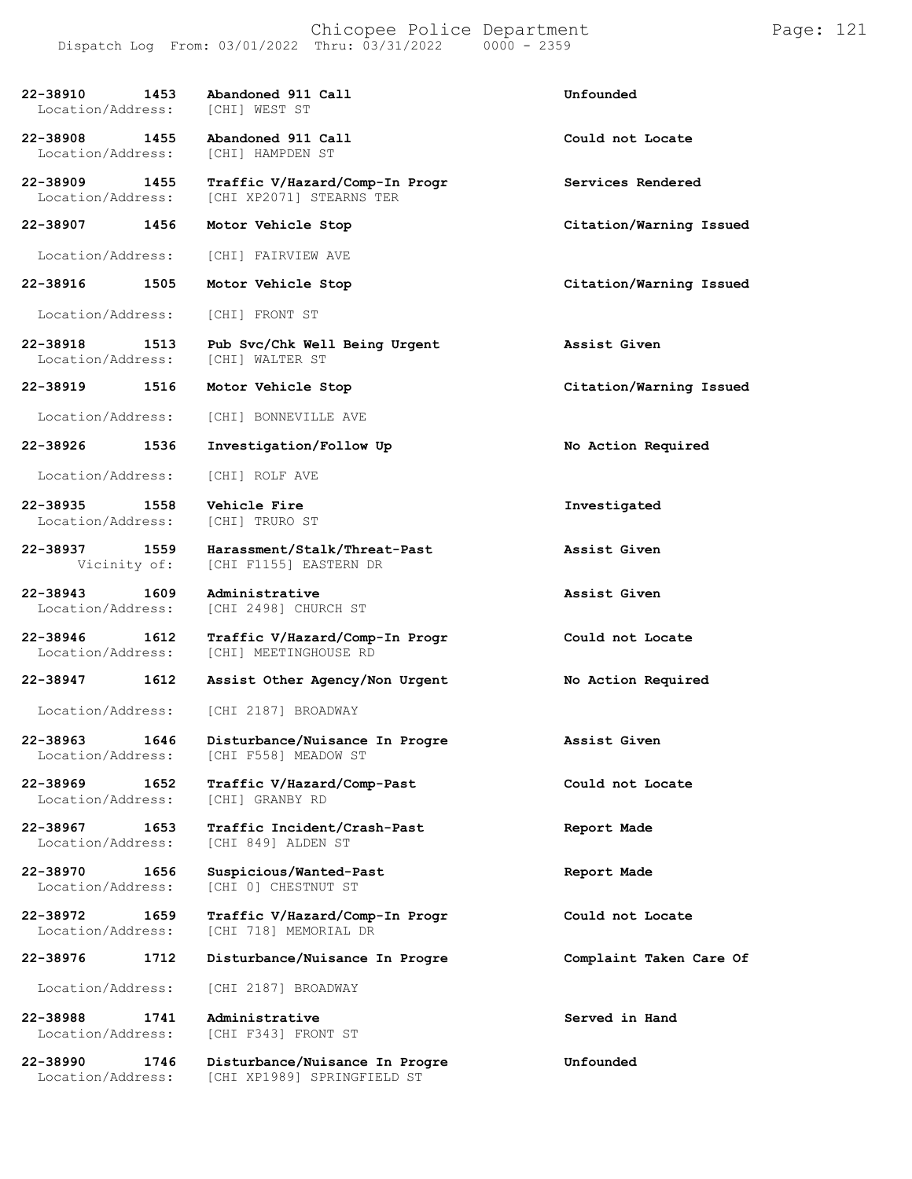| Call # | Time | Call Type | Disposition |
| --- | --- | --- | --- |
| 22-38910 | 1453 | Abandoned 911 Call | Unfounded |
| Location/Address: | | [CHI] WEST ST | |
| 22-38908 | 1455 | Abandoned 911 Call | Could not Locate |
| Location/Address: | | [CHI] HAMPDEN ST | |
| 22-38909 | 1455 | Traffic V/Hazard/Comp-In Progr | Services Rendered |
| Location/Address: | | [CHI XP2071] STEARNS TER | |
| 22-38907 | 1456 | Motor Vehicle Stop | Citation/Warning Issued |
| Location/Address: | | [CHI] FAIRVIEW AVE | |
| 22-38916 | 1505 | Motor Vehicle Stop | Citation/Warning Issued |
| Location/Address: | | [CHI] FRONT ST | |
| 22-38918 | 1513 | Pub Svc/Chk Well Being Urgent | Assist Given |
| Location/Address: | | [CHI] WALTER ST | |
| 22-38919 | 1516 | Motor Vehicle Stop | Citation/Warning Issued |
| Location/Address: | | [CHI] BONNEVILLE AVE | |
| 22-38926 | 1536 | Investigation/Follow Up | No Action Required |
| Location/Address: | | [CHI] ROLF AVE | |
| 22-38935 | 1558 | Vehicle Fire | Investigated |
| Location/Address: | | [CHI] TRURO ST | |
| 22-38937 | 1559 | Harassment/Stalk/Threat-Past | Assist Given |
| Vicinity of: | | [CHI F1155] EASTERN DR | |
| 22-38943 | 1609 | Administrative | Assist Given |
| Location/Address: | | [CHI 2498] CHURCH ST | |
| 22-38946 | 1612 | Traffic V/Hazard/Comp-In Progr | Could not Locate |
| Location/Address: | | [CHI] MEETINGHOUSE RD | |
| 22-38947 | 1612 | Assist Other Agency/Non Urgent | No Action Required |
| Location/Address: | | [CHI 2187] BROADWAY | |
| 22-38963 | 1646 | Disturbance/Nuisance In Progre | Assist Given |
| Location/Address: | | [CHI F558] MEADOW ST | |
| 22-38969 | 1652 | Traffic V/Hazard/Comp-Past | Could not Locate |
| Location/Address: | | [CHI] GRANBY RD | |
| 22-38967 | 1653 | Traffic Incident/Crash-Past | Report Made |
| Location/Address: | | [CHI 849] ALDEN ST | |
| 22-38970 | 1656 | Suspicious/Wanted-Past | Report Made |
| Location/Address: | | [CHI 0] CHESTNUT ST | |
| 22-38972 | 1659 | Traffic V/Hazard/Comp-In Progr | Could not Locate |
| Location/Address: | | [CHI 718] MEMORIAL DR | |
| 22-38976 | 1712 | Disturbance/Nuisance In Progre | Complaint Taken Care Of |
| Location/Address: | | [CHI 2187] BROADWAY | |
| 22-38988 | 1741 | Administrative | Served in Hand |
| Location/Address: | | [CHI F343] FRONT ST | |
| 22-38990 | 1746 | Disturbance/Nuisance In Progre | Unfounded |
| Location/Address: | | [CHI XP1989] SPRINGFIELD ST | |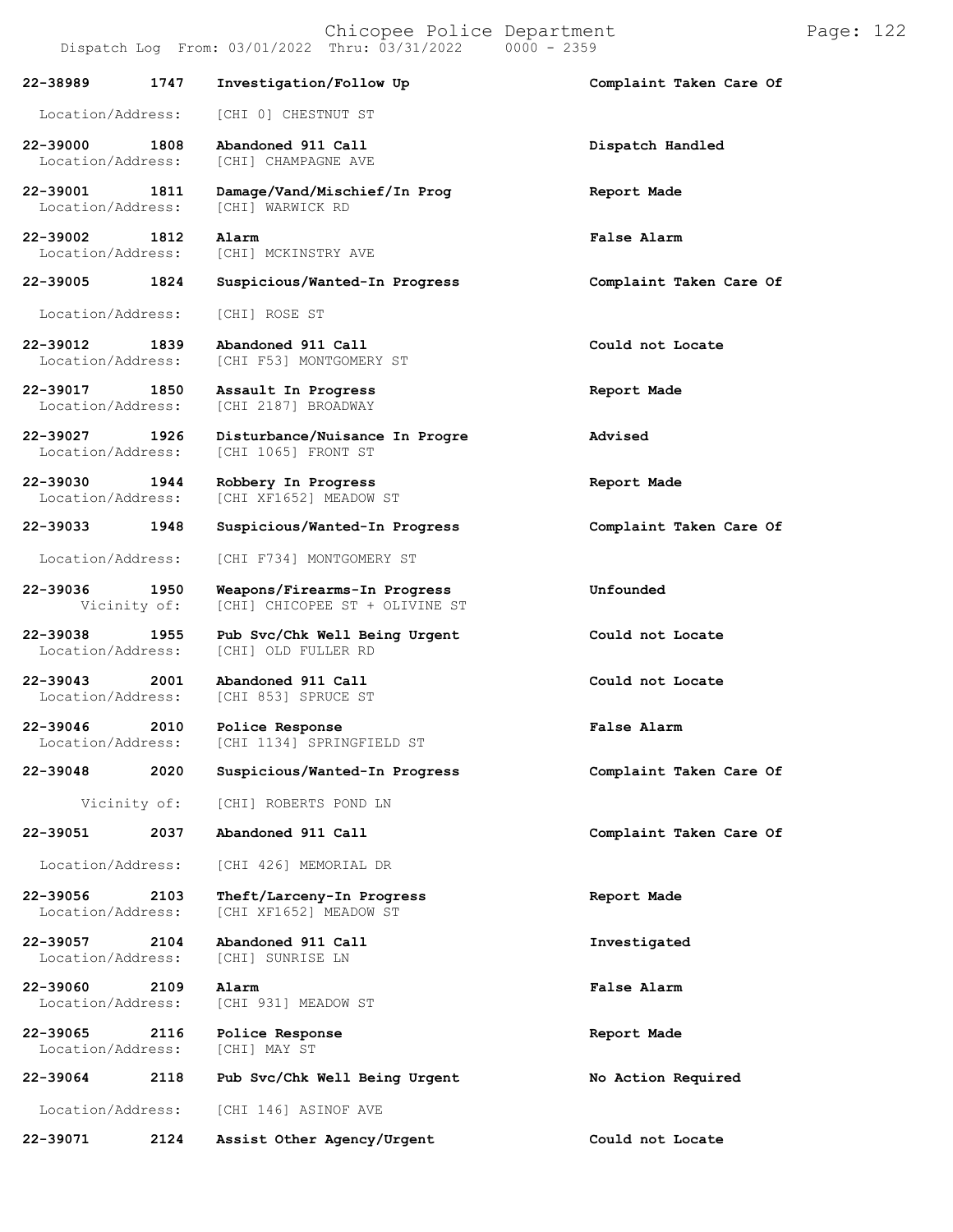Dispatch Log From: 03/01/2022 Thru: 03/31/2022 0000 - 2359

| Call Number | Time | Call Reason | Action |
|---|---|---|---|
| 22-38989 | 1747 | Investigation/Follow Up | Complaint Taken Care Of |
| Location/Address: | | [CHI 0] CHESTNUT ST | |
| 22-39000 | 1808 | Abandoned 911 Call | Dispatch Handled |
| Location/Address: | | [CHI] CHAMPAGNE AVE | |
| 22-39001 | 1811 | Damage/Vand/Mischief/In Prog | Report Made |
| Location/Address: | | [CHI] WARWICK RD | |
| 22-39002 | 1812 | Alarm | False Alarm |
| Location/Address: | | [CHI] MCKINSTRY AVE | |
| 22-39005 | 1824 | Suspicious/Wanted-In Progress | Complaint Taken Care Of |
| Location/Address: | | [CHI] ROSE ST | |
| 22-39012 | 1839 | Abandoned 911 Call | Could not Locate |
| Location/Address: | | [CHI F53] MONTGOMERY ST | |
| 22-39017 | 1850 | Assault In Progress | Report Made |
| Location/Address: | | [CHI 2187] BROADWAY | |
| 22-39027 | 1926 | Disturbance/Nuisance In Progre | Advised |
| Location/Address: | | [CHI 1065] FRONT ST | |
| 22-39030 | 1944 | Robbery In Progress | Report Made |
| Location/Address: | | [CHI XF1652] MEADOW ST | |
| 22-39033 | 1948 | Suspicious/Wanted-In Progress | Complaint Taken Care Of |
| Location/Address: | | [CHI F734] MONTGOMERY ST | |
| 22-39036 | 1950 | Weapons/Firearms-In Progress | Unfounded |
| Vicinity of: | | [CHI] CHICOPEE ST + OLIVINE ST | |
| 22-39038 | 1955 | Pub Svc/Chk Well Being Urgent | Could not Locate |
| Location/Address: | | [CHI] OLD FULLER RD | |
| 22-39043 | 2001 | Abandoned 911 Call | Could not Locate |
| Location/Address: | | [CHI 853] SPRUCE ST | |
| 22-39046 | 2010 | Police Response | False Alarm |
| Location/Address: | | [CHI 1134] SPRINGFIELD ST | |
| 22-39048 | 2020 | Suspicious/Wanted-In Progress | Complaint Taken Care Of |
| Vicinity of: | | [CHI] ROBERTS POND LN | |
| 22-39051 | 2037 | Abandoned 911 Call | Complaint Taken Care Of |
| Location/Address: | | [CHI 426] MEMORIAL DR | |
| 22-39056 | 2103 | Theft/Larceny-In Progress | Report Made |
| Location/Address: | | [CHI XF1652] MEADOW ST | |
| 22-39057 | 2104 | Abandoned 911 Call | Investigated |
| Location/Address: | | [CHI] SUNRISE LN | |
| 22-39060 | 2109 | Alarm | False Alarm |
| Location/Address: | | [CHI 931] MEADOW ST | |
| 22-39065 | 2116 | Police Response | Report Made |
| Location/Address: | | [CHI] MAY ST | |
| 22-39064 | 2118 | Pub Svc/Chk Well Being Urgent | No Action Required |
| Location/Address: | | [CHI 146] ASINOF AVE | |
| 22-39071 | 2124 | Assist Other Agency/Urgent | Could not Locate |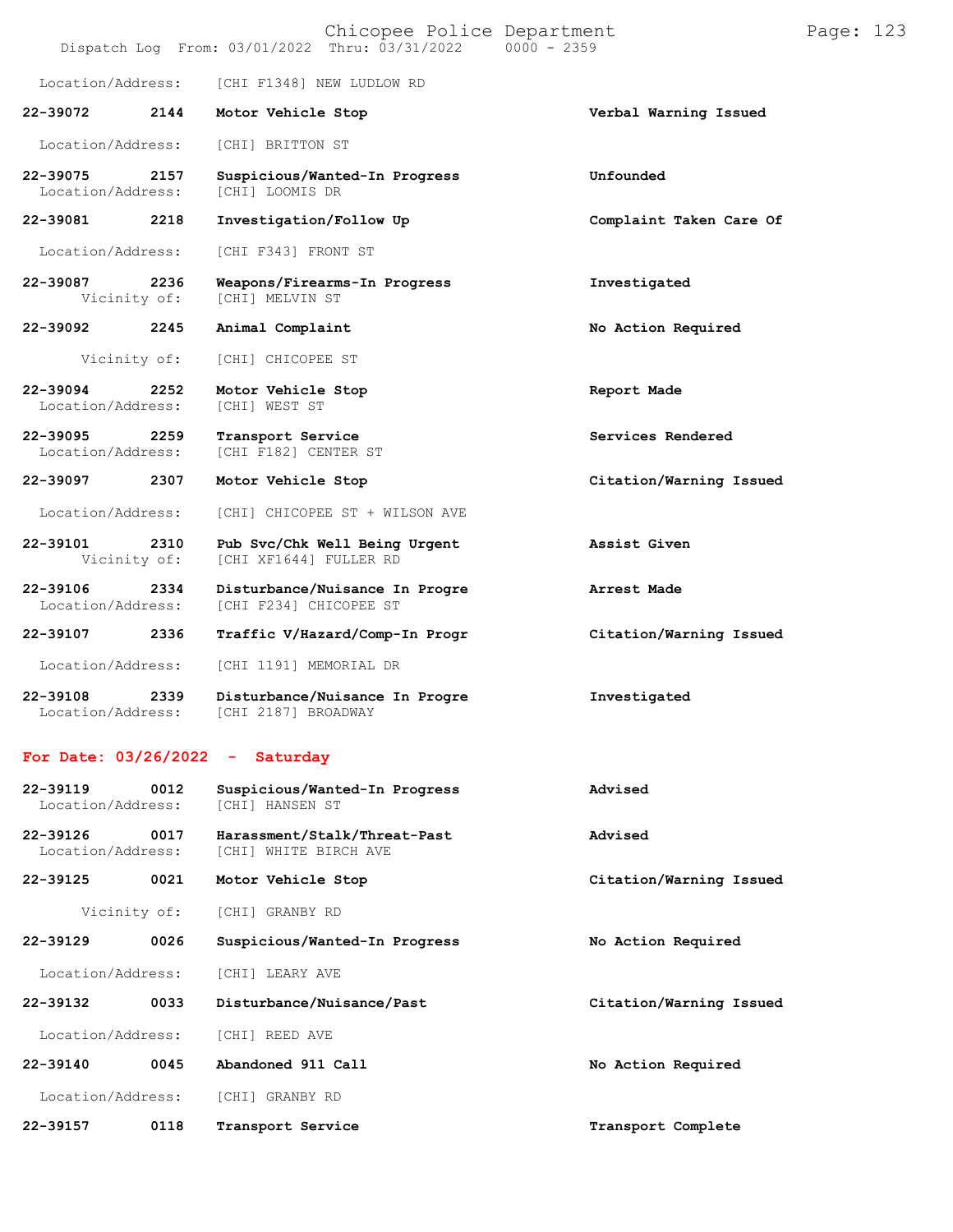Location/Address: [CHI F1348] NEW LUDLOW RD

**22-39072 2144 Motor Vehicle Stop** — **Verbal Warning Issued**
Location/Address: [CHI] BRITTON ST

**22-39075 2157 Suspicious/Wanted-In Progress** — **Unfounded**
Location/Address: [CHI] LOOMIS DR

**22-39081 2218 Investigation/Follow Up** — **Complaint Taken Care Of**
Location/Address: [CHI F343] FRONT ST

**22-39087 2236 Weapons/Firearms-In Progress** — **Investigated**
Vicinity of: [CHI] MELVIN ST

**22-39092 2245 Animal Complaint** — **No Action Required**
Vicinity of: [CHI] CHICOPEE ST

**22-39094 2252 Motor Vehicle Stop** — **Report Made**
Location/Address: [CHI] WEST ST

**22-39095 2259 Transport Service** — **Services Rendered**
Location/Address: [CHI F182] CENTER ST

**22-39097 2307 Motor Vehicle Stop** — **Citation/Warning Issued**
Location/Address: [CHI] CHICOPEE ST + WILSON AVE

**22-39101 2310 Pub Svc/Chk Well Being Urgent** — **Assist Given**
Vicinity of: [CHI XF1644] FULLER RD

**22-39106 2334 Disturbance/Nuisance In Progre** — **Arrest Made**
Location/Address: [CHI F234] CHICOPEE ST

**22-39107 2336 Traffic V/Hazard/Comp-In Progr** — **Citation/Warning Issued**
Location/Address: [CHI 1191] MEMORIAL DR

**22-39108 2339 Disturbance/Nuisance In Progre** — **Investigated**
Location/Address: [CHI 2187] BROADWAY

## For Date: 03/26/2022 - Saturday

**22-39119 0012 Suspicious/Wanted-In Progress** — **Advised**
Location/Address: [CHI] HANSEN ST

**22-39126 0017 Harassment/Stalk/Threat-Past** — **Advised**
Location/Address: [CHI] WHITE BIRCH AVE

**22-39125 0021 Motor Vehicle Stop** — **Citation/Warning Issued**
Vicinity of: [CHI] GRANBY RD

**22-39129 0026 Suspicious/Wanted-In Progress** — **No Action Required**
Location/Address: [CHI] LEARY AVE

**22-39132 0033 Disturbance/Nuisance/Past** — **Citation/Warning Issued**
Location/Address: [CHI] REED AVE

**22-39140 0045 Abandoned 911 Call** — **No Action Required**
Location/Address: [CHI] GRANBY RD

**22-39157 0118 Transport Service** — **Transport Complete**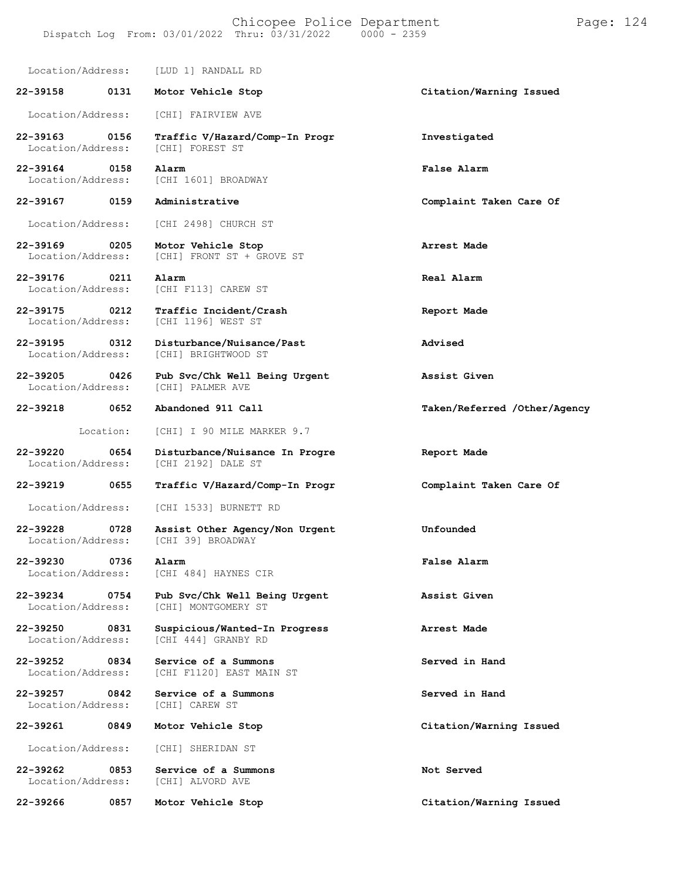Location/Address: [LUD 1] RANDALL RD

**22-39158 0131 Motor Vehicle Stop** — **Citation/Warning Issued**
Location/Address: [CHI] FAIRVIEW AVE

**22-39163 0156 Traffic V/Hazard/Comp-In Progr** — **Investigated**
Location/Address: [CHI] FOREST ST

**22-39164 0158 Alarm** — **False Alarm**
Location/Address: [CHI 1601] BROADWAY

**22-39167 0159 Administrative** — **Complaint Taken Care Of**
Location/Address: [CHI 2498] CHURCH ST

**22-39169 0205 Motor Vehicle Stop** — **Arrest Made**
Location/Address: [CHI] FRONT ST + GROVE ST

**22-39176 0211 Alarm** — **Real Alarm**
Location/Address: [CHI F113] CAREW ST

**22-39175 0212 Traffic Incident/Crash** — **Report Made**
Location/Address: [CHI 1196] WEST ST

**22-39195 0312 Disturbance/Nuisance/Past** — **Advised**
Location/Address: [CHI] BRIGHTWOOD ST

**22-39205 0426 Pub Svc/Chk Well Being Urgent** — **Assist Given**
Location/Address: [CHI] PALMER AVE

**22-39218 0652 Abandoned 911 Call** — **Taken/Referred /Other/Agency**
Location: [CHI] I 90 MILE MARKER 9.7

**22-39220 0654 Disturbance/Nuisance In Progre** — **Report Made**
Location/Address: [CHI 2192] DALE ST

**22-39219 0655 Traffic V/Hazard/Comp-In Progr** — **Complaint Taken Care Of**
Location/Address: [CHI 1533] BURNETT RD

**22-39228 0728 Assist Other Agency/Non Urgent** — **Unfounded**
Location/Address: [CHI 39] BROADWAY

**22-39230 0736 Alarm** — **False Alarm**
Location/Address: [CHI 484] HAYNES CIR

**22-39234 0754 Pub Svc/Chk Well Being Urgent** — **Assist Given**
Location/Address: [CHI] MONTGOMERY ST

**22-39250 0831 Suspicious/Wanted-In Progress** — **Arrest Made**
Location/Address: [CHI 444] GRANBY RD

**22-39252 0834 Service of a Summons** — **Served in Hand**
Location/Address: [CHI F1120] EAST MAIN ST

**22-39257 0842 Service of a Summons** — **Served in Hand**
Location/Address: [CHI] CAREW ST

**22-39261 0849 Motor Vehicle Stop** — **Citation/Warning Issued**
Location/Address: [CHI] SHERIDAN ST

**22-39262 0853 Service of a Summons** — **Not Served**
Location/Address: [CHI] ALVORD AVE

**22-39266 0857 Motor Vehicle Stop** — **Citation/Warning Issued**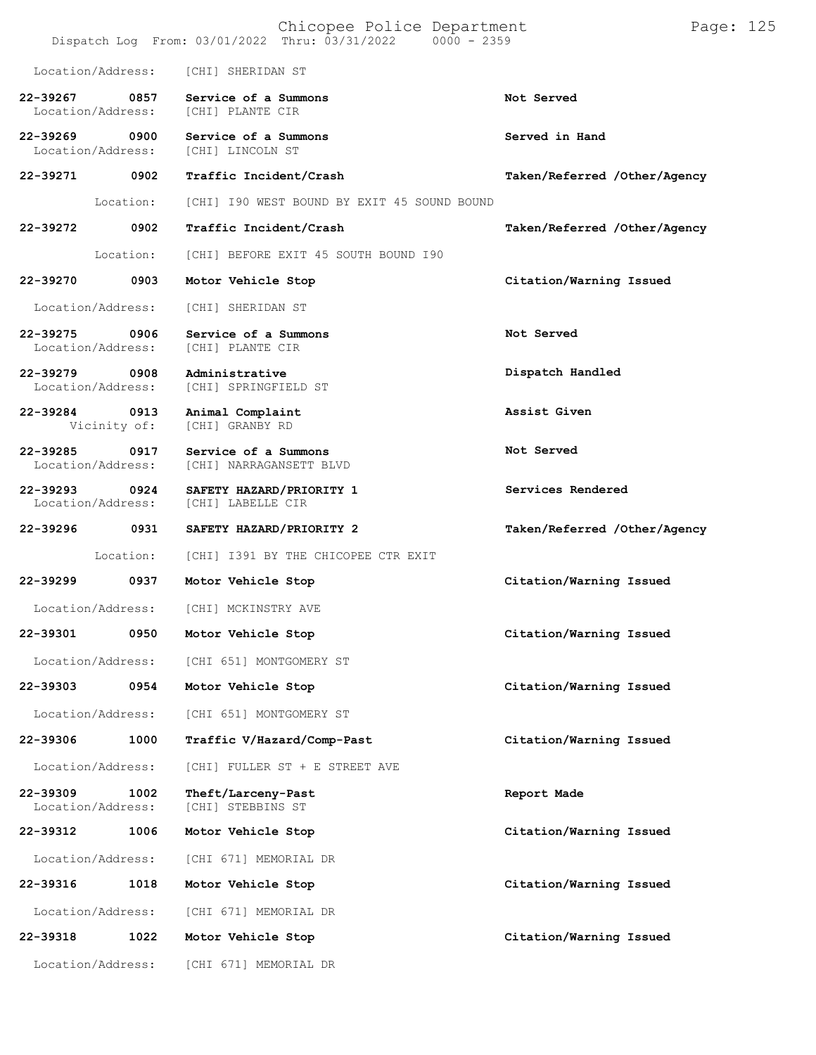Location/Address: [CHI] SHERIDAN ST

**22-39267 0857 Service of a Summons** — **Not Served**
Location/Address: [CHI] PLANTE CIR

**22-39269 0900 Service of a Summons** — **Served in Hand**
Location/Address: [CHI] LINCOLN ST

**22-39271 0902 Traffic Incident/Crash** — **Taken/Referred /Other/Agency**
Location: [CHI] I90 WEST BOUND BY EXIT 45 SOUND BOUND

**22-39272 0902 Traffic Incident/Crash** — **Taken/Referred /Other/Agency**
Location: [CHI] BEFORE EXIT 45 SOUTH BOUND I90

**22-39270 0903 Motor Vehicle Stop** — **Citation/Warning Issued**
Location/Address: [CHI] SHERIDAN ST

**22-39275 0906 Service of a Summons** — **Not Served**
Location/Address: [CHI] PLANTE CIR

**22-39279 0908 Administrative** — **Dispatch Handled**
Location/Address: [CHI] SPRINGFIELD ST

**22-39284 0913 Animal Complaint** — **Assist Given**
Vicinity of: [CHI] GRANBY RD

**22-39285 0917 Service of a Summons** — **Not Served**
Location/Address: [CHI] NARRAGANSETT BLVD

**22-39293 0924 SAFETY HAZARD/PRIORITY 1** — **Services Rendered**
Location/Address: [CHI] LABELLE CIR

**22-39296 0931 SAFETY HAZARD/PRIORITY 2** — **Taken/Referred /Other/Agency**
Location: [CHI] I391 BY THE CHICOPEE CTR EXIT

**22-39299 0937 Motor Vehicle Stop** — **Citation/Warning Issued**
Location/Address: [CHI] MCKINSTRY AVE

**22-39301 0950 Motor Vehicle Stop** — **Citation/Warning Issued**
Location/Address: [CHI 651] MONTGOMERY ST

**22-39303 0954 Motor Vehicle Stop** — **Citation/Warning Issued**
Location/Address: [CHI 651] MONTGOMERY ST

**22-39306 1000 Traffic V/Hazard/Comp-Past** — **Citation/Warning Issued**
Location/Address: [CHI] FULLER ST + E STREET AVE

**22-39309 1002 Theft/Larceny-Past** — **Report Made**
Location/Address: [CHI] STEBBINS ST

**22-39312 1006 Motor Vehicle Stop** — **Citation/Warning Issued**
Location/Address: [CHI 671] MEMORIAL DR

**22-39316 1018 Motor Vehicle Stop** — **Citation/Warning Issued**
Location/Address: [CHI 671] MEMORIAL DR

**22-39318 1022 Motor Vehicle Stop** — **Citation/Warning Issued**
Location/Address: [CHI 671] MEMORIAL DR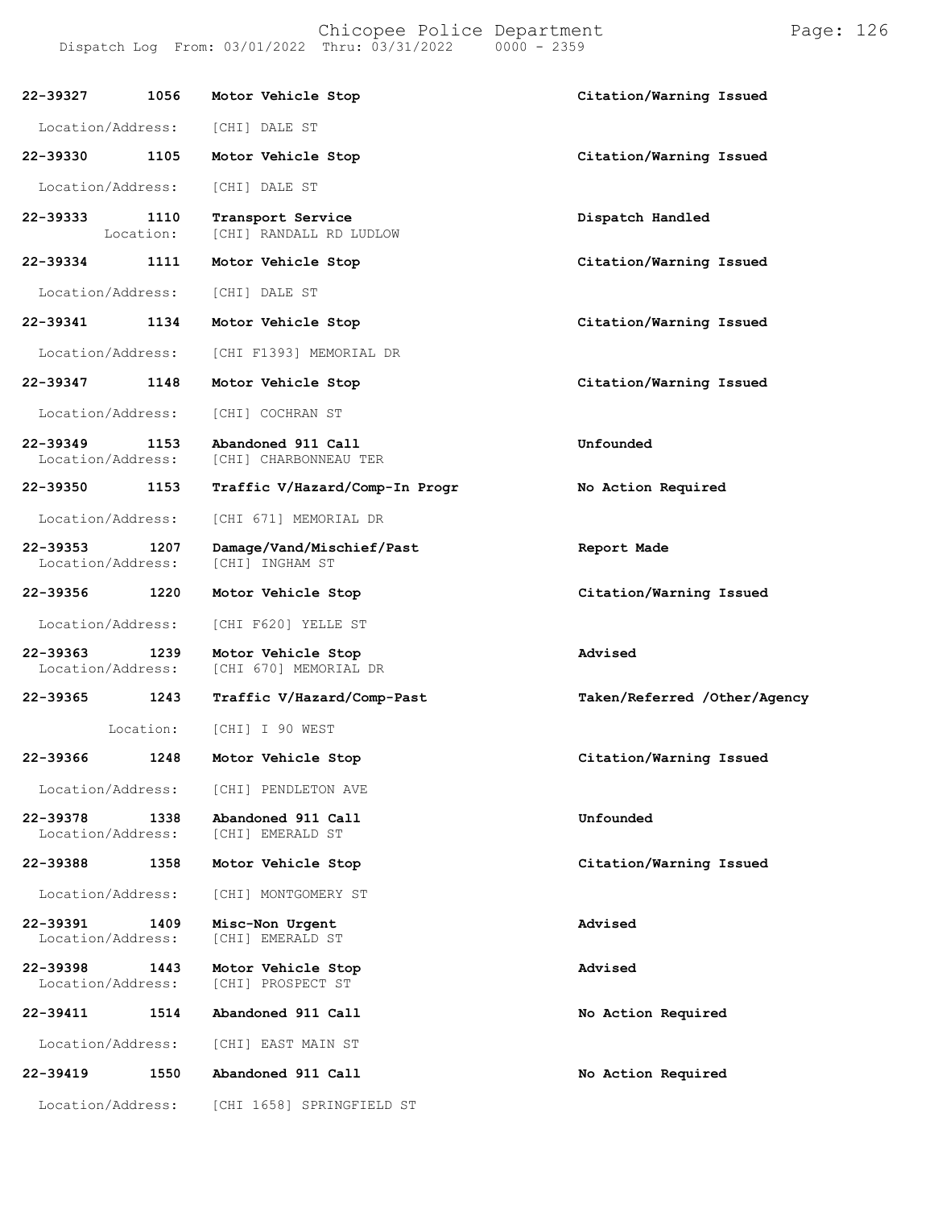| Call Number | Time | Call Reason | Action |
| --- | --- | --- | --- |
| 22-39327 | 1056 | Motor Vehicle Stop | Citation/Warning Issued |
| Location/Address: | | [CHI] DALE ST | |
| 22-39330 | 1105 | Motor Vehicle Stop | Citation/Warning Issued |
| Location/Address: | | [CHI] DALE ST | |
| 22-39333 | 1110 | Transport Service | Dispatch Handled |
| Location: | | [CHI] RANDALL RD LUDLOW | |
| 22-39334 | 1111 | Motor Vehicle Stop | Citation/Warning Issued |
| Location/Address: | | [CHI] DALE ST | |
| 22-39341 | 1134 | Motor Vehicle Stop | Citation/Warning Issued |
| Location/Address: | | [CHI F1393] MEMORIAL DR | |
| 22-39347 | 1148 | Motor Vehicle Stop | Citation/Warning Issued |
| Location/Address: | | [CHI] COCHRAN ST | |
| 22-39349 | 1153 | Abandoned 911 Call | Unfounded |
| Location/Address: | | [CHI] CHARBONNEAU TER | |
| 22-39350 | 1153 | Traffic V/Hazard/Comp-In Progr | No Action Required |
| Location/Address: | | [CHI 671] MEMORIAL DR | |
| 22-39353 | 1207 | Damage/Vand/Mischief/Past | Report Made |
| Location/Address: | | [CHI] INGHAM ST | |
| 22-39356 | 1220 | Motor Vehicle Stop | Citation/Warning Issued |
| Location/Address: | | [CHI F620] YELLE ST | |
| 22-39363 | 1239 | Motor Vehicle Stop | Advised |
| Location/Address: | | [CHI 670] MEMORIAL DR | |
| 22-39365 | 1243 | Traffic V/Hazard/Comp-Past | Taken/Referred /Other/Agency |
| Location: | | [CHI] I 90 WEST | |
| 22-39366 | 1248 | Motor Vehicle Stop | Citation/Warning Issued |
| Location/Address: | | [CHI] PENDLETON AVE | |
| 22-39378 | 1338 | Abandoned 911 Call | Unfounded |
| Location/Address: | | [CHI] EMERALD ST | |
| 22-39388 | 1358 | Motor Vehicle Stop | Citation/Warning Issued |
| Location/Address: | | [CHI] MONTGOMERY ST | |
| 22-39391 | 1409 | Misc-Non Urgent | Advised |
| Location/Address: | | [CHI] EMERALD ST | |
| 22-39398 | 1443 | Motor Vehicle Stop | Advised |
| Location/Address: | | [CHI] PROSPECT ST | |
| 22-39411 | 1514 | Abandoned 911 Call | No Action Required |
| Location/Address: | | [CHI] EAST MAIN ST | |
| 22-39419 | 1550 | Abandoned 911 Call | No Action Required |
| Location/Address: | | [CHI 1658] SPRINGFIELD ST | |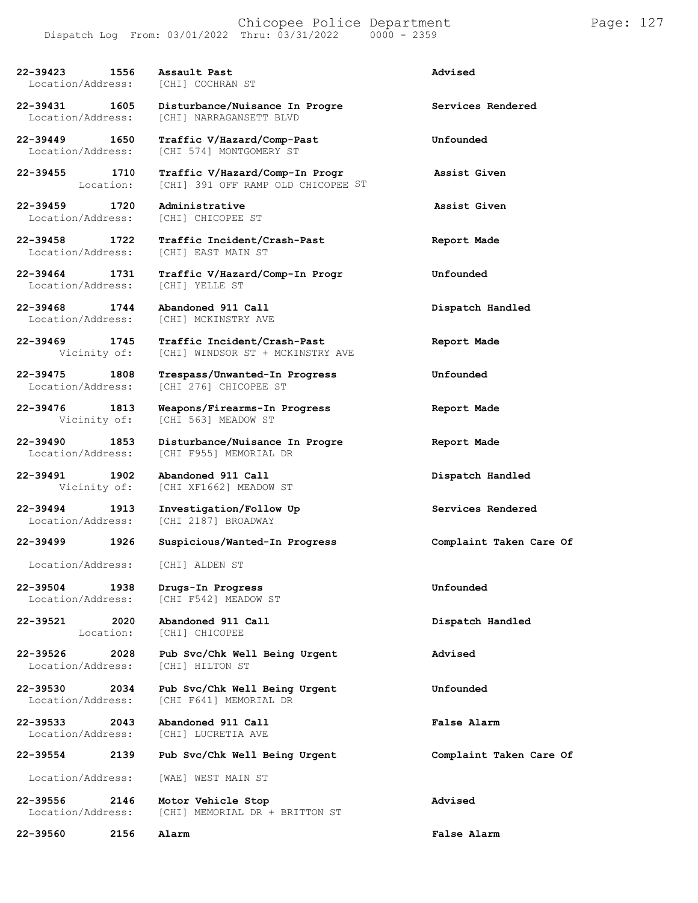| Call No. | Time | Call Reason / Location | Action |
|---|---|---|---|
| 22-39423 | 1556 | Assault Past | Advised |
| Location/Address: | | [CHI] COCHRAN ST | |
| 22-39431 | 1605 | Disturbance/Nuisance In Progre | Services Rendered |
| Location/Address: | | [CHI] NARRAGANSETT BLVD | |
| 22-39449 | 1650 | Traffic V/Hazard/Comp-Past | Unfounded |
| Location/Address: | | [CHI 574] MONTGOMERY ST | |
| 22-39455 | 1710 | Traffic V/Hazard/Comp-In Progr | Assist Given |
| Location: | | [CHI] 391 OFF RAMP OLD CHICOPEE ST | |
| 22-39459 | 1720 | Administrative | Assist Given |
| Location/Address: | | [CHI] CHICOPEE ST | |
| 22-39458 | 1722 | Traffic Incident/Crash-Past | Report Made |
| Location/Address: | | [CHI] EAST MAIN ST | |
| 22-39464 | 1731 | Traffic V/Hazard/Comp-In Progr | Unfounded |
| Location/Address: | | [CHI] YELLE ST | |
| 22-39468 | 1744 | Abandoned 911 Call | Dispatch Handled |
| Location/Address: | | [CHI] MCKINSTRY AVE | |
| 22-39469 | 1745 | Traffic Incident/Crash-Past | Report Made |
| Vicinity of: | | [CHI] WINDSOR ST + MCKINSTRY AVE | |
| 22-39475 | 1808 | Trespass/Unwanted-In Progress | Unfounded |
| Location/Address: | | [CHI 276] CHICOPEE ST | |
| 22-39476 | 1813 | Weapons/Firearms-In Progress | Report Made |
| Vicinity of: | | [CHI 563] MEADOW ST | |
| 22-39490 | 1853 | Disturbance/Nuisance In Progre | Report Made |
| Location/Address: | | [CHI F955] MEMORIAL DR | |
| 22-39491 | 1902 | Abandoned 911 Call | Dispatch Handled |
| Vicinity of: | | [CHI XF1662] MEADOW ST | |
| 22-39494 | 1913 | Investigation/Follow Up | Services Rendered |
| Location/Address: | | [CHI 2187] BROADWAY | |
| 22-39499 | 1926 | Suspicious/Wanted-In Progress | Complaint Taken Care Of |
| Location/Address: | | [CHI] ALDEN ST | |
| 22-39504 | 1938 | Drugs-In Progress | Unfounded |
| Location/Address: | | [CHI F542] MEADOW ST | |
| 22-39521 | 2020 | Abandoned 911 Call | Dispatch Handled |
| Location: | | [CHI] CHICOPEE | |
| 22-39526 | 2028 | Pub Svc/Chk Well Being Urgent | Advised |
| Location/Address: | | [CHI] HILTON ST | |
| 22-39530 | 2034 | Pub Svc/Chk Well Being Urgent | Unfounded |
| Location/Address: | | [CHI F641] MEMORIAL DR | |
| 22-39533 | 2043 | Abandoned 911 Call | False Alarm |
| Location/Address: | | [CHI] LUCRETIA AVE | |
| 22-39554 | 2139 | Pub Svc/Chk Well Being Urgent | Complaint Taken Care Of |
| Location/Address: | | [WAE] WEST MAIN ST | |
| 22-39556 | 2146 | Motor Vehicle Stop | Advised |
| Location/Address: | | [CHI] MEMORIAL DR + BRITTON ST | |
| 22-39560 | 2156 | Alarm | False Alarm |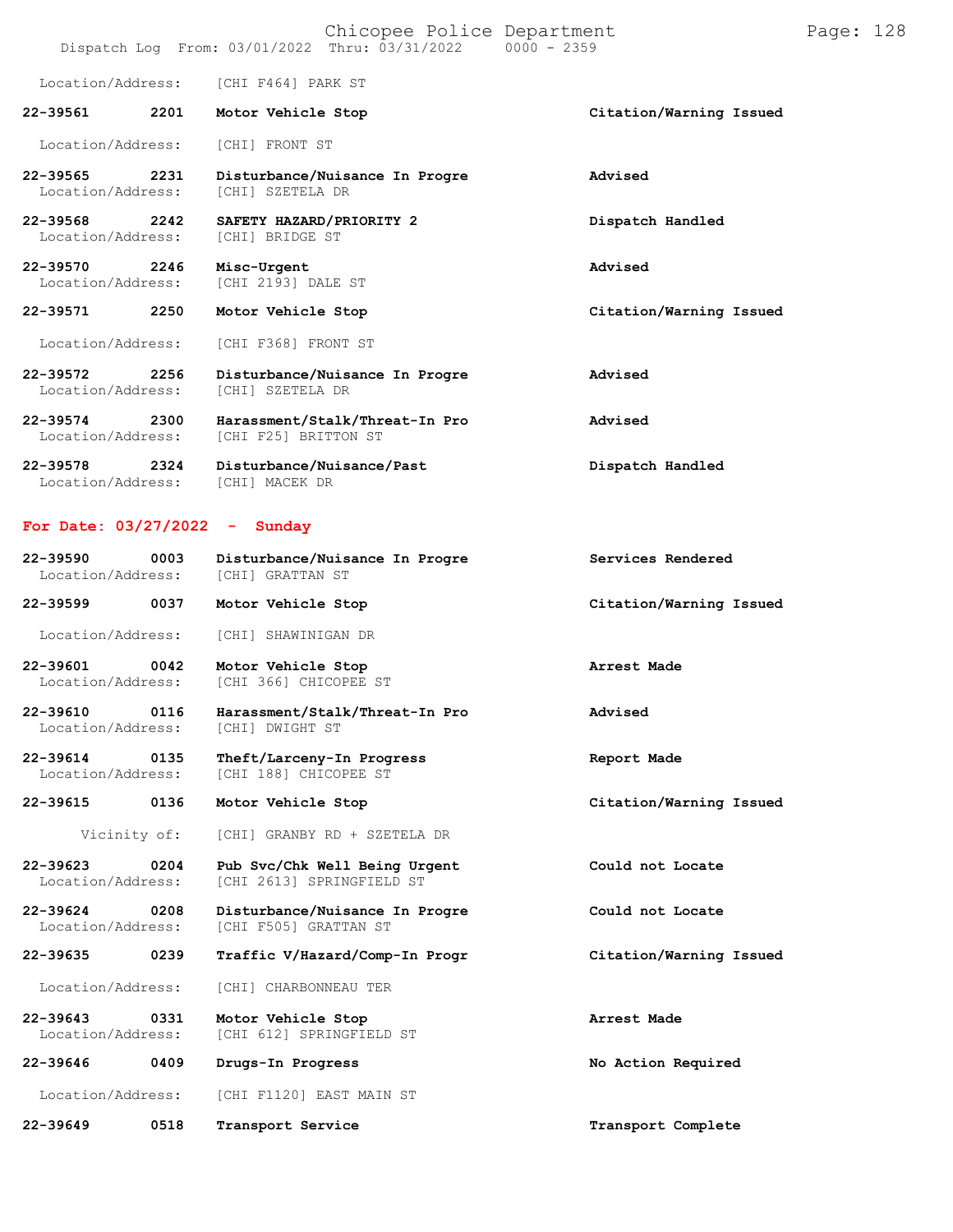Location/Address: [CHI F464] PARK ST

| Call # | Time | Call Type | Disposition |
|---|---|---|---|
| 22-39561 | 2201 | Motor Vehicle Stop | Citation/Warning Issued |

Location/Address: [CHI] FRONT ST

| Call # | Time | Call Type | Disposition |
|---|---|---|---|
| 22-39565 | 2231 | Disturbance/Nuisance In Progre | Advised |

Location/Address: [CHI] SZETELA DR

| Call # | Time | Call Type | Disposition |
|---|---|---|---|
| 22-39568 | 2242 | SAFETY HAZARD/PRIORITY 2 | Dispatch Handled |

Location/Address: [CHI] BRIDGE ST

| Call # | Time | Call Type | Disposition |
|---|---|---|---|
| 22-39570 | 2246 | Misc-Urgent | Advised |

Location/Address: [CHI 2193] DALE ST

| Call # | Time | Call Type | Disposition |
|---|---|---|---|
| 22-39571 | 2250 | Motor Vehicle Stop | Citation/Warning Issued |

Location/Address: [CHI F368] FRONT ST

| Call # | Time | Call Type | Disposition |
|---|---|---|---|
| 22-39572 | 2256 | Disturbance/Nuisance In Progre | Advised |

Location/Address: [CHI] SZETELA DR

| Call # | Time | Call Type | Disposition |
|---|---|---|---|
| 22-39574 | 2300 | Harassment/Stalk/Threat-In Pro | Advised |

Location/Address: [CHI F25] BRITTON ST

| Call # | Time | Call Type | Disposition |
|---|---|---|---|
| 22-39578 | 2324 | Disturbance/Nuisance/Past | Dispatch Handled |

Location/Address: [CHI] MACEK DR

## For Date: 03/27/2022 - Sunday

| Call # | Time | Call Type | Disposition |
|---|---|---|---|
| 22-39590 | 0003 | Disturbance/Nuisance In Progre | Services Rendered |

Location/Address: [CHI] GRATTAN ST

| Call # | Time | Call Type | Disposition |
|---|---|---|---|
| 22-39599 | 0037 | Motor Vehicle Stop | Citation/Warning Issued |

Location/Address: [CHI] SHAWINIGAN DR

| Call # | Time | Call Type | Disposition |
|---|---|---|---|
| 22-39601 | 0042 | Motor Vehicle Stop | Arrest Made |

Location/Address: [CHI 366] CHICOPEE ST

| Call # | Time | Call Type | Disposition |
|---|---|---|---|
| 22-39610 | 0116 | Harassment/Stalk/Threat-In Pro | Advised |

Location/Address: [CHI] DWIGHT ST

| Call # | Time | Call Type | Disposition |
|---|---|---|---|
| 22-39614 | 0135 | Theft/Larceny-In Progress | Report Made |

Location/Address: [CHI 188] CHICOPEE ST

| Call # | Time | Call Type | Disposition |
|---|---|---|---|
| 22-39615 | 0136 | Motor Vehicle Stop | Citation/Warning Issued |

Vicinity of: [CHI] GRANBY RD + SZETELA DR

| Call # | Time | Call Type | Disposition |
|---|---|---|---|
| 22-39623 | 0204 | Pub Svc/Chk Well Being Urgent | Could not Locate |

Location/Address: [CHI 2613] SPRINGFIELD ST

| Call # | Time | Call Type | Disposition |
|---|---|---|---|
| 22-39624 | 0208 | Disturbance/Nuisance In Progre | Could not Locate |

Location/Address: [CHI F505] GRATTAN ST

| Call # | Time | Call Type | Disposition |
|---|---|---|---|
| 22-39635 | 0239 | Traffic V/Hazard/Comp-In Progr | Citation/Warning Issued |

Location/Address: [CHI] CHARBONNEAU TER

| Call # | Time | Call Type | Disposition |
|---|---|---|---|
| 22-39643 | 0331 | Motor Vehicle Stop | Arrest Made |

Location/Address: [CHI 612] SPRINGFIELD ST

| Call # | Time | Call Type | Disposition |
|---|---|---|---|
| 22-39646 | 0409 | Drugs-In Progress | No Action Required |

Location/Address: [CHI F1120] EAST MAIN ST

| Call # | Time | Call Type | Disposition |
|---|---|---|---|
| 22-39649 | 0518 | Transport Service | Transport Complete |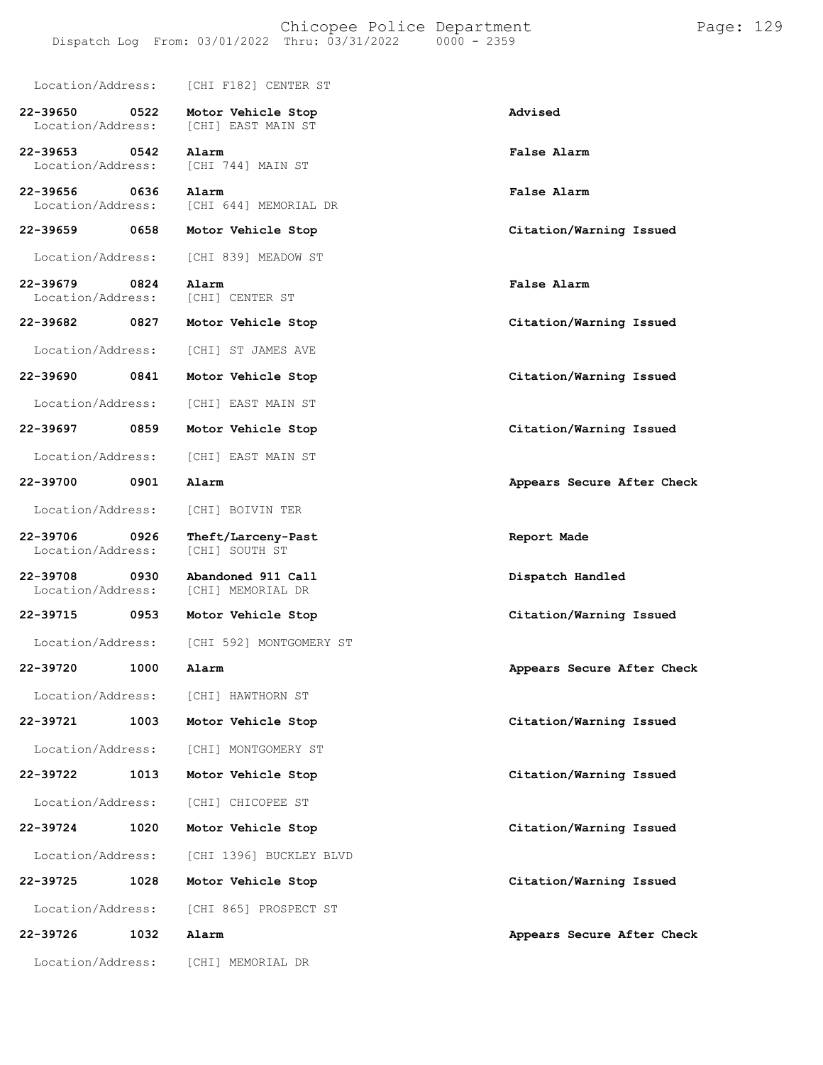Location/Address: [CHI F182] CENTER ST

| Call Number | Time | Call Reason | Action |
|---|---|---|---|
| 22-39650 | 0522 | Motor Vehicle Stop | Advised |
| Location/Address: | | [CHI] EAST MAIN ST | |
| 22-39653 | 0542 | Alarm | False Alarm |
| Location/Address: | | [CHI 744] MAIN ST | |
| 22-39656 | 0636 | Alarm | False Alarm |
| Location/Address: | | [CHI 644] MEMORIAL DR | |
| 22-39659 | 0658 | Motor Vehicle Stop | Citation/Warning Issued |
| Location/Address: | | [CHI 839] MEADOW ST | |
| 22-39679 | 0824 | Alarm | False Alarm |
| Location/Address: | | [CHI] CENTER ST | |
| 22-39682 | 0827 | Motor Vehicle Stop | Citation/Warning Issued |
| Location/Address: | | [CHI] ST JAMES AVE | |
| 22-39690 | 0841 | Motor Vehicle Stop | Citation/Warning Issued |
| Location/Address: | | [CHI] EAST MAIN ST | |
| 22-39697 | 0859 | Motor Vehicle Stop | Citation/Warning Issued |
| Location/Address: | | [CHI] EAST MAIN ST | |
| 22-39700 | 0901 | Alarm | Appears Secure After Check |
| Location/Address: | | [CHI] BOIVIN TER | |
| 22-39706 | 0926 | Theft/Larceny-Past | Report Made |
| Location/Address: | | [CHI] SOUTH ST | |
| 22-39708 | 0930 | Abandoned 911 Call | Dispatch Handled |
| Location/Address: | | [CHI] MEMORIAL DR | |
| 22-39715 | 0953 | Motor Vehicle Stop | Citation/Warning Issued |
| Location/Address: | | [CHI 592] MONTGOMERY ST | |
| 22-39720 | 1000 | Alarm | Appears Secure After Check |
| Location/Address: | | [CHI] HAWTHORN ST | |
| 22-39721 | 1003 | Motor Vehicle Stop | Citation/Warning Issued |
| Location/Address: | | [CHI] MONTGOMERY ST | |
| 22-39722 | 1013 | Motor Vehicle Stop | Citation/Warning Issued |
| Location/Address: | | [CHI] CHICOPEE ST | |
| 22-39724 | 1020 | Motor Vehicle Stop | Citation/Warning Issued |
| Location/Address: | | [CHI 1396] BUCKLEY BLVD | |
| 22-39725 | 1028 | Motor Vehicle Stop | Citation/Warning Issued |
| Location/Address: | | [CHI 865] PROSPECT ST | |
| 22-39726 | 1032 | Alarm | Appears Secure After Check |
| Location/Address: | | [CHI] MEMORIAL DR | |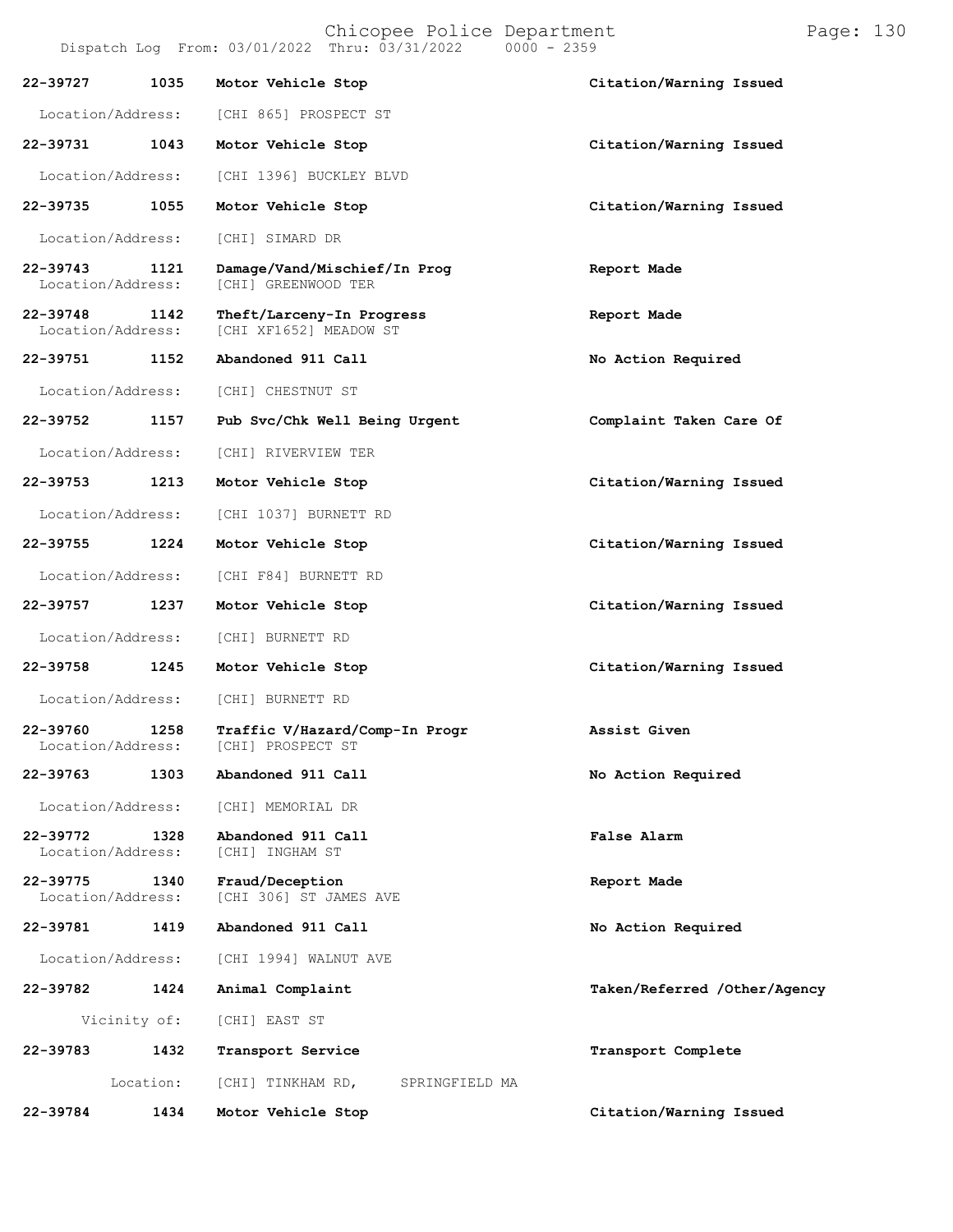| Call Number | Time | Call Reason | Action |
|---|---|---|---|
| 22-39727 | 1035 | Motor Vehicle Stop | Citation/Warning Issued |
| Location/Address: | | [CHI 865] PROSPECT ST | |
| 22-39731 | 1043 | Motor Vehicle Stop | Citation/Warning Issued |
| Location/Address: | | [CHI 1396] BUCKLEY BLVD | |
| 22-39735 | 1055 | Motor Vehicle Stop | Citation/Warning Issued |
| Location/Address: | | [CHI] SIMARD DR | |
| 22-39743 | 1121 | Damage/Vand/Mischief/In Prog | Report Made |
| Location/Address: | | [CHI] GREENWOOD TER | |
| 22-39748 | 1142 | Theft/Larceny-In Progress | Report Made |
| Location/Address: | | [CHI XF1652] MEADOW ST | |
| 22-39751 | 1152 | Abandoned 911 Call | No Action Required |
| Location/Address: | | [CHI] CHESTNUT ST | |
| 22-39752 | 1157 | Pub Svc/Chk Well Being Urgent | Complaint Taken Care Of |
| Location/Address: | | [CHI] RIVERVIEW TER | |
| 22-39753 | 1213 | Motor Vehicle Stop | Citation/Warning Issued |
| Location/Address: | | [CHI 1037] BURNETT RD | |
| 22-39755 | 1224 | Motor Vehicle Stop | Citation/Warning Issued |
| Location/Address: | | [CHI F84] BURNETT RD | |
| 22-39757 | 1237 | Motor Vehicle Stop | Citation/Warning Issued |
| Location/Address: | | [CHI] BURNETT RD | |
| 22-39758 | 1245 | Motor Vehicle Stop | Citation/Warning Issued |
| Location/Address: | | [CHI] BURNETT RD | |
| 22-39760 | 1258 | Traffic V/Hazard/Comp-In Progr | Assist Given |
| Location/Address: | | [CHI] PROSPECT ST | |
| 22-39763 | 1303 | Abandoned 911 Call | No Action Required |
| Location/Address: | | [CHI] MEMORIAL DR | |
| 22-39772 | 1328 | Abandoned 911 Call | False Alarm |
| Location/Address: | | [CHI] INGHAM ST | |
| 22-39775 | 1340 | Fraud/Deception | Report Made |
| Location/Address: | | [CHI 306] ST JAMES AVE | |
| 22-39781 | 1419 | Abandoned 911 Call | No Action Required |
| Location/Address: | | [CHI 1994] WALNUT AVE | |
| 22-39782 | 1424 | Animal Complaint | Taken/Referred /Other/Agency |
| Vicinity of: | | [CHI] EAST ST | |
| 22-39783 | 1432 | Transport Service | Transport Complete |
| Location: | | [CHI] TINKHAM RD, SPRINGFIELD MA | |
| 22-39784 | 1434 | Motor Vehicle Stop | Citation/Warning Issued |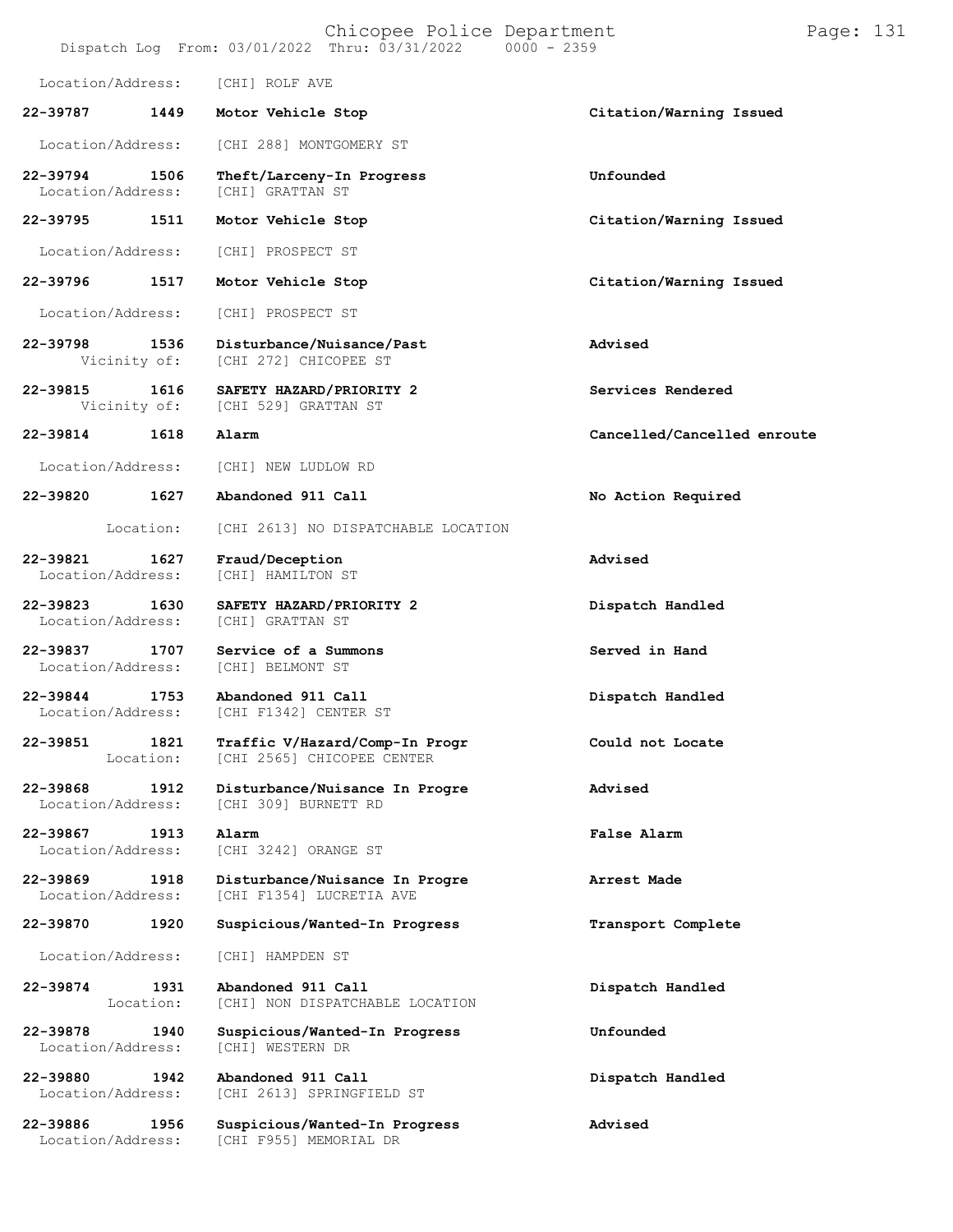Location/Address: [CHI] ROLF AVE

**22-39787 1449 Motor Vehicle Stop** **Citation/Warning Issued**

Location/Address: [CHI 288] MONTGOMERY ST

**22-39794 1506 Theft/Larceny-In Progress** **Unfounded**
Location/Address: [CHI] GRATTAN ST

**22-39795 1511 Motor Vehicle Stop** **Citation/Warning Issued**

Location/Address: [CHI] PROSPECT ST

**22-39796 1517 Motor Vehicle Stop** **Citation/Warning Issued**

Location/Address: [CHI] PROSPECT ST

**22-39798 1536 Disturbance/Nuisance/Past** **Advised**
Vicinity of: [CHI 272] CHICOPEE ST

**22-39815 1616 SAFETY HAZARD/PRIORITY 2** **Services Rendered**
Vicinity of: [CHI 529] GRATTAN ST

**22-39814 1618 Alarm** **Cancelled/Cancelled enroute**

Location/Address: [CHI] NEW LUDLOW RD

**22-39820 1627 Abandoned 911 Call** **No Action Required**

Location: [CHI 2613] NO DISPATCHABLE LOCATION

**22-39821 1627 Fraud/Deception** **Advised**
Location/Address: [CHI] HAMILTON ST

**22-39823 1630 SAFETY HAZARD/PRIORITY 2** **Dispatch Handled**
Location/Address: [CHI] GRATTAN ST

**22-39837 1707 Service of a Summons** **Served in Hand**
Location/Address: [CHI] BELMONT ST

**22-39844 1753 Abandoned 911 Call** **Dispatch Handled**
Location/Address: [CHI F1342] CENTER ST

**22-39851 1821 Traffic V/Hazard/Comp-In Progr** **Could not Locate**
Location: [CHI 2565] CHICOPEE CENTER

**22-39868 1912 Disturbance/Nuisance In Progre** **Advised**
Location/Address: [CHI 309] BURNETT RD

**22-39867 1913 Alarm** **False Alarm**
Location/Address: [CHI 3242] ORANGE ST

**22-39869 1918 Disturbance/Nuisance In Progre** **Arrest Made**
Location/Address: [CHI F1354] LUCRETIA AVE

**22-39870 1920 Suspicious/Wanted-In Progress** **Transport Complete**

Location/Address: [CHI] HAMPDEN ST

**22-39874 1931 Abandoned 911 Call** **Dispatch Handled**
Location: [CHI] NON DISPATCHABLE LOCATION

**22-39878 1940 Suspicious/Wanted-In Progress** **Unfounded**
Location/Address: [CHI] WESTERN DR

**22-39880 1942 Abandoned 911 Call** **Dispatch Handled**
Location/Address: [CHI 2613] SPRINGFIELD ST

**22-39886 1956 Suspicious/Wanted-In Progress** **Advised**
Location/Address: [CHI F955] MEMORIAL DR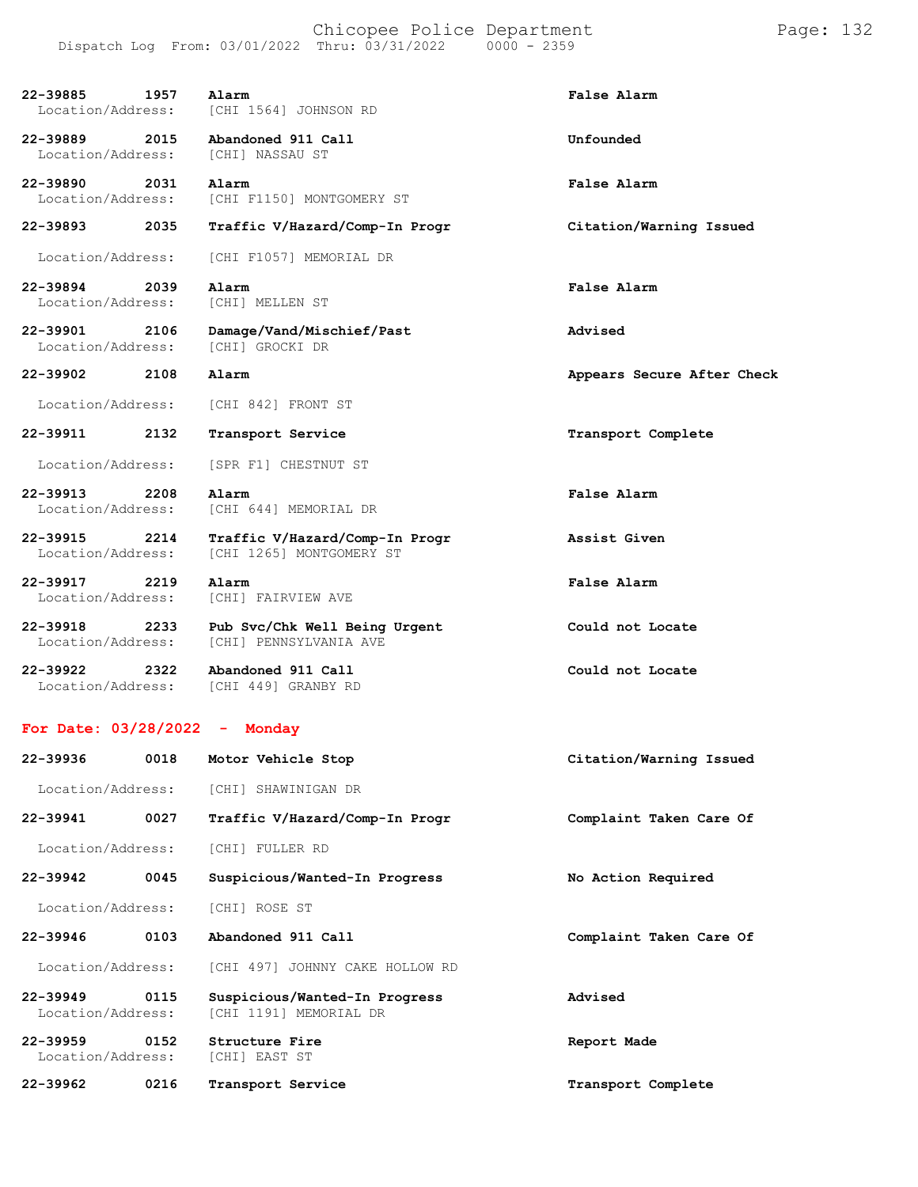| | | | |
|---|---|---|---|
| 22-39885 | 1957 | Alarm | False Alarm |
| Location/Address: | | [CHI 1564] JOHNSON RD | |
| 22-39889 | 2015 | Abandoned 911 Call | Unfounded |
| Location/Address: | | [CHI] NASSAU ST | |
| 22-39890 | 2031 | Alarm | False Alarm |
| Location/Address: | | [CHI F1150] MONTGOMERY ST | |
| 22-39893 | 2035 | Traffic V/Hazard/Comp-In Progr | Citation/Warning Issued |
| Location/Address: | | [CHI F1057] MEMORIAL DR | |
| 22-39894 | 2039 | Alarm | False Alarm |
| Location/Address: | | [CHI] MELLEN ST | |
| 22-39901 | 2106 | Damage/Vand/Mischief/Past | Advised |
| Location/Address: | | [CHI] GROCKI DR | |
| 22-39902 | 2108 | Alarm | Appears Secure After Check |
| Location/Address: | | [CHI 842] FRONT ST | |
| 22-39911 | 2132 | Transport Service | Transport Complete |
| Location/Address: | | [SPR F1] CHESTNUT ST | |
| 22-39913 | 2208 | Alarm | False Alarm |
| Location/Address: | | [CHI 644] MEMORIAL DR | |
| 22-39915 | 2214 | Traffic V/Hazard/Comp-In Progr | Assist Given |
| Location/Address: | | [CHI 1265] MONTGOMERY ST | |
| 22-39917 | 2219 | Alarm | False Alarm |
| Location/Address: | | [CHI] FAIRVIEW AVE | |
| 22-39918 | 2233 | Pub Svc/Chk Well Being Urgent | Could not Locate |
| Location/Address: | | [CHI] PENNSYLVANIA AVE | |
| 22-39922 | 2322 | Abandoned 911 Call | Could not Locate |
| Location/Address: | | [CHI 449] GRANBY RD | |

**For Date: 03/28/2022 - Monday**

| | | | |
|---|---|---|---|
| 22-39936 | 0018 | Motor Vehicle Stop | Citation/Warning Issued |
| Location/Address: | | [CHI] SHAWINIGAN DR | |
| 22-39941 | 0027 | Traffic V/Hazard/Comp-In Progr | Complaint Taken Care Of |
| Location/Address: | | [CHI] FULLER RD | |
| 22-39942 | 0045 | Suspicious/Wanted-In Progress | No Action Required |
| Location/Address: | | [CHI] ROSE ST | |
| 22-39946 | 0103 | Abandoned 911 Call | Complaint Taken Care Of |
| Location/Address: | | [CHI 497] JOHNNY CAKE HOLLOW RD | |
| 22-39949 | 0115 | Suspicious/Wanted-In Progress | Advised |
| Location/Address: | | [CHI 1191] MEMORIAL DR | |
| 22-39959 | 0152 | Structure Fire | Report Made |
| Location/Address: | | [CHI] EAST ST | |
| 22-39962 | 0216 | Transport Service | Transport Complete |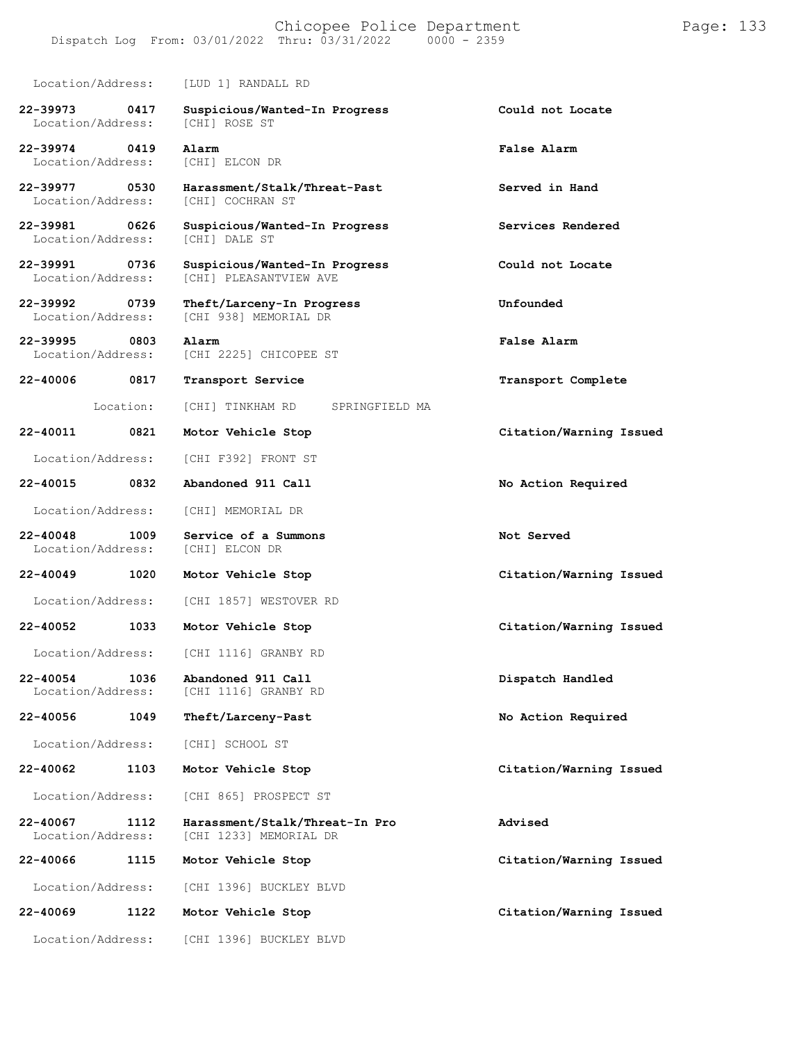Location/Address: [LUD 1] RANDALL RD

| Call Number | Time | Call Reason | Action |
|---|---|---|---|
| **22-39973** | **0417** | **Suspicious/Wanted-In Progress** | **Could not Locate** |
| Location/Address: | | [CHI] ROSE ST | |
| **22-39974** | **0419** | **Alarm** | **False Alarm** |
| Location/Address: | | [CHI] ELCON DR | |
| **22-39977** | **0530** | **Harassment/Stalk/Threat-Past** | **Served in Hand** |
| Location/Address: | | [CHI] COCHRAN ST | |
| **22-39981** | **0626** | **Suspicious/Wanted-In Progress** | **Services Rendered** |
| Location/Address: | | [CHI] DALE ST | |
| **22-39991** | **0736** | **Suspicious/Wanted-In Progress** | **Could not Locate** |
| Location/Address: | | [CHI] PLEASANTVIEW AVE | |
| **22-39992** | **0739** | **Theft/Larceny-In Progress** | **Unfounded** |
| Location/Address: | | [CHI 938] MEMORIAL DR | |
| **22-39995** | **0803** | **Alarm** | **False Alarm** |
| Location/Address: | | [CHI 2225] CHICOPEE ST | |
| **22-40006** | **0817** | **Transport Service** | **Transport Complete** |
| Location: | | [CHI] TINKHAM RD SPRINGFIELD MA | |
| **22-40011** | **0821** | **Motor Vehicle Stop** | **Citation/Warning Issued** |
| Location/Address: | | [CHI F392] FRONT ST | |
| **22-40015** | **0832** | **Abandoned 911 Call** | **No Action Required** |
| Location/Address: | | [CHI] MEMORIAL DR | |
| **22-40048** | **1009** | **Service of a Summons** | **Not Served** |
| Location/Address: | | [CHI] ELCON DR | |
| **22-40049** | **1020** | **Motor Vehicle Stop** | **Citation/Warning Issued** |
| Location/Address: | | [CHI 1857] WESTOVER RD | |
| **22-40052** | **1033** | **Motor Vehicle Stop** | **Citation/Warning Issued** |
| Location/Address: | | [CHI 1116] GRANBY RD | |
| **22-40054** | **1036** | **Abandoned 911 Call** | **Dispatch Handled** |
| Location/Address: | | [CHI 1116] GRANBY RD | |
| **22-40056** | **1049** | **Theft/Larceny-Past** | **No Action Required** |
| Location/Address: | | [CHI] SCHOOL ST | |
| **22-40062** | **1103** | **Motor Vehicle Stop** | **Citation/Warning Issued** |
| Location/Address: | | [CHI 865] PROSPECT ST | |
| **22-40067** | **1112** | **Harassment/Stalk/Threat-In Pro** | **Advised** |
| Location/Address: | | [CHI 1233] MEMORIAL DR | |
| **22-40066** | **1115** | **Motor Vehicle Stop** | **Citation/Warning Issued** |
| Location/Address: | | [CHI 1396] BUCKLEY BLVD | |
| **22-40069** | **1122** | **Motor Vehicle Stop** | **Citation/Warning Issued** |
| Location/Address: | | [CHI 1396] BUCKLEY BLVD | |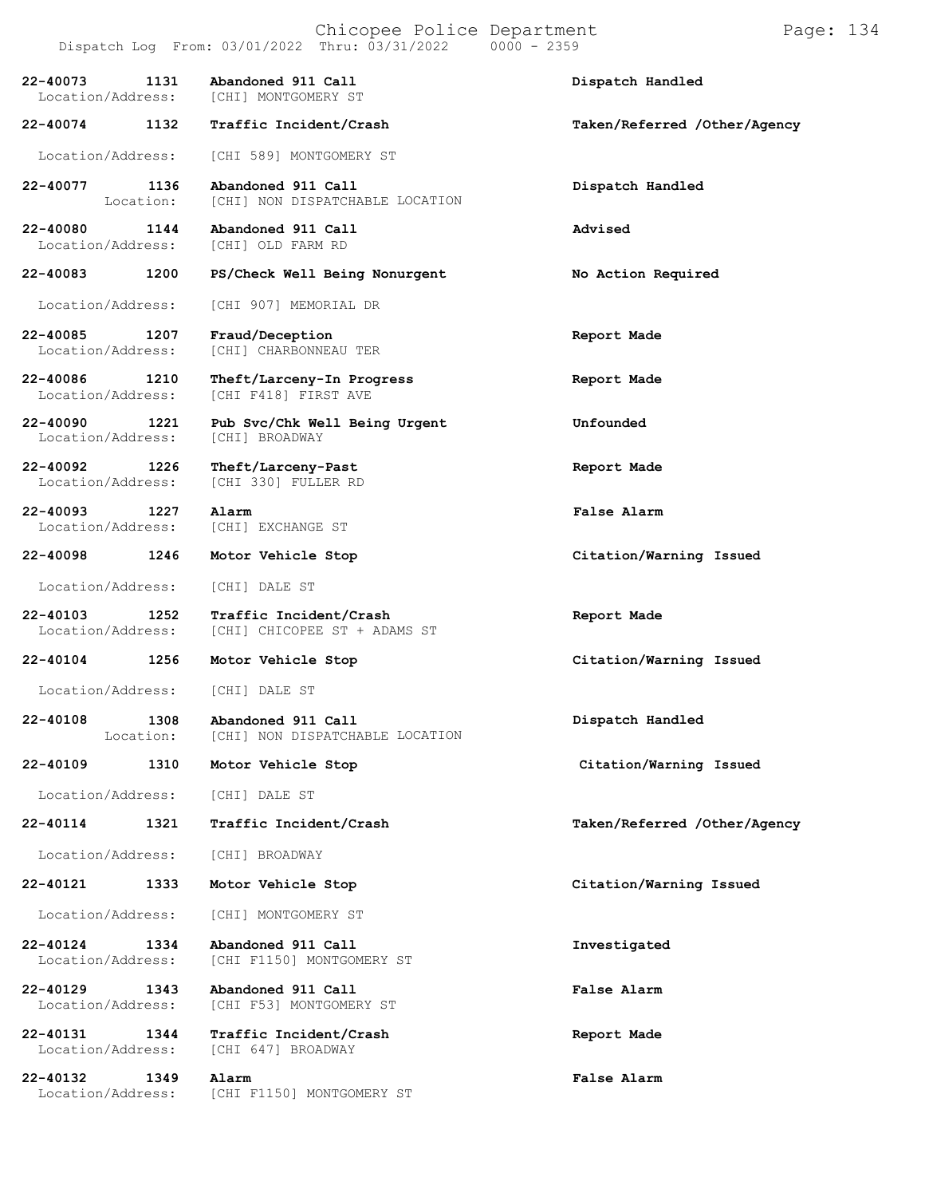Dispatch Log From: 03/01/2022 Thru: 03/31/2022 0000 - 2359

| Call # | Time | Call Reason | Action |
|---|---|---|---|
| 22-40073 | 1131 | Abandoned 911 Call | Dispatch Handled |
| Location/Address: | | [CHI] MONTGOMERY ST | |
| 22-40074 | 1132 | Traffic Incident/Crash | Taken/Referred /Other/Agency |
| Location/Address: | | [CHI 589] MONTGOMERY ST | |
| 22-40077 | 1136 | Abandoned 911 Call | Dispatch Handled |
| Location: | | [CHI] NON DISPATCHABLE LOCATION | |
| 22-40080 | 1144 | Abandoned 911 Call | Advised |
| Location/Address: | | [CHI] OLD FARM RD | |
| 22-40083 | 1200 | PS/Check Well Being Nonurgent | No Action Required |
| Location/Address: | | [CHI 907] MEMORIAL DR | |
| 22-40085 | 1207 | Fraud/Deception | Report Made |
| Location/Address: | | [CHI] CHARBONNEAU TER | |
| 22-40086 | 1210 | Theft/Larceny-In Progress | Report Made |
| Location/Address: | | [CHI F418] FIRST AVE | |
| 22-40090 | 1221 | Pub Svc/Chk Well Being Urgent | Unfounded |
| Location/Address: | | [CHI] BROADWAY | |
| 22-40092 | 1226 | Theft/Larceny-Past | Report Made |
| Location/Address: | | [CHI 330] FULLER RD | |
| 22-40093 | 1227 | Alarm | False Alarm |
| Location/Address: | | [CHI] EXCHANGE ST | |
| 22-40098 | 1246 | Motor Vehicle Stop | Citation/Warning Issued |
| Location/Address: | | [CHI] DALE ST | |
| 22-40103 | 1252 | Traffic Incident/Crash | Report Made |
| Location/Address: | | [CHI] CHICOPEE ST + ADAMS ST | |
| 22-40104 | 1256 | Motor Vehicle Stop | Citation/Warning Issued |
| Location/Address: | | [CHI] DALE ST | |
| 22-40108 | 1308 | Abandoned 911 Call | Dispatch Handled |
| Location: | | [CHI] NON DISPATCHABLE LOCATION | |
| 22-40109 | 1310 | Motor Vehicle Stop | Citation/Warning Issued |
| Location/Address: | | [CHI] DALE ST | |
| 22-40114 | 1321 | Traffic Incident/Crash | Taken/Referred /Other/Agency |
| Location/Address: | | [CHI] BROADWAY | |
| 22-40121 | 1333 | Motor Vehicle Stop | Citation/Warning Issued |
| Location/Address: | | [CHI] MONTGOMERY ST | |
| 22-40124 | 1334 | Abandoned 911 Call | Investigated |
| Location/Address: | | [CHI F1150] MONTGOMERY ST | |
| 22-40129 | 1343 | Abandoned 911 Call | False Alarm |
| Location/Address: | | [CHI F53] MONTGOMERY ST | |
| 22-40131 | 1344 | Traffic Incident/Crash | Report Made |
| Location/Address: | | [CHI 647] BROADWAY | |
| 22-40132 | 1349 | Alarm | False Alarm |
| Location/Address: | | [CHI F1150] MONTGOMERY ST | |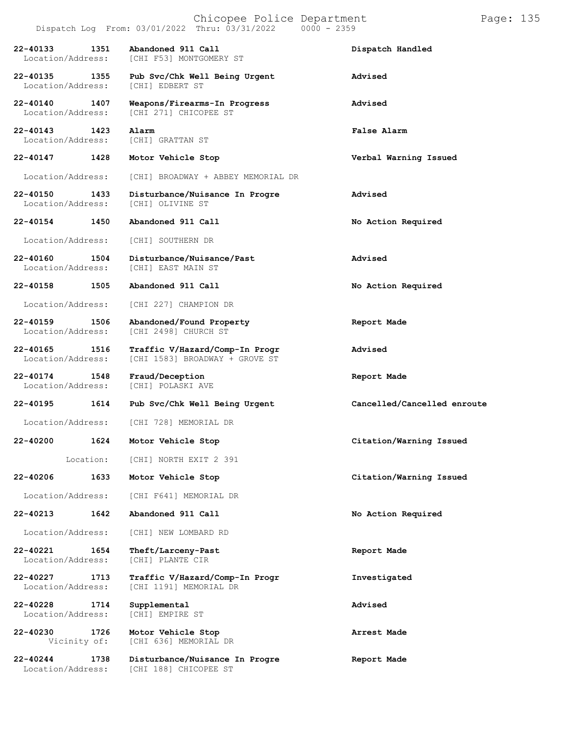Dispatch Log From: 03/01/2022 Thru: 03/31/2022 0000 - 2359

**22-40133 1351 Abandoned 911 Call** — **Dispatch Handled**
Location/Address: [CHI F53] MONTGOMERY ST

**22-40135 1355 Pub Svc/Chk Well Being Urgent** — **Advised**
Location/Address: [CHI] EDBERT ST

**22-40140 1407 Weapons/Firearms-In Progress** — **Advised**
Location/Address: [CHI 271] CHICOPEE ST

**22-40143 1423 Alarm** — **False Alarm**
Location/Address: [CHI] GRATTAN ST

**22-40147 1428 Motor Vehicle Stop** — **Verbal Warning Issued**
Location/Address: [CHI] BROADWAY + ABBEY MEMORIAL DR

**22-40150 1433 Disturbance/Nuisance In Progre** — **Advised**
Location/Address: [CHI] OLIVINE ST

**22-40154 1450 Abandoned 911 Call** — **No Action Required**
Location/Address: [CHI] SOUTHERN DR

**22-40160 1504 Disturbance/Nuisance/Past** — **Advised**
Location/Address: [CHI] EAST MAIN ST

**22-40158 1505 Abandoned 911 Call** — **No Action Required**
Location/Address: [CHI 227] CHAMPION DR

**22-40159 1506 Abandoned/Found Property** — **Report Made**
Location/Address: [CHI 2498] CHURCH ST

**22-40165 1516 Traffic V/Hazard/Comp-In Progr** — **Advised**
Location/Address: [CHI 1583] BROADWAY + GROVE ST

**22-40174 1548 Fraud/Deception** — **Report Made**
Location/Address: [CHI] POLASKI AVE

**22-40195 1614 Pub Svc/Chk Well Being Urgent** — **Cancelled/Cancelled enroute**
Location/Address: [CHI 728] MEMORIAL DR

**22-40200 1624 Motor Vehicle Stop** — **Citation/Warning Issued**
Location: [CHI] NORTH EXIT 2 391

**22-40206 1633 Motor Vehicle Stop** — **Citation/Warning Issued**
Location/Address: [CHI F641] MEMORIAL DR

**22-40213 1642 Abandoned 911 Call** — **No Action Required**
Location/Address: [CHI] NEW LOMBARD RD

**22-40221 1654 Theft/Larceny-Past** — **Report Made**
Location/Address: [CHI] PLANTE CIR

**22-40227 1713 Traffic V/Hazard/Comp-In Progr** — **Investigated**
Location/Address: [CHI 1191] MEMORIAL DR

**22-40228 1714 Supplemental** — **Advised**
Location/Address: [CHI] EMPIRE ST

**22-40230 1726 Motor Vehicle Stop** — **Arrest Made**
Vicinity of: [CHI 636] MEMORIAL DR

**22-40244 1738 Disturbance/Nuisance In Progre** — **Report Made**
Location/Address: [CHI 188] CHICOPEE ST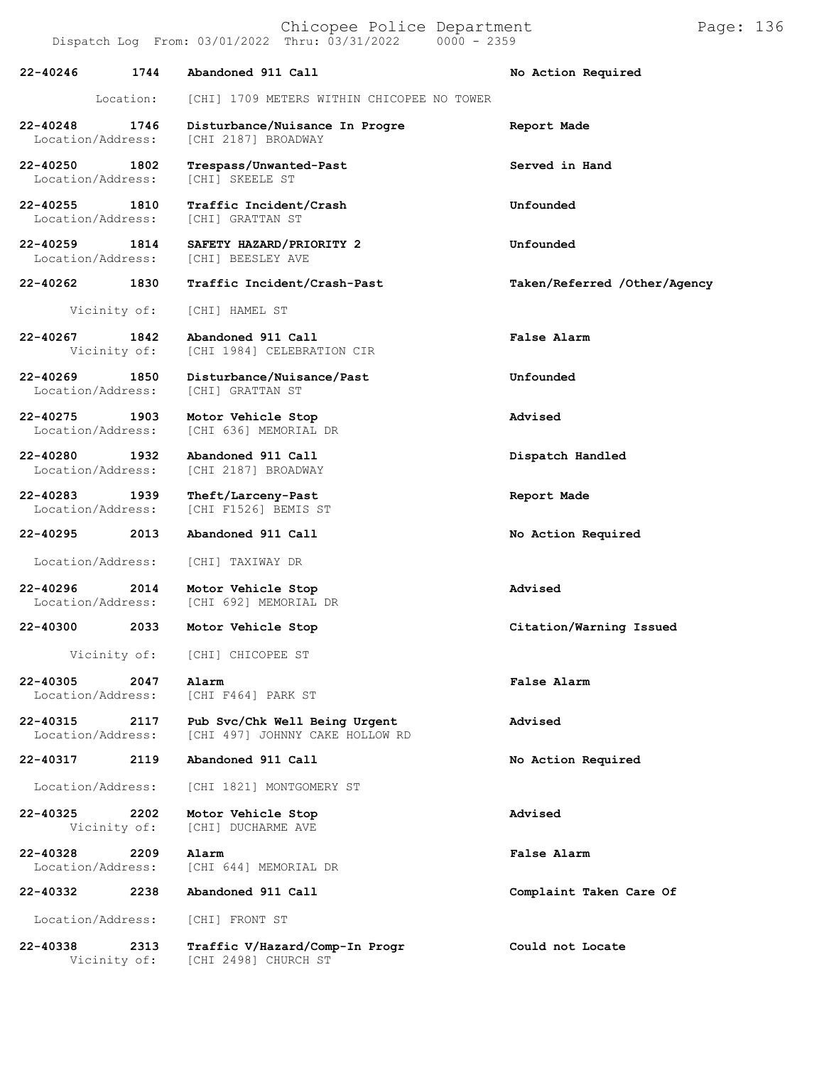| Call Number | Time | Call Type | Action |
|---|---|---|---|
| 22-40246 | 1744 | **Abandoned 911 Call** | **No Action Required** |
| Location: | | [CHI] 1709 METERS WITHIN CHICOPEE NO TOWER | |
| 22-40248 | 1746 | **Disturbance/Nuisance In Progre** | **Report Made** |
| Location/Address: | | [CHI 2187] BROADWAY | |
| 22-40250 | 1802 | **Trespass/Unwanted-Past** | **Served in Hand** |
| Location/Address: | | [CHI] SKEELE ST | |
| 22-40255 | 1810 | **Traffic Incident/Crash** | **Unfounded** |
| Location/Address: | | [CHI] GRATTAN ST | |
| 22-40259 | 1814 | **SAFETY HAZARD/PRIORITY 2** | **Unfounded** |
| Location/Address: | | [CHI] BEESLEY AVE | |
| 22-40262 | 1830 | **Traffic Incident/Crash-Past** | **Taken/Referred /Other/Agency** |
| Vicinity of: | | [CHI] HAMEL ST | |
| 22-40267 | 1842 | **Abandoned 911 Call** | **False Alarm** |
| Vicinity of: | | [CHI 1984] CELEBRATION CIR | |
| 22-40269 | 1850 | **Disturbance/Nuisance/Past** | **Unfounded** |
| Location/Address: | | [CHI] GRATTAN ST | |
| 22-40275 | 1903 | **Motor Vehicle Stop** | **Advised** |
| Location/Address: | | [CHI 636] MEMORIAL DR | |
| 22-40280 | 1932 | **Abandoned 911 Call** | **Dispatch Handled** |
| Location/Address: | | [CHI 2187] BROADWAY | |
| 22-40283 | 1939 | **Theft/Larceny-Past** | **Report Made** |
| Location/Address: | | [CHI F1526] BEMIS ST | |
| 22-40295 | 2013 | **Abandoned 911 Call** | **No Action Required** |
| Location/Address: | | [CHI] TAXIWAY DR | |
| 22-40296 | 2014 | **Motor Vehicle Stop** | **Advised** |
| Location/Address: | | [CHI 692] MEMORIAL DR | |
| 22-40300 | 2033 | **Motor Vehicle Stop** | **Citation/Warning Issued** |
| Vicinity of: | | [CHI] CHICOPEE ST | |
| 22-40305 | 2047 | **Alarm** | **False Alarm** |
| Location/Address: | | [CHI F464] PARK ST | |
| 22-40315 | 2117 | **Pub Svc/Chk Well Being Urgent** | **Advised** |
| Location/Address: | | [CHI 497] JOHNNY CAKE HOLLOW RD | |
| 22-40317 | 2119 | **Abandoned 911 Call** | **No Action Required** |
| Location/Address: | | [CHI 1821] MONTGOMERY ST | |
| 22-40325 | 2202 | **Motor Vehicle Stop** | **Advised** |
| Vicinity of: | | [CHI] DUCHARME AVE | |
| 22-40328 | 2209 | **Alarm** | **False Alarm** |
| Location/Address: | | [CHI 644] MEMORIAL DR | |
| 22-40332 | 2238 | **Abandoned 911 Call** | **Complaint Taken Care Of** |
| Location/Address: | | [CHI] FRONT ST | |
| 22-40338 | 2313 | **Traffic V/Hazard/Comp-In Progr** | **Could not Locate** |
| Vicinity of: | | [CHI 2498] CHURCH ST | |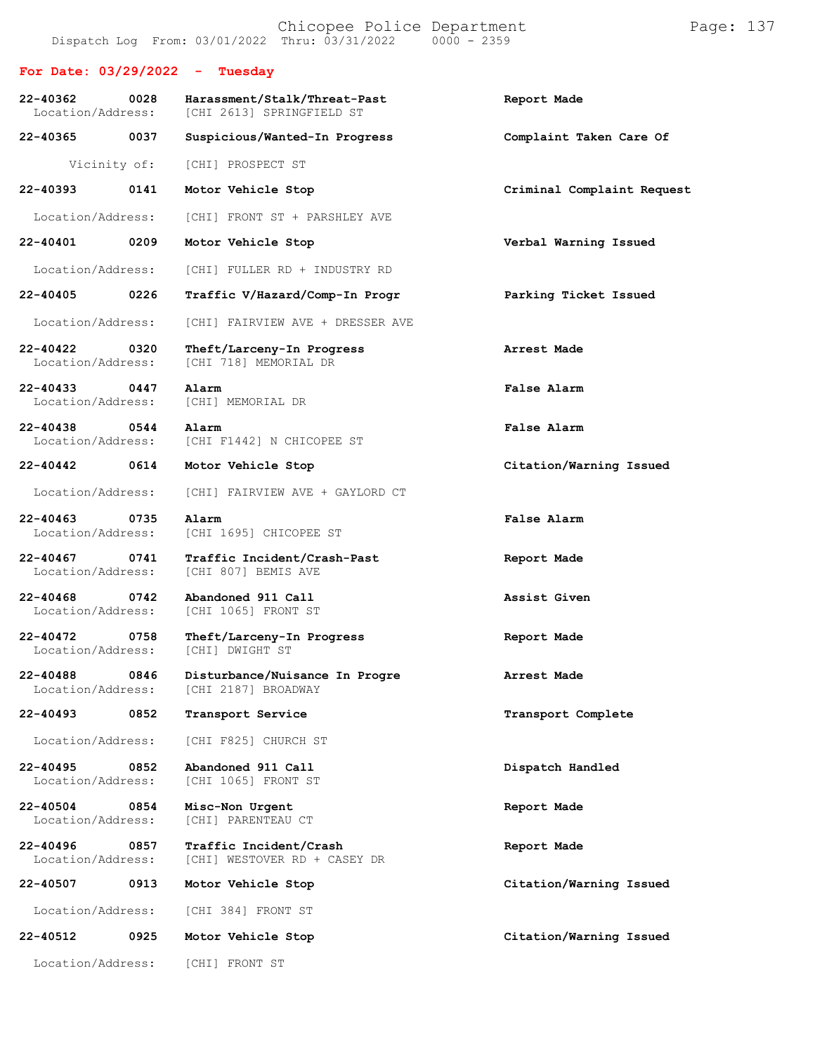Dispatch Log From: 03/01/2022 Thru: 03/31/2022 0000 - 2359

## For Date: 03/29/2022 - Tuesday

**22-40362 0028 Harassment/Stalk/Threat-Past** — **Report Made**
Location/Address: [CHI 2613] SPRINGFIELD ST

**22-40365 0037 Suspicious/Wanted-In Progress** — **Complaint Taken Care Of**
Vicinity of: [CHI] PROSPECT ST

**22-40393 0141 Motor Vehicle Stop** — **Criminal Complaint Request**
Location/Address: [CHI] FRONT ST + PARSHLEY AVE

**22-40401 0209 Motor Vehicle Stop** — **Verbal Warning Issued**
Location/Address: [CHI] FULLER RD + INDUSTRY RD

**22-40405 0226 Traffic V/Hazard/Comp-In Progr** — **Parking Ticket Issued**
Location/Address: [CHI] FAIRVIEW AVE + DRESSER AVE

**22-40422 0320 Theft/Larceny-In Progress** — **Arrest Made**
Location/Address: [CHI 718] MEMORIAL DR

**22-40433 0447 Alarm** — **False Alarm**
Location/Address: [CHI] MEMORIAL DR

**22-40438 0544 Alarm** — **False Alarm**
Location/Address: [CHI F1442] N CHICOPEE ST

**22-40442 0614 Motor Vehicle Stop** — **Citation/Warning Issued**
Location/Address: [CHI] FAIRVIEW AVE + GAYLORD CT

**22-40463 0735 Alarm** — **False Alarm**
Location/Address: [CHI 1695] CHICOPEE ST

**22-40467 0741 Traffic Incident/Crash-Past** — **Report Made**
Location/Address: [CHI 807] BEMIS AVE

**22-40468 0742 Abandoned 911 Call** — **Assist Given**
Location/Address: [CHI 1065] FRONT ST

**22-40472 0758 Theft/Larceny-In Progress** — **Report Made**
Location/Address: [CHI] DWIGHT ST

**22-40488 0846 Disturbance/Nuisance In Progre** — **Arrest Made**
Location/Address: [CHI 2187] BROADWAY

**22-40493 0852 Transport Service** — **Transport Complete**
Location/Address: [CHI F825] CHURCH ST

**22-40495 0852 Abandoned 911 Call** — **Dispatch Handled**
Location/Address: [CHI 1065] FRONT ST

**22-40504 0854 Misc-Non Urgent** — **Report Made**
Location/Address: [CHI] PARENTEAU CT

**22-40496 0857 Traffic Incident/Crash** — **Report Made**
Location/Address: [CHI] WESTOVER RD + CASEY DR

**22-40507 0913 Motor Vehicle Stop** — **Citation/Warning Issued**
Location/Address: [CHI 384] FRONT ST

**22-40512 0925 Motor Vehicle Stop** — **Citation/Warning Issued**
Location/Address: [CHI] FRONT ST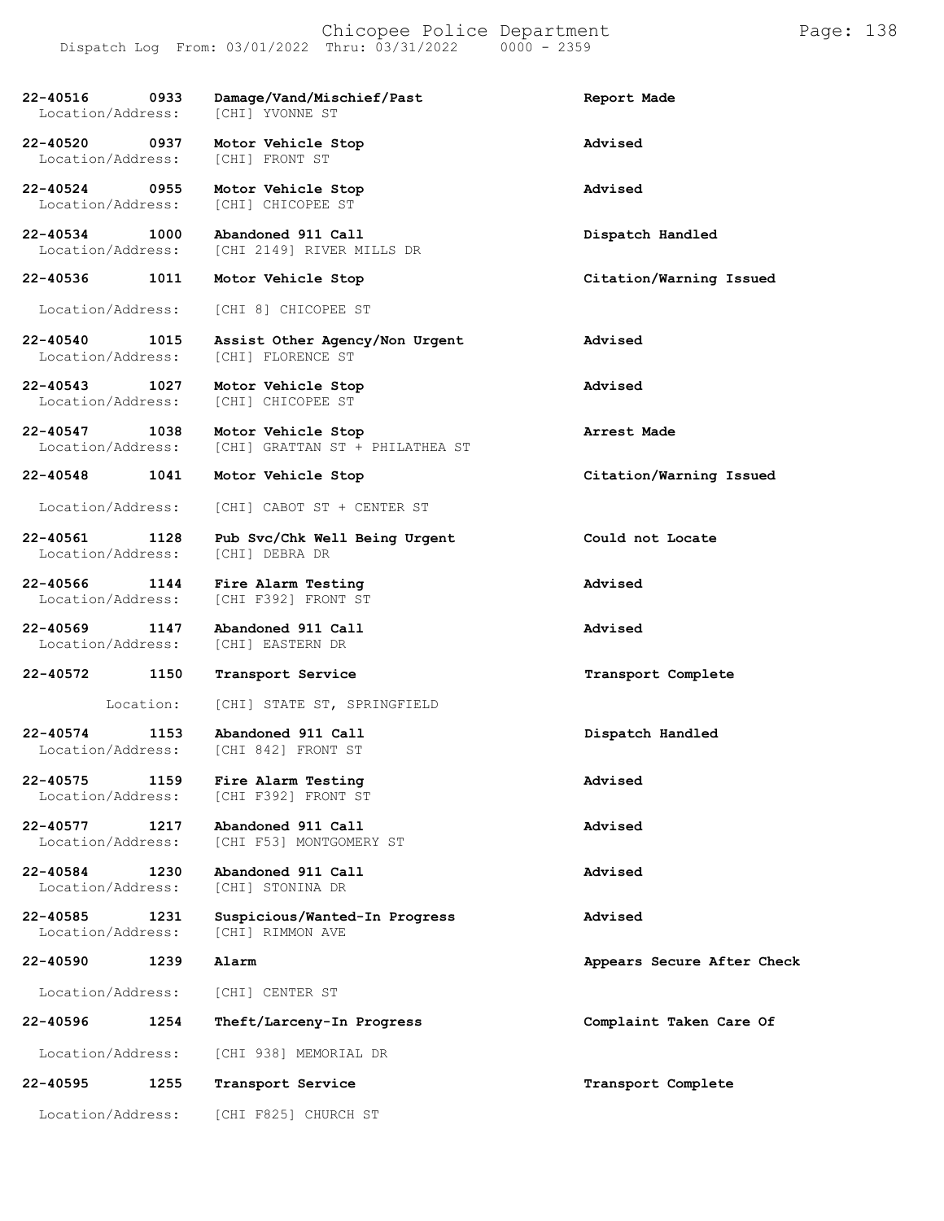Chicopee Police Department
Dispatch Log From: 03/01/2022 Thru: 03/31/2022 0000 - 2359

**22-40516 0933 Damage/Vand/Mischief/Past** — **Report Made**
Location/Address: [CHI] YVONNE ST

**22-40520 0937 Motor Vehicle Stop** — **Advised**
Location/Address: [CHI] FRONT ST

**22-40524 0955 Motor Vehicle Stop** — **Advised**
Location/Address: [CHI] CHICOPEE ST

**22-40534 1000 Abandoned 911 Call** — **Dispatch Handled**
Location/Address: [CHI 2149] RIVER MILLS DR

**22-40536 1011 Motor Vehicle Stop** — **Citation/Warning Issued**
Location/Address: [CHI 8] CHICOPEE ST

**22-40540 1015 Assist Other Agency/Non Urgent** — **Advised**
Location/Address: [CHI] FLORENCE ST

**22-40543 1027 Motor Vehicle Stop** — **Advised**
Location/Address: [CHI] CHICOPEE ST

**22-40547 1038 Motor Vehicle Stop** — **Arrest Made**
Location/Address: [CHI] GRATTAN ST + PHILATHEA ST

**22-40548 1041 Motor Vehicle Stop** — **Citation/Warning Issued**
Location/Address: [CHI] CABOT ST + CENTER ST

**22-40561 1128 Pub Svc/Chk Well Being Urgent** — **Could not Locate**
Location/Address: [CHI] DEBRA DR

**22-40566 1144 Fire Alarm Testing** — **Advised**
Location/Address: [CHI F392] FRONT ST

**22-40569 1147 Abandoned 911 Call** — **Advised**
Location/Address: [CHI] EASTERN DR

**22-40572 1150 Transport Service** — **Transport Complete**
Location: [CHI] STATE ST, SPRINGFIELD

**22-40574 1153 Abandoned 911 Call** — **Dispatch Handled**
Location/Address: [CHI 842] FRONT ST

**22-40575 1159 Fire Alarm Testing** — **Advised**
Location/Address: [CHI F392] FRONT ST

**22-40577 1217 Abandoned 911 Call** — **Advised**
Location/Address: [CHI F53] MONTGOMERY ST

**22-40584 1230 Abandoned 911 Call** — **Advised**
Location/Address: [CHI] STONINA DR

**22-40585 1231 Suspicious/Wanted-In Progress** — **Advised**
Location/Address: [CHI] RIMMON AVE

**22-40590 1239 Alarm** — **Appears Secure After Check**
Location/Address: [CHI] CENTER ST

**22-40596 1254 Theft/Larceny-In Progress** — **Complaint Taken Care Of**
Location/Address: [CHI 938] MEMORIAL DR

**22-40595 1255 Transport Service** — **Transport Complete**
Location/Address: [CHI F825] CHURCH ST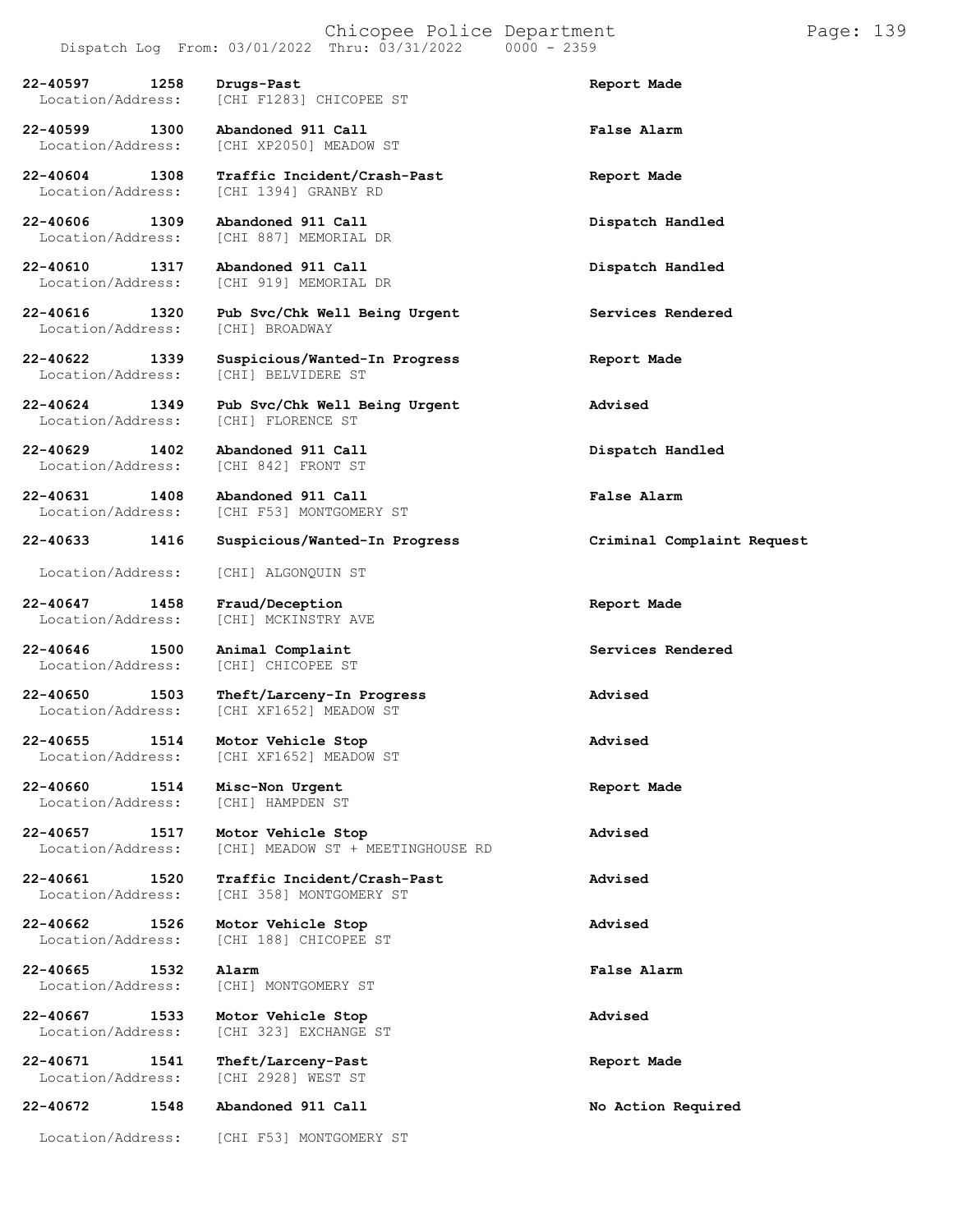| Call Number | Time | Call Reason | Action |
|---|---|---|---|
| 22-40597 | 1258 | Drugs-Past | Report Made |
| Location/Address: | | [CHI F1283] CHICOPEE ST | |
| 22-40599 | 1300 | Abandoned 911 Call | False Alarm |
| Location/Address: | | [CHI XP2050] MEADOW ST | |
| 22-40604 | 1308 | Traffic Incident/Crash-Past | Report Made |
| Location/Address: | | [CHI 1394] GRANBY RD | |
| 22-40606 | 1309 | Abandoned 911 Call | Dispatch Handled |
| Location/Address: | | [CHI 887] MEMORIAL DR | |
| 22-40610 | 1317 | Abandoned 911 Call | Dispatch Handled |
| Location/Address: | | [CHI 919] MEMORIAL DR | |
| 22-40616 | 1320 | Pub Svc/Chk Well Being Urgent | Services Rendered |
| Location/Address: | | [CHI] BROADWAY | |
| 22-40622 | 1339 | Suspicious/Wanted-In Progress | Report Made |
| Location/Address: | | [CHI] BELVIDERE ST | |
| 22-40624 | 1349 | Pub Svc/Chk Well Being Urgent | Advised |
| Location/Address: | | [CHI] FLORENCE ST | |
| 22-40629 | 1402 | Abandoned 911 Call | Dispatch Handled |
| Location/Address: | | [CHI 842] FRONT ST | |
| 22-40631 | 1408 | Abandoned 911 Call | False Alarm |
| Location/Address: | | [CHI F53] MONTGOMERY ST | |
| 22-40633 | 1416 | Suspicious/Wanted-In Progress | Criminal Complaint Request |
| Location/Address: | | [CHI] ALGONQUIN ST | |
| 22-40647 | 1458 | Fraud/Deception | Report Made |
| Location/Address: | | [CHI] MCKINSTRY AVE | |
| 22-40646 | 1500 | Animal Complaint | Services Rendered |
| Location/Address: | | [CHI] CHICOPEE ST | |
| 22-40650 | 1503 | Theft/Larceny-In Progress | Advised |
| Location/Address: | | [CHI XF1652] MEADOW ST | |
| 22-40655 | 1514 | Motor Vehicle Stop | Advised |
| Location/Address: | | [CHI XF1652] MEADOW ST | |
| 22-40660 | 1514 | Misc-Non Urgent | Report Made |
| Location/Address: | | [CHI] HAMPDEN ST | |
| 22-40657 | 1517 | Motor Vehicle Stop | Advised |
| Location/Address: | | [CHI] MEADOW ST + MEETINGHOUSE RD | |
| 22-40661 | 1520 | Traffic Incident/Crash-Past | Advised |
| Location/Address: | | [CHI 358] MONTGOMERY ST | |
| 22-40662 | 1526 | Motor Vehicle Stop | Advised |
| Location/Address: | | [CHI 188] CHICOPEE ST | |
| 22-40665 | 1532 | Alarm | False Alarm |
| Location/Address: | | [CHI] MONTGOMERY ST | |
| 22-40667 | 1533 | Motor Vehicle Stop | Advised |
| Location/Address: | | [CHI 323] EXCHANGE ST | |
| 22-40671 | 1541 | Theft/Larceny-Past | Report Made |
| Location/Address: | | [CHI 2928] WEST ST | |
| 22-40672 | 1548 | Abandoned 911 Call | No Action Required |
| Location/Address: | | [CHI F53] MONTGOMERY ST | |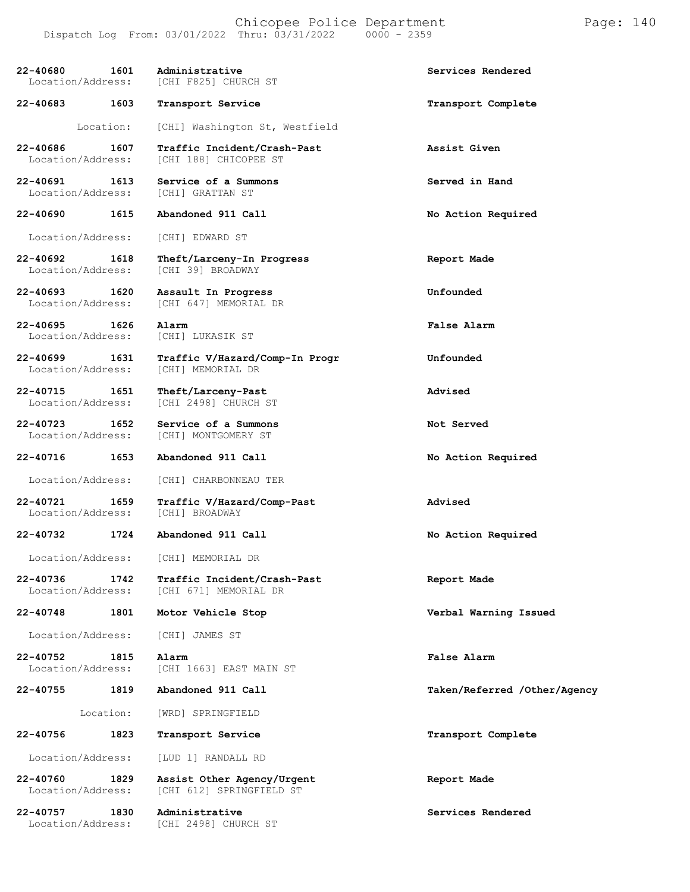| Call Number | Time | Call Type | Action | Location/Address |
|---|---|---|---|---|
| 22-40680 | 1601 | Administrative | Services Rendered | [CHI F825] CHURCH ST |
| 22-40683 | 1603 | Transport Service | Transport Complete | Location: [CHI] Washington St, Westfield |
| 22-40686 | 1607 | Traffic Incident/Crash-Past | Assist Given | [CHI 188] CHICOPEE ST |
| 22-40691 | 1613 | Service of a Summons | Served in Hand | [CHI] GRATTAN ST |
| 22-40690 | 1615 | Abandoned 911 Call | No Action Required | [CHI] EDWARD ST |
| 22-40692 | 1618 | Theft/Larceny-In Progress | Report Made | [CHI 39] BROADWAY |
| 22-40693 | 1620 | Assault In Progress | Unfounded | [CHI 647] MEMORIAL DR |
| 22-40695 | 1626 | Alarm | False Alarm | [CHI] LUKASIK ST |
| 22-40699 | 1631 | Traffic V/Hazard/Comp-In Progr | Unfounded | [CHI] MEMORIAL DR |
| 22-40715 | 1651 | Theft/Larceny-Past | Advised | [CHI 2498] CHURCH ST |
| 22-40723 | 1652 | Service of a Summons | Not Served | [CHI] MONTGOMERY ST |
| 22-40716 | 1653 | Abandoned 911 Call | No Action Required | [CHI] CHARBONNEAU TER |
| 22-40721 | 1659 | Traffic V/Hazard/Comp-Past | Advised | [CHI] BROADWAY |
| 22-40732 | 1724 | Abandoned 911 Call | No Action Required | [CHI] MEMORIAL DR |
| 22-40736 | 1742 | Traffic Incident/Crash-Past | Report Made | [CHI 671] MEMORIAL DR |
| 22-40748 | 1801 | Motor Vehicle Stop | Verbal Warning Issued | [CHI] JAMES ST |
| 22-40752 | 1815 | Alarm | False Alarm | [CHI 1663] EAST MAIN ST |
| 22-40755 | 1819 | Abandoned 911 Call | Taken/Referred /Other/Agency | Location: [WRD] SPRINGFIELD |
| 22-40756 | 1823 | Transport Service | Transport Complete | [LUD 1] RANDALL RD |
| 22-40760 | 1829 | Assist Other Agency/Urgent | Report Made | [CHI 612] SPRINGFIELD ST |
| 22-40757 | 1830 | Administrative | Services Rendered | [CHI 2498] CHURCH ST |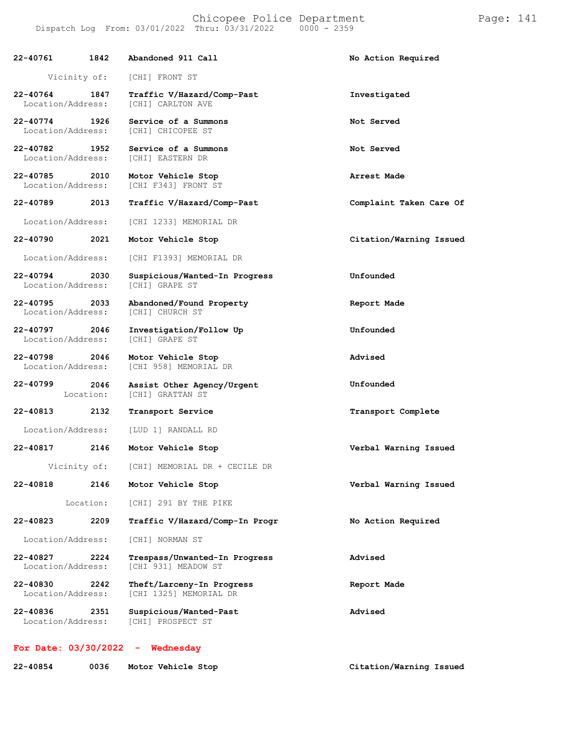**22-40761** **1842** **Abandoned 911 Call** **No Action Required**

Vicinity of: [CHI] FRONT ST

**22-40764** **1847** **Traffic V/Hazard/Comp-Past** **Investigated**
Location/Address: [CHI] CARLTON AVE

**22-40774** **1926** **Service of a Summons** **Not Served**
Location/Address: [CHI] CHICOPEE ST

**22-40782** **1952** **Service of a Summons** **Not Served**
Location/Address: [CHI] EASTERN DR

**22-40785** **2010** **Motor Vehicle Stop** **Arrest Made**
Location/Address: [CHI F343] FRONT ST

**22-40789** **2013** **Traffic V/Hazard/Comp-Past** **Complaint Taken Care Of**

Location/Address: [CHI 1233] MEMORIAL DR

**22-40790** **2021** **Motor Vehicle Stop** **Citation/Warning Issued**

Location/Address: [CHI F1393] MEMORIAL DR

**22-40794** **2030** **Suspicious/Wanted-In Progress** **Unfounded**
Location/Address: [CHI] GRAPE ST

**22-40795** **2033** **Abandoned/Found Property** **Report Made**
Location/Address: [CHI] CHURCH ST

**22-40797** **2046** **Investigation/Follow Up** **Unfounded**
Location/Address: [CHI] GRAPE ST

**22-40798** **2046** **Motor Vehicle Stop** **Advised**
Location/Address: [CHI 958] MEMORIAL DR

**22-40799** **2046** **Assist Other Agency/Urgent** **Unfounded**
Location: [CHI] GRATTAN ST

**22-40813** **2132** **Transport Service** **Transport Complete**

Location/Address: [LUD 1] RANDALL RD

**22-40817** **2146** **Motor Vehicle Stop** **Verbal Warning Issued**

Vicinity of: [CHI] MEMORIAL DR + CECILE DR

**22-40818** **2146** **Motor Vehicle Stop** **Verbal Warning Issued**

Location: [CHI] 291 BY THE PIKE

**22-40823** **2209** **Traffic V/Hazard/Comp-In Progr** **No Action Required**

Location/Address: [CHI] NORMAN ST

**22-40827** **2224** **Trespass/Unwanted-In Progress** **Advised**
Location/Address: [CHI 931] MEADOW ST

**22-40830** **2242** **Theft/Larceny-In Progress** **Report Made**
Location/Address: [CHI 1325] MEMORIAL DR

**22-40836** **2351** **Suspicious/Wanted-Past** **Advised**
Location/Address: [CHI] PROSPECT ST

## For Date: 03/30/2022 - Wednesday

**22-40854** **0036** **Motor Vehicle Stop** **Citation/Warning Issued**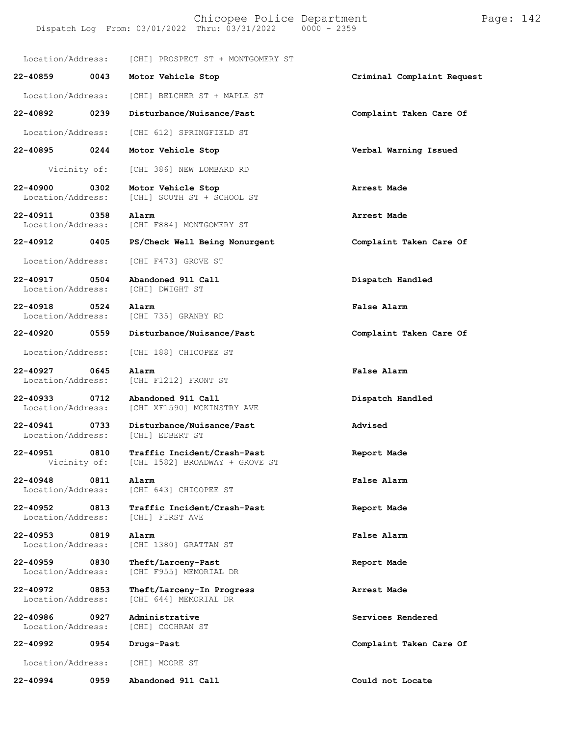Location/Address: [CHI] PROSPECT ST + MONTGOMERY ST

| | | | |
|---|---|---|---|
| **22-40859** | **0043** | **Motor Vehicle Stop** | **Criminal Complaint Request** |
| Location/Address: | | [CHI] BELCHER ST + MAPLE ST | |
| **22-40892** | **0239** | **Disturbance/Nuisance/Past** | **Complaint Taken Care Of** |
| Location/Address: | | [CHI 612] SPRINGFIELD ST | |
| **22-40895** | **0244** | **Motor Vehicle Stop** | **Verbal Warning Issued** |
| Vicinity of: | | [CHI 386] NEW LOMBARD RD | |
| **22-40900** | **0302** | **Motor Vehicle Stop** | **Arrest Made** |
| Location/Address: | | [CHI] SOUTH ST + SCHOOL ST | |
| **22-40911** | **0358** | **Alarm** | **Arrest Made** |
| Location/Address: | | [CHI F884] MONTGOMERY ST | |
| **22-40912** | **0405** | **PS/Check Well Being Nonurgent** | **Complaint Taken Care Of** |
| Location/Address: | | [CHI F473] GROVE ST | |
| **22-40917** | **0504** | **Abandoned 911 Call** | **Dispatch Handled** |
| Location/Address: | | [CHI] DWIGHT ST | |
| **22-40918** | **0524** | **Alarm** | **False Alarm** |
| Location/Address: | | [CHI 735] GRANBY RD | |
| **22-40920** | **0559** | **Disturbance/Nuisance/Past** | **Complaint Taken Care Of** |
| Location/Address: | | [CHI 188] CHICOPEE ST | |
| **22-40927** | **0645** | **Alarm** | **False Alarm** |
| Location/Address: | | [CHI F1212] FRONT ST | |
| **22-40933** | **0712** | **Abandoned 911 Call** | **Dispatch Handled** |
| Location/Address: | | [CHI XF1590] MCKINSTRY AVE | |
| **22-40941** | **0733** | **Disturbance/Nuisance/Past** | **Advised** |
| Location/Address: | | [CHI] EDBERT ST | |
| **22-40951** | **0810** | **Traffic Incident/Crash-Past** | **Report Made** |
| Vicinity of: | | [CHI 1582] BROADWAY + GROVE ST | |
| **22-40948** | **0811** | **Alarm** | **False Alarm** |
| Location/Address: | | [CHI 643] CHICOPEE ST | |
| **22-40952** | **0813** | **Traffic Incident/Crash-Past** | **Report Made** |
| Location/Address: | | [CHI] FIRST AVE | |
| **22-40953** | **0819** | **Alarm** | **False Alarm** |
| Location/Address: | | [CHI 1380] GRATTAN ST | |
| **22-40959** | **0830** | **Theft/Larceny-Past** | **Report Made** |
| Location/Address: | | [CHI F955] MEMORIAL DR | |
| **22-40972** | **0853** | **Theft/Larceny-In Progress** | **Arrest Made** |
| Location/Address: | | [CHI 644] MEMORIAL DR | |
| **22-40986** | **0927** | **Administrative** | **Services Rendered** |
| Location/Address: | | [CHI] COCHRAN ST | |
| **22-40992** | **0954** | **Drugs-Past** | **Complaint Taken Care Of** |
| Location/Address: | | [CHI] MOORE ST | |
| **22-40994** | **0959** | **Abandoned 911 Call** | **Could not Locate** |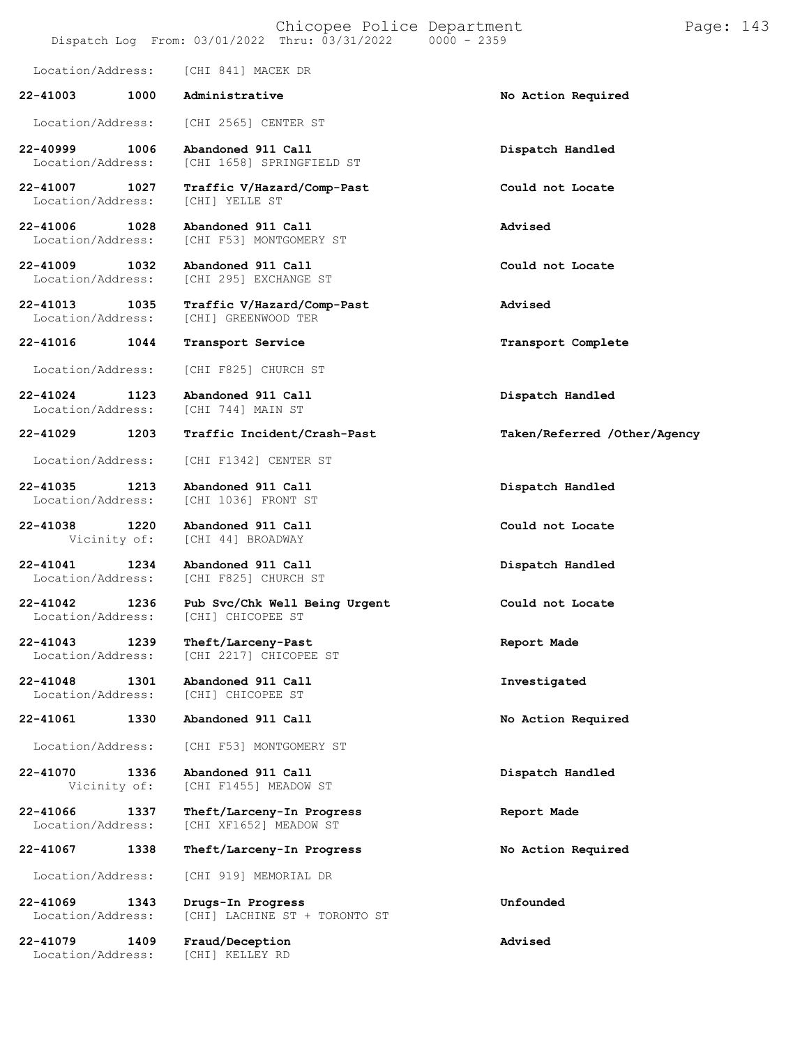Location/Address: [CHI 841] MACEK DR

| Call # | Time | Call Reason | Action |
|---|---|---|---|
| 22-41003 | 1000 | Administrative | No Action Required |
| | | Location/Address: [CHI 2565] CENTER ST | |
| 22-40999 | 1006 | Abandoned 911 Call | Dispatch Handled |
| | | Location/Address: [CHI 1658] SPRINGFIELD ST | |
| 22-41007 | 1027 | Traffic V/Hazard/Comp-Past | Could not Locate |
| | | Location/Address: [CHI] YELLE ST | |
| 22-41006 | 1028 | Abandoned 911 Call | Advised |
| | | Location/Address: [CHI F53] MONTGOMERY ST | |
| 22-41009 | 1032 | Abandoned 911 Call | Could not Locate |
| | | Location/Address: [CHI 295] EXCHANGE ST | |
| 22-41013 | 1035 | Traffic V/Hazard/Comp-Past | Advised |
| | | Location/Address: [CHI] GREENWOOD TER | |
| 22-41016 | 1044 | Transport Service | Transport Complete |
| | | Location/Address: [CHI F825] CHURCH ST | |
| 22-41024 | 1123 | Abandoned 911 Call | Dispatch Handled |
| | | Location/Address: [CHI 744] MAIN ST | |
| 22-41029 | 1203 | Traffic Incident/Crash-Past | Taken/Referred /Other/Agency |
| | | Location/Address: [CHI F1342] CENTER ST | |
| 22-41035 | 1213 | Abandoned 911 Call | Dispatch Handled |
| | | Location/Address: [CHI 1036] FRONT ST | |
| 22-41038 | 1220 | Abandoned 911 Call | Could not Locate |
| | | Vicinity of: [CHI 44] BROADWAY | |
| 22-41041 | 1234 | Abandoned 911 Call | Dispatch Handled |
| | | Location/Address: [CHI F825] CHURCH ST | |
| 22-41042 | 1236 | Pub Svc/Chk Well Being Urgent | Could not Locate |
| | | Location/Address: [CHI] CHICOPEE ST | |
| 22-41043 | 1239 | Theft/Larceny-Past | Report Made |
| | | Location/Address: [CHI 2217] CHICOPEE ST | |
| 22-41048 | 1301 | Abandoned 911 Call | Investigated |
| | | Location/Address: [CHI] CHICOPEE ST | |
| 22-41061 | 1330 | Abandoned 911 Call | No Action Required |
| | | Location/Address: [CHI F53] MONTGOMERY ST | |
| 22-41070 | 1336 | Abandoned 911 Call | Dispatch Handled |
| | | Vicinity of: [CHI F1455] MEADOW ST | |
| 22-41066 | 1337 | Theft/Larceny-In Progress | Report Made |
| | | Location/Address: [CHI XF1652] MEADOW ST | |
| 22-41067 | 1338 | Theft/Larceny-In Progress | No Action Required |
| | | Location/Address: [CHI 919] MEMORIAL DR | |
| 22-41069 | 1343 | Drugs-In Progress | Unfounded |
| | | Location/Address: [CHI] LACHINE ST + TORONTO ST | |
| 22-41079 | 1409 | Fraud/Deception | Advised |
| | | Location/Address: [CHI] KELLEY RD | |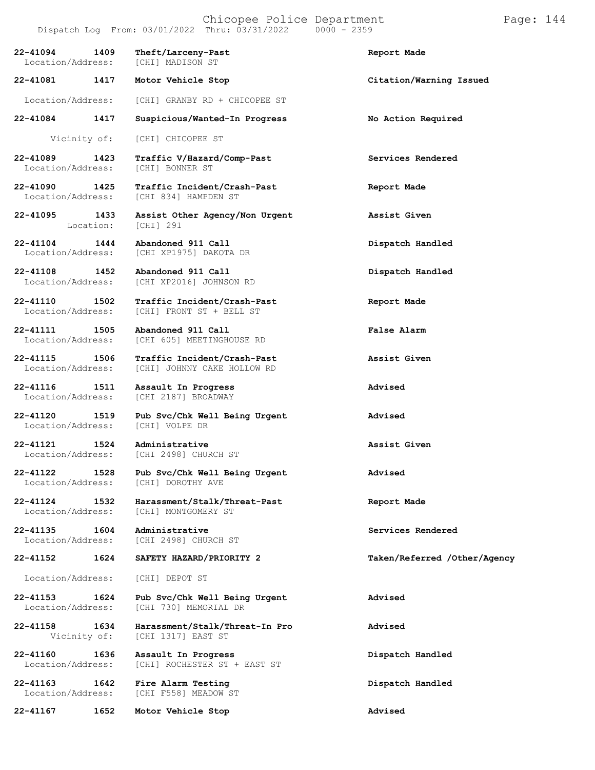**22-41094 1409 Theft/Larceny-Past** — **Report Made**
Location/Address: [CHI] MADISON ST

**22-41081 1417 Motor Vehicle Stop** — **Citation/Warning Issued**
Location/Address: [CHI] GRANBY RD + CHICOPEE ST

**22-41084 1417 Suspicious/Wanted-In Progress** — **No Action Required**
Vicinity of: [CHI] CHICOPEE ST

**22-41089 1423 Traffic V/Hazard/Comp-Past** — **Services Rendered**
Location/Address: [CHI] BONNER ST

**22-41090 1425 Traffic Incident/Crash-Past** — **Report Made**
Location/Address: [CHI 834] HAMPDEN ST

**22-41095 1433 Assist Other Agency/Non Urgent** — **Assist Given**
Location: [CHI] 291

**22-41104 1444 Abandoned 911 Call** — **Dispatch Handled**
Location/Address: [CHI XP1975] DAKOTA DR

**22-41108 1452 Abandoned 911 Call** — **Dispatch Handled**
Location/Address: [CHI XP2016] JOHNSON RD

**22-41110 1502 Traffic Incident/Crash-Past** — **Report Made**
Location/Address: [CHI] FRONT ST + BELL ST

**22-41111 1505 Abandoned 911 Call** — **False Alarm**
Location/Address: [CHI 605] MEETINGHOUSE RD

**22-41115 1506 Traffic Incident/Crash-Past** — **Assist Given**
Location/Address: [CHI] JOHNNY CAKE HOLLOW RD

**22-41116 1511 Assault In Progress** — **Advised**
Location/Address: [CHI 2187] BROADWAY

**22-41120 1519 Pub Svc/Chk Well Being Urgent** — **Advised**
Location/Address: [CHI] VOLPE DR

**22-41121 1524 Administrative** — **Assist Given**
Location/Address: [CHI 2498] CHURCH ST

**22-41122 1528 Pub Svc/Chk Well Being Urgent** — **Advised**
Location/Address: [CHI] DOROTHY AVE

**22-41124 1532 Harassment/Stalk/Threat-Past** — **Report Made**
Location/Address: [CHI] MONTGOMERY ST

**22-41135 1604 Administrative** — **Services Rendered**
Location/Address: [CHI 2498] CHURCH ST

**22-41152 1624 SAFETY HAZARD/PRIORITY 2** — **Taken/Referred /Other/Agency**
Location/Address: [CHI] DEPOT ST

**22-41153 1624 Pub Svc/Chk Well Being Urgent** — **Advised**
Location/Address: [CHI 730] MEMORIAL DR

**22-41158 1634 Harassment/Stalk/Threat-In Pro** — **Advised**
Vicinity of: [CHI 1317] EAST ST

**22-41160 1636 Assault In Progress** — **Dispatch Handled**
Location/Address: [CHI] ROCHESTER ST + EAST ST

**22-41163 1642 Fire Alarm Testing** — **Dispatch Handled**
Location/Address: [CHI F558] MEADOW ST

**22-41167 1652 Motor Vehicle Stop** — **Advised**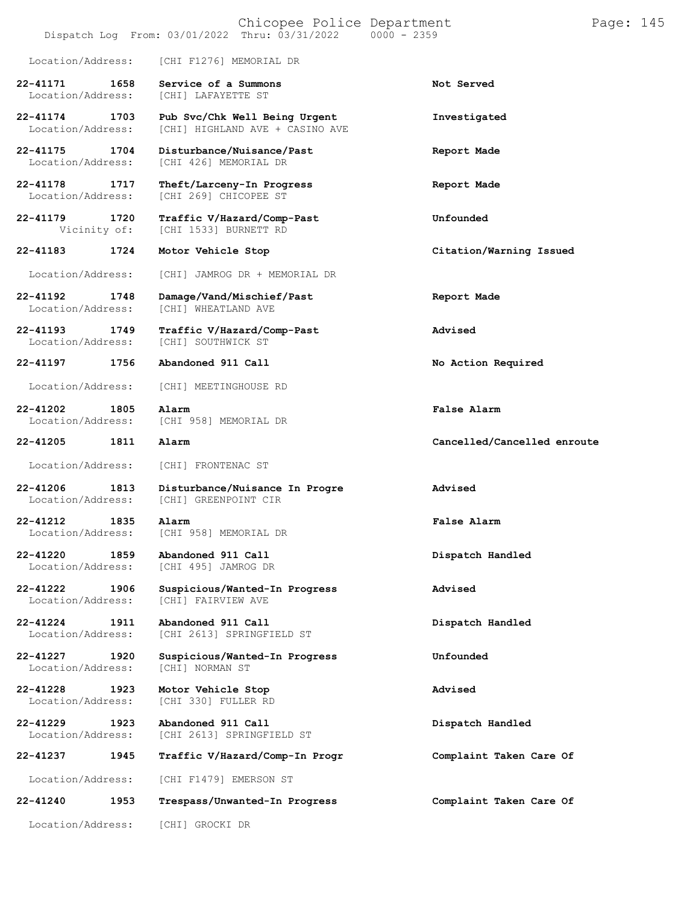Location/Address: [CHI F1276] MEMORIAL DR

| Call # | Time | Call Reason | Action |
|---|---|---|---|
| 22-41171 | 1658 | Service of a Summons | Not Served |
| Location/Address: | | [CHI] LAFAYETTE ST | |
| 22-41174 | 1703 | Pub Svc/Chk Well Being Urgent | Investigated |
| Location/Address: | | [CHI] HIGHLAND AVE + CASINO AVE | |
| 22-41175 | 1704 | Disturbance/Nuisance/Past | Report Made |
| Location/Address: | | [CHI 426] MEMORIAL DR | |
| 22-41178 | 1717 | Theft/Larceny-In Progress | Report Made |
| Location/Address: | | [CHI 269] CHICOPEE ST | |
| 22-41179 | 1720 | Traffic V/Hazard/Comp-Past | Unfounded |
| Vicinity of: | | [CHI 1533] BURNETT RD | |
| 22-41183 | 1724 | Motor Vehicle Stop | Citation/Warning Issued |
| Location/Address: | | [CHI] JAMROG DR + MEMORIAL DR | |
| 22-41192 | 1748 | Damage/Vand/Mischief/Past | Report Made |
| Location/Address: | | [CHI] WHEATLAND AVE | |
| 22-41193 | 1749 | Traffic V/Hazard/Comp-Past | Advised |
| Location/Address: | | [CHI] SOUTHWICK ST | |
| 22-41197 | 1756 | Abandoned 911 Call | No Action Required |
| Location/Address: | | [CHI] MEETINGHOUSE RD | |
| 22-41202 | 1805 | Alarm | False Alarm |
| Location/Address: | | [CHI 958] MEMORIAL DR | |
| 22-41205 | 1811 | Alarm | Cancelled/Cancelled enroute |
| Location/Address: | | [CHI] FRONTENAC ST | |
| 22-41206 | 1813 | Disturbance/Nuisance In Progre | Advised |
| Location/Address: | | [CHI] GREENPOINT CIR | |
| 22-41212 | 1835 | Alarm | False Alarm |
| Location/Address: | | [CHI 958] MEMORIAL DR | |
| 22-41220 | 1859 | Abandoned 911 Call | Dispatch Handled |
| Location/Address: | | [CHI 495] JAMROG DR | |
| 22-41222 | 1906 | Suspicious/Wanted-In Progress | Advised |
| Location/Address: | | [CHI] FAIRVIEW AVE | |
| 22-41224 | 1911 | Abandoned 911 Call | Dispatch Handled |
| Location/Address: | | [CHI 2613] SPRINGFIELD ST | |
| 22-41227 | 1920 | Suspicious/Wanted-In Progress | Unfounded |
| Location/Address: | | [CHI] NORMAN ST | |
| 22-41228 | 1923 | Motor Vehicle Stop | Advised |
| Location/Address: | | [CHI 330] FULLER RD | |
| 22-41229 | 1923 | Abandoned 911 Call | Dispatch Handled |
| Location/Address: | | [CHI 2613] SPRINGFIELD ST | |
| 22-41237 | 1945 | Traffic V/Hazard/Comp-In Progr | Complaint Taken Care Of |
| Location/Address: | | [CHI F1479] EMERSON ST | |
| 22-41240 | 1953 | Trespass/Unwanted-In Progress | Complaint Taken Care Of |
| Location/Address: | | [CHI] GROCKI DR | |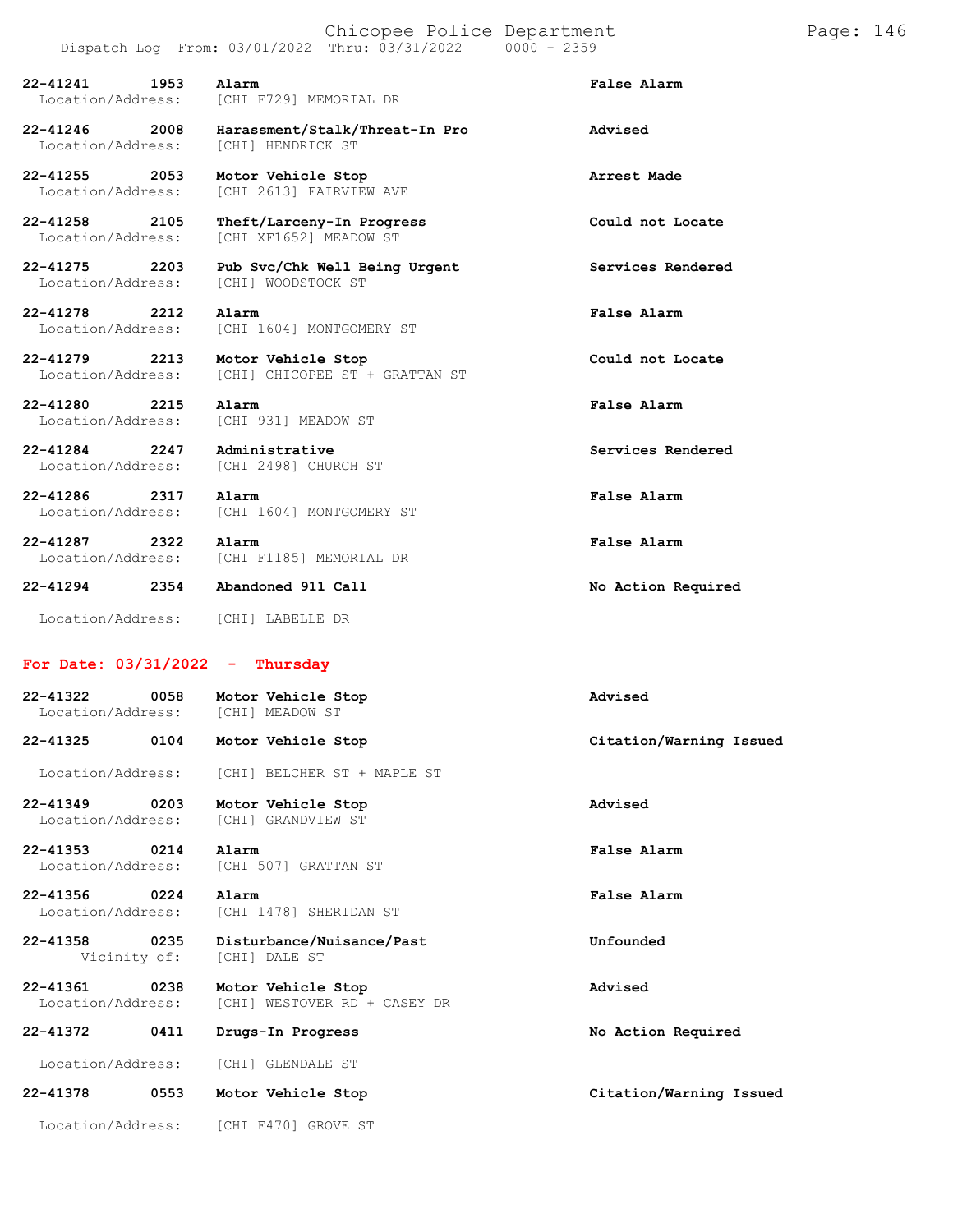| Call # | Time | Call Type | Disposition |
|---|---|---|---|
| 22-41241 | 1953 | Alarm | False Alarm |
| Location/Address: | | [CHI F729] MEMORIAL DR | |
| 22-41246 | 2008 | Harassment/Stalk/Threat-In Pro | Advised |
| Location/Address: | | [CHI] HENDRICK ST | |
| 22-41255 | 2053 | Motor Vehicle Stop | Arrest Made |
| Location/Address: | | [CHI 2613] FAIRVIEW AVE | |
| 22-41258 | 2105 | Theft/Larceny-In Progress | Could not Locate |
| Location/Address: | | [CHI XF1652] MEADOW ST | |
| 22-41275 | 2203 | Pub Svc/Chk Well Being Urgent | Services Rendered |
| Location/Address: | | [CHI] WOODSTOCK ST | |
| 22-41278 | 2212 | Alarm | False Alarm |
| Location/Address: | | [CHI 1604] MONTGOMERY ST | |
| 22-41279 | 2213 | Motor Vehicle Stop | Could not Locate |
| Location/Address: | | [CHI] CHICOPEE ST + GRATTAN ST | |
| 22-41280 | 2215 | Alarm | False Alarm |
| Location/Address: | | [CHI 931] MEADOW ST | |
| 22-41284 | 2247 | Administrative | Services Rendered |
| Location/Address: | | [CHI 2498] CHURCH ST | |
| 22-41286 | 2317 | Alarm | False Alarm |
| Location/Address: | | [CHI 1604] MONTGOMERY ST | |
| 22-41287 | 2322 | Alarm | False Alarm |
| Location/Address: | | [CHI F1185] MEMORIAL DR | |
| 22-41294 | 2354 | Abandoned 911 Call | No Action Required |
| Location/Address: | | [CHI] LABELLE DR | |

## For Date: 03/31/2022 - Thursday

| Call # | Time | Call Type | Disposition |
|---|---|---|---|
| 22-41322 | 0058 | Motor Vehicle Stop | Advised |
| Location/Address: | | [CHI] MEADOW ST | |
| 22-41325 | 0104 | Motor Vehicle Stop | Citation/Warning Issued |
| Location/Address: | | [CHI] BELCHER ST + MAPLE ST | |
| 22-41349 | 0203 | Motor Vehicle Stop | Advised |
| Location/Address: | | [CHI] GRANDVIEW ST | |
| 22-41353 | 0214 | Alarm | False Alarm |
| Location/Address: | | [CHI 507] GRATTAN ST | |
| 22-41356 | 0224 | Alarm | False Alarm |
| Location/Address: | | [CHI 1478] SHERIDAN ST | |
| 22-41358 | 0235 | Disturbance/Nuisance/Past | Unfounded |
| Vicinity of: | | [CHI] DALE ST | |
| 22-41361 | 0238 | Motor Vehicle Stop | Advised |
| Location/Address: | | [CHI] WESTOVER RD + CASEY DR | |
| 22-41372 | 0411 | Drugs-In Progress | No Action Required |
| Location/Address: | | [CHI] GLENDALE ST | |
| 22-41378 | 0553 | Motor Vehicle Stop | Citation/Warning Issued |
| Location/Address: | | [CHI F470] GROVE ST | |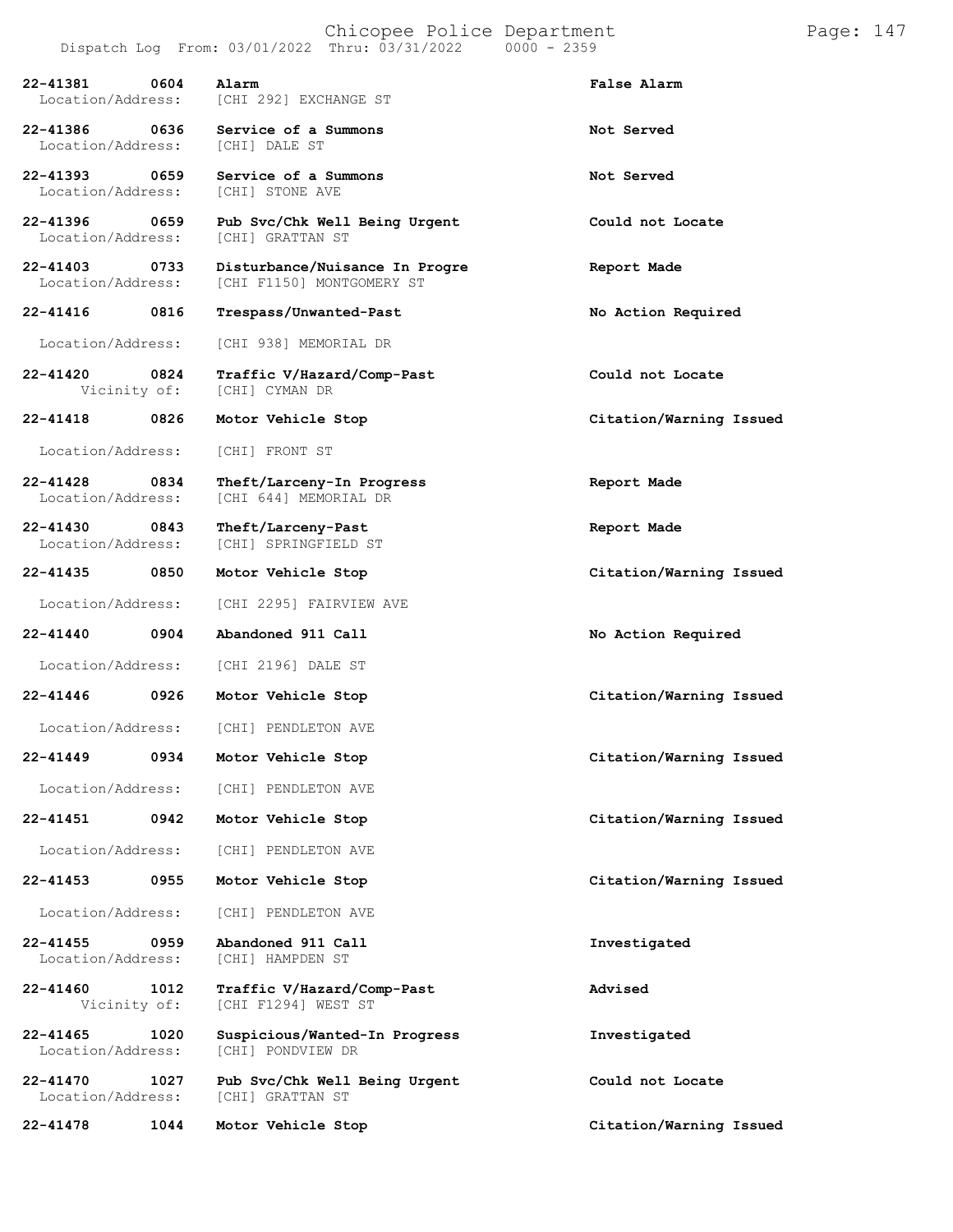Dispatch Log From: 03/01/2022 Thru: 03/31/2022 0000 - 2359

**22-41381 0604 Alarm** — **False Alarm**
Location/Address: [CHI 292] EXCHANGE ST

**22-41386 0636 Service of a Summons** — **Not Served**
Location/Address: [CHI] DALE ST

**22-41393 0659 Service of a Summons** — **Not Served**
Location/Address: [CHI] STONE AVE

**22-41396 0659 Pub Svc/Chk Well Being Urgent** — **Could not Locate**
Location/Address: [CHI] GRATTAN ST

**22-41403 0733 Disturbance/Nuisance In Progre** — **Report Made**
Location/Address: [CHI F1150] MONTGOMERY ST

**22-41416 0816 Trespass/Unwanted-Past** — **No Action Required**
Location/Address: [CHI 938] MEMORIAL DR

**22-41420 0824 Traffic V/Hazard/Comp-Past** — **Could not Locate**
Vicinity of: [CHI] CYMAN DR

**22-41418 0826 Motor Vehicle Stop** — **Citation/Warning Issued**
Location/Address: [CHI] FRONT ST

**22-41428 0834 Theft/Larceny-In Progress** — **Report Made**
Location/Address: [CHI 644] MEMORIAL DR

**22-41430 0843 Theft/Larceny-Past** — **Report Made**
Location/Address: [CHI] SPRINGFIELD ST

**22-41435 0850 Motor Vehicle Stop** — **Citation/Warning Issued**
Location/Address: [CHI 2295] FAIRVIEW AVE

**22-41440 0904 Abandoned 911 Call** — **No Action Required**
Location/Address: [CHI 2196] DALE ST

**22-41446 0926 Motor Vehicle Stop** — **Citation/Warning Issued**
Location/Address: [CHI] PENDLETON AVE

**22-41449 0934 Motor Vehicle Stop** — **Citation/Warning Issued**
Location/Address: [CHI] PENDLETON AVE

**22-41451 0942 Motor Vehicle Stop** — **Citation/Warning Issued**
Location/Address: [CHI] PENDLETON AVE

**22-41453 0955 Motor Vehicle Stop** — **Citation/Warning Issued**
Location/Address: [CHI] PENDLETON AVE

**22-41455 0959 Abandoned 911 Call** — **Investigated**
Location/Address: [CHI] HAMPDEN ST

**22-41460 1012 Traffic V/Hazard/Comp-Past** — **Advised**
Vicinity of: [CHI F1294] WEST ST

**22-41465 1020 Suspicious/Wanted-In Progress** — **Investigated**
Location/Address: [CHI] PONDVIEW DR

**22-41470 1027 Pub Svc/Chk Well Being Urgent** — **Could not Locate**
Location/Address: [CHI] GRATTAN ST

**22-41478 1044 Motor Vehicle Stop** — **Citation/Warning Issued**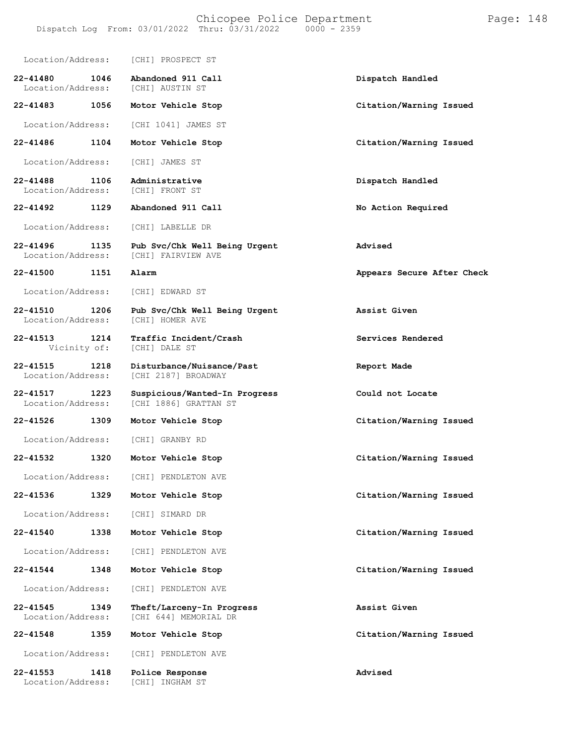Location/Address: [CHI] PROSPECT ST

| Call # | Time | Call Reason | Action |
|---|---|---|---|
| 22-41480 | 1046 | Abandoned 911 Call | Dispatch Handled |
| | | Location/Address: [CHI] AUSTIN ST | |
| 22-41483 | 1056 | Motor Vehicle Stop | Citation/Warning Issued |
| | | Location/Address: [CHI 1041] JAMES ST | |
| 22-41486 | 1104 | Motor Vehicle Stop | Citation/Warning Issued |
| | | Location/Address: [CHI] JAMES ST | |
| 22-41488 | 1106 | Administrative | Dispatch Handled |
| | | Location/Address: [CHI] FRONT ST | |
| 22-41492 | 1129 | Abandoned 911 Call | No Action Required |
| | | Location/Address: [CHI] LABELLE DR | |
| 22-41496 | 1135 | Pub Svc/Chk Well Being Urgent | Advised |
| | | Location/Address: [CHI] FAIRVIEW AVE | |
| 22-41500 | 1151 | Alarm | Appears Secure After Check |
| | | Location/Address: [CHI] EDWARD ST | |
| 22-41510 | 1206 | Pub Svc/Chk Well Being Urgent | Assist Given |
| | | Location/Address: [CHI] HOMER AVE | |
| 22-41513 | 1214 | Traffic Incident/Crash | Services Rendered |
| | | Vicinity of: [CHI] DALE ST | |
| 22-41515 | 1218 | Disturbance/Nuisance/Past | Report Made |
| | | Location/Address: [CHI 2187] BROADWAY | |
| 22-41517 | 1223 | Suspicious/Wanted-In Progress | Could not Locate |
| | | Location/Address: [CHI 1886] GRATTAN ST | |
| 22-41526 | 1309 | Motor Vehicle Stop | Citation/Warning Issued |
| | | Location/Address: [CHI] GRANBY RD | |
| 22-41532 | 1320 | Motor Vehicle Stop | Citation/Warning Issued |
| | | Location/Address: [CHI] PENDLETON AVE | |
| 22-41536 | 1329 | Motor Vehicle Stop | Citation/Warning Issued |
| | | Location/Address: [CHI] SIMARD DR | |
| 22-41540 | 1338 | Motor Vehicle Stop | Citation/Warning Issued |
| | | Location/Address: [CHI] PENDLETON AVE | |
| 22-41544 | 1348 | Motor Vehicle Stop | Citation/Warning Issued |
| | | Location/Address: [CHI] PENDLETON AVE | |
| 22-41545 | 1349 | Theft/Larceny-In Progress | Assist Given |
| | | Location/Address: [CHI 644] MEMORIAL DR | |
| 22-41548 | 1359 | Motor Vehicle Stop | Citation/Warning Issued |
| | | Location/Address: [CHI] PENDLETON AVE | |
| 22-41553 | 1418 | Police Response | Advised |
| | | Location/Address: [CHI] INGHAM ST | |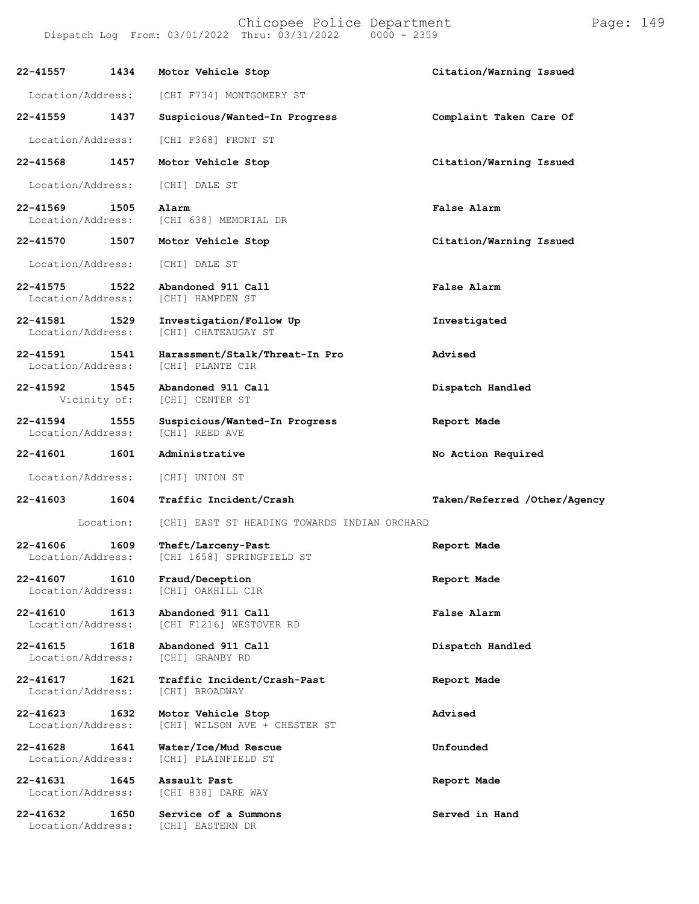| Call Number | Time | Call Type | Disposition |
|---|---|---|---|
| 22-41557 | 1434 | Motor Vehicle Stop | Citation/Warning Issued |
| Location/Address: | | [CHI F734] MONTGOMERY ST | |
| 22-41559 | 1437 | Suspicious/Wanted-In Progress | Complaint Taken Care Of |
| Location/Address: | | [CHI F368] FRONT ST | |
| 22-41568 | 1457 | Motor Vehicle Stop | Citation/Warning Issued |
| Location/Address: | | [CHI] DALE ST | |
| 22-41569 | 1505 | Alarm | False Alarm |
| Location/Address: | | [CHI 638] MEMORIAL DR | |
| 22-41570 | 1507 | Motor Vehicle Stop | Citation/Warning Issued |
| Location/Address: | | [CHI] DALE ST | |
| 22-41575 | 1522 | Abandoned 911 Call | False Alarm |
| Location/Address: | | [CHI] HAMPDEN ST | |
| 22-41581 | 1529 | Investigation/Follow Up | Investigated |
| Location/Address: | | [CHI] CHATEAUGAY ST | |
| 22-41591 | 1541 | Harassment/Stalk/Threat-In Pro | Advised |
| Location/Address: | | [CHI] PLANTE CIR | |
| 22-41592 | 1545 | Abandoned 911 Call | Dispatch Handled |
| Vicinity of: | | [CHI] CENTER ST | |
| 22-41594 | 1555 | Suspicious/Wanted-In Progress | Report Made |
| Location/Address: | | [CHI] REED AVE | |
| 22-41601 | 1601 | Administrative | No Action Required |
| Location/Address: | | [CHI] UNION ST | |
| 22-41603 | 1604 | Traffic Incident/Crash | Taken/Referred /Other/Agency |
| Location: | | [CHI] EAST ST HEADING TOWARDS INDIAN ORCHARD | |
| 22-41606 | 1609 | Theft/Larceny-Past | Report Made |
| Location/Address: | | [CHI 1658] SPRINGFIELD ST | |
| 22-41607 | 1610 | Fraud/Deception | Report Made |
| Location/Address: | | [CHI] OAKHILL CIR | |
| 22-41610 | 1613 | Abandoned 911 Call | False Alarm |
| Location/Address: | | [CHI F1216] WESTOVER RD | |
| 22-41615 | 1618 | Abandoned 911 Call | Dispatch Handled |
| Location/Address: | | [CHI] GRANBY RD | |
| 22-41617 | 1621 | Traffic Incident/Crash-Past | Report Made |
| Location/Address: | | [CHI] BROADWAY | |
| 22-41623 | 1632 | Motor Vehicle Stop | Advised |
| Location/Address: | | [CHI] WILSON AVE + CHESTER ST | |
| 22-41628 | 1641 | Water/Ice/Mud Rescue | Unfounded |
| Location/Address: | | [CHI] PLAINFIELD ST | |
| 22-41631 | 1645 | Assault Past | Report Made |
| Location/Address: | | [CHI 838] DARE WAY | |
| 22-41632 | 1650 | Service of a Summons | Served in Hand |
| Location/Address: | | [CHI] EASTERN DR | |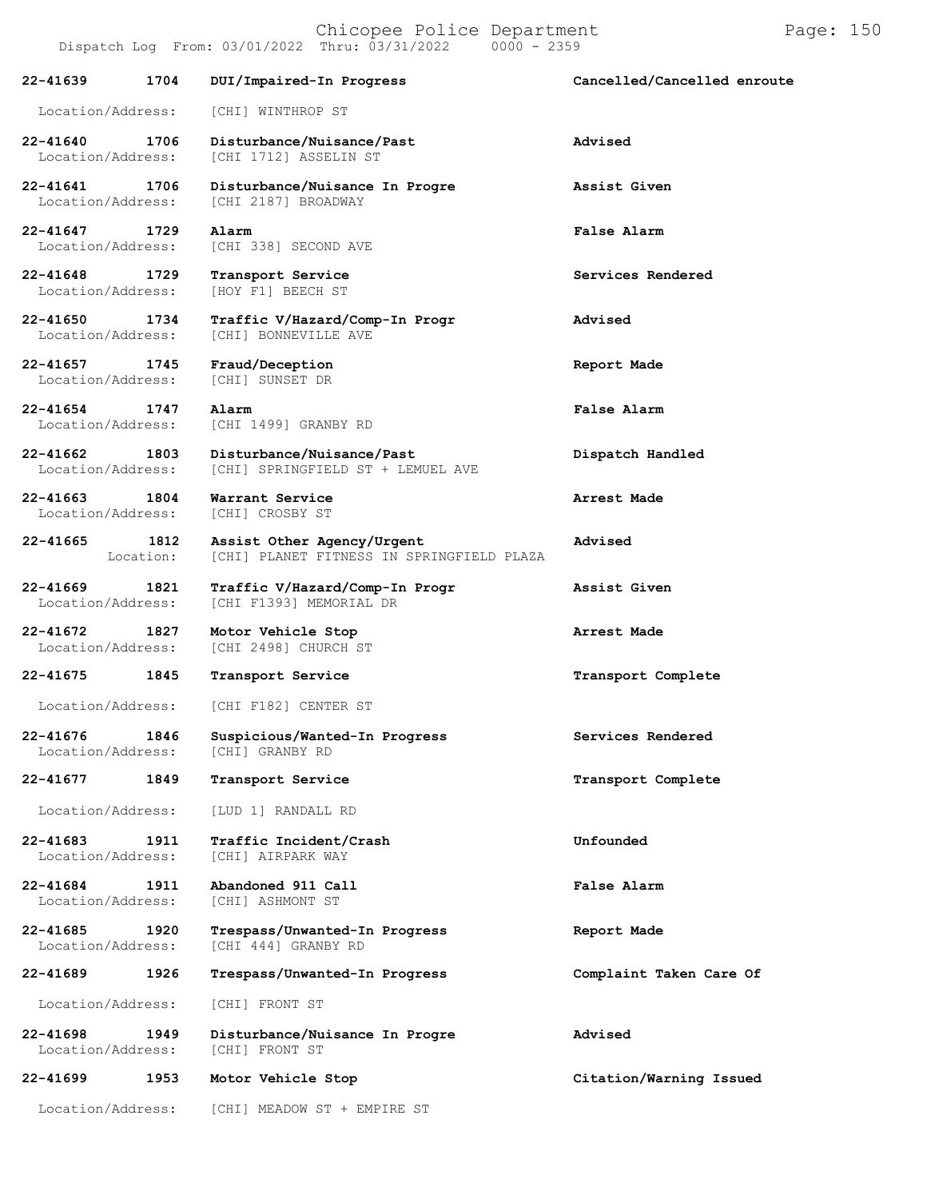| Call # | Time | Call Type | Disposition |
|---|---|---|---|
| 22-41639 | 1704 | DUI/Impaired-In Progress | Cancelled/Cancelled enroute |
| Location/Address: | | [CHI] WINTHROP ST | |
| 22-41640 | 1706 | Disturbance/Nuisance/Past | Advised |
| Location/Address: | | [CHI 1712] ASSELIN ST | |
| 22-41641 | 1706 | Disturbance/Nuisance In Progre | Assist Given |
| Location/Address: | | [CHI 2187] BROADWAY | |
| 22-41647 | 1729 | Alarm | False Alarm |
| Location/Address: | | [CHI 338] SECOND AVE | |
| 22-41648 | 1729 | Transport Service | Services Rendered |
| Location/Address: | | [HOY F1] BEECH ST | |
| 22-41650 | 1734 | Traffic V/Hazard/Comp-In Progr | Advised |
| Location/Address: | | [CHI] BONNEVILLE AVE | |
| 22-41657 | 1745 | Fraud/Deception | Report Made |
| Location/Address: | | [CHI] SUNSET DR | |
| 22-41654 | 1747 | Alarm | False Alarm |
| Location/Address: | | [CHI 1499] GRANBY RD | |
| 22-41662 | 1803 | Disturbance/Nuisance/Past | Dispatch Handled |
| Location/Address: | | [CHI] SPRINGFIELD ST + LEMUEL AVE | |
| 22-41663 | 1804 | Warrant Service | Arrest Made |
| Location/Address: | | [CHI] CROSBY ST | |
| 22-41665 | 1812 | Assist Other Agency/Urgent | Advised |
| Location: | | [CHI] PLANET FITNESS IN SPRINGFIELD PLAZA | |
| 22-41669 | 1821 | Traffic V/Hazard/Comp-In Progr | Assist Given |
| Location/Address: | | [CHI F1393] MEMORIAL DR | |
| 22-41672 | 1827 | Motor Vehicle Stop | Arrest Made |
| Location/Address: | | [CHI 2498] CHURCH ST | |
| 22-41675 | 1845 | Transport Service | Transport Complete |
| Location/Address: | | [CHI F182] CENTER ST | |
| 22-41676 | 1846 | Suspicious/Wanted-In Progress | Services Rendered |
| Location/Address: | | [CHI] GRANBY RD | |
| 22-41677 | 1849 | Transport Service | Transport Complete |
| Location/Address: | | [LUD 1] RANDALL RD | |
| 22-41683 | 1911 | Traffic Incident/Crash | Unfounded |
| Location/Address: | | [CHI] AIRPARK WAY | |
| 22-41684 | 1911 | Abandoned 911 Call | False Alarm |
| Location/Address: | | [CHI] ASHMONT ST | |
| 22-41685 | 1920 | Trespass/Unwanted-In Progress | Report Made |
| Location/Address: | | [CHI 444] GRANBY RD | |
| 22-41689 | 1926 | Trespass/Unwanted-In Progress | Complaint Taken Care Of |
| Location/Address: | | [CHI] FRONT ST | |
| 22-41698 | 1949 | Disturbance/Nuisance In Progre | Advised |
| Location/Address: | | [CHI] FRONT ST | |
| 22-41699 | 1953 | Motor Vehicle Stop | Citation/Warning Issued |
| Location/Address: | | [CHI] MEADOW ST + EMPIRE ST | |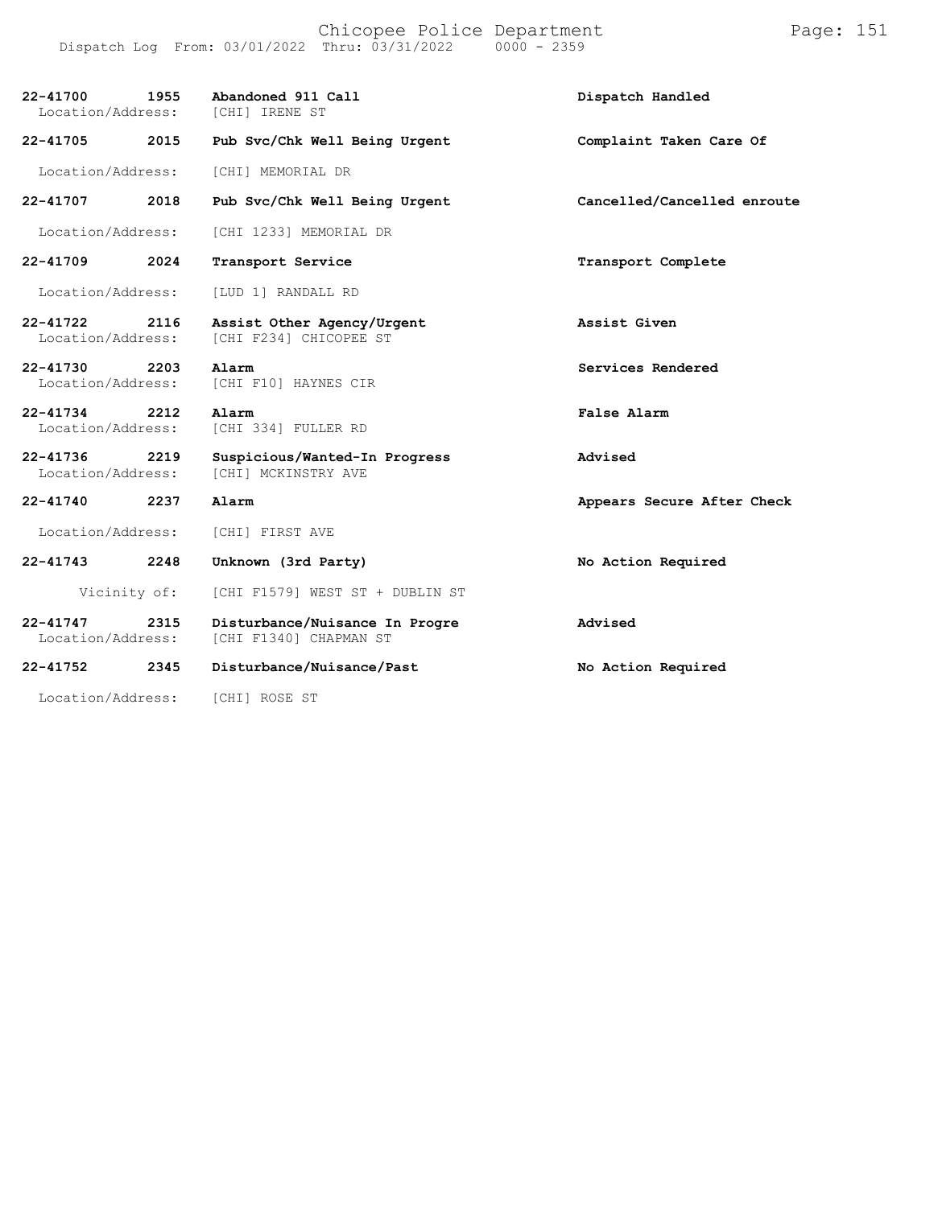| | | | |
|---|---|---|---|
| **22-41700** | **1955** | **Abandoned 911 Call** | **Dispatch Handled** |
| Location/Address: | | [CHI] IRENE ST | |
| **22-41705** | **2015** | **Pub Svc/Chk Well Being Urgent** | **Complaint Taken Care Of** |
| Location/Address: | | [CHI] MEMORIAL DR | |
| **22-41707** | **2018** | **Pub Svc/Chk Well Being Urgent** | **Cancelled/Cancelled enroute** |
| Location/Address: | | [CHI 1233] MEMORIAL DR | |
| **22-41709** | **2024** | **Transport Service** | **Transport Complete** |
| Location/Address: | | [LUD 1] RANDALL RD | |
| **22-41722** | **2116** | **Assist Other Agency/Urgent** | **Assist Given** |
| Location/Address: | | [CHI F234] CHICOPEE ST | |
| **22-41730** | **2203** | **Alarm** | **Services Rendered** |
| Location/Address: | | [CHI F10] HAYNES CIR | |
| **22-41734** | **2212** | **Alarm** | **False Alarm** |
| Location/Address: | | [CHI 334] FULLER RD | |
| **22-41736** | **2219** | **Suspicious/Wanted-In Progress** | **Advised** |
| Location/Address: | | [CHI] MCKINSTRY AVE | |
| **22-41740** | **2237** | **Alarm** | **Appears Secure After Check** |
| Location/Address: | | [CHI] FIRST AVE | |
| **22-41743** | **2248** | **Unknown (3rd Party)** | **No Action Required** |
| Vicinity of: | | [CHI F1579] WEST ST + DUBLIN ST | |
| **22-41747** | **2315** | **Disturbance/Nuisance In Progre** | **Advised** |
| Location/Address: | | [CHI F1340] CHAPMAN ST | |
| **22-41752** | **2345** | **Disturbance/Nuisance/Past** | **No Action Required** |
| Location/Address: | | [CHI] ROSE ST | |